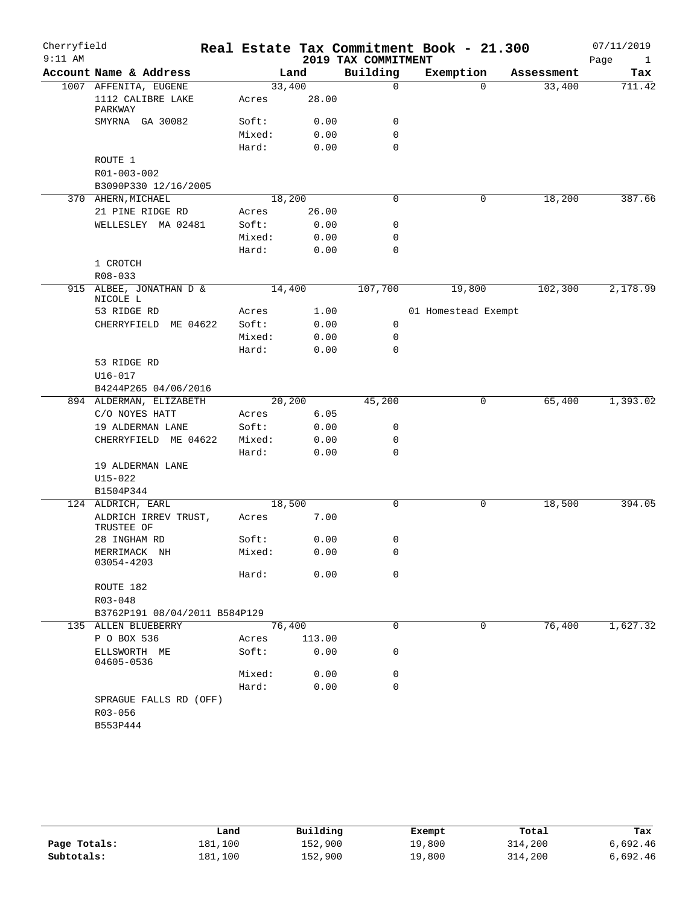Cherryfield 9:11 AM

# Real Estate Tax Commitment Book - 21.300

## 2019 TAX COMMITMENT

07/11/2019

| Account Name & Address | Land | | Building | Exemption | Assessment | Tax |
|---|---|---|---|---|---|---|
| 1007 AFFENITA, EUGENE | 33,400 | | 0 | 0 | 33,400 | 711.42 |
| 1112 CALIBRE LAKE PARKWAY | Acres | 28.00 | | | | |
| SMYRNA GA 30082 | Soft: | 0.00 | 0 | | | |
| | Mixed: | 0.00 | 0 | | | |
| | Hard: | 0.00 | 0 | | | |
| ROUTE 1 | | | | | | |
| R01-003-002 | | | | | | |
| B3090P330 12/16/2005 | | | | | | |
| 370 AHERN, MICHAEL | 18,200 | | 0 | 0 | 18,200 | 387.66 |
| 21 PINE RIDGE RD | Acres | 26.00 | | | | |
| WELLESLEY MA 02481 | Soft: | 0.00 | 0 | | | |
| | Mixed: | 0.00 | 0 | | | |
| | Hard: | 0.00 | 0 | | | |
| 1 CROTCH | | | | | | |
| R08-033 | | | | | | |
| 915 ALBEE, JONATHAN D & NICOLE L | 14,400 | | 107,700 | 19,800 | 102,300 | 2,178.99 |
| 53 RIDGE RD | Acres | 1.00 | | 01 Homestead Exempt | | |
| CHERRYFIELD ME 04622 | Soft: | 0.00 | 0 | | | |
| | Mixed: | 0.00 | 0 | | | |
| | Hard: | 0.00 | 0 | | | |
| 53 RIDGE RD | | | | | | |
| U16-017 | | | | | | |
| B4244P265 04/06/2016 | | | | | | |
| 894 ALDERMAN, ELIZABETH | 20,200 | | 45,200 | 0 | 65,400 | 1,393.02 |
| C/O NOYES HATT | Acres | 6.05 | | | | |
| 19 ALDERMAN LANE | Soft: | 0.00 | 0 | | | |
| CHERRYFIELD ME 04622 | Mixed: | 0.00 | 0 | | | |
| | Hard: | 0.00 | 0 | | | |
| 19 ALDERMAN LANE | | | | | | |
| U15-022 | | | | | | |
| B1504P344 | | | | | | |
| 124 ALDRICH, EARL | 18,500 | | 0 | 0 | 18,500 | 394.05 |
| ALDRICH IRREV TRUST, TRUSTEE OF | Acres | 7.00 | | | | |
| 28 INGHAM RD | Soft: | 0.00 | 0 | | | |
| MERRIMACK NH 03054-4203 | Mixed: | 0.00 | 0 | | | |
| | Hard: | 0.00 | 0 | | | |
| ROUTE 182 | | | | | | |
| R03-048 | | | | | | |
| B3762P191 08/04/2011 B584P129 | | | | | | |
| 135 ALLEN BLUEBERRY | 76,400 | | 0 | 0 | 76,400 | 1,627.32 |
| P O BOX 536 | Acres | 113.00 | | | | |
| ELLSWORTH ME 04605-0536 | Soft: | 0.00 | 0 | | | |
| | Mixed: | 0.00 | 0 | | | |
| | Hard: | 0.00 | 0 | | | |
| SPRAGUE FALLS RD (OFF) | | | | | | |
| R03-056 | | | | | | |
| B553P444 | | | | | | |

| | Land | Building | Exempt | Total | Tax |
|---|---|---|---|---|---|
| **Page Totals:** | 181,100 | 152,900 | 19,800 | 314,200 | 6,692.46 |
| **Subtotals:** | 181,100 | 152,900 | 19,800 | 314,200 | 6,692.46 |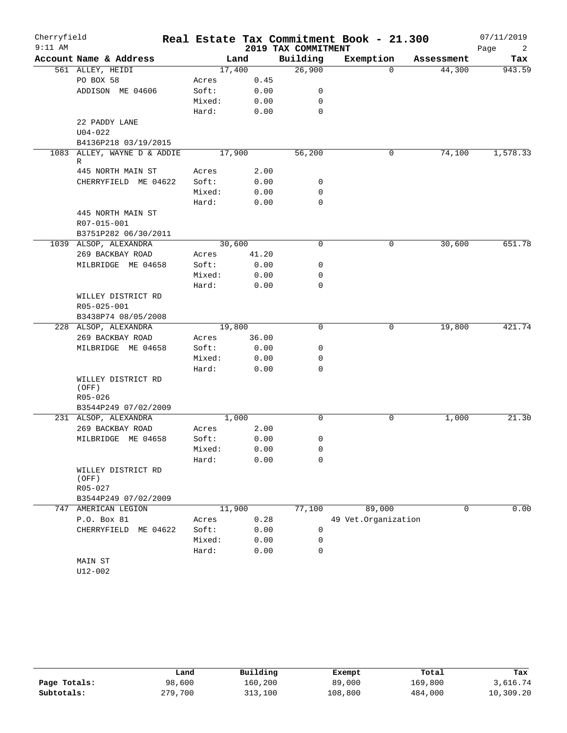# Cherryfield — Real Estate Tax Commitment Book - 21.300

2019 TAX COMMITMENT

9:11 AM — 07/11/2019

| Account Name & Address | | Land | Building | Exemption | Assessment | Tax |
|---|---|---|---|---|---|---|
| 561 ALLEY, HEIDI | | 17,400 | 26,900 | 0 | 44,300 | 943.59 |
| PO BOX 58 | Acres | 0.45 | | | | |
| ADDISON ME 04606 | Soft: | 0.00 | 0 | | | |
| | Mixed: | 0.00 | 0 | | | |
| | Hard: | 0.00 | 0 | | | |
| 22 PADDY LANE | | | | | | |
| U04-022 | | | | | | |
| B4136P218 03/19/2015 | | | | | | |
| 1083 ALLEY, WAYNE D & ADDIE R | | 17,900 | 56,200 | 0 | 74,100 | 1,578.33 |
| 445 NORTH MAIN ST | Acres | 2.00 | | | | |
| CHERRYFIELD ME 04622 | Soft: | 0.00 | 0 | | | |
| | Mixed: | 0.00 | 0 | | | |
| | Hard: | 0.00 | 0 | | | |
| 445 NORTH MAIN ST | | | | | | |
| R07-015-001 | | | | | | |
| B3751P282 06/30/2011 | | | | | | |
| 1039 ALSOP, ALEXANDRA | | 30,600 | 0 | 0 | 30,600 | 651.78 |
| 269 BACKBAY ROAD | Acres | 41.20 | | | | |
| MILBRIDGE ME 04658 | Soft: | 0.00 | 0 | | | |
| | Mixed: | 0.00 | 0 | | | |
| | Hard: | 0.00 | 0 | | | |
| WILLEY DISTRICT RD | | | | | | |
| R05-025-001 | | | | | | |
| B3438P74 08/05/2008 | | | | | | |
| 228 ALSOP, ALEXANDRA | | 19,800 | 0 | 0 | 19,800 | 421.74 |
| 269 BACKBAY ROAD | Acres | 36.00 | | | | |
| MILBRIDGE ME 04658 | Soft: | 0.00 | 0 | | | |
| | Mixed: | 0.00 | 0 | | | |
| | Hard: | 0.00 | 0 | | | |
| WILLEY DISTRICT RD (OFF) | | | | | | |
| R05-026 | | | | | | |
| B3544P249 07/02/2009 | | | | | | |
| 231 ALSOP, ALEXANDRA | | 1,000 | 0 | 0 | 1,000 | 21.30 |
| 269 BACKBAY ROAD | Acres | 2.00 | | | | |
| MILBRIDGE ME 04658 | Soft: | 0.00 | 0 | | | |
| | Mixed: | 0.00 | 0 | | | |
| | Hard: | 0.00 | 0 | | | |
| WILLEY DISTRICT RD (OFF) | | | | | | |
| R05-027 | | | | | | |
| B3544P249 07/02/2009 | | | | | | |
| 747 AMERICAN LEGION | | 11,900 | 77,100 | 89,000 | 0 | 0.00 |
| P.O. Box 81 | Acres | 0.28 | | 49 Vet.Organization | | |
| CHERRYFIELD ME 04622 | Soft: | 0.00 | 0 | | | |
| | Mixed: | 0.00 | 0 | | | |
| | Hard: | 0.00 | 0 | | | |
| MAIN ST | | | | | | |
| U12-002 | | | | | | |

| | Land | Building | Exempt | Total | Tax |
|---|---|---|---|---|---|
| Page Totals: | 98,600 | 160,200 | 89,000 | 169,800 | 3,616.74 |
| Subtotals: | 279,700 | 313,100 | 108,800 | 484,000 | 10,309.20 |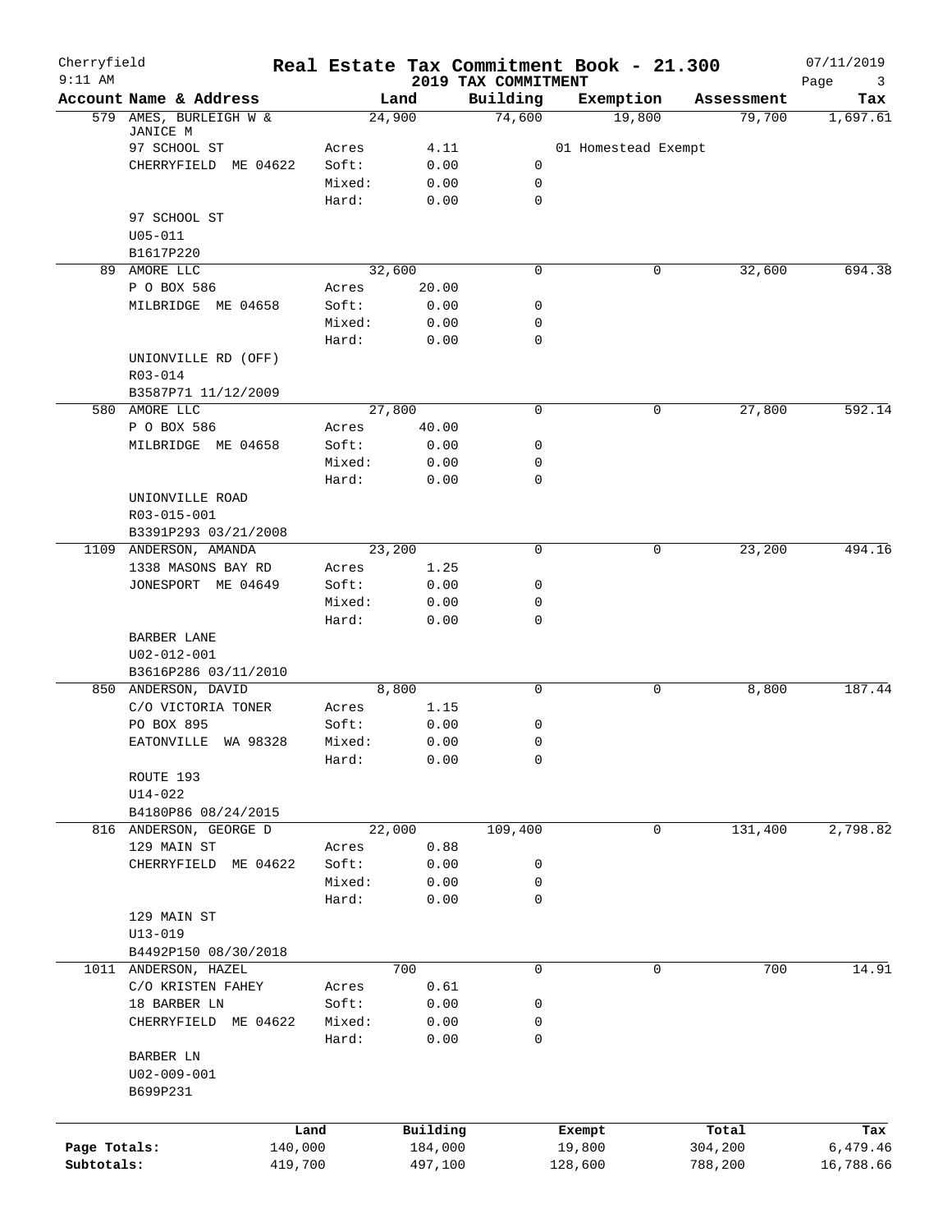# Cherryfield — Real Estate Tax Commitment Book - 21.300

**2019 TAX COMMITMENT**

07/11/2019 9:11 AM

| Account Name & Address | | Land | Building | Exemption | Assessment | Tax |
|---|---|---|---|---|---|---|
| 579 AMES, BURLEIGH W & JANICE M | | 24,900 | 74,600 | 19,800 | 79,700 | 1,697.61 |
| 97 SCHOOL ST | Acres | 4.11 | | 01 Homestead Exempt | | |
| CHERRYFIELD ME 04622 | Soft: | 0.00 | 0 | | | |
| | Mixed: | 0.00 | 0 | | | |
| | Hard: | 0.00 | 0 | | | |
| 97 SCHOOL ST | | | | | | |
| U05-011 | | | | | | |
| B1617P220 | | | | | | |
| 89 AMORE LLC | | 32,600 | 0 | 0 | 32,600 | 694.38 |
| P O BOX 586 | Acres | 20.00 | | | | |
| MILBRIDGE ME 04658 | Soft: | 0.00 | 0 | | | |
| | Mixed: | 0.00 | 0 | | | |
| | Hard: | 0.00 | 0 | | | |
| UNIONVILLE RD (OFF) | | | | | | |
| R03-014 | | | | | | |
| B3587P71 11/12/2009 | | | | | | |
| 580 AMORE LLC | | 27,800 | 0 | 0 | 27,800 | 592.14 |
| P O BOX 586 | Acres | 40.00 | | | | |
| MILBRIDGE ME 04658 | Soft: | 0.00 | 0 | | | |
| | Mixed: | 0.00 | 0 | | | |
| | Hard: | 0.00 | 0 | | | |
| UNIONVILLE ROAD | | | | | | |
| R03-015-001 | | | | | | |
| B3391P293 03/21/2008 | | | | | | |
| 1109 ANDERSON, AMANDA | | 23,200 | 0 | 0 | 23,200 | 494.16 |
| 1338 MASONS BAY RD | Acres | 1.25 | | | | |
| JONESPORT ME 04649 | Soft: | 0.00 | 0 | | | |
| | Mixed: | 0.00 | 0 | | | |
| | Hard: | 0.00 | 0 | | | |
| BARBER LANE | | | | | | |
| U02-012-001 | | | | | | |
| B3616P286 03/11/2010 | | | | | | |
| 850 ANDERSON, DAVID | | 8,800 | 0 | 0 | 8,800 | 187.44 |
| C/O VICTORIA TONER | Acres | 1.15 | | | | |
| PO BOX 895 | Soft: | 0.00 | 0 | | | |
| EATONVILLE WA 98328 | Mixed: | 0.00 | 0 | | | |
| | Hard: | 0.00 | 0 | | | |
| ROUTE 193 | | | | | | |
| U14-022 | | | | | | |
| B4180P86 08/24/2015 | | | | | | |
| 816 ANDERSON, GEORGE D | | 22,000 | 109,400 | 0 | 131,400 | 2,798.82 |
| 129 MAIN ST | Acres | 0.88 | | | | |
| CHERRYFIELD ME 04622 | Soft: | 0.00 | 0 | | | |
| | Mixed: | 0.00 | 0 | | | |
| | Hard: | 0.00 | 0 | | | |
| 129 MAIN ST | | | | | | |
| U13-019 | | | | | | |
| B4492P150 08/30/2018 | | | | | | |
| 1011 ANDERSON, HAZEL | | 700 | 0 | 0 | 700 | 14.91 |
| C/O KRISTEN FAHEY | Acres | 0.61 | | | | |
| 18 BARBER LN | Soft: | 0.00 | 0 | | | |
| CHERRYFIELD ME 04622 | Mixed: | 0.00 | 0 | | | |
| | Hard: | 0.00 | 0 | | | |
| BARBER LN | | | | | | |
| U02-009-001 | | | | | | |
| B699P231 | | | | | | |

| | Land | Building | Exempt | Total | Tax |
|---|---|---|---|---|---|
| Page Totals: | 140,000 | 184,000 | 19,800 | 304,200 | 6,479.46 |
| Subtotals: | 419,700 | 497,100 | 128,600 | 788,200 | 16,788.66 |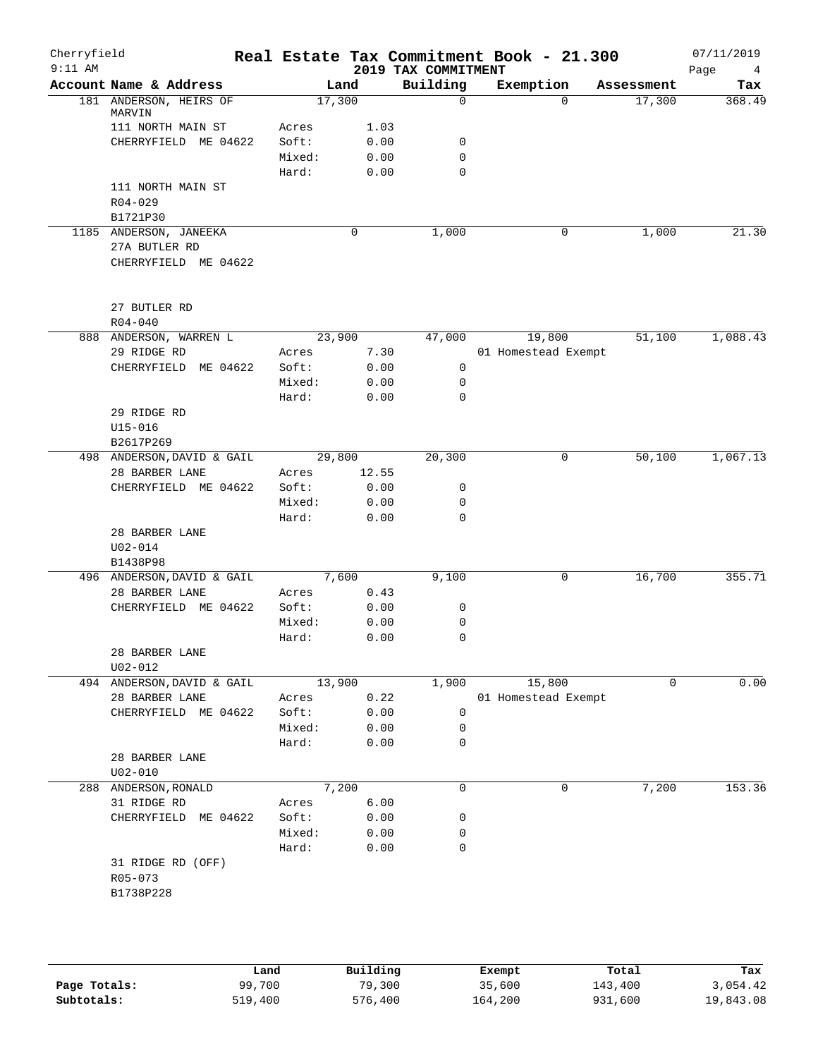Cherryfield

**Real Estate Tax Commitment Book - 21.300**

**2019 TAX COMMITMENT**

07/11/2019

9:11 AM

| Account | Name & Address | | Land | Building | Exemption | Assessment | Tax |
|---|---|---|---|---|---|---|---|
| 181 | ANDERSON, HEIRS OF MARVIN | | 17,300 | 0 | 0 | 17,300 | 368.49 |
| | 111 NORTH MAIN ST | Acres | 1.03 | | | | |
| | CHERRYFIELD ME 04622 | Soft: | 0.00 | 0 | | | |
| | | Mixed: | 0.00 | 0 | | | |
| | | Hard: | 0.00 | 0 | | | |
| | 111 NORTH MAIN ST | | | | | | |
| | R04-029 | | | | | | |
| | B1721P30 | | | | | | |
| 1185 | ANDERSON, JANEEKA | | 0 | 1,000 | 0 | 1,000 | 21.30 |
| | 27A BUTLER RD | | | | | | |
| | CHERRYFIELD ME 04622 | | | | | | |
| | 27 BUTLER RD | | | | | | |
| | R04-040 | | | | | | |
| 888 | ANDERSON, WARREN L | | 23,900 | 47,000 | 19,800 | 51,100 | 1,088.43 |
| | 29 RIDGE RD | Acres | 7.30 | | 01 Homestead Exempt | | |
| | CHERRYFIELD ME 04622 | Soft: | 0.00 | 0 | | | |
| | | Mixed: | 0.00 | 0 | | | |
| | | Hard: | 0.00 | 0 | | | |
| | 29 RIDGE RD | | | | | | |
| | U15-016 | | | | | | |
| | B2617P269 | | | | | | |
| 498 | ANDERSON, DAVID & GAIL | | 29,800 | 20,300 | 0 | 50,100 | 1,067.13 |
| | 28 BARBER LANE | Acres | 12.55 | | | | |
| | CHERRYFIELD ME 04622 | Soft: | 0.00 | 0 | | | |
| | | Mixed: | 0.00 | 0 | | | |
| | | Hard: | 0.00 | 0 | | | |
| | 28 BARBER LANE | | | | | | |
| | U02-014 | | | | | | |
| | B1438P98 | | | | | | |
| 496 | ANDERSON, DAVID & GAIL | | 7,600 | 9,100 | 0 | 16,700 | 355.71 |
| | 28 BARBER LANE | Acres | 0.43 | | | | |
| | CHERRYFIELD ME 04622 | Soft: | 0.00 | 0 | | | |
| | | Mixed: | 0.00 | 0 | | | |
| | | Hard: | 0.00 | 0 | | | |
| | 28 BARBER LANE | | | | | | |
| | U02-012 | | | | | | |
| 494 | ANDERSON, DAVID & GAIL | | 13,900 | 1,900 | 15,800 | 0 | 0.00 |
| | 28 BARBER LANE | Acres | 0.22 | | 01 Homestead Exempt | | |
| | CHERRYFIELD ME 04622 | Soft: | 0.00 | 0 | | | |
| | | Mixed: | 0.00 | 0 | | | |
| | | Hard: | 0.00 | 0 | | | |
| | 28 BARBER LANE | | | | | | |
| | U02-010 | | | | | | |
| 288 | ANDERSON, RONALD | | 7,200 | 0 | 0 | 7,200 | 153.36 |
| | 31 RIDGE RD | Acres | 6.00 | | | | |
| | CHERRYFIELD ME 04622 | Soft: | 0.00 | 0 | | | |
| | | Mixed: | 0.00 | 0 | | | |
| | | Hard: | 0.00 | 0 | | | |
| | 31 RIDGE RD (OFF) | | | | | | |
| | R05-073 | | | | | | |
| | B1738P228 | | | | | | |

| | Land | Building | Exempt | Total | Tax |
|---|---|---|---|---|---|
| **Page Totals:** | 99,700 | 79,300 | 35,600 | 143,400 | 3,054.42 |
| **Subtotals:** | 519,400 | 576,400 | 164,200 | 931,600 | 19,843.08 |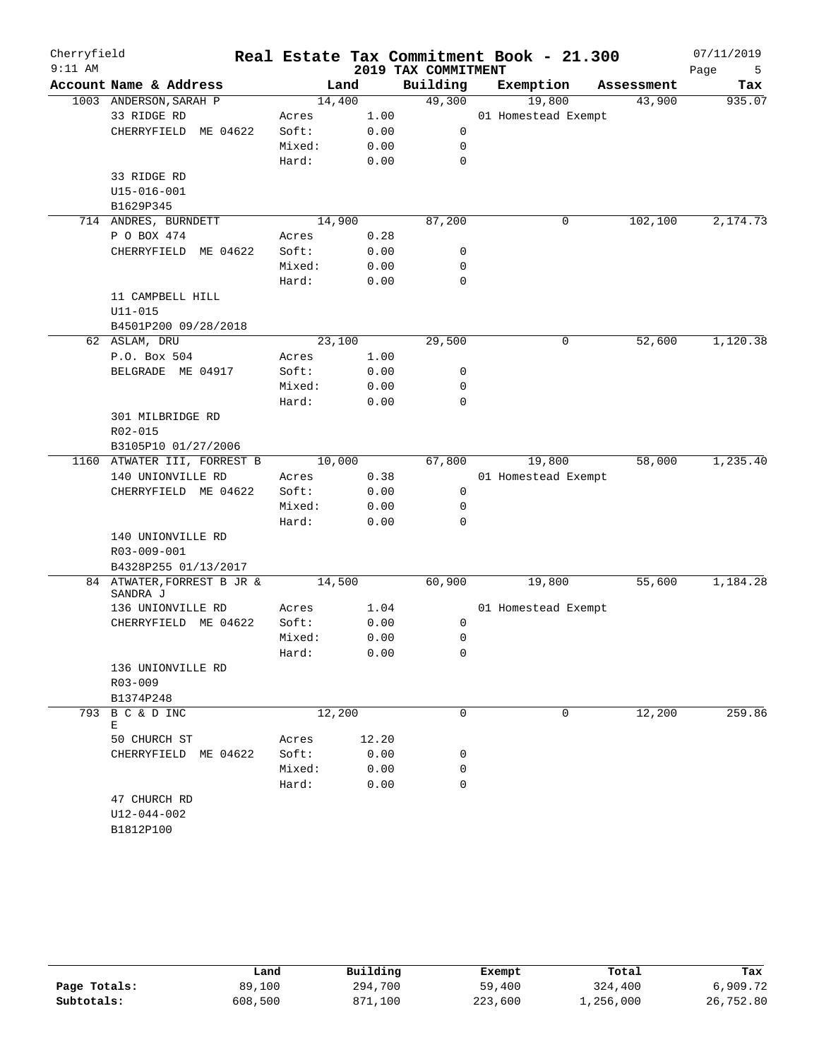Cherryfield

9:11 AM

# Real Estate Tax Commitment Book - 21.300

## 2019 TAX COMMITMENT

07/11/2019

| Account Name & Address | | Land | Building | Exemption | Assessment | Tax |
|---|---|---|---|---|---|---|
| 1003 ANDERSON, SARAH P | | 14,400 | 49,300 | 19,800 | 43,900 | 935.07 |
| 33 RIDGE RD | Acres | 1.00 | | 01 Homestead Exempt | | |
| CHERRYFIELD ME 04622 | Soft: | 0.00 | 0 | | | |
| | Mixed: | 0.00 | 0 | | | |
| | Hard: | 0.00 | 0 | | | |
| 33 RIDGE RD | | | | | | |
| U15-016-001 | | | | | | |
| B1629P345 | | | | | | |
| 714 ANDRES, BURNDETT | | 14,900 | 87,200 | 0 | 102,100 | 2,174.73 |
| P O BOX 474 | Acres | 0.28 | | | | |
| CHERRYFIELD ME 04622 | Soft: | 0.00 | 0 | | | |
| | Mixed: | 0.00 | 0 | | | |
| | Hard: | 0.00 | 0 | | | |
| 11 CAMPBELL HILL | | | | | | |
| U11-015 | | | | | | |
| B4501P200 09/28/2018 | | | | | | |
| 62 ASLAM, DRU | | 23,100 | 29,500 | 0 | 52,600 | 1,120.38 |
| P.O. Box 504 | Acres | 1.00 | | | | |
| BELGRADE ME 04917 | Soft: | 0.00 | 0 | | | |
| | Mixed: | 0.00 | 0 | | | |
| | Hard: | 0.00 | 0 | | | |
| 301 MILBRIDGE RD | | | | | | |
| R02-015 | | | | | | |
| B3105P10 01/27/2006 | | | | | | |
| 1160 ATWATER III, FORREST B | | 10,000 | 67,800 | 19,800 | 58,000 | 1,235.40 |
| 140 UNIONVILLE RD | Acres | 0.38 | | 01 Homestead Exempt | | |
| CHERRYFIELD ME 04622 | Soft: | 0.00 | 0 | | | |
| | Mixed: | 0.00 | 0 | | | |
| | Hard: | 0.00 | 0 | | | |
| 140 UNIONVILLE RD | | | | | | |
| R03-009-001 | | | | | | |
| B4328P255 01/13/2017 | | | | | | |
| 84 ATWATER, FORREST B JR & SANDRA J | | 14,500 | 60,900 | 19,800 | 55,600 | 1,184.28 |
| 136 UNIONVILLE RD | Acres | 1.04 | | 01 Homestead Exempt | | |
| CHERRYFIELD ME 04622 | Soft: | 0.00 | 0 | | | |
| | Mixed: | 0.00 | 0 | | | |
| | Hard: | 0.00 | 0 | | | |
| 136 UNIONVILLE RD | | | | | | |
| R03-009 | | | | | | |
| B1374P248 | | | | | | |
| 793 B C & D INC E | | 12,200 | 0 | 0 | 12,200 | 259.86 |
| 50 CHURCH ST | Acres | 12.20 | | | | |
| CHERRYFIELD ME 04622 | Soft: | 0.00 | 0 | | | |
| | Mixed: | 0.00 | 0 | | | |
| | Hard: | 0.00 | 0 | | | |
| 47 CHURCH RD | | | | | | |
| U12-044-002 | | | | | | |
| B1812P100 | | | | | | |

| | Land | Building | Exempt | Total | Tax |
|---|---|---|---|---|---|
| Page Totals: | 89,100 | 294,700 | 59,400 | 324,400 | 6,909.72 |
| Subtotals: | 608,500 | 871,100 | 223,600 | 1,256,000 | 26,752.80 |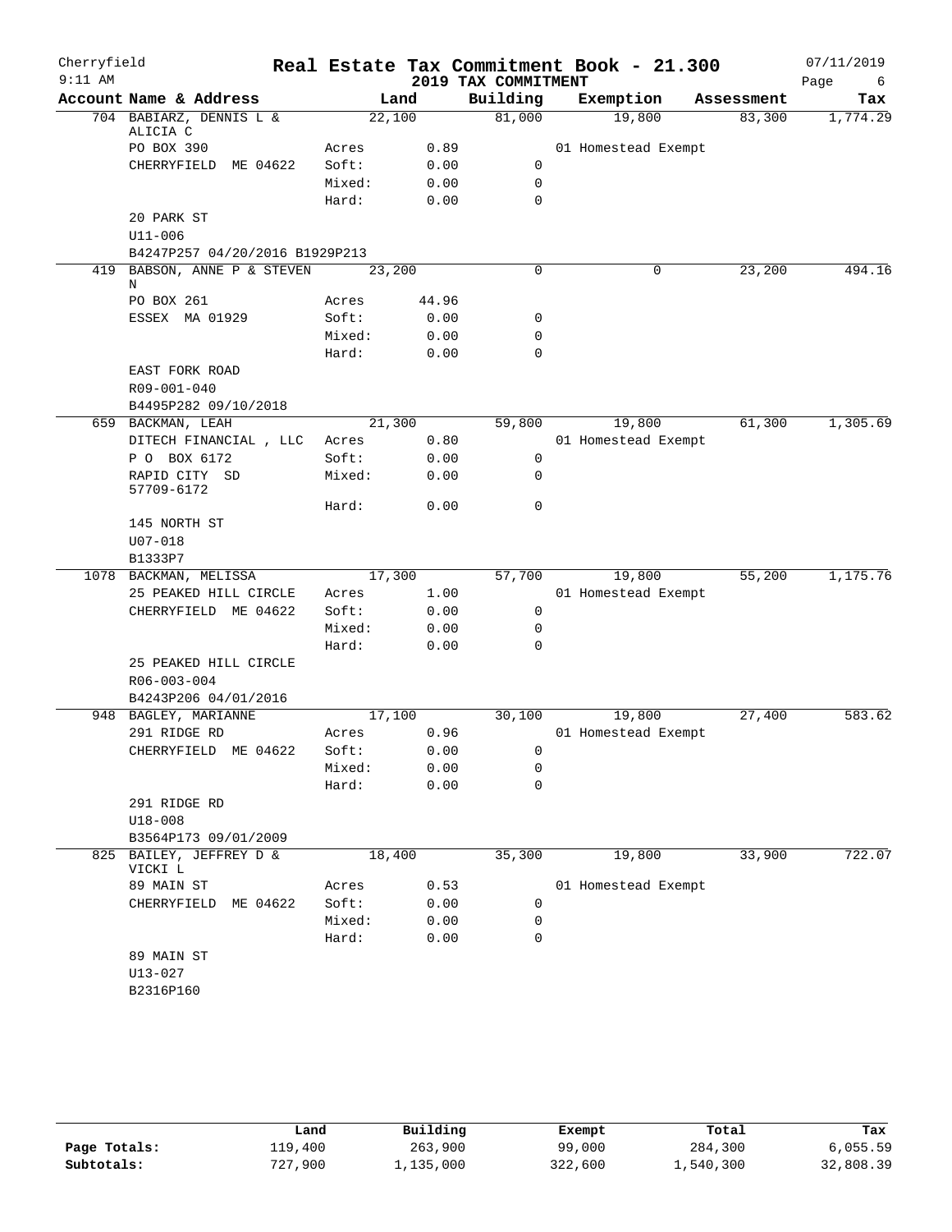# Real Estate Tax Commitment Book - 21.300

Cherryfield
9:11 AM
2019 TAX COMMITMENT
07/11/2019

| Account Name & Address | Land | | Building | Exemption | Assessment | Tax |
|---|---|---|---|---|---|---|
| 704 BABIARZ, DENNIS L & ALICIA C | 22,100 | | 81,000 | 19,800 | 83,300 | 1,774.29 |
| PO BOX 390 | Acres | 0.89 | | 01 Homestead Exempt | | |
| CHERRYFIELD ME 04622 | Soft: | 0.00 | 0 | | | |
| | Mixed: | 0.00 | 0 | | | |
| | Hard: | 0.00 | 0 | | | |
| 20 PARK ST | | | | | | |
| U11-006 | | | | | | |
| B4247P257 04/20/2016 B1929P213 | | | | | | |
| 419 BABSON, ANNE P & STEVEN N | 23,200 | | 0 | 0 | 23,200 | 494.16 |
| PO BOX 261 | Acres | 44.96 | | | | |
| ESSEX MA 01929 | Soft: | 0.00 | 0 | | | |
| | Mixed: | 0.00 | 0 | | | |
| | Hard: | 0.00 | 0 | | | |
| EAST FORK ROAD | | | | | | |
| R09-001-040 | | | | | | |
| B4495P282 09/10/2018 | | | | | | |
| 659 BACKMAN, LEAH | 21,300 | | 59,800 | 19,800 | 61,300 | 1,305.69 |
| DITECH FINANCIAL , LLC | Acres | 0.80 | | 01 Homestead Exempt | | |
| P O BOX 6172 | Soft: | 0.00 | 0 | | | |
| RAPID CITY SD 57709-6172 | Mixed: | 0.00 | 0 | | | |
| | Hard: | 0.00 | 0 | | | |
| 145 NORTH ST | | | | | | |
| U07-018 | | | | | | |
| B1333P7 | | | | | | |
| 1078 BACKMAN, MELISSA | 17,300 | | 57,700 | 19,800 | 55,200 | 1,175.76 |
| 25 PEAKED HILL CIRCLE | Acres | 1.00 | | 01 Homestead Exempt | | |
| CHERRYFIELD ME 04622 | Soft: | 0.00 | 0 | | | |
| | Mixed: | 0.00 | 0 | | | |
| | Hard: | 0.00 | 0 | | | |
| 25 PEAKED HILL CIRCLE | | | | | | |
| R06-003-004 | | | | | | |
| B4243P206 04/01/2016 | | | | | | |
| 948 BAGLEY, MARIANNE | 17,100 | | 30,100 | 19,800 | 27,400 | 583.62 |
| 291 RIDGE RD | Acres | 0.96 | | 01 Homestead Exempt | | |
| CHERRYFIELD ME 04622 | Soft: | 0.00 | 0 | | | |
| | Mixed: | 0.00 | 0 | | | |
| | Hard: | 0.00 | 0 | | | |
| 291 RIDGE RD | | | | | | |
| U18-008 | | | | | | |
| B3564P173 09/01/2009 | | | | | | |
| 825 BAILEY, JEFFREY D & VICKI L | 18,400 | | 35,300 | 19,800 | 33,900 | 722.07 |
| 89 MAIN ST | Acres | 0.53 | | 01 Homestead Exempt | | |
| CHERRYFIELD ME 04622 | Soft: | 0.00 | 0 | | | |
| | Mixed: | 0.00 | 0 | | | |
| | Hard: | 0.00 | 0 | | | |
| 89 MAIN ST | | | | | | |
| U13-027 | | | | | | |
| B2316P160 | | | | | | |

| | Land | Building | Exempt | Total | Tax |
|---|---|---|---|---|---|
| Page Totals: | 119,400 | 263,900 | 99,000 | 284,300 | 6,055.59 |
| Subtotals: | 727,900 | 1,135,000 | 322,600 | 1,540,300 | 32,808.39 |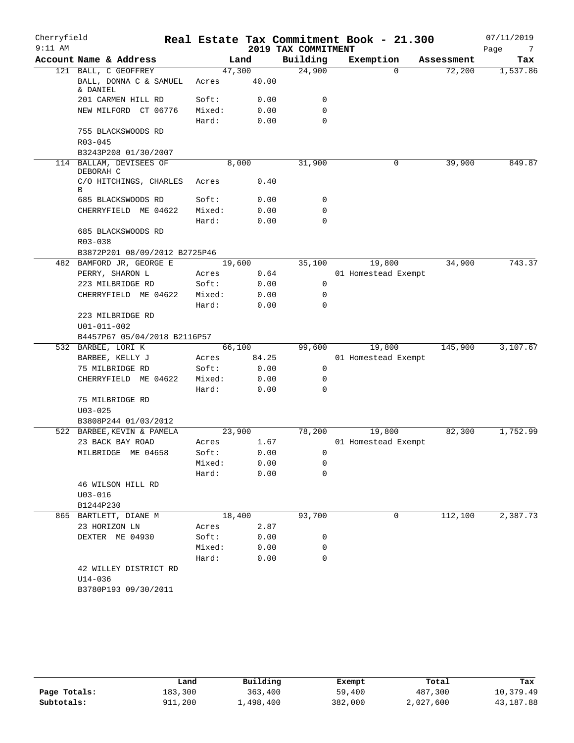# Cherryfield — Real Estate Tax Commitment Book - 21.300

9:11 AM — 2019 TAX COMMITMENT — 07/11/2019

| Account Name & Address | Land | | Building | Exemption | Assessment | Tax |
|---|---|---|---|---|---|---|
| 121 BALL, C GEOFFREY | 47,300 | | 24,900 | 0 | 72,200 | 1,537.86 |
| BALL, DONNA C & SAMUEL & DANIEL | Acres | 40.00 | | | | |
| 201 CARMEN HILL RD | Soft: | 0.00 | 0 | | | |
| NEW MILFORD CT 06776 | Mixed: | 0.00 | 0 | | | |
| | Hard: | 0.00 | 0 | | | |
| 755 BLACKSWOODS RD | | | | | | |
| R03-045 | | | | | | |
| B3243P208 01/30/2007 | | | | | | |
| 114 BALLAM, DEVISEES OF DEBORAH C | 8,000 | | 31,900 | 0 | 39,900 | 849.87 |
| C/O HITCHINGS, CHARLES B | Acres | 0.40 | | | | |
| 685 BLACKSWOODS RD | Soft: | 0.00 | 0 | | | |
| CHERRYFIELD ME 04622 | Mixed: | 0.00 | 0 | | | |
| | Hard: | 0.00 | 0 | | | |
| 685 BLACKSWOODS RD | | | | | | |
| R03-038 | | | | | | |
| B3872P201 08/09/2012 B2725P46 | | | | | | |
| 482 BAMFORD JR, GEORGE E | 19,600 | | 35,100 | 19,800 | 34,900 | 743.37 |
| PERRY, SHARON L | Acres | 0.64 | | 01 Homestead Exempt | | |
| 223 MILBRIDGE RD | Soft: | 0.00 | 0 | | | |
| CHERRYFIELD ME 04622 | Mixed: | 0.00 | 0 | | | |
| | Hard: | 0.00 | 0 | | | |
| 223 MILBRIDGE RD | | | | | | |
| U01-011-002 | | | | | | |
| B4457P67 05/04/2018 B2116P57 | | | | | | |
| 532 BARBEE, LORI K | 66,100 | | 99,600 | 19,800 | 145,900 | 3,107.67 |
| BARBEE, KELLY J | Acres | 84.25 | | 01 Homestead Exempt | | |
| 75 MILBRIDGE RD | Soft: | 0.00 | 0 | | | |
| CHERRYFIELD ME 04622 | Mixed: | 0.00 | 0 | | | |
| | Hard: | 0.00 | 0 | | | |
| 75 MILBRIDGE RD | | | | | | |
| U03-025 | | | | | | |
| B3808P244 01/03/2012 | | | | | | |
| 522 BARBEE, KEVIN & PAMELA | 23,900 | | 78,200 | 19,800 | 82,300 | 1,752.99 |
| 23 BACK BAY ROAD | Acres | 1.67 | | 01 Homestead Exempt | | |
| MILBRIDGE ME 04658 | Soft: | 0.00 | 0 | | | |
| | Mixed: | 0.00 | 0 | | | |
| | Hard: | 0.00 | 0 | | | |
| 46 WILSON HILL RD | | | | | | |
| U03-016 | | | | | | |
| B1244P230 | | | | | | |
| 865 BARTLETT, DIANE M | 18,400 | | 93,700 | 0 | 112,100 | 2,387.73 |
| 23 HORIZON LN | Acres | 2.87 | | | | |
| DEXTER ME 04930 | Soft: | 0.00 | 0 | | | |
| | Mixed: | 0.00 | 0 | | | |
| | Hard: | 0.00 | 0 | | | |
| 42 WILLEY DISTRICT RD | | | | | | |
| U14-036 | | | | | | |
| B3780P193 09/30/2011 | | | | | | |

| | Land | Building | Exempt | Total | Tax |
|---|---|---|---|---|---|
| Page Totals: | 183,300 | 363,400 | 59,400 | 487,300 | 10,379.49 |
| Subtotals: | 911,200 | 1,498,400 | 382,000 | 2,027,600 | 43,187.88 |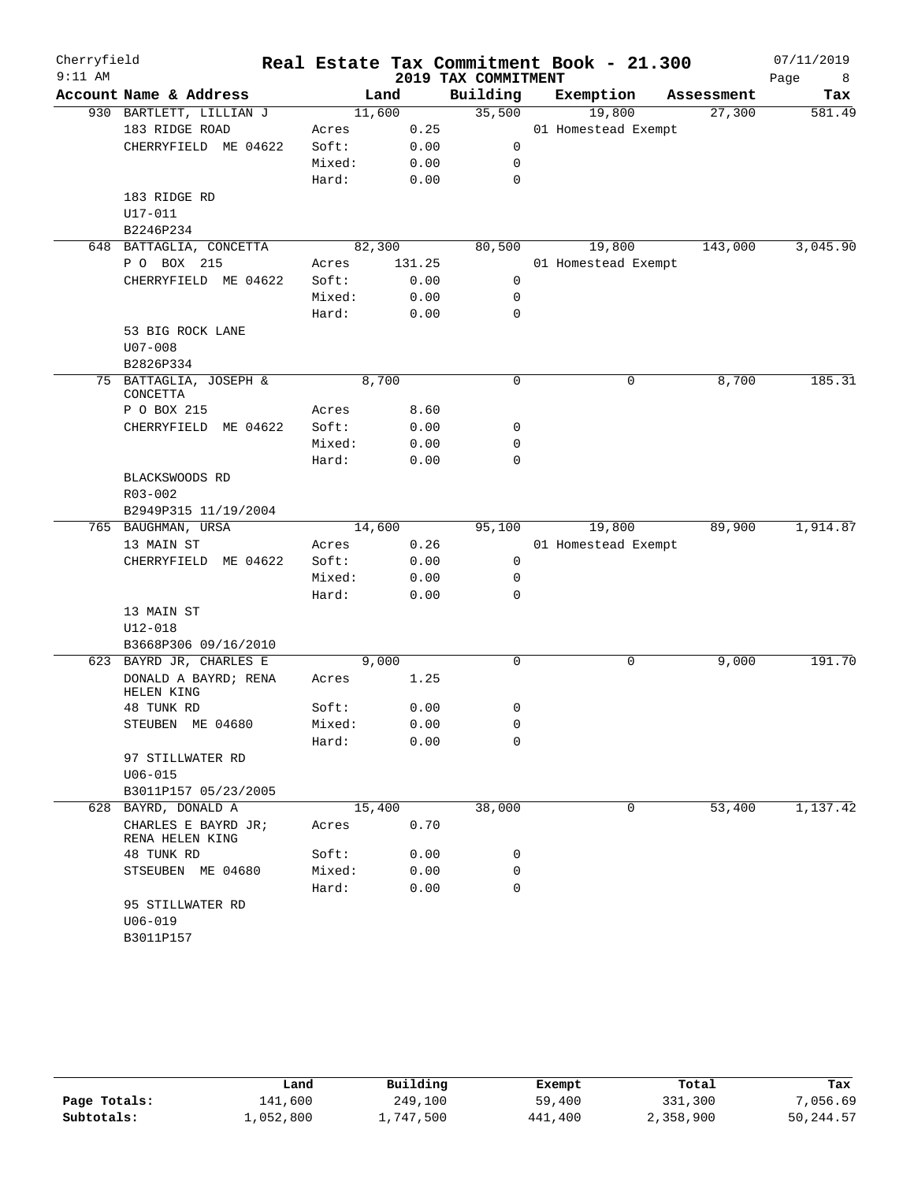# Real Estate Tax Commitment Book - 21.300

Cherryfield — 2019 TAX COMMITMENT — 07/11/2019 — 9:11 AM

| Account Name & Address | | Land | Building | Exemption | Assessment | Tax |
|---|---|---|---|---|---|---|
| 930 BARTLETT, LILLIAN J | | 11,600 | 35,500 | 19,800 | 27,300 | 581.49 |
| 183 RIDGE ROAD | Acres | 0.25 | | 01 Homestead Exempt | | |
| CHERRYFIELD ME 04622 | Soft: | 0.00 | 0 | | | |
| | Mixed: | 0.00 | 0 | | | |
| | Hard: | 0.00 | 0 | | | |
| 183 RIDGE RD | | | | | | |
| U17-011 | | | | | | |
| B2246P234 | | | | | | |
| 648 BATTAGLIA, CONCETTA | | 82,300 | 80,500 | 19,800 | 143,000 | 3,045.90 |
| P O BOX 215 | Acres | 131.25 | | 01 Homestead Exempt | | |
| CHERRYFIELD ME 04622 | Soft: | 0.00 | 0 | | | |
| | Mixed: | 0.00 | 0 | | | |
| | Hard: | 0.00 | 0 | | | |
| 53 BIG ROCK LANE | | | | | | |
| U07-008 | | | | | | |
| B2826P334 | | | | | | |
| 75 BATTAGLIA, JOSEPH & CONCETTA | | 8,700 | 0 | 0 | 8,700 | 185.31 |
| P O BOX 215 | Acres | 8.60 | | | | |
| CHERRYFIELD ME 04622 | Soft: | 0.00 | 0 | | | |
| | Mixed: | 0.00 | 0 | | | |
| | Hard: | 0.00 | 0 | | | |
| BLACKSWOODS RD | | | | | | |
| R03-002 | | | | | | |
| B2949P315 11/19/2004 | | | | | | |
| 765 BAUGHMAN, URSA | | 14,600 | 95,100 | 19,800 | 89,900 | 1,914.87 |
| 13 MAIN ST | Acres | 0.26 | | 01 Homestead Exempt | | |
| CHERRYFIELD ME 04622 | Soft: | 0.00 | 0 | | | |
| | Mixed: | 0.00 | 0 | | | |
| | Hard: | 0.00 | 0 | | | |
| 13 MAIN ST | | | | | | |
| U12-018 | | | | | | |
| B3668P306 09/16/2010 | | | | | | |
| 623 BAYRD JR, CHARLES E | | 9,000 | 0 | 0 | 9,000 | 191.70 |
| DONALD A BAYRD; RENA HELEN KING | Acres | 1.25 | | | | |
| 48 TUNK RD | Soft: | 0.00 | 0 | | | |
| STEUBEN ME 04680 | Mixed: | 0.00 | 0 | | | |
| | Hard: | 0.00 | 0 | | | |
| 97 STILLWATER RD | | | | | | |
| U06-015 | | | | | | |
| B3011P157 05/23/2005 | | | | | | |
| 628 BAYRD, DONALD A | | 15,400 | 38,000 | 0 | 53,400 | 1,137.42 |
| CHARLES E BAYRD JR; RENA HELEN KING | Acres | 0.70 | | | | |
| 48 TUNK RD | Soft: | 0.00 | 0 | | | |
| STSEUBEN ME 04680 | Mixed: | 0.00 | 0 | | | |
| | Hard: | 0.00 | 0 | | | |
| 95 STILLWATER RD | | | | | | |
| U06-019 | | | | | | |
| B3011P157 | | | | | | |

| | Land | Building | Exempt | Total | Tax |
|---|---|---|---|---|---|
| Page Totals: | 141,600 | 249,100 | 59,400 | 331,300 | 7,056.69 |
| Subtotals: | 1,052,800 | 1,747,500 | 441,400 | 2,358,900 | 50,244.57 |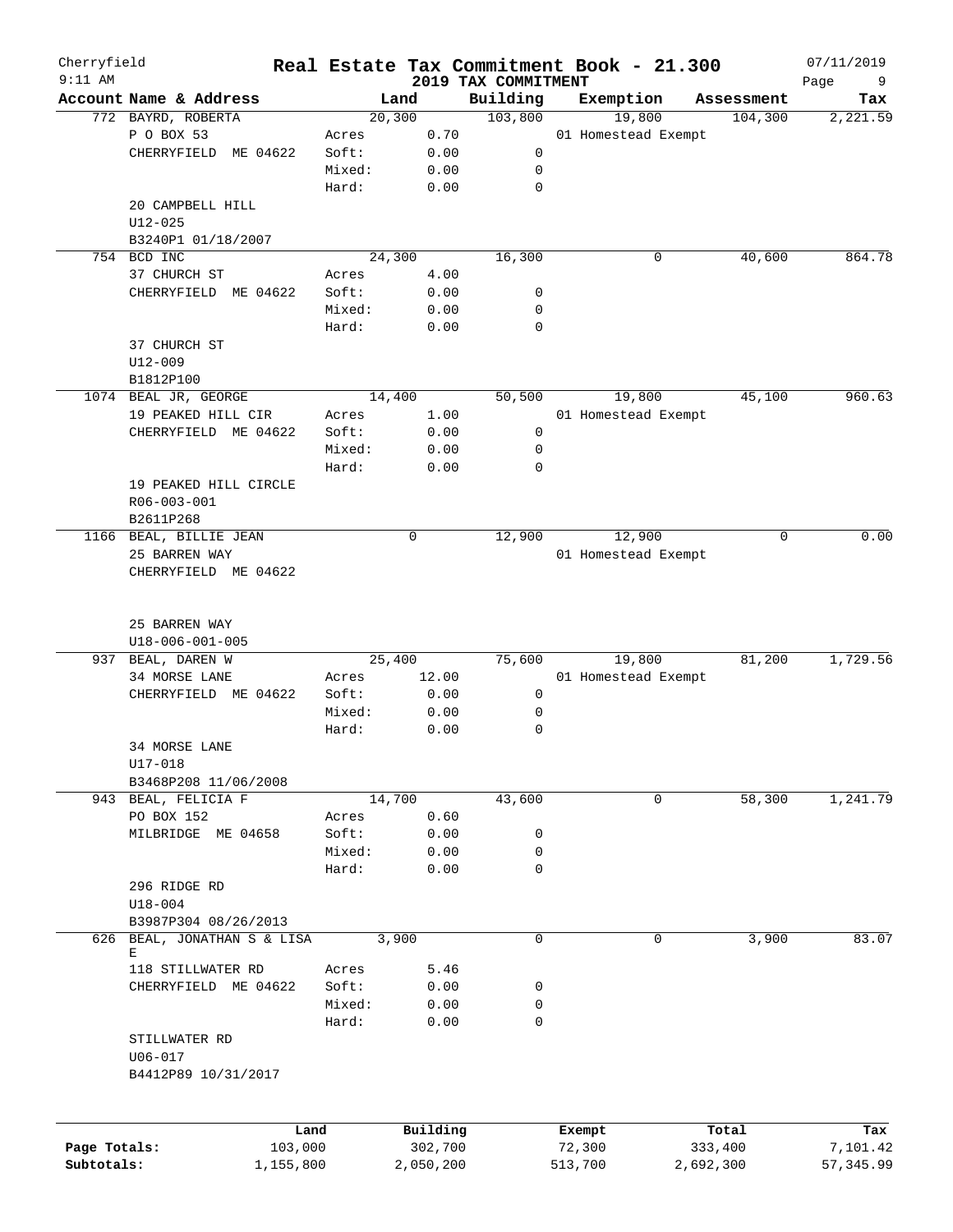# Real Estate Tax Commitment Book - 21.300

Cherryfield
2019 TAX COMMITMENT

| Account Name & Address | Land | | Building | Exemption | Assessment | Tax |
|---|---|---|---|---|---|---|
| 772 BAYRD, ROBERTA | 20,300 | | 103,800 | 19,800 | 104,300 | 2,221.59 |
| P O BOX 53 | Acres | 0.70 | | 01 Homestead Exempt | | |
| CHERRYFIELD ME 04622 | Soft: | 0.00 | 0 | | | |
| | Mixed: | 0.00 | 0 | | | |
| | Hard: | 0.00 | 0 | | | |
| 20 CAMPBELL HILL | | | | | | |
| U12-025 | | | | | | |
| B3240P1 01/18/2007 | | | | | | |
| 754 BCD INC | 24,300 | | 16,300 | 0 | 40,600 | 864.78 |
| 37 CHURCH ST | Acres | 4.00 | | | | |
| CHERRYFIELD ME 04622 | Soft: | 0.00 | 0 | | | |
| | Mixed: | 0.00 | 0 | | | |
| | Hard: | 0.00 | 0 | | | |
| 37 CHURCH ST | | | | | | |
| U12-009 | | | | | | |
| B1812P100 | | | | | | |
| 1074 BEAL JR, GEORGE | 14,400 | | 50,500 | 19,800 | 45,100 | 960.63 |
| 19 PEAKED HILL CIR | Acres | 1.00 | | 01 Homestead Exempt | | |
| CHERRYFIELD ME 04622 | Soft: | 0.00 | 0 | | | |
| | Mixed: | 0.00 | 0 | | | |
| | Hard: | 0.00 | 0 | | | |
| 19 PEAKED HILL CIRCLE | | | | | | |
| R06-003-001 | | | | | | |
| B2611P268 | | | | | | |
| 1166 BEAL, BILLIE JEAN | 0 | | 12,900 | 12,900 | 0 | 0.00 |
| 25 BARREN WAY | | | | 01 Homestead Exempt | | |
| CHERRYFIELD ME 04622 | | | | | | |
| 25 BARREN WAY | | | | | | |
| U18-006-001-005 | | | | | | |
| 937 BEAL, DAREN W | 25,400 | | 75,600 | 19,800 | 81,200 | 1,729.56 |
| 34 MORSE LANE | Acres | 12.00 | | 01 Homestead Exempt | | |
| CHERRYFIELD ME 04622 | Soft: | 0.00 | 0 | | | |
| | Mixed: | 0.00 | 0 | | | |
| | Hard: | 0.00 | 0 | | | |
| 34 MORSE LANE | | | | | | |
| U17-018 | | | | | | |
| B3468P208 11/06/2008 | | | | | | |
| 943 BEAL, FELICIA F | 14,700 | | 43,600 | 0 | 58,300 | 1,241.79 |
| PO BOX 152 | Acres | 0.60 | | | | |
| MILBRIDGE ME 04658 | Soft: | 0.00 | 0 | | | |
| | Mixed: | 0.00 | 0 | | | |
| | Hard: | 0.00 | 0 | | | |
| 296 RIDGE RD | | | | | | |
| U18-004 | | | | | | |
| B3987P304 08/26/2013 | | | | | | |
| 626 BEAL, JONATHAN S & LISA E | 3,900 | | 0 | 0 | 3,900 | 83.07 |
| 118 STILLWATER RD | Acres | 5.46 | | | | |
| CHERRYFIELD ME 04622 | Soft: | 0.00 | 0 | | | |
| | Mixed: | 0.00 | 0 | | | |
| | Hard: | 0.00 | 0 | | | |
| STILLWATER RD | | | | | | |
| U06-017 | | | | | | |
| B4412P89 10/31/2017 | | | | | | |

| | Land | Building | Exempt | Total | Tax |
|---|---|---|---|---|---|
| Page Totals: | 103,000 | 302,700 | 72,300 | 333,400 | 7,101.42 |
| Subtotals: | 1,155,800 | 2,050,200 | 513,700 | 2,692,300 | 57,345.99 |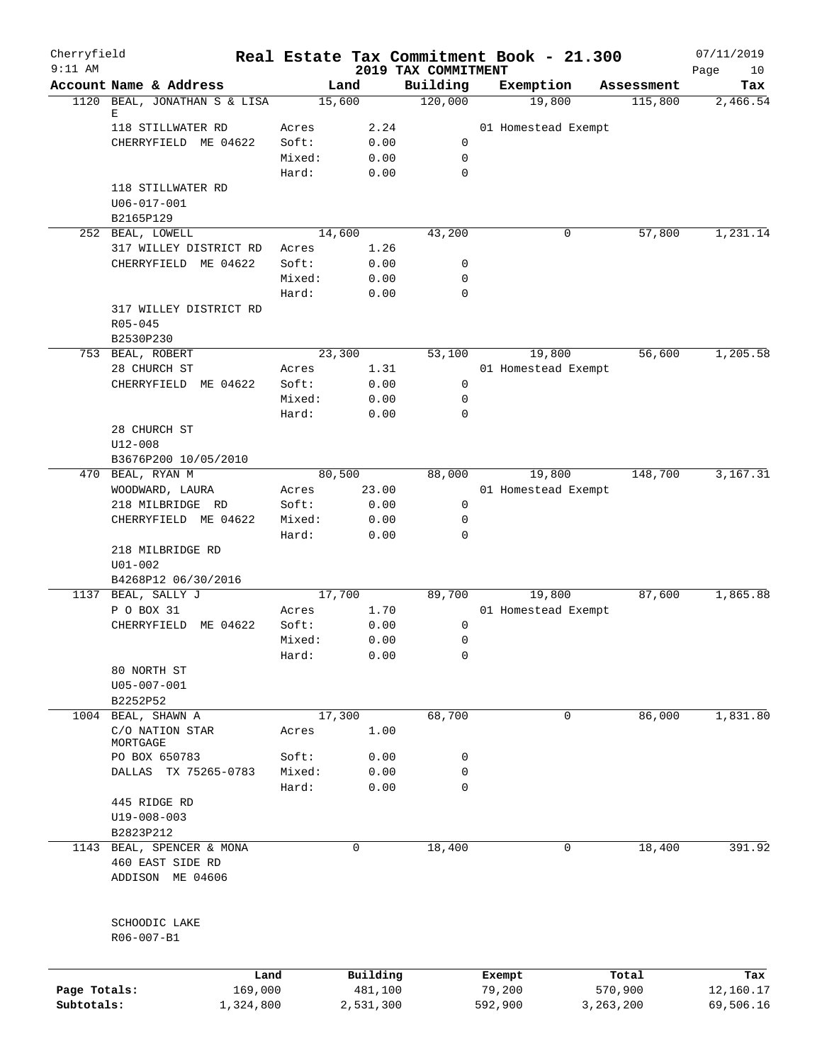Cherryfield 9:11 AM

# Real Estate Tax Commitment Book - 21.300

## 2019 TAX COMMITMENT

07/11/2019 Page 10

| Account Name & Address | | Land | Building | Exemption | Assessment | Tax |
|---|---|---|---|---|---|---|
| 1120 BEAL, JONATHAN S & LISA E | | 15,600 | 120,000 | 19,800 | 115,800 | 2,466.54 |
| 118 STILLWATER RD | Acres | 2.24 | | 01 Homestead Exempt | | |
| CHERRYFIELD ME 04622 | Soft: | 0.00 | 0 | | | |
| | Mixed: | 0.00 | 0 | | | |
| | Hard: | 0.00 | 0 | | | |
| 118 STILLWATER RD | | | | | | |
| U06-017-001 | | | | | | |
| B2165P129 | | | | | | |
| 252 BEAL, LOWELL | | 14,600 | 43,200 | 0 | 57,800 | 1,231.14 |
| 317 WILLEY DISTRICT RD | Acres | 1.26 | | | | |
| CHERRYFIELD ME 04622 | Soft: | 0.00 | 0 | | | |
| | Mixed: | 0.00 | 0 | | | |
| | Hard: | 0.00 | 0 | | | |
| 317 WILLEY DISTRICT RD | | | | | | |
| R05-045 | | | | | | |
| B2530P230 | | | | | | |
| 753 BEAL, ROBERT | | 23,300 | 53,100 | 19,800 | 56,600 | 1,205.58 |
| 28 CHURCH ST | Acres | 1.31 | | 01 Homestead Exempt | | |
| CHERRYFIELD ME 04622 | Soft: | 0.00 | 0 | | | |
| | Mixed: | 0.00 | 0 | | | |
| | Hard: | 0.00 | 0 | | | |
| 28 CHURCH ST | | | | | | |
| U12-008 | | | | | | |
| B3676P200 10/05/2010 | | | | | | |
| 470 BEAL, RYAN M | | 80,500 | 88,000 | 19,800 | 148,700 | 3,167.31 |
| WOODWARD, LAURA | Acres | 23.00 | | 01 Homestead Exempt | | |
| 218 MILBRIDGE RD | Soft: | 0.00 | 0 | | | |
| CHERRYFIELD ME 04622 | Mixed: | 0.00 | 0 | | | |
| | Hard: | 0.00 | 0 | | | |
| 218 MILBRIDGE RD | | | | | | |
| U01-002 | | | | | | |
| B4268P12 06/30/2016 | | | | | | |
| 1137 BEAL, SALLY J | | 17,700 | 89,700 | 19,800 | 87,600 | 1,865.88 |
| P O BOX 31 | Acres | 1.70 | | 01 Homestead Exempt | | |
| CHERRYFIELD ME 04622 | Soft: | 0.00 | 0 | | | |
| | Mixed: | 0.00 | 0 | | | |
| | Hard: | 0.00 | 0 | | | |
| 80 NORTH ST | | | | | | |
| U05-007-001 | | | | | | |
| B2252P52 | | | | | | |
| 1004 BEAL, SHAWN A | | 17,300 | 68,700 | 0 | 86,000 | 1,831.80 |
| C/O NATION STAR MORTGAGE | Acres | 1.00 | | | | |
| PO BOX 650783 | Soft: | 0.00 | 0 | | | |
| DALLAS TX 75265-0783 | Mixed: | 0.00 | 0 | | | |
| | Hard: | 0.00 | 0 | | | |
| 445 RIDGE RD | | | | | | |
| U19-008-003 | | | | | | |
| B2823P212 | | | | | | |
| 1143 BEAL, SPENCER & MONA | | 0 | 18,400 | 0 | 18,400 | 391.92 |
| 460 EAST SIDE RD | | | | | | |
| ADDISON ME 04606 | | | | | | |
| SCHOODIC LAKE | | | | | | |
| R06-007-B1 | | | | | | |

| | Land | Building | Exempt | Total | Tax |
|---|---|---|---|---|---|
| Page Totals: | 169,000 | 481,100 | 79,200 | 570,900 | 12,160.17 |
| Subtotals: | 1,324,800 | 2,531,300 | 592,900 | 3,263,200 | 69,506.16 |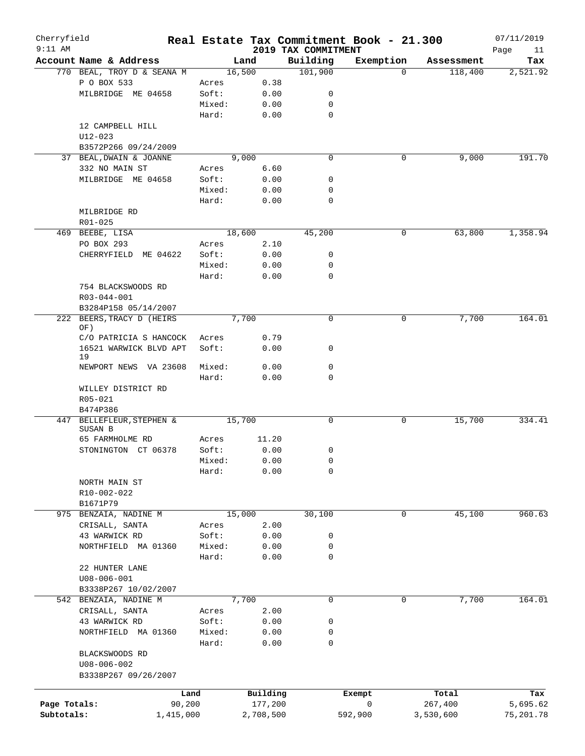Cherryfield — Real Estate Tax Commitment Book - 21.300 — 07/11/2019

9:11 AM — 2019 TAX COMMITMENT

| Account Name & Address | Land | | Building | Exemption | Assessment | Tax |
|---|---|---|---|---|---|---|
| 770 BEAL, TROY D & SEANA M | 16,500 | | 101,900 | 0 | 118,400 | 2,521.92 |
| P O BOX 533 | Acres | 0.38 | | | | |
| MILBRIDGE ME 04658 | Soft: | 0.00 | 0 | | | |
| | Mixed: | 0.00 | 0 | | | |
| | Hard: | 0.00 | 0 | | | |
| 12 CAMPBELL HILL | | | | | | |
| U12-023 | | | | | | |
| B3572P266 09/24/2009 | | | | | | |
| 37 BEAL, DWAIN & JOANNE | 9,000 | | 0 | 0 | 9,000 | 191.70 |
| 332 NO MAIN ST | Acres | 6.60 | | | | |
| MILBRIDGE ME 04658 | Soft: | 0.00 | 0 | | | |
| | Mixed: | 0.00 | 0 | | | |
| | Hard: | 0.00 | 0 | | | |
| MILBRIDGE RD | | | | | | |
| R01-025 | | | | | | |
| 469 BEEBE, LISA | 18,600 | | 45,200 | 0 | 63,800 | 1,358.94 |
| PO BOX 293 | Acres | 2.10 | | | | |
| CHERRYFIELD ME 04622 | Soft: | 0.00 | 0 | | | |
| | Mixed: | 0.00 | 0 | | | |
| | Hard: | 0.00 | 0 | | | |
| 754 BLACKSWOODS RD | | | | | | |
| R03-044-001 | | | | | | |
| B3284P158 05/14/2007 | | | | | | |
| 222 BEERS, TRACY D (HEIRS OF) | 7,700 | | 0 | 0 | 7,700 | 164.01 |
| C/O PATRICIA S HANCOCK | Acres | 0.79 | | | | |
| 16521 WARWICK BLVD APT 19 | Soft: | 0.00 | 0 | | | |
| NEWPORT NEWS VA 23608 | Mixed: | 0.00 | 0 | | | |
| | Hard: | 0.00 | 0 | | | |
| WILLEY DISTRICT RD | | | | | | |
| R05-021 | | | | | | |
| B474P386 | | | | | | |
| 447 BELLEFLEUR, STEPHEN & SUSAN B | 15,700 | | 0 | 0 | 15,700 | 334.41 |
| 65 FARMHOLME RD | Acres | 11.20 | | | | |
| STONINGTON CT 06378 | Soft: | 0.00 | 0 | | | |
| | Mixed: | 0.00 | 0 | | | |
| | Hard: | 0.00 | 0 | | | |
| NORTH MAIN ST | | | | | | |
| R10-002-022 | | | | | | |
| B1671P79 | | | | | | |
| 975 BENZAIA, NADINE M | 15,000 | | 30,100 | 0 | 45,100 | 960.63 |
| CRISALL, SANTA | Acres | 2.00 | | | | |
| 43 WARWICK RD | Soft: | 0.00 | 0 | | | |
| NORTHFIELD MA 01360 | Mixed: | 0.00 | 0 | | | |
| | Hard: | 0.00 | 0 | | | |
| 22 HUNTER LANE | | | | | | |
| U08-006-001 | | | | | | |
| B3338P267 10/02/2007 | | | | | | |
| 542 BENZAIA, NADINE M | 7,700 | | 0 | 0 | 7,700 | 164.01 |
| CRISALL, SANTA | Acres | 2.00 | | | | |
| 43 WARWICK RD | Soft: | 0.00 | 0 | | | |
| NORTHFIELD MA 01360 | Mixed: | 0.00 | 0 | | | |
| | Hard: | 0.00 | 0 | | | |
| BLACKSWOODS RD | | | | | | |
| U08-006-002 | | | | | | |
| B3338P267 09/26/2007 | | | | | | |

| | Land | Building | Exempt | Total | Tax |
|---|---|---|---|---|---|
| Page Totals: | 90,200 | 177,200 | 0 | 267,400 | 5,695.62 |
| Subtotals: | 1,415,000 | 2,708,500 | 592,900 | 3,530,600 | 75,201.78 |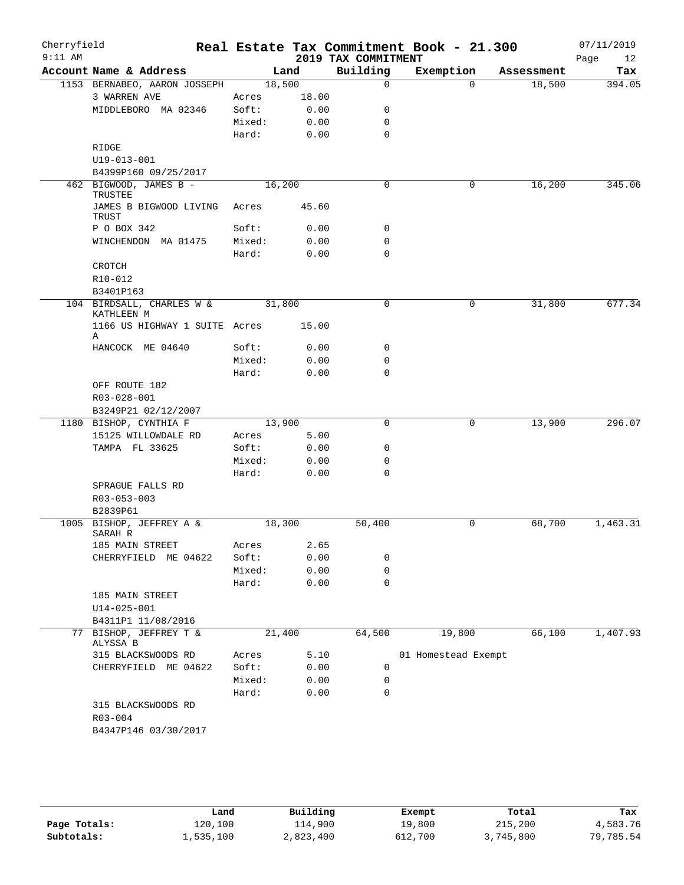# Real Estate Tax Commitment Book - 21.300

Cherryfield 9:11 AM — 2019 TAX COMMITMENT — 07/11/2019

| Account Name & Address | | Land | Building | Exemption | Assessment | Tax |
|---|---|---|---|---|---|---|
| 1153 BERNABEO, AARON JOSSEPH | | 18,500 | 0 | 0 | 18,500 | 394.05 |
| 3 WARREN AVE | Acres | 18.00 | | | | |
| MIDDLEBORO MA 02346 | Soft: | 0.00 | 0 | | | |
| | Mixed: | 0.00 | 0 | | | |
| | Hard: | 0.00 | 0 | | | |
| RIDGE | | | | | | |
| U19-013-001 | | | | | | |
| B4399P160 09/25/2017 | | | | | | |
| 462 BIGWOOD, JAMES B - TRUSTEE | | 16,200 | 0 | 0 | 16,200 | 345.06 |
| JAMES B BIGWOOD LIVING TRUST | Acres | 45.60 | | | | |
| P O BOX 342 | Soft: | 0.00 | 0 | | | |
| WINCHENDON MA 01475 | Mixed: | 0.00 | 0 | | | |
| | Hard: | 0.00 | 0 | | | |
| CROTCH | | | | | | |
| R10-012 | | | | | | |
| B3401P163 | | | | | | |
| 104 BIRDSALL, CHARLES W & KATHLEEN M | | 31,800 | 0 | 0 | 31,800 | 677.34 |
| 1166 US HIGHWAY 1 SUITE A | Acres | 15.00 | | | | |
| HANCOCK ME 04640 | Soft: | 0.00 | 0 | | | |
| | Mixed: | 0.00 | 0 | | | |
| | Hard: | 0.00 | 0 | | | |
| OFF ROUTE 182 | | | | | | |
| R03-028-001 | | | | | | |
| B3249P21 02/12/2007 | | | | | | |
| 1180 BISHOP, CYNTHIA F | | 13,900 | 0 | 0 | 13,900 | 296.07 |
| 15125 WILLOWDALE RD | Acres | 5.00 | | | | |
| TAMPA FL 33625 | Soft: | 0.00 | 0 | | | |
| | Mixed: | 0.00 | 0 | | | |
| | Hard: | 0.00 | 0 | | | |
| SPRAGUE FALLS RD | | | | | | |
| R03-053-003 | | | | | | |
| B2839P61 | | | | | | |
| 1005 BISHOP, JEFFREY A & SARAH R | | 18,300 | 50,400 | 0 | 68,700 | 1,463.31 |
| 185 MAIN STREET | Acres | 2.65 | | | | |
| CHERRYFIELD ME 04622 | Soft: | 0.00 | 0 | | | |
| | Mixed: | 0.00 | 0 | | | |
| | Hard: | 0.00 | 0 | | | |
| 185 MAIN STREET | | | | | | |
| U14-025-001 | | | | | | |
| B4311P1 11/08/2016 | | | | | | |
| 77 BISHOP, JEFFREY T & ALYSSA B | | 21,400 | 64,500 | 19,800 | 66,100 | 1,407.93 |
| 315 BLACKSWOODS RD | Acres | 5.10 | | 01 Homestead Exempt | | |
| CHERRYFIELD ME 04622 | Soft: | 0.00 | 0 | | | |
| | Mixed: | 0.00 | 0 | | | |
| | Hard: | 0.00 | 0 | | | |
| 315 BLACKSWOODS RD | | | | | | |
| R03-004 | | | | | | |
| B4347P146 03/30/2017 | | | | | | |

| | Land | Building | Exempt | Total | Tax |
|---|---|---|---|---|---|
| Page Totals: | 120,100 | 114,900 | 19,800 | 215,200 | 4,583.76 |
| Subtotals: | 1,535,100 | 2,823,400 | 612,700 | 3,745,800 | 79,785.54 |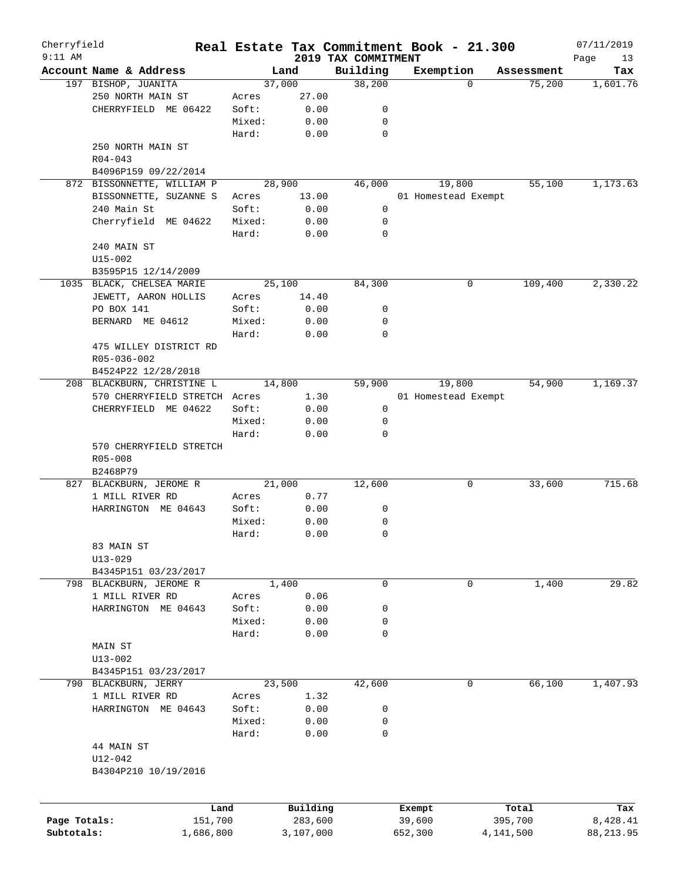# Real Estate Tax Commitment Book - 21.300

Cherryfield 9:11 AM — 2019 TAX COMMITMENT — 07/11/2019

| Account Name & Address | | Land | Building | Exemption | Assessment | Tax |
|---|---|---|---|---|---|---|
| 197 BISHOP, JUANITA | | 37,000 | 38,200 | 0 | 75,200 | 1,601.76 |
| 250 NORTH MAIN ST | Acres | 27.00 | | | | |
| CHERRYFIELD ME 06422 | Soft: | 0.00 | 0 | | | |
| | Mixed: | 0.00 | 0 | | | |
| | Hard: | 0.00 | 0 | | | |
| 250 NORTH MAIN ST | | | | | | |
| R04-043 | | | | | | |
| B4096P159 09/22/2014 | | | | | | |
| 872 BISSONNETTE, WILLIAM P | | 28,900 | 46,000 | 19,800 | 55,100 | 1,173.63 |
| BISSONNETTE, SUZANNE S | Acres | 13.00 | | 01 Homestead Exempt | | |
| 240 Main St | Soft: | 0.00 | 0 | | | |
| Cherryfield ME 04622 | Mixed: | 0.00 | 0 | | | |
| | Hard: | 0.00 | 0 | | | |
| 240 MAIN ST | | | | | | |
| U15-002 | | | | | | |
| B3595P15 12/14/2009 | | | | | | |
| 1035 BLACK, CHELSEA MARIE | | 25,100 | 84,300 | 0 | 109,400 | 2,330.22 |
| JEWETT, AARON HOLLIS | Acres | 14.40 | | | | |
| PO BOX 141 | Soft: | 0.00 | 0 | | | |
| BERNARD ME 04612 | Mixed: | 0.00 | 0 | | | |
| | Hard: | 0.00 | 0 | | | |
| 475 WILLEY DISTRICT RD | | | | | | |
| R05-036-002 | | | | | | |
| B4524P22 12/28/2018 | | | | | | |
| 208 BLACKBURN, CHRISTINE L | | 14,800 | 59,900 | 19,800 | 54,900 | 1,169.37 |
| 570 CHERRYFIELD STRETCH | Acres | 1.30 | | 01 Homestead Exempt | | |
| CHERRYFIELD ME 04622 | Soft: | 0.00 | 0 | | | |
| | Mixed: | 0.00 | 0 | | | |
| | Hard: | 0.00 | 0 | | | |
| 570 CHERRYFIELD STRETCH | | | | | | |
| R05-008 | | | | | | |
| B2468P79 | | | | | | |
| 827 BLACKBURN, JEROME R | | 21,000 | 12,600 | 0 | 33,600 | 715.68 |
| 1 MILL RIVER RD | Acres | 0.77 | | | | |
| HARRINGTON ME 04643 | Soft: | 0.00 | 0 | | | |
| | Mixed: | 0.00 | 0 | | | |
| | Hard: | 0.00 | 0 | | | |
| 83 MAIN ST | | | | | | |
| U13-029 | | | | | | |
| B4345P151 03/23/2017 | | | | | | |
| 798 BLACKBURN, JEROME R | | 1,400 | 0 | 0 | 1,400 | 29.82 |
| 1 MILL RIVER RD | Acres | 0.06 | | | | |
| HARRINGTON ME 04643 | Soft: | 0.00 | 0 | | | |
| | Mixed: | 0.00 | 0 | | | |
| | Hard: | 0.00 | 0 | | | |
| MAIN ST | | | | | | |
| U13-002 | | | | | | |
| B4345P151 03/23/2017 | | | | | | |
| 790 BLACKBURN, JERRY | | 23,500 | 42,600 | 0 | 66,100 | 1,407.93 |
| 1 MILL RIVER RD | Acres | 1.32 | | | | |
| HARRINGTON ME 04643 | Soft: | 0.00 | 0 | | | |
| | Mixed: | 0.00 | 0 | | | |
| | Hard: | 0.00 | 0 | | | |
| 44 MAIN ST | | | | | | |
| U12-042 | | | | | | |
| B4304P210 10/19/2016 | | | | | | |

| | Land | Building | Exempt | Total | Tax |
|---|---|---|---|---|---|
| Page Totals: | 151,700 | 283,600 | 39,600 | 395,700 | 8,428.41 |
| Subtotals: | 1,686,800 | 3,107,000 | 652,300 | 4,141,500 | 88,213.95 |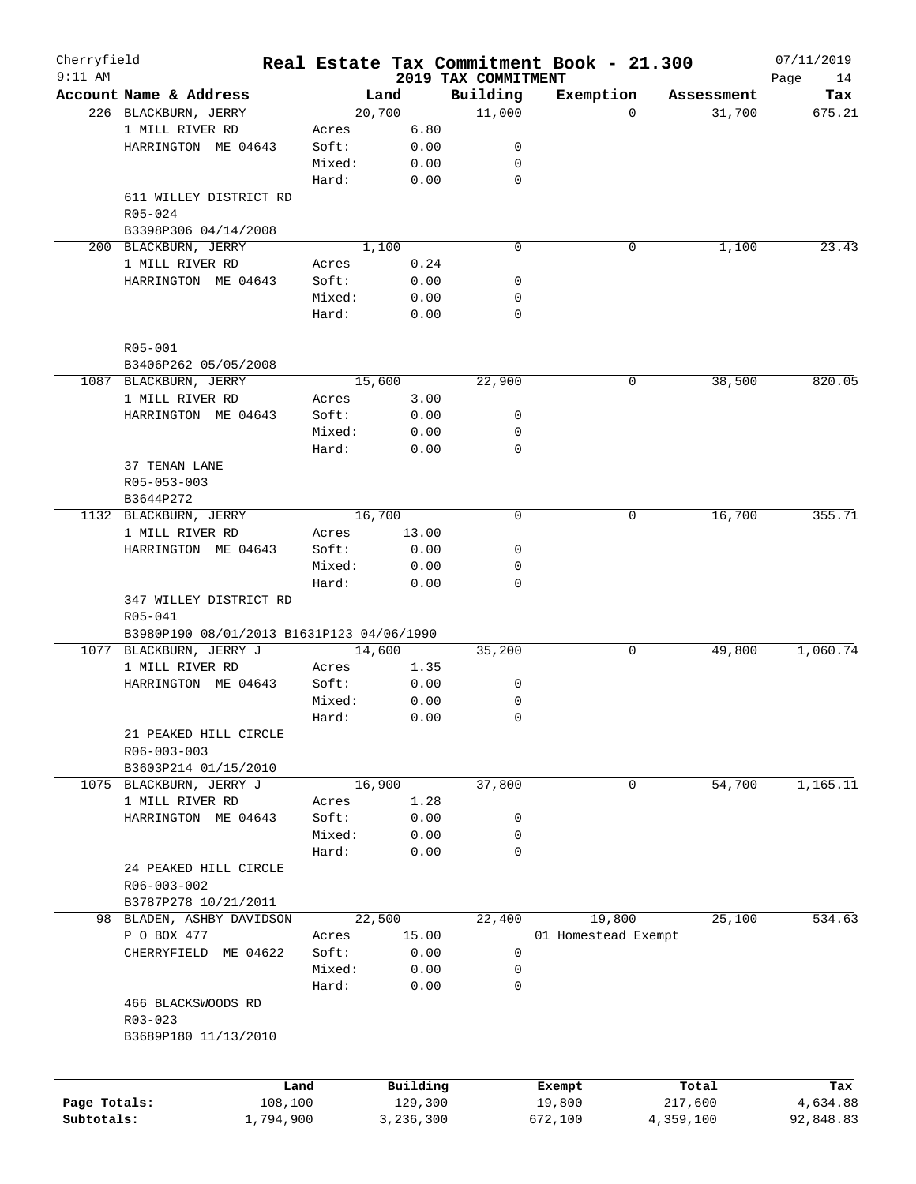Cherryfield
9:11 AM

# Real Estate Tax Commitment Book - 21.300

## 2019 TAX COMMITMENT

07/11/2019

| Account Name & Address | Land | | Building | Exemption | Assessment | Tax |
|---|---|---|---|---|---|---|
| 226 BLACKBURN, JERRY | 20,700 | | 11,000 | 0 | 31,700 | 675.21 |
| 1 MILL RIVER RD | Acres | 6.80 | | | | |
| HARRINGTON ME 04643 | Soft: | 0.00 | 0 | | | |
| | Mixed: | 0.00 | 0 | | | |
| | Hard: | 0.00 | 0 | | | |
| 611 WILLEY DISTRICT RD | | | | | | |
| R05-024 | | | | | | |
| B3398P306 04/14/2008 | | | | | | |
| 200 BLACKBURN, JERRY | 1,100 | | 0 | 0 | 1,100 | 23.43 |
| 1 MILL RIVER RD | Acres | 0.24 | | | | |
| HARRINGTON ME 04643 | Soft: | 0.00 | 0 | | | |
| | Mixed: | 0.00 | 0 | | | |
| | Hard: | 0.00 | 0 | | | |
| R05-001 | | | | | | |
| B3406P262 05/05/2008 | | | | | | |
| 1087 BLACKBURN, JERRY | 15,600 | | 22,900 | 0 | 38,500 | 820.05 |
| 1 MILL RIVER RD | Acres | 3.00 | | | | |
| HARRINGTON ME 04643 | Soft: | 0.00 | 0 | | | |
| | Mixed: | 0.00 | 0 | | | |
| | Hard: | 0.00 | 0 | | | |
| 37 TENAN LANE | | | | | | |
| R05-053-003 | | | | | | |
| B3644P272 | | | | | | |
| 1132 BLACKBURN, JERRY | 16,700 | | 0 | 0 | 16,700 | 355.71 |
| 1 MILL RIVER RD | Acres | 13.00 | | | | |
| HARRINGTON ME 04643 | Soft: | 0.00 | 0 | | | |
| | Mixed: | 0.00 | 0 | | | |
| | Hard: | 0.00 | 0 | | | |
| 347 WILLEY DISTRICT RD | | | | | | |
| R05-041 | | | | | | |
| B3980P190 08/01/2013 B1631P123 04/06/1990 | | | | | | |
| 1077 BLACKBURN, JERRY J | 14,600 | | 35,200 | 0 | 49,800 | 1,060.74 |
| 1 MILL RIVER RD | Acres | 1.35 | | | | |
| HARRINGTON ME 04643 | Soft: | 0.00 | 0 | | | |
| | Mixed: | 0.00 | 0 | | | |
| | Hard: | 0.00 | 0 | | | |
| 21 PEAKED HILL CIRCLE | | | | | | |
| R06-003-003 | | | | | | |
| B3603P214 01/15/2010 | | | | | | |
| 1075 BLACKBURN, JERRY J | 16,900 | | 37,800 | 0 | 54,700 | 1,165.11 |
| 1 MILL RIVER RD | Acres | 1.28 | | | | |
| HARRINGTON ME 04643 | Soft: | 0.00 | 0 | | | |
| | Mixed: | 0.00 | 0 | | | |
| | Hard: | 0.00 | 0 | | | |
| 24 PEAKED HILL CIRCLE | | | | | | |
| R06-003-002 | | | | | | |
| B3787P278 10/21/2011 | | | | | | |
| 98 BLADEN, ASHBY DAVIDSON | 22,500 | | 22,400 | 19,800 | 25,100 | 534.63 |
| P O BOX 477 | Acres | 15.00 | | 01 Homestead Exempt | | |
| CHERRYFIELD ME 04622 | Soft: | 0.00 | 0 | | | |
| | Mixed: | 0.00 | 0 | | | |
| | Hard: | 0.00 | 0 | | | |
| 466 BLACKSWOODS RD | | | | | | |
| R03-023 | | | | | | |
| B3689P180 11/13/2010 | | | | | | |

| | Land | Building | Exempt | Total | Tax |
|---|---|---|---|---|---|
| Page Totals: | 108,100 | 129,300 | 19,800 | 217,600 | 4,634.88 |
| Subtotals: | 1,794,900 | 3,236,300 | 672,100 | 4,359,100 | 92,848.83 |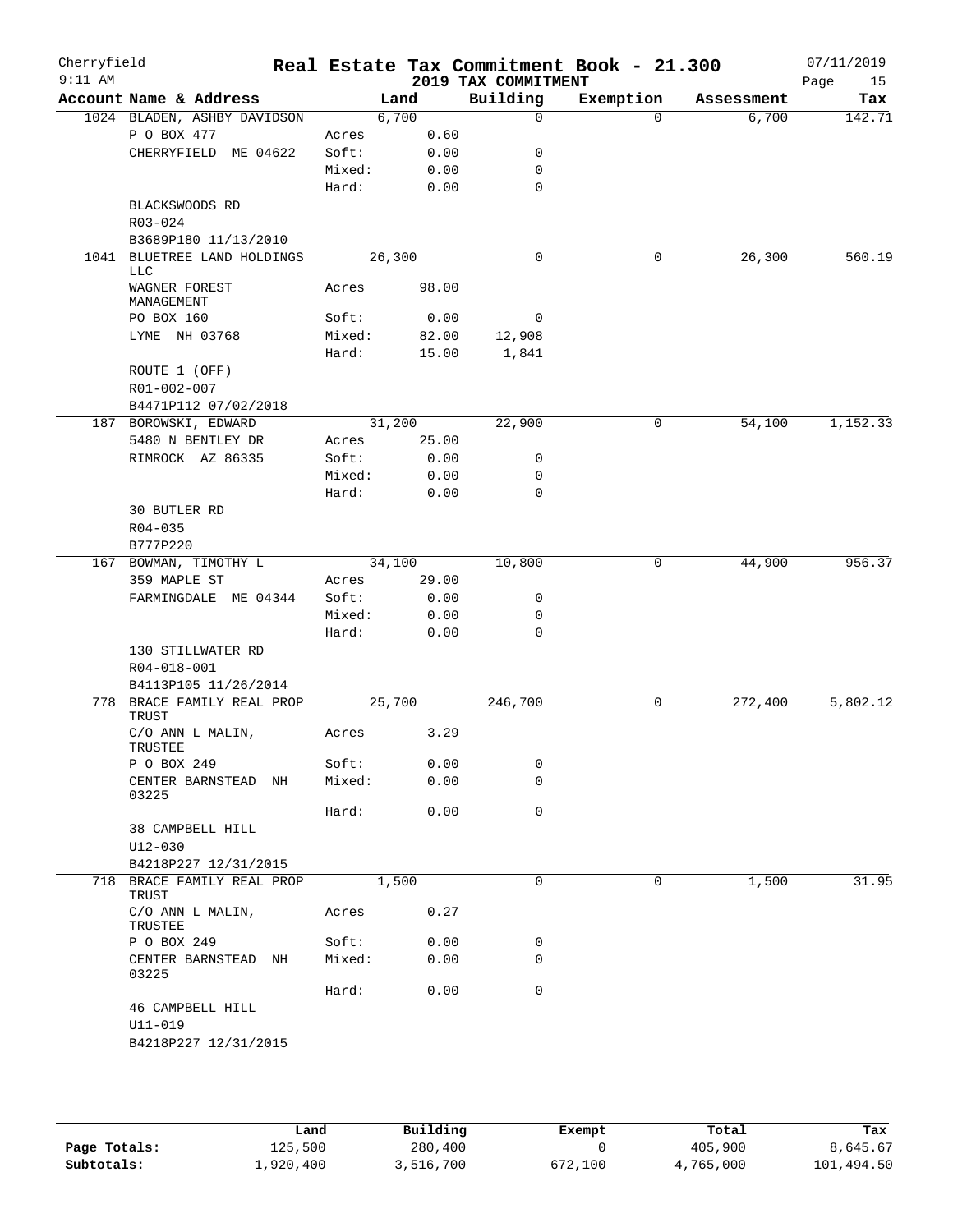Cherryfield — Real Estate Tax Commitment Book - 21.300 — 07/11/2019
9:11 AM — 2019 TAX COMMITMENT

| Account Name & Address | | Land | Building | Exemption | Assessment | Tax |
|---|---|---|---|---|---|---|
| 1024 BLADEN, ASHBY DAVIDSON | | 6,700 | 0 | 0 | 6,700 | 142.71 |
| P O BOX 477 | Acres | 0.60 | | | | |
| CHERRYFIELD ME 04622 | Soft: | 0.00 | 0 | | | |
| | Mixed: | 0.00 | 0 | | | |
| | Hard: | 0.00 | 0 | | | |
| BLACKSWOODS RD | | | | | | |
| R03-024 | | | | | | |
| B3689P180 11/13/2010 | | | | | | |
| 1041 BLUETREE LAND HOLDINGS LLC | | 26,300 | 0 | 0 | 26,300 | 560.19 |
| WAGNER FOREST MANAGEMENT | Acres | 98.00 | | | | |
| PO BOX 160 | Soft: | 0.00 | 0 | | | |
| LYME NH 03768 | Mixed: | 82.00 | 12,908 | | | |
| | Hard: | 15.00 | 1,841 | | | |
| ROUTE 1 (OFF) | | | | | | |
| R01-002-007 | | | | | | |
| B4471P112 07/02/2018 | | | | | | |
| 187 BOROWSKI, EDWARD | | 31,200 | 22,900 | 0 | 54,100 | 1,152.33 |
| 5480 N BENTLEY DR | Acres | 25.00 | | | | |
| RIMROCK AZ 86335 | Soft: | 0.00 | 0 | | | |
| | Mixed: | 0.00 | 0 | | | |
| | Hard: | 0.00 | 0 | | | |
| 30 BUTLER RD | | | | | | |
| R04-035 | | | | | | |
| B777P220 | | | | | | |
| 167 BOWMAN, TIMOTHY L | | 34,100 | 10,800 | 0 | 44,900 | 956.37 |
| 359 MAPLE ST | Acres | 29.00 | | | | |
| FARMINGDALE ME 04344 | Soft: | 0.00 | 0 | | | |
| | Mixed: | 0.00 | 0 | | | |
| | Hard: | 0.00 | 0 | | | |
| 130 STILLWATER RD | | | | | | |
| R04-018-001 | | | | | | |
| B4113P105 11/26/2014 | | | | | | |
| 778 BRACE FAMILY REAL PROP TRUST | | 25,700 | 246,700 | 0 | 272,400 | 5,802.12 |
| C/O ANN L MALIN, TRUSTEE | Acres | 3.29 | | | | |
| P O BOX 249 | Soft: | 0.00 | 0 | | | |
| CENTER BARNSTEAD NH 03225 | Mixed: | 0.00 | 0 | | | |
| | Hard: | 0.00 | 0 | | | |
| 38 CAMPBELL HILL | | | | | | |
| U12-030 | | | | | | |
| B4218P227 12/31/2015 | | | | | | |
| 718 BRACE FAMILY REAL PROP TRUST | | 1,500 | 0 | 0 | 1,500 | 31.95 |
| C/O ANN L MALIN, TRUSTEE | Acres | 0.27 | | | | |
| P O BOX 249 | Soft: | 0.00 | 0 | | | |
| CENTER BARNSTEAD NH 03225 | Mixed: | 0.00 | 0 | | | |
| | Hard: | 0.00 | 0 | | | |
| 46 CAMPBELL HILL | | | | | | |
| U11-019 | | | | | | |
| B4218P227 12/31/2015 | | | | | | |

| | Land | Building | Exempt | Total | Tax |
|---|---|---|---|---|---|
| Page Totals: | 125,500 | 280,400 | 0 | 405,900 | 8,645.67 |
| Subtotals: | 1,920,400 | 3,516,700 | 672,100 | 4,765,000 | 101,494.50 |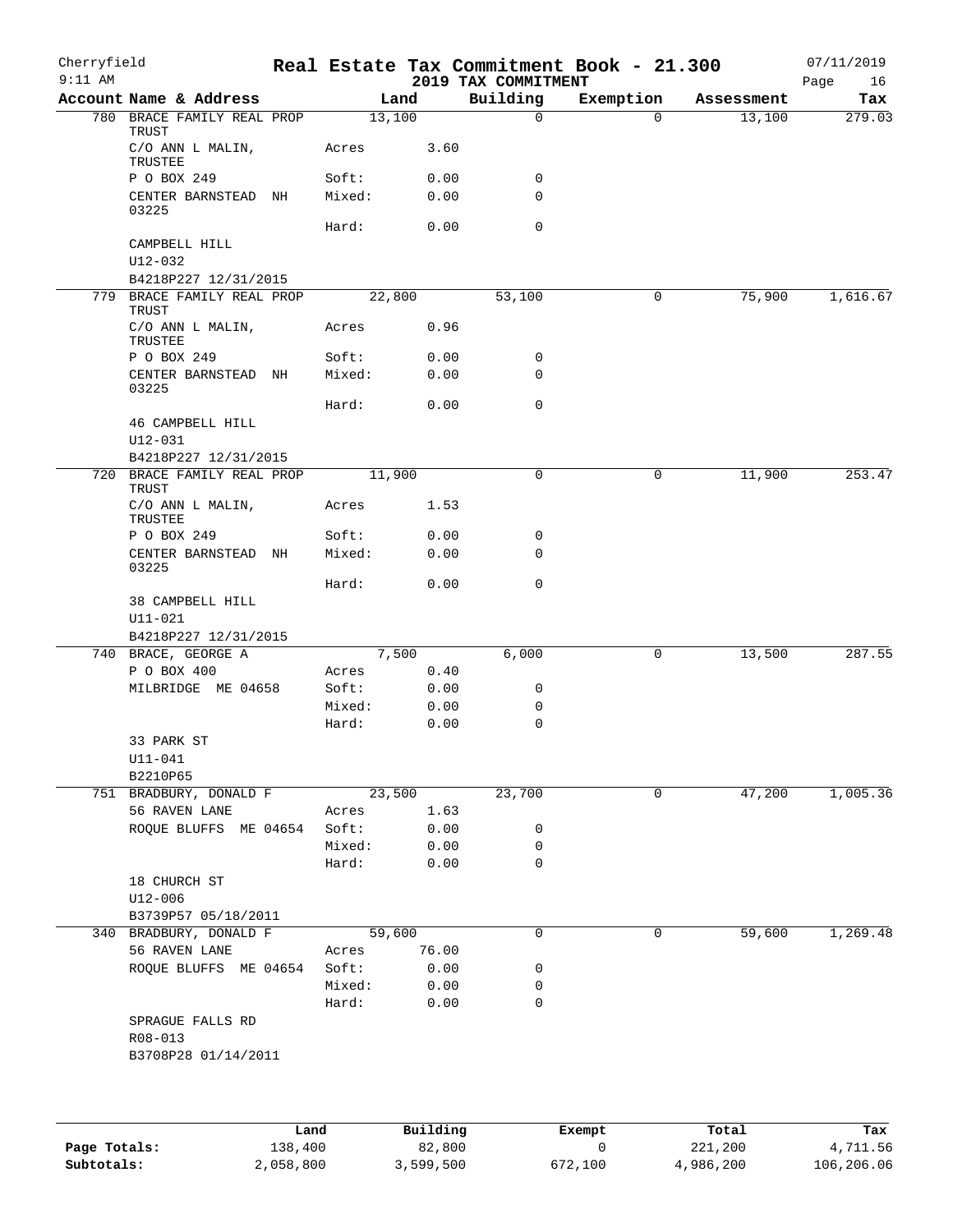# Cherryfield — Real Estate Tax Commitment Book - 21.300

2019 TAX COMMITMENT

07/11/2019, 9:11 AM

| Account Name & Address | Land | | Building | Exemption | Assessment | Tax |
|---|---|---|---|---|---|---|
| 780 BRACE FAMILY REAL PROP TRUST | 13,100 | | 0 | 0 | 13,100 | 279.03 |
| C/O ANN L MALIN, TRUSTEE | Acres | 3.60 | | | | |
| P O BOX 249 | Soft: | 0.00 | 0 | | | |
| CENTER BARNSTEAD NH 03225 | Mixed: | 0.00 | 0 | | | |
| | Hard: | 0.00 | 0 | | | |
| CAMPBELL HILL | | | | | | |
| U12-032 | | | | | | |
| B4218P227 12/31/2015 | | | | | | |
| 779 BRACE FAMILY REAL PROP TRUST | 22,800 | | 53,100 | 0 | 75,900 | 1,616.67 |
| C/O ANN L MALIN, TRUSTEE | Acres | 0.96 | | | | |
| P O BOX 249 | Soft: | 0.00 | 0 | | | |
| CENTER BARNSTEAD NH 03225 | Mixed: | 0.00 | 0 | | | |
| | Hard: | 0.00 | 0 | | | |
| 46 CAMPBELL HILL | | | | | | |
| U12-031 | | | | | | |
| B4218P227 12/31/2015 | | | | | | |
| 720 BRACE FAMILY REAL PROP TRUST | 11,900 | | 0 | 0 | 11,900 | 253.47 |
| C/O ANN L MALIN, TRUSTEE | Acres | 1.53 | | | | |
| P O BOX 249 | Soft: | 0.00 | 0 | | | |
| CENTER BARNSTEAD NH 03225 | Mixed: | 0.00 | 0 | | | |
| | Hard: | 0.00 | 0 | | | |
| 38 CAMPBELL HILL | | | | | | |
| U11-021 | | | | | | |
| B4218P227 12/31/2015 | | | | | | |
| 740 BRACE, GEORGE A | 7,500 | | 6,000 | 0 | 13,500 | 287.55 |
| P O BOX 400 | Acres | 0.40 | | | | |
| MILBRIDGE ME 04658 | Soft: | 0.00 | 0 | | | |
| | Mixed: | 0.00 | 0 | | | |
| | Hard: | 0.00 | 0 | | | |
| 33 PARK ST | | | | | | |
| U11-041 | | | | | | |
| B2210P65 | | | | | | |
| 751 BRADBURY, DONALD F | 23,500 | | 23,700 | 0 | 47,200 | 1,005.36 |
| 56 RAVEN LANE | Acres | 1.63 | | | | |
| ROQUE BLUFFS ME 04654 | Soft: | 0.00 | 0 | | | |
| | Mixed: | 0.00 | 0 | | | |
| | Hard: | 0.00 | 0 | | | |
| 18 CHURCH ST | | | | | | |
| U12-006 | | | | | | |
| B3739P57 05/18/2011 | | | | | | |
| 340 BRADBURY, DONALD F | 59,600 | | 0 | 0 | 59,600 | 1,269.48 |
| 56 RAVEN LANE | Acres | 76.00 | | | | |
| ROQUE BLUFFS ME 04654 | Soft: | 0.00 | 0 | | | |
| | Mixed: | 0.00 | 0 | | | |
| | Hard: | 0.00 | 0 | | | |
| SPRAGUE FALLS RD | | | | | | |
| R08-013 | | | | | | |
| B3708P28 01/14/2011 | | | | | | |

| | Land | Building | Exempt | Total | Tax |
|---|---|---|---|---|---|
| Page Totals: | 138,400 | 82,800 | 0 | 221,200 | 4,711.56 |
| Subtotals: | 2,058,800 | 3,599,500 | 672,100 | 4,986,200 | 106,206.06 |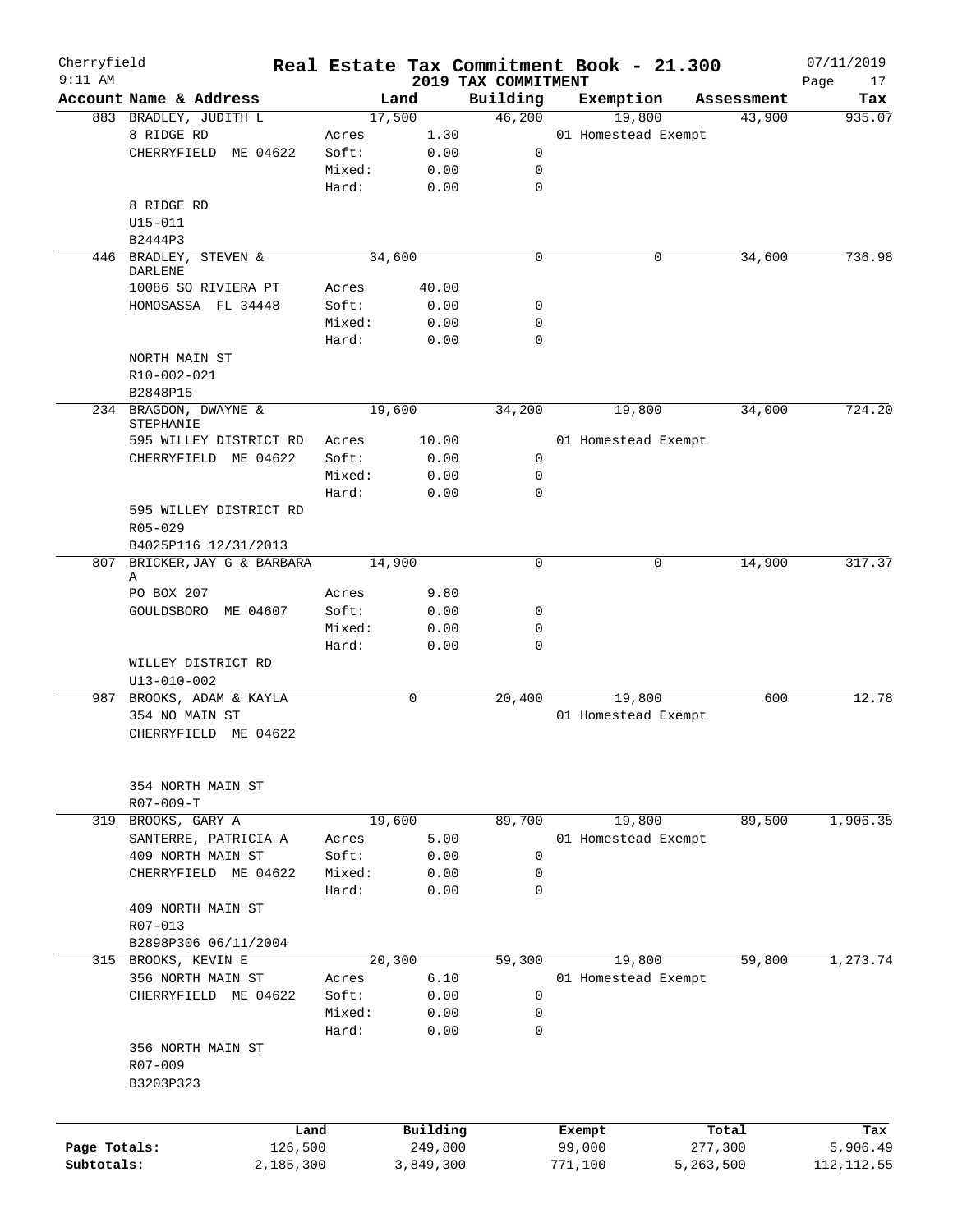Cherryfield 9:11 AM

# Real Estate Tax Commitment Book - 21.300

## 2019 TAX COMMITMENT

07/11/2019

| Account | Name & Address | Land | | Building | Exemption | Assessment | Tax |
|---|---|---|---|---|---|---|---|
| 883 | BRADLEY, JUDITH L | 17,500 | | 46,200 | 19,800 | 43,900 | 935.07 |
| | 8 RIDGE RD | Acres | 1.30 | | 01 Homestead Exempt | | |
| | CHERRYFIELD ME 04622 | Soft: | 0.00 | 0 | | | |
| | | Mixed: | 0.00 | 0 | | | |
| | | Hard: | 0.00 | 0 | | | |
| | 8 RIDGE RD | | | | | | |
| | U15-011 | | | | | | |
| | B2444P3 | | | | | | |
| 446 | BRADLEY, STEVEN & DARLENE | 34,600 | | 0 | 0 | 34,600 | 736.98 |
| | 10086 SO RIVIERA PT | Acres | 40.00 | | | | |
| | HOMOSASSA FL 34448 | Soft: | 0.00 | 0 | | | |
| | | Mixed: | 0.00 | 0 | | | |
| | | Hard: | 0.00 | 0 | | | |
| | NORTH MAIN ST | | | | | | |
| | R10-002-021 | | | | | | |
| | B2848P15 | | | | | | |
| 234 | BRAGDON, DWAYNE & STEPHANIE | 19,600 | | 34,200 | 19,800 | 34,000 | 724.20 |
| | 595 WILLEY DISTRICT RD | Acres | 10.00 | | 01 Homestead Exempt | | |
| | CHERRYFIELD ME 04622 | Soft: | 0.00 | 0 | | | |
| | | Mixed: | 0.00 | 0 | | | |
| | | Hard: | 0.00 | 0 | | | |
| | 595 WILLEY DISTRICT RD | | | | | | |
| | R05-029 | | | | | | |
| | B4025P116 12/31/2013 | | | | | | |
| 807 | BRICKER,JAY G & BARBARA A | 14,900 | | 0 | 0 | 14,900 | 317.37 |
| | PO BOX 207 | Acres | 9.80 | | | | |
| | GOULDSBORO ME 04607 | Soft: | 0.00 | 0 | | | |
| | | Mixed: | 0.00 | 0 | | | |
| | | Hard: | 0.00 | 0 | | | |
| | WILLEY DISTRICT RD | | | | | | |
| | U13-010-002 | | | | | | |
| 987 | BROOKS, ADAM & KAYLA | 0 | | 20,400 | 19,800 | 600 | 12.78 |
| | 354 NO MAIN ST | | | | 01 Homestead Exempt | | |
| | CHERRYFIELD ME 04622 | | | | | | |
| | 354 NORTH MAIN ST | | | | | | |
| | R07-009-T | | | | | | |
| 319 | BROOKS, GARY A | 19,600 | | 89,700 | 19,800 | 89,500 | 1,906.35 |
| | SANTERRE, PATRICIA A | Acres | 5.00 | | 01 Homestead Exempt | | |
| | 409 NORTH MAIN ST | Soft: | 0.00 | 0 | | | |
| | CHERRYFIELD ME 04622 | Mixed: | 0.00 | 0 | | | |
| | | Hard: | 0.00 | 0 | | | |
| | 409 NORTH MAIN ST | | | | | | |
| | R07-013 | | | | | | |
| | B2898P306 06/11/2004 | | | | | | |
| 315 | BROOKS, KEVIN E | 20,300 | | 59,300 | 19,800 | 59,800 | 1,273.74 |
| | 356 NORTH MAIN ST | Acres | 6.10 | | 01 Homestead Exempt | | |
| | CHERRYFIELD ME 04622 | Soft: | 0.00 | 0 | | | |
| | | Mixed: | 0.00 | 0 | | | |
| | | Hard: | 0.00 | 0 | | | |
| | 356 NORTH MAIN ST | | | | | | |
| | R07-009 | | | | | | |
| | B3203P323 | | | | | | |

| | Land | Building | Exempt | Total | Tax |
|---|---|---|---|---|---|
| Page Totals: | 126,500 | 249,800 | 99,000 | 277,300 | 5,906.49 |
| Subtotals: | 2,185,300 | 3,849,300 | 771,100 | 5,263,500 | 112,112.55 |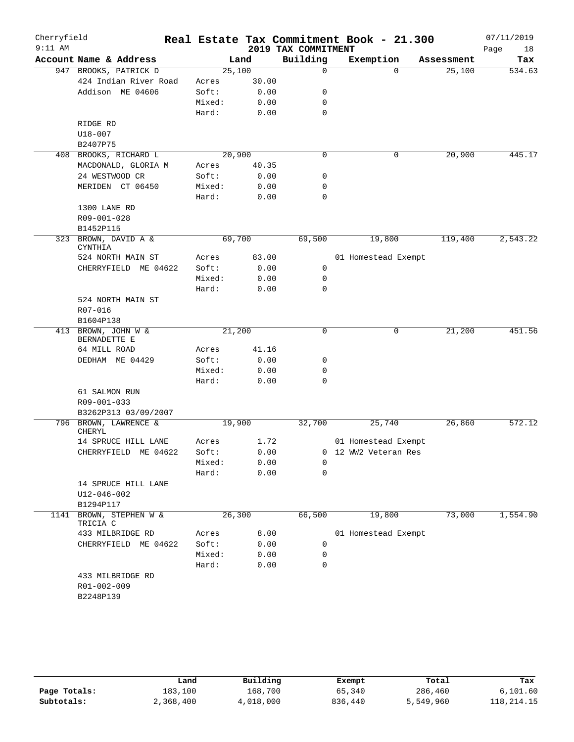Cherryfield
9:11 AM

# Real Estate Tax Commitment Book - 21.300

## 2019 TAX COMMITMENT

07/11/2019

| Account Name & Address | | Land | Building | Exemption | Assessment | Tax |
|---|---|---|---|---|---|---|
| 947 BROOKS, PATRICK D | | 25,100 | 0 | 0 | 25,100 | 534.63 |
| 424 Indian River Road | Acres | 30.00 | | | | |
| Addison ME 04606 | Soft: | 0.00 | 0 | | | |
| | Mixed: | 0.00 | 0 | | | |
| | Hard: | 0.00 | 0 | | | |
| RIDGE RD | | | | | | |
| U18-007 | | | | | | |
| B2407P75 | | | | | | |
| 408 BROOKS, RICHARD L | | 20,900 | 0 | 0 | 20,900 | 445.17 |
| MACDONALD, GLORIA M | Acres | 40.35 | | | | |
| 24 WESTWOOD CR | Soft: | 0.00 | 0 | | | |
| MERIDEN CT 06450 | Mixed: | 0.00 | 0 | | | |
| | Hard: | 0.00 | 0 | | | |
| 1300 LANE RD | | | | | | |
| R09-001-028 | | | | | | |
| B1452P115 | | | | | | |
| 323 BROWN, DAVID A & CYNTHIA | | 69,700 | 69,500 | 19,800 | 119,400 | 2,543.22 |
| 524 NORTH MAIN ST | Acres | 83.00 | | 01 Homestead Exempt | | |
| CHERRYFIELD ME 04622 | Soft: | 0.00 | 0 | | | |
| | Mixed: | 0.00 | 0 | | | |
| | Hard: | 0.00 | 0 | | | |
| 524 NORTH MAIN ST | | | | | | |
| R07-016 | | | | | | |
| B1604P138 | | | | | | |
| 413 BROWN, JOHN W & BERNADETTE E | | 21,200 | 0 | 0 | 21,200 | 451.56 |
| 64 MILL ROAD | Acres | 41.16 | | | | |
| DEDHAM ME 04429 | Soft: | 0.00 | 0 | | | |
| | Mixed: | 0.00 | 0 | | | |
| | Hard: | 0.00 | 0 | | | |
| 61 SALMON RUN | | | | | | |
| R09-001-033 | | | | | | |
| B3262P313 03/09/2007 | | | | | | |
| 796 BROWN, LAWRENCE & CHERYL | | 19,900 | 32,700 | 25,740 | 26,860 | 572.12 |
| 14 SPRUCE HILL LANE | Acres | 1.72 | | 01 Homestead Exempt | | |
| CHERRYFIELD ME 04622 | Soft: | 0.00 | 0 | 12 WW2 Veteran Res | | |
| | Mixed: | 0.00 | 0 | | | |
| | Hard: | 0.00 | 0 | | | |
| 14 SPRUCE HILL LANE | | | | | | |
| U12-046-002 | | | | | | |
| B1294P117 | | | | | | |
| 1141 BROWN, STEPHEN W & TRICIA C | | 26,300 | 66,500 | 19,800 | 73,000 | 1,554.90 |
| 433 MILBRIDGE RD | Acres | 8.00 | | 01 Homestead Exempt | | |
| CHERRYFIELD ME 04622 | Soft: | 0.00 | 0 | | | |
| | Mixed: | 0.00 | 0 | | | |
| | Hard: | 0.00 | 0 | | | |
| 433 MILBRIDGE RD | | | | | | |
| R01-002-009 | | | | | | |
| B2248P139 | | | | | | |

| | Land | Building | Exempt | Total | Tax |
|---|---|---|---|---|---|
| Page Totals: | 183,100 | 168,700 | 65,340 | 286,460 | 6,101.60 |
| Subtotals: | 2,368,400 | 4,018,000 | 836,440 | 5,549,960 | 118,214.15 |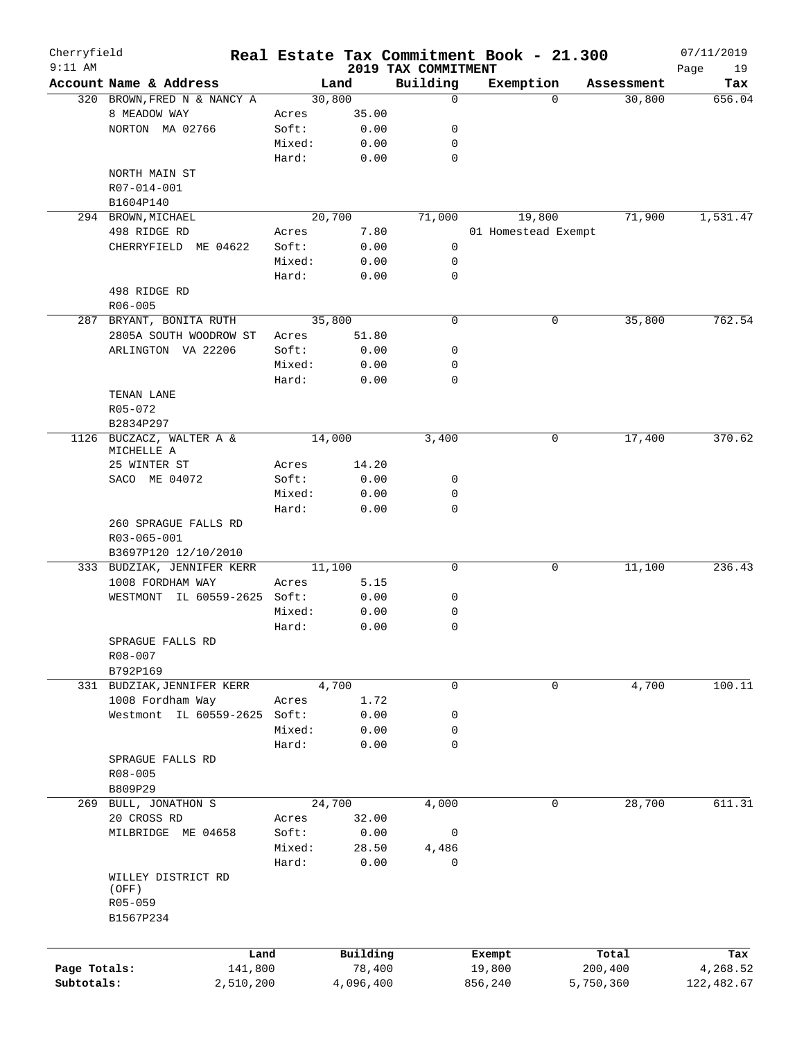# Real Estate Tax Commitment Book - 21.300

Cherryfield
9:11 AM
2019 TAX COMMITMENT
07/11/2019

| Account | Name & Address | | Land | Building | Exemption | Assessment | Tax |
|---|---|---|---|---|---|---|---|
| 320 | BROWN,FRED N & NANCY A | | 30,800 | 0 | 0 | 30,800 | 656.04 |
| | 8 MEADOW WAY | Acres | 35.00 | | | | |
| | NORTON MA 02766 | Soft: | 0.00 | 0 | | | |
| | | Mixed: | 0.00 | 0 | | | |
| | | Hard: | 0.00 | 0 | | | |
| | NORTH MAIN ST | | | | | | |
| | R07-014-001 | | | | | | |
| | B1604P140 | | | | | | |
| 294 | BROWN,MICHAEL | | 20,700 | 71,000 | 19,800 | 71,900 | 1,531.47 |
| | 498 RIDGE RD | Acres | 7.80 | | 01 Homestead Exempt | | |
| | CHERRYFIELD ME 04622 | Soft: | 0.00 | 0 | | | |
| | | Mixed: | 0.00 | 0 | | | |
| | | Hard: | 0.00 | 0 | | | |
| | 498 RIDGE RD | | | | | | |
| | R06-005 | | | | | | |
| 287 | BRYANT, BONITA RUTH | | 35,800 | 0 | 0 | 35,800 | 762.54 |
| | 2805A SOUTH WOODROW ST | Acres | 51.80 | | | | |
| | ARLINGTON VA 22206 | Soft: | 0.00 | 0 | | | |
| | | Mixed: | 0.00 | 0 | | | |
| | | Hard: | 0.00 | 0 | | | |
| | TENAN LANE | | | | | | |
| | R05-072 | | | | | | |
| | B2834P297 | | | | | | |
| 1126 | BUCZACZ, WALTER A & MICHELLE A | | 14,000 | 3,400 | 0 | 17,400 | 370.62 |
| | 25 WINTER ST | Acres | 14.20 | | | | |
| | SACO ME 04072 | Soft: | 0.00 | 0 | | | |
| | | Mixed: | 0.00 | 0 | | | |
| | | Hard: | 0.00 | 0 | | | |
| | 260 SPRAGUE FALLS RD | | | | | | |
| | R03-065-001 | | | | | | |
| | B3697P120 12/10/2010 | | | | | | |
| 333 | BUDZIAK, JENNIFER KERR | | 11,100 | 0 | 0 | 11,100 | 236.43 |
| | 1008 FORDHAM WAY | Acres | 5.15 | | | | |
| | WESTMONT IL 60559-2625 | Soft: | 0.00 | 0 | | | |
| | | Mixed: | 0.00 | 0 | | | |
| | | Hard: | 0.00 | 0 | | | |
| | SPRAGUE FALLS RD | | | | | | |
| | R08-007 | | | | | | |
| | B792P169 | | | | | | |
| 331 | BUDZIAK,JENNIFER KERR | | 4,700 | 0 | 0 | 4,700 | 100.11 |
| | 1008 Fordham Way | Acres | 1.72 | | | | |
| | Westmont IL 60559-2625 | Soft: | 0.00 | 0 | | | |
| | | Mixed: | 0.00 | 0 | | | |
| | | Hard: | 0.00 | 0 | | | |
| | SPRAGUE FALLS RD | | | | | | |
| | R08-005 | | | | | | |
| | B809P29 | | | | | | |
| 269 | BULL, JONATHON S | | 24,700 | 4,000 | 0 | 28,700 | 611.31 |
| | 20 CROSS RD | Acres | 32.00 | | | | |
| | MILBRIDGE ME 04658 | Soft: | 0.00 | 0 | | | |
| | | Mixed: | 28.50 | 4,486 | | | |
| | | Hard: | 0.00 | 0 | | | |
| | WILLEY DISTRICT RD (OFF) | | | | | | |
| | R05-059 | | | | | | |
| | B1567P234 | | | | | | |

| | Land | Building | Exempt | Total | Tax |
|---|---|---|---|---|---|
| Page Totals: | 141,800 | 78,400 | 19,800 | 200,400 | 4,268.52 |
| Subtotals: | 2,510,200 | 4,096,400 | 856,240 | 5,750,360 | 122,482.67 |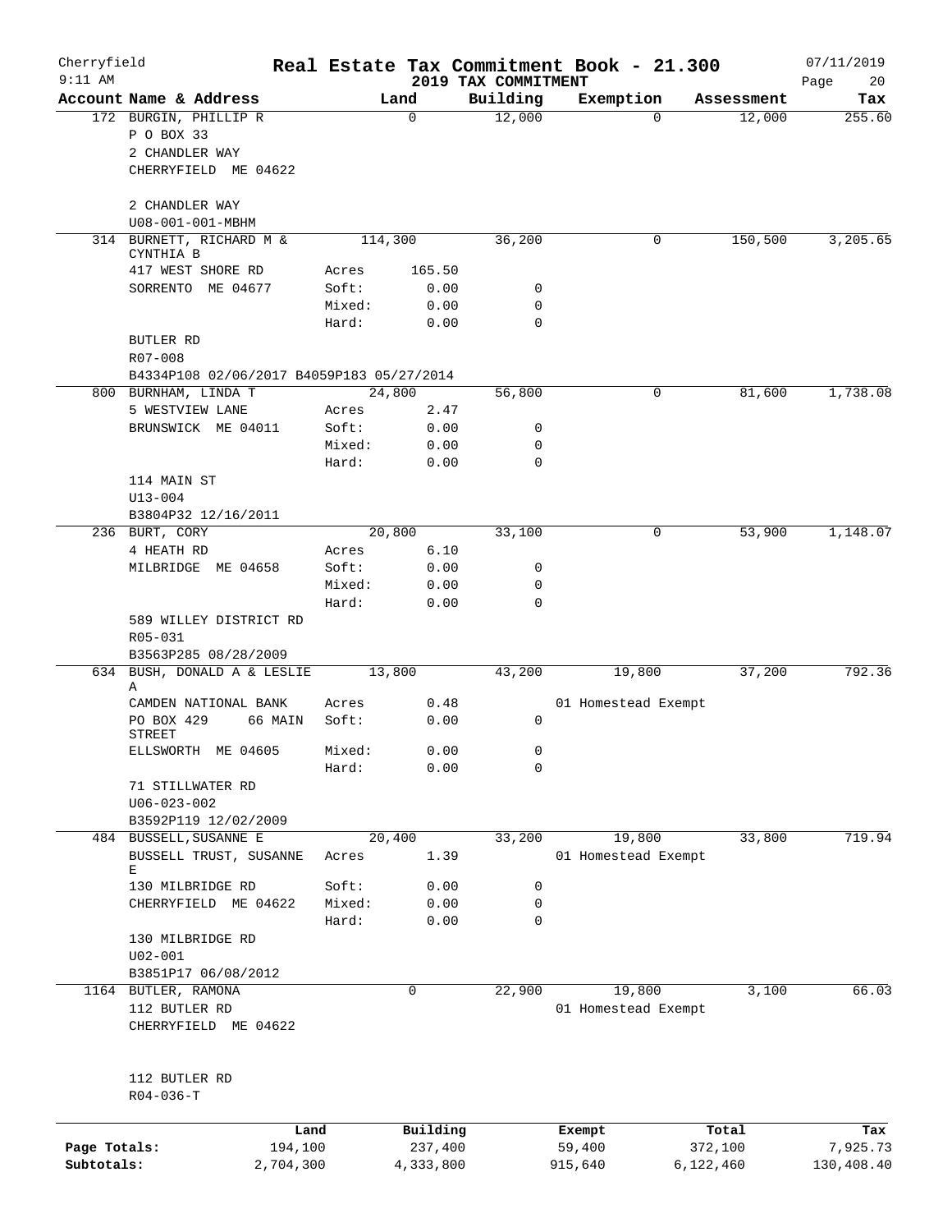# Cherryfield Real Estate Tax Commitment Book - 21.300

## 2019 TAX COMMITMENT

| Account Name & Address | Land | Building | Exemption | Assessment | Tax |
|---|---|---|---|---|---|
| 172 BURGIN, PHILLIP R<br>P O BOX 33<br>2 CHANDLER WAY<br>CHERRYFIELD ME 04622<br><br>2 CHANDLER WAY<br>U08-001-001-MBHM | 0 | 12,000 | 0 | 12,000 | 255.60 |
| 314 BURNETT, RICHARD M & CYNTHIA B<br>417 WEST SHORE RD<br>SORRENTO ME 04677<br><br>BUTLER RD<br>R07-008<br>B4334P108 02/06/2017 B4059P183 05/27/2014 | 114,300<br>Acres 165.50<br>Soft: 0.00<br>Mixed: 0.00<br>Hard: 0.00 | 36,200<br><br>0<br>0<br>0 | 0 | 150,500 | 3,205.65 |
| 800 BURNHAM, LINDA T<br>5 WESTVIEW LANE<br>BRUNSWICK ME 04011<br><br>114 MAIN ST<br>U13-004<br>B3804P32 12/16/2011 | 24,800<br>Acres 2.47<br>Soft: 0.00<br>Mixed: 0.00<br>Hard: 0.00 | 56,800<br><br>0<br>0<br>0 | 0 | 81,600 | 1,738.08 |
| 236 BURT, CORY<br>4 HEATH RD<br>MILBRIDGE ME 04658<br><br>589 WILLEY DISTRICT RD<br>R05-031<br>B3563P285 08/28/2009 | 20,800<br>Acres 6.10<br>Soft: 0.00<br>Mixed: 0.00<br>Hard: 0.00 | 33,100<br><br>0<br>0<br>0 | 0 | 53,900 | 1,148.07 |
| 634 BUSH, DONALD A & LESLIE A<br>CAMDEN NATIONAL BANK<br>PO BOX 429 66 MAIN STREET<br>ELLSWORTH ME 04605<br><br>71 STILLWATER RD<br>U06-023-002<br>B3592P119 12/02/2009 | 13,800<br>Acres 0.48<br>Soft: 0.00<br>Mixed: 0.00<br>Hard: 0.00 | 43,200<br><br>0<br>0<br>0 | 19,800<br>01 Homestead Exempt | 37,200 | 792.36 |
| 484 BUSSELL, SUSANNE E<br>BUSSELL TRUST, SUSANNE E<br>130 MILBRIDGE RD<br>CHERRYFIELD ME 04622<br><br>130 MILBRIDGE RD<br>U02-001<br>B3851P17 06/08/2012 | 20,400<br>Acres 1.39<br>Soft: 0.00<br>Mixed: 0.00<br>Hard: 0.00 | 33,200<br><br>0<br>0<br>0 | 19,800<br>01 Homestead Exempt | 33,800 | 719.94 |
| 1164 BUTLER, RAMONA<br>112 BUTLER RD<br>CHERRYFIELD ME 04622<br><br>112 BUTLER RD<br>R04-036-T | 0 | 22,900 | 19,800<br>01 Homestead Exempt | 3,100 | 66.03 |

| | Land | Building | Exempt | Total | Tax |
|---|---|---|---|---|---|
| Page Totals: | 194,100 | 237,400 | 59,400 | 372,100 | 7,925.73 |
| Subtotals: | 2,704,300 | 4,333,800 | 915,640 | 6,122,460 | 130,408.40 |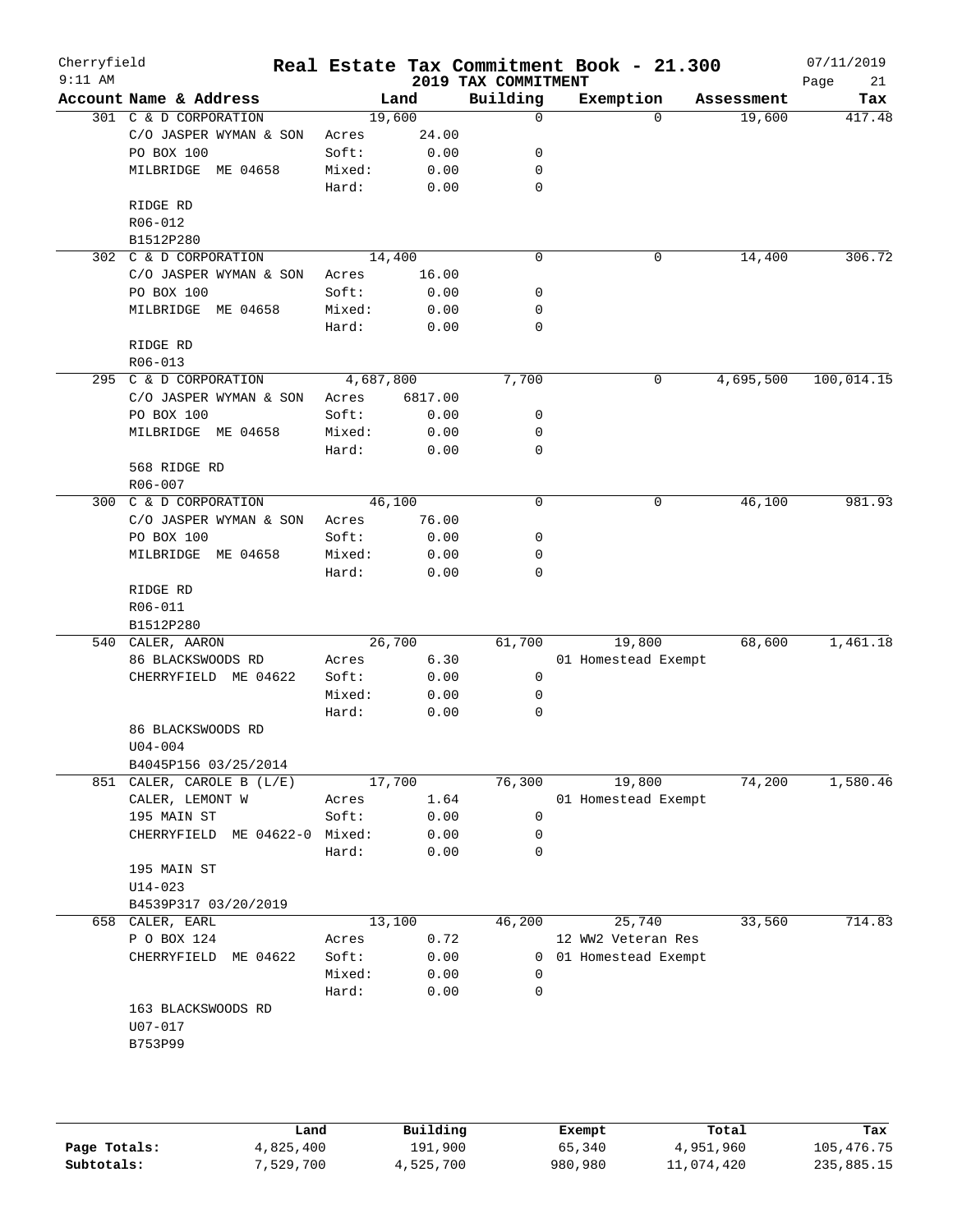# Cherryfield — Real Estate Tax Commitment Book - 21.300

9:11 AM — 2019 TAX COMMITMENT — 07/11/2019 — Page 21

| Account Name & Address | Land | | Building | Exemption | Assessment | Tax |
|---|---|---|---|---|---|---|
| 301 C & D CORPORATION | 19,600 | | 0 | 0 | 19,600 | 417.48 |
| C/O JASPER WYMAN & SON | Acres | 24.00 | | | | |
| PO BOX 100 | Soft: | 0.00 | 0 | | | |
| MILBRIDGE ME 04658 | Mixed: | 0.00 | 0 | | | |
| | Hard: | 0.00 | 0 | | | |
| RIDGE RD | | | | | | |
| R06-012 | | | | | | |
| B1512P280 | | | | | | |
| 302 C & D CORPORATION | 14,400 | | 0 | 0 | 14,400 | 306.72 |
| C/O JASPER WYMAN & SON | Acres | 16.00 | | | | |
| PO BOX 100 | Soft: | 0.00 | 0 | | | |
| MILBRIDGE ME 04658 | Mixed: | 0.00 | 0 | | | |
| | Hard: | 0.00 | 0 | | | |
| RIDGE RD | | | | | | |
| R06-013 | | | | | | |
| 295 C & D CORPORATION | 4,687,800 | | 7,700 | 0 | 4,695,500 | 100,014.15 |
| C/O JASPER WYMAN & SON | Acres | 6817.00 | | | | |
| PO BOX 100 | Soft: | 0.00 | 0 | | | |
| MILBRIDGE ME 04658 | Mixed: | 0.00 | 0 | | | |
| | Hard: | 0.00 | 0 | | | |
| 568 RIDGE RD | | | | | | |
| R06-007 | | | | | | |
| 300 C & D CORPORATION | 46,100 | | 0 | 0 | 46,100 | 981.93 |
| C/O JASPER WYMAN & SON | Acres | 76.00 | | | | |
| PO BOX 100 | Soft: | 0.00 | 0 | | | |
| MILBRIDGE ME 04658 | Mixed: | 0.00 | 0 | | | |
| | Hard: | 0.00 | 0 | | | |
| RIDGE RD | | | | | | |
| R06-011 | | | | | | |
| B1512P280 | | | | | | |
| 540 CALER, AARON | 26,700 | | 61,700 | 19,800 | 68,600 | 1,461.18 |
| 86 BLACKSWOODS RD | Acres | 6.30 | | 01 Homestead Exempt | | |
| CHERRYFIELD ME 04622 | Soft: | 0.00 | 0 | | | |
| | Mixed: | 0.00 | 0 | | | |
| | Hard: | 0.00 | 0 | | | |
| 86 BLACKSWOODS RD | | | | | | |
| U04-004 | | | | | | |
| B4045P156 03/25/2014 | | | | | | |
| 851 CALER, CAROLE B (L/E) | 17,700 | | 76,300 | 19,800 | 74,200 | 1,580.46 |
| CALER, LEMONT W | Acres | 1.64 | | 01 Homestead Exempt | | |
| 195 MAIN ST | Soft: | 0.00 | 0 | | | |
| CHERRYFIELD ME 04622-0 | Mixed: | 0.00 | 0 | | | |
| | Hard: | 0.00 | 0 | | | |
| 195 MAIN ST | | | | | | |
| U14-023 | | | | | | |
| B4539P317 03/20/2019 | | | | | | |
| 658 CALER, EARL | 13,100 | | 46,200 | 25,740 | 33,560 | 714.83 |
| P O BOX 124 | Acres | 0.72 | | 12 WW2 Veteran Res | | |
| CHERRYFIELD ME 04622 | Soft: | 0.00 | 0 | 01 Homestead Exempt | | |
| | Mixed: | 0.00 | 0 | | | |
| | Hard: | 0.00 | 0 | | | |
| 163 BLACKSWOODS RD | | | | | | |
| U07-017 | | | | | | |
| B753P99 | | | | | | |

| | Land | Building | Exempt | Total | Tax |
|---|---|---|---|---|---|
| **Page Totals:** | 4,825,400 | 191,900 | 65,340 | 4,951,960 | 105,476.75 |
| **Subtotals:** | 7,529,700 | 4,525,700 | 980,980 | 11,074,420 | 235,885.15 |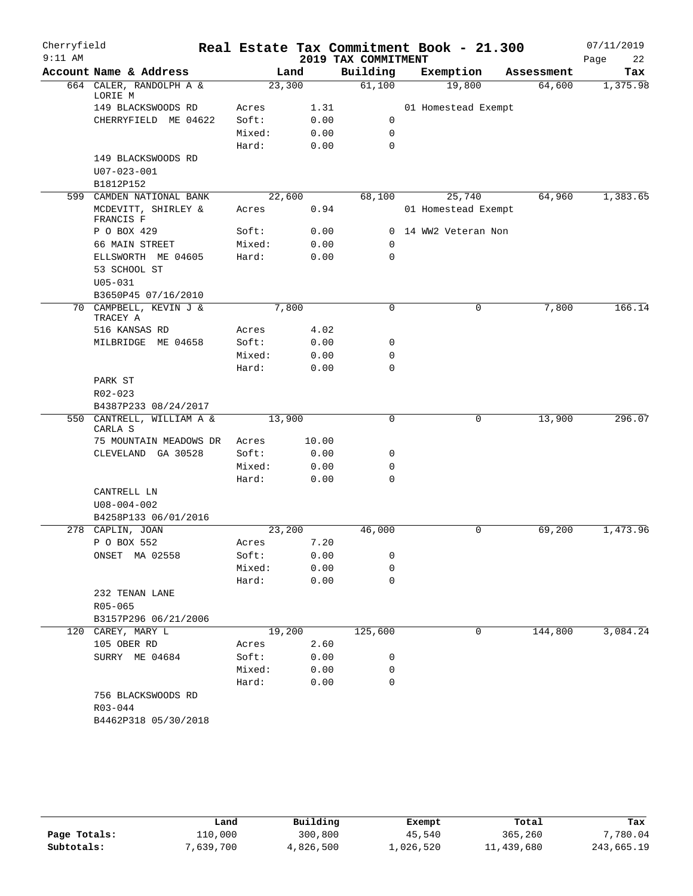Cherryfield 9:11 AM

# Real Estate Tax Commitment Book - 21.300

## 2019 TAX COMMITMENT

07/11/2019 Page 22

| Account Name & Address | | Land | Building | Exemption | Assessment | Tax |
|---|---|---|---|---|---|---|
| 664 CALER, RANDOLPH A & LORIE M | | 23,300 | 61,100 | 19,800 | 64,600 | 1,375.98 |
| 149 BLACKSWOODS RD | Acres | 1.31 | | 01 Homestead Exempt | | |
| CHERRYFIELD ME 04622 | Soft: | 0.00 | 0 | | | |
| | Mixed: | 0.00 | 0 | | | |
| | Hard: | 0.00 | 0 | | | |
| 149 BLACKSWOODS RD | | | | | | |
| U07-023-001 | | | | | | |
| B1812P152 | | | | | | |
| 599 CAMDEN NATIONAL BANK | | 22,600 | 68,100 | 25,740 | 64,960 | 1,383.65 |
| MCDEVITT, SHIRLEY & FRANCIS F | Acres | 0.94 | | 01 Homestead Exempt | | |
| P O BOX 429 | Soft: | 0.00 | 0 | 14 WW2 Veteran Non | | |
| 66 MAIN STREET | Mixed: | 0.00 | 0 | | | |
| ELLSWORTH ME 04605 | Hard: | 0.00 | 0 | | | |
| 53 SCHOOL ST | | | | | | |
| U05-031 | | | | | | |
| B3650P45 07/16/2010 | | | | | | |
| 70 CAMPBELL, KEVIN J & TRACEY A | | 7,800 | 0 | 0 | 7,800 | 166.14 |
| 516 KANSAS RD | Acres | 4.02 | | | | |
| MILBRIDGE ME 04658 | Soft: | 0.00 | 0 | | | |
| | Mixed: | 0.00 | 0 | | | |
| | Hard: | 0.00 | 0 | | | |
| PARK ST | | | | | | |
| R02-023 | | | | | | |
| B4387P233 08/24/2017 | | | | | | |
| 550 CANTRELL, WILLIAM A & CARLA S | | 13,900 | 0 | 0 | 13,900 | 296.07 |
| 75 MOUNTAIN MEADOWS DR | Acres | 10.00 | | | | |
| CLEVELAND GA 30528 | Soft: | 0.00 | 0 | | | |
| | Mixed: | 0.00 | 0 | | | |
| | Hard: | 0.00 | 0 | | | |
| CANTRELL LN | | | | | | |
| U08-004-002 | | | | | | |
| B4258P133 06/01/2016 | | | | | | |
| 278 CAPLIN, JOAN | | 23,200 | 46,000 | 0 | 69,200 | 1,473.96 |
| P O BOX 552 | Acres | 7.20 | | | | |
| ONSET MA 02558 | Soft: | 0.00 | 0 | | | |
| | Mixed: | 0.00 | 0 | | | |
| | Hard: | 0.00 | 0 | | | |
| 232 TENAN LANE | | | | | | |
| R05-065 | | | | | | |
| B3157P296 06/21/2006 | | | | | | |
| 120 CAREY, MARY L | | 19,200 | 125,600 | 0 | 144,800 | 3,084.24 |
| 105 OBER RD | Acres | 2.60 | | | | |
| SURRY ME 04684 | Soft: | 0.00 | 0 | | | |
| | Mixed: | 0.00 | 0 | | | |
| | Hard: | 0.00 | 0 | | | |
| 756 BLACKSWOODS RD | | | | | | |
| R03-044 | | | | | | |
| B4462P318 05/30/2018 | | | | | | |

| | Land | Building | Exempt | Total | Tax |
|---|---|---|---|---|---|
| Page Totals: | 110,000 | 300,800 | 45,540 | 365,260 | 7,780.04 |
| Subtotals: | 7,639,700 | 4,826,500 | 1,026,520 | 11,439,680 | 243,665.19 |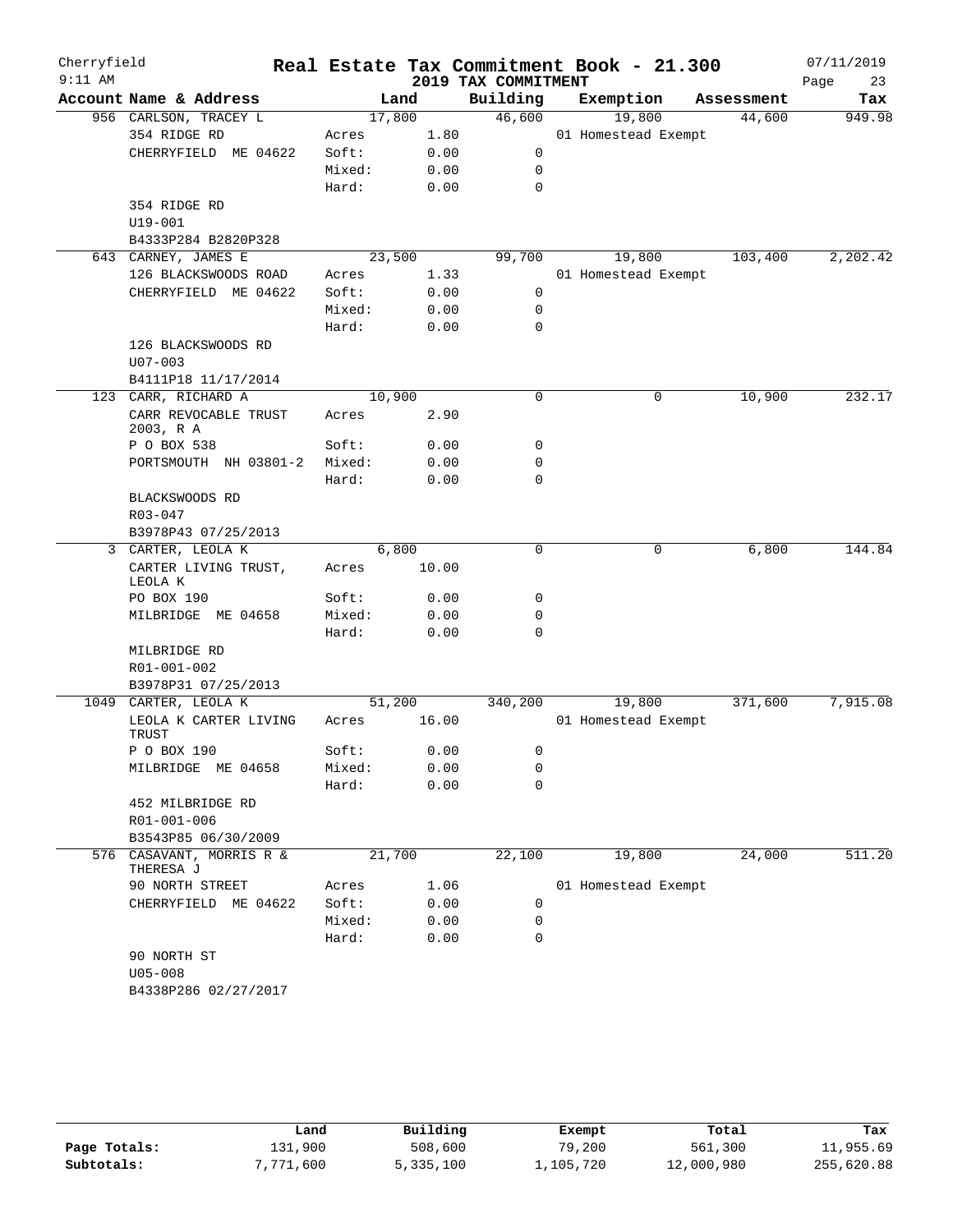# Real Estate Tax Commitment Book - 21.300

Cherryfield
9:11 AM

2019 TAX COMMITMENT

07/11/2019

| Account Name & Address | Land | | Building | Exemption | Assessment | Tax |
|---|---|---|---|---|---|---|
| 956 CARLSON, TRACEY L | 17,800 | | 46,600 | 19,800 | 44,600 | 949.98 |
| 354 RIDGE RD | Acres | 1.80 | | 01 Homestead Exempt | | |
| CHERRYFIELD ME 04622 | Soft: | 0.00 | 0 | | | |
| | Mixed: | 0.00 | 0 | | | |
| | Hard: | 0.00 | 0 | | | |
| 354 RIDGE RD | | | | | | |
| U19-001 | | | | | | |
| B4333P284 B2820P328 | | | | | | |
| 643 CARNEY, JAMES E | 23,500 | | 99,700 | 19,800 | 103,400 | 2,202.42 |
| 126 BLACKSWOODS ROAD | Acres | 1.33 | | 01 Homestead Exempt | | |
| CHERRYFIELD ME 04622 | Soft: | 0.00 | 0 | | | |
| | Mixed: | 0.00 | 0 | | | |
| | Hard: | 0.00 | 0 | | | |
| 126 BLACKSWOODS RD | | | | | | |
| U07-003 | | | | | | |
| B4111P18 11/17/2014 | | | | | | |
| 123 CARR, RICHARD A | 10,900 | | 0 | 0 | 10,900 | 232.17 |
| CARR REVOCABLE TRUST 2003, R A | Acres | 2.90 | | | | |
| P O BOX 538 | Soft: | 0.00 | 0 | | | |
| PORTSMOUTH NH 03801-2 | Mixed: | 0.00 | 0 | | | |
| | Hard: | 0.00 | 0 | | | |
| BLACKSWOODS RD | | | | | | |
| R03-047 | | | | | | |
| B3978P43 07/25/2013 | | | | | | |
| 3 CARTER, LEOLA K | 6,800 | | 0 | 0 | 6,800 | 144.84 |
| CARTER LIVING TRUST, LEOLA K | Acres | 10.00 | | | | |
| PO BOX 190 | Soft: | 0.00 | 0 | | | |
| MILBRIDGE ME 04658 | Mixed: | 0.00 | 0 | | | |
| | Hard: | 0.00 | 0 | | | |
| MILBRIDGE RD | | | | | | |
| R01-001-002 | | | | | | |
| B3978P31 07/25/2013 | | | | | | |
| 1049 CARTER, LEOLA K | 51,200 | | 340,200 | 19,800 | 371,600 | 7,915.08 |
| LEOLA K CARTER LIVING TRUST | Acres | 16.00 | | 01 Homestead Exempt | | |
| P O BOX 190 | Soft: | 0.00 | 0 | | | |
| MILBRIDGE ME 04658 | Mixed: | 0.00 | 0 | | | |
| | Hard: | 0.00 | 0 | | | |
| 452 MILBRIDGE RD | | | | | | |
| R01-001-006 | | | | | | |
| B3543P85 06/30/2009 | | | | | | |
| 576 CASAVANT, MORRIS R & THERESA J | 21,700 | | 22,100 | 19,800 | 24,000 | 511.20 |
| 90 NORTH STREET | Acres | 1.06 | | 01 Homestead Exempt | | |
| CHERRYFIELD ME 04622 | Soft: | 0.00 | 0 | | | |
| | Mixed: | 0.00 | 0 | | | |
| | Hard: | 0.00 | 0 | | | |
| 90 NORTH ST | | | | | | |
| U05-008 | | | | | | |
| B4338P286 02/27/2017 | | | | | | |

| | Land | Building | Exempt | Total | Tax |
|---|---|---|---|---|---|
| Page Totals: | 131,900 | 508,600 | 79,200 | 561,300 | 11,955.69 |
| Subtotals: | 7,771,600 | 5,335,100 | 1,105,720 | 12,000,980 | 255,620.88 |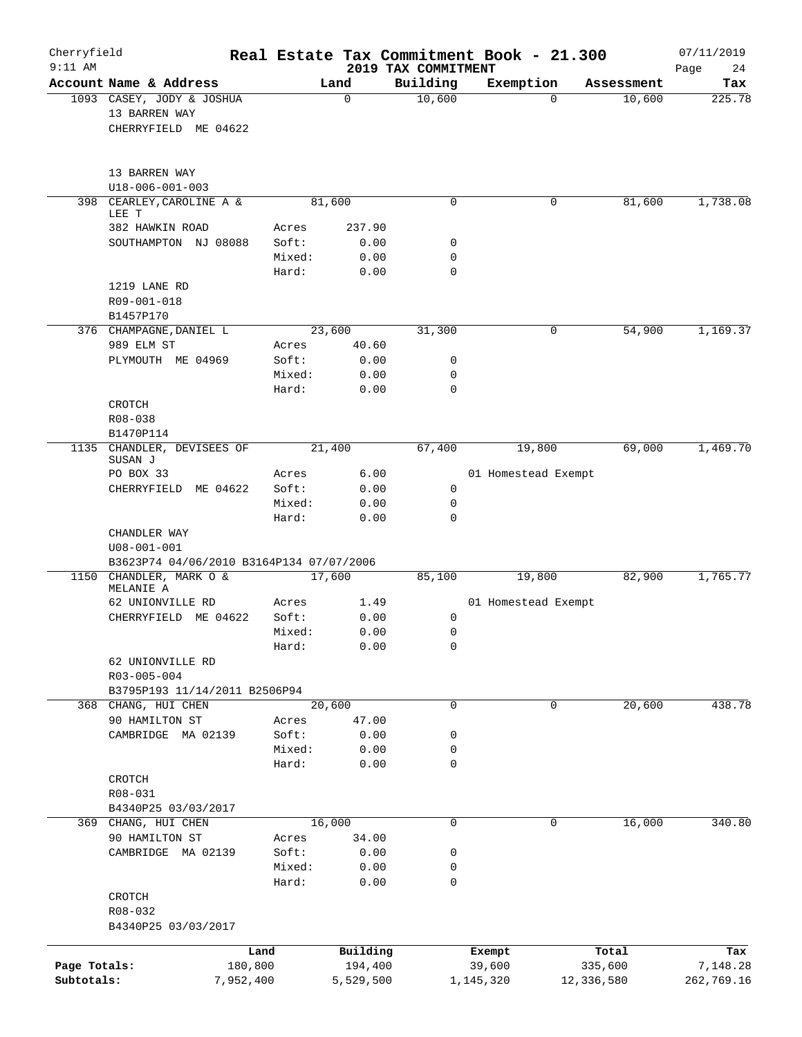Cherryfield — Real Estate Tax Commitment Book - 21.300 — 07/11/2019
9:11 AM — 2019 TAX COMMITMENT

| Account Name & Address | | Land | Building | Exemption | Assessment | Tax |
|---|---|---|---|---|---|---|
| 1093 CASEY, JODY & JOSHUA | | 0 | 10,600 | 0 | 10,600 | 225.78 |
| 13 BARREN WAY | | | | | | |
| CHERRYFIELD ME 04622 | | | | | | |
| 13 BARREN WAY | | | | | | |
| U18-006-001-003 | | | | | | |
| 398 CEARLEY, CAROLINE A & LEE T | | 81,600 | 0 | 0 | 81,600 | 1,738.08 |
| 382 HAWKIN ROAD | Acres | 237.90 | | | | |
| SOUTHAMPTON NJ 08088 | Soft: | 0.00 | 0 | | | |
| | Mixed: | 0.00 | 0 | | | |
| | Hard: | 0.00 | 0 | | | |
| 1219 LANE RD | | | | | | |
| R09-001-018 | | | | | | |
| B1457P170 | | | | | | |
| 376 CHAMPAGNE, DANIEL L | | 23,600 | 31,300 | 0 | 54,900 | 1,169.37 |
| 989 ELM ST | Acres | 40.60 | | | | |
| PLYMOUTH ME 04969 | Soft: | 0.00 | 0 | | | |
| | Mixed: | 0.00 | 0 | | | |
| | Hard: | 0.00 | 0 | | | |
| CROTCH | | | | | | |
| R08-038 | | | | | | |
| B1470P114 | | | | | | |
| 1135 CHANDLER, DEVISEES OF SUSAN J | | 21,400 | 67,400 | 19,800 | 69,000 | 1,469.70 |
| PO BOX 33 | Acres | 6.00 | | 01 Homestead Exempt | | |
| CHERRYFIELD ME 04622 | Soft: | 0.00 | 0 | | | |
| | Mixed: | 0.00 | 0 | | | |
| | Hard: | 0.00 | 0 | | | |
| CHANDLER WAY | | | | | | |
| U08-001-001 | | | | | | |
| B3623P74 04/06/2010 B3164P134 07/07/2006 | | | | | | |
| 1150 CHANDLER, MARK O & MELANIE A | | 17,600 | 85,100 | 19,800 | 82,900 | 1,765.77 |
| 62 UNIONVILLE RD | Acres | 1.49 | | 01 Homestead Exempt | | |
| CHERRYFIELD ME 04622 | Soft: | 0.00 | 0 | | | |
| | Mixed: | 0.00 | 0 | | | |
| | Hard: | 0.00 | 0 | | | |
| 62 UNIONVILLE RD | | | | | | |
| R03-005-004 | | | | | | |
| B3795P193 11/14/2011 B2506P94 | | | | | | |
| 368 CHANG, HUI CHEN | | 20,600 | 0 | 0 | 20,600 | 438.78 |
| 90 HAMILTON ST | Acres | 47.00 | | | | |
| CAMBRIDGE MA 02139 | Soft: | 0.00 | 0 | | | |
| | Mixed: | 0.00 | 0 | | | |
| | Hard: | 0.00 | 0 | | | |
| CROTCH | | | | | | |
| R08-031 | | | | | | |
| B4340P25 03/03/2017 | | | | | | |
| 369 CHANG, HUI CHEN | | 16,000 | 0 | 0 | 16,000 | 340.80 |
| 90 HAMILTON ST | Acres | 34.00 | | | | |
| CAMBRIDGE MA 02139 | Soft: | 0.00 | 0 | | | |
| | Mixed: | 0.00 | 0 | | | |
| | Hard: | 0.00 | 0 | | | |
| CROTCH | | | | | | |
| R08-032 | | | | | | |
| B4340P25 03/03/2017 | | | | | | |

| | Land | Building | Exempt | Total | Tax |
|---|---|---|---|---|---|
| Page Totals: | 180,800 | 194,400 | 39,600 | 335,600 | 7,148.28 |
| Subtotals: | 7,952,400 | 5,529,500 | 1,145,320 | 12,336,580 | 262,769.16 |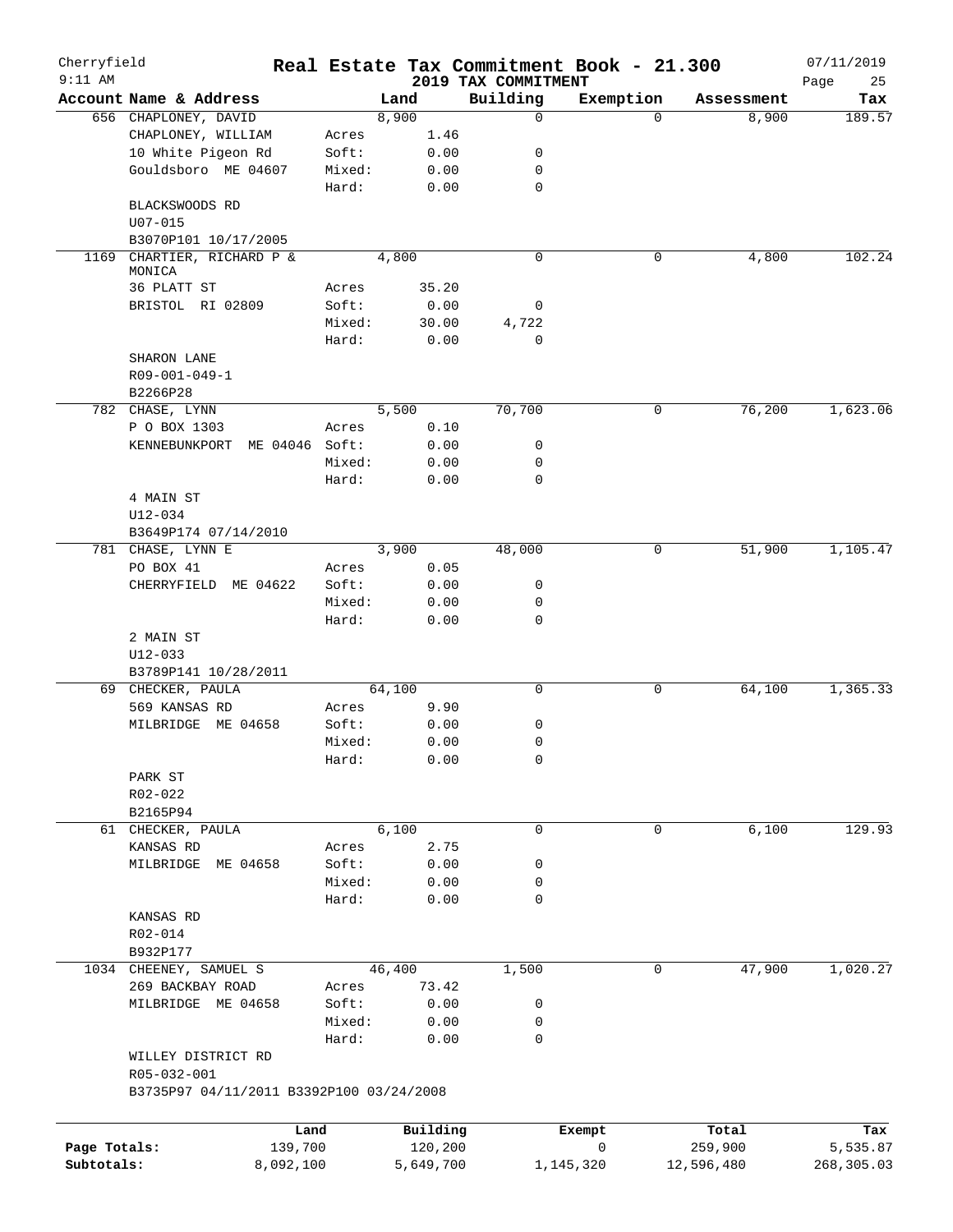# Real Estate Tax Commitment Book - 21.300

Cherryfield
9:11 AM

2019 TAX COMMITMENT

07/11/2019

| Account Name & Address | | Land | Building | Exemption | Assessment | Tax |
|---|---|---|---|---|---|---|
| 656 CHAPLONEY, DAVID | | 8,900 | 0 | 0 | 8,900 | 189.57 |
| CHAPLONEY, WILLIAM | Acres | 1.46 | | | | |
| 10 White Pigeon Rd | Soft: | 0.00 | 0 | | | |
| Gouldsboro ME 04607 | Mixed: | 0.00 | 0 | | | |
| | Hard: | 0.00 | 0 | | | |
| BLACKSWOODS RD | | | | | | |
| U07-015 | | | | | | |
| B3070P101 10/17/2005 | | | | | | |
| 1169 CHARTIER, RICHARD P & MONICA | | 4,800 | 0 | 0 | 4,800 | 102.24 |
| 36 PLATT ST | Acres | 35.20 | | | | |
| BRISTOL RI 02809 | Soft: | 0.00 | 0 | | | |
| | Mixed: | 30.00 | 4,722 | | | |
| | Hard: | 0.00 | 0 | | | |
| SHARON LANE | | | | | | |
| R09-001-049-1 | | | | | | |
| B2266P28 | | | | | | |
| 782 CHASE, LYNN | | 5,500 | 70,700 | 0 | 76,200 | 1,623.06 |
| P O BOX 1303 | Acres | 0.10 | | | | |
| KENNEBUNKPORT ME 04046 | Soft: | 0.00 | 0 | | | |
| | Mixed: | 0.00 | 0 | | | |
| | Hard: | 0.00 | 0 | | | |
| 4 MAIN ST | | | | | | |
| U12-034 | | | | | | |
| B3649P174 07/14/2010 | | | | | | |
| 781 CHASE, LYNN E | | 3,900 | 48,000 | 0 | 51,900 | 1,105.47 |
| PO BOX 41 | Acres | 0.05 | | | | |
| CHERRYFIELD ME 04622 | Soft: | 0.00 | 0 | | | |
| | Mixed: | 0.00 | 0 | | | |
| | Hard: | 0.00 | 0 | | | |
| 2 MAIN ST | | | | | | |
| U12-033 | | | | | | |
| B3789P141 10/28/2011 | | | | | | |
| 69 CHECKER, PAULA | | 64,100 | 0 | 0 | 64,100 | 1,365.33 |
| 569 KANSAS RD | Acres | 9.90 | | | | |
| MILBRIDGE ME 04658 | Soft: | 0.00 | 0 | | | |
| | Mixed: | 0.00 | 0 | | | |
| | Hard: | 0.00 | 0 | | | |
| PARK ST | | | | | | |
| R02-022 | | | | | | |
| B2165P94 | | | | | | |
| 61 CHECKER, PAULA | | 6,100 | 0 | 0 | 6,100 | 129.93 |
| KANSAS RD | Acres | 2.75 | | | | |
| MILBRIDGE ME 04658 | Soft: | 0.00 | 0 | | | |
| | Mixed: | 0.00 | 0 | | | |
| | Hard: | 0.00 | 0 | | | |
| KANSAS RD | | | | | | |
| R02-014 | | | | | | |
| B932P177 | | | | | | |
| 1034 CHEENEY, SAMUEL S | | 46,400 | 1,500 | 0 | 47,900 | 1,020.27 |
| 269 BACKBAY ROAD | Acres | 73.42 | | | | |
| MILBRIDGE ME 04658 | Soft: | 0.00 | 0 | | | |
| | Mixed: | 0.00 | 0 | | | |
| | Hard: | 0.00 | 0 | | | |
| WILLEY DISTRICT RD | | | | | | |
| R05-032-001 | | | | | | |
| B3735P97 04/11/2011 B3392P100 03/24/2008 | | | | | | |

| | Land | Building | Exempt | Total | Tax |
|---|---|---|---|---|---|
| Page Totals: | 139,700 | 120,200 | 0 | 259,900 | 5,535.87 |
| Subtotals: | 8,092,100 | 5,649,700 | 1,145,320 | 12,596,480 | 268,305.03 |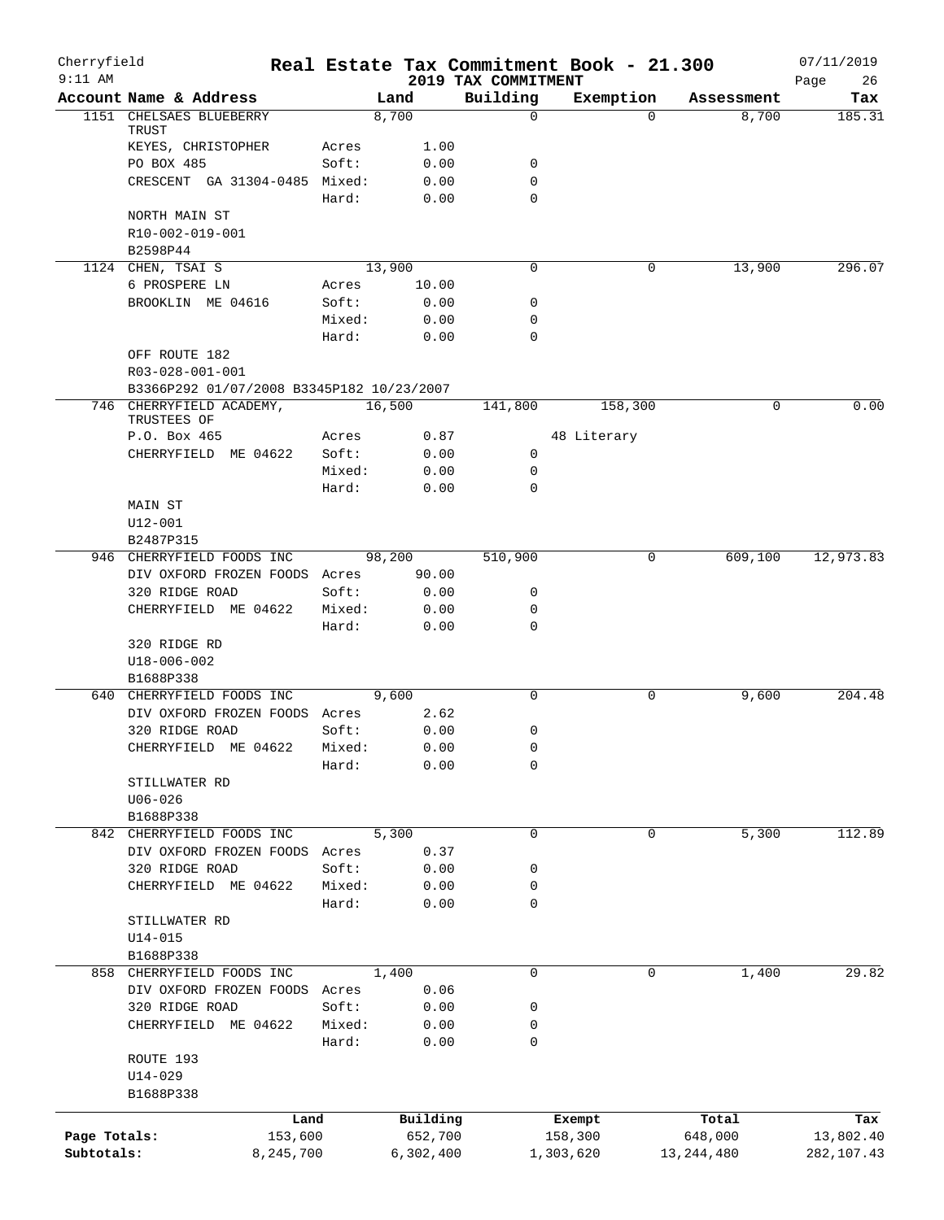Cherryfield 9:11 AM

# Real Estate Tax Commitment Book - 21.300

## 2019 TAX COMMITMENT

07/11/2019

| Account Name & Address | | Land | Building | Exemption | Assessment | Tax |
|---|---|---|---|---|---|---|
| 1151 CHELSAES BLUEBERRY TRUST | | 8,700 | 0 | 0 | 8,700 | 185.31 |
| KEYES, CHRISTOPHER | Acres | 1.00 | | | | |
| PO BOX 485 | Soft: | 0.00 | 0 | | | |
| CRESCENT GA 31304-0485 | Mixed: | 0.00 | 0 | | | |
| | Hard: | 0.00 | 0 | | | |
| NORTH MAIN ST | | | | | | |
| R10-002-019-001 | | | | | | |
| B2598P44 | | | | | | |
| 1124 CHEN, TSAI S | | 13,900 | 0 | 0 | 13,900 | 296.07 |
| 6 PROSPERE LN | Acres | 10.00 | | | | |
| BROOKLIN ME 04616 | Soft: | 0.00 | 0 | | | |
| | Mixed: | 0.00 | 0 | | | |
| | Hard: | 0.00 | 0 | | | |
| OFF ROUTE 182 | | | | | | |
| R03-028-001-001 | | | | | | |
| B3366P292 01/07/2008 B3345P182 10/23/2007 | | | | | | |
| 746 CHERRYFIELD ACADEMY, TRUSTEES OF | | 16,500 | 141,800 | 158,300 | 0 | 0.00 |
| P.O. Box 465 | Acres | 0.87 | | 48 Literary | | |
| CHERRYFIELD ME 04622 | Soft: | 0.00 | 0 | | | |
| | Mixed: | 0.00 | 0 | | | |
| | Hard: | 0.00 | 0 | | | |
| MAIN ST | | | | | | |
| U12-001 | | | | | | |
| B2487P315 | | | | | | |
| 946 CHERRYFIELD FOODS INC | | 98,200 | 510,900 | 0 | 609,100 | 12,973.83 |
| DIV OXFORD FROZEN FOODS | Acres | 90.00 | | | | |
| 320 RIDGE ROAD | Soft: | 0.00 | 0 | | | |
| CHERRYFIELD ME 04622 | Mixed: | 0.00 | 0 | | | |
| | Hard: | 0.00 | 0 | | | |
| 320 RIDGE RD | | | | | | |
| U18-006-002 | | | | | | |
| B1688P338 | | | | | | |
| 640 CHERRYFIELD FOODS INC | | 9,600 | 0 | 0 | 9,600 | 204.48 |
| DIV OXFORD FROZEN FOODS | Acres | 2.62 | | | | |
| 320 RIDGE ROAD | Soft: | 0.00 | 0 | | | |
| CHERRYFIELD ME 04622 | Mixed: | 0.00 | 0 | | | |
| | Hard: | 0.00 | 0 | | | |
| STILLWATER RD | | | | | | |
| U06-026 | | | | | | |
| B1688P338 | | | | | | |
| 842 CHERRYFIELD FOODS INC | | 5,300 | 0 | 0 | 5,300 | 112.89 |
| DIV OXFORD FROZEN FOODS | Acres | 0.37 | | | | |
| 320 RIDGE ROAD | Soft: | 0.00 | 0 | | | |
| CHERRYFIELD ME 04622 | Mixed: | 0.00 | 0 | | | |
| | Hard: | 0.00 | 0 | | | |
| STILLWATER RD | | | | | | |
| U14-015 | | | | | | |
| B1688P338 | | | | | | |
| 858 CHERRYFIELD FOODS INC | | 1,400 | 0 | 0 | 1,400 | 29.82 |
| DIV OXFORD FROZEN FOODS | Acres | 0.06 | | | | |
| 320 RIDGE ROAD | Soft: | 0.00 | 0 | | | |
| CHERRYFIELD ME 04622 | Mixed: | 0.00 | 0 | | | |
| | Hard: | 0.00 | 0 | | | |
| ROUTE 193 | | | | | | |
| U14-029 | | | | | | |
| B1688P338 | | | | | | |

| | Land | Building | Exempt | Total | Tax |
|---|---|---|---|---|---|
| Page Totals: | 153,600 | 652,700 | 158,300 | 648,000 | 13,802.40 |
| Subtotals: | 8,245,700 | 6,302,400 | 1,303,620 | 13,244,480 | 282,107.43 |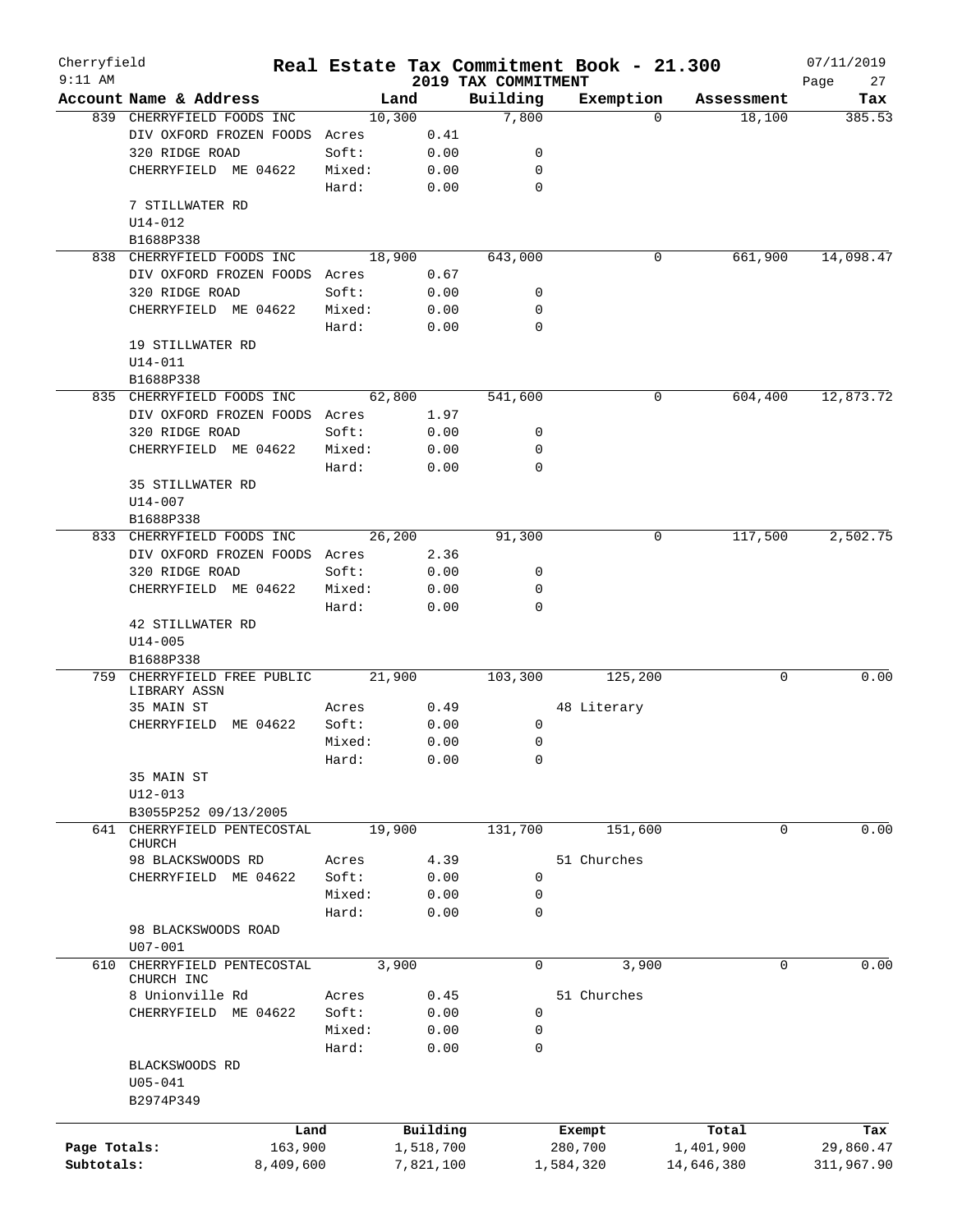# Real Estate Tax Commitment Book - 21.300

Cherryfield
9:11 AM

2019 TAX COMMITMENT

07/11/2019

| Account Name & Address | Land | | Building | Exemption | Assessment | Tax |
|---|---|---|---|---|---|---|
| 839 CHERRYFIELD FOODS INC | 10,300 | | 7,800 | 0 | 18,100 | 385.53 |
| DIV OXFORD FROZEN FOODS | Acres | 0.41 | | | | |
| 320 RIDGE ROAD | Soft: | 0.00 | 0 | | | |
| CHERRYFIELD ME 04622 | Mixed: | 0.00 | 0 | | | |
| | Hard: | 0.00 | 0 | | | |
| 7 STILLWATER RD | | | | | | |
| U14-012 | | | | | | |
| B1688P338 | | | | | | |
| 838 CHERRYFIELD FOODS INC | 18,900 | | 643,000 | 0 | 661,900 | 14,098.47 |
| DIV OXFORD FROZEN FOODS | Acres | 0.67 | | | | |
| 320 RIDGE ROAD | Soft: | 0.00 | 0 | | | |
| CHERRYFIELD ME 04622 | Mixed: | 0.00 | 0 | | | |
| | Hard: | 0.00 | 0 | | | |
| 19 STILLWATER RD | | | | | | |
| U14-011 | | | | | | |
| B1688P338 | | | | | | |
| 835 CHERRYFIELD FOODS INC | 62,800 | | 541,600 | 0 | 604,400 | 12,873.72 |
| DIV OXFORD FROZEN FOODS | Acres | 1.97 | | | | |
| 320 RIDGE ROAD | Soft: | 0.00 | 0 | | | |
| CHERRYFIELD ME 04622 | Mixed: | 0.00 | 0 | | | |
| | Hard: | 0.00 | 0 | | | |
| 35 STILLWATER RD | | | | | | |
| U14-007 | | | | | | |
| B1688P338 | | | | | | |
| 833 CHERRYFIELD FOODS INC | 26,200 | | 91,300 | 0 | 117,500 | 2,502.75 |
| DIV OXFORD FROZEN FOODS | Acres | 2.36 | | | | |
| 320 RIDGE ROAD | Soft: | 0.00 | 0 | | | |
| CHERRYFIELD ME 04622 | Mixed: | 0.00 | 0 | | | |
| | Hard: | 0.00 | 0 | | | |
| 42 STILLWATER RD | | | | | | |
| U14-005 | | | | | | |
| B1688P338 | | | | | | |
| 759 CHERRYFIELD FREE PUBLIC LIBRARY ASSN | 21,900 | | 103,300 | 125,200 | 0 | 0.00 |
| 35 MAIN ST | Acres | 0.49 | | 48 Literary | | |
| CHERRYFIELD ME 04622 | Soft: | 0.00 | 0 | | | |
| | Mixed: | 0.00 | 0 | | | |
| | Hard: | 0.00 | 0 | | | |
| 35 MAIN ST | | | | | | |
| U12-013 | | | | | | |
| B3055P252 09/13/2005 | | | | | | |
| 641 CHERRYFIELD PENTECOSTAL CHURCH | 19,900 | | 131,700 | 151,600 | 0 | 0.00 |
| 98 BLACKSWOODS RD | Acres | 4.39 | | 51 Churches | | |
| CHERRYFIELD ME 04622 | Soft: | 0.00 | 0 | | | |
| | Mixed: | 0.00 | 0 | | | |
| | Hard: | 0.00 | 0 | | | |
| 98 BLACKSWOODS ROAD | | | | | | |
| U07-001 | | | | | | |
| 610 CHERRYFIELD PENTECOSTAL CHURCH INC | 3,900 | | 0 | 3,900 | 0 | 0.00 |
| 8 Unionville Rd | Acres | 0.45 | | 51 Churches | | |
| CHERRYFIELD ME 04622 | Soft: | 0.00 | 0 | | | |
| | Mixed: | 0.00 | 0 | | | |
| | Hard: | 0.00 | 0 | | | |
| BLACKSWOODS RD | | | | | | |
| U05-041 | | | | | | |
| B2974P349 | | | | | | |

| | Land | Building | Exempt | Total | Tax |
|---|---|---|---|---|---|
| Page Totals: | 163,900 | 1,518,700 | 280,700 | 1,401,900 | 29,860.47 |
| Subtotals: | 8,409,600 | 7,821,100 | 1,584,320 | 14,646,380 | 311,967.90 |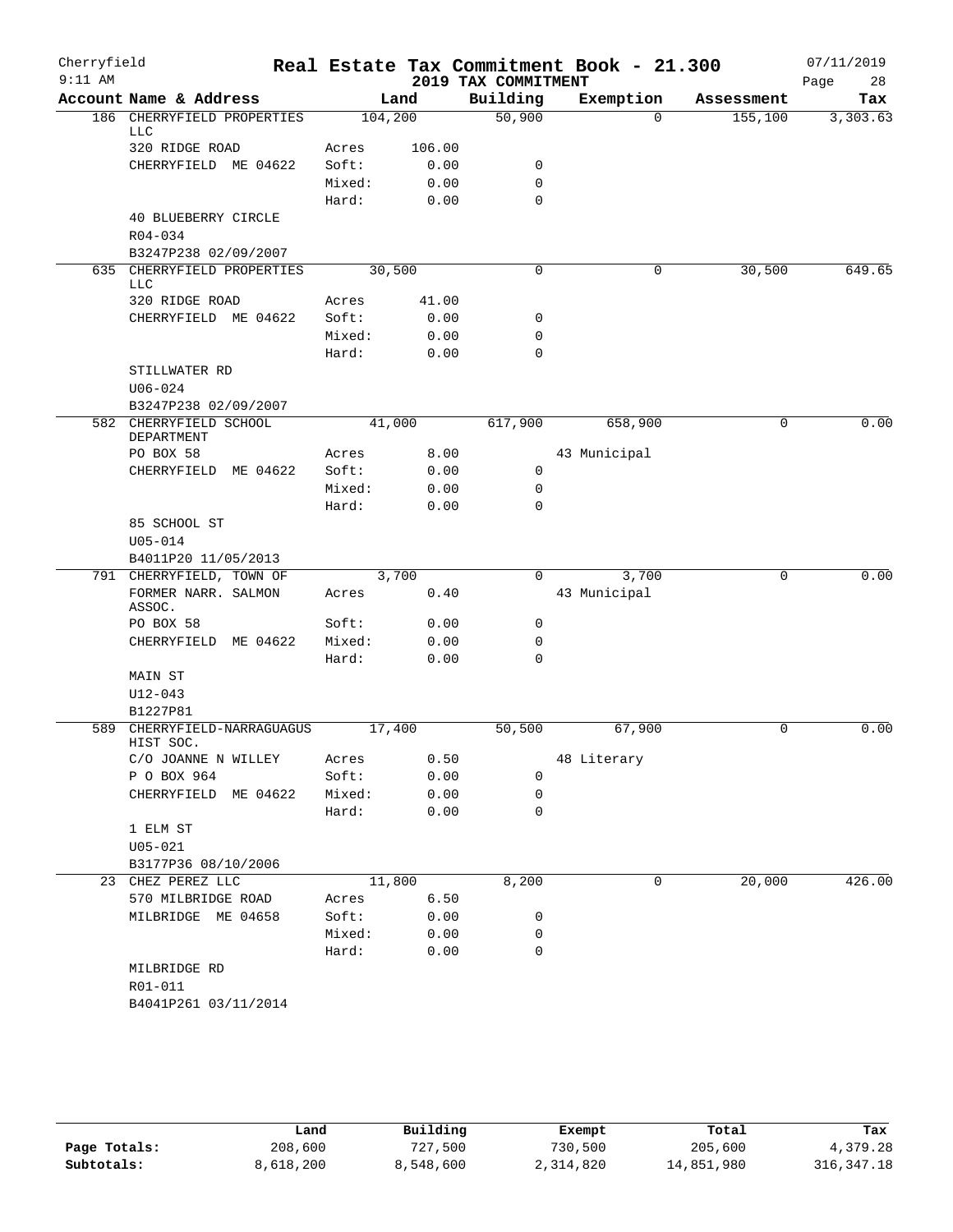# Real Estate Tax Commitment Book - 21.300

Cherryfield
9:11 AM

2019 TAX COMMITMENT

07/11/2019

| Account Name & Address | | Land | Building | Exemption | Assessment | Tax |
|---|---|---|---|---|---|---|
| 186 CHERRYFIELD PROPERTIES LLC | | 104,200 | 50,900 | 0 | 155,100 | 3,303.63 |
| 320 RIDGE ROAD | Acres | 106.00 | | | | |
| CHERRYFIELD ME 04622 | Soft: | 0.00 | 0 | | | |
| | Mixed: | 0.00 | 0 | | | |
| | Hard: | 0.00 | 0 | | | |
| 40 BLUEBERRY CIRCLE | | | | | | |
| R04-034 | | | | | | |
| B3247P238 02/09/2007 | | | | | | |
| 635 CHERRYFIELD PROPERTIES LLC | | 30,500 | 0 | 0 | 30,500 | 649.65 |
| 320 RIDGE ROAD | Acres | 41.00 | | | | |
| CHERRYFIELD ME 04622 | Soft: | 0.00 | 0 | | | |
| | Mixed: | 0.00 | 0 | | | |
| | Hard: | 0.00 | 0 | | | |
| STILLWATER RD | | | | | | |
| U06-024 | | | | | | |
| B3247P238 02/09/2007 | | | | | | |
| 582 CHERRYFIELD SCHOOL DEPARTMENT | | 41,000 | 617,900 | 658,900 | 0 | 0.00 |
| PO BOX 58 | Acres | 8.00 | | 43 Municipal | | |
| CHERRYFIELD ME 04622 | Soft: | 0.00 | 0 | | | |
| | Mixed: | 0.00 | 0 | | | |
| | Hard: | 0.00 | 0 | | | |
| 85 SCHOOL ST | | | | | | |
| U05-014 | | | | | | |
| B4011P20 11/05/2013 | | | | | | |
| 791 CHERRYFIELD, TOWN OF | | 3,700 | 0 | 3,700 | 0 | 0.00 |
| FORMER NARR. SALMON ASSOC. | Acres | 0.40 | | 43 Municipal | | |
| PO BOX 58 | Soft: | 0.00 | 0 | | | |
| CHERRYFIELD ME 04622 | Mixed: | 0.00 | 0 | | | |
| | Hard: | 0.00 | 0 | | | |
| MAIN ST | | | | | | |
| U12-043 | | | | | | |
| B1227P81 | | | | | | |
| 589 CHERRYFIELD-NARRAGUAGUS HIST SOC. | | 17,400 | 50,500 | 67,900 | 0 | 0.00 |
| C/O JOANNE N WILLEY | Acres | 0.50 | | 48 Literary | | |
| P O BOX 964 | Soft: | 0.00 | 0 | | | |
| CHERRYFIELD ME 04622 | Mixed: | 0.00 | 0 | | | |
| | Hard: | 0.00 | 0 | | | |
| 1 ELM ST | | | | | | |
| U05-021 | | | | | | |
| B3177P36 08/10/2006 | | | | | | |
| 23 CHEZ PEREZ LLC | | 11,800 | 8,200 | 0 | 20,000 | 426.00 |
| 570 MILBRIDGE ROAD | Acres | 6.50 | | | | |
| MILBRIDGE ME 04658 | Soft: | 0.00 | 0 | | | |
| | Mixed: | 0.00 | 0 | | | |
| | Hard: | 0.00 | 0 | | | |
| MILBRIDGE RD | | | | | | |
| R01-011 | | | | | | |
| B4041P261 03/11/2014 | | | | | | |

| | Land | Building | Exempt | Total | Tax |
|---|---|---|---|---|---|
| Page Totals: | 208,600 | 727,500 | 730,500 | 205,600 | 4,379.28 |
| Subtotals: | 8,618,200 | 8,548,600 | 2,314,820 | 14,851,980 | 316,347.18 |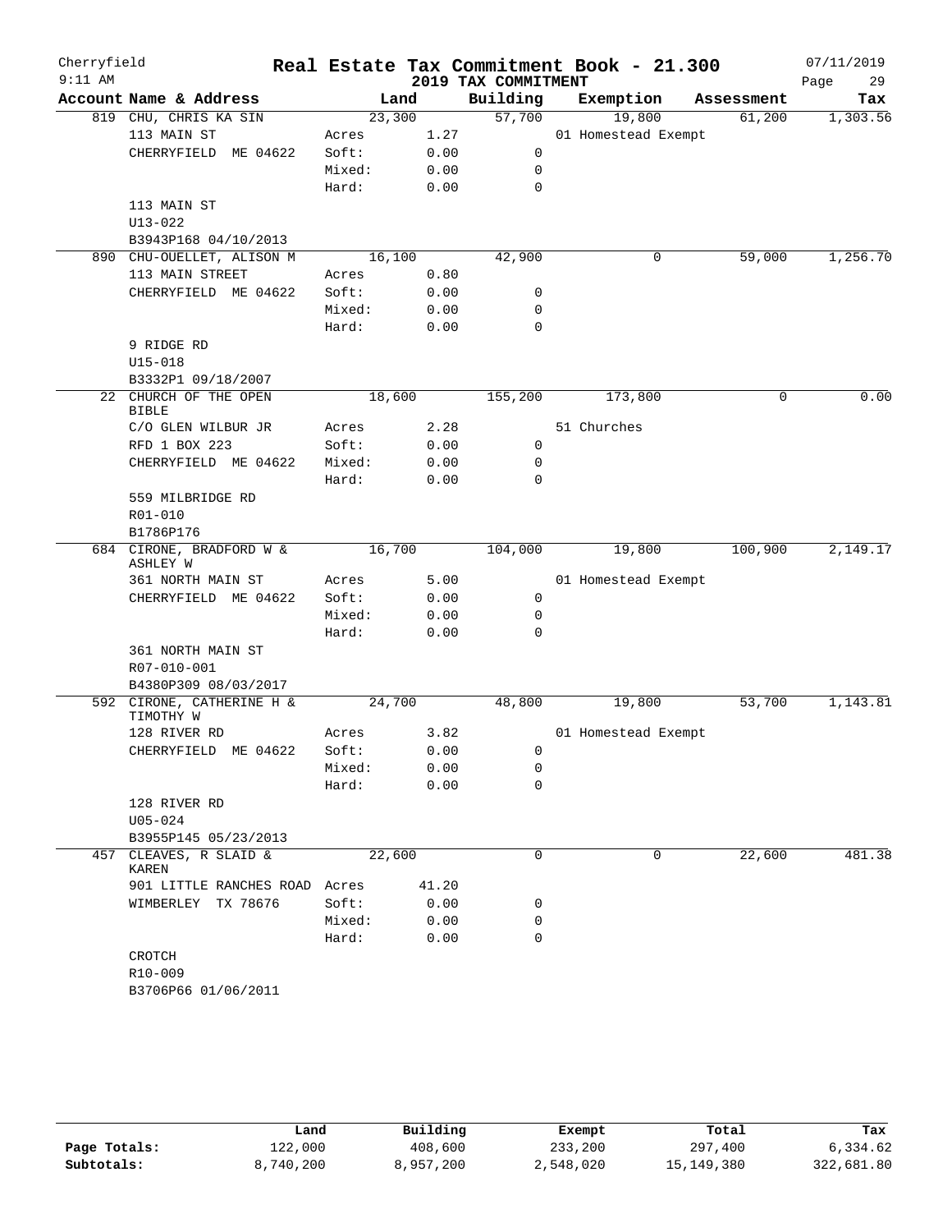Cherryfield 9:11 AM

# Real Estate Tax Commitment Book - 21.300

## 2019 TAX COMMITMENT

07/11/2019

| Account Name & Address | | Land | Building | Exemption | Assessment | Tax |
|---|---|---|---|---|---|---|
| 819 CHU, CHRIS KA SIN | | 23,300 | 57,700 | 19,800 | 61,200 | 1,303.56 |
| 113 MAIN ST | Acres | 1.27 | | 01 Homestead Exempt | | |
| CHERRYFIELD ME 04622 | Soft: | 0.00 | 0 | | | |
| | Mixed: | 0.00 | 0 | | | |
| | Hard: | 0.00 | 0 | | | |
| 113 MAIN ST | | | | | | |
| U13-022 | | | | | | |
| B3943P168 04/10/2013 | | | | | | |
| 890 CHU-OUELLET, ALISON M | | 16,100 | 42,900 | 0 | 59,000 | 1,256.70 |
| 113 MAIN STREET | Acres | 0.80 | | | | |
| CHERRYFIELD ME 04622 | Soft: | 0.00 | 0 | | | |
| | Mixed: | 0.00 | 0 | | | |
| | Hard: | 0.00 | 0 | | | |
| 9 RIDGE RD | | | | | | |
| U15-018 | | | | | | |
| B3332P1 09/18/2007 | | | | | | |
| 22 CHURCH OF THE OPEN BIBLE | | 18,600 | 155,200 | 173,800 | 0 | 0.00 |
| C/O GLEN WILBUR JR | Acres | 2.28 | | 51 Churches | | |
| RFD 1 BOX 223 | Soft: | 0.00 | 0 | | | |
| CHERRYFIELD ME 04622 | Mixed: | 0.00 | 0 | | | |
| | Hard: | 0.00 | 0 | | | |
| 559 MILBRIDGE RD | | | | | | |
| R01-010 | | | | | | |
| B1786P176 | | | | | | |
| 684 CIRONE, BRADFORD W & ASHLEY W | | 16,700 | 104,000 | 19,800 | 100,900 | 2,149.17 |
| 361 NORTH MAIN ST | Acres | 5.00 | | 01 Homestead Exempt | | |
| CHERRYFIELD ME 04622 | Soft: | 0.00 | 0 | | | |
| | Mixed: | 0.00 | 0 | | | |
| | Hard: | 0.00 | 0 | | | |
| 361 NORTH MAIN ST | | | | | | |
| R07-010-001 | | | | | | |
| B4380P309 08/03/2017 | | | | | | |
| 592 CIRONE, CATHERINE H & TIMOTHY W | | 24,700 | 48,800 | 19,800 | 53,700 | 1,143.81 |
| 128 RIVER RD | Acres | 3.82 | | 01 Homestead Exempt | | |
| CHERRYFIELD ME 04622 | Soft: | 0.00 | 0 | | | |
| | Mixed: | 0.00 | 0 | | | |
| | Hard: | 0.00 | 0 | | | |
| 128 RIVER RD | | | | | | |
| U05-024 | | | | | | |
| B3955P145 05/23/2013 | | | | | | |
| 457 CLEAVES, R SLAID & KAREN | | 22,600 | 0 | 0 | 22,600 | 481.38 |
| 901 LITTLE RANCHES ROAD | Acres | 41.20 | | | | |
| WIMBERLEY TX 78676 | Soft: | 0.00 | 0 | | | |
| | Mixed: | 0.00 | 0 | | | |
| | Hard: | 0.00 | 0 | | | |
| CROTCH | | | | | | |
| R10-009 | | | | | | |
| B3706P66 01/06/2011 | | | | | | |

| | Land | Building | Exempt | Total | Tax |
|---|---|---|---|---|---|
| Page Totals: | 122,000 | 408,600 | 233,200 | 297,400 | 6,334.62 |
| Subtotals: | 8,740,200 | 8,957,200 | 2,548,020 | 15,149,380 | 322,681.80 |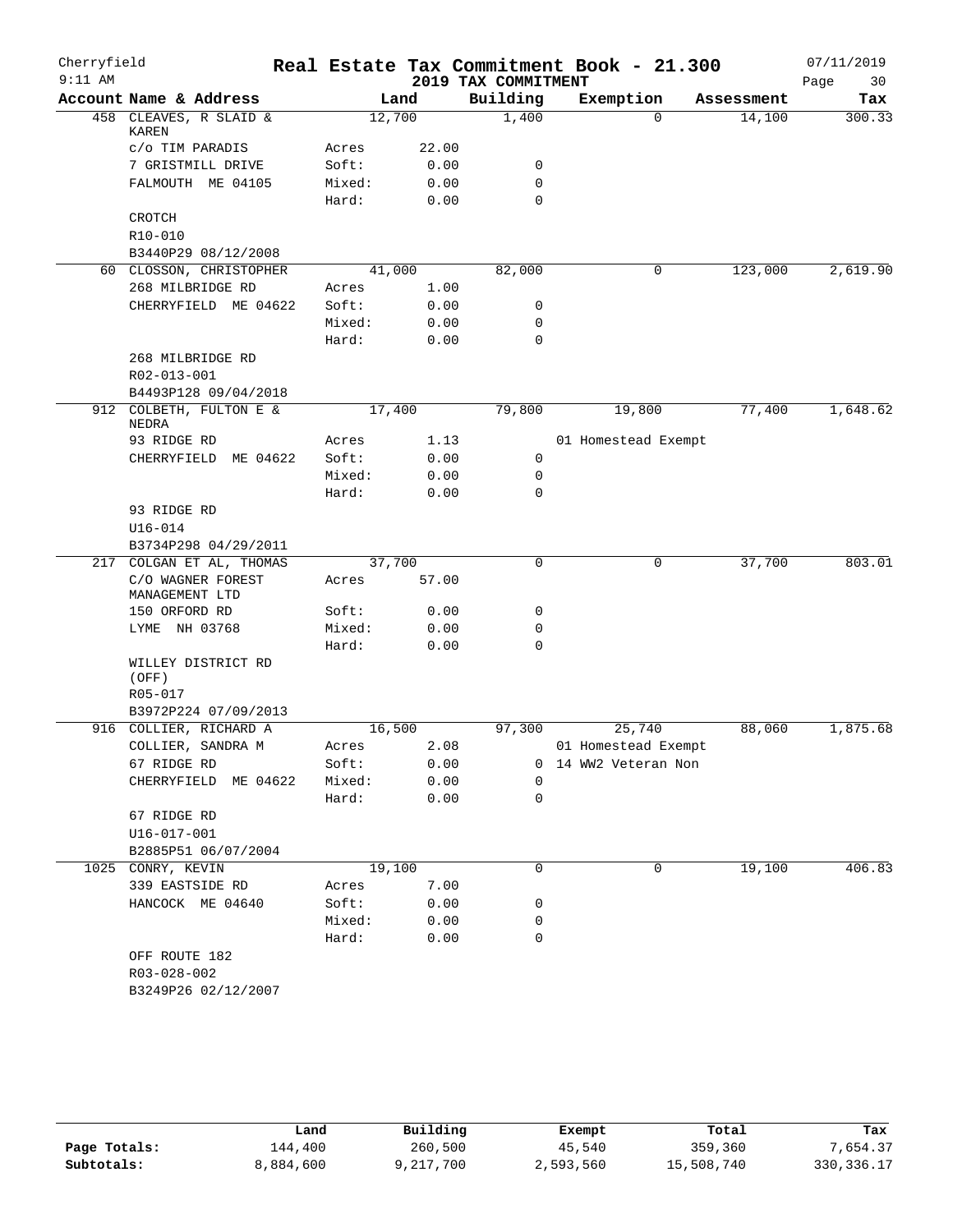Cherryfield | 9:11 AM

# Real Estate Tax Commitment Book - 21.300

## 2019 TAX COMMITMENT

07/11/2019

| Account Name & Address | | Land | Building | Exemption | Assessment | Tax |
|---|---|---|---|---|---|---|
| 458 CLEAVES, R SLAID & KAREN | | 12,700 | 1,400 | 0 | 14,100 | 300.33 |
| c/o TIM PARADIS | Acres | 22.00 | | | | |
| 7 GRISTMILL DRIVE | Soft: | 0.00 | 0 | | | |
| FALMOUTH ME 04105 | Mixed: | 0.00 | 0 | | | |
| | Hard: | 0.00 | 0 | | | |
| CROTCH | | | | | | |
| R10-010 | | | | | | |
| B3440P29 08/12/2008 | | | | | | |
| 60 CLOSSON, CHRISTOPHER | | 41,000 | 82,000 | 0 | 123,000 | 2,619.90 |
| 268 MILBRIDGE RD | Acres | 1.00 | | | | |
| CHERRYFIELD ME 04622 | Soft: | 0.00 | 0 | | | |
| | Mixed: | 0.00 | 0 | | | |
| | Hard: | 0.00 | 0 | | | |
| 268 MILBRIDGE RD | | | | | | |
| R02-013-001 | | | | | | |
| B4493P128 09/04/2018 | | | | | | |
| 912 COLBETH, FULTON E & NEDRA | | 17,400 | 79,800 | 19,800 | 77,400 | 1,648.62 |
| 93 RIDGE RD | Acres | 1.13 | | 01 Homestead Exempt | | |
| CHERRYFIELD ME 04622 | Soft: | 0.00 | 0 | | | |
| | Mixed: | 0.00 | 0 | | | |
| | Hard: | 0.00 | 0 | | | |
| 93 RIDGE RD | | | | | | |
| U16-014 | | | | | | |
| B3734P298 04/29/2011 | | | | | | |
| 217 COLGAN ET AL, THOMAS | | 37,700 | 0 | 0 | 37,700 | 803.01 |
| C/O WAGNER FOREST MANAGEMENT LTD | Acres | 57.00 | | | | |
| 150 ORFORD RD | Soft: | 0.00 | 0 | | | |
| LYME NH 03768 | Mixed: | 0.00 | 0 | | | |
| | Hard: | 0.00 | 0 | | | |
| WILLEY DISTRICT RD (OFF) | | | | | | |
| R05-017 | | | | | | |
| B3972P224 07/09/2013 | | | | | | |
| 916 COLLIER, RICHARD A | | 16,500 | 97,300 | 25,740 | 88,060 | 1,875.68 |
| COLLIER, SANDRA M | Acres | 2.08 | | 01 Homestead Exempt | | |
| 67 RIDGE RD | Soft: | 0.00 | 0 | 14 WW2 Veteran Non | | |
| CHERRYFIELD ME 04622 | Mixed: | 0.00 | 0 | | | |
| | Hard: | 0.00 | 0 | | | |
| 67 RIDGE RD | | | | | | |
| U16-017-001 | | | | | | |
| B2885P51 06/07/2004 | | | | | | |
| 1025 CONRY, KEVIN | | 19,100 | 0 | 0 | 19,100 | 406.83 |
| 339 EASTSIDE RD | Acres | 7.00 | | | | |
| HANCOCK ME 04640 | Soft: | 0.00 | 0 | | | |
| | Mixed: | 0.00 | 0 | | | |
| | Hard: | 0.00 | 0 | | | |
| OFF ROUTE 182 | | | | | | |
| R03-028-002 | | | | | | |
| B3249P26 02/12/2007 | | | | | | |

| | Land | Building | Exempt | Total | Tax |
|---|---|---|---|---|---|
| Page Totals: | 144,400 | 260,500 | 45,540 | 359,360 | 7,654.37 |
| Subtotals: | 8,884,600 | 9,217,700 | 2,593,560 | 15,508,740 | 330,336.17 |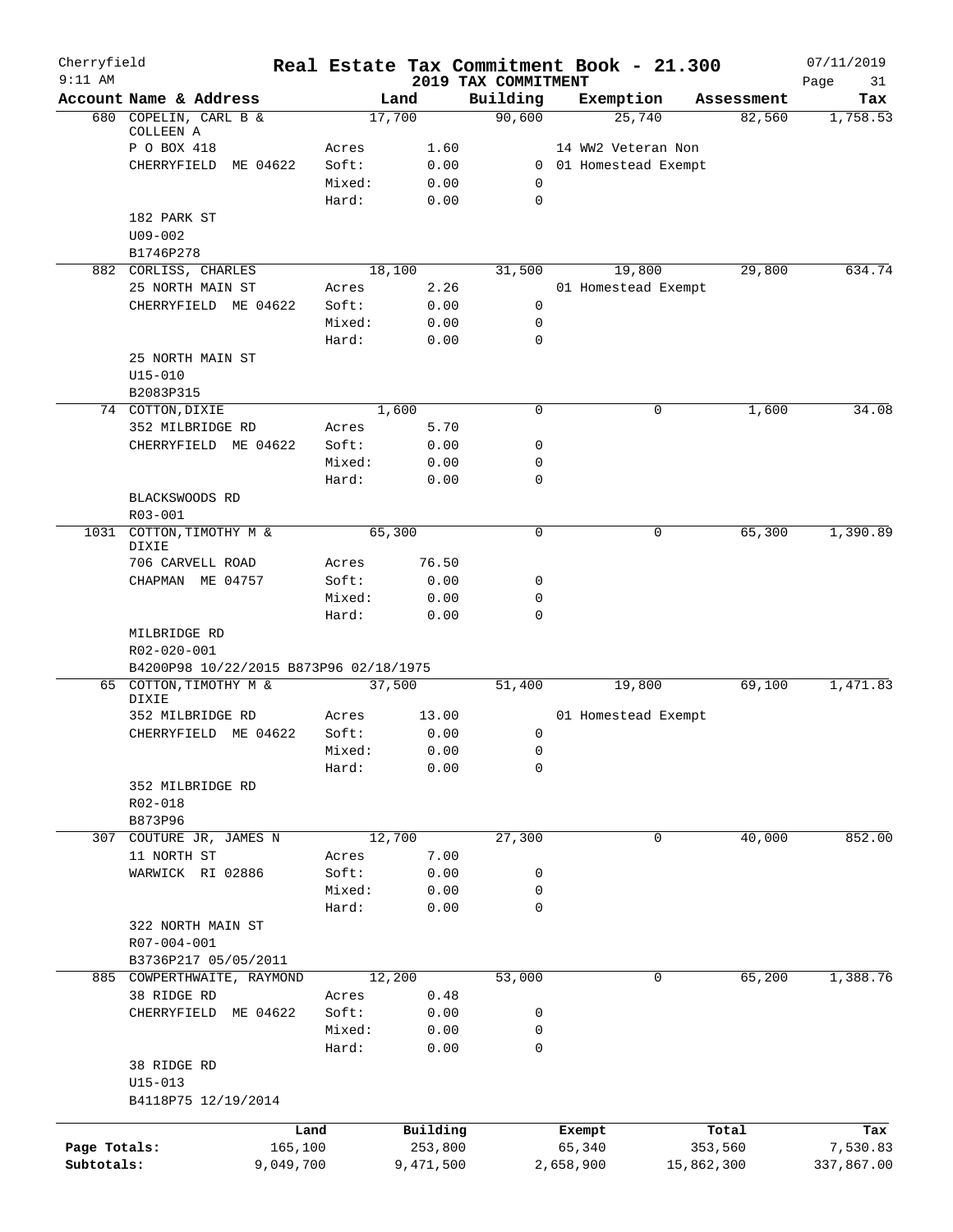Cherryfield 9:11 AM

# Real Estate Tax Commitment Book - 21.300

2019 TAX COMMITMENT

07/11/2019

| Account Name & Address | | Land | Building | Exemption | Assessment | Tax |
|---|---|---|---|---|---|---|
| 680 COPELIN, CARL B & COLLEEN A | | 17,700 | 90,600 | 25,740 | 82,560 | 1,758.53 |
| P O BOX 418 | Acres | 1.60 | | 14 WW2 Veteran Non | | |
| CHERRYFIELD ME 04622 | Soft: | 0.00 | 0 | 01 Homestead Exempt | | |
| | Mixed: | 0.00 | 0 | | | |
| | Hard: | 0.00 | 0 | | | |
| 182 PARK ST | | | | | | |
| U09-002 | | | | | | |
| B1746P278 | | | | | | |
| 882 CORLISS, CHARLES | | 18,100 | 31,500 | 19,800 | 29,800 | 634.74 |
| 25 NORTH MAIN ST | Acres | 2.26 | | 01 Homestead Exempt | | |
| CHERRYFIELD ME 04622 | Soft: | 0.00 | 0 | | | |
| | Mixed: | 0.00 | 0 | | | |
| | Hard: | 0.00 | 0 | | | |
| 25 NORTH MAIN ST | | | | | | |
| U15-010 | | | | | | |
| B2083P315 | | | | | | |
| 74 COTTON,DIXIE | | 1,600 | 0 | 0 | 1,600 | 34.08 |
| 352 MILBRIDGE RD | Acres | 5.70 | | | | |
| CHERRYFIELD ME 04622 | Soft: | 0.00 | 0 | | | |
| | Mixed: | 0.00 | 0 | | | |
| | Hard: | 0.00 | 0 | | | |
| BLACKSWOODS RD | | | | | | |
| R03-001 | | | | | | |
| 1031 COTTON,TIMOTHY M & DIXIE | | 65,300 | 0 | 0 | 65,300 | 1,390.89 |
| 706 CARVELL ROAD | Acres | 76.50 | | | | |
| CHAPMAN ME 04757 | Soft: | 0.00 | 0 | | | |
| | Mixed: | 0.00 | 0 | | | |
| | Hard: | 0.00 | 0 | | | |
| MILBRIDGE RD | | | | | | |
| R02-020-001 | | | | | | |
| B4200P98 10/22/2015 B873P96 02/18/1975 | | | | | | |
| 65 COTTON,TIMOTHY M & DIXIE | | 37,500 | 51,400 | 19,800 | 69,100 | 1,471.83 |
| 352 MILBRIDGE RD | Acres | 13.00 | | 01 Homestead Exempt | | |
| CHERRYFIELD ME 04622 | Soft: | 0.00 | 0 | | | |
| | Mixed: | 0.00 | 0 | | | |
| | Hard: | 0.00 | 0 | | | |
| 352 MILBRIDGE RD | | | | | | |
| R02-018 | | | | | | |
| B873P96 | | | | | | |
| 307 COUTURE JR, JAMES N | | 12,700 | 27,300 | 0 | 40,000 | 852.00 |
| 11 NORTH ST | Acres | 7.00 | | | | |
| WARWICK RI 02886 | Soft: | 0.00 | 0 | | | |
| | Mixed: | 0.00 | 0 | | | |
| | Hard: | 0.00 | 0 | | | |
| 322 NORTH MAIN ST | | | | | | |
| R07-004-001 | | | | | | |
| B3736P217 05/05/2011 | | | | | | |
| 885 COWPERTHWAITE, RAYMOND | | 12,200 | 53,000 | 0 | 65,200 | 1,388.76 |
| 38 RIDGE RD | Acres | 0.48 | | | | |
| CHERRYFIELD ME 04622 | Soft: | 0.00 | 0 | | | |
| | Mixed: | 0.00 | 0 | | | |
| | Hard: | 0.00 | 0 | | | |
| 38 RIDGE RD | | | | | | |
| U15-013 | | | | | | |
| B4118P75 12/19/2014 | | | | | | |

| | Land | Building | Exempt | Total | Tax |
|---|---|---|---|---|---|
| Page Totals: | 165,100 | 253,800 | 65,340 | 353,560 | 7,530.83 |
| Subtotals: | 9,049,700 | 9,471,500 | 2,658,900 | 15,862,300 | 337,867.00 |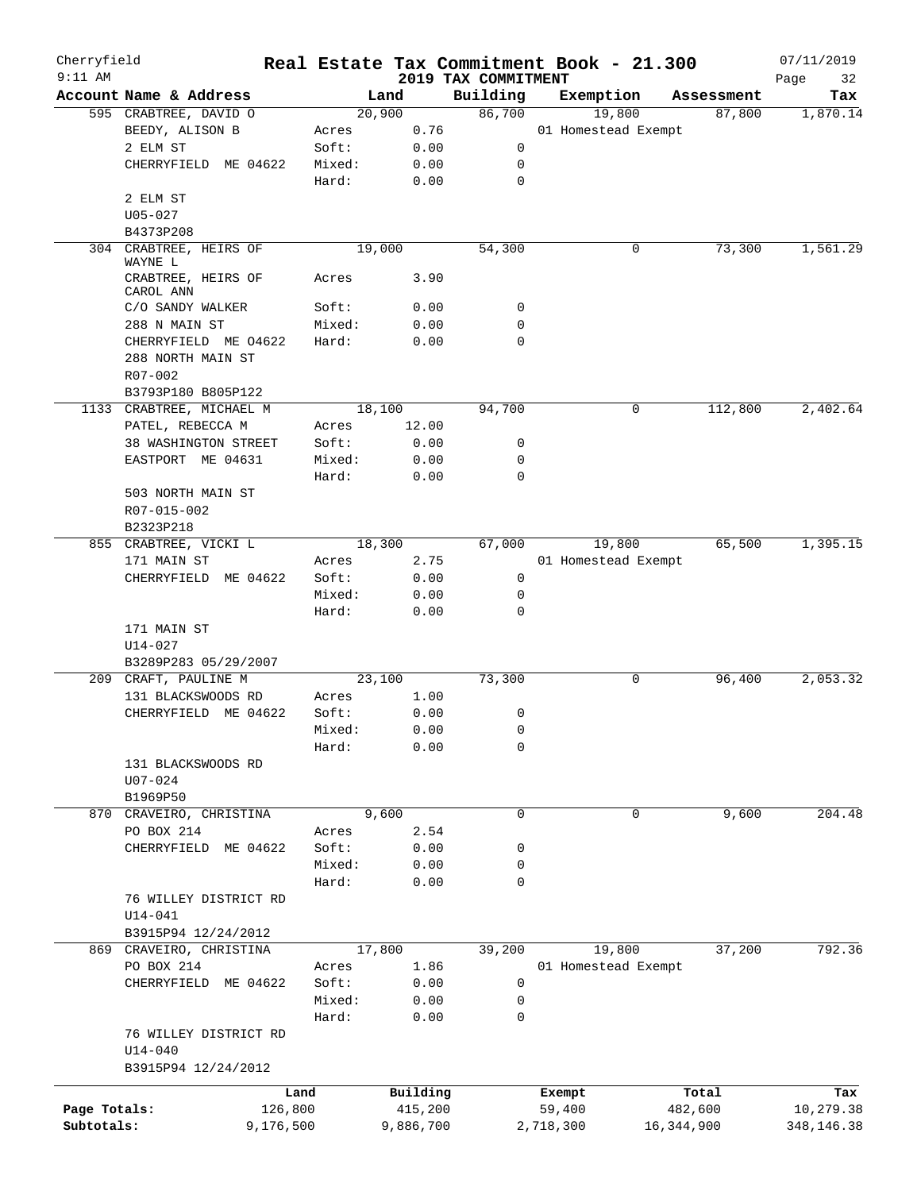# Real Estate Tax Commitment Book - 21.300

Cherryfield
9:11 AM

## 2019 TAX COMMITMENT

07/11/2019

| Account Name & Address | Land | | Building | Exemption | Assessment | Tax |
|---|---|---|---|---|---|---|
| 595 CRABTREE, DAVID O | 20,900 | | 86,700 | 19,800 | 87,800 | 1,870.14 |
| BEEDY, ALISON B | Acres | 0.76 | | 01 Homestead Exempt | | |
| 2 ELM ST | Soft: | 0.00 | 0 | | | |
| CHERRYFIELD ME 04622 | Mixed: | 0.00 | 0 | | | |
| | Hard: | 0.00 | 0 | | | |
| 2 ELM ST | | | | | | |
| U05-027 | | | | | | |
| B4373P208 | | | | | | |
| 304 CRABTREE, HEIRS OF WAYNE L | 19,000 | | 54,300 | 0 | 73,300 | 1,561.29 |
| CRABTREE, HEIRS OF CAROL ANN | Acres | 3.90 | | | | |
| C/O SANDY WALKER | Soft: | 0.00 | 0 | | | |
| 288 N MAIN ST | Mixed: | 0.00 | 0 | | | |
| CHERRYFIELD ME 04622 | Hard: | 0.00 | 0 | | | |
| 288 NORTH MAIN ST | | | | | | |
| R07-002 | | | | | | |
| B3793P180 B805P122 | | | | | | |
| 1133 CRABTREE, MICHAEL M | 18,100 | | 94,700 | 0 | 112,800 | 2,402.64 |
| PATEL, REBECCA M | Acres | 12.00 | | | | |
| 38 WASHINGTON STREET | Soft: | 0.00 | 0 | | | |
| EASTPORT ME 04631 | Mixed: | 0.00 | 0 | | | |
| | Hard: | 0.00 | 0 | | | |
| 503 NORTH MAIN ST | | | | | | |
| R07-015-002 | | | | | | |
| B2323P218 | | | | | | |
| 855 CRABTREE, VICKI L | 18,300 | | 67,000 | 19,800 | 65,500 | 1,395.15 |
| 171 MAIN ST | Acres | 2.75 | | 01 Homestead Exempt | | |
| CHERRYFIELD ME 04622 | Soft: | 0.00 | 0 | | | |
| | Mixed: | 0.00 | 0 | | | |
| | Hard: | 0.00 | 0 | | | |
| 171 MAIN ST | | | | | | |
| U14-027 | | | | | | |
| B3289P283 05/29/2007 | | | | | | |
| 209 CRAFT, PAULINE M | 23,100 | | 73,300 | 0 | 96,400 | 2,053.32 |
| 131 BLACKSWOODS RD | Acres | 1.00 | | | | |
| CHERRYFIELD ME 04622 | Soft: | 0.00 | 0 | | | |
| | Mixed: | 0.00 | 0 | | | |
| | Hard: | 0.00 | 0 | | | |
| 131 BLACKSWOODS RD | | | | | | |
| U07-024 | | | | | | |
| B1969P50 | | | | | | |
| 870 CRAVEIRO, CHRISTINA | 9,600 | | 0 | 0 | 9,600 | 204.48 |
| PO BOX 214 | Acres | 2.54 | | | | |
| CHERRYFIELD ME 04622 | Soft: | 0.00 | 0 | | | |
| | Mixed: | 0.00 | 0 | | | |
| | Hard: | 0.00 | 0 | | | |
| 76 WILLEY DISTRICT RD | | | | | | |
| U14-041 | | | | | | |
| B3915P94 12/24/2012 | | | | | | |
| 869 CRAVEIRO, CHRISTINA | 17,800 | | 39,200 | 19,800 | 37,200 | 792.36 |
| PO BOX 214 | Acres | 1.86 | | 01 Homestead Exempt | | |
| CHERRYFIELD ME 04622 | Soft: | 0.00 | 0 | | | |
| | Mixed: | 0.00 | 0 | | | |
| | Hard: | 0.00 | 0 | | | |
| 76 WILLEY DISTRICT RD | | | | | | |
| U14-040 | | | | | | |
| B3915P94 12/24/2012 | | | | | | |

| | Land | Building | Exempt | Total | Tax |
|---|---|---|---|---|---|
| Page Totals: | 126,800 | 415,200 | 59,400 | 482,600 | 10,279.38 |
| Subtotals: | 9,176,500 | 9,886,700 | 2,718,300 | 16,344,900 | 348,146.38 |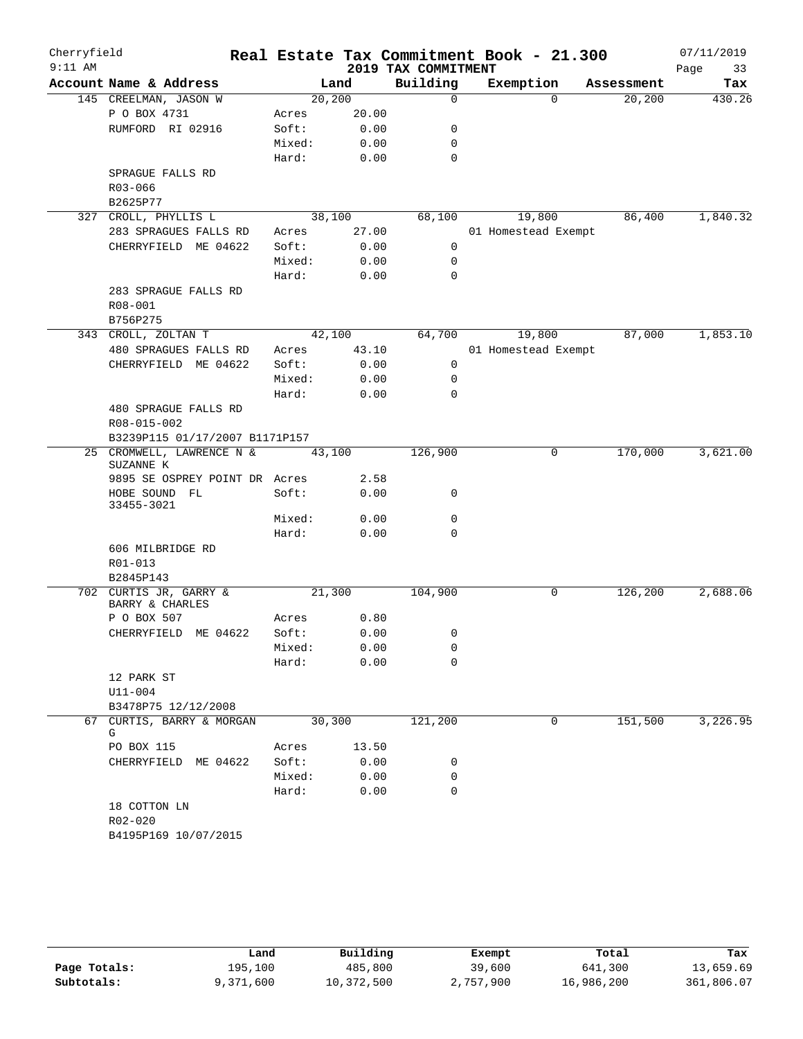Cherryfield **Real Estate Tax Commitment Book - 21.300** 07/11/2019
9:11 AM **2019 TAX COMMITMENT**

| Account Name & Address | | Land | Building | Exemption | Assessment | Tax |
|---|---|---|---|---|---|---|
| 145 CREELMAN, JASON W | | 20,200 | 0 | 0 | 20,200 | 430.26 |
| P O BOX 4731 | Acres | 20.00 | | | | |
| RUMFORD RI 02916 | Soft: | 0.00 | 0 | | | |
| | Mixed: | 0.00 | 0 | | | |
| | Hard: | 0.00 | 0 | | | |
| SPRAGUE FALLS RD | | | | | | |
| R03-066 | | | | | | |
| B2625P77 | | | | | | |
| 327 CROLL, PHYLLIS L | | 38,100 | 68,100 | 19,800 | 86,400 | 1,840.32 |
| 283 SPRAGUES FALLS RD | Acres | 27.00 | | 01 Homestead Exempt | | |
| CHERRYFIELD ME 04622 | Soft: | 0.00 | 0 | | | |
| | Mixed: | 0.00 | 0 | | | |
| | Hard: | 0.00 | 0 | | | |
| 283 SPRAGUE FALLS RD | | | | | | |
| R08-001 | | | | | | |
| B756P275 | | | | | | |
| 343 CROLL, ZOLTAN T | | 42,100 | 64,700 | 19,800 | 87,000 | 1,853.10 |
| 480 SPRAGUES FALLS RD | Acres | 43.10 | | 01 Homestead Exempt | | |
| CHERRYFIELD ME 04622 | Soft: | 0.00 | 0 | | | |
| | Mixed: | 0.00 | 0 | | | |
| | Hard: | 0.00 | 0 | | | |
| 480 SPRAGUE FALLS RD | | | | | | |
| R08-015-002 | | | | | | |
| B3239P115 01/17/2007 B1171P157 | | | | | | |
| 25 CROMWELL, LAWRENCE N & SUZANNE K | | 43,100 | 126,900 | 0 | 170,000 | 3,621.00 |
| 9895 SE OSPREY POINT DR | Acres | 2.58 | | | | |
| HOBE SOUND FL 33455-3021 | Soft: | 0.00 | 0 | | | |
| | Mixed: | 0.00 | 0 | | | |
| | Hard: | 0.00 | 0 | | | |
| 606 MILBRIDGE RD | | | | | | |
| R01-013 | | | | | | |
| B2845P143 | | | | | | |
| 702 CURTIS JR, GARRY & BARRY & CHARLES | | 21,300 | 104,900 | 0 | 126,200 | 2,688.06 |
| P O BOX 507 | Acres | 0.80 | | | | |
| CHERRYFIELD ME 04622 | Soft: | 0.00 | 0 | | | |
| | Mixed: | 0.00 | 0 | | | |
| | Hard: | 0.00 | 0 | | | |
| 12 PARK ST | | | | | | |
| U11-004 | | | | | | |
| B3478P75 12/12/2008 | | | | | | |
| 67 CURTIS, BARRY & MORGAN G | | 30,300 | 121,200 | 0 | 151,500 | 3,226.95 |
| PO BOX 115 | Acres | 13.50 | | | | |
| CHERRYFIELD ME 04622 | Soft: | 0.00 | 0 | | | |
| | Mixed: | 0.00 | 0 | | | |
| | Hard: | 0.00 | 0 | | | |
| 18 COTTON LN | | | | | | |
| R02-020 | | | | | | |
| B4195P169 10/07/2015 | | | | | | |

| | Land | Building | Exempt | Total | Tax |
|---|---|---|---|---|---|
| Page Totals: | 195,100 | 485,800 | 39,600 | 641,300 | 13,659.69 |
| Subtotals: | 9,371,600 | 10,372,500 | 2,757,900 | 16,986,200 | 361,806.07 |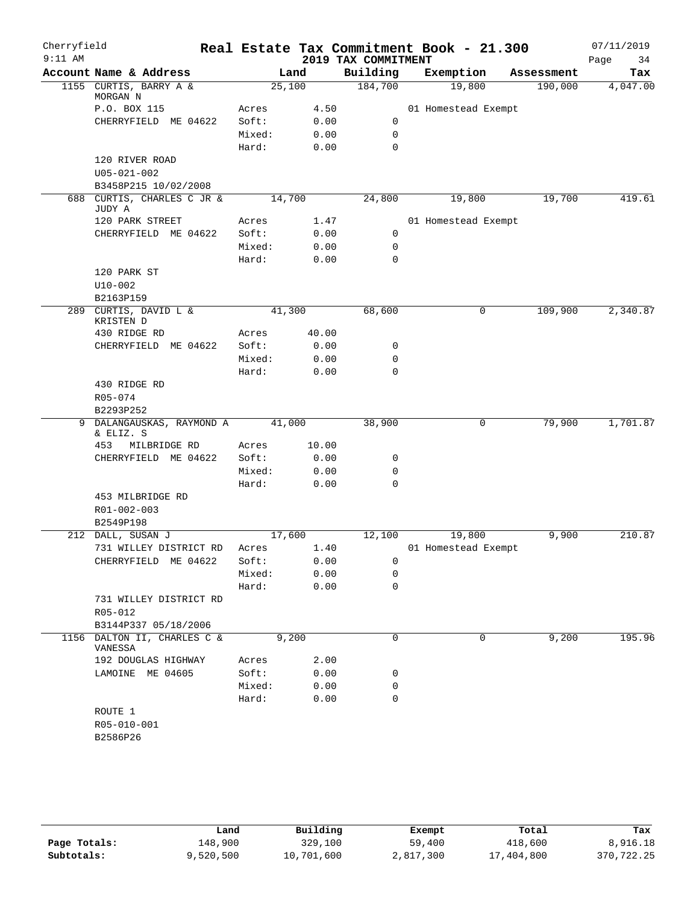Cherryfield
9:11 AM

# Real Estate Tax Commitment Book - 21.300

2019 TAX COMMITMENT

07/11/2019

| Account Name & Address | Land | | Building | Exemption | Assessment | Tax |
|---|---|---|---|---|---|---|
| 1155 CURTIS, BARRY A & MORGAN N | 25,100 | | 184,700 | 19,800 | 190,000 | 4,047.00 |
| P.O. BOX 115 | Acres | 4.50 | | 01 Homestead Exempt | | |
| CHERRYFIELD ME 04622 | Soft: | 0.00 | 0 | | | |
| | Mixed: | 0.00 | 0 | | | |
| | Hard: | 0.00 | 0 | | | |
| 120 RIVER ROAD | | | | | | |
| U05-021-002 | | | | | | |
| B3458P215 10/02/2008 | | | | | | |
| 688 CURTIS, CHARLES C JR & JUDY A | 14,700 | | 24,800 | 19,800 | 19,700 | 419.61 |
| 120 PARK STREET | Acres | 1.47 | | 01 Homestead Exempt | | |
| CHERRYFIELD ME 04622 | Soft: | 0.00 | 0 | | | |
| | Mixed: | 0.00 | 0 | | | |
| | Hard: | 0.00 | 0 | | | |
| 120 PARK ST | | | | | | |
| U10-002 | | | | | | |
| B2163P159 | | | | | | |
| 289 CURTIS, DAVID L & KRISTEN D | 41,300 | | 68,600 | 0 | 109,900 | 2,340.87 |
| 430 RIDGE RD | Acres | 40.00 | | | | |
| CHERRYFIELD ME 04622 | Soft: | 0.00 | 0 | | | |
| | Mixed: | 0.00 | 0 | | | |
| | Hard: | 0.00 | 0 | | | |
| 430 RIDGE RD | | | | | | |
| R05-074 | | | | | | |
| B2293P252 | | | | | | |
| 9 DALANGAUSKAS, RAYMOND A & ELIZ. S | 41,000 | | 38,900 | 0 | 79,900 | 1,701.87 |
| 453 MILBRIDGE RD | Acres | 10.00 | | | | |
| CHERRYFIELD ME 04622 | Soft: | 0.00 | 0 | | | |
| | Mixed: | 0.00 | 0 | | | |
| | Hard: | 0.00 | 0 | | | |
| 453 MILBRIDGE RD | | | | | | |
| R01-002-003 | | | | | | |
| B2549P198 | | | | | | |
| 212 DALL, SUSAN J | 17,600 | | 12,100 | 19,800 | 9,900 | 210.87 |
| 731 WILLEY DISTRICT RD | Acres | 1.40 | | 01 Homestead Exempt | | |
| CHERRYFIELD ME 04622 | Soft: | 0.00 | 0 | | | |
| | Mixed: | 0.00 | 0 | | | |
| | Hard: | 0.00 | 0 | | | |
| 731 WILLEY DISTRICT RD | | | | | | |
| R05-012 | | | | | | |
| B3144P337 05/18/2006 | | | | | | |
| 1156 DALTON II, CHARLES C & VANESSA | 9,200 | | 0 | 0 | 9,200 | 195.96 |
| 192 DOUGLAS HIGHWAY | Acres | 2.00 | | | | |
| LAMOINE ME 04605 | Soft: | 0.00 | 0 | | | |
| | Mixed: | 0.00 | 0 | | | |
| | Hard: | 0.00 | 0 | | | |
| ROUTE 1 | | | | | | |
| R05-010-001 | | | | | | |
| B2586P26 | | | | | | |

| | Land | Building | Exempt | Total | Tax |
|---|---|---|---|---|---|
| Page Totals: | 148,900 | 329,100 | 59,400 | 418,600 | 8,916.18 |
| Subtotals: | 9,520,500 | 10,701,600 | 2,817,300 | 17,404,800 | 370,722.25 |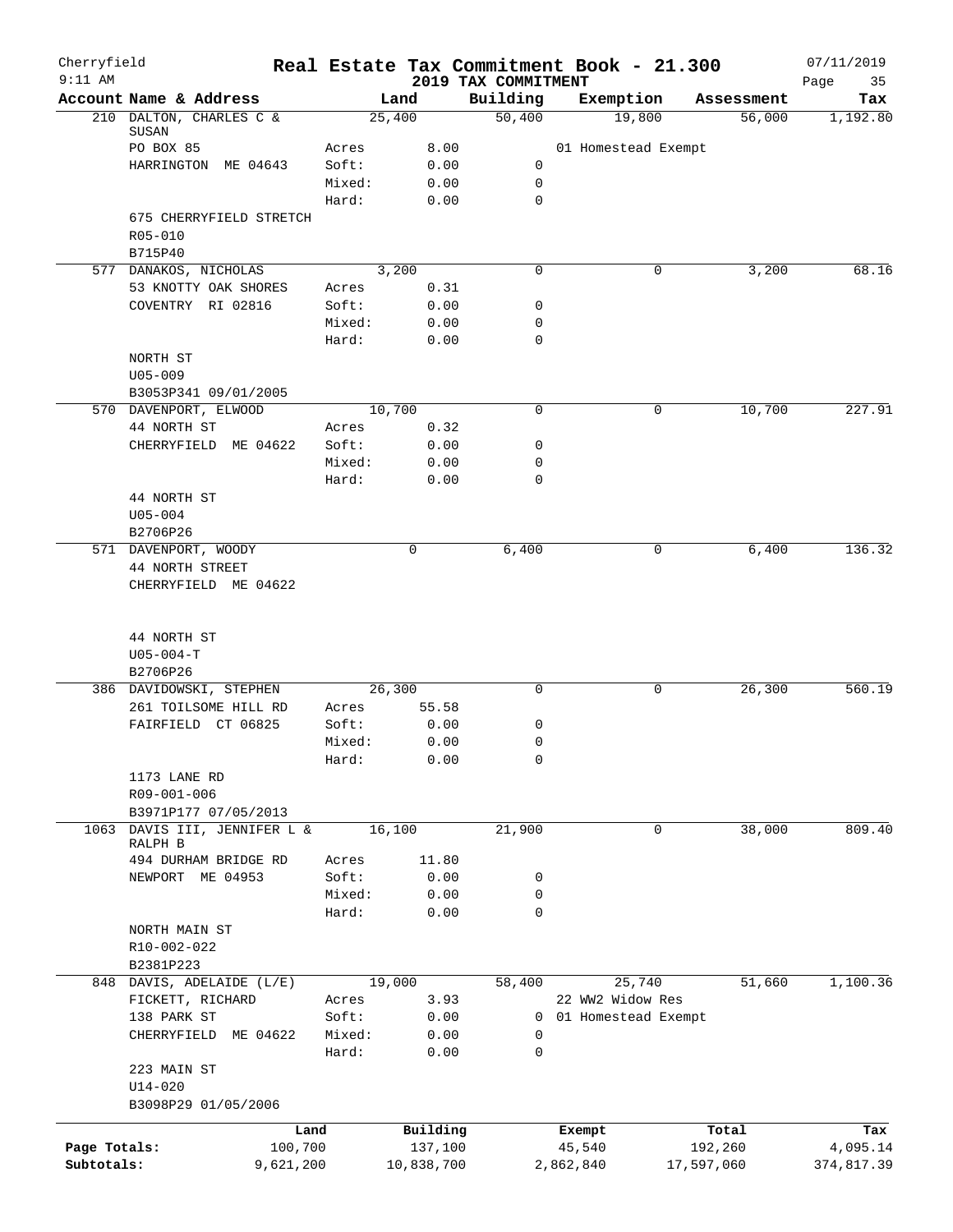# Real Estate Tax Commitment Book - 21.300

Cherryfield 9:11 AM — 2019 TAX COMMITMENT — 07/11/2019

| Account | Name & Address | | Land | Building | Exemption | Assessment | Tax |
|---|---|---|---|---|---|---|---|
| 210 | DALTON, CHARLES C & SUSAN | | 25,400 | 50,400 | 19,800 | 56,000 | 1,192.80 |
| | PO BOX 85 | Acres | 8.00 | | 01 Homestead Exempt | | |
| | HARRINGTON ME 04643 | Soft: | 0.00 | 0 | | | |
| | | Mixed: | 0.00 | 0 | | | |
| | | Hard: | 0.00 | 0 | | | |
| | 675 CHERRYFIELD STRETCH | | | | | | |
| | R05-010 | | | | | | |
| | B715P40 | | | | | | |
| 577 | DANAKOS, NICHOLAS | | 3,200 | 0 | 0 | 3,200 | 68.16 |
| | 53 KNOTTY OAK SHORES | Acres | 0.31 | | | | |
| | COVENTRY RI 02816 | Soft: | 0.00 | 0 | | | |
| | | Mixed: | 0.00 | 0 | | | |
| | | Hard: | 0.00 | 0 | | | |
| | NORTH ST | | | | | | |
| | U05-009 | | | | | | |
| | B3053P341 09/01/2005 | | | | | | |
| 570 | DAVENPORT, ELWOOD | | 10,700 | 0 | 0 | 10,700 | 227.91 |
| | 44 NORTH ST | Acres | 0.32 | | | | |
| | CHERRYFIELD ME 04622 | Soft: | 0.00 | 0 | | | |
| | | Mixed: | 0.00 | 0 | | | |
| | | Hard: | 0.00 | 0 | | | |
| | 44 NORTH ST | | | | | | |
| | U05-004 | | | | | | |
| | B2706P26 | | | | | | |
| 571 | DAVENPORT, WOODY | | 0 | 6,400 | 0 | 6,400 | 136.32 |
| | 44 NORTH STREET | | | | | | |
| | CHERRYFIELD ME 04622 | | | | | | |
| | 44 NORTH ST | | | | | | |
| | U05-004-T | | | | | | |
| | B2706P26 | | | | | | |
| 386 | DAVIDOWSKI, STEPHEN | | 26,300 | 0 | 0 | 26,300 | 560.19 |
| | 261 TOILSOME HILL RD | Acres | 55.58 | | | | |
| | FAIRFIELD CT 06825 | Soft: | 0.00 | 0 | | | |
| | | Mixed: | 0.00 | 0 | | | |
| | | Hard: | 0.00 | 0 | | | |
| | 1173 LANE RD | | | | | | |
| | R09-001-006 | | | | | | |
| | B3971P177 07/05/2013 | | | | | | |
| 1063 | DAVIS III, JENNIFER L & RALPH B | | 16,100 | 21,900 | 0 | 38,000 | 809.40 |
| | 494 DURHAM BRIDGE RD | Acres | 11.80 | | | | |
| | NEWPORT ME 04953 | Soft: | 0.00 | 0 | | | |
| | | Mixed: | 0.00 | 0 | | | |
| | | Hard: | 0.00 | 0 | | | |
| | NORTH MAIN ST | | | | | | |
| | R10-002-022 | | | | | | |
| | B2381P223 | | | | | | |
| 848 | DAVIS, ADELAIDE (L/E) | | 19,000 | 58,400 | 25,740 | 51,660 | 1,100.36 |
| | FICKETT, RICHARD | Acres | 3.93 | | 22 WW2 Widow Res | | |
| | 138 PARK ST | Soft: | 0.00 | 0 | 01 Homestead Exempt | | |
| | CHERRYFIELD ME 04622 | Mixed: | 0.00 | 0 | | | |
| | | Hard: | 0.00 | 0 | | | |
| | 223 MAIN ST | | | | | | |
| | U14-020 | | | | | | |
| | B3098P29 01/05/2006 | | | | | | |

| | Land | Building | Exempt | Total | Tax |
|---|---|---|---|---|---|
| Page Totals: | 100,700 | 137,100 | 45,540 | 192,260 | 4,095.14 |
| Subtotals: | 9,621,200 | 10,838,700 | 2,862,840 | 17,597,060 | 374,817.39 |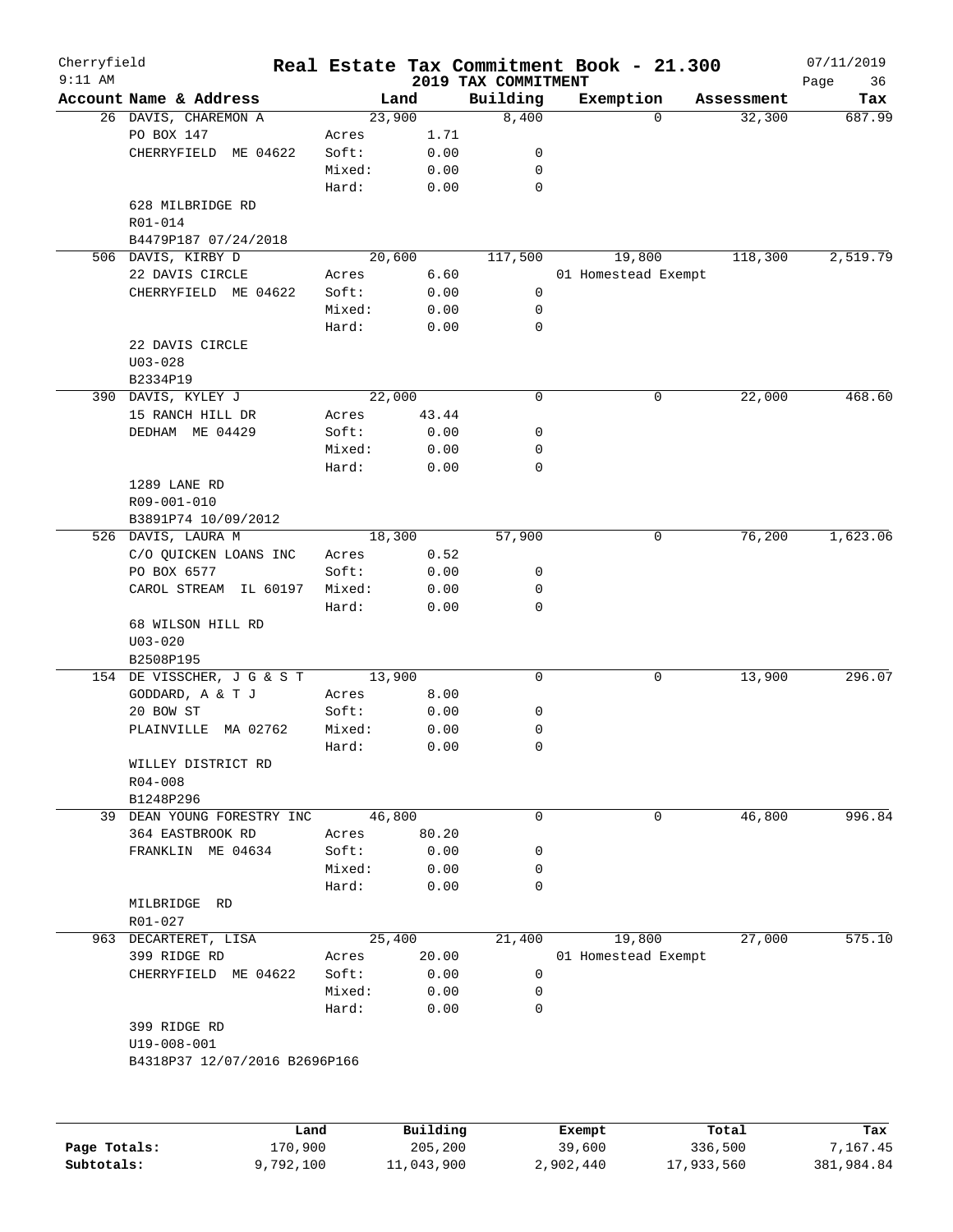# Real Estate Tax Commitment Book - 21.300

Cherryfield
9:11 AM

2019 TAX COMMITMENT

07/11/2019

| Account Name & Address | Land | | Building | Exemption | Assessment | Tax |
|---|---|---|---|---|---|---|
| 26 DAVIS, CHAREMON A | 23,900 | | 8,400 | 0 | 32,300 | 687.99 |
| PO BOX 147 | Acres | 1.71 | | | | |
| CHERRYFIELD ME 04622 | Soft: | 0.00 | 0 | | | |
| | Mixed: | 0.00 | 0 | | | |
| | Hard: | 0.00 | 0 | | | |
| 628 MILBRIDGE RD | | | | | | |
| R01-014 | | | | | | |
| B4479P187 07/24/2018 | | | | | | |
| 506 DAVIS, KIRBY D | 20,600 | | 117,500 | 19,800 | 118,300 | 2,519.79 |
| 22 DAVIS CIRCLE | Acres | 6.60 | | 01 Homestead Exempt | | |
| CHERRYFIELD ME 04622 | Soft: | 0.00 | 0 | | | |
| | Mixed: | 0.00 | 0 | | | |
| | Hard: | 0.00 | 0 | | | |
| 22 DAVIS CIRCLE | | | | | | |
| U03-028 | | | | | | |
| B2334P19 | | | | | | |
| 390 DAVIS, KYLEY J | 22,000 | | 0 | 0 | 22,000 | 468.60 |
| 15 RANCH HILL DR | Acres | 43.44 | | | | |
| DEDHAM ME 04429 | Soft: | 0.00 | 0 | | | |
| | Mixed: | 0.00 | 0 | | | |
| | Hard: | 0.00 | 0 | | | |
| 1289 LANE RD | | | | | | |
| R09-001-010 | | | | | | |
| B3891P74 10/09/2012 | | | | | | |
| 526 DAVIS, LAURA M | 18,300 | | 57,900 | 0 | 76,200 | 1,623.06 |
| C/O QUICKEN LOANS INC | Acres | 0.52 | | | | |
| PO BOX 6577 | Soft: | 0.00 | 0 | | | |
| CAROL STREAM IL 60197 | Mixed: | 0.00 | 0 | | | |
| | Hard: | 0.00 | 0 | | | |
| 68 WILSON HILL RD | | | | | | |
| U03-020 | | | | | | |
| B2508P195 | | | | | | |
| 154 DE VISSCHER, J G & S T | 13,900 | | 0 | 0 | 13,900 | 296.07 |
| GODDARD, A & T J | Acres | 8.00 | | | | |
| 20 BOW ST | Soft: | 0.00 | 0 | | | |
| PLAINVILLE MA 02762 | Mixed: | 0.00 | 0 | | | |
| | Hard: | 0.00 | 0 | | | |
| WILLEY DISTRICT RD | | | | | | |
| R04-008 | | | | | | |
| B1248P296 | | | | | | |
| 39 DEAN YOUNG FORESTRY INC | 46,800 | | 0 | 0 | 46,800 | 996.84 |
| 364 EASTBROOK RD | Acres | 80.20 | | | | |
| FRANKLIN ME 04634 | Soft: | 0.00 | 0 | | | |
| | Mixed: | 0.00 | 0 | | | |
| | Hard: | 0.00 | 0 | | | |
| MILBRIDGE RD | | | | | | |
| R01-027 | | | | | | |
| 963 DECARTERET, LISA | 25,400 | | 21,400 | 19,800 | 27,000 | 575.10 |
| 399 RIDGE RD | Acres | 20.00 | | 01 Homestead Exempt | | |
| CHERRYFIELD ME 04622 | Soft: | 0.00 | 0 | | | |
| | Mixed: | 0.00 | 0 | | | |
| | Hard: | 0.00 | 0 | | | |
| 399 RIDGE RD | | | | | | |
| U19-008-001 | | | | | | |
| B4318P37 12/07/2016 B2696P166 | | | | | | |

| | Land | Building | Exempt | Total | Tax |
|---|---|---|---|---|---|
| Page Totals: | 170,900 | 205,200 | 39,600 | 336,500 | 7,167.45 |
| Subtotals: | 9,792,100 | 11,043,900 | 2,902,440 | 17,933,560 | 381,984.84 |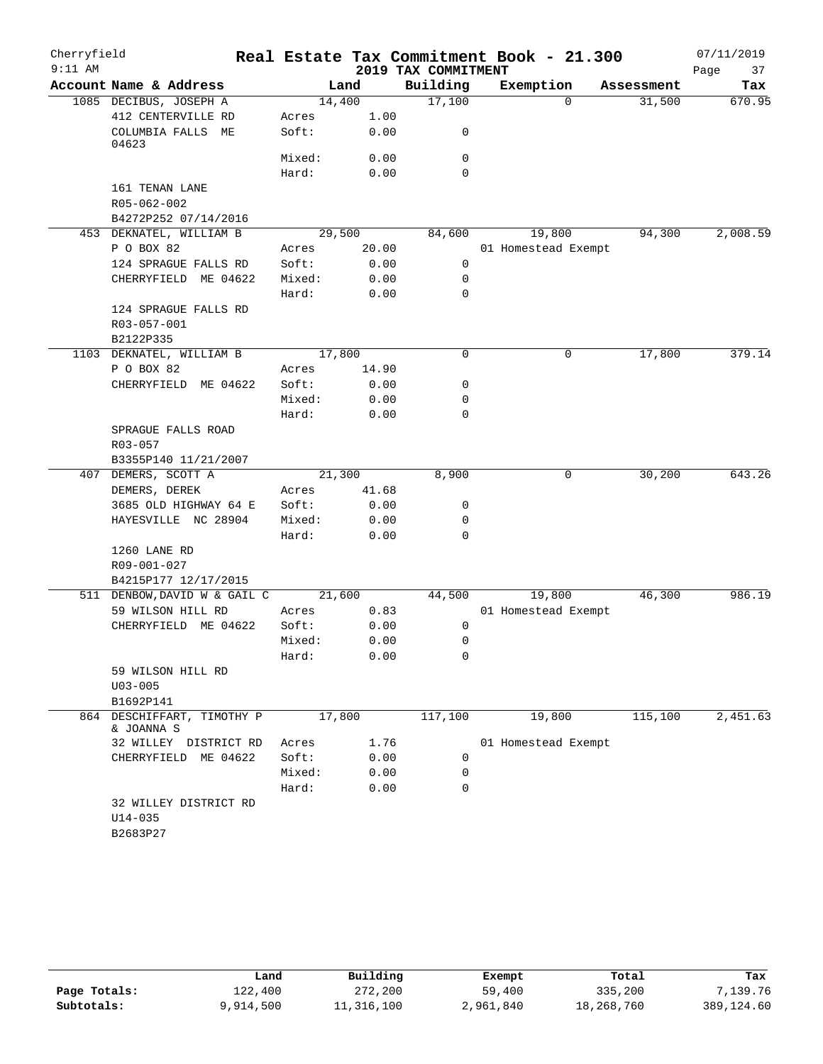# Real Estate Tax Commitment Book - 21.300

## 2019 TAX COMMITMENT

Cherryfield 9:11 AM — 07/11/2019

| Account Name & Address | Land | | Building | Exemption | Assessment | Tax |
|---|---|---|---|---|---|---|
| 1085 DECIBUS, JOSEPH A | | 14,400 | 17,100 | 0 | 31,500 | 670.95 |
| 412 CENTERVILLE RD | Acres | 1.00 | | | | |
| COLUMBIA FALLS ME 04623 | Soft: | 0.00 | 0 | | | |
| | Mixed: | 0.00 | 0 | | | |
| | Hard: | 0.00 | 0 | | | |
| 161 TENAN LANE | | | | | | |
| R05-062-002 | | | | | | |
| B4272P252 07/14/2016 | | | | | | |
| 453 DEKNATEL, WILLIAM B | | 29,500 | 84,600 | 19,800 | 94,300 | 2,008.59 |
| P O BOX 82 | Acres | 20.00 | | 01 Homestead Exempt | | |
| 124 SPRAGUE FALLS RD | Soft: | 0.00 | 0 | | | |
| CHERRYFIELD ME 04622 | Mixed: | 0.00 | 0 | | | |
| | Hard: | 0.00 | 0 | | | |
| 124 SPRAGUE FALLS RD | | | | | | |
| R03-057-001 | | | | | | |
| B2122P335 | | | | | | |
| 1103 DEKNATEL, WILLIAM B | | 17,800 | 0 | 0 | 17,800 | 379.14 |
| P O BOX 82 | Acres | 14.90 | | | | |
| CHERRYFIELD ME 04622 | Soft: | 0.00 | 0 | | | |
| | Mixed: | 0.00 | 0 | | | |
| | Hard: | 0.00 | 0 | | | |
| SPRAGUE FALLS ROAD | | | | | | |
| R03-057 | | | | | | |
| B3355P140 11/21/2007 | | | | | | |
| 407 DEMERS, SCOTT A | | 21,300 | 8,900 | 0 | 30,200 | 643.26 |
| DEMERS, DEREK | Acres | 41.68 | | | | |
| 3685 OLD HIGHWAY 64 E | Soft: | 0.00 | 0 | | | |
| HAYESVILLE NC 28904 | Mixed: | 0.00 | 0 | | | |
| | Hard: | 0.00 | 0 | | | |
| 1260 LANE RD | | | | | | |
| R09-001-027 | | | | | | |
| B4215P177 12/17/2015 | | | | | | |
| 511 DENBOW, DAVID W & GAIL C | | 21,600 | 44,500 | 19,800 | 46,300 | 986.19 |
| 59 WILSON HILL RD | Acres | 0.83 | | 01 Homestead Exempt | | |
| CHERRYFIELD ME 04622 | Soft: | 0.00 | 0 | | | |
| | Mixed: | 0.00 | 0 | | | |
| | Hard: | 0.00 | 0 | | | |
| 59 WILSON HILL RD | | | | | | |
| U03-005 | | | | | | |
| B1692P141 | | | | | | |
| 864 DESCHIFFART, TIMOTHY P & JOANNA S | | 17,800 | 117,100 | 19,800 | 115,100 | 2,451.63 |
| 32 WILLEY DISTRICT RD | Acres | 1.76 | | 01 Homestead Exempt | | |
| CHERRYFIELD ME 04622 | Soft: | 0.00 | 0 | | | |
| | Mixed: | 0.00 | 0 | | | |
| | Hard: | 0.00 | 0 | | | |
| 32 WILLEY DISTRICT RD | | | | | | |
| U14-035 | | | | | | |
| B2683P27 | | | | | | |

| | Land | Building | Exempt | Total | Tax |
|---|---|---|---|---|---|
| Page Totals: | 122,400 | 272,200 | 59,400 | 335,200 | 7,139.76 |
| Subtotals: | 9,914,500 | 11,316,100 | 2,961,840 | 18,268,760 | 389,124.60 |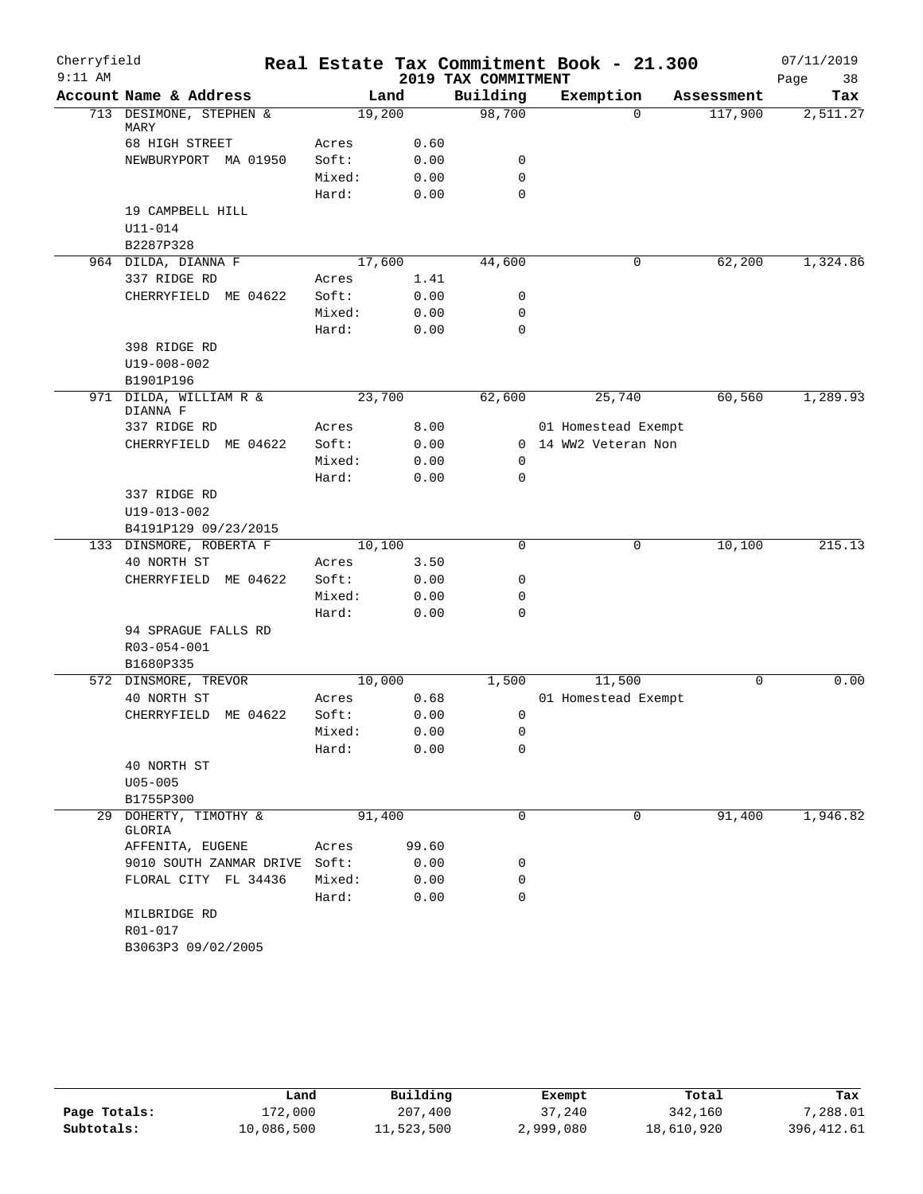# Real Estate Tax Commitment Book - 21.300

Cherryfield
9:11 AM

2019 TAX COMMITMENT

07/11/2019

| Account Name & Address | Land | | Building | Exemption | Assessment | Tax |
|---|---|---|---|---|---|---|
| 713 DESIMONE, STEPHEN & MARY | 19,200 | | 98,700 | 0 | 117,900 | 2,511.27 |
| 68 HIGH STREET | Acres | 0.60 | | | | |
| NEWBURYPORT MA 01950 | Soft: | 0.00 | 0 | | | |
| | Mixed: | 0.00 | 0 | | | |
| | Hard: | 0.00 | 0 | | | |
| 19 CAMPBELL HILL | | | | | | |
| U11-014 | | | | | | |
| B2287P328 | | | | | | |
| 964 DILDA, DIANNA F | 17,600 | | 44,600 | 0 | 62,200 | 1,324.86 |
| 337 RIDGE RD | Acres | 1.41 | | | | |
| CHERRYFIELD ME 04622 | Soft: | 0.00 | 0 | | | |
| | Mixed: | 0.00 | 0 | | | |
| | Hard: | 0.00 | 0 | | | |
| 398 RIDGE RD | | | | | | |
| U19-008-002 | | | | | | |
| B1901P196 | | | | | | |
| 971 DILDA, WILLIAM R & DIANNA F | 23,700 | | 62,600 | 25,740 | 60,560 | 1,289.93 |
| 337 RIDGE RD | Acres | 8.00 | | 01 Homestead Exempt | | |
| CHERRYFIELD ME 04622 | Soft: | 0.00 | 0 | 14 WW2 Veteran Non | | |
| | Mixed: | 0.00 | 0 | | | |
| | Hard: | 0.00 | 0 | | | |
| 337 RIDGE RD | | | | | | |
| U19-013-002 | | | | | | |
| B4191P129 09/23/2015 | | | | | | |
| 133 DINSMORE, ROBERTA F | 10,100 | | 0 | 0 | 10,100 | 215.13 |
| 40 NORTH ST | Acres | 3.50 | | | | |
| CHERRYFIELD ME 04622 | Soft: | 0.00 | 0 | | | |
| | Mixed: | 0.00 | 0 | | | |
| | Hard: | 0.00 | 0 | | | |
| 94 SPRAGUE FALLS RD | | | | | | |
| R03-054-001 | | | | | | |
| B1680P335 | | | | | | |
| 572 DINSMORE, TREVOR | 10,000 | | 1,500 | 11,500 | 0 | 0.00 |
| 40 NORTH ST | Acres | 0.68 | | 01 Homestead Exempt | | |
| CHERRYFIELD ME 04622 | Soft: | 0.00 | 0 | | | |
| | Mixed: | 0.00 | 0 | | | |
| | Hard: | 0.00 | 0 | | | |
| 40 NORTH ST | | | | | | |
| U05-005 | | | | | | |
| B1755P300 | | | | | | |
| 29 DOHERTY, TIMOTHY & GLORIA | 91,400 | | 0 | 0 | 91,400 | 1,946.82 |
| AFFENITA, EUGENE | Acres | 99.60 | | | | |
| 9010 SOUTH ZANMAR DRIVE | Soft: | 0.00 | 0 | | | |
| FLORAL CITY FL 34436 | Mixed: | 0.00 | 0 | | | |
| | Hard: | 0.00 | 0 | | | |
| MILBRIDGE RD | | | | | | |
| R01-017 | | | | | | |
| B3063P3 09/02/2005 | | | | | | |

| | Land | Building | Exempt | Total | Tax |
|---|---|---|---|---|---|
| Page Totals: | 172,000 | 207,400 | 37,240 | 342,160 | 7,288.01 |
| Subtotals: | 10,086,500 | 11,523,500 | 2,999,080 | 18,610,920 | 396,412.61 |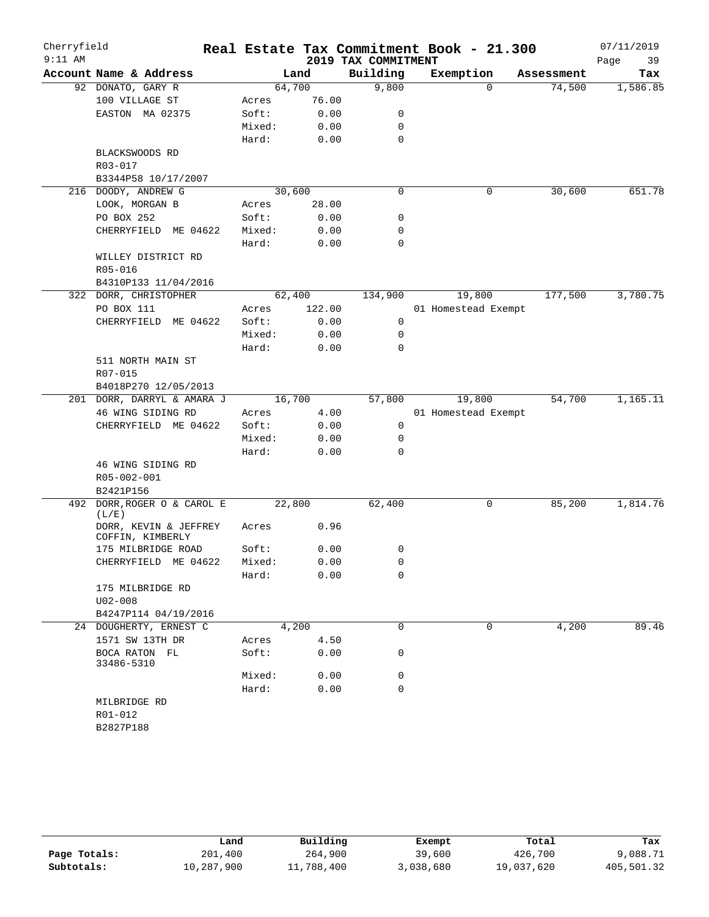# Real Estate Tax Commitment Book - 21.300

Cherryfield
9:11 AM

2019 TAX COMMITMENT

07/11/2019

| Account Name & Address | Land | | Building | Exemption | Assessment | Tax |
|---|---|---|---|---|---|---|
| 92 DONATO, GARY R | 64,700 | | 9,800 | 0 | 74,500 | 1,586.85 |
| 100 VILLAGE ST | Acres | 76.00 | | | | |
| EASTON MA 02375 | Soft: | 0.00 | 0 | | | |
| | Mixed: | 0.00 | 0 | | | |
| | Hard: | 0.00 | 0 | | | |
| BLACKSWOODS RD | | | | | | |
| R03-017 | | | | | | |
| B3344P58 10/17/2007 | | | | | | |
| 216 DOODY, ANDREW G | 30,600 | | 0 | 0 | 30,600 | 651.78 |
| LOOK, MORGAN B | Acres | 28.00 | | | | |
| PO BOX 252 | Soft: | 0.00 | 0 | | | |
| CHERRYFIELD ME 04622 | Mixed: | 0.00 | 0 | | | |
| | Hard: | 0.00 | 0 | | | |
| WILLEY DISTRICT RD | | | | | | |
| R05-016 | | | | | | |
| B4310P133 11/04/2016 | | | | | | |
| 322 DORR, CHRISTOPHER | 62,400 | | 134,900 | 19,800 | 177,500 | 3,780.75 |
| PO BOX 111 | Acres | 122.00 | | 01 Homestead Exempt | | |
| CHERRYFIELD ME 04622 | Soft: | 0.00 | 0 | | | |
| | Mixed: | 0.00 | 0 | | | |
| | Hard: | 0.00 | 0 | | | |
| 511 NORTH MAIN ST | | | | | | |
| R07-015 | | | | | | |
| B4018P270 12/05/2013 | | | | | | |
| 201 DORR, DARRYL & AMARA J | 16,700 | | 57,800 | 19,800 | 54,700 | 1,165.11 |
| 46 WING SIDING RD | Acres | 4.00 | | 01 Homestead Exempt | | |
| CHERRYFIELD ME 04622 | Soft: | 0.00 | 0 | | | |
| | Mixed: | 0.00 | 0 | | | |
| | Hard: | 0.00 | 0 | | | |
| 46 WING SIDING RD | | | | | | |
| R05-002-001 | | | | | | |
| B2421P156 | | | | | | |
| 492 DORR, ROGER O & CAROL E (L/E) | 22,800 | | 62,400 | 0 | 85,200 | 1,814.76 |
| DORR, KEVIN & JEFFREY COFFIN, KIMBERLY | Acres | 0.96 | | | | |
| 175 MILBRIDGE ROAD | Soft: | 0.00 | 0 | | | |
| CHERRYFIELD ME 04622 | Mixed: | 0.00 | 0 | | | |
| | Hard: | 0.00 | 0 | | | |
| 175 MILBRIDGE RD | | | | | | |
| U02-008 | | | | | | |
| B4247P114 04/19/2016 | | | | | | |
| 24 DOUGHERTY, ERNEST C | 4,200 | | 0 | 0 | 4,200 | 89.46 |
| 1571 SW 13TH DR | Acres | 4.50 | | | | |
| BOCA RATON FL 33486-5310 | Soft: | 0.00 | 0 | | | |
| | Mixed: | 0.00 | 0 | | | |
| | Hard: | 0.00 | 0 | | | |
| MILBRIDGE RD | | | | | | |
| R01-012 | | | | | | |
| B2827P188 | | | | | | |

| | Land | Building | Exempt | Total | Tax |
|---|---|---|---|---|---|
| Page Totals: | 201,400 | 264,900 | 39,600 | 426,700 | 9,088.71 |
| Subtotals: | 10,287,900 | 11,788,400 | 3,038,680 | 19,037,620 | 405,501.32 |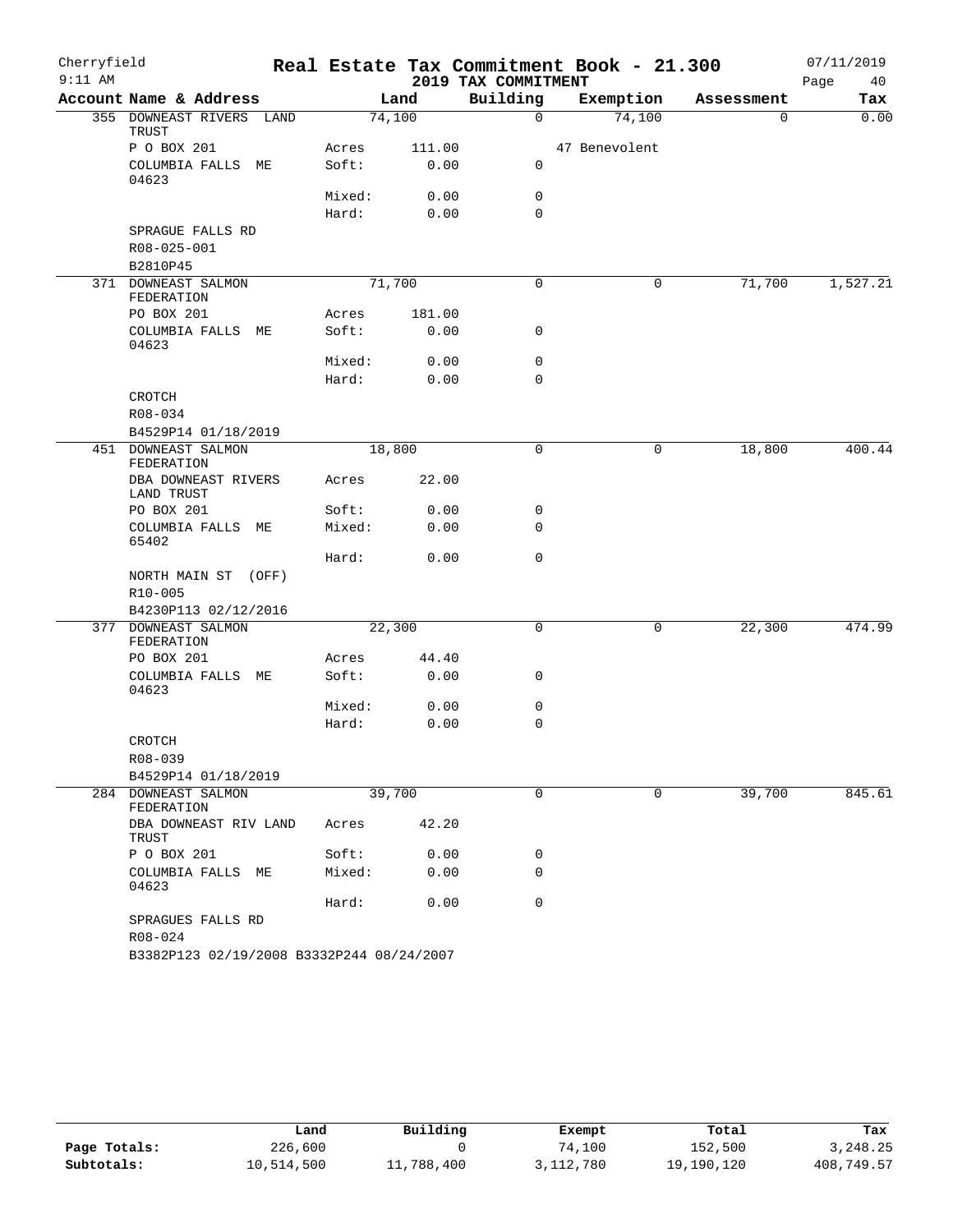Cherryfield

# Real Estate Tax Commitment Book - 21.300

## 2019 TAX COMMITMENT

07/11/2019

9:11 AM

| Account Name & Address | | Land | Building | Exemption | Assessment | Tax |
|---|---|---|---|---|---|---|
| 355 DOWNEAST RIVERS LAND TRUST | | 74,100 | 0 | 74,100 | 0 | 0.00 |
| P O BOX 201 | Acres | 111.00 | | 47 Benevolent | | |
| COLUMBIA FALLS ME 04623 | Soft: | 0.00 | 0 | | | |
| | Mixed: | 0.00 | 0 | | | |
| | Hard: | 0.00 | 0 | | | |
| SPRAGUE FALLS RD | | | | | | |
| R08-025-001 | | | | | | |
| B2810P45 | | | | | | |
| 371 DOWNEAST SALMON FEDERATION | | 71,700 | 0 | 0 | 71,700 | 1,527.21 |
| PO BOX 201 | Acres | 181.00 | | | | |
| COLUMBIA FALLS ME 04623 | Soft: | 0.00 | 0 | | | |
| | Mixed: | 0.00 | 0 | | | |
| | Hard: | 0.00 | 0 | | | |
| CROTCH | | | | | | |
| R08-034 | | | | | | |
| B4529P14 01/18/2019 | | | | | | |
| 451 DOWNEAST SALMON FEDERATION | | 18,800 | 0 | 0 | 18,800 | 400.44 |
| DBA DOWNEAST RIVERS LAND TRUST | Acres | 22.00 | | | | |
| PO BOX 201 | Soft: | 0.00 | 0 | | | |
| COLUMBIA FALLS ME 65402 | Mixed: | 0.00 | 0 | | | |
| | Hard: | 0.00 | 0 | | | |
| NORTH MAIN ST (OFF) | | | | | | |
| R10-005 | | | | | | |
| B4230P113 02/12/2016 | | | | | | |
| 377 DOWNEAST SALMON FEDERATION | | 22,300 | 0 | 0 | 22,300 | 474.99 |
| PO BOX 201 | Acres | 44.40 | | | | |
| COLUMBIA FALLS ME 04623 | Soft: | 0.00 | 0 | | | |
| | Mixed: | 0.00 | 0 | | | |
| | Hard: | 0.00 | 0 | | | |
| CROTCH | | | | | | |
| R08-039 | | | | | | |
| B4529P14 01/18/2019 | | | | | | |
| 284 DOWNEAST SALMON FEDERATION | | 39,700 | 0 | 0 | 39,700 | 845.61 |
| DBA DOWNEAST RIV LAND TRUST | Acres | 42.20 | | | | |
| P O BOX 201 | Soft: | 0.00 | 0 | | | |
| COLUMBIA FALLS ME 04623 | Mixed: | 0.00 | 0 | | | |
| | Hard: | 0.00 | 0 | | | |
| SPRAGUES FALLS RD | | | | | | |
| R08-024 | | | | | | |
| B3382P123 02/19/2008 B3332P244 08/24/2007 | | | | | | |

| | Land | Building | Exempt | Total | Tax |
|---|---|---|---|---|---|
| Page Totals: | 226,600 | 0 | 74,100 | 152,500 | 3,248.25 |
| Subtotals: | 10,514,500 | 11,788,400 | 3,112,780 | 19,190,120 | 408,749.57 |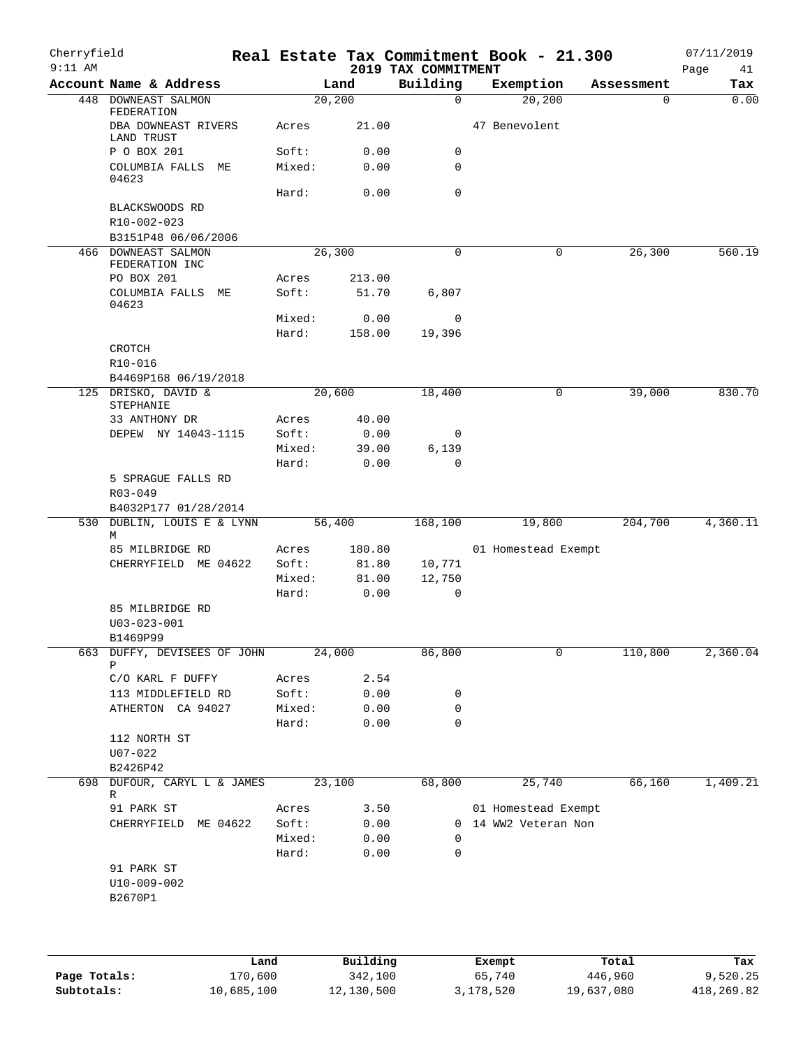# Cherryfield — Real Estate Tax Commitment Book - 21.300

9:11 AM — 2019 TAX COMMITMENT — 07/11/2019

| Account Name & Address | | Land | Building | Exemption | Assessment | Tax |
|---|---|---|---|---|---|---|
| 448 DOWNEAST SALMON FEDERATION | | 20,200 | 0 | 20,200 | 0 | 0.00 |
| DBA DOWNEAST RIVERS LAND TRUST | Acres | 21.00 | | 47 Benevolent | | |
| P O BOX 201 | Soft: | 0.00 | 0 | | | |
| COLUMBIA FALLS ME 04623 | Mixed: | 0.00 | 0 | | | |
| | Hard: | 0.00 | 0 | | | |
| BLACKSWOODS RD | | | | | | |
| R10-002-023 | | | | | | |
| B3151P48 06/06/2006 | | | | | | |
| 466 DOWNEAST SALMON FEDERATION INC | | 26,300 | 0 | 0 | 26,300 | 560.19 |
| PO BOX 201 | Acres | 213.00 | | | | |
| COLUMBIA FALLS ME 04623 | Soft: | 51.70 | 6,807 | | | |
| | Mixed: | 0.00 | 0 | | | |
| | Hard: | 158.00 | 19,396 | | | |
| CROTCH | | | | | | |
| R10-016 | | | | | | |
| B4469P168 06/19/2018 | | | | | | |
| 125 DRISKO, DAVID & STEPHANIE | | 20,600 | 18,400 | 0 | 39,000 | 830.70 |
| 33 ANTHONY DR | Acres | 40.00 | | | | |
| DEPEW NY 14043-1115 | Soft: | 0.00 | 0 | | | |
| | Mixed: | 39.00 | 6,139 | | | |
| | Hard: | 0.00 | 0 | | | |
| 5 SPRAGUE FALLS RD | | | | | | |
| R03-049 | | | | | | |
| B4032P177 01/28/2014 | | | | | | |
| 530 DUBLIN, LOUIS E & LYNN M | | 56,400 | 168,100 | 19,800 | 204,700 | 4,360.11 |
| 85 MILBRIDGE RD | Acres | 180.80 | | 01 Homestead Exempt | | |
| CHERRYFIELD ME 04622 | Soft: | 81.80 | 10,771 | | | |
| | Mixed: | 81.00 | 12,750 | | | |
| | Hard: | 0.00 | 0 | | | |
| 85 MILBRIDGE RD | | | | | | |
| U03-023-001 | | | | | | |
| B1469P99 | | | | | | |
| 663 DUFFY, DEVISEES OF JOHN P | | 24,000 | 86,800 | 0 | 110,800 | 2,360.04 |
| C/O KARL F DUFFY | Acres | 2.54 | | | | |
| 113 MIDDLEFIELD RD | Soft: | 0.00 | 0 | | | |
| ATHERTON CA 94027 | Mixed: | 0.00 | 0 | | | |
| | Hard: | 0.00 | 0 | | | |
| 112 NORTH ST | | | | | | |
| U07-022 | | | | | | |
| B2426P42 | | | | | | |
| 698 DUFOUR, CARYL L & JAMES R | | 23,100 | 68,800 | 25,740 | 66,160 | 1,409.21 |
| 91 PARK ST | Acres | 3.50 | | 01 Homestead Exempt | | |
| CHERRYFIELD ME 04622 | Soft: | 0.00 | 0 | 14 WW2 Veteran Non | | |
| | Mixed: | 0.00 | 0 | | | |
| | Hard: | 0.00 | 0 | | | |
| 91 PARK ST | | | | | | |
| U10-009-002 | | | | | | |
| B2670P1 | | | | | | |

| | Land | Building | Exempt | Total | Tax |
|---|---|---|---|---|---|
| Page Totals: | 170,600 | 342,100 | 65,740 | 446,960 | 9,520.25 |
| Subtotals: | 10,685,100 | 12,130,500 | 3,178,520 | 19,637,080 | 418,269.82 |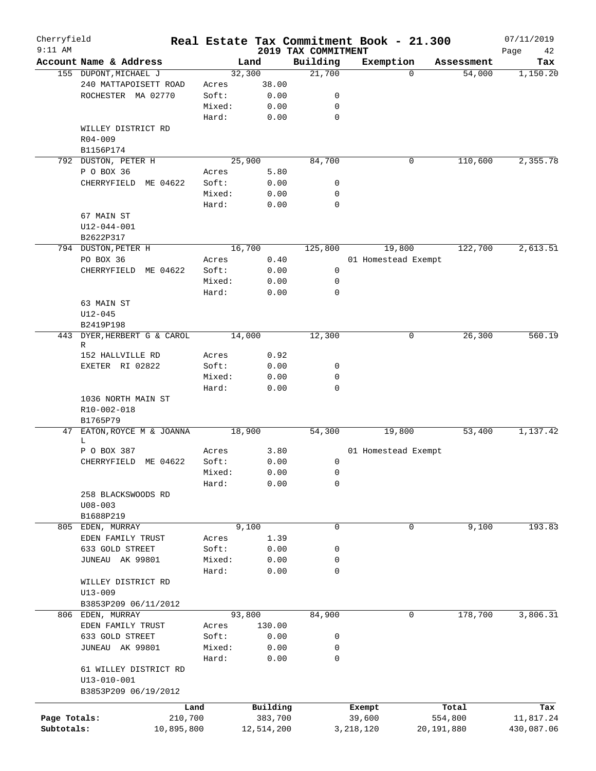# Real Estate Tax Commitment Book - 21.300

## 2019 TAX COMMITMENT

Cherryfield

| Account Name & Address | Land | | Building | Exemption | Assessment | Tax |
|---|---|---|---|---|---|---|
| 155 DUPONT,MICHAEL J | 32,300 | | 21,700 | 0 | 54,000 | 1,150.20 |
| 240 MATTAPOISETT ROAD | Acres | 38.00 | | | | |
| ROCHESTER MA 02770 | Soft: | 0.00 | 0 | | | |
| | Mixed: | 0.00 | 0 | | | |
| | Hard: | 0.00 | 0 | | | |
| WILLEY DISTRICT RD | | | | | | |
| R04-009 | | | | | | |
| B1156P174 | | | | | | |
| 792 DUSTON, PETER H | 25,900 | | 84,700 | 0 | 110,600 | 2,355.78 |
| P O BOX 36 | Acres | 5.80 | | | | |
| CHERRYFIELD ME 04622 | Soft: | 0.00 | 0 | | | |
| | Mixed: | 0.00 | 0 | | | |
| | Hard: | 0.00 | 0 | | | |
| 67 MAIN ST | | | | | | |
| U12-044-001 | | | | | | |
| B2622P317 | | | | | | |
| 794 DUSTON,PETER H | 16,700 | | 125,800 | 19,800 | 122,700 | 2,613.51 |
| PO BOX 36 | Acres | 0.40 | | 01 Homestead Exempt | | |
| CHERRYFIELD ME 04622 | Soft: | 0.00 | 0 | | | |
| | Mixed: | 0.00 | 0 | | | |
| | Hard: | 0.00 | 0 | | | |
| 63 MAIN ST | | | | | | |
| U12-045 | | | | | | |
| B2419P198 | | | | | | |
| 443 DYER,HERBERT G & CAROL R | 14,000 | | 12,300 | 0 | 26,300 | 560.19 |
| 152 HALLVILLE RD | Acres | 0.92 | | | | |
| EXETER RI 02822 | Soft: | 0.00 | 0 | | | |
| | Mixed: | 0.00 | 0 | | | |
| | Hard: | 0.00 | 0 | | | |
| 1036 NORTH MAIN ST | | | | | | |
| R10-002-018 | | | | | | |
| B1765P79 | | | | | | |
| 47 EATON,ROYCE M & JOANNA L | 18,900 | | 54,300 | 19,800 | 53,400 | 1,137.42 |
| P O BOX 387 | Acres | 3.80 | | 01 Homestead Exempt | | |
| CHERRYFIELD ME 04622 | Soft: | 0.00 | 0 | | | |
| | Mixed: | 0.00 | 0 | | | |
| | Hard: | 0.00 | 0 | | | |
| 258 BLACKSWOODS RD | | | | | | |
| U08-003 | | | | | | |
| B1688P219 | | | | | | |
| 805 EDEN, MURRAY | 9,100 | | 0 | 0 | 9,100 | 193.83 |
| EDEN FAMILY TRUST | Acres | 1.39 | | | | |
| 633 GOLD STREET | Soft: | 0.00 | 0 | | | |
| JUNEAU AK 99801 | Mixed: | 0.00 | 0 | | | |
| | Hard: | 0.00 | 0 | | | |
| WILLEY DISTRICT RD | | | | | | |
| U13-009 | | | | | | |
| B3853P209 06/11/2012 | | | | | | |
| 806 EDEN, MURRAY | 93,800 | | 84,900 | 0 | 178,700 | 3,806.31 |
| EDEN FAMILY TRUST | Acres | 130.00 | | | | |
| 633 GOLD STREET | Soft: | 0.00 | 0 | | | |
| JUNEAU AK 99801 | Mixed: | 0.00 | 0 | | | |
| | Hard: | 0.00 | 0 | | | |
| 61 WILLEY DISTRICT RD | | | | | | |
| U13-010-001 | | | | | | |
| B3853P209 06/19/2012 | | | | | | |

| | Land | Building | Exempt | Total | Tax |
|---|---|---|---|---|---|
| Page Totals: | 210,700 | 383,700 | 39,600 | 554,800 | 11,817.24 |
| Subtotals: | 10,895,800 | 12,514,200 | 3,218,120 | 20,191,880 | 430,087.06 |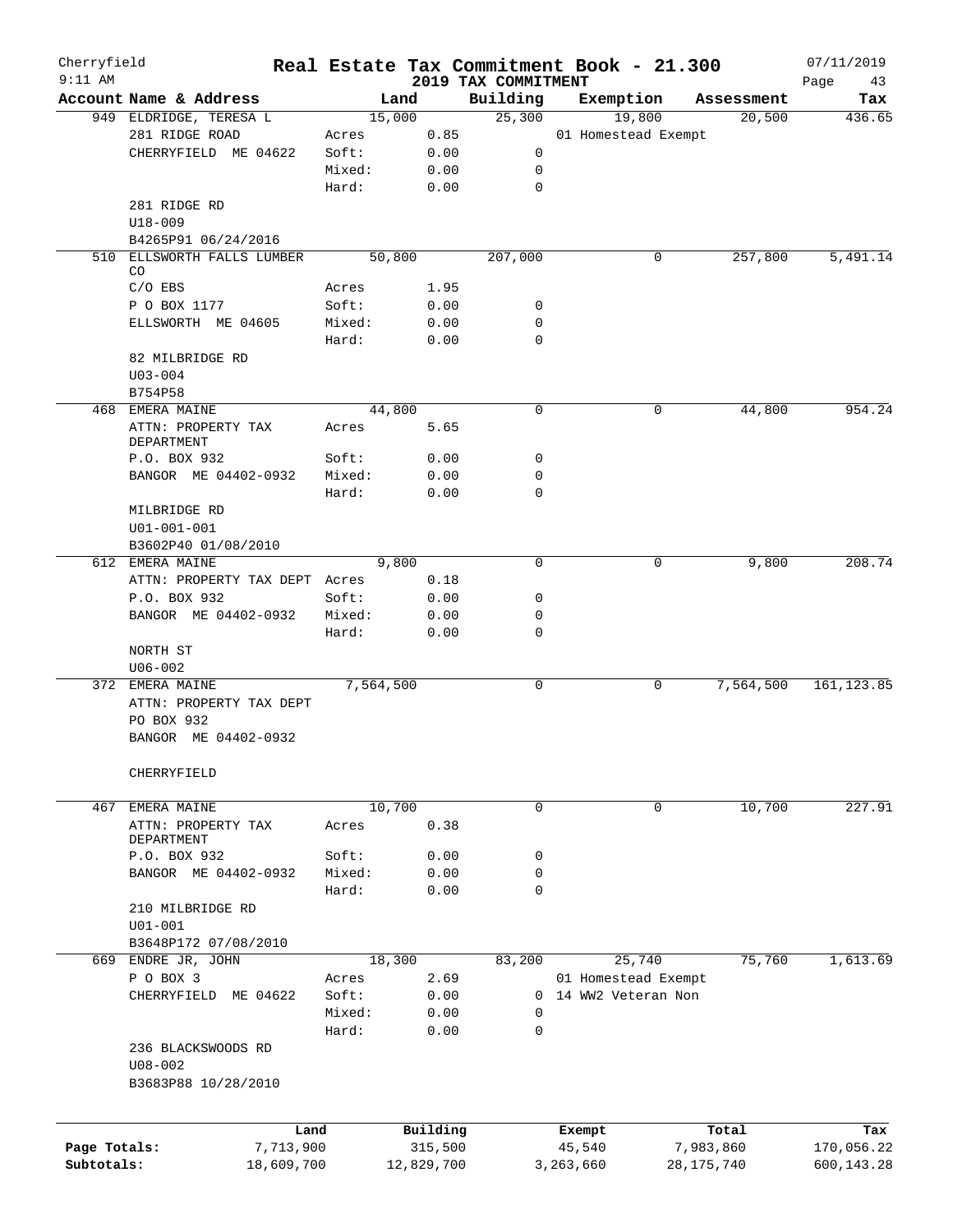# Real Estate Tax Commitment Book - 21.300

Cherryfield
9:11 AM

## 2019 TAX COMMITMENT

07/11/2019

| Account Name & Address | Land | | Building | Exemption | Assessment | Tax |
|---|---|---|---|---|---|---|
| 949 ELDRIDGE, TERESA L | 15,000 | | 25,300 | 19,800 | 20,500 | 436.65 |
| 281 RIDGE ROAD | Acres | 0.85 | | 01 Homestead Exempt | | |
| CHERRYFIELD ME 04622 | Soft: | 0.00 | 0 | | | |
| | Mixed: | 0.00 | 0 | | | |
| | Hard: | 0.00 | 0 | | | |
| 281 RIDGE RD | | | | | | |
| U18-009 | | | | | | |
| B4265P91 06/24/2016 | | | | | | |
| 510 ELLSWORTH FALLS LUMBER CO | 50,800 | | 207,000 | 0 | 257,800 | 5,491.14 |
| C/O EBS | Acres | 1.95 | | | | |
| P O BOX 1177 | Soft: | 0.00 | 0 | | | |
| ELLSWORTH ME 04605 | Mixed: | 0.00 | 0 | | | |
| | Hard: | 0.00 | 0 | | | |
| 82 MILBRIDGE RD | | | | | | |
| U03-004 | | | | | | |
| B754P58 | | | | | | |
| 468 EMERA MAINE | 44,800 | | 0 | 0 | 44,800 | 954.24 |
| ATTN: PROPERTY TAX DEPARTMENT | Acres | 5.65 | | | | |
| P.O. BOX 932 | Soft: | 0.00 | 0 | | | |
| BANGOR ME 04402-0932 | Mixed: | 0.00 | 0 | | | |
| | Hard: | 0.00 | 0 | | | |
| MILBRIDGE RD | | | | | | |
| U01-001-001 | | | | | | |
| B3602P40 01/08/2010 | | | | | | |
| 612 EMERA MAINE | 9,800 | | 0 | 0 | 9,800 | 208.74 |
| ATTN: PROPERTY TAX DEPT | Acres | 0.18 | | | | |
| P.O. BOX 932 | Soft: | 0.00 | 0 | | | |
| BANGOR ME 04402-0932 | Mixed: | 0.00 | 0 | | | |
| | Hard: | 0.00 | 0 | | | |
| NORTH ST | | | | | | |
| U06-002 | | | | | | |
| 372 EMERA MAINE | 7,564,500 | | 0 | 0 | 7,564,500 | 161,123.85 |
| ATTN: PROPERTY TAX DEPT | | | | | | |
| PO BOX 932 | | | | | | |
| BANGOR ME 04402-0932 | | | | | | |
| CHERRYFIELD | | | | | | |
| 467 EMERA MAINE | 10,700 | | 0 | 0 | 10,700 | 227.91 |
| ATTN: PROPERTY TAX DEPARTMENT | Acres | 0.38 | | | | |
| P.O. BOX 932 | Soft: | 0.00 | 0 | | | |
| BANGOR ME 04402-0932 | Mixed: | 0.00 | 0 | | | |
| | Hard: | 0.00 | 0 | | | |
| 210 MILBRIDGE RD | | | | | | |
| U01-001 | | | | | | |
| B3648P172 07/08/2010 | | | | | | |
| 669 ENDRE JR, JOHN | 18,300 | | 83,200 | 25,740 | 75,760 | 1,613.69 |
| P O BOX 3 | Acres | 2.69 | | 01 Homestead Exempt | | |
| CHERRYFIELD ME 04622 | Soft: | 0.00 | 0 | 14 WW2 Veteran Non | | |
| | Mixed: | 0.00 | 0 | | | |
| | Hard: | 0.00 | 0 | | | |
| 236 BLACKSWOODS RD | | | | | | |
| U08-002 | | | | | | |
| B3683P88 10/28/2010 | | | | | | |

| | Land | Building | Exempt | Total | Tax |
|---|---|---|---|---|---|
| Page Totals: | 7,713,900 | 315,500 | 45,540 | 7,983,860 | 170,056.22 |
| Subtotals: | 18,609,700 | 12,829,700 | 3,263,660 | 28,175,740 | 600,143.28 |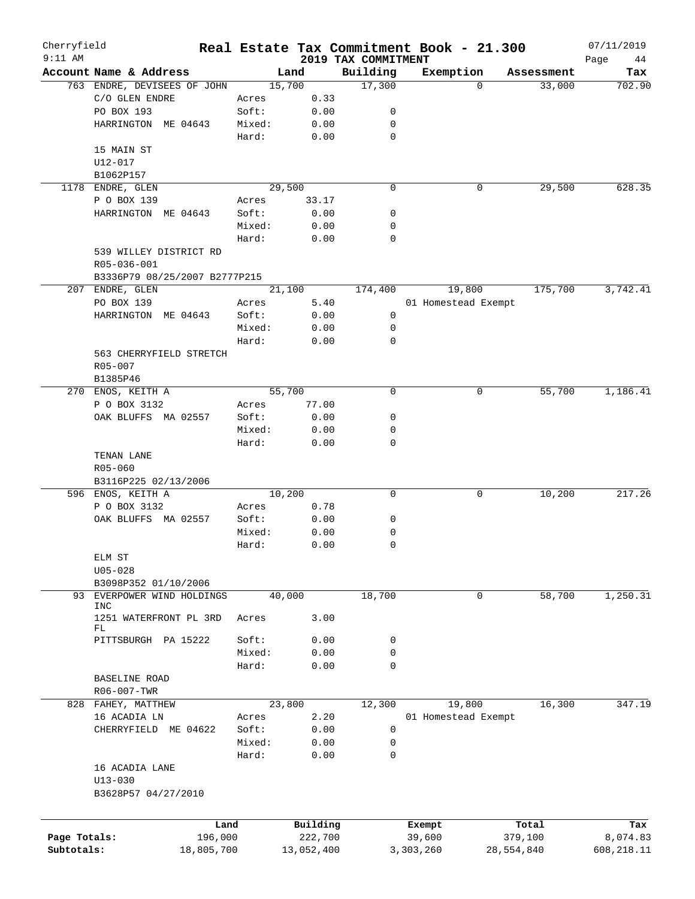# Real Estate Tax Commitment Book - 21.300

Cherryfield
9:11 AM

2019 TAX COMMITMENT

07/11/2019

| Account Name & Address | | Land | Building | Exemption | Assessment | Tax |
|---|---|---|---|---|---|---|
| 763 ENDRE, DEVISEES OF JOHN | | 15,700 | 17,300 | 0 | 33,000 | 702.90 |
| C/O GLEN ENDRE | Acres | 0.33 | | | | |
| PO BOX 193 | Soft: | 0.00 | 0 | | | |
| HARRINGTON ME 04643 | Mixed: | 0.00 | 0 | | | |
| | Hard: | 0.00 | 0 | | | |
| 15 MAIN ST | | | | | | |
| U12-017 | | | | | | |
| B1062P157 | | | | | | |
| 1178 ENDRE, GLEN | | 29,500 | 0 | 0 | 29,500 | 628.35 |
| P O BOX 139 | Acres | 33.17 | | | | |
| HARRINGTON ME 04643 | Soft: | 0.00 | 0 | | | |
| | Mixed: | 0.00 | 0 | | | |
| | Hard: | 0.00 | 0 | | | |
| 539 WILLEY DISTRICT RD | | | | | | |
| R05-036-001 | | | | | | |
| B3336P79 08/25/2007 B2777P215 | | | | | | |
| 207 ENDRE, GLEN | | 21,100 | 174,400 | 19,800 | 175,700 | 3,742.41 |
| PO BOX 139 | Acres | 5.40 | | 01 Homestead Exempt | | |
| HARRINGTON ME 04643 | Soft: | 0.00 | 0 | | | |
| | Mixed: | 0.00 | 0 | | | |
| | Hard: | 0.00 | 0 | | | |
| 563 CHERRYFIELD STRETCH | | | | | | |
| R05-007 | | | | | | |
| B1385P46 | | | | | | |
| 270 ENOS, KEITH A | | 55,700 | 0 | 0 | 55,700 | 1,186.41 |
| P O BOX 3132 | Acres | 77.00 | | | | |
| OAK BLUFFS MA 02557 | Soft: | 0.00 | 0 | | | |
| | Mixed: | 0.00 | 0 | | | |
| | Hard: | 0.00 | 0 | | | |
| TENAN LANE | | | | | | |
| R05-060 | | | | | | |
| B3116P225 02/13/2006 | | | | | | |
| 596 ENOS, KEITH A | | 10,200 | 0 | 0 | 10,200 | 217.26 |
| P O BOX 3132 | Acres | 0.78 | | | | |
| OAK BLUFFS MA 02557 | Soft: | 0.00 | 0 | | | |
| | Mixed: | 0.00 | 0 | | | |
| | Hard: | 0.00 | 0 | | | |
| ELM ST | | | | | | |
| U05-028 | | | | | | |
| B3098P352 01/10/2006 | | | | | | |
| 93 EVERPOWER WIND HOLDINGS INC | | 40,000 | 18,700 | 0 | 58,700 | 1,250.31 |
| 1251 WATERFRONT PL 3RD FL | Acres | 3.00 | | | | |
| PITTSBURGH PA 15222 | Soft: | 0.00 | 0 | | | |
| | Mixed: | 0.00 | 0 | | | |
| | Hard: | 0.00 | 0 | | | |
| BASELINE ROAD | | | | | | |
| R06-007-TWR | | | | | | |
| 828 FAHEY, MATTHEW | | 23,800 | 12,300 | 19,800 | 16,300 | 347.19 |
| 16 ACADIA LN | Acres | 2.20 | | 01 Homestead Exempt | | |
| CHERRYFIELD ME 04622 | Soft: | 0.00 | 0 | | | |
| | Mixed: | 0.00 | 0 | | | |
| | Hard: | 0.00 | 0 | | | |
| 16 ACADIA LANE | | | | | | |
| U13-030 | | | | | | |
| B3628P57 04/27/2010 | | | | | | |

| | Land | Building | Exempt | Total | Tax |
|---|---|---|---|---|---|
| Page Totals: | 196,000 | 222,700 | 39,600 | 379,100 | 8,074.83 |
| Subtotals: | 18,805,700 | 13,052,400 | 3,303,260 | 28,554,840 | 608,218.11 |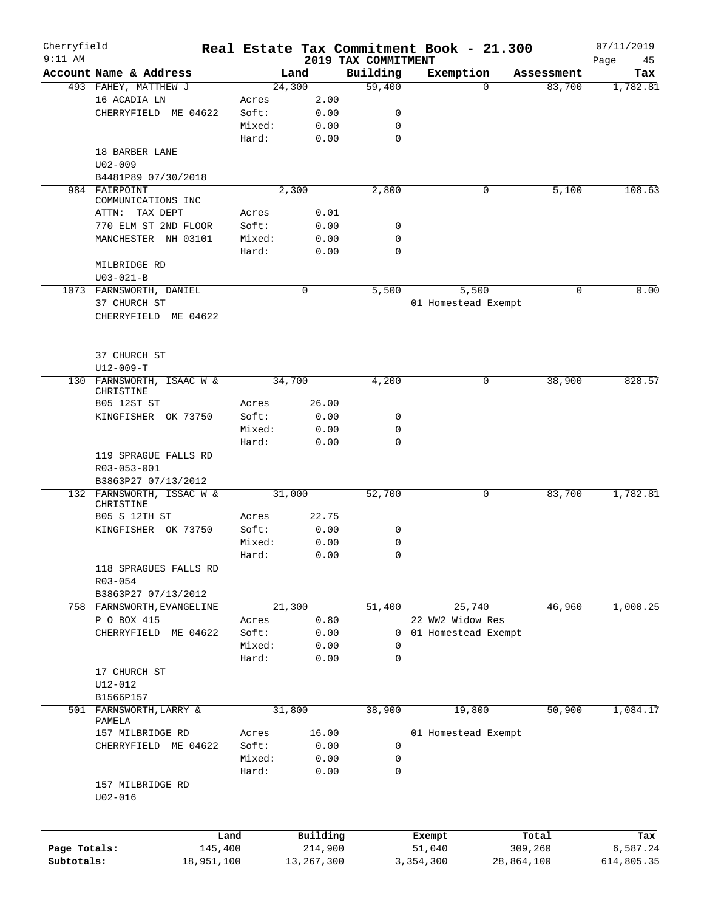Cherryfield | Real Estate Tax Commitment Book - 21.300 | 07/11/2019
9:11 AM | 2019 TAX COMMITMENT | Page 45

| Account Name & Address | | Land | Building | Exemption | Assessment | Tax |
|---|---|---|---|---|---|---|
| 493 FAHEY, MATTHEW J | | 24,300 | 59,400 | 0 | 83,700 | 1,782.81 |
| 16 ACADIA LN | Acres | 2.00 | | | | |
| CHERRYFIELD ME 04622 | Soft: | 0.00 | 0 | | | |
| | Mixed: | 0.00 | 0 | | | |
| | Hard: | 0.00 | 0 | | | |
| 18 BARBER LANE | | | | | | |
| U02-009 | | | | | | |
| B4481P89 07/30/2018 | | | | | | |
| 984 FAIRPOINT COMMUNICATIONS INC | | 2,300 | 2,800 | 0 | 5,100 | 108.63 |
| ATTN: TAX DEPT | Acres | 0.01 | | | | |
| 770 ELM ST 2ND FLOOR | Soft: | 0.00 | 0 | | | |
| MANCHESTER NH 03101 | Mixed: | 0.00 | 0 | | | |
| | Hard: | 0.00 | 0 | | | |
| MILBRIDGE RD | | | | | | |
| U03-021-B | | | | | | |
| 1073 FARNSWORTH, DANIEL | | 0 | 5,500 | 5,500 | 0 | 0.00 |
| 37 CHURCH ST | | | | 01 Homestead Exempt | | |
| CHERRYFIELD ME 04622 | | | | | | |
| 37 CHURCH ST | | | | | | |
| U12-009-T | | | | | | |
| 130 FARNSWORTH, ISAAC W & CHRISTINE | | 34,700 | 4,200 | 0 | 38,900 | 828.57 |
| 805 12ST ST | Acres | 26.00 | | | | |
| KINGFISHER OK 73750 | Soft: | 0.00 | 0 | | | |
| | Mixed: | 0.00 | 0 | | | |
| | Hard: | 0.00 | 0 | | | |
| 119 SPRAGUE FALLS RD | | | | | | |
| R03-053-001 | | | | | | |
| B3863P27 07/13/2012 | | | | | | |
| 132 FARNSWORTH, ISSAC W & CHRISTINE | | 31,000 | 52,700 | 0 | 83,700 | 1,782.81 |
| 805 S 12TH ST | Acres | 22.75 | | | | |
| KINGFISHER OK 73750 | Soft: | 0.00 | 0 | | | |
| | Mixed: | 0.00 | 0 | | | |
| | Hard: | 0.00 | 0 | | | |
| 118 SPRAGUES FALLS RD | | | | | | |
| R03-054 | | | | | | |
| B3863P27 07/13/2012 | | | | | | |
| 758 FARNSWORTH, EVANGELINE | | 21,300 | 51,400 | 25,740 | 46,960 | 1,000.25 |
| P O BOX 415 | Acres | 0.80 | | 22 WW2 Widow Res | | |
| CHERRYFIELD ME 04622 | Soft: | 0.00 | 0 | 01 Homestead Exempt | | |
| | Mixed: | 0.00 | 0 | | | |
| | Hard: | 0.00 | 0 | | | |
| 17 CHURCH ST | | | | | | |
| U12-012 | | | | | | |
| B1566P157 | | | | | | |
| 501 FARNSWORTH, LARRY & PAMELA | | 31,800 | 38,900 | 19,800 | 50,900 | 1,084.17 |
| 157 MILBRIDGE RD | Acres | 16.00 | | 01 Homestead Exempt | | |
| CHERRYFIELD ME 04622 | Soft: | 0.00 | 0 | | | |
| | Mixed: | 0.00 | 0 | | | |
| | Hard: | 0.00 | 0 | | | |
| 157 MILBRIDGE RD | | | | | | |
| U02-016 | | | | | | |

| | Land | Building | Exempt | Total | Tax |
|---|---|---|---|---|---|
| Page Totals: | 145,400 | 214,900 | 51,040 | 309,260 | 6,587.24 |
| Subtotals: | 18,951,100 | 13,267,300 | 3,354,300 | 28,864,100 | 614,805.35 |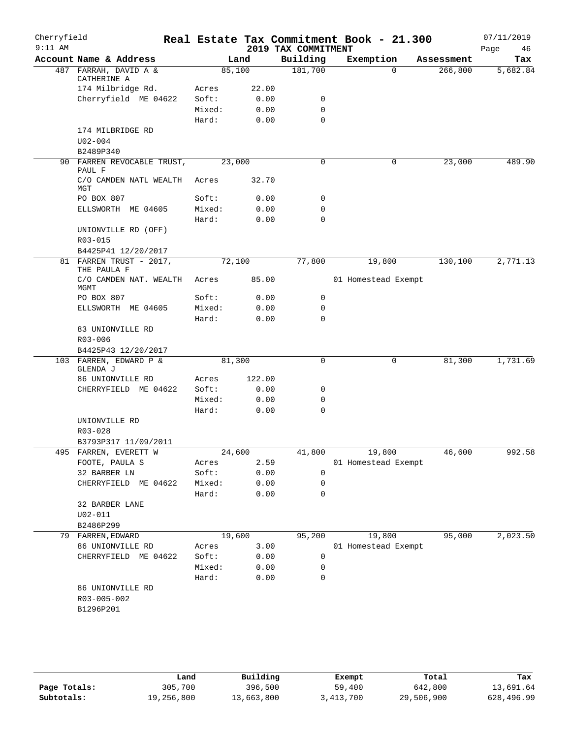# Real Estate Tax Commitment Book - 21.300

Cherryfield
9:11 AM

2019 TAX COMMITMENT

07/11/2019

| Account | Name & Address | Land | | Building | Exemption | Assessment | Tax |
|---|---|---|---|---|---|---|---|
| 487 | FARRAH, DAVID A & CATHERINE A | 85,100 | | 181,700 | 0 | 266,800 | 5,682.84 |
| | 174 Milbridge Rd. | Acres | 22.00 | | | | |
| | Cherryfield ME 04622 | Soft: | 0.00 | 0 | | | |
| | | Mixed: | 0.00 | 0 | | | |
| | | Hard: | 0.00 | 0 | | | |
| | 174 MILBRIDGE RD | | | | | | |
| | U02-004 | | | | | | |
| | B2489P340 | | | | | | |
| 90 | FARREN REVOCABLE TRUST, PAUL F | 23,000 | | 0 | 0 | 23,000 | 489.90 |
| | C/O CAMDEN NATL WEALTH MGT | Acres | 32.70 | | | | |
| | PO BOX 807 | Soft: | 0.00 | 0 | | | |
| | ELLSWORTH ME 04605 | Mixed: | 0.00 | 0 | | | |
| | | Hard: | 0.00 | 0 | | | |
| | UNIONVILLE RD (OFF) | | | | | | |
| | R03-015 | | | | | | |
| | B4425P41 12/20/2017 | | | | | | |
| 81 | FARREN TRUST - 2017, THE PAULA F | 72,100 | | 77,800 | 19,800 | 130,100 | 2,771.13 |
| | C/O CAMDEN NAT. WEALTH MGMT | Acres | 85.00 | | 01 Homestead Exempt | | |
| | PO BOX 807 | Soft: | 0.00 | 0 | | | |
| | ELLSWORTH ME 04605 | Mixed: | 0.00 | 0 | | | |
| | | Hard: | 0.00 | 0 | | | |
| | 83 UNIONVILLE RD | | | | | | |
| | R03-006 | | | | | | |
| | B4425P43 12/20/2017 | | | | | | |
| 103 | FARREN, EDWARD P & GLENDA J | 81,300 | | 0 | 0 | 81,300 | 1,731.69 |
| | 86 UNIONVILLE RD | Acres | 122.00 | | | | |
| | CHERRYFIELD ME 04622 | Soft: | 0.00 | 0 | | | |
| | | Mixed: | 0.00 | 0 | | | |
| | | Hard: | 0.00 | 0 | | | |
| | UNIONVILLE RD | | | | | | |
| | R03-028 | | | | | | |
| | B3793P317 11/09/2011 | | | | | | |
| 495 | FARREN, EVERETT W | 24,600 | | 41,800 | 19,800 | 46,600 | 992.58 |
| | FOOTE, PAULA S | Acres | 2.59 | | 01 Homestead Exempt | | |
| | 32 BARBER LN | Soft: | 0.00 | 0 | | | |
| | CHERRYFIELD ME 04622 | Mixed: | 0.00 | 0 | | | |
| | | Hard: | 0.00 | 0 | | | |
| | 32 BARBER LANE | | | | | | |
| | U02-011 | | | | | | |
| | B2486P299 | | | | | | |
| 79 | FARREN, EDWARD | 19,600 | | 95,200 | 19,800 | 95,000 | 2,023.50 |
| | 86 UNIONVILLE RD | Acres | 3.00 | | 01 Homestead Exempt | | |
| | CHERRYFIELD ME 04622 | Soft: | 0.00 | 0 | | | |
| | | Mixed: | 0.00 | 0 | | | |
| | | Hard: | 0.00 | 0 | | | |
| | 86 UNIONVILLE RD | | | | | | |
| | R03-005-002 | | | | | | |
| | B1296P201 | | | | | | |

| | Land | Building | Exempt | Total | Tax |
|---|---|---|---|---|---|
| Page Totals: | 305,700 | 396,500 | 59,400 | 642,800 | 13,691.64 |
| Subtotals: | 19,256,800 | 13,663,800 | 3,413,700 | 29,506,900 | 628,496.99 |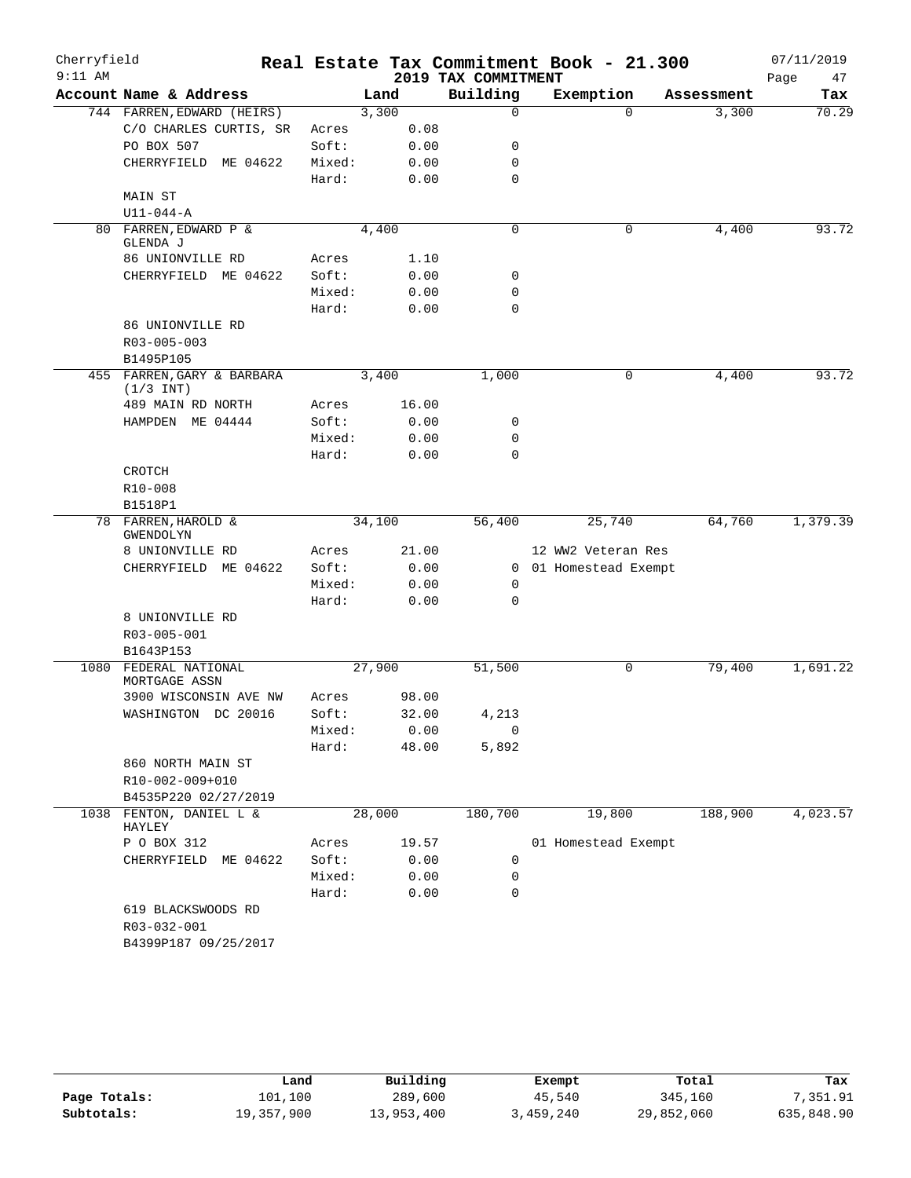# Real Estate Tax Commitment Book - 21.300

Cherryfield
2019 TAX COMMITMENT

| Account Name & Address | Land | | Building | Exemption | Assessment | Tax |
|---|---|---|---|---|---|---|
| 744 FARREN, EDWARD (HEIRS) | 3,300 | | 0 | 0 | 3,300 | 70.29 |
| C/O CHARLES CURTIS, SR | Acres | 0.08 | | | | |
| PO BOX 507 | Soft: | 0.00 | 0 | | | |
| CHERRYFIELD ME 04622 | Mixed: | 0.00 | 0 | | | |
| | Hard: | 0.00 | 0 | | | |
| MAIN ST | | | | | | |
| U11-044-A | | | | | | |
| 80 FARREN, EDWARD P & GLENDA J | 4,400 | | 0 | 0 | 4,400 | 93.72 |
| 86 UNIONVILLE RD | Acres | 1.10 | | | | |
| CHERRYFIELD ME 04622 | Soft: | 0.00 | 0 | | | |
| | Mixed: | 0.00 | 0 | | | |
| | Hard: | 0.00 | 0 | | | |
| 86 UNIONVILLE RD | | | | | | |
| R03-005-003 | | | | | | |
| B1495P105 | | | | | | |
| 455 FARREN, GARY & BARBARA (1/3 INT) | 3,400 | | 1,000 | 0 | 4,400 | 93.72 |
| 489 MAIN RD NORTH | Acres | 16.00 | | | | |
| HAMPDEN ME 04444 | Soft: | 0.00 | 0 | | | |
| | Mixed: | 0.00 | 0 | | | |
| | Hard: | 0.00 | 0 | | | |
| CROTCH | | | | | | |
| R10-008 | | | | | | |
| B1518P1 | | | | | | |
| 78 FARREN, HAROLD & GWENDOLYN | 34,100 | | 56,400 | 25,740 | 64,760 | 1,379.39 |
| 8 UNIONVILLE RD | Acres | 21.00 | | 12 WW2 Veteran Res | | |
| CHERRYFIELD ME 04622 | Soft: | 0.00 | 0 | 01 Homestead Exempt | | |
| | Mixed: | 0.00 | 0 | | | |
| | Hard: | 0.00 | 0 | | | |
| 8 UNIONVILLE RD | | | | | | |
| R03-005-001 | | | | | | |
| B1643P153 | | | | | | |
| 1080 FEDERAL NATIONAL MORTGAGE ASSN | 27,900 | | 51,500 | 0 | 79,400 | 1,691.22 |
| 3900 WISCONSIN AVE NW | Acres | 98.00 | | | | |
| WASHINGTON DC 20016 | Soft: | 32.00 | 4,213 | | | |
| | Mixed: | 0.00 | 0 | | | |
| | Hard: | 48.00 | 5,892 | | | |
| 860 NORTH MAIN ST | | | | | | |
| R10-002-009+010 | | | | | | |
| B4535P220 02/27/2019 | | | | | | |
| 1038 FENTON, DANIEL L & HAYLEY | 28,000 | | 180,700 | 19,800 | 188,900 | 4,023.57 |
| P O BOX 312 | Acres | 19.57 | | 01 Homestead Exempt | | |
| CHERRYFIELD ME 04622 | Soft: | 0.00 | 0 | | | |
| | Mixed: | 0.00 | 0 | | | |
| | Hard: | 0.00 | 0 | | | |
| 619 BLACKSWOODS RD | | | | | | |
| R03-032-001 | | | | | | |
| B4399P187 09/25/2017 | | | | | | |

| | Land | Building | Exempt | Total | Tax |
|---|---|---|---|---|---|
| Page Totals: | 101,100 | 289,600 | 45,540 | 345,160 | 7,351.91 |
| Subtotals: | 19,357,900 | 13,953,400 | 3,459,240 | 29,852,060 | 635,848.90 |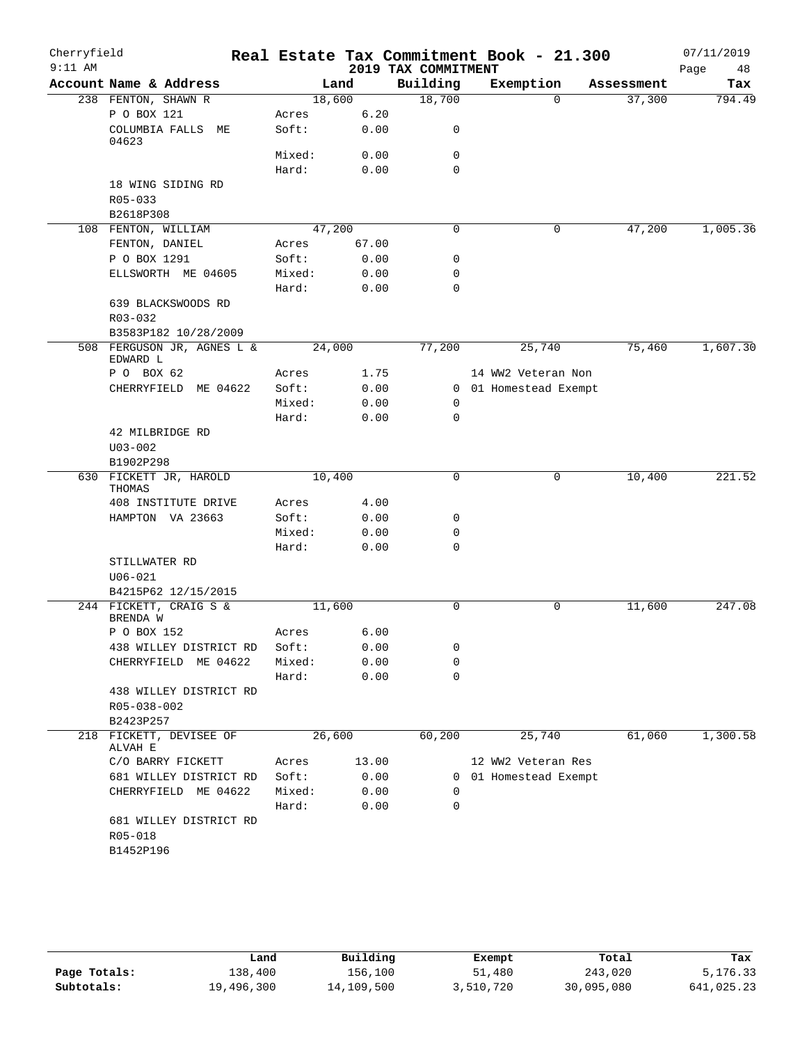# Real Estate Tax Commitment Book - 21.300

Cherryfield — 2019 TAX COMMITMENT — 07/11/2019 — 9:11 AM

| Account Name & Address | | Land | Building | Exemption | Assessment | Tax |
|---|---|---|---|---|---|---|
| 238 FENTON, SHAWN R | | 18,600 | 18,700 | 0 | 37,300 | 794.49 |
| P O BOX 121 | Acres | 6.20 | | | | |
| COLUMBIA FALLS ME 04623 | Soft: | 0.00 | 0 | | | |
| | Mixed: | 0.00 | 0 | | | |
| | Hard: | 0.00 | 0 | | | |
| 18 WING SIDING RD | | | | | | |
| R05-033 | | | | | | |
| B2618P308 | | | | | | |
| 108 FENTON, WILLIAM | | 47,200 | 0 | 0 | 47,200 | 1,005.36 |
| FENTON, DANIEL | Acres | 67.00 | | | | |
| P O BOX 1291 | Soft: | 0.00 | 0 | | | |
| ELLSWORTH ME 04605 | Mixed: | 0.00 | 0 | | | |
| | Hard: | 0.00 | 0 | | | |
| 639 BLACKSWOODS RD | | | | | | |
| R03-032 | | | | | | |
| B3583P182 10/28/2009 | | | | | | |
| 508 FERGUSON JR, AGNES L & EDWARD L | | 24,000 | 77,200 | 25,740 | 75,460 | 1,607.30 |
| P O BOX 62 | Acres | 1.75 | | 14 WW2 Veteran Non | | |
| CHERRYFIELD ME 04622 | Soft: | 0.00 | 0 | 01 Homestead Exempt | | |
| | Mixed: | 0.00 | 0 | | | |
| | Hard: | 0.00 | 0 | | | |
| 42 MILBRIDGE RD | | | | | | |
| U03-002 | | | | | | |
| B1902P298 | | | | | | |
| 630 FICKETT JR, HAROLD THOMAS | | 10,400 | 0 | 0 | 10,400 | 221.52 |
| 408 INSTITUTE DRIVE | Acres | 4.00 | | | | |
| HAMPTON VA 23663 | Soft: | 0.00 | 0 | | | |
| | Mixed: | 0.00 | 0 | | | |
| | Hard: | 0.00 | 0 | | | |
| STILLWATER RD | | | | | | |
| U06-021 | | | | | | |
| B4215P62 12/15/2015 | | | | | | |
| 244 FICKETT, CRAIG S & BRENDA W | | 11,600 | 0 | 0 | 11,600 | 247.08 |
| P O BOX 152 | Acres | 6.00 | | | | |
| 438 WILLEY DISTRICT RD | Soft: | 0.00 | 0 | | | |
| CHERRYFIELD ME 04622 | Mixed: | 0.00 | 0 | | | |
| | Hard: | 0.00 | 0 | | | |
| 438 WILLEY DISTRICT RD | | | | | | |
| R05-038-002 | | | | | | |
| B2423P257 | | | | | | |
| 218 FICKETT, DEVISEE OF ALVAH E | | 26,600 | 60,200 | 25,740 | 61,060 | 1,300.58 |
| C/O BARRY FICKETT | Acres | 13.00 | | 12 WW2 Veteran Res | | |
| 681 WILLEY DISTRICT RD | Soft: | 0.00 | 0 | 01 Homestead Exempt | | |
| CHERRYFIELD ME 04622 | Mixed: | 0.00 | 0 | | | |
| | Hard: | 0.00 | 0 | | | |
| 681 WILLEY DISTRICT RD | | | | | | |
| R05-018 | | | | | | |
| B1452P196 | | | | | | |

| | Land | Building | Exempt | Total | Tax |
|---|---|---|---|---|---|
| Page Totals: | 138,400 | 156,100 | 51,480 | 243,020 | 5,176.33 |
| Subtotals: | 19,496,300 | 14,109,500 | 3,510,720 | 30,095,080 | 641,025.23 |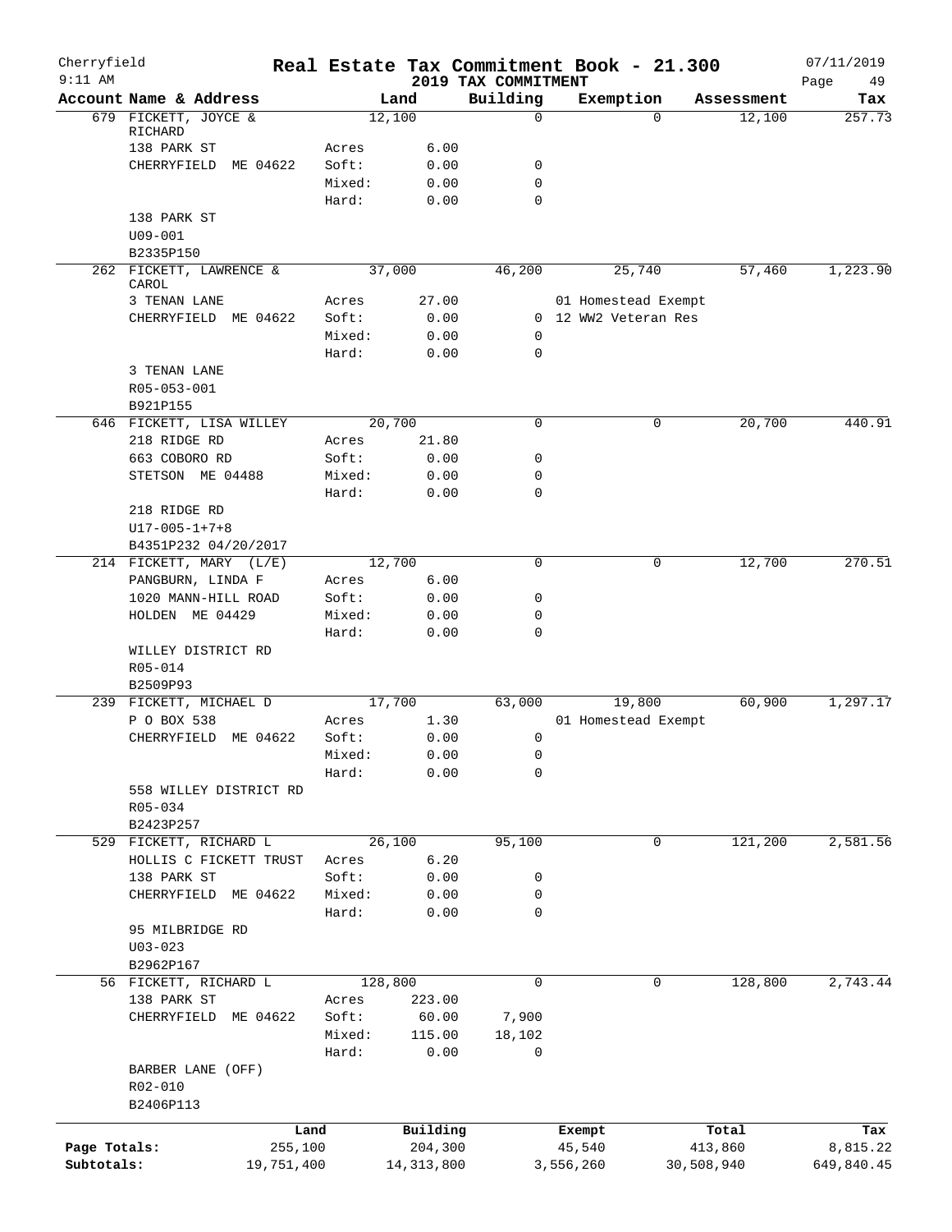Cherryfield 9:11 AM

# Real Estate Tax Commitment Book - 21.300

## 2019 TAX COMMITMENT

07/11/2019

| Account Name & Address | | Land | Building | Exemption | Assessment | Tax |
|---|---|---|---|---|---|---|
| 679 FICKETT, JOYCE & RICHARD | | 12,100 | 0 | 0 | 12,100 | 257.73 |
| 138 PARK ST | Acres | 6.00 | | | | |
| CHERRYFIELD ME 04622 | Soft: | 0.00 | 0 | | | |
| | Mixed: | 0.00 | 0 | | | |
| | Hard: | 0.00 | 0 | | | |
| 138 PARK ST | | | | | | |
| U09-001 | | | | | | |
| B2335P150 | | | | | | |
| 262 FICKETT, LAWRENCE & CAROL | | 37,000 | 46,200 | 25,740 | 57,460 | 1,223.90 |
| 3 TENAN LANE | Acres | 27.00 | | 01 Homestead Exempt | | |
| CHERRYFIELD ME 04622 | Soft: | 0.00 | 0 | 12 WW2 Veteran Res | | |
| | Mixed: | 0.00 | 0 | | | |
| | Hard: | 0.00 | 0 | | | |
| 3 TENAN LANE | | | | | | |
| R05-053-001 | | | | | | |
| B921P155 | | | | | | |
| 646 FICKETT, LISA WILLEY | | 20,700 | 0 | 0 | 20,700 | 440.91 |
| 218 RIDGE RD | Acres | 21.80 | | | | |
| 663 COBORO RD | Soft: | 0.00 | 0 | | | |
| STETSON ME 04488 | Mixed: | 0.00 | 0 | | | |
| | Hard: | 0.00 | 0 | | | |
| 218 RIDGE RD | | | | | | |
| U17-005-1+7+8 | | | | | | |
| B4351P232 04/20/2017 | | | | | | |
| 214 FICKETT, MARY (L/E) | | 12,700 | 0 | 0 | 12,700 | 270.51 |
| PANGBURN, LINDA F | Acres | 6.00 | | | | |
| 1020 MANN-HILL ROAD | Soft: | 0.00 | 0 | | | |
| HOLDEN ME 04429 | Mixed: | 0.00 | 0 | | | |
| | Hard: | 0.00 | 0 | | | |
| WILLEY DISTRICT RD | | | | | | |
| R05-014 | | | | | | |
| B2509P93 | | | | | | |
| 239 FICKETT, MICHAEL D | | 17,700 | 63,000 | 19,800 | 60,900 | 1,297.17 |
| P O BOX 538 | Acres | 1.30 | | 01 Homestead Exempt | | |
| CHERRYFIELD ME 04622 | Soft: | 0.00 | 0 | | | |
| | Mixed: | 0.00 | 0 | | | |
| | Hard: | 0.00 | 0 | | | |
| 558 WILLEY DISTRICT RD | | | | | | |
| R05-034 | | | | | | |
| B2423P257 | | | | | | |
| 529 FICKETT, RICHARD L | | 26,100 | 95,100 | 0 | 121,200 | 2,581.56 |
| HOLLIS C FICKETT TRUST | Acres | 6.20 | | | | |
| 138 PARK ST | Soft: | 0.00 | 0 | | | |
| CHERRYFIELD ME 04622 | Mixed: | 0.00 | 0 | | | |
| | Hard: | 0.00 | 0 | | | |
| 95 MILBRIDGE RD | | | | | | |
| U03-023 | | | | | | |
| B2962P167 | | | | | | |
| 56 FICKETT, RICHARD L | | 128,800 | 0 | 0 | 128,800 | 2,743.44 |
| 138 PARK ST | Acres | 223.00 | | | | |
| CHERRYFIELD ME 04622 | Soft: | 60.00 | 7,900 | | | |
| | Mixed: | 115.00 | 18,102 | | | |
| | Hard: | 0.00 | 0 | | | |
| BARBER LANE (OFF) | | | | | | |
| R02-010 | | | | | | |
| B2406P113 | | | | | | |

| | Land | Building | Exempt | Total | Tax |
|---|---|---|---|---|---|
| Page Totals: | 255,100 | 204,300 | 45,540 | 413,860 | 8,815.22 |
| Subtotals: | 19,751,400 | 14,313,800 | 3,556,260 | 30,508,940 | 649,840.45 |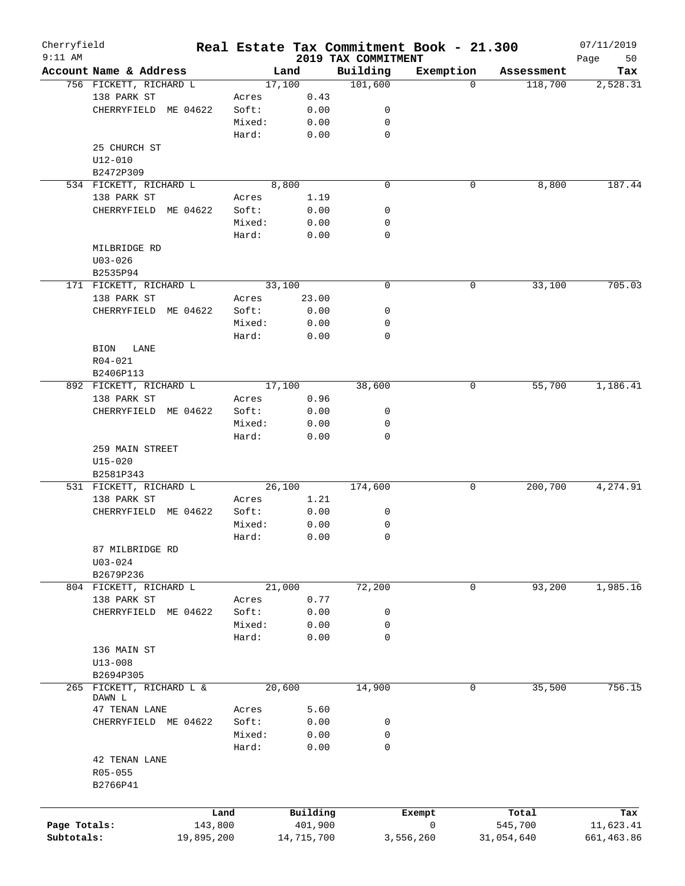Cherryfield 9:11 AM

# Real Estate Tax Commitment Book - 21.300
## 2019 TAX COMMITMENT

07/11/2019

| Account Name & Address | | Land | Building | Exemption | Assessment | Tax |
|---|---|---|---|---|---|---|
| 756 FICKETT, RICHARD L | | 17,100 | 101,600 | 0 | 118,700 | 2,528.31 |
| 138 PARK ST | Acres | 0.43 | | | | |
| CHERRYFIELD ME 04622 | Soft: | 0.00 | 0 | | | |
| | Mixed: | 0.00 | 0 | | | |
| | Hard: | 0.00 | 0 | | | |
| 25 CHURCH ST | | | | | | |
| U12-010 | | | | | | |
| B2472P309 | | | | | | |
| 534 FICKETT, RICHARD L | | 8,800 | 0 | 0 | 8,800 | 187.44 |
| 138 PARK ST | Acres | 1.19 | | | | |
| CHERRYFIELD ME 04622 | Soft: | 0.00 | 0 | | | |
| | Mixed: | 0.00 | 0 | | | |
| | Hard: | 0.00 | 0 | | | |
| MILBRIDGE RD | | | | | | |
| U03-026 | | | | | | |
| B2535P94 | | | | | | |
| 171 FICKETT, RICHARD L | | 33,100 | 0 | 0 | 33,100 | 705.03 |
| 138 PARK ST | Acres | 23.00 | | | | |
| CHERRYFIELD ME 04622 | Soft: | 0.00 | 0 | | | |
| | Mixed: | 0.00 | 0 | | | |
| | Hard: | 0.00 | 0 | | | |
| BION LANE | | | | | | |
| R04-021 | | | | | | |
| B2406P113 | | | | | | |
| 892 FICKETT, RICHARD L | | 17,100 | 38,600 | 0 | 55,700 | 1,186.41 |
| 138 PARK ST | Acres | 0.96 | | | | |
| CHERRYFIELD ME 04622 | Soft: | 0.00 | 0 | | | |
| | Mixed: | 0.00 | 0 | | | |
| | Hard: | 0.00 | 0 | | | |
| 259 MAIN STREET | | | | | | |
| U15-020 | | | | | | |
| B2581P343 | | | | | | |
| 531 FICKETT, RICHARD L | | 26,100 | 174,600 | 0 | 200,700 | 4,274.91 |
| 138 PARK ST | Acres | 1.21 | | | | |
| CHERRYFIELD ME 04622 | Soft: | 0.00 | 0 | | | |
| | Mixed: | 0.00 | 0 | | | |
| | Hard: | 0.00 | 0 | | | |
| 87 MILBRIDGE RD | | | | | | |
| U03-024 | | | | | | |
| B2679P236 | | | | | | |
| 804 FICKETT, RICHARD L | | 21,000 | 72,200 | 0 | 93,200 | 1,985.16 |
| 138 PARK ST | Acres | 0.77 | | | | |
| CHERRYFIELD ME 04622 | Soft: | 0.00 | 0 | | | |
| | Mixed: | 0.00 | 0 | | | |
| | Hard: | 0.00 | 0 | | | |
| 136 MAIN ST | | | | | | |
| U13-008 | | | | | | |
| B2694P305 | | | | | | |
| 265 FICKETT, RICHARD L & DAWN L | | 20,600 | 14,900 | 0 | 35,500 | 756.15 |
| 47 TENAN LANE | Acres | 5.60 | | | | |
| CHERRYFIELD ME 04622 | Soft: | 0.00 | 0 | | | |
| | Mixed: | 0.00 | 0 | | | |
| | Hard: | 0.00 | 0 | | | |
| 42 TENAN LANE | | | | | | |
| R05-055 | | | | | | |
| B2766P41 | | | | | | |

| | Land | Building | Exempt | Total | Tax |
|---|---|---|---|---|---|
| Page Totals: | 143,800 | 401,900 | 0 | 545,700 | 11,623.41 |
| Subtotals: | 19,895,200 | 14,715,700 | 3,556,260 | 31,054,640 | 661,463.86 |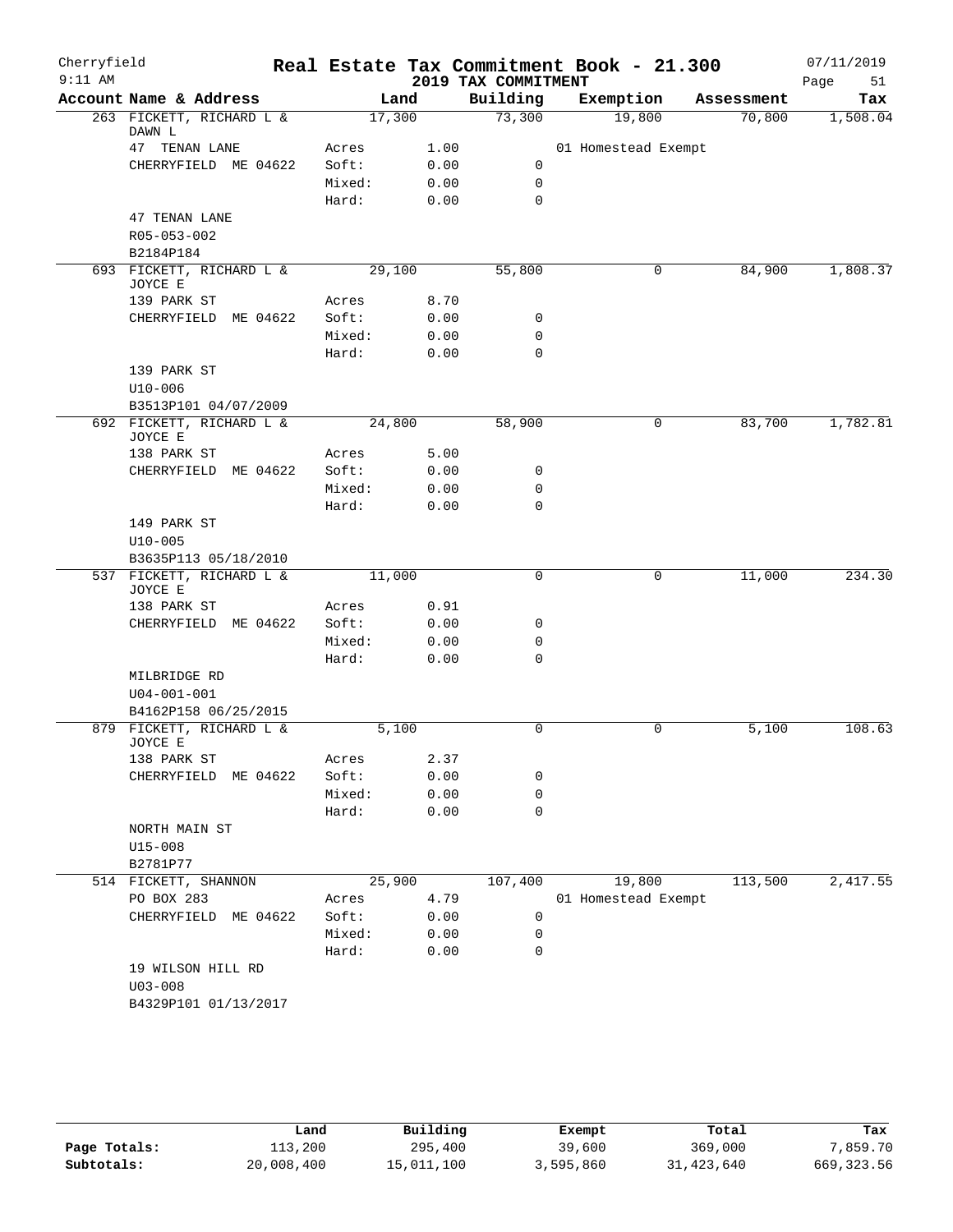# Real Estate Tax Commitment Book - 21.300

Cherryfield 9:11 AM — 2019 TAX COMMITMENT — 07/11/2019

| Account Name & Address | Land | | Building | Exemption | Assessment | Tax |
|---|---|---|---|---|---|---|
| 263 FICKETT, RICHARD L & DAWN L | 17,300 | | 73,300 | 19,800 | 70,800 | 1,508.04 |
| 47 TENAN LANE | Acres | 1.00 | | 01 Homestead Exempt | | |
| CHERRYFIELD ME 04622 | Soft: | 0.00 | 0 | | | |
| | Mixed: | 0.00 | 0 | | | |
| | Hard: | 0.00 | 0 | | | |
| 47 TENAN LANE | | | | | | |
| R05-053-002 | | | | | | |
| B2184P184 | | | | | | |
| 693 FICKETT, RICHARD L & JOYCE E | 29,100 | | 55,800 | 0 | 84,900 | 1,808.37 |
| 139 PARK ST | Acres | 8.70 | | | | |
| CHERRYFIELD ME 04622 | Soft: | 0.00 | 0 | | | |
| | Mixed: | 0.00 | 0 | | | |
| | Hard: | 0.00 | 0 | | | |
| 139 PARK ST | | | | | | |
| U10-006 | | | | | | |
| B3513P101 04/07/2009 | | | | | | |
| 692 FICKETT, RICHARD L & JOYCE E | 24,800 | | 58,900 | 0 | 83,700 | 1,782.81 |
| 138 PARK ST | Acres | 5.00 | | | | |
| CHERRYFIELD ME 04622 | Soft: | 0.00 | 0 | | | |
| | Mixed: | 0.00 | 0 | | | |
| | Hard: | 0.00 | 0 | | | |
| 149 PARK ST | | | | | | |
| U10-005 | | | | | | |
| B3635P113 05/18/2010 | | | | | | |
| 537 FICKETT, RICHARD L & JOYCE E | 11,000 | | 0 | 0 | 11,000 | 234.30 |
| 138 PARK ST | Acres | 0.91 | | | | |
| CHERRYFIELD ME 04622 | Soft: | 0.00 | 0 | | | |
| | Mixed: | 0.00 | 0 | | | |
| | Hard: | 0.00 | 0 | | | |
| MILBRIDGE RD | | | | | | |
| U04-001-001 | | | | | | |
| B4162P158 06/25/2015 | | | | | | |
| 879 FICKETT, RICHARD L & JOYCE E | 5,100 | | 0 | 0 | 5,100 | 108.63 |
| 138 PARK ST | Acres | 2.37 | | | | |
| CHERRYFIELD ME 04622 | Soft: | 0.00 | 0 | | | |
| | Mixed: | 0.00 | 0 | | | |
| | Hard: | 0.00 | 0 | | | |
| NORTH MAIN ST | | | | | | |
| U15-008 | | | | | | |
| B2781P77 | | | | | | |
| 514 FICKETT, SHANNON | 25,900 | | 107,400 | 19,800 | 113,500 | 2,417.55 |
| PO BOX 283 | Acres | 4.79 | | 01 Homestead Exempt | | |
| CHERRYFIELD ME 04622 | Soft: | 0.00 | 0 | | | |
| | Mixed: | 0.00 | 0 | | | |
| | Hard: | 0.00 | 0 | | | |
| 19 WILSON HILL RD | | | | | | |
| U03-008 | | | | | | |
| B4329P101 01/13/2017 | | | | | | |

| | Land | Building | Exempt | Total | Tax |
|---|---|---|---|---|---|
| **Page Totals:** | 113,200 | 295,400 | 39,600 | 369,000 | 7,859.70 |
| **Subtotals:** | 20,008,400 | 15,011,100 | 3,595,860 | 31,423,640 | 669,323.56 |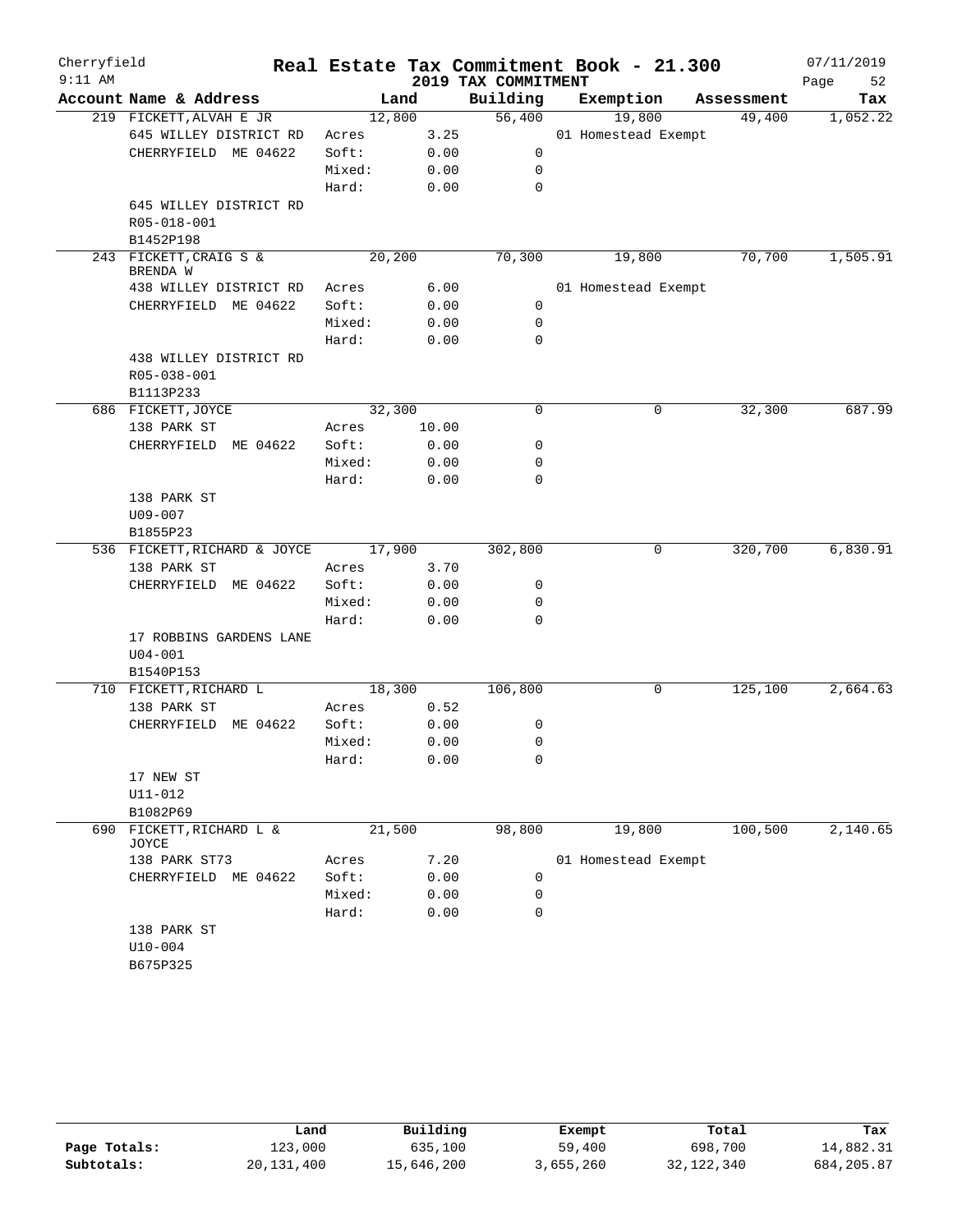# Real Estate Tax Commitment Book - 21.300

Cherryfield
9:11 AM

2019 TAX COMMITMENT

07/11/2019

| Account Name & Address | | Land | Building | Exemption | Assessment | Tax |
|---|---|---|---|---|---|---|
| 219 FICKETT,ALVAH E JR | | 12,800 | 56,400 | 19,800 | 49,400 | 1,052.22 |
| 645 WILLEY DISTRICT RD | Acres | 3.25 | | 01 Homestead Exempt | | |
| CHERRYFIELD ME 04622 | Soft: | 0.00 | 0 | | | |
| | Mixed: | 0.00 | 0 | | | |
| | Hard: | 0.00 | 0 | | | |
| 645 WILLEY DISTRICT RD | | | | | | |
| R05-018-001 | | | | | | |
| B1452P198 | | | | | | |
| 243 FICKETT,CRAIG S & BRENDA W | | 20,200 | 70,300 | 19,800 | 70,700 | 1,505.91 |
| 438 WILLEY DISTRICT RD | Acres | 6.00 | | 01 Homestead Exempt | | |
| CHERRYFIELD ME 04622 | Soft: | 0.00 | 0 | | | |
| | Mixed: | 0.00 | 0 | | | |
| | Hard: | 0.00 | 0 | | | |
| 438 WILLEY DISTRICT RD | | | | | | |
| R05-038-001 | | | | | | |
| B1113P233 | | | | | | |
| 686 FICKETT,JOYCE | | 32,300 | 0 | 0 | 32,300 | 687.99 |
| 138 PARK ST | Acres | 10.00 | | | | |
| CHERRYFIELD ME 04622 | Soft: | 0.00 | 0 | | | |
| | Mixed: | 0.00 | 0 | | | |
| | Hard: | 0.00 | 0 | | | |
| 138 PARK ST | | | | | | |
| U09-007 | | | | | | |
| B1855P23 | | | | | | |
| 536 FICKETT,RICHARD & JOYCE | | 17,900 | 302,800 | 0 | 320,700 | 6,830.91 |
| 138 PARK ST | Acres | 3.70 | | | | |
| CHERRYFIELD ME 04622 | Soft: | 0.00 | 0 | | | |
| | Mixed: | 0.00 | 0 | | | |
| | Hard: | 0.00 | 0 | | | |
| 17 ROBBINS GARDENS LANE | | | | | | |
| U04-001 | | | | | | |
| B1540P153 | | | | | | |
| 710 FICKETT,RICHARD L | | 18,300 | 106,800 | 0 | 125,100 | 2,664.63 |
| 138 PARK ST | Acres | 0.52 | | | | |
| CHERRYFIELD ME 04622 | Soft: | 0.00 | 0 | | | |
| | Mixed: | 0.00 | 0 | | | |
| | Hard: | 0.00 | 0 | | | |
| 17 NEW ST | | | | | | |
| U11-012 | | | | | | |
| B1082P69 | | | | | | |
| 690 FICKETT,RICHARD L & JOYCE | | 21,500 | 98,800 | 19,800 | 100,500 | 2,140.65 |
| 138 PARK ST73 | Acres | 7.20 | | 01 Homestead Exempt | | |
| CHERRYFIELD ME 04622 | Soft: | 0.00 | 0 | | | |
| | Mixed: | 0.00 | 0 | | | |
| | Hard: | 0.00 | 0 | | | |
| 138 PARK ST | | | | | | |
| U10-004 | | | | | | |
| B675P325 | | | | | | |

| | Land | Building | Exempt | Total | Tax |
|---|---|---|---|---|---|
| Page Totals: | 123,000 | 635,100 | 59,400 | 698,700 | 14,882.31 |
| Subtotals: | 20,131,400 | 15,646,200 | 3,655,260 | 32,122,340 | 684,205.87 |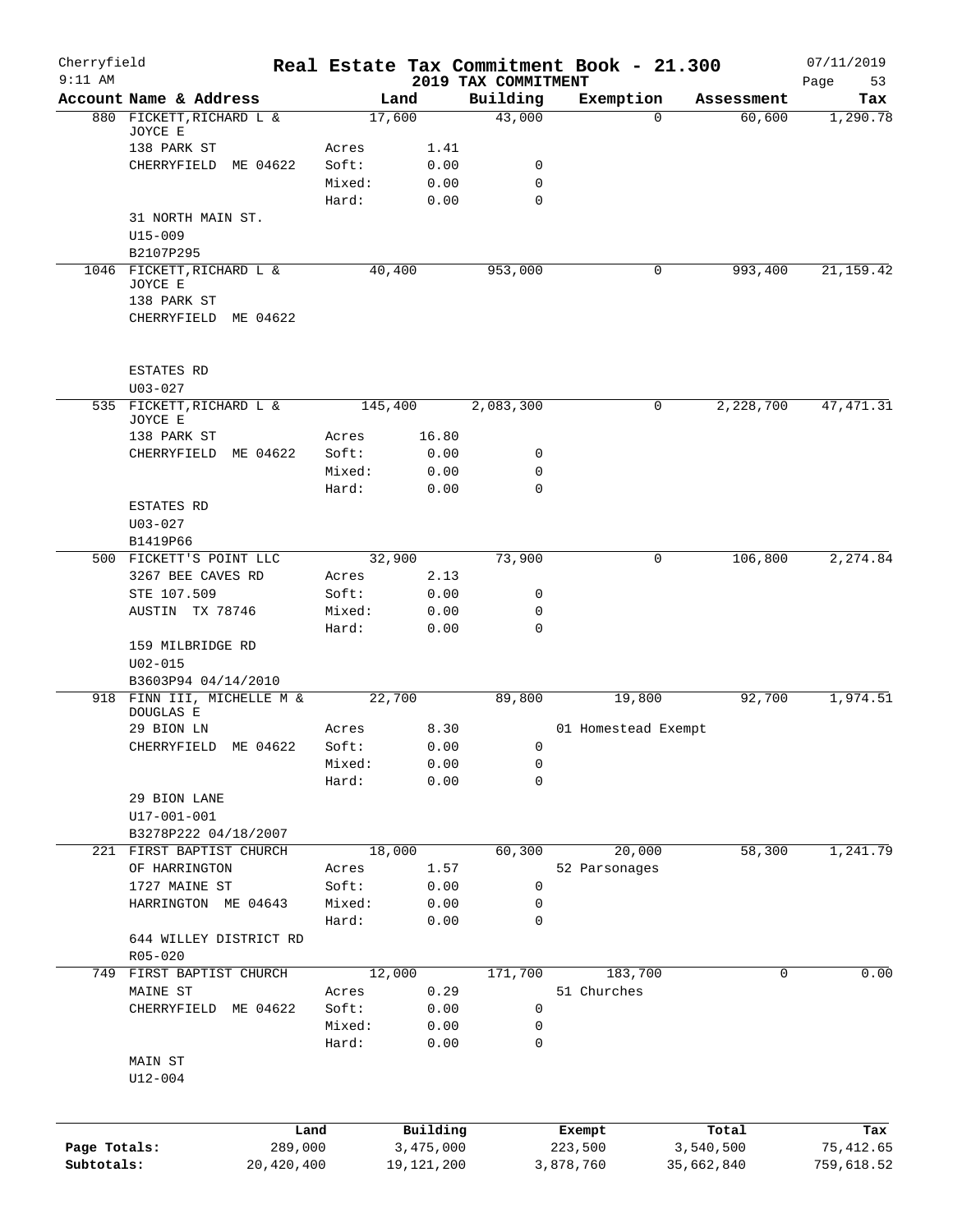Cherryfield | Real Estate Tax Commitment Book - 21.300 | 07/11/2019
9:11 AM | 2019 TAX COMMITMENT | Page 53

| Account Name & Address | | Land | Building | Exemption | Assessment | Tax |
|---|---|---|---|---|---|---|
| 880 FICKETT,RICHARD L & JOYCE E | | 17,600 | 43,000 | 0 | 60,600 | 1,290.78 |
| 138 PARK ST | Acres | 1.41 | | | | |
| CHERRYFIELD ME 04622 | Soft: | 0.00 | 0 | | | |
| | Mixed: | 0.00 | 0 | | | |
| | Hard: | 0.00 | 0 | | | |
| 31 NORTH MAIN ST. | | | | | | |
| U15-009 | | | | | | |
| B2107P295 | | | | | | |
| 1046 FICKETT,RICHARD L & JOYCE E | | 40,400 | 953,000 | 0 | 993,400 | 21,159.42 |
| 138 PARK ST | | | | | | |
| CHERRYFIELD ME 04622 | | | | | | |
| ESTATES RD | | | | | | |
| U03-027 | | | | | | |
| 535 FICKETT,RICHARD L & JOYCE E | | 145,400 | 2,083,300 | 0 | 2,228,700 | 47,471.31 |
| 138 PARK ST | Acres | 16.80 | | | | |
| CHERRYFIELD ME 04622 | Soft: | 0.00 | 0 | | | |
| | Mixed: | 0.00 | 0 | | | |
| | Hard: | 0.00 | 0 | | | |
| ESTATES RD | | | | | | |
| U03-027 | | | | | | |
| B1419P66 | | | | | | |
| 500 FICKETT'S POINT LLC | | 32,900 | 73,900 | 0 | 106,800 | 2,274.84 |
| 3267 BEE CAVES RD | Acres | 2.13 | | | | |
| STE 107.509 | Soft: | 0.00 | 0 | | | |
| AUSTIN TX 78746 | Mixed: | 0.00 | 0 | | | |
| | Hard: | 0.00 | 0 | | | |
| 159 MILBRIDGE RD | | | | | | |
| U02-015 | | | | | | |
| B3603P94 04/14/2010 | | | | | | |
| 918 FINN III, MICHELLE M & DOUGLAS E | | 22,700 | 89,800 | 19,800 | 92,700 | 1,974.51 |
| 29 BION LN | Acres | 8.30 | | 01 Homestead Exempt | | |
| CHERRYFIELD ME 04622 | Soft: | 0.00 | 0 | | | |
| | Mixed: | 0.00 | 0 | | | |
| | Hard: | 0.00 | 0 | | | |
| 29 BION LANE | | | | | | |
| U17-001-001 | | | | | | |
| B3278P222 04/18/2007 | | | | | | |
| 221 FIRST BAPTIST CHURCH | | 18,000 | 60,300 | 20,000 | 58,300 | 1,241.79 |
| OF HARRINGTON | Acres | 1.57 | | 52 Parsonages | | |
| 1727 MAINE ST | Soft: | 0.00 | 0 | | | |
| HARRINGTON ME 04643 | Mixed: | 0.00 | 0 | | | |
| | Hard: | 0.00 | 0 | | | |
| 644 WILLEY DISTRICT RD | | | | | | |
| R05-020 | | | | | | |
| 749 FIRST BAPTIST CHURCH | | 12,000 | 171,700 | 183,700 | 0 | 0.00 |
| MAINE ST | Acres | 0.29 | | 51 Churches | | |
| CHERRYFIELD ME 04622 | Soft: | 0.00 | 0 | | | |
| | Mixed: | 0.00 | 0 | | | |
| | Hard: | 0.00 | 0 | | | |
| MAIN ST | | | | | | |
| U12-004 | | | | | | |

| | Land | Building | Exempt | Total | Tax |
|---|---|---|---|---|---|
| Page Totals: | 289,000 | 3,475,000 | 223,500 | 3,540,500 | 75,412.65 |
| Subtotals: | 20,420,400 | 19,121,200 | 3,878,760 | 35,662,840 | 759,618.52 |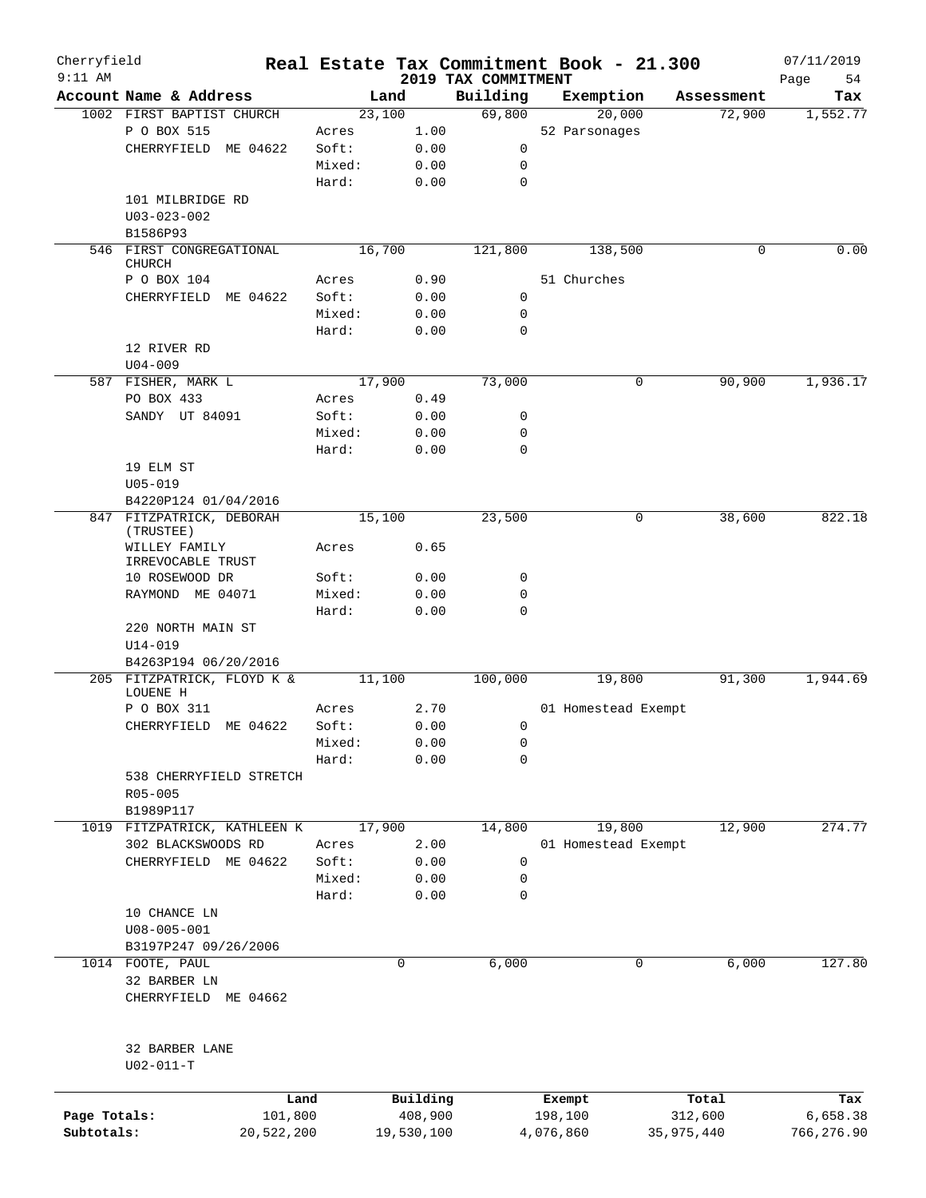Cherryfield — Real Estate Tax Commitment Book - 21.300 — 07/11/2019
9:11 AM — 2019 TAX COMMITMENT

| Account Name & Address | Land | | Building | Exemption | Assessment | Tax |
|---|---|---|---|---|---|---|
| 1002 FIRST BAPTIST CHURCH | 23,100 | | 69,800 | 20,000 | 72,900 | 1,552.77 |
| P O BOX 515 | Acres | 1.00 | | 52 Parsonages | | |
| CHERRYFIELD ME 04622 | Soft: | 0.00 | 0 | | | |
| | Mixed: | 0.00 | 0 | | | |
| | Hard: | 0.00 | 0 | | | |
| 101 MILBRIDGE RD | | | | | | |
| U03-023-002 | | | | | | |
| B1586P93 | | | | | | |
| 546 FIRST CONGREGATIONAL CHURCH | 16,700 | | 121,800 | 138,500 | 0 | 0.00 |
| P O BOX 104 | Acres | 0.90 | | 51 Churches | | |
| CHERRYFIELD ME 04622 | Soft: | 0.00 | 0 | | | |
| | Mixed: | 0.00 | 0 | | | |
| | Hard: | 0.00 | 0 | | | |
| 12 RIVER RD | | | | | | |
| U04-009 | | | | | | |
| 587 FISHER, MARK L | 17,900 | | 73,000 | 0 | 90,900 | 1,936.17 |
| PO BOX 433 | Acres | 0.49 | | | | |
| SANDY UT 84091 | Soft: | 0.00 | 0 | | | |
| | Mixed: | 0.00 | 0 | | | |
| | Hard: | 0.00 | 0 | | | |
| 19 ELM ST | | | | | | |
| U05-019 | | | | | | |
| B4220P124 01/04/2016 | | | | | | |
| 847 FITZPATRICK, DEBORAH (TRUSTEE) | 15,100 | | 23,500 | 0 | 38,600 | 822.18 |
| WILLEY FAMILY IRREVOCABLE TRUST | Acres | 0.65 | | | | |
| 10 ROSEWOOD DR | Soft: | 0.00 | 0 | | | |
| RAYMOND ME 04071 | Mixed: | 0.00 | 0 | | | |
| | Hard: | 0.00 | 0 | | | |
| 220 NORTH MAIN ST | | | | | | |
| U14-019 | | | | | | |
| B4263P194 06/20/2016 | | | | | | |
| 205 FITZPATRICK, FLOYD K & LOUENE H | 11,100 | | 100,000 | 19,800 | 91,300 | 1,944.69 |
| P O BOX 311 | Acres | 2.70 | | 01 Homestead Exempt | | |
| CHERRYFIELD ME 04622 | Soft: | 0.00 | 0 | | | |
| | Mixed: | 0.00 | 0 | | | |
| | Hard: | 0.00 | 0 | | | |
| 538 CHERRYFIELD STRETCH | | | | | | |
| R05-005 | | | | | | |
| B1989P117 | | | | | | |
| 1019 FITZPATRICK, KATHLEEN K | 17,900 | | 14,800 | 19,800 | 12,900 | 274.77 |
| 302 BLACKSWOODS RD | Acres | 2.00 | | 01 Homestead Exempt | | |
| CHERRYFIELD ME 04622 | Soft: | 0.00 | 0 | | | |
| | Mixed: | 0.00 | 0 | | | |
| | Hard: | 0.00 | 0 | | | |
| 10 CHANCE LN | | | | | | |
| U08-005-001 | | | | | | |
| B3197P247 09/26/2006 | | | | | | |
| 1014 FOOTE, PAUL | 0 | | 6,000 | 0 | 6,000 | 127.80 |
| 32 BARBER LN | | | | | | |
| CHERRYFIELD ME 04662 | | | | | | |
| 32 BARBER LANE | | | | | | |
| U02-011-T | | | | | | |

| | Land | Building | Exempt | Total | Tax |
|---|---|---|---|---|---|
| Page Totals: | 101,800 | 408,900 | 198,100 | 312,600 | 6,658.38 |
| Subtotals: | 20,522,200 | 19,530,100 | 4,076,860 | 35,975,440 | 766,276.90 |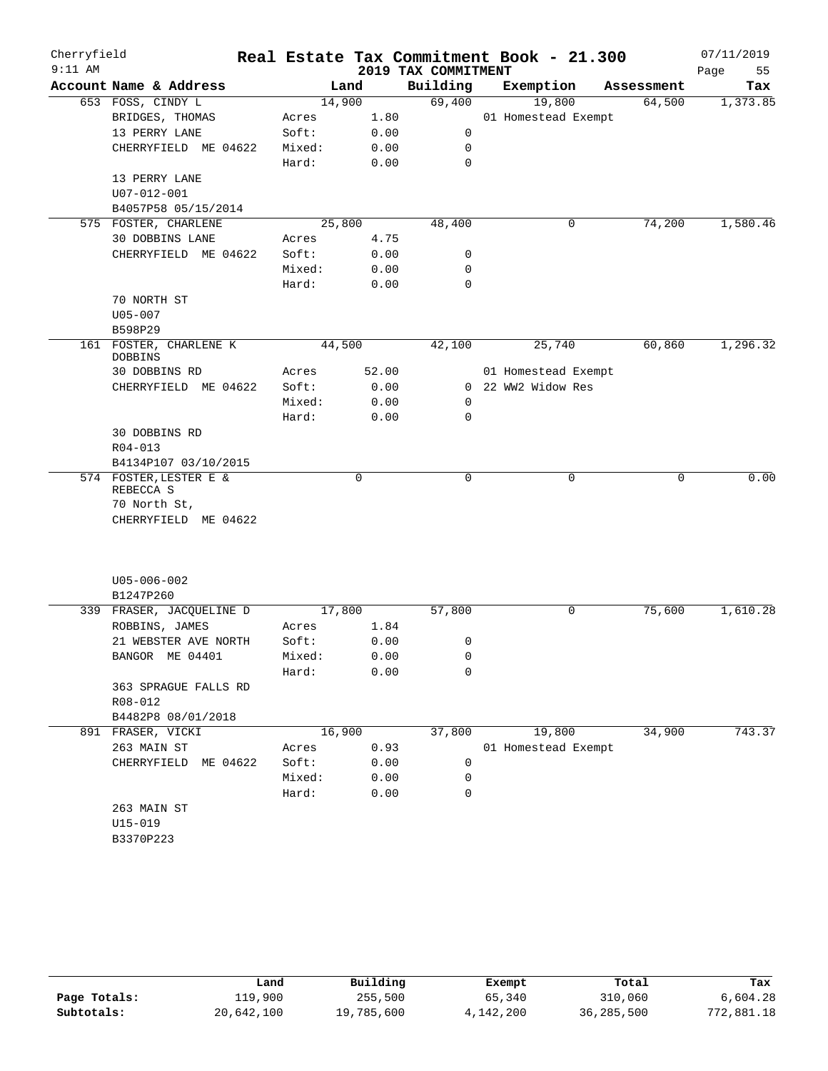Cherryfield | Real Estate Tax Commitment Book - 21.300 | 07/11/2019
9:11 AM | 2019 TAX COMMITMENT | Page 55

| Account Name & Address | Land | | Building | Exemption | Assessment | Tax |
|---|---|---|---|---|---|---|
| 653 FOSS, CINDY L | 14,900 | | 69,400 | 19,800 | 64,500 | 1,373.85 |
| BRIDGES, THOMAS | Acres | 1.80 | | 01 Homestead Exempt | | |
| 13 PERRY LANE | Soft: | 0.00 | 0 | | | |
| CHERRYFIELD ME 04622 | Mixed: | 0.00 | 0 | | | |
| | Hard: | 0.00 | 0 | | | |
| 13 PERRY LANE | | | | | | |
| U07-012-001 | | | | | | |
| B4057P58 05/15/2014 | | | | | | |
| 575 FOSTER, CHARLENE | 25,800 | | 48,400 | 0 | 74,200 | 1,580.46 |
| 30 DOBBINS LANE | Acres | 4.75 | | | | |
| CHERRYFIELD ME 04622 | Soft: | 0.00 | 0 | | | |
| | Mixed: | 0.00 | 0 | | | |
| | Hard: | 0.00 | 0 | | | |
| 70 NORTH ST | | | | | | |
| U05-007 | | | | | | |
| B598P29 | | | | | | |
| 161 FOSTER, CHARLENE K DOBBINS | 44,500 | | 42,100 | 25,740 | 60,860 | 1,296.32 |
| 30 DOBBINS RD | Acres | 52.00 | | 01 Homestead Exempt | | |
| CHERRYFIELD ME 04622 | Soft: | 0.00 | 0 | 22 WW2 Widow Res | | |
| | Mixed: | 0.00 | 0 | | | |
| | Hard: | 0.00 | 0 | | | |
| 30 DOBBINS RD | | | | | | |
| R04-013 | | | | | | |
| B4134P107 03/10/2015 | | | | | | |
| 574 FOSTER, LESTER E & REBECCA S | 0 | | 0 | 0 | 0 | 0.00 |
| 70 North St, | | | | | | |
| CHERRYFIELD ME 04622 | | | | | | |
| U05-006-002 | | | | | | |
| B1247P260 | | | | | | |
| 339 FRASER, JACQUELINE D | 17,800 | | 57,800 | 0 | 75,600 | 1,610.28 |
| ROBBINS, JAMES | Acres | 1.84 | | | | |
| 21 WEBSTER AVE NORTH | Soft: | 0.00 | 0 | | | |
| BANGOR ME 04401 | Mixed: | 0.00 | 0 | | | |
| | Hard: | 0.00 | 0 | | | |
| 363 SPRAGUE FALLS RD | | | | | | |
| R08-012 | | | | | | |
| B4482P8 08/01/2018 | | | | | | |
| 891 FRASER, VICKI | 16,900 | | 37,800 | 19,800 | 34,900 | 743.37 |
| 263 MAIN ST | Acres | 0.93 | | 01 Homestead Exempt | | |
| CHERRYFIELD ME 04622 | Soft: | 0.00 | 0 | | | |
| | Mixed: | 0.00 | 0 | | | |
| | Hard: | 0.00 | 0 | | | |
| 263 MAIN ST | | | | | | |
| U15-019 | | | | | | |
| B3370P223 | | | | | | |

| | Land | Building | Exempt | Total | Tax |
|---|---|---|---|---|---|
| Page Totals: | 119,900 | 255,500 | 65,340 | 310,060 | 6,604.28 |
| Subtotals: | 20,642,100 | 19,785,600 | 4,142,200 | 36,285,500 | 772,881.18 |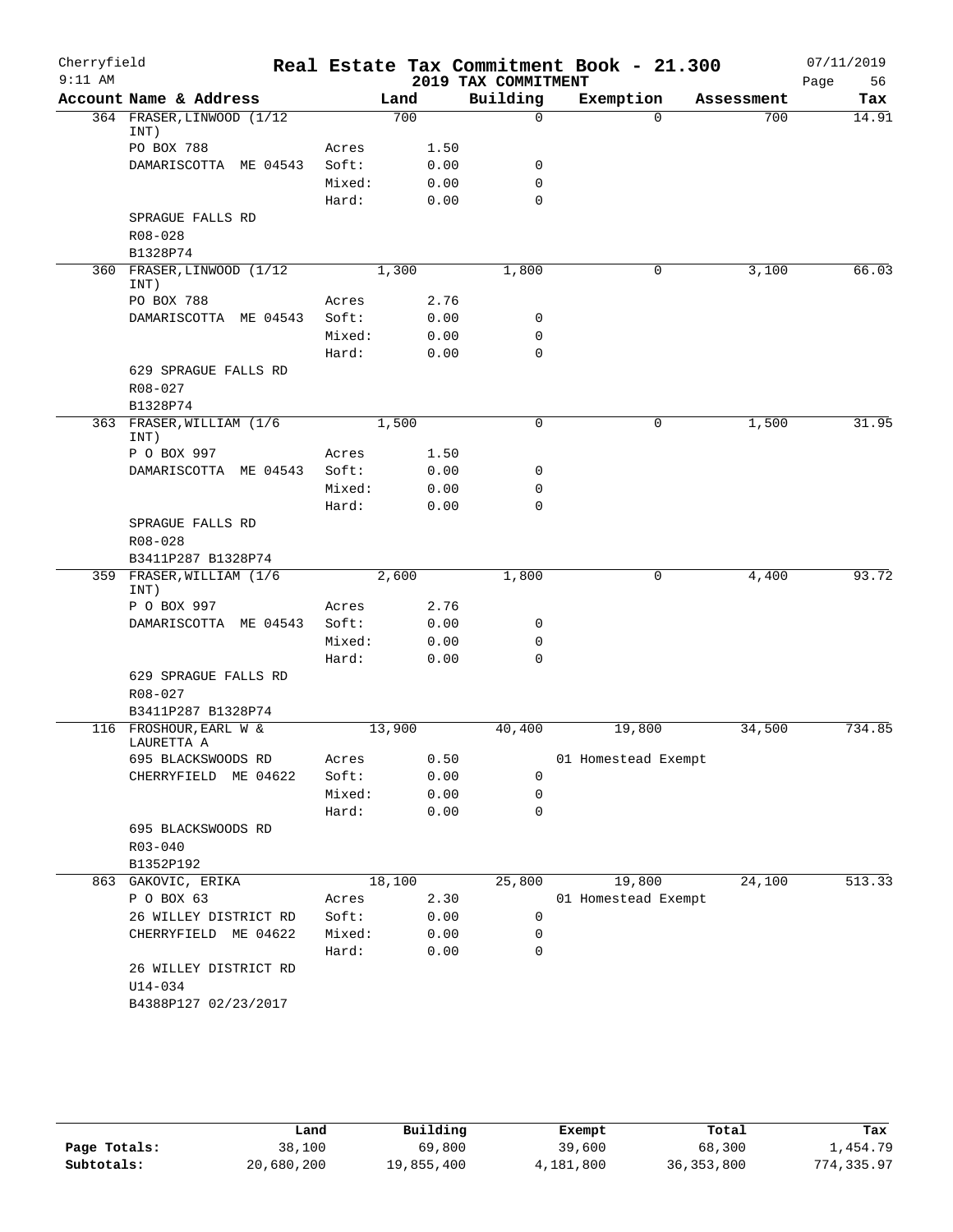Cherryfield | **Real Estate Tax Commitment Book - 21.300** | 07/11/2019
9:11 AM | **2019 TAX COMMITMENT** | Page 56

| Account Name & Address | | Land | Building | Exemption | Assessment | Tax |
|---|---|---|---|---|---|---|
| 364 FRASER, LINWOOD (1/12 INT) | | 700 | 0 | 0 | 700 | 14.91 |
| PO BOX 788 | Acres | 1.50 | | | | |
| DAMARISCOTTA ME 04543 | Soft: | 0.00 | 0 | | | |
| | Mixed: | 0.00 | 0 | | | |
| | Hard: | 0.00 | 0 | | | |
| SPRAGUE FALLS RD | | | | | | |
| R08-028 | | | | | | |
| B1328P74 | | | | | | |
| 360 FRASER, LINWOOD (1/12 INT) | | 1,300 | 1,800 | 0 | 3,100 | 66.03 |
| PO BOX 788 | Acres | 2.76 | | | | |
| DAMARISCOTTA ME 04543 | Soft: | 0.00 | 0 | | | |
| | Mixed: | 0.00 | 0 | | | |
| | Hard: | 0.00 | 0 | | | |
| 629 SPRAGUE FALLS RD | | | | | | |
| R08-027 | | | | | | |
| B1328P74 | | | | | | |
| 363 FRASER, WILLIAM (1/6 INT) | | 1,500 | 0 | 0 | 1,500 | 31.95 |
| P O BOX 997 | Acres | 1.50 | | | | |
| DAMARISCOTTA ME 04543 | Soft: | 0.00 | 0 | | | |
| | Mixed: | 0.00 | 0 | | | |
| | Hard: | 0.00 | 0 | | | |
| SPRAGUE FALLS RD | | | | | | |
| R08-028 | | | | | | |
| B3411P287 B1328P74 | | | | | | |
| 359 FRASER, WILLIAM (1/6 INT) | | 2,600 | 1,800 | 0 | 4,400 | 93.72 |
| P O BOX 997 | Acres | 2.76 | | | | |
| DAMARISCOTTA ME 04543 | Soft: | 0.00 | 0 | | | |
| | Mixed: | 0.00 | 0 | | | |
| | Hard: | 0.00 | 0 | | | |
| 629 SPRAGUE FALLS RD | | | | | | |
| R08-027 | | | | | | |
| B3411P287 B1328P74 | | | | | | |
| 116 FROSHOUR, EARL W & LAURETTA A | | 13,900 | 40,400 | 19,800 | 34,500 | 734.85 |
| 695 BLACKSWOODS RD | Acres | 0.50 | | 01 Homestead Exempt | | |
| CHERRYFIELD ME 04622 | Soft: | 0.00 | 0 | | | |
| | Mixed: | 0.00 | 0 | | | |
| | Hard: | 0.00 | 0 | | | |
| 695 BLACKSWOODS RD | | | | | | |
| R03-040 | | | | | | |
| B1352P192 | | | | | | |
| 863 GAKOVIC, ERIKA | | 18,100 | 25,800 | 19,800 | 24,100 | 513.33 |
| P O BOX 63 | Acres | 2.30 | | 01 Homestead Exempt | | |
| 26 WILLEY DISTRICT RD | Soft: | 0.00 | 0 | | | |
| CHERRYFIELD ME 04622 | Mixed: | 0.00 | 0 | | | |
| | Hard: | 0.00 | 0 | | | |
| 26 WILLEY DISTRICT RD | | | | | | |
| U14-034 | | | | | | |
| B4388P127 02/23/2017 | | | | | | |

| | Land | Building | Exempt | Total | Tax |
|---|---|---|---|---|---|
| **Page Totals:** | 38,100 | 69,800 | 39,600 | 68,300 | 1,454.79 |
| **Subtotals:** | 20,680,200 | 19,855,400 | 4,181,800 | 36,353,800 | 774,335.97 |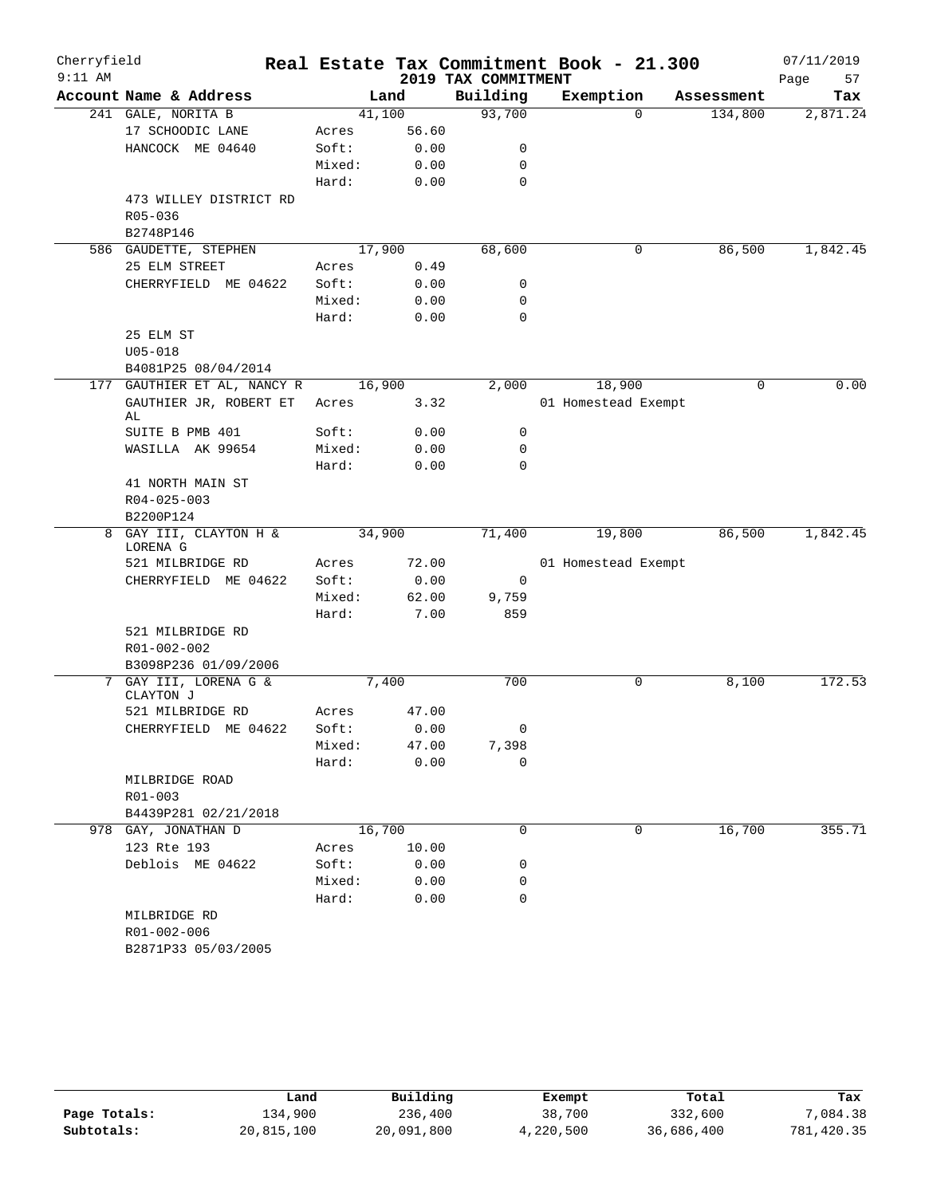Cherryfield 9:11 AM

# Real Estate Tax Commitment Book - 21.300

2019 TAX COMMITMENT

07/11/2019

| Account | Name & Address | Land | | Building | Exemption | Assessment | Tax |
|---|---|---|---|---|---|---|---|
| 241 | GALE, NORITA B | | 41,100 | 93,700 | 0 | 134,800 | 2,871.24 |
| | 17 SCHOODIC LANE | Acres | 56.60 | | | | |
| | HANCOCK ME 04640 | Soft: | 0.00 | 0 | | | |
| | | Mixed: | 0.00 | 0 | | | |
| | | Hard: | 0.00 | 0 | | | |
| | 473 WILLEY DISTRICT RD | | | | | | |
| | R05-036 | | | | | | |
| | B2748P146 | | | | | | |
| 586 | GAUDETTE, STEPHEN | | 17,900 | 68,600 | 0 | 86,500 | 1,842.45 |
| | 25 ELM STREET | Acres | 0.49 | | | | |
| | CHERRYFIELD ME 04622 | Soft: | 0.00 | 0 | | | |
| | | Mixed: | 0.00 | 0 | | | |
| | | Hard: | 0.00 | 0 | | | |
| | 25 ELM ST | | | | | | |
| | U05-018 | | | | | | |
| | B4081P25 08/04/2014 | | | | | | |
| 177 | GAUTHIER ET AL, NANCY R | | 16,900 | 2,000 | 18,900 | 0 | 0.00 |
| | GAUTHIER JR, ROBERT ET AL | Acres | 3.32 | | 01 Homestead Exempt | | |
| | SUITE B PMB 401 | Soft: | 0.00 | 0 | | | |
| | WASILLA AK 99654 | Mixed: | 0.00 | 0 | | | |
| | | Hard: | 0.00 | 0 | | | |
| | 41 NORTH MAIN ST | | | | | | |
| | R04-025-003 | | | | | | |
| | B2200P124 | | | | | | |
| 8 | GAY III, CLAYTON H & LORENA G | | 34,900 | 71,400 | 19,800 | 86,500 | 1,842.45 |
| | 521 MILBRIDGE RD | Acres | 72.00 | | 01 Homestead Exempt | | |
| | CHERRYFIELD ME 04622 | Soft: | 0.00 | 0 | | | |
| | | Mixed: | 62.00 | 9,759 | | | |
| | | Hard: | 7.00 | 859 | | | |
| | 521 MILBRIDGE RD | | | | | | |
| | R01-002-002 | | | | | | |
| | B3098P236 01/09/2006 | | | | | | |
| 7 | GAY III, LORENA G & CLAYTON J | | 7,400 | 700 | 0 | 8,100 | 172.53 |
| | 521 MILBRIDGE RD | Acres | 47.00 | | | | |
| | CHERRYFIELD ME 04622 | Soft: | 0.00 | 0 | | | |
| | | Mixed: | 47.00 | 7,398 | | | |
| | | Hard: | 0.00 | 0 | | | |
| | MILBRIDGE ROAD | | | | | | |
| | R01-003 | | | | | | |
| | B4439P281 02/21/2018 | | | | | | |
| 978 | GAY, JONATHAN D | | 16,700 | 0 | 0 | 16,700 | 355.71 |
| | 123 Rte 193 | Acres | 10.00 | | | | |
| | Deblois ME 04622 | Soft: | 0.00 | 0 | | | |
| | | Mixed: | 0.00 | 0 | | | |
| | | Hard: | 0.00 | 0 | | | |
| | MILBRIDGE RD | | | | | | |
| | R01-002-006 | | | | | | |
| | B2871P33 05/03/2005 | | | | | | |

| | Land | Building | Exempt | Total | Tax |
|---|---|---|---|---|---|
| Page Totals: | 134,900 | 236,400 | 38,700 | 332,600 | 7,084.38 |
| Subtotals: | 20,815,100 | 20,091,800 | 4,220,500 | 36,686,400 | 781,420.35 |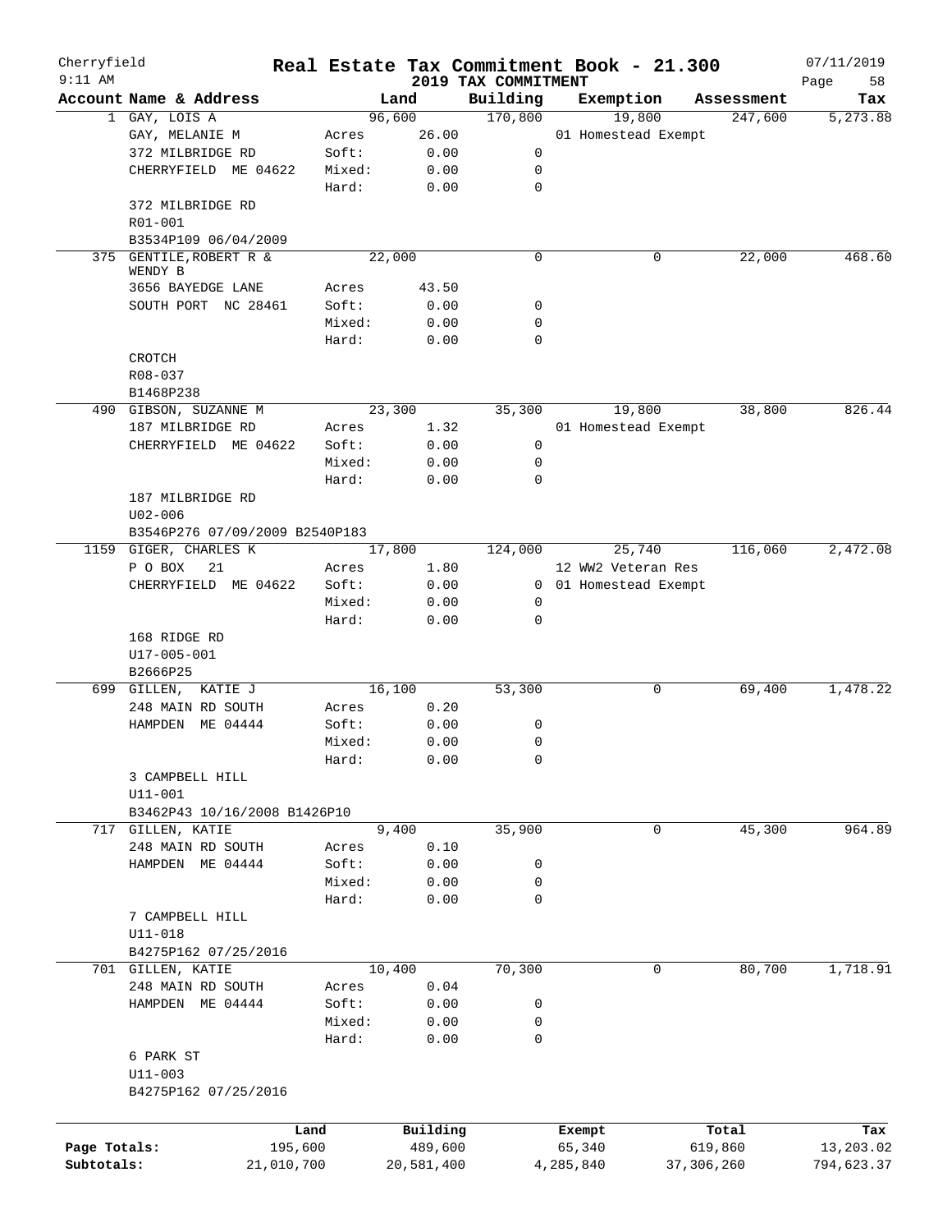Cherryfield
9:11 AM

# Real Estate Tax Commitment Book - 21.300

## 2019 TAX COMMITMENT

07/11/2019

| Account Name & Address | | Land | Building | Exemption | Assessment | Tax |
|---|---|---|---|---|---|---|
| 1 GAY, LOIS A | | 96,600 | 170,800 | 19,800 | 247,600 | 5,273.88 |
| GAY, MELANIE M | Acres | 26.00 | | 01 Homestead Exempt | | |
| 372 MILBRIDGE RD | Soft: | 0.00 | 0 | | | |
| CHERRYFIELD ME 04622 | Mixed: | 0.00 | 0 | | | |
| | Hard: | 0.00 | 0 | | | |
| 372 MILBRIDGE RD | | | | | | |
| R01-001 | | | | | | |
| B3534P109 06/04/2009 | | | | | | |
| 375 GENTILE,ROBERT R & WENDY B | | 22,000 | 0 | 0 | 22,000 | 468.60 |
| 3656 BAYEDGE LANE | Acres | 43.50 | | | | |
| SOUTH PORT NC 28461 | Soft: | 0.00 | 0 | | | |
| | Mixed: | 0.00 | 0 | | | |
| | Hard: | 0.00 | 0 | | | |
| CROTCH | | | | | | |
| R08-037 | | | | | | |
| B1468P238 | | | | | | |
| 490 GIBSON, SUZANNE M | | 23,300 | 35,300 | 19,800 | 38,800 | 826.44 |
| 187 MILBRIDGE RD | Acres | 1.32 | | 01 Homestead Exempt | | |
| CHERRYFIELD ME 04622 | Soft: | 0.00 | 0 | | | |
| | Mixed: | 0.00 | 0 | | | |
| | Hard: | 0.00 | 0 | | | |
| 187 MILBRIDGE RD | | | | | | |
| U02-006 | | | | | | |
| B3546P276 07/09/2009 B2540P183 | | | | | | |
| 1159 GIGER, CHARLES K | | 17,800 | 124,000 | 25,740 | 116,060 | 2,472.08 |
| P O BOX 21 | Acres | 1.80 | | 12 WW2 Veteran Res | | |
| CHERRYFIELD ME 04622 | Soft: | 0.00 | 0 | 01 Homestead Exempt | | |
| | Mixed: | 0.00 | 0 | | | |
| | Hard: | 0.00 | 0 | | | |
| 168 RIDGE RD | | | | | | |
| U17-005-001 | | | | | | |
| B2666P25 | | | | | | |
| 699 GILLEN, KATIE J | | 16,100 | 53,300 | 0 | 69,400 | 1,478.22 |
| 248 MAIN RD SOUTH | Acres | 0.20 | | | | |
| HAMPDEN ME 04444 | Soft: | 0.00 | 0 | | | |
| | Mixed: | 0.00 | 0 | | | |
| | Hard: | 0.00 | 0 | | | |
| 3 CAMPBELL HILL | | | | | | |
| U11-001 | | | | | | |
| B3462P43 10/16/2008 B1426P10 | | | | | | |
| 717 GILLEN, KATIE | | 9,400 | 35,900 | 0 | 45,300 | 964.89 |
| 248 MAIN RD SOUTH | Acres | 0.10 | | | | |
| HAMPDEN ME 04444 | Soft: | 0.00 | 0 | | | |
| | Mixed: | 0.00 | 0 | | | |
| | Hard: | 0.00 | 0 | | | |
| 7 CAMPBELL HILL | | | | | | |
| U11-018 | | | | | | |
| B4275P162 07/25/2016 | | | | | | |
| 701 GILLEN, KATIE | | 10,400 | 70,300 | 0 | 80,700 | 1,718.91 |
| 248 MAIN RD SOUTH | Acres | 0.04 | | | | |
| HAMPDEN ME 04444 | Soft: | 0.00 | 0 | | | |
| | Mixed: | 0.00 | 0 | | | |
| | Hard: | 0.00 | 0 | | | |
| 6 PARK ST | | | | | | |
| U11-003 | | | | | | |
| B4275P162 07/25/2016 | | | | | | |

| | Land | Building | Exempt | Total | Tax |
|---|---|---|---|---|---|
| Page Totals: | 195,600 | 489,600 | 65,340 | 619,860 | 13,203.02 |
| Subtotals: | 21,010,700 | 20,581,400 | 4,285,840 | 37,306,260 | 794,623.37 |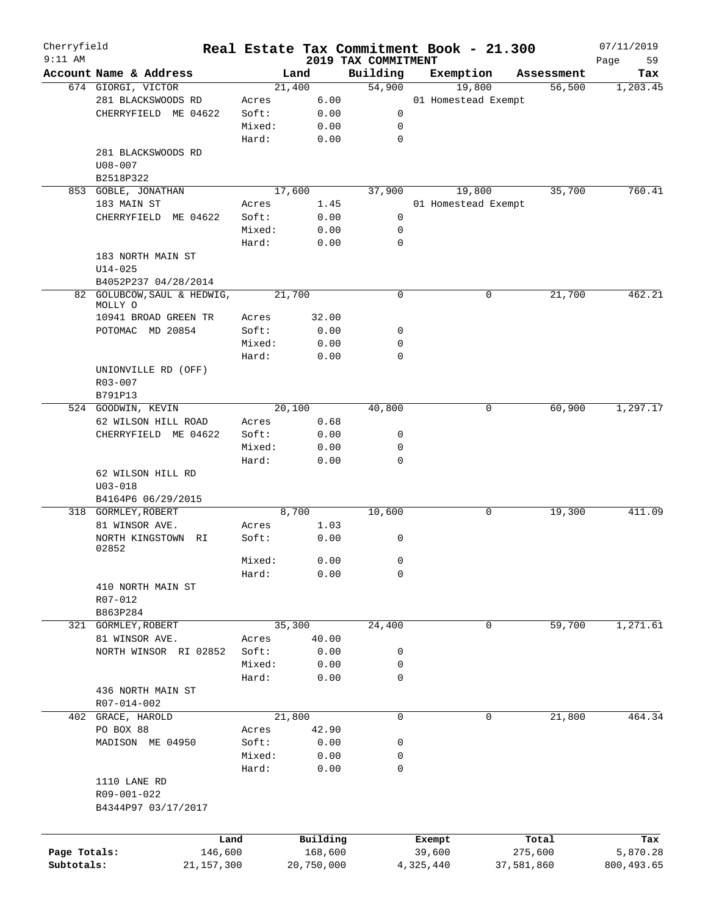Cherryfield 9:11 AM

# Real Estate Tax Commitment Book - 21.300

## 2019 TAX COMMITMENT

07/11/2019 Page 59

| Account Name & Address | | Land | Building | Exemption | Assessment | Tax |
|---|---|---|---|---|---|---|
| 674 GIORGI, VICTOR | | 21,400 | 54,900 | 19,800 | 56,500 | 1,203.45 |
| 281 BLACKSWOODS RD | Acres | 6.00 | | 01 Homestead Exempt | | |
| CHERRYFIELD ME 04622 | Soft: | 0.00 | 0 | | | |
| | Mixed: | 0.00 | 0 | | | |
| | Hard: | 0.00 | 0 | | | |
| 281 BLACKSWOODS RD | | | | | | |
| U08-007 | | | | | | |
| B2518P322 | | | | | | |
| 853 GOBLE, JONATHAN | | 17,600 | 37,900 | 19,800 | 35,700 | 760.41 |
| 183 MAIN ST | Acres | 1.45 | | 01 Homestead Exempt | | |
| CHERRYFIELD ME 04622 | Soft: | 0.00 | 0 | | | |
| | Mixed: | 0.00 | 0 | | | |
| | Hard: | 0.00 | 0 | | | |
| 183 NORTH MAIN ST | | | | | | |
| U14-025 | | | | | | |
| B4052P237 04/28/2014 | | | | | | |
| 82 GOLUBCOW, SAUL & HEDWIG, MOLLY O | | 21,700 | 0 | 0 | 21,700 | 462.21 |
| 10941 BROAD GREEN TR | Acres | 32.00 | | | | |
| POTOMAC MD 20854 | Soft: | 0.00 | 0 | | | |
| | Mixed: | 0.00 | 0 | | | |
| | Hard: | 0.00 | 0 | | | |
| UNIONVILLE RD (OFF) | | | | | | |
| R03-007 | | | | | | |
| B791P13 | | | | | | |
| 524 GOODWIN, KEVIN | | 20,100 | 40,800 | 0 | 60,900 | 1,297.17 |
| 62 WILSON HILL ROAD | Acres | 0.68 | | | | |
| CHERRYFIELD ME 04622 | Soft: | 0.00 | 0 | | | |
| | Mixed: | 0.00 | 0 | | | |
| | Hard: | 0.00 | 0 | | | |
| 62 WILSON HILL RD | | | | | | |
| U03-018 | | | | | | |
| B4164P6 06/29/2015 | | | | | | |
| 318 GORMLEY, ROBERT | | 8,700 | 10,600 | 0 | 19,300 | 411.09 |
| 81 WINSOR AVE. | Acres | 1.03 | | | | |
| NORTH KINGSTOWN RI 02852 | Soft: | 0.00 | 0 | | | |
| | Mixed: | 0.00 | 0 | | | |
| | Hard: | 0.00 | 0 | | | |
| 410 NORTH MAIN ST | | | | | | |
| R07-012 | | | | | | |
| B863P284 | | | | | | |
| 321 GORMLEY, ROBERT | | 35,300 | 24,400 | 0 | 59,700 | 1,271.61 |
| 81 WINSOR AVE. | Acres | 40.00 | | | | |
| NORTH WINSOR RI 02852 | Soft: | 0.00 | 0 | | | |
| | Mixed: | 0.00 | 0 | | | |
| | Hard: | 0.00 | 0 | | | |
| 436 NORTH MAIN ST | | | | | | |
| R07-014-002 | | | | | | |
| 402 GRACE, HAROLD | | 21,800 | 0 | 0 | 21,800 | 464.34 |
| PO BOX 88 | Acres | 42.90 | | | | |
| MADISON ME 04950 | Soft: | 0.00 | 0 | | | |
| | Mixed: | 0.00 | 0 | | | |
| | Hard: | 0.00 | 0 | | | |
| 1110 LANE RD | | | | | | |
| R09-001-022 | | | | | | |
| B4344P97 03/17/2017 | | | | | | |

| | Land | Building | Exempt | Total | Tax |
|---|---|---|---|---|---|
| Page Totals: | 146,600 | 168,600 | 39,600 | 275,600 | 5,870.28 |
| Subtotals: | 21,157,300 | 20,750,000 | 4,325,440 | 37,581,860 | 800,493.65 |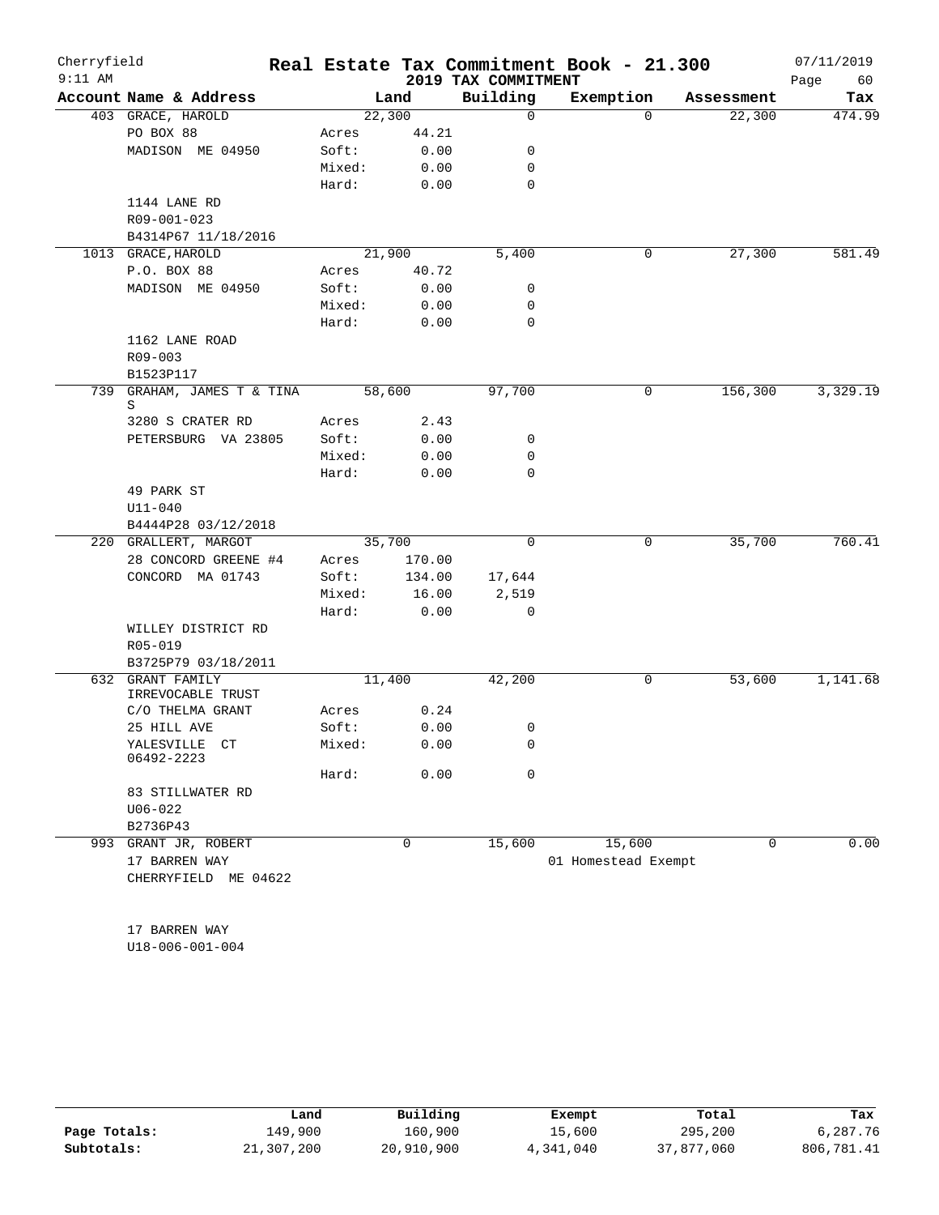Cherryfield 9:11 AM

# Real Estate Tax Commitment Book - 21.300

## 2019 TAX COMMITMENT

07/11/2019 Page 60

| Account Name & Address | | Land | Building | Exemption | Assessment | Tax |
|---|---|---|---|---|---|---|
| 403 GRACE, HAROLD | | 22,300 | 0 | 0 | 22,300 | 474.99 |
| PO BOX 88 | Acres | 44.21 | | | | |
| MADISON ME 04950 | Soft: | 0.00 | 0 | | | |
| | Mixed: | 0.00 | 0 | | | |
| | Hard: | 0.00 | 0 | | | |
| 1144 LANE RD | | | | | | |
| R09-001-023 | | | | | | |
| B4314P67 11/18/2016 | | | | | | |
| 1013 GRACE,HAROLD | | 21,900 | 5,400 | 0 | 27,300 | 581.49 |
| P.O. BOX 88 | Acres | 40.72 | | | | |
| MADISON ME 04950 | Soft: | 0.00 | 0 | | | |
| | Mixed: | 0.00 | 0 | | | |
| | Hard: | 0.00 | 0 | | | |
| 1162 LANE ROAD | | | | | | |
| R09-003 | | | | | | |
| B1523P117 | | | | | | |
| 739 GRAHAM, JAMES T & TINA S | | 58,600 | 97,700 | 0 | 156,300 | 3,329.19 |
| 3280 S CRATER RD | Acres | 2.43 | | | | |
| PETERSBURG VA 23805 | Soft: | 0.00 | 0 | | | |
| | Mixed: | 0.00 | 0 | | | |
| | Hard: | 0.00 | 0 | | | |
| 49 PARK ST | | | | | | |
| U11-040 | | | | | | |
| B4444P28 03/12/2018 | | | | | | |
| 220 GRALLERT, MARGOT | | 35,700 | 0 | 0 | 35,700 | 760.41 |
| 28 CONCORD GREENE #4 | Acres | 170.00 | | | | |
| CONCORD MA 01743 | Soft: | 134.00 | 17,644 | | | |
| | Mixed: | 16.00 | 2,519 | | | |
| | Hard: | 0.00 | 0 | | | |
| WILLEY DISTRICT RD | | | | | | |
| R05-019 | | | | | | |
| B3725P79 03/18/2011 | | | | | | |
| 632 GRANT FAMILY IRREVOCABLE TRUST | | 11,400 | 42,200 | 0 | 53,600 | 1,141.68 |
| C/O THELMA GRANT | Acres | 0.24 | | | | |
| 25 HILL AVE | Soft: | 0.00 | 0 | | | |
| YALESVILLE CT 06492-2223 | Mixed: | 0.00 | 0 | | | |
| | Hard: | 0.00 | 0 | | | |
| 83 STILLWATER RD | | | | | | |
| U06-022 | | | | | | |
| B2736P43 | | | | | | |
| 993 GRANT JR, ROBERT | | 0 | 15,600 | 15,600 | 0 | 0.00 |
| 17 BARREN WAY | | | | 01 Homestead Exempt | | |
| CHERRYFIELD ME 04622 | | | | | | |
| 17 BARREN WAY | | | | | | |
| U18-006-001-004 | | | | | | |

| | Land | Building | Exempt | Total | Tax |
|---|---|---|---|---|---|
| Page Totals: | 149,900 | 160,900 | 15,600 | 295,200 | 6,287.76 |
| Subtotals: | 21,307,200 | 20,910,900 | 4,341,040 | 37,877,060 | 806,781.41 |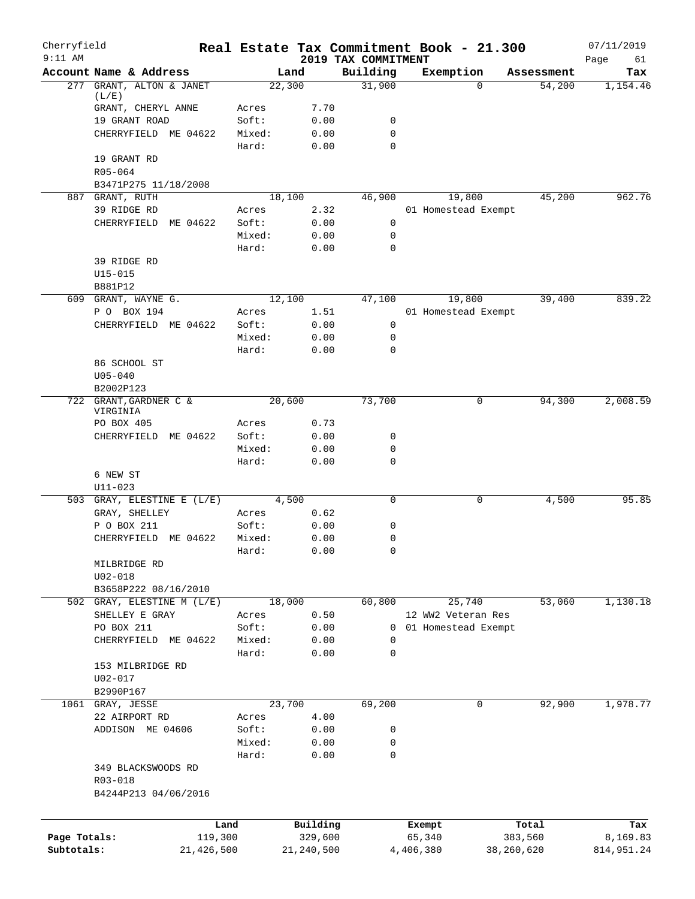# Cherryfield — Real Estate Tax Commitment Book - 21.300

9:11 AM — 2019 TAX COMMITMENT — 07/11/2019

| Account Name & Address | | Land | Building | Exemption | Assessment | Tax |
|---|---|---|---|---|---|---|
| 277 GRANT, ALTON & JANET (L/E) | | 22,300 | 31,900 | 0 | 54,200 | 1,154.46 |
| GRANT, CHERYL ANNE | Acres | 7.70 | | | | |
| 19 GRANT ROAD | Soft: | 0.00 | 0 | | | |
| CHERRYFIELD ME 04622 | Mixed: | 0.00 | 0 | | | |
| | Hard: | 0.00 | 0 | | | |
| 19 GRANT RD | | | | | | |
| R05-064 | | | | | | |
| B3471P275 11/18/2008 | | | | | | |
| 887 GRANT, RUTH | | 18,100 | 46,900 | 19,800 | 45,200 | 962.76 |
| 39 RIDGE RD | Acres | 2.32 | | 01 Homestead Exempt | | |
| CHERRYFIELD ME 04622 | Soft: | 0.00 | 0 | | | |
| | Mixed: | 0.00 | 0 | | | |
| | Hard: | 0.00 | 0 | | | |
| 39 RIDGE RD | | | | | | |
| U15-015 | | | | | | |
| B881P12 | | | | | | |
| 609 GRANT, WAYNE G. | | 12,100 | 47,100 | 19,800 | 39,400 | 839.22 |
| P O BOX 194 | Acres | 1.51 | | 01 Homestead Exempt | | |
| CHERRYFIELD ME 04622 | Soft: | 0.00 | 0 | | | |
| | Mixed: | 0.00 | 0 | | | |
| | Hard: | 0.00 | 0 | | | |
| 86 SCHOOL ST | | | | | | |
| U05-040 | | | | | | |
| B2002P123 | | | | | | |
| 722 GRANT, GARDNER C & VIRGINIA | | 20,600 | 73,700 | 0 | 94,300 | 2,008.59 |
| PO BOX 405 | Acres | 0.73 | | | | |
| CHERRYFIELD ME 04622 | Soft: | 0.00 | 0 | | | |
| | Mixed: | 0.00 | 0 | | | |
| | Hard: | 0.00 | 0 | | | |
| 6 NEW ST | | | | | | |
| U11-023 | | | | | | |
| 503 GRAY, ELESTINE E (L/E) | | 4,500 | 0 | 0 | 4,500 | 95.85 |
| GRAY, SHELLEY | Acres | 0.62 | | | | |
| P O BOX 211 | Soft: | 0.00 | 0 | | | |
| CHERRYFIELD ME 04622 | Mixed: | 0.00 | 0 | | | |
| | Hard: | 0.00 | 0 | | | |
| MILBRIDGE RD | | | | | | |
| U02-018 | | | | | | |
| B3658P222 08/16/2010 | | | | | | |
| 502 GRAY, ELESTINE M (L/E) | | 18,000 | 60,800 | 25,740 | 53,060 | 1,130.18 |
| SHELLEY E GRAY | Acres | 0.50 | | 12 WW2 Veteran Res | | |
| PO BOX 211 | Soft: | 0.00 | 0 | 01 Homestead Exempt | | |
| CHERRYFIELD ME 04622 | Mixed: | 0.00 | 0 | | | |
| | Hard: | 0.00 | 0 | | | |
| 153 MILBRIDGE RD | | | | | | |
| U02-017 | | | | | | |
| B2990P167 | | | | | | |
| 1061 GRAY, JESSE | | 23,700 | 69,200 | 0 | 92,900 | 1,978.77 |
| 22 AIRPORT RD | Acres | 4.00 | | | | |
| ADDISON ME 04606 | Soft: | 0.00 | 0 | | | |
| | Mixed: | 0.00 | 0 | | | |
| | Hard: | 0.00 | 0 | | | |
| 349 BLACKSWOODS RD | | | | | | |
| R03-018 | | | | | | |
| B4244P213 04/06/2016 | | | | | | |

| | Land | Building | Exempt | Total | Tax |
|---|---|---|---|---|---|
| Page Totals: | 119,300 | 329,600 | 65,340 | 383,560 | 8,169.83 |
| Subtotals: | 21,426,500 | 21,240,500 | 4,406,380 | 38,260,620 | 814,951.24 |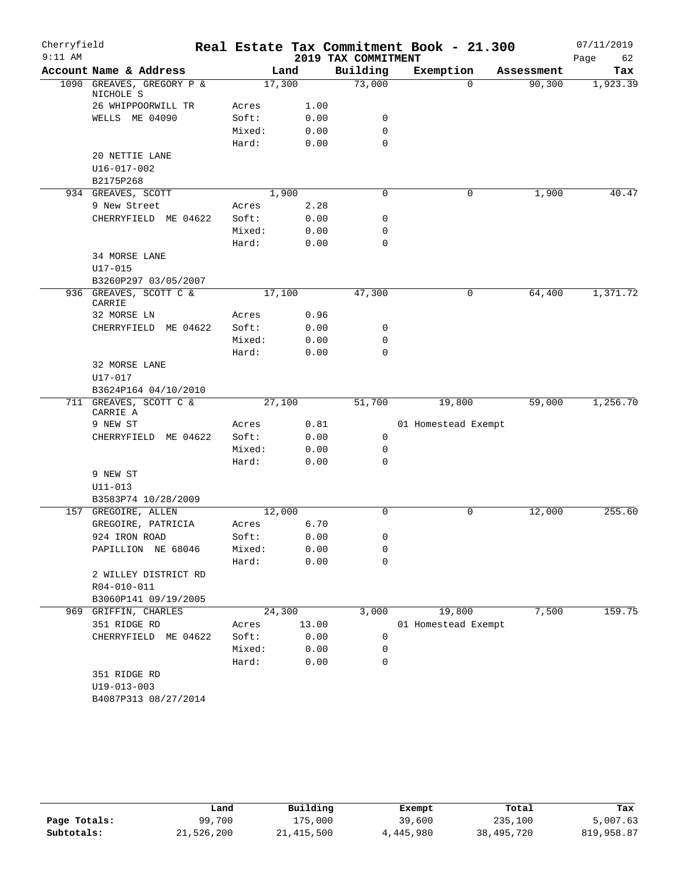# Real Estate Tax Commitment Book - 21.300

Cherryfield
9:11 AM

2019 TAX COMMITMENT

07/11/2019

| Account Name & Address | | Land | Building | Exemption | Assessment | Tax |
|---|---|---|---|---|---|---|
| 1090 GREAVES, GREGORY P & NICHOLE S | | 17,300 | 73,000 | 0 | 90,300 | 1,923.39 |
| 26 WHIPPOORWILL TR | Acres | 1.00 | | | | |
| WELLS ME 04090 | Soft: | 0.00 | 0 | | | |
| | Mixed: | 0.00 | 0 | | | |
| | Hard: | 0.00 | 0 | | | |
| 20 NETTIE LANE | | | | | | |
| U16-017-002 | | | | | | |
| B2175P268 | | | | | | |
| 934 GREAVES, SCOTT | | 1,900 | 0 | 0 | 1,900 | 40.47 |
| 9 New Street | Acres | 2.28 | | | | |
| CHERRYFIELD ME 04622 | Soft: | 0.00 | 0 | | | |
| | Mixed: | 0.00 | 0 | | | |
| | Hard: | 0.00 | 0 | | | |
| 34 MORSE LANE | | | | | | |
| U17-015 | | | | | | |
| B3260P297 03/05/2007 | | | | | | |
| 936 GREAVES, SCOTT C & CARRIE | | 17,100 | 47,300 | 0 | 64,400 | 1,371.72 |
| 32 MORSE LN | Acres | 0.96 | | | | |
| CHERRYFIELD ME 04622 | Soft: | 0.00 | 0 | | | |
| | Mixed: | 0.00 | 0 | | | |
| | Hard: | 0.00 | 0 | | | |
| 32 MORSE LANE | | | | | | |
| U17-017 | | | | | | |
| B3624P164 04/10/2010 | | | | | | |
| 711 GREAVES, SCOTT C & CARRIE A | | 27,100 | 51,700 | 19,800 | 59,000 | 1,256.70 |
| 9 NEW ST | Acres | 0.81 | | 01 Homestead Exempt | | |
| CHERRYFIELD ME 04622 | Soft: | 0.00 | 0 | | | |
| | Mixed: | 0.00 | 0 | | | |
| | Hard: | 0.00 | 0 | | | |
| 9 NEW ST | | | | | | |
| U11-013 | | | | | | |
| B3583P74 10/28/2009 | | | | | | |
| 157 GREGOIRE, ALLEN | | 12,000 | 0 | 0 | 12,000 | 255.60 |
| GREGOIRE, PATRICIA | Acres | 6.70 | | | | |
| 924 IRON ROAD | Soft: | 0.00 | 0 | | | |
| PAPILLION NE 68046 | Mixed: | 0.00 | 0 | | | |
| | Hard: | 0.00 | 0 | | | |
| 2 WILLEY DISTRICT RD | | | | | | |
| R04-010-011 | | | | | | |
| B3060P141 09/19/2005 | | | | | | |
| 969 GRIFFIN, CHARLES | | 24,300 | 3,000 | 19,800 | 7,500 | 159.75 |
| 351 RIDGE RD | Acres | 13.00 | | 01 Homestead Exempt | | |
| CHERRYFIELD ME 04622 | Soft: | 0.00 | 0 | | | |
| | Mixed: | 0.00 | 0 | | | |
| | Hard: | 0.00 | 0 | | | |
| 351 RIDGE RD | | | | | | |
| U19-013-003 | | | | | | |
| B4087P313 08/27/2014 | | | | | | |

| | Land | Building | Exempt | Total | Tax |
|---|---|---|---|---|---|
| Page Totals: | 99,700 | 175,000 | 39,600 | 235,100 | 5,007.63 |
| Subtotals: | 21,526,200 | 21,415,500 | 4,445,980 | 38,495,720 | 819,958.87 |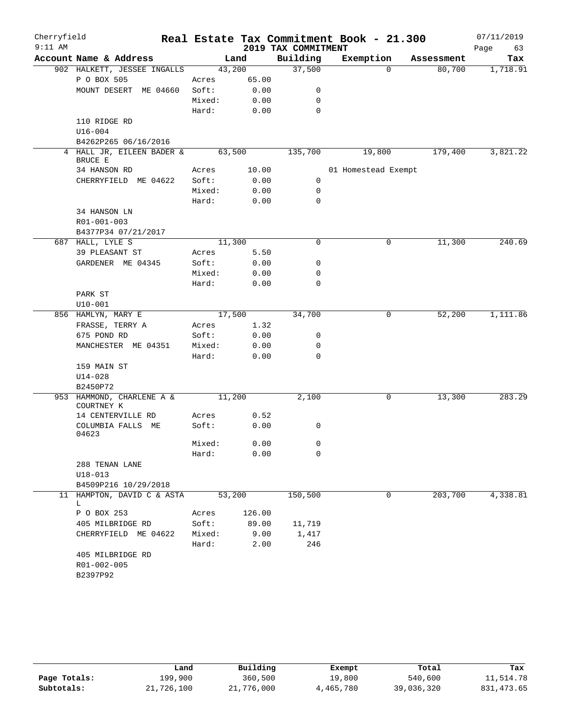Cherryfield — Real Estate Tax Commitment Book - 21.300 — 07/11/2019
9:11 AM — 2019 TAX COMMITMENT

| Account Name & Address | | Land | Building | Exemption | Assessment | Tax |
|---|---|---|---|---|---|---|
| 902 HALKETT, JESSEE INGALLS | | 43,200 | 37,500 | 0 | 80,700 | 1,718.91 |
| P O BOX 505 | Acres | 65.00 | | | | |
| MOUNT DESERT ME 04660 | Soft: | 0.00 | 0 | | | |
| | Mixed: | 0.00 | 0 | | | |
| | Hard: | 0.00 | 0 | | | |
| 110 RIDGE RD | | | | | | |
| U16-004 | | | | | | |
| B4262P265 06/16/2016 | | | | | | |
| 4 HALL JR, EILEEN BADER & BRUCE E | | 63,500 | 135,700 | 19,800 | 179,400 | 3,821.22 |
| 34 HANSON RD | Acres | 10.00 | | 01 Homestead Exempt | | |
| CHERRYFIELD ME 04622 | Soft: | 0.00 | 0 | | | |
| | Mixed: | 0.00 | 0 | | | |
| | Hard: | 0.00 | 0 | | | |
| 34 HANSON LN | | | | | | |
| R01-001-003 | | | | | | |
| B4377P34 07/21/2017 | | | | | | |
| 687 HALL, LYLE S | | 11,300 | 0 | 0 | 11,300 | 240.69 |
| 39 PLEASANT ST | Acres | 5.50 | | | | |
| GARDENER ME 04345 | Soft: | 0.00 | 0 | | | |
| | Mixed: | 0.00 | 0 | | | |
| | Hard: | 0.00 | 0 | | | |
| PARK ST | | | | | | |
| U10-001 | | | | | | |
| 856 HAMLYN, MARY E | | 17,500 | 34,700 | 0 | 52,200 | 1,111.86 |
| FRASSE, TERRY A | Acres | 1.32 | | | | |
| 675 POND RD | Soft: | 0.00 | 0 | | | |
| MANCHESTER ME 04351 | Mixed: | 0.00 | 0 | | | |
| | Hard: | 0.00 | 0 | | | |
| 159 MAIN ST | | | | | | |
| U14-028 | | | | | | |
| B2450P72 | | | | | | |
| 953 HAMMOND, CHARLENE A & COURTNEY K | | 11,200 | 2,100 | 0 | 13,300 | 283.29 |
| 14 CENTERVILLE RD | Acres | 0.52 | | | | |
| COLUMBIA FALLS ME 04623 | Soft: | 0.00 | 0 | | | |
| | Mixed: | 0.00 | 0 | | | |
| | Hard: | 0.00 | 0 | | | |
| 288 TENAN LANE | | | | | | |
| U18-013 | | | | | | |
| B4509P216 10/29/2018 | | | | | | |
| 11 HAMPTON, DAVID C & ASTA L | | 53,200 | 150,500 | 0 | 203,700 | 4,338.81 |
| P O BOX 253 | Acres | 126.00 | | | | |
| 405 MILBRIDGE RD | Soft: | 89.00 | 11,719 | | | |
| CHERRYFIELD ME 04622 | Mixed: | 9.00 | 1,417 | | | |
| | Hard: | 2.00 | 246 | | | |
| 405 MILBRIDGE RD | | | | | | |
| R01-002-005 | | | | | | |
| B2397P92 | | | | | | |

| | Land | Building | Exempt | Total | Tax |
|---|---|---|---|---|---|
| Page Totals: | 199,900 | 360,500 | 19,800 | 540,600 | 11,514.78 |
| Subtotals: | 21,726,100 | 21,776,000 | 4,465,780 | 39,036,320 | 831,473.65 |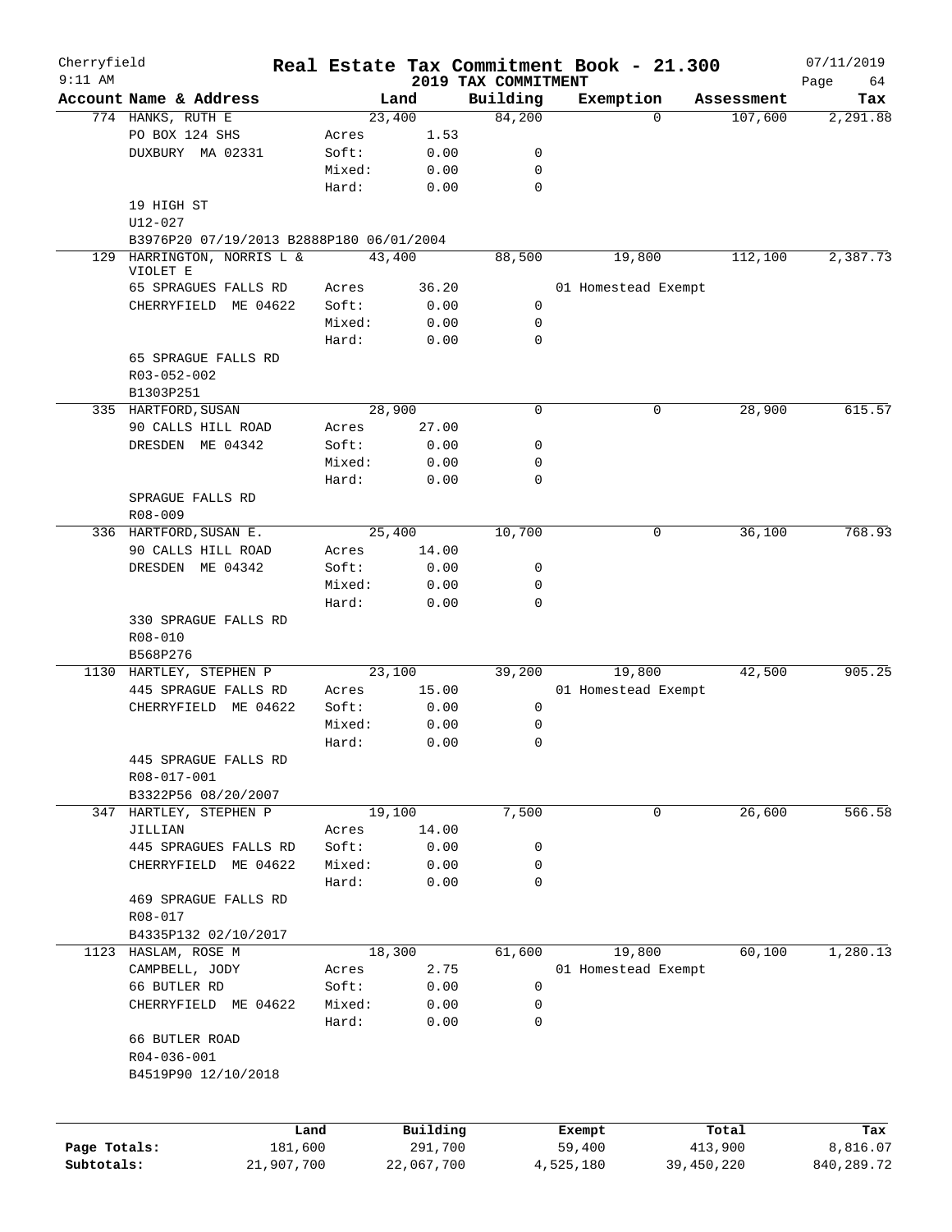# Cherryfield Real Estate Tax Commitment Book - 21.300

## 2019 TAX COMMITMENT

9:11 AM — 07/11/2019

| Account Name & Address | | Land | Building | Exemption | Assessment | Tax |
|---|---|---|---|---|---|---|
| 774 HANKS, RUTH E | | 23,400 | 84,200 | 0 | 107,600 | 2,291.88 |
| PO BOX 124 SHS | Acres | 1.53 | | | | |
| DUXBURY MA 02331 | Soft: | 0.00 | 0 | | | |
| | Mixed: | 0.00 | 0 | | | |
| | Hard: | 0.00 | 0 | | | |
| 19 HIGH ST | | | | | | |
| U12-027 | | | | | | |
| B3976P20 07/19/2013 B2888P180 06/01/2004 | | | | | | |
| 129 HARRINGTON, NORRIS L & VIOLET E | | 43,400 | 88,500 | 19,800 | 112,100 | 2,387.73 |
| 65 SPRAGUES FALLS RD | Acres | 36.20 | | 01 Homestead Exempt | | |
| CHERRYFIELD ME 04622 | Soft: | 0.00 | 0 | | | |
| | Mixed: | 0.00 | 0 | | | |
| | Hard: | 0.00 | 0 | | | |
| 65 SPRAGUE FALLS RD | | | | | | |
| R03-052-002 | | | | | | |
| B1303P251 | | | | | | |
| 335 HARTFORD,SUSAN | | 28,900 | 0 | 0 | 28,900 | 615.57 |
| 90 CALLS HILL ROAD | Acres | 27.00 | | | | |
| DRESDEN ME 04342 | Soft: | 0.00 | 0 | | | |
| | Mixed: | 0.00 | 0 | | | |
| | Hard: | 0.00 | 0 | | | |
| SPRAGUE FALLS RD | | | | | | |
| R08-009 | | | | | | |
| 336 HARTFORD,SUSAN E. | | 25,400 | 10,700 | 0 | 36,100 | 768.93 |
| 90 CALLS HILL ROAD | Acres | 14.00 | | | | |
| DRESDEN ME 04342 | Soft: | 0.00 | 0 | | | |
| | Mixed: | 0.00 | 0 | | | |
| | Hard: | 0.00 | 0 | | | |
| 330 SPRAGUE FALLS RD | | | | | | |
| R08-010 | | | | | | |
| B568P276 | | | | | | |
| 1130 HARTLEY, STEPHEN P | | 23,100 | 39,200 | 19,800 | 42,500 | 905.25 |
| 445 SPRAGUE FALLS RD | Acres | 15.00 | | 01 Homestead Exempt | | |
| CHERRYFIELD ME 04622 | Soft: | 0.00 | 0 | | | |
| | Mixed: | 0.00 | 0 | | | |
| | Hard: | 0.00 | 0 | | | |
| 445 SPRAGUE FALLS RD | | | | | | |
| R08-017-001 | | | | | | |
| B3322P56 08/20/2007 | | | | | | |
| 347 HARTLEY, STEPHEN P | | 19,100 | 7,500 | 0 | 26,600 | 566.58 |
| JILLIAN | Acres | 14.00 | | | | |
| 445 SPRAGUES FALLS RD | Soft: | 0.00 | 0 | | | |
| CHERRYFIELD ME 04622 | Mixed: | 0.00 | 0 | | | |
| | Hard: | 0.00 | 0 | | | |
| 469 SPRAGUE FALLS RD | | | | | | |
| R08-017 | | | | | | |
| B4335P132 02/10/2017 | | | | | | |
| 1123 HASLAM, ROSE M | | 18,300 | 61,600 | 19,800 | 60,100 | 1,280.13 |
| CAMPBELL, JODY | Acres | 2.75 | | 01 Homestead Exempt | | |
| 66 BUTLER RD | Soft: | 0.00 | 0 | | | |
| CHERRYFIELD ME 04622 | Mixed: | 0.00 | 0 | | | |
| | Hard: | 0.00 | 0 | | | |
| 66 BUTLER ROAD | | | | | | |
| R04-036-001 | | | | | | |
| B4519P90 12/10/2018 | | | | | | |

| | Land | Building | Exempt | Total | Tax |
|---|---|---|---|---|---|
| Page Totals: | 181,600 | 291,700 | 59,400 | 413,900 | 8,816.07 |
| Subtotals: | 21,907,700 | 22,067,700 | 4,525,180 | 39,450,220 | 840,289.72 |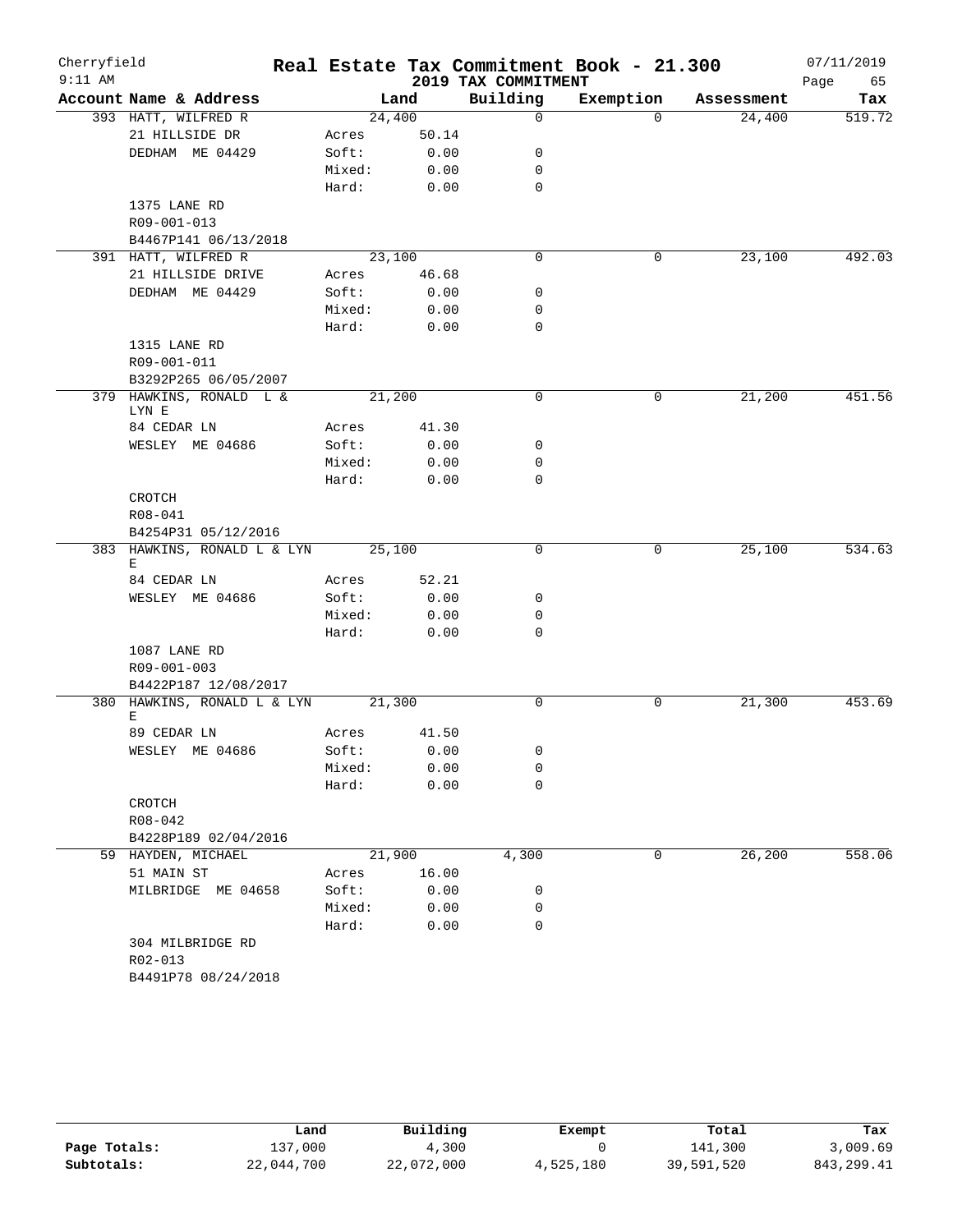Cherryfield 9:11 AM

# Real Estate Tax Commitment Book - 21.300

2019 TAX COMMITMENT

07/11/2019

| Account Name & Address | Land | | Building | Exemption | Assessment | Tax |
|---|---|---|---|---|---|---|
| 393 HATT, WILFRED R | 24,400 | | 0 | 0 | 24,400 | 519.72 |
| 21 HILLSIDE DR | Acres | 50.14 | | | | |
| DEDHAM ME 04429 | Soft: | 0.00 | 0 | | | |
| | Mixed: | 0.00 | 0 | | | |
| | Hard: | 0.00 | 0 | | | |
| 1375 LANE RD | | | | | | |
| R09-001-013 | | | | | | |
| B4467P141 06/13/2018 | | | | | | |
| 391 HATT, WILFRED R | 23,100 | | 0 | 0 | 23,100 | 492.03 |
| 21 HILLSIDE DRIVE | Acres | 46.68 | | | | |
| DEDHAM ME 04429 | Soft: | 0.00 | 0 | | | |
| | Mixed: | 0.00 | 0 | | | |
| | Hard: | 0.00 | 0 | | | |
| 1315 LANE RD | | | | | | |
| R09-001-011 | | | | | | |
| B3292P265 06/05/2007 | | | | | | |
| 379 HAWKINS, RONALD L & LYN E | 21,200 | | 0 | 0 | 21,200 | 451.56 |
| 84 CEDAR LN | Acres | 41.30 | | | | |
| WESLEY ME 04686 | Soft: | 0.00 | 0 | | | |
| | Mixed: | 0.00 | 0 | | | |
| | Hard: | 0.00 | 0 | | | |
| CROTCH | | | | | | |
| R08-041 | | | | | | |
| B4254P31 05/12/2016 | | | | | | |
| 383 HAWKINS, RONALD L & LYN E | 25,100 | | 0 | 0 | 25,100 | 534.63 |
| 84 CEDAR LN | Acres | 52.21 | | | | |
| WESLEY ME 04686 | Soft: | 0.00 | 0 | | | |
| | Mixed: | 0.00 | 0 | | | |
| | Hard: | 0.00 | 0 | | | |
| 1087 LANE RD | | | | | | |
| R09-001-003 | | | | | | |
| B4422P187 12/08/2017 | | | | | | |
| 380 HAWKINS, RONALD L & LYN E | 21,300 | | 0 | 0 | 21,300 | 453.69 |
| 89 CEDAR LN | Acres | 41.50 | | | | |
| WESLEY ME 04686 | Soft: | 0.00 | 0 | | | |
| | Mixed: | 0.00 | 0 | | | |
| | Hard: | 0.00 | 0 | | | |
| CROTCH | | | | | | |
| R08-042 | | | | | | |
| B4228P189 02/04/2016 | | | | | | |
| 59 HAYDEN, MICHAEL | 21,900 | | 4,300 | 0 | 26,200 | 558.06 |
| 51 MAIN ST | Acres | 16.00 | | | | |
| MILBRIDGE ME 04658 | Soft: | 0.00 | 0 | | | |
| | Mixed: | 0.00 | 0 | | | |
| | Hard: | 0.00 | 0 | | | |
| 304 MILBRIDGE RD | | | | | | |
| R02-013 | | | | | | |
| B4491P78 08/24/2018 | | | | | | |

| | Land | Building | Exempt | Total | Tax |
|---|---|---|---|---|---|
| Page Totals: | 137,000 | 4,300 | 0 | 141,300 | 3,009.69 |
| Subtotals: | 22,044,700 | 22,072,000 | 4,525,180 | 39,591,520 | 843,299.41 |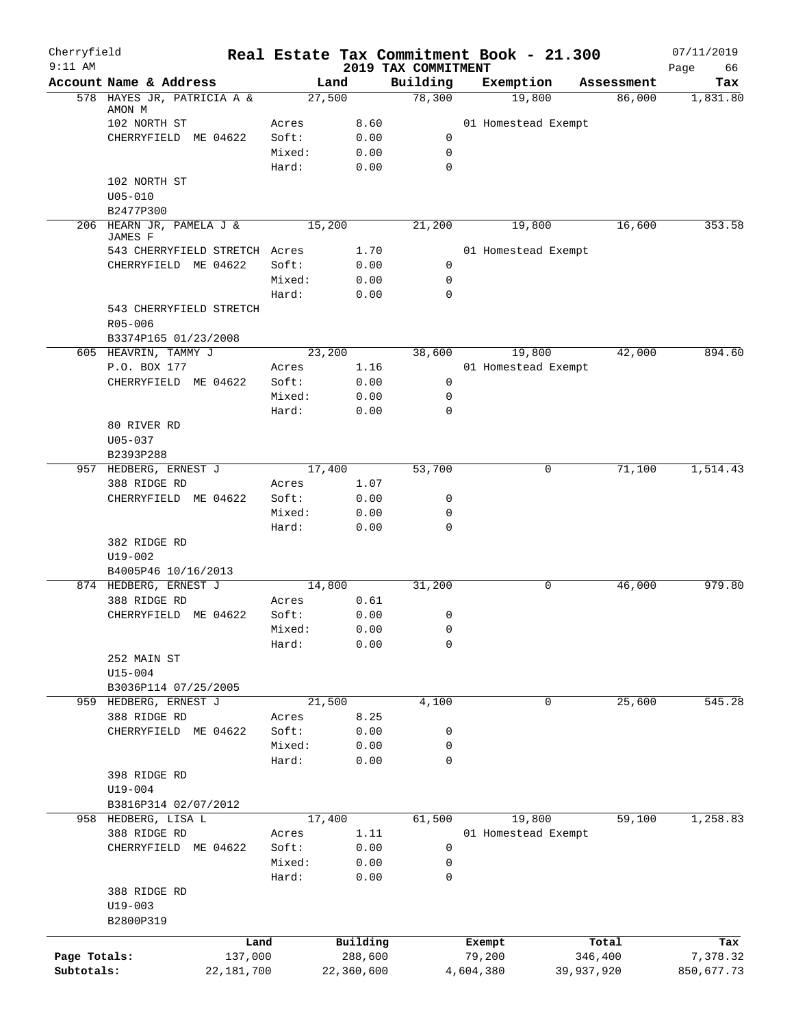# Real Estate Tax Commitment Book - 21.300

Cherryfield
9:11 AM

## 2019 TAX COMMITMENT

07/11/2019

| Account Name & Address | Land | | Building | Exemption | Assessment | Tax |
|---|---|---|---|---|---|---|
| 578 HAYES JR, PATRICIA A & AMON M | 27,500 | | 78,300 | 19,800 | 86,000 | 1,831.80 |
| 102 NORTH ST | Acres | 8.60 | | 01 Homestead Exempt | | |
| CHERRYFIELD ME 04622 | Soft: | 0.00 | 0 | | | |
| | Mixed: | 0.00 | 0 | | | |
| | Hard: | 0.00 | 0 | | | |
| 102 NORTH ST | | | | | | |
| U05-010 | | | | | | |
| B2477P300 | | | | | | |
| 206 HEARN JR, PAMELA J & JAMES F | 15,200 | | 21,200 | 19,800 | 16,600 | 353.58 |
| 543 CHERRYFIELD STRETCH | Acres | 1.70 | | 01 Homestead Exempt | | |
| CHERRYFIELD ME 04622 | Soft: | 0.00 | 0 | | | |
| | Mixed: | 0.00 | 0 | | | |
| | Hard: | 0.00 | 0 | | | |
| 543 CHERRYFIELD STRETCH | | | | | | |
| R05-006 | | | | | | |
| B3374P165 01/23/2008 | | | | | | |
| 605 HEAVRIN, TAMMY J | 23,200 | | 38,600 | 19,800 | 42,000 | 894.60 |
| P.O. BOX 177 | Acres | 1.16 | | 01 Homestead Exempt | | |
| CHERRYFIELD ME 04622 | Soft: | 0.00 | 0 | | | |
| | Mixed: | 0.00 | 0 | | | |
| | Hard: | 0.00 | 0 | | | |
| 80 RIVER RD | | | | | | |
| U05-037 | | | | | | |
| B2393P288 | | | | | | |
| 957 HEDBERG, ERNEST J | 17,400 | | 53,700 | 0 | 71,100 | 1,514.43 |
| 388 RIDGE RD | Acres | 1.07 | | | | |
| CHERRYFIELD ME 04622 | Soft: | 0.00 | 0 | | | |
| | Mixed: | 0.00 | 0 | | | |
| | Hard: | 0.00 | 0 | | | |
| 382 RIDGE RD | | | | | | |
| U19-002 | | | | | | |
| B4005P46 10/16/2013 | | | | | | |
| 874 HEDBERG, ERNEST J | 14,800 | | 31,200 | 0 | 46,000 | 979.80 |
| 388 RIDGE RD | Acres | 0.61 | | | | |
| CHERRYFIELD ME 04622 | Soft: | 0.00 | 0 | | | |
| | Mixed: | 0.00 | 0 | | | |
| | Hard: | 0.00 | 0 | | | |
| 252 MAIN ST | | | | | | |
| U15-004 | | | | | | |
| B3036P114 07/25/2005 | | | | | | |
| 959 HEDBERG, ERNEST J | 21,500 | | 4,100 | 0 | 25,600 | 545.28 |
| 388 RIDGE RD | Acres | 8.25 | | | | |
| CHERRYFIELD ME 04622 | Soft: | 0.00 | 0 | | | |
| | Mixed: | 0.00 | 0 | | | |
| | Hard: | 0.00 | 0 | | | |
| 398 RIDGE RD | | | | | | |
| U19-004 | | | | | | |
| B3816P314 02/07/2012 | | | | | | |
| 958 HEDBERG, LISA L | 17,400 | | 61,500 | 19,800 | 59,100 | 1,258.83 |
| 388 RIDGE RD | Acres | 1.11 | | 01 Homestead Exempt | | |
| CHERRYFIELD ME 04622 | Soft: | 0.00 | 0 | | | |
| | Mixed: | 0.00 | 0 | | | |
| | Hard: | 0.00 | 0 | | | |
| 388 RIDGE RD | | | | | | |
| U19-003 | | | | | | |
| B2800P319 | | | | | | |

| | Land | Building | Exempt | Total | Tax |
|---|---|---|---|---|---|
| Page Totals: | 137,000 | 288,600 | 79,200 | 346,400 | 7,378.32 |
| Subtotals: | 22,181,700 | 22,360,600 | 4,604,380 | 39,937,920 | 850,677.73 |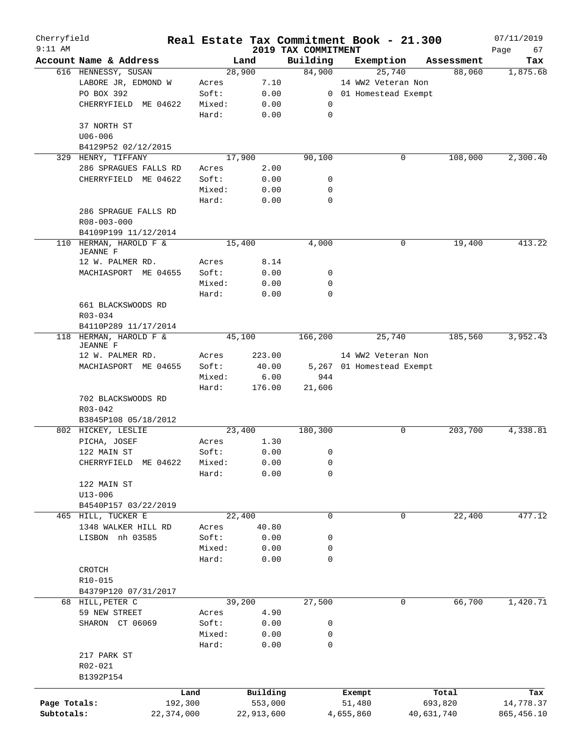# Cherryfield — Real Estate Tax Commitment Book - 21.300

9:11 AM — 2019 TAX COMMITMENT — 07/11/2019

| Account Name & Address | Land | | Building | Exemption | Assessment | Tax |
|---|---|---|---|---|---|---|
| 616 HENNESSY, SUSAN | 28,900 | | 84,900 | 25,740 | 88,060 | 1,875.68 |
| LABORE JR, EDMOND W | Acres | 7.10 | | 14 WW2 Veteran Non | | |
| PO BOX 392 | Soft: | 0.00 | 0 | 01 Homestead Exempt | | |
| CHERRYFIELD ME 04622 | Mixed: | 0.00 | 0 | | | |
| | Hard: | 0.00 | 0 | | | |
| 37 NORTH ST | | | | | | |
| U06-006 | | | | | | |
| B4129P52 02/12/2015 | | | | | | |
| 329 HENRY, TIFFANY | 17,900 | | 90,100 | 0 | 108,000 | 2,300.40 |
| 286 SPRAGUES FALLS RD | Acres | 2.00 | | | | |
| CHERRYFIELD ME 04622 | Soft: | 0.00 | 0 | | | |
| | Mixed: | 0.00 | 0 | | | |
| | Hard: | 0.00 | 0 | | | |
| 286 SPRAGUE FALLS RD | | | | | | |
| R08-003-000 | | | | | | |
| B4109P199 11/12/2014 | | | | | | |
| 110 HERMAN, HAROLD F & JEANNE F | 15,400 | | 4,000 | 0 | 19,400 | 413.22 |
| 12 W. PALMER RD. | Acres | 8.14 | | | | |
| MACHIASPORT ME 04655 | Soft: | 0.00 | 0 | | | |
| | Mixed: | 0.00 | 0 | | | |
| | Hard: | 0.00 | 0 | | | |
| 661 BLACKSWOODS RD | | | | | | |
| R03-034 | | | | | | |
| B4110P289 11/17/2014 | | | | | | |
| 118 HERMAN, HAROLD F & JEANNE F | 45,100 | | 166,200 | 25,740 | 185,560 | 3,952.43 |
| 12 W. PALMER RD. | Acres | 223.00 | | 14 WW2 Veteran Non | | |
| MACHIASPORT ME 04655 | Soft: | 40.00 | 5,267 | 01 Homestead Exempt | | |
| | Mixed: | 6.00 | 944 | | | |
| | Hard: | 176.00 | 21,606 | | | |
| 702 BLACKSWOODS RD | | | | | | |
| R03-042 | | | | | | |
| B3845P108 05/18/2012 | | | | | | |
| 802 HICKEY, LESLIE | 23,400 | | 180,300 | 0 | 203,700 | 4,338.81 |
| PICHA, JOSEF | Acres | 1.30 | | | | |
| 122 MAIN ST | Soft: | 0.00 | 0 | | | |
| CHERRYFIELD ME 04622 | Mixed: | 0.00 | 0 | | | |
| | Hard: | 0.00 | 0 | | | |
| 122 MAIN ST | | | | | | |
| U13-006 | | | | | | |
| B4540P157 03/22/2019 | | | | | | |
| 465 HILL, TUCKER E | 22,400 | | 0 | 0 | 22,400 | 477.12 |
| 1348 WALKER HILL RD | Acres | 40.80 | | | | |
| LISBON nh 03585 | Soft: | 0.00 | 0 | | | |
| | Mixed: | 0.00 | 0 | | | |
| | Hard: | 0.00 | 0 | | | |
| CROTCH | | | | | | |
| R10-015 | | | | | | |
| B4379P120 07/31/2017 | | | | | | |
| 68 HILL, PETER C | 39,200 | | 27,500 | 0 | 66,700 | 1,420.71 |
| 59 NEW STREET | Acres | 4.90 | | | | |
| SHARON CT 06069 | Soft: | 0.00 | 0 | | | |
| | Mixed: | 0.00 | 0 | | | |
| | Hard: | 0.00 | 0 | | | |
| 217 PARK ST | | | | | | |
| R02-021 | | | | | | |
| B1392P154 | | | | | | |

| | Land | Building | Exempt | Total | Tax |
|---|---|---|---|---|---|
| Page Totals: | 192,300 | 553,000 | 51,480 | 693,820 | 14,778.37 |
| Subtotals: | 22,374,000 | 22,913,600 | 4,655,860 | 40,631,740 | 865,456.10 |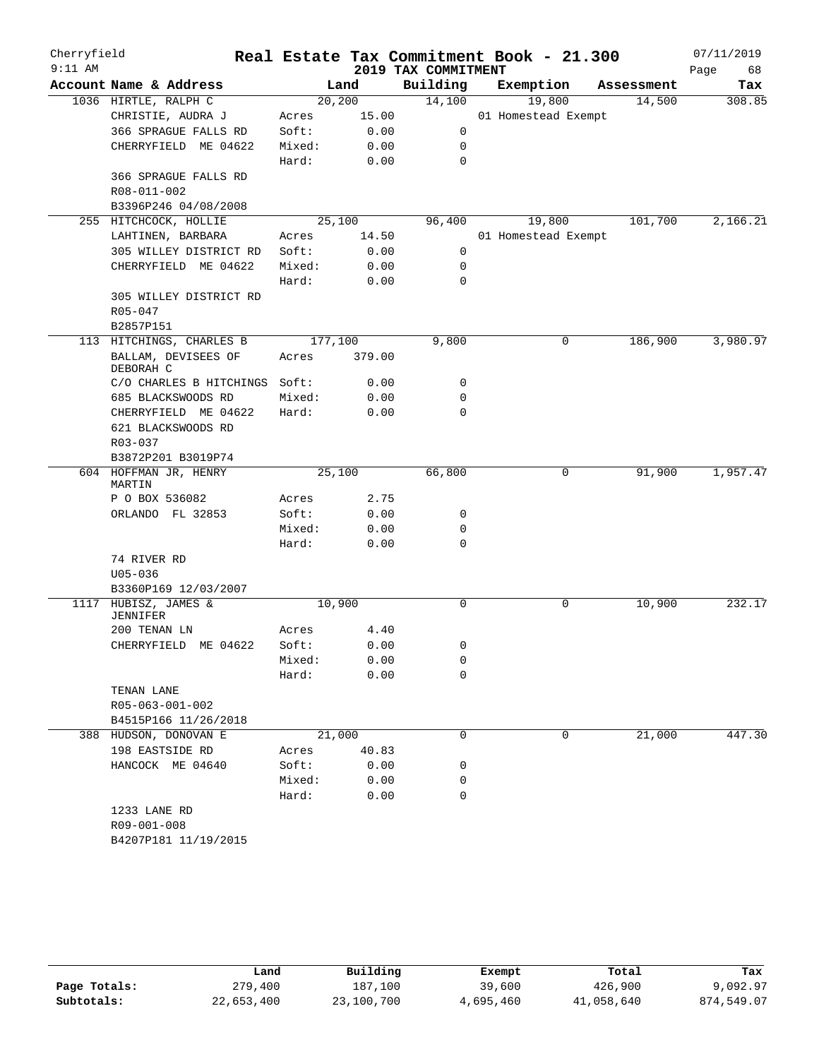# Real Estate Tax Commitment Book - 21.300

## 2019 TAX COMMITMENT

Cherryfield 9:11 AM — 07/11/2019 — Page 68

| Account Name & Address | | Land | Building | Exemption | Assessment | Tax |
|---|---|---|---|---|---|---|
| 1036 HIRTLE, RALPH C | | 20,200 | 14,100 | 19,800 | 14,500 | 308.85 |
| CHRISTIE, AUDRA J | Acres | 15.00 | | 01 Homestead Exempt | | |
| 366 SPRAGUE FALLS RD | Soft: | 0.00 | 0 | | | |
| CHERRYFIELD ME 04622 | Mixed: | 0.00 | 0 | | | |
| | Hard: | 0.00 | 0 | | | |
| 366 SPRAGUE FALLS RD | | | | | | |
| R08-011-002 | | | | | | |
| B3396P246 04/08/2008 | | | | | | |
| 255 HITCHCOCK, HOLLIE | | 25,100 | 96,400 | 19,800 | 101,700 | 2,166.21 |
| LAHTINEN, BARBARA | Acres | 14.50 | | 01 Homestead Exempt | | |
| 305 WILLEY DISTRICT RD | Soft: | 0.00 | 0 | | | |
| CHERRYFIELD ME 04622 | Mixed: | 0.00 | 0 | | | |
| | Hard: | 0.00 | 0 | | | |
| 305 WILLEY DISTRICT RD | | | | | | |
| R05-047 | | | | | | |
| B2857P151 | | | | | | |
| 113 HITCHINGS, CHARLES B | | 177,100 | 9,800 | 0 | 186,900 | 3,980.97 |
| BALLAM, DEVISEES OF DEBORAH C | Acres | 379.00 | | | | |
| C/O CHARLES B HITCHINGS | Soft: | 0.00 | 0 | | | |
| 685 BLACKSWOODS RD | Mixed: | 0.00 | 0 | | | |
| CHERRYFIELD ME 04622 | Hard: | 0.00 | 0 | | | |
| 621 BLACKSWOODS RD | | | | | | |
| R03-037 | | | | | | |
| B3872P201 B3019P74 | | | | | | |
| 604 HOFFMAN JR, HENRY MARTIN | | 25,100 | 66,800 | 0 | 91,900 | 1,957.47 |
| P O BOX 536082 | Acres | 2.75 | | | | |
| ORLANDO FL 32853 | Soft: | 0.00 | 0 | | | |
| | Mixed: | 0.00 | 0 | | | |
| | Hard: | 0.00 | 0 | | | |
| 74 RIVER RD | | | | | | |
| U05-036 | | | | | | |
| B3360P169 12/03/2007 | | | | | | |
| 1117 HUBISZ, JAMES & JENNIFER | | 10,900 | 0 | 0 | 10,900 | 232.17 |
| 200 TENAN LN | Acres | 4.40 | | | | |
| CHERRYFIELD ME 04622 | Soft: | 0.00 | 0 | | | |
| | Mixed: | 0.00 | 0 | | | |
| | Hard: | 0.00 | 0 | | | |
| TENAN LANE | | | | | | |
| R05-063-001-002 | | | | | | |
| B4515P166 11/26/2018 | | | | | | |
| 388 HUDSON, DONOVAN E | | 21,000 | 0 | 0 | 21,000 | 447.30 |
| 198 EASTSIDE RD | Acres | 40.83 | | | | |
| HANCOCK ME 04640 | Soft: | 0.00 | 0 | | | |
| | Mixed: | 0.00 | 0 | | | |
| | Hard: | 0.00 | 0 | | | |
| 1233 LANE RD | | | | | | |
| R09-001-008 | | | | | | |
| B4207P181 11/19/2015 | | | | | | |

| | Land | Building | Exempt | Total | Tax |
|---|---|---|---|---|---|
| Page Totals: | 279,400 | 187,100 | 39,600 | 426,900 | 9,092.97 |
| Subtotals: | 22,653,400 | 23,100,700 | 4,695,460 | 41,058,640 | 874,549.07 |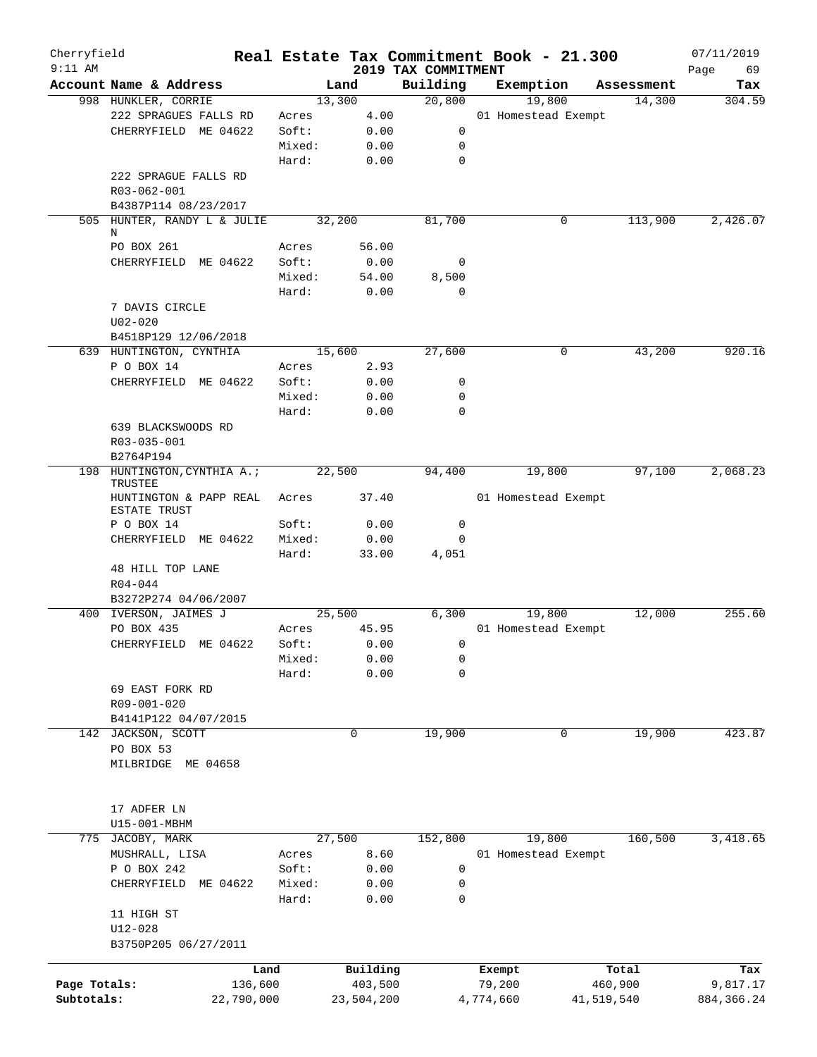# Real Estate Tax Commitment Book - 21.300

Cherryfield
9:11 AM

2019 TAX COMMITMENT

07/11/2019

| Account | Name & Address | | Land | Building | Exemption | Assessment | Tax |
|---|---|---|---|---|---|---|---|
| 998 | HUNKLER, CORRIE | | 13,300 | 20,800 | 19,800 | 14,300 | 304.59 |
| | 222 SPRAGUES FALLS RD | Acres | 4.00 | | 01 Homestead Exempt | | |
| | CHERRYFIELD ME 04622 | Soft: | 0.00 | 0 | | | |
| | | Mixed: | 0.00 | 0 | | | |
| | | Hard: | 0.00 | 0 | | | |
| | 222 SPRAGUE FALLS RD | | | | | | |
| | R03-062-001 | | | | | | |
| | B4387P114 08/23/2017 | | | | | | |
| 505 | HUNTER, RANDY L & JULIE N | | 32,200 | 81,700 | 0 | 113,900 | 2,426.07 |
| | PO BOX 261 | Acres | 56.00 | | | | |
| | CHERRYFIELD ME 04622 | Soft: | 0.00 | 0 | | | |
| | | Mixed: | 54.00 | 8,500 | | | |
| | | Hard: | 0.00 | 0 | | | |
| | 7 DAVIS CIRCLE | | | | | | |
| | U02-020 | | | | | | |
| | B4518P129 12/06/2018 | | | | | | |
| 639 | HUNTINGTON, CYNTHIA | | 15,600 | 27,600 | 0 | 43,200 | 920.16 |
| | P O BOX 14 | Acres | 2.93 | | | | |
| | CHERRYFIELD ME 04622 | Soft: | 0.00 | 0 | | | |
| | | Mixed: | 0.00 | 0 | | | |
| | | Hard: | 0.00 | 0 | | | |
| | 639 BLACKSWOODS RD | | | | | | |
| | R03-035-001 | | | | | | |
| | B2764P194 | | | | | | |
| 198 | HUNTINGTON,CYNTHIA A.; TRUSTEE | | 22,500 | 94,400 | 19,800 | 97,100 | 2,068.23 |
| | HUNTINGTON & PAPP REAL ESTATE TRUST | Acres | 37.40 | | 01 Homestead Exempt | | |
| | P O BOX 14 | Soft: | 0.00 | 0 | | | |
| | CHERRYFIELD ME 04622 | Mixed: | 0.00 | 0 | | | |
| | | Hard: | 33.00 | 4,051 | | | |
| | 48 HILL TOP LANE | | | | | | |
| | R04-044 | | | | | | |
| | B3272P274 04/06/2007 | | | | | | |
| 400 | IVERSON, JAIMES J | | 25,500 | 6,300 | 19,800 | 12,000 | 255.60 |
| | PO BOX 435 | Acres | 45.95 | | 01 Homestead Exempt | | |
| | CHERRYFIELD ME 04622 | Soft: | 0.00 | 0 | | | |
| | | Mixed: | 0.00 | 0 | | | |
| | | Hard: | 0.00 | 0 | | | |
| | 69 EAST FORK RD | | | | | | |
| | R09-001-020 | | | | | | |
| | B4141P122 04/07/2015 | | | | | | |
| 142 | JACKSON, SCOTT | | 0 | 19,900 | 0 | 19,900 | 423.87 |
| | PO BOX 53 | | | | | | |
| | MILBRIDGE ME 04658 | | | | | | |
| | 17 ADFER LN | | | | | | |
| | U15-001-MBHM | | | | | | |
| 775 | JACOBY, MARK | | 27,500 | 152,800 | 19,800 | 160,500 | 3,418.65 |
| | MUSHRALL, LISA | Acres | 8.60 | | 01 Homestead Exempt | | |
| | P O BOX 242 | Soft: | 0.00 | 0 | | | |
| | CHERRYFIELD ME 04622 | Mixed: | 0.00 | 0 | | | |
| | | Hard: | 0.00 | 0 | | | |
| | 11 HIGH ST | | | | | | |
| | U12-028 | | | | | | |
| | B3750P205 06/27/2011 | | | | | | |

| | Land | Building | Exempt | Total | Tax |
|---|---|---|---|---|---|
| Page Totals: | 136,600 | 403,500 | 79,200 | 460,900 | 9,817.17 |
| Subtotals: | 22,790,000 | 23,504,200 | 4,774,660 | 41,519,540 | 884,366.24 |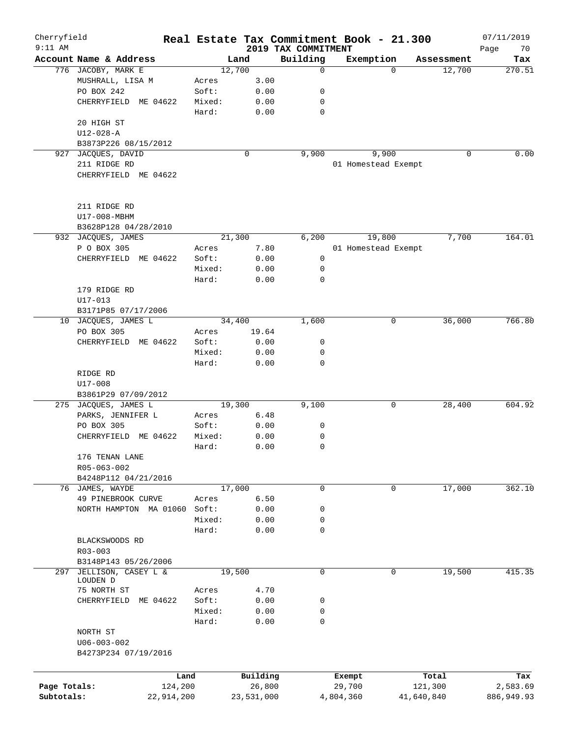# Cherryfield Real Estate Tax Commitment Book - 21.300

2019 TAX COMMITMENT

9:11 AM — 07/11/2019

| Account Name & Address | Land | | Building | Exemption | Assessment | Tax |
|---|---|---|---|---|---|---|
| 776 JACOBY, MARK E | 12,700 | | 0 | 0 | 12,700 | 270.51 |
| MUSHRALL, LISA M | Acres | 3.00 | | | | |
| PO BOX 242 | Soft: | 0.00 | 0 | | | |
| CHERRYFIELD ME 04622 | Mixed: | 0.00 | 0 | | | |
| | Hard: | 0.00 | 0 | | | |
| 20 HIGH ST | | | | | | |
| U12-028-A | | | | | | |
| B3873P226 08/15/2012 | | | | | | |
| 927 JACQUES, DAVID | 0 | | 9,900 | 9,900 | 0 | 0.00 |
| 211 RIDGE RD | | | | 01 Homestead Exempt | | |
| CHERRYFIELD ME 04622 | | | | | | |
| 211 RIDGE RD | | | | | | |
| U17-008-MBHM | | | | | | |
| B3628P128 04/28/2010 | | | | | | |
| 932 JACQUES, JAMES | 21,300 | | 6,200 | 19,800 | 7,700 | 164.01 |
| P O BOX 305 | Acres | 7.80 | | 01 Homestead Exempt | | |
| CHERRYFIELD ME 04622 | Soft: | 0.00 | 0 | | | |
| | Mixed: | 0.00 | 0 | | | |
| | Hard: | 0.00 | 0 | | | |
| 179 RIDGE RD | | | | | | |
| U17-013 | | | | | | |
| B3171P85 07/17/2006 | | | | | | |
| 10 JACQUES, JAMES L | 34,400 | | 1,600 | 0 | 36,000 | 766.80 |
| PO BOX 305 | Acres | 19.64 | | | | |
| CHERRYFIELD ME 04622 | Soft: | 0.00 | 0 | | | |
| | Mixed: | 0.00 | 0 | | | |
| | Hard: | 0.00 | 0 | | | |
| RIDGE RD | | | | | | |
| U17-008 | | | | | | |
| B3861P29 07/09/2012 | | | | | | |
| 275 JACQUES, JAMES L | 19,300 | | 9,100 | 0 | 28,400 | 604.92 |
| PARKS, JENNIFER L | Acres | 6.48 | | | | |
| PO BOX 305 | Soft: | 0.00 | 0 | | | |
| CHERRYFIELD ME 04622 | Mixed: | 0.00 | 0 | | | |
| | Hard: | 0.00 | 0 | | | |
| 176 TENAN LANE | | | | | | |
| R05-063-002 | | | | | | |
| B4248P112 04/21/2016 | | | | | | |
| 76 JAMES, WAYDE | 17,000 | | 0 | 0 | 17,000 | 362.10 |
| 49 PINEBROOK CURVE | Acres | 6.50 | | | | |
| NORTH HAMPTON MA 01060 | Soft: | 0.00 | 0 | | | |
| | Mixed: | 0.00 | 0 | | | |
| | Hard: | 0.00 | 0 | | | |
| BLACKSWOODS RD | | | | | | |
| R03-003 | | | | | | |
| B3148P143 05/26/2006 | | | | | | |
| 297 JELLISON, CASEY L & LOUDEN D | 19,500 | | 0 | 0 | 19,500 | 415.35 |
| 75 NORTH ST | Acres | 4.70 | | | | |
| CHERRYFIELD ME 04622 | Soft: | 0.00 | 0 | | | |
| | Mixed: | 0.00 | 0 | | | |
| | Hard: | 0.00 | 0 | | | |
| NORTH ST | | | | | | |
| U06-003-002 | | | | | | |
| B4273P234 07/19/2016 | | | | | | |

| | Land | Building | Exempt | Total | Tax |
|---|---|---|---|---|---|
| Page Totals: | 124,200 | 26,800 | 29,700 | 121,300 | 2,583.69 |
| Subtotals: | 22,914,200 | 23,531,000 | 4,804,360 | 41,640,840 | 886,949.93 |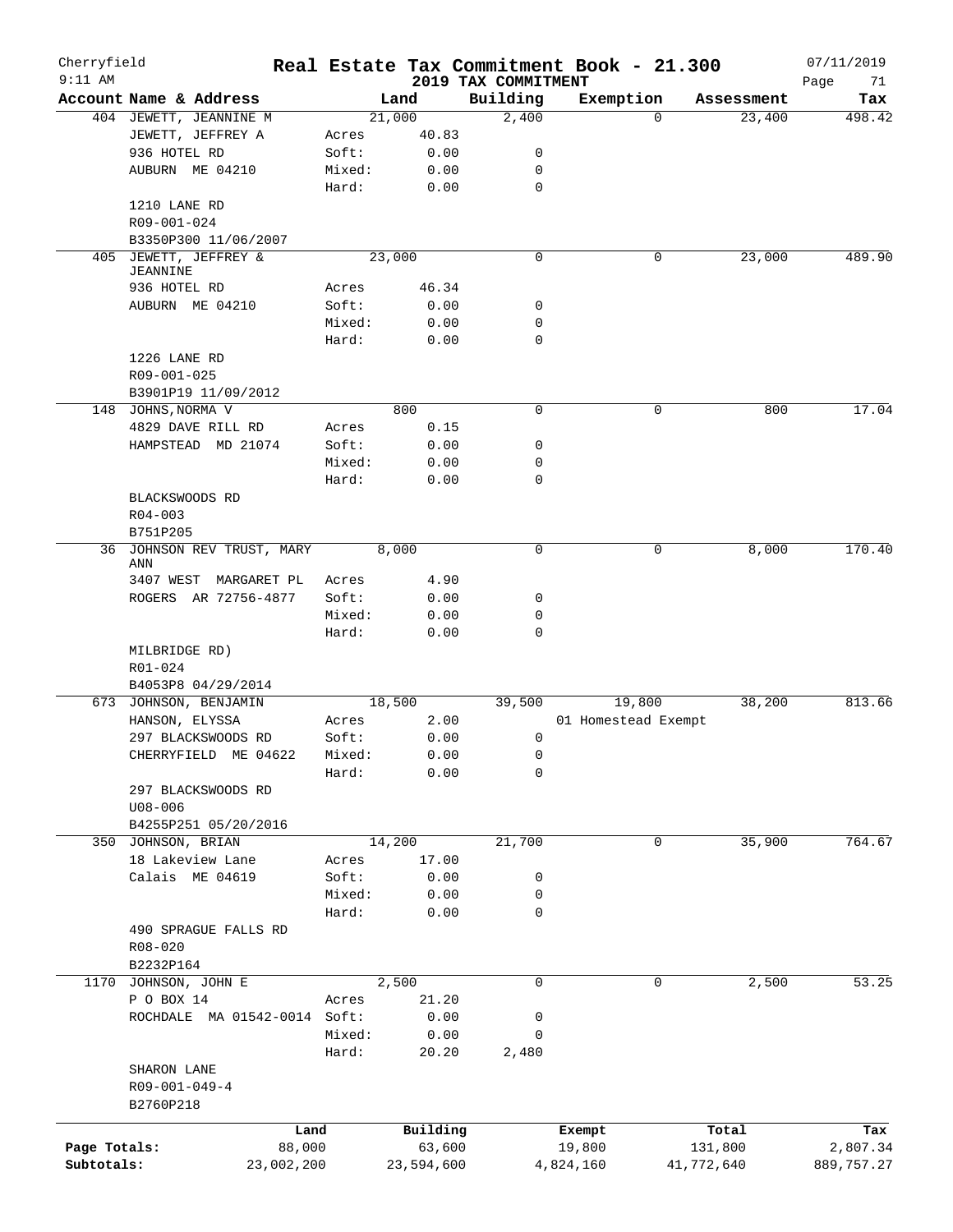Cherryfield 9:11 AM

# Real Estate Tax Commitment Book - 21.300

## 2019 TAX COMMITMENT

07/11/2019

| Account Name & Address | | Land | Building | Exemption | Assessment | Tax |
|---|---|---|---|---|---|---|
| 404 JEWETT, JEANNINE M | | 21,000 | 2,400 | 0 | 23,400 | 498.42 |
| JEWETT, JEFFREY A | Acres | 40.83 | | | | |
| 936 HOTEL RD | Soft: | 0.00 | 0 | | | |
| AUBURN ME 04210 | Mixed: | 0.00 | 0 | | | |
| | Hard: | 0.00 | 0 | | | |
| 1210 LANE RD | | | | | | |
| R09-001-024 | | | | | | |
| B3350P300 11/06/2007 | | | | | | |
| 405 JEWETT, JEFFREY & JEANNINE | | 23,000 | 0 | 0 | 23,000 | 489.90 |
| 936 HOTEL RD | Acres | 46.34 | | | | |
| AUBURN ME 04210 | Soft: | 0.00 | 0 | | | |
| | Mixed: | 0.00 | 0 | | | |
| | Hard: | 0.00 | 0 | | | |
| 1226 LANE RD | | | | | | |
| R09-001-025 | | | | | | |
| B3901P19 11/09/2012 | | | | | | |
| 148 JOHNS, NORMA V | | 800 | 0 | 0 | 800 | 17.04 |
| 4829 DAVE RILL RD | Acres | 0.15 | | | | |
| HAMPSTEAD MD 21074 | Soft: | 0.00 | 0 | | | |
| | Mixed: | 0.00 | 0 | | | |
| | Hard: | 0.00 | 0 | | | |
| BLACKSWOODS RD | | | | | | |
| R04-003 | | | | | | |
| B751P205 | | | | | | |
| 36 JOHNSON REV TRUST, MARY ANN | | 8,000 | 0 | 0 | 8,000 | 170.40 |
| 3407 WEST MARGARET PL | Acres | 4.90 | | | | |
| ROGERS AR 72756-4877 | Soft: | 0.00 | 0 | | | |
| | Mixed: | 0.00 | 0 | | | |
| | Hard: | 0.00 | 0 | | | |
| MILBRIDGE RD) | | | | | | |
| R01-024 | | | | | | |
| B4053P8 04/29/2014 | | | | | | |
| 673 JOHNSON, BENJAMIN | | 18,500 | 39,500 | 19,800 | 38,200 | 813.66 |
| HANSON, ELYSSA | Acres | 2.00 | | 01 Homestead Exempt | | |
| 297 BLACKSWOODS RD | Soft: | 0.00 | 0 | | | |
| CHERRYFIELD ME 04622 | Mixed: | 0.00 | 0 | | | |
| | Hard: | 0.00 | 0 | | | |
| 297 BLACKSWOODS RD | | | | | | |
| U08-006 | | | | | | |
| B4255P251 05/20/2016 | | | | | | |
| 350 JOHNSON, BRIAN | | 14,200 | 21,700 | 0 | 35,900 | 764.67 |
| 18 Lakeview Lane | Acres | 17.00 | | | | |
| Calais ME 04619 | Soft: | 0.00 | 0 | | | |
| | Mixed: | 0.00 | 0 | | | |
| | Hard: | 0.00 | 0 | | | |
| 490 SPRAGUE FALLS RD | | | | | | |
| R08-020 | | | | | | |
| B2232P164 | | | | | | |
| 1170 JOHNSON, JOHN E | | 2,500 | 0 | 0 | 2,500 | 53.25 |
| P O BOX 14 | Acres | 21.20 | | | | |
| ROCHDALE MA 01542-0014 | Soft: | 0.00 | 0 | | | |
| | Mixed: | 0.00 | 0 | | | |
| | Hard: | 20.20 | 2,480 | | | |
| SHARON LANE | | | | | | |
| R09-001-049-4 | | | | | | |
| B2760P218 | | | | | | |

| | Land | Building | Exempt | Total | Tax |
|---|---|---|---|---|---|
| Page Totals: | 88,000 | 63,600 | 19,800 | 131,800 | 2,807.34 |
| Subtotals: | 23,002,200 | 23,594,600 | 4,824,160 | 41,772,640 | 889,757.27 |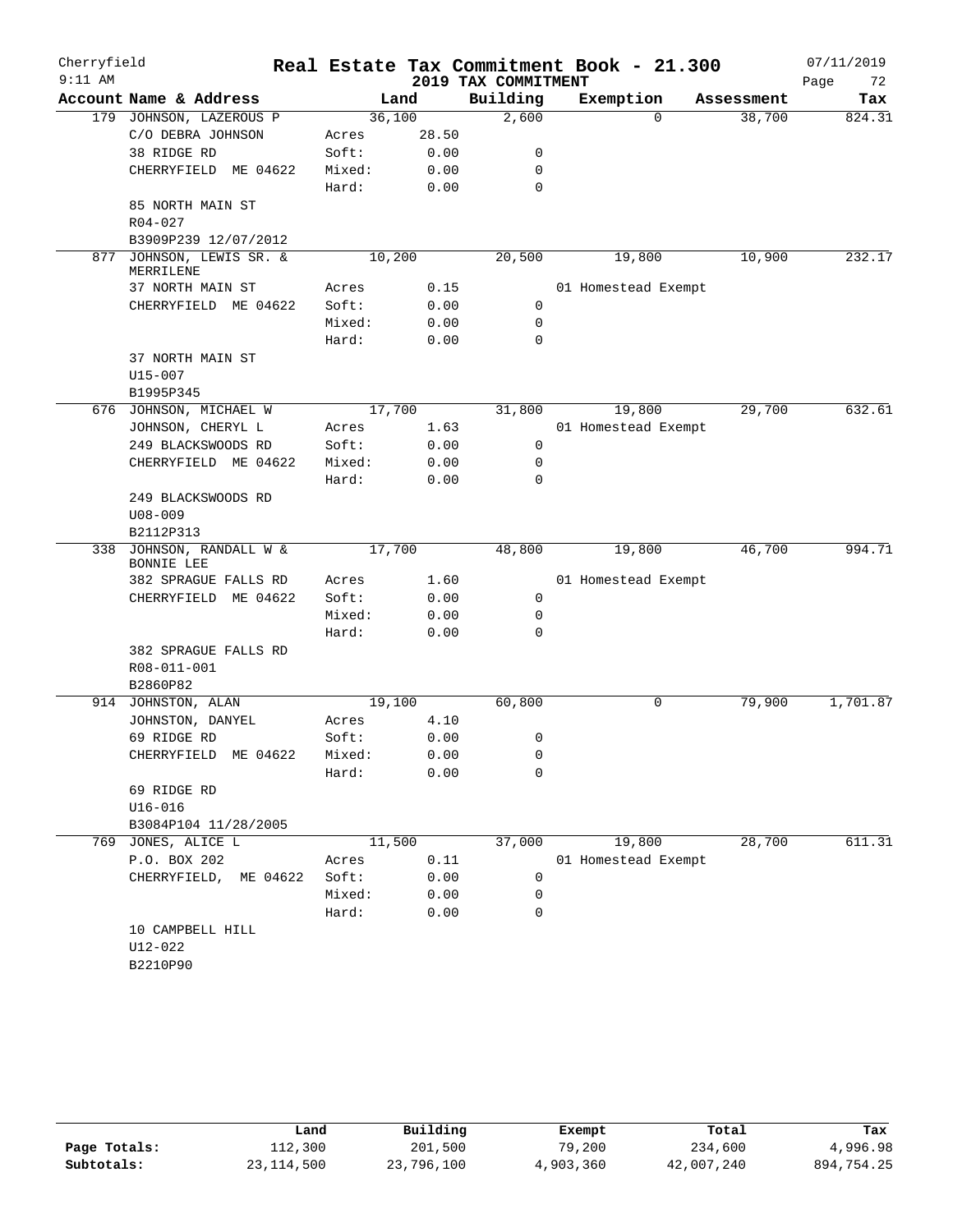# Real Estate Tax Commitment Book - 21.300

Cherryfield
9:11 AM

2019 TAX COMMITMENT

07/11/2019

| Account Name & Address | Land | | Building | Exemption | Assessment | Tax |
|---|---|---|---|---|---|---|
| 179 JOHNSON, LAZEROUS P | 36,100 | | 2,600 | 0 | 38,700 | 824.31 |
| C/O DEBRA JOHNSON | Acres | 28.50 | | | | |
| 38 RIDGE RD | Soft: | 0.00 | 0 | | | |
| CHERRYFIELD ME 04622 | Mixed: | 0.00 | 0 | | | |
| | Hard: | 0.00 | 0 | | | |
| 85 NORTH MAIN ST | | | | | | |
| R04-027 | | | | | | |
| B3909P239 12/07/2012 | | | | | | |
| 877 JOHNSON, LEWIS SR. & MERRILENE | 10,200 | | 20,500 | 19,800 | 10,900 | 232.17 |
| 37 NORTH MAIN ST | Acres | 0.15 | | 01 Homestead Exempt | | |
| CHERRYFIELD ME 04622 | Soft: | 0.00 | 0 | | | |
| | Mixed: | 0.00 | 0 | | | |
| | Hard: | 0.00 | 0 | | | |
| 37 NORTH MAIN ST | | | | | | |
| U15-007 | | | | | | |
| B1995P345 | | | | | | |
| 676 JOHNSON, MICHAEL W | 17,700 | | 31,800 | 19,800 | 29,700 | 632.61 |
| JOHNSON, CHERYL L | Acres | 1.63 | | 01 Homestead Exempt | | |
| 249 BLACKSWOODS RD | Soft: | 0.00 | 0 | | | |
| CHERRYFIELD ME 04622 | Mixed: | 0.00 | 0 | | | |
| | Hard: | 0.00 | 0 | | | |
| 249 BLACKSWOODS RD | | | | | | |
| U08-009 | | | | | | |
| B2112P313 | | | | | | |
| 338 JOHNSON, RANDALL W & BONNIE LEE | 17,700 | | 48,800 | 19,800 | 46,700 | 994.71 |
| 382 SPRAGUE FALLS RD | Acres | 1.60 | | 01 Homestead Exempt | | |
| CHERRYFIELD ME 04622 | Soft: | 0.00 | 0 | | | |
| | Mixed: | 0.00 | 0 | | | |
| | Hard: | 0.00 | 0 | | | |
| 382 SPRAGUE FALLS RD | | | | | | |
| R08-011-001 | | | | | | |
| B2860P82 | | | | | | |
| 914 JOHNSTON, ALAN | 19,100 | | 60,800 | 0 | 79,900 | 1,701.87 |
| JOHNSTON, DANYEL | Acres | 4.10 | | | | |
| 69 RIDGE RD | Soft: | 0.00 | 0 | | | |
| CHERRYFIELD ME 04622 | Mixed: | 0.00 | 0 | | | |
| | Hard: | 0.00 | 0 | | | |
| 69 RIDGE RD | | | | | | |
| U16-016 | | | | | | |
| B3084P104 11/28/2005 | | | | | | |
| 769 JONES, ALICE L | 11,500 | | 37,000 | 19,800 | 28,700 | 611.31 |
| P.O. BOX 202 | Acres | 0.11 | | 01 Homestead Exempt | | |
| CHERRYFIELD, ME 04622 | Soft: | 0.00 | 0 | | | |
| | Mixed: | 0.00 | 0 | | | |
| | Hard: | 0.00 | 0 | | | |
| 10 CAMPBELL HILL | | | | | | |
| U12-022 | | | | | | |
| B2210P90 | | | | | | |

| | Land | Building | Exempt | Total | Tax |
|---|---|---|---|---|---|
| Page Totals: | 112,300 | 201,500 | 79,200 | 234,600 | 4,996.98 |
| Subtotals: | 23,114,500 | 23,796,100 | 4,903,360 | 42,007,240 | 894,754.25 |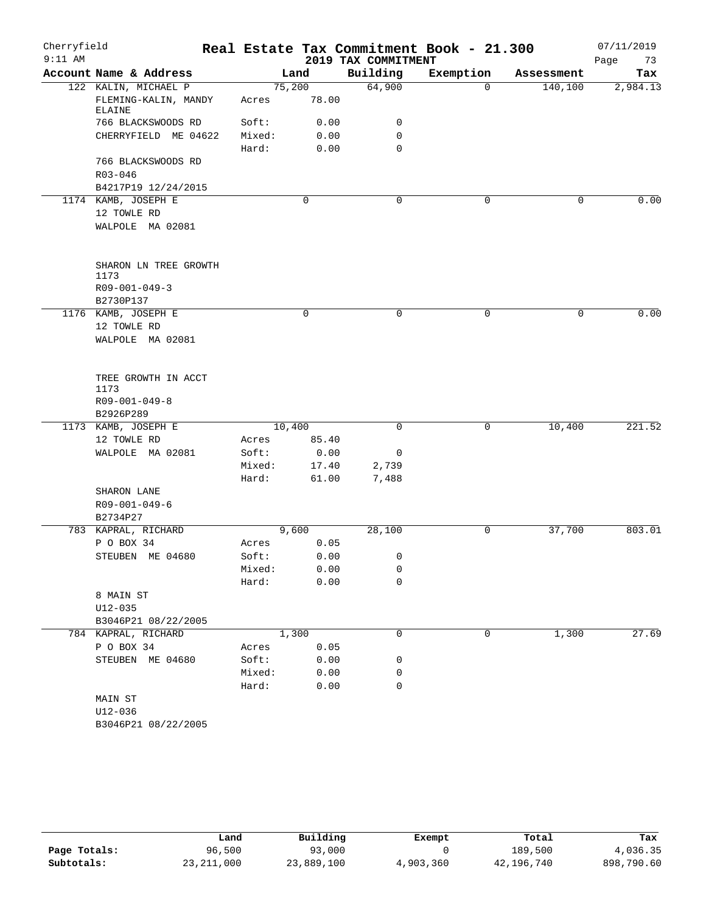# Real Estate Tax Commitment Book - 21.300

Cherryfield 9:11 AM — 2019 TAX COMMITMENT — 07/11/2019

| Account Name & Address | | Land | Building | Exemption | Assessment | Tax |
|---|---|---|---|---|---|---|
| 122 KALIN, MICHAEL P | | 75,200 | 64,900 | 0 | 140,100 | 2,984.13 |
| FLEMING-KALIN, MANDY ELAINE | Acres | 78.00 | | | | |
| 766 BLACKSWOODS RD | Soft: | 0.00 | 0 | | | |
| CHERRYFIELD ME 04622 | Mixed: | 0.00 | 0 | | | |
| | Hard: | 0.00 | 0 | | | |
| 766 BLACKSWOODS RD | | | | | | |
| R03-046 | | | | | | |
| B4217P19 12/24/2015 | | | | | | |
| 1174 KAMB, JOSEPH E | | 0 | 0 | 0 | 0 | 0.00 |
| 12 TOWLE RD | | | | | | |
| WALPOLE MA 02081 | | | | | | |
| SHARON LN TREE GROWTH 1173 | | | | | | |
| R09-001-049-3 | | | | | | |
| B2730P137 | | | | | | |
| 1176 KAMB, JOSEPH E | | 0 | 0 | 0 | 0 | 0.00 |
| 12 TOWLE RD | | | | | | |
| WALPOLE MA 02081 | | | | | | |
| TREE GROWTH IN ACCT 1173 | | | | | | |
| R09-001-049-8 | | | | | | |
| B2926P289 | | | | | | |
| 1173 KAMB, JOSEPH E | | 10,400 | 0 | 0 | 10,400 | 221.52 |
| 12 TOWLE RD | Acres | 85.40 | | | | |
| WALPOLE MA 02081 | Soft: | 0.00 | 0 | | | |
| | Mixed: | 17.40 | 2,739 | | | |
| | Hard: | 61.00 | 7,488 | | | |
| SHARON LANE | | | | | | |
| R09-001-049-6 | | | | | | |
| B2734P27 | | | | | | |
| 783 KAPRAL, RICHARD | | 9,600 | 28,100 | 0 | 37,700 | 803.01 |
| P O BOX 34 | Acres | 0.05 | | | | |
| STEUBEN ME 04680 | Soft: | 0.00 | 0 | | | |
| | Mixed: | 0.00 | 0 | | | |
| | Hard: | 0.00 | 0 | | | |
| 8 MAIN ST | | | | | | |
| U12-035 | | | | | | |
| B3046P21 08/22/2005 | | | | | | |
| 784 KAPRAL, RICHARD | | 1,300 | 0 | 0 | 1,300 | 27.69 |
| P O BOX 34 | Acres | 0.05 | | | | |
| STEUBEN ME 04680 | Soft: | 0.00 | 0 | | | |
| | Mixed: | 0.00 | 0 | | | |
| | Hard: | 0.00 | 0 | | | |
| MAIN ST | | | | | | |
| U12-036 | | | | | | |
| B3046P21 08/22/2005 | | | | | | |

| | Land | Building | Exempt | Total | Tax |
|---|---|---|---|---|---|
| Page Totals: | 96,500 | 93,000 | 0 | 189,500 | 4,036.35 |
| Subtotals: | 23,211,000 | 23,889,100 | 4,903,360 | 42,196,740 | 898,790.60 |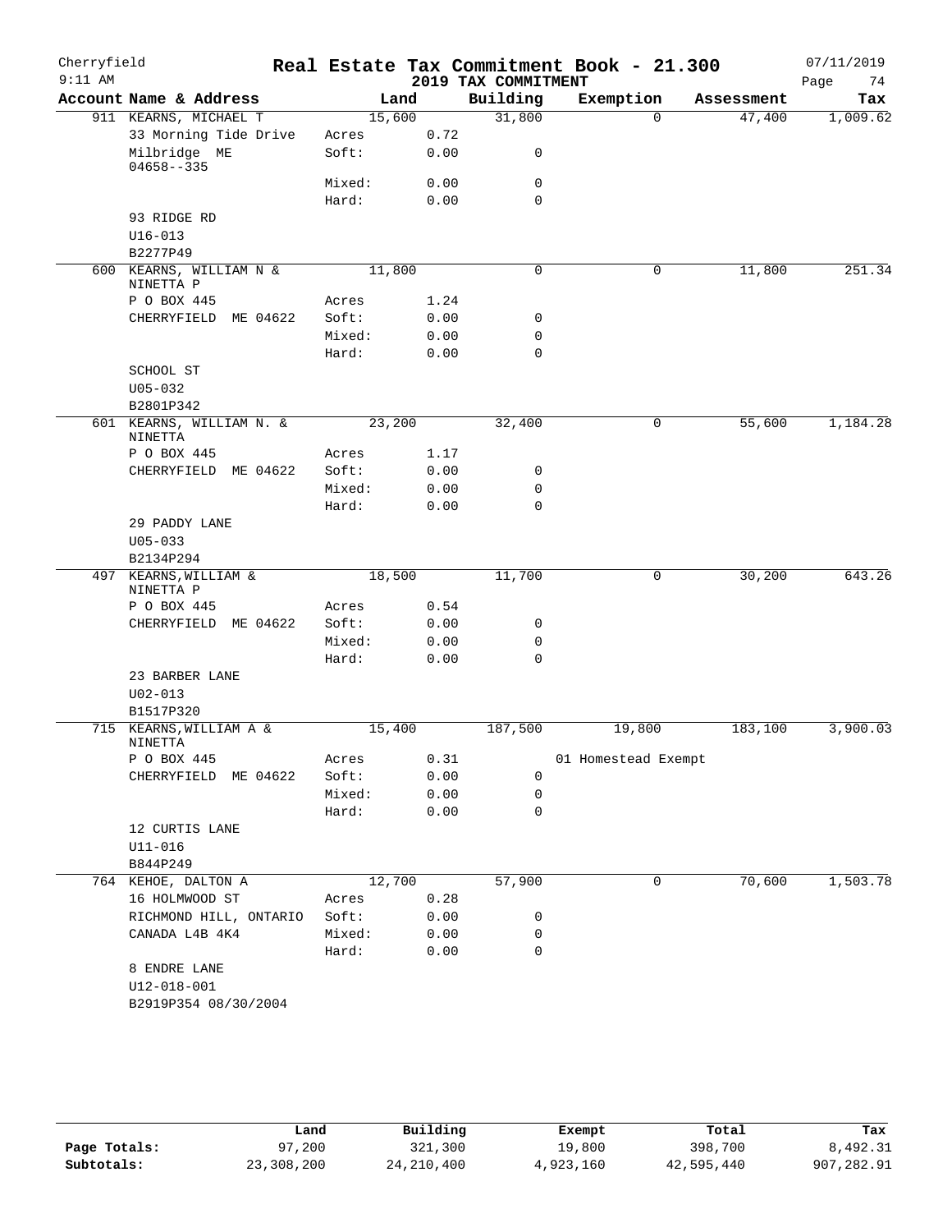# Real Estate Tax Commitment Book - 21.300

Cherryfield
9:11 AM

## 2019 TAX COMMITMENT

07/11/2019

| Account Name & Address | | Land | Building | Exemption | Assessment | Tax |
|---|---|---|---|---|---|---|
| 911 KEARNS, MICHAEL T | | 15,600 | 31,800 | 0 | 47,400 | 1,009.62 |
| 33 Morning Tide Drive | Acres | 0.72 | | | | |
| Milbridge ME 04658--335 | Soft: | 0.00 | 0 | | | |
| | Mixed: | 0.00 | 0 | | | |
| | Hard: | 0.00 | 0 | | | |
| 93 RIDGE RD | | | | | | |
| U16-013 | | | | | | |
| B2277P49 | | | | | | |
| 600 KEARNS, WILLIAM N & NINETTA P | | 11,800 | 0 | 0 | 11,800 | 251.34 |
| P O BOX 445 | Acres | 1.24 | | | | |
| CHERRYFIELD ME 04622 | Soft: | 0.00 | 0 | | | |
| | Mixed: | 0.00 | 0 | | | |
| | Hard: | 0.00 | 0 | | | |
| SCHOOL ST | | | | | | |
| U05-032 | | | | | | |
| B2801P342 | | | | | | |
| 601 KEARNS, WILLIAM N. & NINETTA | | 23,200 | 32,400 | 0 | 55,600 | 1,184.28 |
| P O BOX 445 | Acres | 1.17 | | | | |
| CHERRYFIELD ME 04622 | Soft: | 0.00 | 0 | | | |
| | Mixed: | 0.00 | 0 | | | |
| | Hard: | 0.00 | 0 | | | |
| 29 PADDY LANE | | | | | | |
| U05-033 | | | | | | |
| B2134P294 | | | | | | |
| 497 KEARNS,WILLIAM & NINETTA P | | 18,500 | 11,700 | 0 | 30,200 | 643.26 |
| P O BOX 445 | Acres | 0.54 | | | | |
| CHERRYFIELD ME 04622 | Soft: | 0.00 | 0 | | | |
| | Mixed: | 0.00 | 0 | | | |
| | Hard: | 0.00 | 0 | | | |
| 23 BARBER LANE | | | | | | |
| U02-013 | | | | | | |
| B1517P320 | | | | | | |
| 715 KEARNS,WILLIAM A & NINETTA | | 15,400 | 187,500 | 19,800 | 183,100 | 3,900.03 |
| P O BOX 445 | Acres | 0.31 | | 01 Homestead Exempt | | |
| CHERRYFIELD ME 04622 | Soft: | 0.00 | 0 | | | |
| | Mixed: | 0.00 | 0 | | | |
| | Hard: | 0.00 | 0 | | | |
| 12 CURTIS LANE | | | | | | |
| U11-016 | | | | | | |
| B844P249 | | | | | | |
| 764 KEHOE, DALTON A | | 12,700 | 57,900 | 0 | 70,600 | 1,503.78 |
| 16 HOLMWOOD ST | Acres | 0.28 | | | | |
| RICHMOND HILL, ONTARIO | Soft: | 0.00 | 0 | | | |
| CANADA L4B 4K4 | Mixed: | 0.00 | 0 | | | |
| | Hard: | 0.00 | 0 | | | |
| 8 ENDRE LANE | | | | | | |
| U12-018-001 | | | | | | |
| B2919P354 08/30/2004 | | | | | | |

| | Land | Building | Exempt | Total | Tax |
|---|---|---|---|---|---|
| Page Totals: | 97,200 | 321,300 | 19,800 | 398,700 | 8,492.31 |
| Subtotals: | 23,308,200 | 24,210,400 | 4,923,160 | 42,595,440 | 907,282.91 |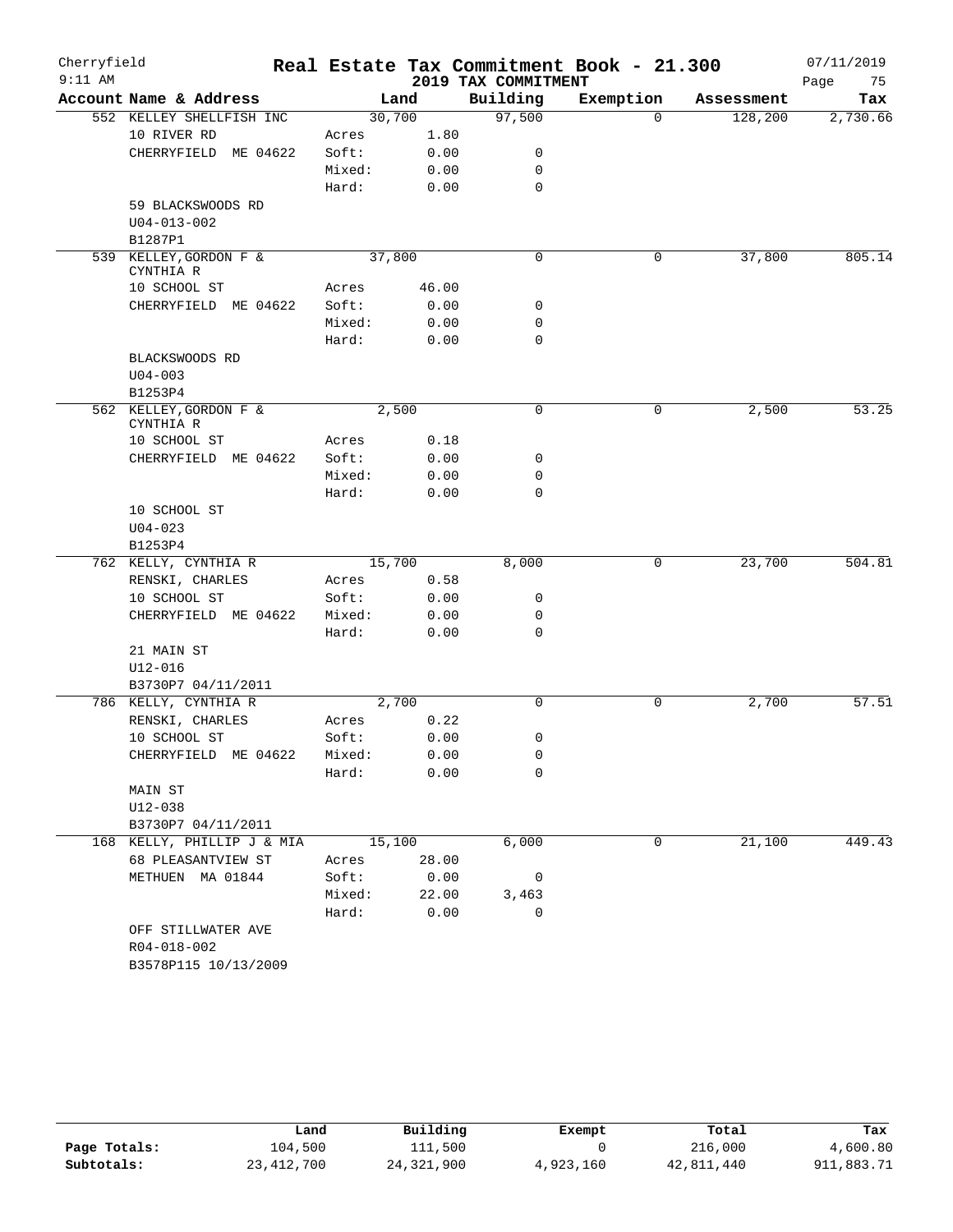# Real Estate Tax Commitment Book - 21.300

Cherryfield
9:11 AM
2019 TAX COMMITMENT
07/11/2019

| Account Name & Address | Land | | Building | Exemption | Assessment | Tax |
|---|---|---|---|---|---|---|
| 552 KELLEY SHELLFISH INC | 30,700 | | 97,500 | 0 | 128,200 | 2,730.66 |
| 10 RIVER RD | Acres | 1.80 | | | | |
| CHERRYFIELD ME 04622 | Soft: | 0.00 | 0 | | | |
| | Mixed: | 0.00 | 0 | | | |
| | Hard: | 0.00 | 0 | | | |
| 59 BLACKSWOODS RD | | | | | | |
| U04-013-002 | | | | | | |
| B1287P1 | | | | | | |
| 539 KELLEY,GORDON F & CYNTHIA R | 37,800 | | 0 | 0 | 37,800 | 805.14 |
| 10 SCHOOL ST | Acres | 46.00 | | | | |
| CHERRYFIELD ME 04622 | Soft: | 0.00 | 0 | | | |
| | Mixed: | 0.00 | 0 | | | |
| | Hard: | 0.00 | 0 | | | |
| BLACKSWOODS RD | | | | | | |
| U04-003 | | | | | | |
| B1253P4 | | | | | | |
| 562 KELLEY,GORDON F & CYNTHIA R | 2,500 | | 0 | 0 | 2,500 | 53.25 |
| 10 SCHOOL ST | Acres | 0.18 | | | | |
| CHERRYFIELD ME 04622 | Soft: | 0.00 | 0 | | | |
| | Mixed: | 0.00 | 0 | | | |
| | Hard: | 0.00 | 0 | | | |
| 10 SCHOOL ST | | | | | | |
| U04-023 | | | | | | |
| B1253P4 | | | | | | |
| 762 KELLY, CYNTHIA R | 15,700 | | 8,000 | 0 | 23,700 | 504.81 |
| RENSKI, CHARLES | Acres | 0.58 | | | | |
| 10 SCHOOL ST | Soft: | 0.00 | 0 | | | |
| CHERRYFIELD ME 04622 | Mixed: | 0.00 | 0 | | | |
| | Hard: | 0.00 | 0 | | | |
| 21 MAIN ST | | | | | | |
| U12-016 | | | | | | |
| B3730P7 04/11/2011 | | | | | | |
| 786 KELLY, CYNTHIA R | 2,700 | | 0 | 0 | 2,700 | 57.51 |
| RENSKI, CHARLES | Acres | 0.22 | | | | |
| 10 SCHOOL ST | Soft: | 0.00 | 0 | | | |
| CHERRYFIELD ME 04622 | Mixed: | 0.00 | 0 | | | |
| | Hard: | 0.00 | 0 | | | |
| MAIN ST | | | | | | |
| U12-038 | | | | | | |
| B3730P7 04/11/2011 | | | | | | |
| 168 KELLY, PHILLIP J & MIA | 15,100 | | 6,000 | 0 | 21,100 | 449.43 |
| 68 PLEASANTVIEW ST | Acres | 28.00 | | | | |
| METHUEN MA 01844 | Soft: | 0.00 | 0 | | | |
| | Mixed: | 22.00 | 3,463 | | | |
| | Hard: | 0.00 | 0 | | | |
| OFF STILLWATER AVE | | | | | | |
| R04-018-002 | | | | | | |
| B3578P115 10/13/2009 | | | | | | |

| | Land | Building | Exempt | Total | Tax |
|---|---|---|---|---|---|
| Page Totals: | 104,500 | 111,500 | 0 | 216,000 | 4,600.80 |
| Subtotals: | 23,412,700 | 24,321,900 | 4,923,160 | 42,811,440 | 911,883.71 |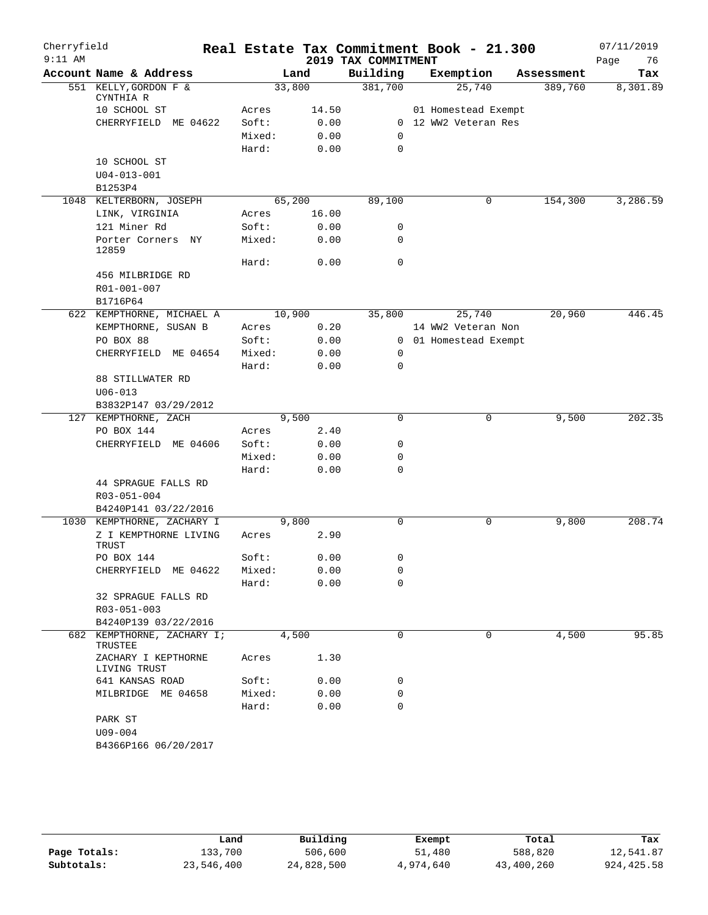# Cherryfield — Real Estate Tax Commitment Book - 21.300

9:11 AM — 2019 TAX COMMITMENT — 07/11/2019

| Account Name & Address | Land | | Building | Exemption | Assessment | Tax |
|---|---|---|---|---|---|---|
| 551 KELLY,GORDON F & CYNTHIA R | 33,800 | | 381,700 | 25,740 | 389,760 | 8,301.89 |
| 10 SCHOOL ST | Acres | 14.50 | | 01 Homestead Exempt | | |
| CHERRYFIELD ME 04622 | Soft: | 0.00 | 0 | 12 WW2 Veteran Res | | |
| | Mixed: | 0.00 | 0 | | | |
| | Hard: | 0.00 | 0 | | | |
| 10 SCHOOL ST | | | | | | |
| U04-013-001 | | | | | | |
| B1253P4 | | | | | | |
| 1048 KELTERBORN, JOSEPH | 65,200 | | 89,100 | 0 | 154,300 | 3,286.59 |
| LINK, VIRGINIA | Acres | 16.00 | | | | |
| 121 Miner Rd | Soft: | 0.00 | 0 | | | |
| Porter Corners NY 12859 | Mixed: | 0.00 | 0 | | | |
| | Hard: | 0.00 | 0 | | | |
| 456 MILBRIDGE RD | | | | | | |
| R01-001-007 | | | | | | |
| B1716P64 | | | | | | |
| 622 KEMPTHORNE, MICHAEL A | 10,900 | | 35,800 | 25,740 | 20,960 | 446.45 |
| KEMPTHORNE, SUSAN B | Acres | 0.20 | | 14 WW2 Veteran Non | | |
| PO BOX 88 | Soft: | 0.00 | 0 | 01 Homestead Exempt | | |
| CHERRYFIELD ME 04654 | Mixed: | 0.00 | 0 | | | |
| | Hard: | 0.00 | 0 | | | |
| 88 STILLWATER RD | | | | | | |
| U06-013 | | | | | | |
| B3832P147 03/29/2012 | | | | | | |
| 127 KEMPTHORNE, ZACH | 9,500 | | 0 | 0 | 9,500 | 202.35 |
| PO BOX 144 | Acres | 2.40 | | | | |
| CHERRYFIELD ME 04606 | Soft: | 0.00 | 0 | | | |
| | Mixed: | 0.00 | 0 | | | |
| | Hard: | 0.00 | 0 | | | |
| 44 SPRAGUE FALLS RD | | | | | | |
| R03-051-004 | | | | | | |
| B4240P141 03/22/2016 | | | | | | |
| 1030 KEMPTHORNE, ZACHARY I | 9,800 | | 0 | 0 | 9,800 | 208.74 |
| Z I KEMPTHORNE LIVING TRUST | Acres | 2.90 | | | | |
| PO BOX 144 | Soft: | 0.00 | 0 | | | |
| CHERRYFIELD ME 04622 | Mixed: | 0.00 | 0 | | | |
| | Hard: | 0.00 | 0 | | | |
| 32 SPRAGUE FALLS RD | | | | | | |
| R03-051-003 | | | | | | |
| B4240P139 03/22/2016 | | | | | | |
| 682 KEMPTHORNE, ZACHARY I; TRUSTEE | 4,500 | | 0 | 0 | 4,500 | 95.85 |
| ZACHARY I KEPTHORNE LIVING TRUST | Acres | 1.30 | | | | |
| 641 KANSAS ROAD | Soft: | 0.00 | 0 | | | |
| MILBRIDGE ME 04658 | Mixed: | 0.00 | 0 | | | |
| | Hard: | 0.00 | 0 | | | |
| PARK ST | | | | | | |
| U09-004 | | | | | | |
| B4366P166 06/20/2017 | | | | | | |

| | Land | Building | Exempt | Total | Tax |
|---|---|---|---|---|---|
| Page Totals: | 133,700 | 506,600 | 51,480 | 588,820 | 12,541.87 |
| Subtotals: | 23,546,400 | 24,828,500 | 4,974,640 | 43,400,260 | 924,425.58 |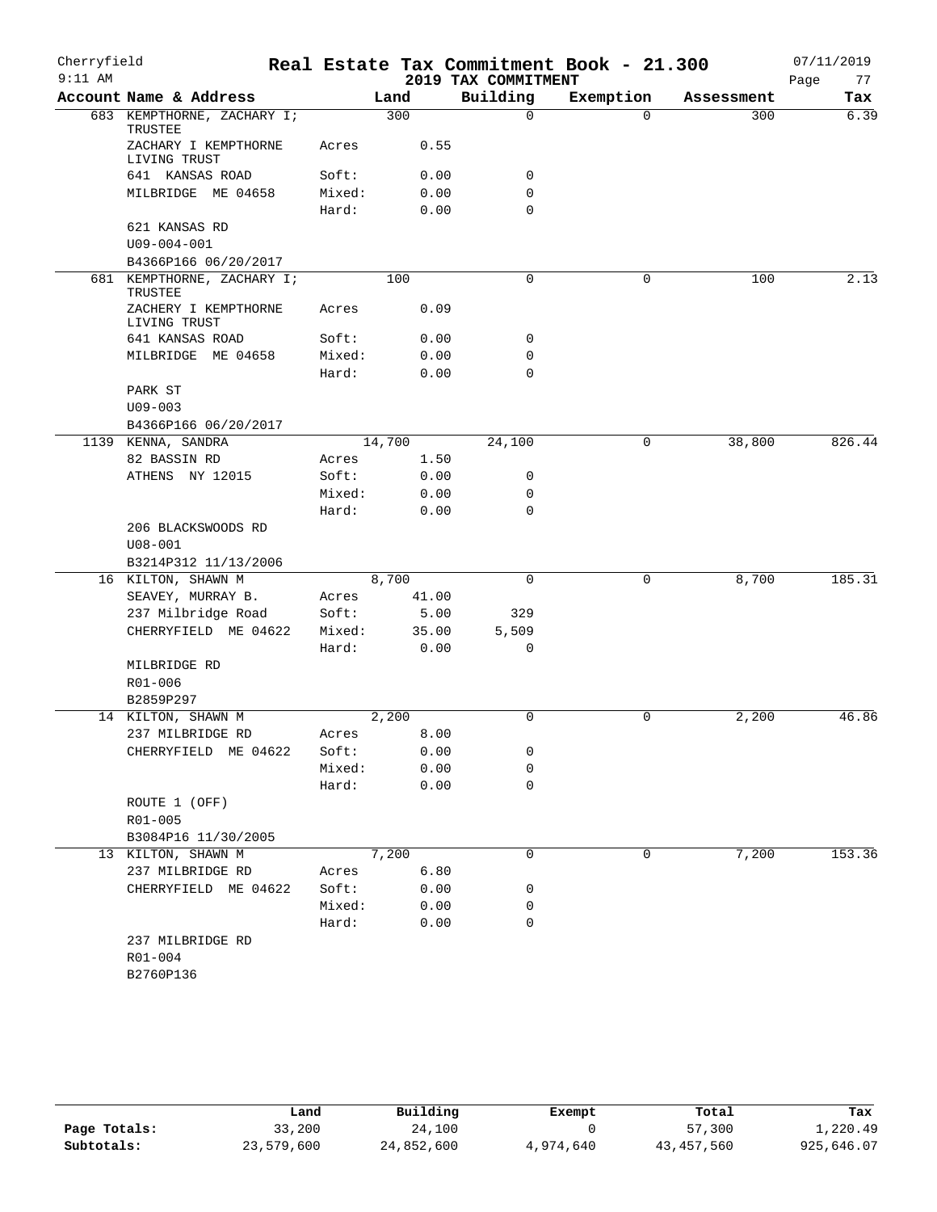Cherryfield 9:11 AM

# Real Estate Tax Commitment Book - 21.300

## 2019 TAX COMMITMENT

07/11/2019 Page 77

| Account Name & Address | | Land | Building | Exemption | Assessment | Tax |
|---|---|---|---|---|---|---|
| 683 KEMPTHORNE, ZACHARY I; TRUSTEE | | 300 | 0 | 0 | 300 | 6.39 |
| ZACHARY I KEMPTHORNE LIVING TRUST | Acres | 0.55 | | | | |
| 641 KANSAS ROAD | Soft: | 0.00 | 0 | | | |
| MILBRIDGE ME 04658 | Mixed: | 0.00 | 0 | | | |
| | Hard: | 0.00 | 0 | | | |
| 621 KANSAS RD | | | | | | |
| U09-004-001 | | | | | | |
| B4366P166 06/20/2017 | | | | | | |
| 681 KEMPTHORNE, ZACHARY I; TRUSTEE | | 100 | 0 | 0 | 100 | 2.13 |
| ZACHERY I KEMPTHORNE LIVING TRUST | Acres | 0.09 | | | | |
| 641 KANSAS ROAD | Soft: | 0.00 | 0 | | | |
| MILBRIDGE ME 04658 | Mixed: | 0.00 | 0 | | | |
| | Hard: | 0.00 | 0 | | | |
| PARK ST | | | | | | |
| U09-003 | | | | | | |
| B4366P166 06/20/2017 | | | | | | |
| 1139 KENNA, SANDRA | | 14,700 | 24,100 | 0 | 38,800 | 826.44 |
| 82 BASSIN RD | Acres | 1.50 | | | | |
| ATHENS NY 12015 | Soft: | 0.00 | 0 | | | |
| | Mixed: | 0.00 | 0 | | | |
| | Hard: | 0.00 | 0 | | | |
| 206 BLACKSWOODS RD | | | | | | |
| U08-001 | | | | | | |
| B3214P312 11/13/2006 | | | | | | |
| 16 KILTON, SHAWN M | | 8,700 | 0 | 0 | 8,700 | 185.31 |
| SEAVEY, MURRAY B. | Acres | 41.00 | | | | |
| 237 Milbridge Road | Soft: | 5.00 | 329 | | | |
| CHERRYFIELD ME 04622 | Mixed: | 35.00 | 5,509 | | | |
| | Hard: | 0.00 | 0 | | | |
| MILBRIDGE RD | | | | | | |
| R01-006 | | | | | | |
| B2859P297 | | | | | | |
| 14 KILTON, SHAWN M | | 2,200 | 0 | 0 | 2,200 | 46.86 |
| 237 MILBRIDGE RD | Acres | 8.00 | | | | |
| CHERRYFIELD ME 04622 | Soft: | 0.00 | 0 | | | |
| | Mixed: | 0.00 | 0 | | | |
| | Hard: | 0.00 | 0 | | | |
| ROUTE 1 (OFF) | | | | | | |
| R01-005 | | | | | | |
| B3084P16 11/30/2005 | | | | | | |
| 13 KILTON, SHAWN M | | 7,200 | 0 | 0 | 7,200 | 153.36 |
| 237 MILBRIDGE RD | Acres | 6.80 | | | | |
| CHERRYFIELD ME 04622 | Soft: | 0.00 | 0 | | | |
| | Mixed: | 0.00 | 0 | | | |
| | Hard: | 0.00 | 0 | | | |
| 237 MILBRIDGE RD | | | | | | |
| R01-004 | | | | | | |
| B2760P136 | | | | | | |

| | Land | Building | Exempt | Total | Tax |
|---|---|---|---|---|---|
| Page Totals: | 33,200 | 24,100 | 0 | 57,300 | 1,220.49 |
| Subtotals: | 23,579,600 | 24,852,600 | 4,974,640 | 43,457,560 | 925,646.07 |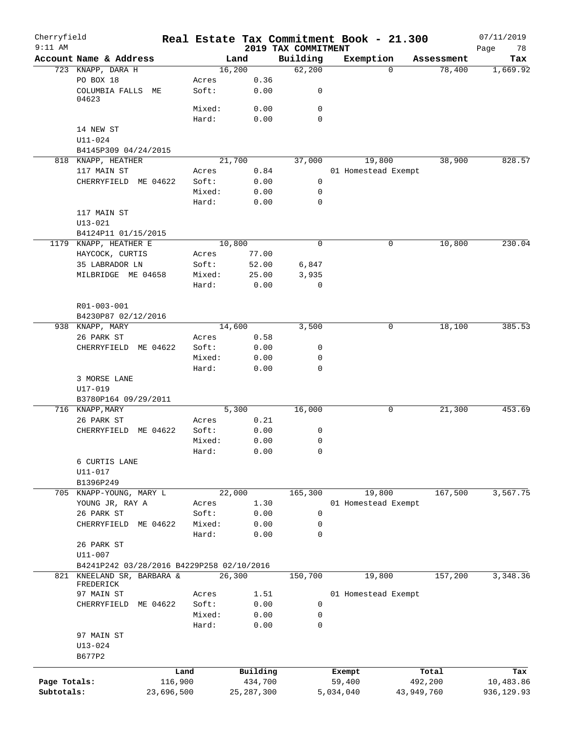Cherryfield — Real Estate Tax Commitment Book - 21.300 — 07/11/2019

9:11 AM — 2019 TAX COMMITMENT

| Account Name & Address | | Land | Building | Exemption | Assessment | Tax |
|---|---|---|---|---|---|---|
| 723 KNAPP, DARA H | | 16,200 | 62,200 | 0 | 78,400 | 1,669.92 |
| PO BOX 18 | Acres | 0.36 | | | | |
| COLUMBIA FALLS ME 04623 | Soft: | 0.00 | 0 | | | |
| | Mixed: | 0.00 | 0 | | | |
| | Hard: | 0.00 | 0 | | | |
| 14 NEW ST | | | | | | |
| U11-024 | | | | | | |
| B4145P309 04/24/2015 | | | | | | |
| 818 KNAPP, HEATHER | | 21,700 | 37,000 | 19,800 | 38,900 | 828.57 |
| 117 MAIN ST | Acres | 0.84 | | 01 Homestead Exempt | | |
| CHERRYFIELD ME 04622 | Soft: | 0.00 | 0 | | | |
| | Mixed: | 0.00 | 0 | | | |
| | Hard: | 0.00 | 0 | | | |
| 117 MAIN ST | | | | | | |
| U13-021 | | | | | | |
| B4124P11 01/15/2015 | | | | | | |
| 1179 KNAPP, HEATHER E | | 10,800 | 0 | 0 | 10,800 | 230.04 |
| HAYCOCK, CURTIS | Acres | 77.00 | | | | |
| 35 LABRADOR LN | Soft: | 52.00 | 6,847 | | | |
| MILBRIDGE ME 04658 | Mixed: | 25.00 | 3,935 | | | |
| | Hard: | 0.00 | 0 | | | |
| R01-003-001 | | | | | | |
| B4230P87 02/12/2016 | | | | | | |
| 938 KNAPP, MARY | | 14,600 | 3,500 | 0 | 18,100 | 385.53 |
| 26 PARK ST | Acres | 0.58 | | | | |
| CHERRYFIELD ME 04622 | Soft: | 0.00 | 0 | | | |
| | Mixed: | 0.00 | 0 | | | |
| | Hard: | 0.00 | 0 | | | |
| 3 MORSE LANE | | | | | | |
| U17-019 | | | | | | |
| B3780P164 09/29/2011 | | | | | | |
| 716 KNAPP,MARY | | 5,300 | 16,000 | 0 | 21,300 | 453.69 |
| 26 PARK ST | Acres | 0.21 | | | | |
| CHERRYFIELD ME 04622 | Soft: | 0.00 | 0 | | | |
| | Mixed: | 0.00 | 0 | | | |
| | Hard: | 0.00 | 0 | | | |
| 6 CURTIS LANE | | | | | | |
| U11-017 | | | | | | |
| B1396P249 | | | | | | |
| 705 KNAPP-YOUNG, MARY L | | 22,000 | 165,300 | 19,800 | 167,500 | 3,567.75 |
| YOUNG JR, RAY A | Acres | 1.30 | | 01 Homestead Exempt | | |
| 26 PARK ST | Soft: | 0.00 | 0 | | | |
| CHERRYFIELD ME 04622 | Mixed: | 0.00 | 0 | | | |
| | Hard: | 0.00 | 0 | | | |
| 26 PARK ST | | | | | | |
| U11-007 | | | | | | |
| B4241P242 03/28/2016 B4229P258 02/10/2016 | | | | | | |
| 821 KNEELAND SR, BARBARA & FREDERICK | | 26,300 | 150,700 | 19,800 | 157,200 | 3,348.36 |
| 97 MAIN ST | Acres | 1.51 | | 01 Homestead Exempt | | |
| CHERRYFIELD ME 04622 | Soft: | 0.00 | 0 | | | |
| | Mixed: | 0.00 | 0 | | | |
| | Hard: | 0.00 | 0 | | | |
| 97 MAIN ST | | | | | | |
| U13-024 | | | | | | |
| B677P2 | | | | | | |

| | Land | Building | Exempt | Total | Tax |
|---|---|---|---|---|---|
| Page Totals: | 116,900 | 434,700 | 59,400 | 492,200 | 10,483.86 |
| Subtotals: | 23,696,500 | 25,287,300 | 5,034,040 | 43,949,760 | 936,129.93 |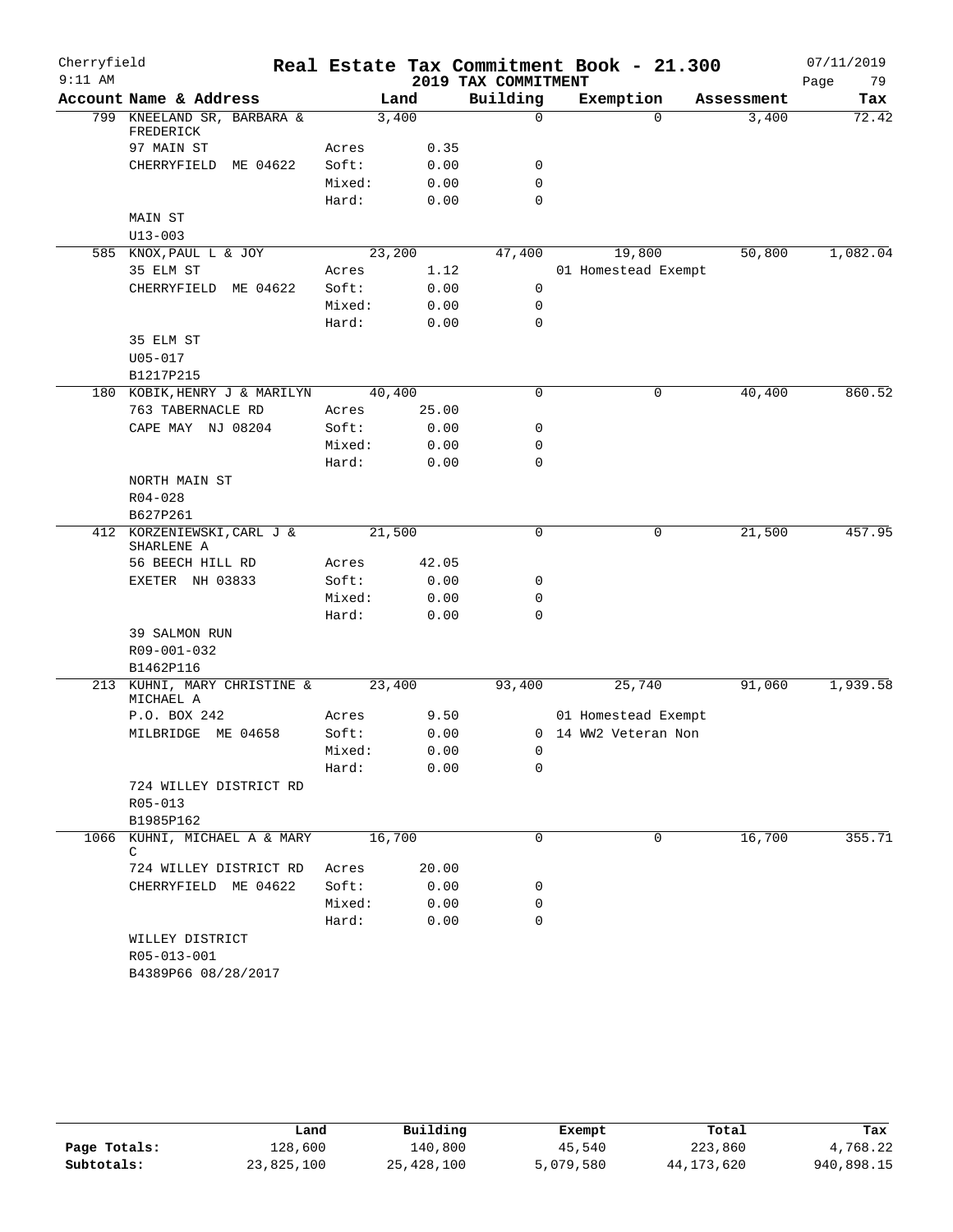# Real Estate Tax Commitment Book - 21.300

Cherryfield
9:11 AM

2019 TAX COMMITMENT

07/11/2019

| Account Name & Address | | Land | Building | Exemption | Assessment | Tax |
|---|---|---|---|---|---|---|
| 799 KNEELAND SR, BARBARA & FREDERICK | | 3,400 | 0 | 0 | 3,400 | 72.42 |
| 97 MAIN ST | Acres | 0.35 | | | | |
| CHERRYFIELD ME 04622 | Soft: | 0.00 | 0 | | | |
| | Mixed: | 0.00 | 0 | | | |
| | Hard: | 0.00 | 0 | | | |
| MAIN ST | | | | | | |
| U13-003 | | | | | | |
| 585 KNOX, PAUL L & JOY | | 23,200 | 47,400 | 19,800 | 50,800 | 1,082.04 |
| 35 ELM ST | Acres | 1.12 | | 01 Homestead Exempt | | |
| CHERRYFIELD ME 04622 | Soft: | 0.00 | 0 | | | |
| | Mixed: | 0.00 | 0 | | | |
| | Hard: | 0.00 | 0 | | | |
| 35 ELM ST | | | | | | |
| U05-017 | | | | | | |
| B1217P215 | | | | | | |
| 180 KOBIK, HENRY J & MARILYN | | 40,400 | 0 | 0 | 40,400 | 860.52 |
| 763 TABERNACLE RD | Acres | 25.00 | | | | |
| CAPE MAY NJ 08204 | Soft: | 0.00 | 0 | | | |
| | Mixed: | 0.00 | 0 | | | |
| | Hard: | 0.00 | 0 | | | |
| NORTH MAIN ST | | | | | | |
| R04-028 | | | | | | |
| B627P261 | | | | | | |
| 412 KORZENIEWSKI, CARL J & SHARLENE A | | 21,500 | 0 | 0 | 21,500 | 457.95 |
| 56 BEECH HILL RD | Acres | 42.05 | | | | |
| EXETER NH 03833 | Soft: | 0.00 | 0 | | | |
| | Mixed: | 0.00 | 0 | | | |
| | Hard: | 0.00 | 0 | | | |
| 39 SALMON RUN | | | | | | |
| R09-001-032 | | | | | | |
| B1462P116 | | | | | | |
| 213 KUHNI, MARY CHRISTINE & MICHAEL A | | 23,400 | 93,400 | 25,740 | 91,060 | 1,939.58 |
| P.O. BOX 242 | Acres | 9.50 | | 01 Homestead Exempt | | |
| MILBRIDGE ME 04658 | Soft: | 0.00 | 0 | 14 WW2 Veteran Non | | |
| | Mixed: | 0.00 | 0 | | | |
| | Hard: | 0.00 | 0 | | | |
| 724 WILLEY DISTRICT RD | | | | | | |
| R05-013 | | | | | | |
| B1985P162 | | | | | | |
| 1066 KUHNI, MICHAEL A & MARY C | | 16,700 | 0 | 0 | 16,700 | 355.71 |
| 724 WILLEY DISTRICT RD | Acres | 20.00 | | | | |
| CHERRYFIELD ME 04622 | Soft: | 0.00 | 0 | | | |
| | Mixed: | 0.00 | 0 | | | |
| | Hard: | 0.00 | 0 | | | |
| WILLEY DISTRICT | | | | | | |
| R05-013-001 | | | | | | |
| B4389P66 08/28/2017 | | | | | | |

| | Land | Building | Exempt | Total | Tax |
|---|---|---|---|---|---|
| Page Totals: | 128,600 | 140,800 | 45,540 | 223,860 | 4,768.22 |
| Subtotals: | 23,825,100 | 25,428,100 | 5,079,580 | 44,173,620 | 940,898.15 |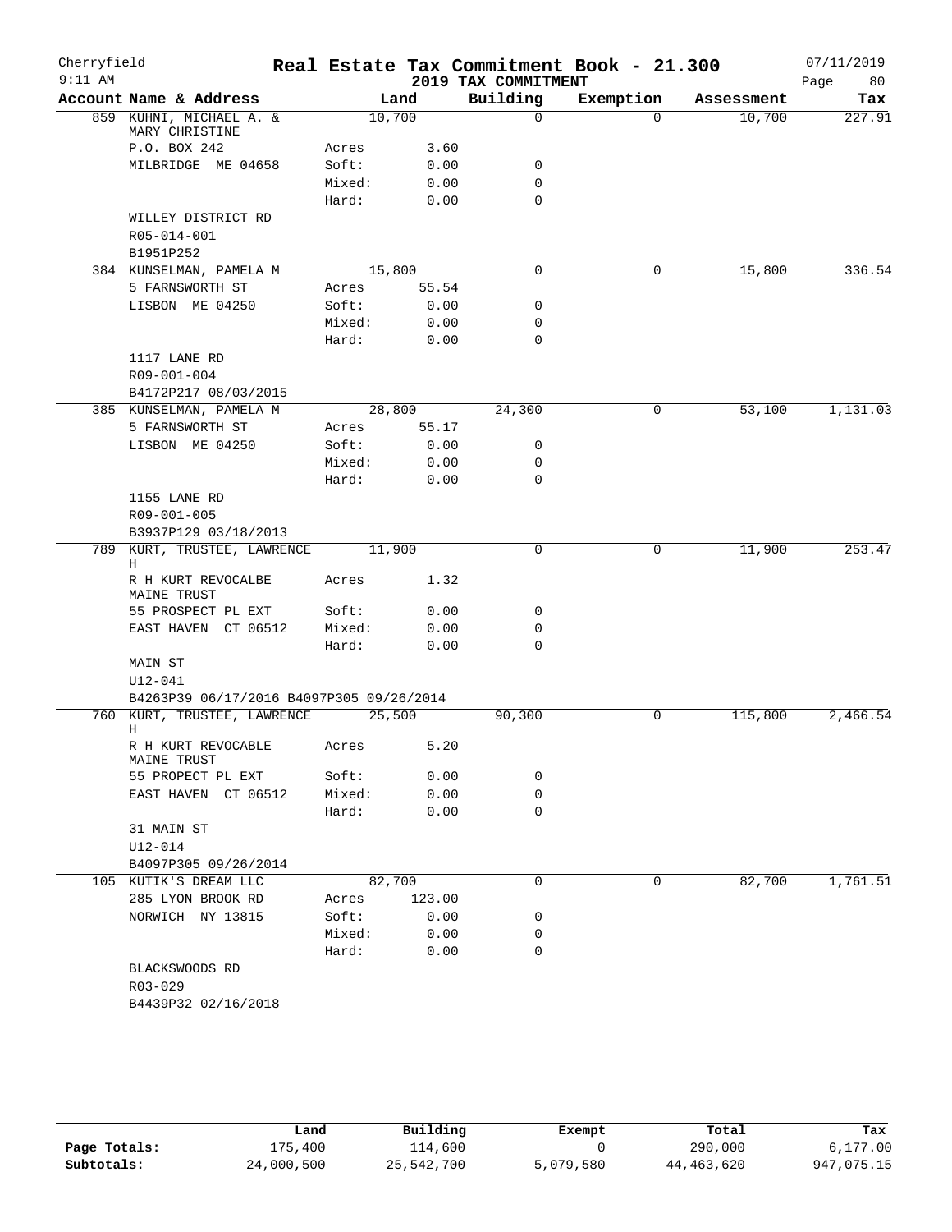Cherryfield — 9:11 AM

# Real Estate Tax Commitment Book - 21.300

## 2019 TAX COMMITMENT

07/11/2019

| Account Name & Address | | Land | Building | Exemption | Assessment | Tax |
|---|---|---|---|---|---|---|
| 859 KUHNI, MICHAEL A. & MARY CHRISTINE | | 10,700 | 0 | 0 | 10,700 | 227.91 |
| P.O. BOX 242 | Acres | 3.60 | | | | |
| MILBRIDGE ME 04658 | Soft: | 0.00 | 0 | | | |
| | Mixed: | 0.00 | 0 | | | |
| | Hard: | 0.00 | 0 | | | |
| WILLEY DISTRICT RD | | | | | | |
| R05-014-001 | | | | | | |
| B1951P252 | | | | | | |
| 384 KUNSELMAN, PAMELA M | | 15,800 | 0 | 0 | 15,800 | 336.54 |
| 5 FARNSWORTH ST | Acres | 55.54 | | | | |
| LISBON ME 04250 | Soft: | 0.00 | 0 | | | |
| | Mixed: | 0.00 | 0 | | | |
| | Hard: | 0.00 | 0 | | | |
| 1117 LANE RD | | | | | | |
| R09-001-004 | | | | | | |
| B4172P217 08/03/2015 | | | | | | |
| 385 KUNSELMAN, PAMELA M | | 28,800 | 24,300 | 0 | 53,100 | 1,131.03 |
| 5 FARNSWORTH ST | Acres | 55.17 | | | | |
| LISBON ME 04250 | Soft: | 0.00 | 0 | | | |
| | Mixed: | 0.00 | 0 | | | |
| | Hard: | 0.00 | 0 | | | |
| 1155 LANE RD | | | | | | |
| R09-001-005 | | | | | | |
| B3937P129 03/18/2013 | | | | | | |
| 789 KURT, TRUSTEE, LAWRENCE H | | 11,900 | 0 | 0 | 11,900 | 253.47 |
| R H KURT REVOCALBE MAINE TRUST | Acres | 1.32 | | | | |
| 55 PROSPECT PL EXT | Soft: | 0.00 | 0 | | | |
| EAST HAVEN CT 06512 | Mixed: | 0.00 | 0 | | | |
| | Hard: | 0.00 | 0 | | | |
| MAIN ST | | | | | | |
| U12-041 | | | | | | |
| B4263P39 06/17/2016 B4097P305 09/26/2014 | | | | | | |
| 760 KURT, TRUSTEE, LAWRENCE H | | 25,500 | 90,300 | 0 | 115,800 | 2,466.54 |
| R H KURT REVOCABLE MAINE TRUST | Acres | 5.20 | | | | |
| 55 PROPECT PL EXT | Soft: | 0.00 | 0 | | | |
| EAST HAVEN CT 06512 | Mixed: | 0.00 | 0 | | | |
| | Hard: | 0.00 | 0 | | | |
| 31 MAIN ST | | | | | | |
| U12-014 | | | | | | |
| B4097P305 09/26/2014 | | | | | | |
| 105 KUTIK'S DREAM LLC | | 82,700 | 0 | 0 | 82,700 | 1,761.51 |
| 285 LYON BROOK RD | Acres | 123.00 | | | | |
| NORWICH NY 13815 | Soft: | 0.00 | 0 | | | |
| | Mixed: | 0.00 | 0 | | | |
| | Hard: | 0.00 | 0 | | | |
| BLACKSWOODS RD | | | | | | |
| R03-029 | | | | | | |
| B4439P32 02/16/2018 | | | | | | |

| | Land | Building | Exempt | Total | Tax |
|---|---|---|---|---|---|
| Page Totals: | 175,400 | 114,600 | 0 | 290,000 | 6,177.00 |
| Subtotals: | 24,000,500 | 25,542,700 | 5,079,580 | 44,463,620 | 947,075.15 |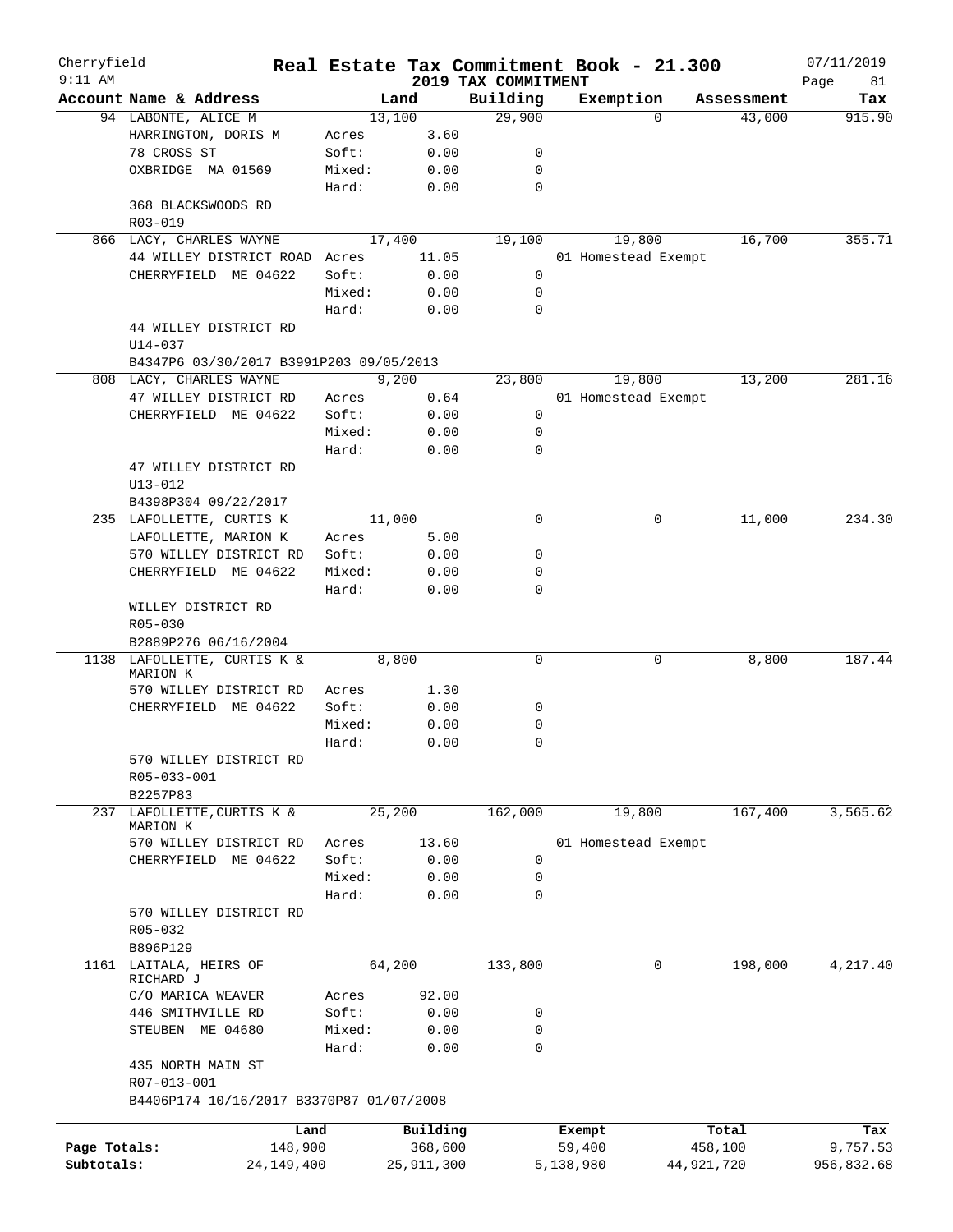# Real Estate Tax Commitment Book - 21.300

Cherryfield
9:11 AM

2019 TAX COMMITMENT

07/11/2019

| Account Name & Address | Land | | Building | Exemption | Assessment | Tax |
|---|---|---|---|---|---|---|
| 94 LABONTE, ALICE M | 13,100 | | 29,900 | 0 | 43,000 | 915.90 |
| HARRINGTON, DORIS M | Acres | 3.60 | | | | |
| 78 CROSS ST | Soft: | 0.00 | 0 | | | |
| OXBRIDGE MA 01569 | Mixed: | 0.00 | 0 | | | |
| | Hard: | 0.00 | 0 | | | |
| 368 BLACKSWOODS RD | | | | | | |
| R03-019 | | | | | | |
| 866 LACY, CHARLES WAYNE | 17,400 | | 19,100 | 19,800 | 16,700 | 355.71 |
| 44 WILLEY DISTRICT ROAD | Acres | 11.05 | | 01 Homestead Exempt | | |
| CHERRYFIELD ME 04622 | Soft: | 0.00 | 0 | | | |
| | Mixed: | 0.00 | 0 | | | |
| | Hard: | 0.00 | 0 | | | |
| 44 WILLEY DISTRICT RD | | | | | | |
| U14-037 | | | | | | |
| B4347P6 03/30/2017 B3991P203 09/05/2013 | | | | | | |
| 808 LACY, CHARLES WAYNE | 9,200 | | 23,800 | 19,800 | 13,200 | 281.16 |
| 47 WILLEY DISTRICT RD | Acres | 0.64 | | 01 Homestead Exempt | | |
| CHERRYFIELD ME 04622 | Soft: | 0.00 | 0 | | | |
| | Mixed: | 0.00 | 0 | | | |
| | Hard: | 0.00 | 0 | | | |
| 47 WILLEY DISTRICT RD | | | | | | |
| U13-012 | | | | | | |
| B4398P304 09/22/2017 | | | | | | |
| 235 LAFOLLETTE, CURTIS K | 11,000 | | 0 | 0 | 11,000 | 234.30 |
| LAFOLLETTE, MARION K | Acres | 5.00 | | | | |
| 570 WILLEY DISTRICT RD | Soft: | 0.00 | 0 | | | |
| CHERRYFIELD ME 04622 | Mixed: | 0.00 | 0 | | | |
| | Hard: | 0.00 | 0 | | | |
| WILLEY DISTRICT RD | | | | | | |
| R05-030 | | | | | | |
| B2889P276 06/16/2004 | | | | | | |
| 1138 LAFOLLETTE, CURTIS K & MARION K | 8,800 | | 0 | 0 | 8,800 | 187.44 |
| 570 WILLEY DISTRICT RD | Acres | 1.30 | | | | |
| CHERRYFIELD ME 04622 | Soft: | 0.00 | 0 | | | |
| | Mixed: | 0.00 | 0 | | | |
| | Hard: | 0.00 | 0 | | | |
| 570 WILLEY DISTRICT RD | | | | | | |
| R05-033-001 | | | | | | |
| B2257P83 | | | | | | |
| 237 LAFOLLETTE,CURTIS K & MARION K | 25,200 | | 162,000 | 19,800 | 167,400 | 3,565.62 |
| 570 WILLEY DISTRICT RD | Acres | 13.60 | | 01 Homestead Exempt | | |
| CHERRYFIELD ME 04622 | Soft: | 0.00 | 0 | | | |
| | Mixed: | 0.00 | 0 | | | |
| | Hard: | 0.00 | 0 | | | |
| 570 WILLEY DISTRICT RD | | | | | | |
| R05-032 | | | | | | |
| B896P129 | | | | | | |
| 1161 LAITALA, HEIRS OF RICHARD J | 64,200 | | 133,800 | 0 | 198,000 | 4,217.40 |
| C/O MARICA WEAVER | Acres | 92.00 | | | | |
| 446 SMITHVILLE RD | Soft: | 0.00 | 0 | | | |
| STEUBEN ME 04680 | Mixed: | 0.00 | 0 | | | |
| | Hard: | 0.00 | 0 | | | |
| 435 NORTH MAIN ST | | | | | | |
| R07-013-001 | | | | | | |
| B4406P174 10/16/2017 B3370P87 01/07/2008 | | | | | | |

| | Land | Building | Exempt | Total | Tax |
|---|---|---|---|---|---|
| Page Totals: | 148,900 | 368,600 | 59,400 | 458,100 | 9,757.53 |
| Subtotals: | 24,149,400 | 25,911,300 | 5,138,980 | 44,921,720 | 956,832.68 |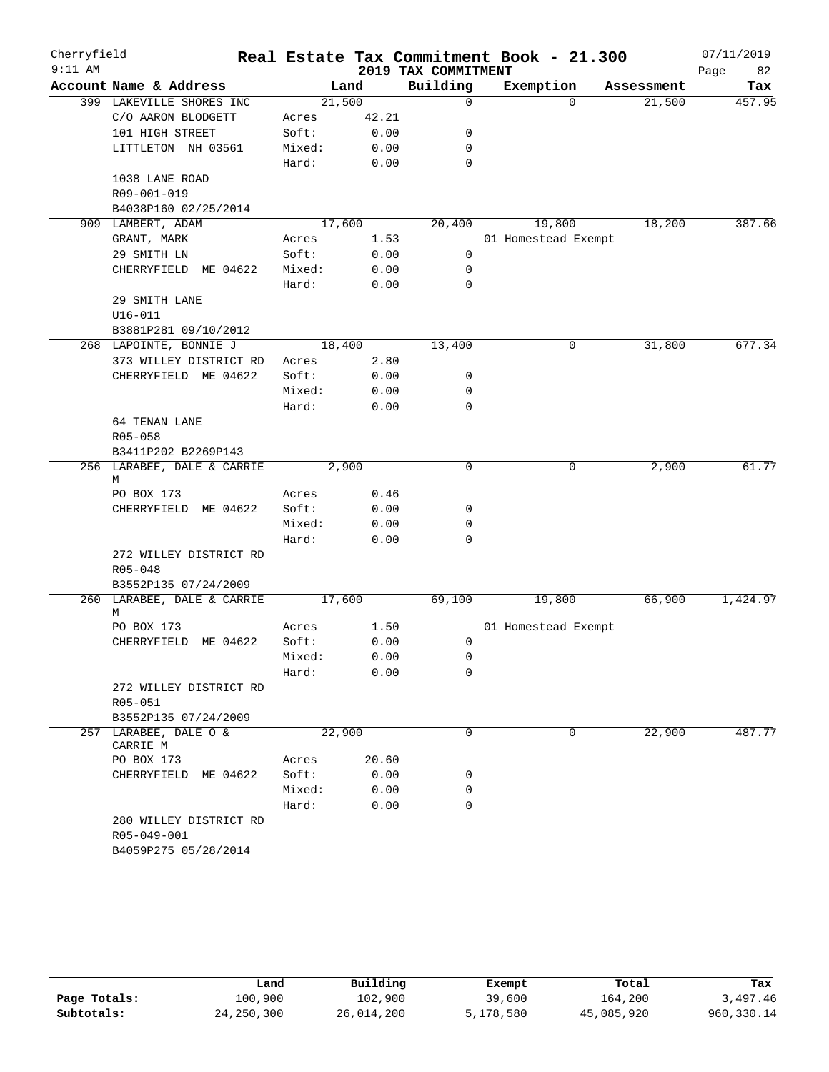Cherryfield 9:11 AM

# Real Estate Tax Commitment Book - 21.300

## 2019 TAX COMMITMENT

07/11/2019

| Account Name & Address | Land | | Building | Exemption | Assessment | Tax |
|---|---|---|---|---|---|---|
| 399 LAKEVILLE SHORES INC | 21,500 | | 0 | 0 | 21,500 | 457.95 |
| C/O AARON BLODGETT | Acres | 42.21 | | | | |
| 101 HIGH STREET | Soft: | 0.00 | 0 | | | |
| LITTLETON NH 03561 | Mixed: | 0.00 | 0 | | | |
| | Hard: | 0.00 | 0 | | | |
| 1038 LANE ROAD | | | | | | |
| R09-001-019 | | | | | | |
| B4038P160 02/25/2014 | | | | | | |
| 909 LAMBERT, ADAM | 17,600 | | 20,400 | 19,800 | 18,200 | 387.66 |
| GRANT, MARK | Acres | 1.53 | | 01 Homestead Exempt | | |
| 29 SMITH LN | Soft: | 0.00 | 0 | | | |
| CHERRYFIELD ME 04622 | Mixed: | 0.00 | 0 | | | |
| | Hard: | 0.00 | 0 | | | |
| 29 SMITH LANE | | | | | | |
| U16-011 | | | | | | |
| B3881P281 09/10/2012 | | | | | | |
| 268 LAPOINTE, BONNIE J | 18,400 | | 13,400 | 0 | 31,800 | 677.34 |
| 373 WILLEY DISTRICT RD | Acres | 2.80 | | | | |
| CHERRYFIELD ME 04622 | Soft: | 0.00 | 0 | | | |
| | Mixed: | 0.00 | 0 | | | |
| | Hard: | 0.00 | 0 | | | |
| 64 TENAN LANE | | | | | | |
| R05-058 | | | | | | |
| B3411P202 B2269P143 | | | | | | |
| 256 LARABEE, DALE & CARRIE M | 2,900 | | 0 | 0 | 2,900 | 61.77 |
| PO BOX 173 | Acres | 0.46 | | | | |
| CHERRYFIELD ME 04622 | Soft: | 0.00 | 0 | | | |
| | Mixed: | 0.00 | 0 | | | |
| | Hard: | 0.00 | 0 | | | |
| 272 WILLEY DISTRICT RD | | | | | | |
| R05-048 | | | | | | |
| B3552P135 07/24/2009 | | | | | | |
| 260 LARABEE, DALE & CARRIE M | 17,600 | | 69,100 | 19,800 | 66,900 | 1,424.97 |
| PO BOX 173 | Acres | 1.50 | | 01 Homestead Exempt | | |
| CHERRYFIELD ME 04622 | Soft: | 0.00 | 0 | | | |
| | Mixed: | 0.00 | 0 | | | |
| | Hard: | 0.00 | 0 | | | |
| 272 WILLEY DISTRICT RD | | | | | | |
| R05-051 | | | | | | |
| B3552P135 07/24/2009 | | | | | | |
| 257 LARABEE, DALE O & CARRIE M | 22,900 | | 0 | 0 | 22,900 | 487.77 |
| PO BOX 173 | Acres | 20.60 | | | | |
| CHERRYFIELD ME 04622 | Soft: | 0.00 | 0 | | | |
| | Mixed: | 0.00 | 0 | | | |
| | Hard: | 0.00 | 0 | | | |
| 280 WILLEY DISTRICT RD | | | | | | |
| R05-049-001 | | | | | | |
| B4059P275 05/28/2014 | | | | | | |

| | Land | Building | Exempt | Total | Tax |
|---|---|---|---|---|---|
| Page Totals: | 100,900 | 102,900 | 39,600 | 164,200 | 3,497.46 |
| Subtotals: | 24,250,300 | 26,014,200 | 5,178,580 | 45,085,920 | 960,330.14 |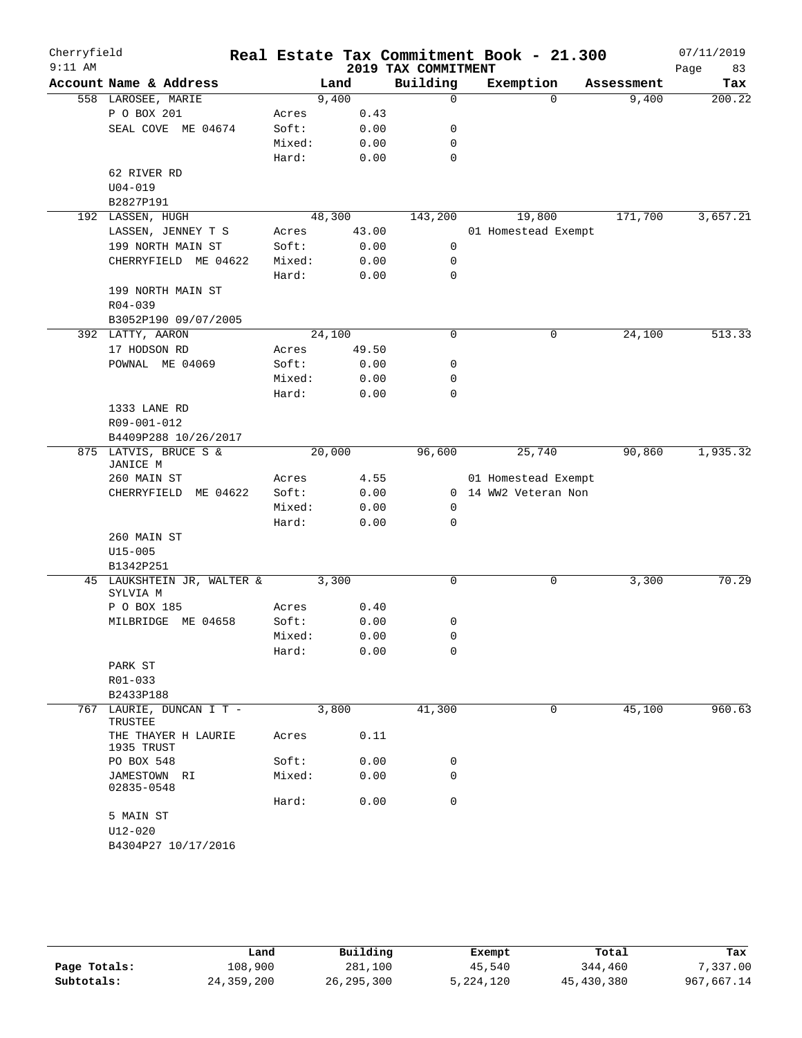# Cherryfield — Real Estate Tax Commitment Book - 21.300

9:11 AM — 2019 TAX COMMITMENT — 07/11/2019

| Account Name & Address | | Land | Building | Exemption | Assessment | Tax |
|---|---|---|---|---|---|---|
| 558 LAROSEE, MARIE | | 9,400 | 0 | 0 | 9,400 | 200.22 |
| P O BOX 201 | Acres | 0.43 | | | | |
| SEAL COVE ME 04674 | Soft: | 0.00 | 0 | | | |
| | Mixed: | 0.00 | 0 | | | |
| | Hard: | 0.00 | 0 | | | |
| 62 RIVER RD | | | | | | |
| U04-019 | | | | | | |
| B2827P191 | | | | | | |
| 192 LASSEN, HUGH | | 48,300 | 143,200 | 19,800 | 171,700 | 3,657.21 |
| LASSEN, JENNEY T S | Acres | 43.00 | | 01 Homestead Exempt | | |
| 199 NORTH MAIN ST | Soft: | 0.00 | 0 | | | |
| CHERRYFIELD ME 04622 | Mixed: | 0.00 | 0 | | | |
| | Hard: | 0.00 | 0 | | | |
| 199 NORTH MAIN ST | | | | | | |
| R04-039 | | | | | | |
| B3052P190 09/07/2005 | | | | | | |
| 392 LATTY, AARON | | 24,100 | 0 | 0 | 24,100 | 513.33 |
| 17 HODSON RD | Acres | 49.50 | | | | |
| POWNAL ME 04069 | Soft: | 0.00 | 0 | | | |
| | Mixed: | 0.00 | 0 | | | |
| | Hard: | 0.00 | 0 | | | |
| 1333 LANE RD | | | | | | |
| R09-001-012 | | | | | | |
| B4409P288 10/26/2017 | | | | | | |
| 875 LATVIS, BRUCE S & JANICE M | | 20,000 | 96,600 | 25,740 | 90,860 | 1,935.32 |
| 260 MAIN ST | Acres | 4.55 | | 01 Homestead Exempt | | |
| CHERRYFIELD ME 04622 | Soft: | 0.00 | 0 | 14 WW2 Veteran Non | | |
| | Mixed: | 0.00 | 0 | | | |
| | Hard: | 0.00 | 0 | | | |
| 260 MAIN ST | | | | | | |
| U15-005 | | | | | | |
| B1342P251 | | | | | | |
| 45 LAUKSHTEIN JR, WALTER & SYLVIA M | | 3,300 | 0 | 0 | 3,300 | 70.29 |
| P O BOX 185 | Acres | 0.40 | | | | |
| MILBRIDGE ME 04658 | Soft: | 0.00 | 0 | | | |
| | Mixed: | 0.00 | 0 | | | |
| | Hard: | 0.00 | 0 | | | |
| PARK ST | | | | | | |
| R01-033 | | | | | | |
| B2433P188 | | | | | | |
| 767 LAURIE, DUNCAN I T - TRUSTEE | | 3,800 | 41,300 | 0 | 45,100 | 960.63 |
| THE THAYER H LAURIE 1935 TRUST | Acres | 0.11 | | | | |
| PO BOX 548 | Soft: | 0.00 | 0 | | | |
| JAMESTOWN RI 02835-0548 | Mixed: | 0.00 | 0 | | | |
| | Hard: | 0.00 | 0 | | | |
| 5 MAIN ST | | | | | | |
| U12-020 | | | | | | |
| B4304P27 10/17/2016 | | | | | | |

| | Land | Building | Exempt | Total | Tax |
|---|---|---|---|---|---|
| Page Totals: | 108,900 | 281,100 | 45,540 | 344,460 | 7,337.00 |
| Subtotals: | 24,359,200 | 26,295,300 | 5,224,120 | 45,430,380 | 967,667.14 |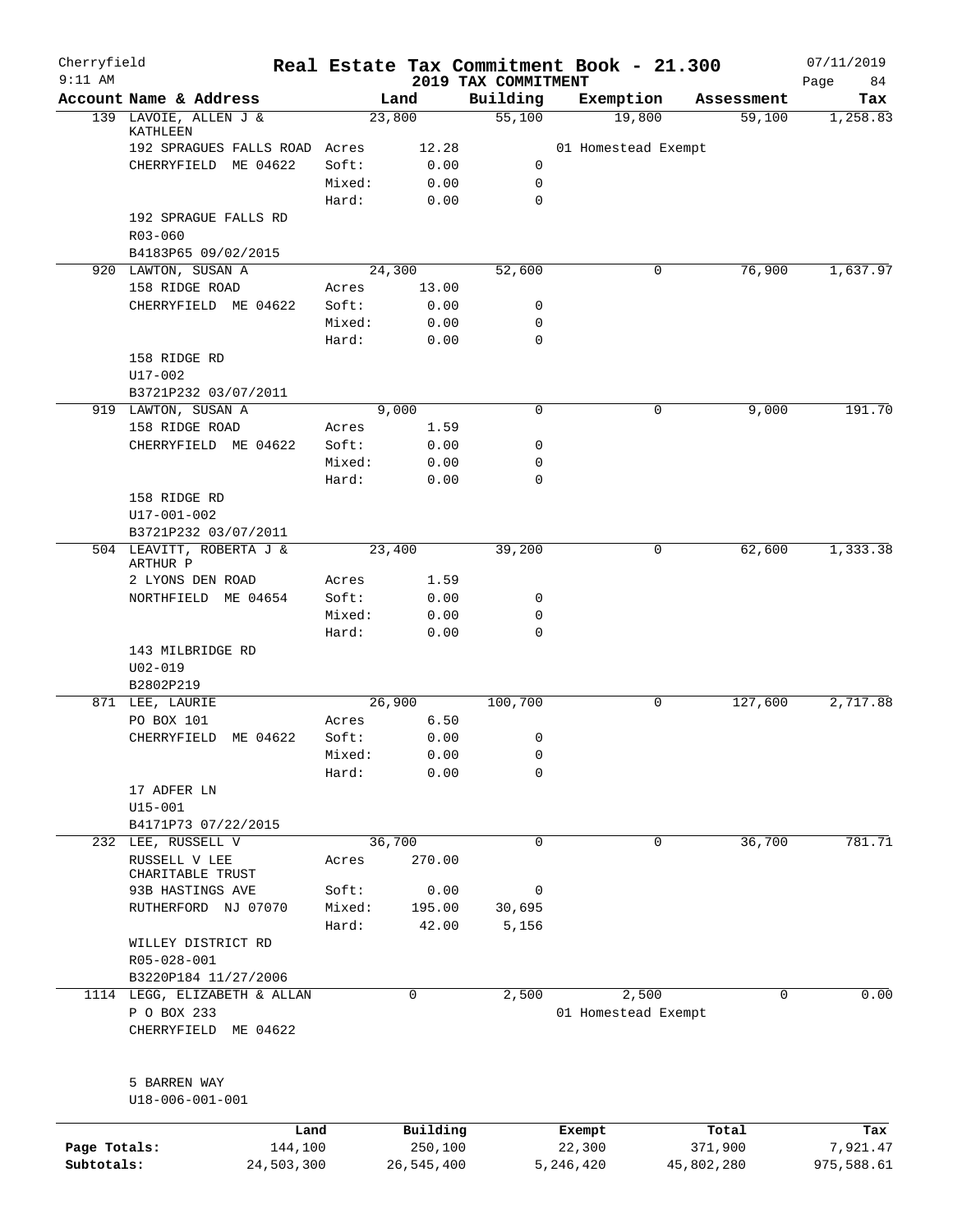Cherryfield — Real Estate Tax Commitment Book - 21.300 — 07/11/2019
9:11 AM — 2019 TAX COMMITMENT — Page 84

| Account Name & Address | | Land | Building | Exemption | Assessment | Tax |
|---|---|---|---|---|---|---|
| 139 LAVOIE, ALLEN J & KATHLEEN | | 23,800 | 55,100 | 19,800 | 59,100 | 1,258.83 |
| 192 SPRAGUES FALLS ROAD | Acres | 12.28 | | 01 Homestead Exempt | | |
| CHERRYFIELD ME 04622 | Soft: | 0.00 | 0 | | | |
| | Mixed: | 0.00 | 0 | | | |
| | Hard: | 0.00 | 0 | | | |
| 192 SPRAGUE FALLS RD | | | | | | |
| R03-060 | | | | | | |
| B4183P65 09/02/2015 | | | | | | |
| 920 LAWTON, SUSAN A | | 24,300 | 52,600 | 0 | 76,900 | 1,637.97 |
| 158 RIDGE ROAD | Acres | 13.00 | | | | |
| CHERRYFIELD ME 04622 | Soft: | 0.00 | 0 | | | |
| | Mixed: | 0.00 | 0 | | | |
| | Hard: | 0.00 | 0 | | | |
| 158 RIDGE RD | | | | | | |
| U17-002 | | | | | | |
| B3721P232 03/07/2011 | | | | | | |
| 919 LAWTON, SUSAN A | | 9,000 | 0 | 0 | 9,000 | 191.70 |
| 158 RIDGE ROAD | Acres | 1.59 | | | | |
| CHERRYFIELD ME 04622 | Soft: | 0.00 | 0 | | | |
| | Mixed: | 0.00 | 0 | | | |
| | Hard: | 0.00 | 0 | | | |
| 158 RIDGE RD | | | | | | |
| U17-001-002 | | | | | | |
| B3721P232 03/07/2011 | | | | | | |
| 504 LEAVITT, ROBERTA J & ARTHUR P | | 23,400 | 39,200 | 0 | 62,600 | 1,333.38 |
| 2 LYONS DEN ROAD | Acres | 1.59 | | | | |
| NORTHFIELD ME 04654 | Soft: | 0.00 | 0 | | | |
| | Mixed: | 0.00 | 0 | | | |
| | Hard: | 0.00 | 0 | | | |
| 143 MILBRIDGE RD | | | | | | |
| U02-019 | | | | | | |
| B2802P219 | | | | | | |
| 871 LEE, LAURIE | | 26,900 | 100,700 | 0 | 127,600 | 2,717.88 |
| PO BOX 101 | Acres | 6.50 | | | | |
| CHERRYFIELD ME 04622 | Soft: | 0.00 | 0 | | | |
| | Mixed: | 0.00 | 0 | | | |
| | Hard: | 0.00 | 0 | | | |
| 17 ADFER LN | | | | | | |
| U15-001 | | | | | | |
| B4171P73 07/22/2015 | | | | | | |
| 232 LEE, RUSSELL V | | 36,700 | 0 | 0 | 36,700 | 781.71 |
| RUSSELL V LEE CHARITABLE TRUST | Acres | 270.00 | | | | |
| 93B HASTINGS AVE | Soft: | 0.00 | 0 | | | |
| RUTHERFORD NJ 07070 | Mixed: | 195.00 | 30,695 | | | |
| | Hard: | 42.00 | 5,156 | | | |
| WILLEY DISTRICT RD | | | | | | |
| R05-028-001 | | | | | | |
| B3220P184 11/27/2006 | | | | | | |
| 1114 LEGG, ELIZABETH & ALLAN | | 0 | 2,500 | 2,500 | 0 | 0.00 |
| P O BOX 233 | | | | 01 Homestead Exempt | | |
| CHERRYFIELD ME 04622 | | | | | | |
| 5 BARREN WAY | | | | | | |
| U18-006-001-001 | | | | | | |

| | Land | Building | Exempt | Total | Tax |
|---|---|---|---|---|---|
| Page Totals: | 144,100 | 250,100 | 22,300 | 371,900 | 7,921.47 |
| Subtotals: | 24,503,300 | 26,545,400 | 5,246,420 | 45,802,280 | 975,588.61 |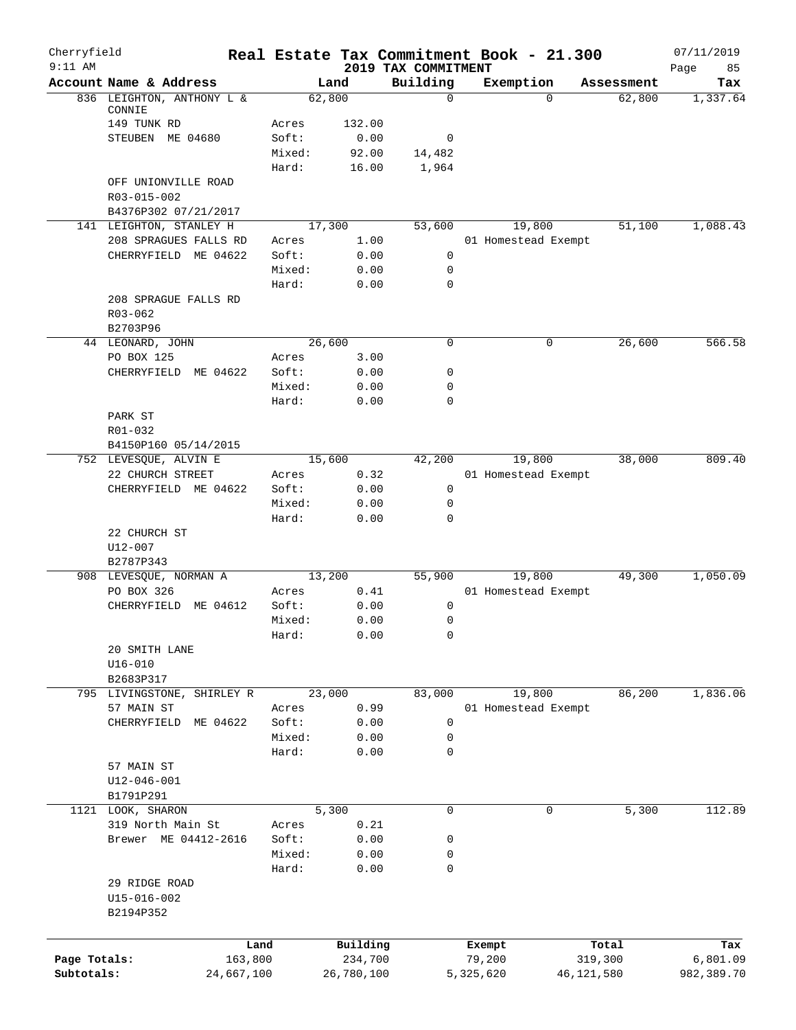# Cherryfield — Real Estate Tax Commitment Book - 21.300

2019 TAX COMMITMENT

9:11 AM — 07/11/2019

| Account | Name & Address | | Land | Building | Exemption | Assessment | Tax |
|---|---|---|---|---|---|---|---|
| 836 | LEIGHTON, ANTHONY L & CONNIE | | 62,800 | 0 | 0 | 62,800 | 1,337.64 |
| | 149 TUNK RD | Acres | 132.00 | | | | |
| | STEUBEN ME 04680 | Soft: | 0.00 | 0 | | | |
| | | Mixed: | 92.00 | 14,482 | | | |
| | | Hard: | 16.00 | 1,964 | | | |
| | OFF UNIONVILLE ROAD | | | | | | |
| | R03-015-002 | | | | | | |
| | B4376P302 07/21/2017 | | | | | | |
| 141 | LEIGHTON, STANLEY H | | 17,300 | 53,600 | 19,800 | 51,100 | 1,088.43 |
| | 208 SPRAGUES FALLS RD | Acres | 1.00 | | 01 Homestead Exempt | | |
| | CHERRYFIELD ME 04622 | Soft: | 0.00 | 0 | | | |
| | | Mixed: | 0.00 | 0 | | | |
| | | Hard: | 0.00 | 0 | | | |
| | 208 SPRAGUE FALLS RD | | | | | | |
| | R03-062 | | | | | | |
| | B2703P96 | | | | | | |
| 44 | LEONARD, JOHN | | 26,600 | 0 | 0 | 26,600 | 566.58 |
| | PO BOX 125 | Acres | 3.00 | | | | |
| | CHERRYFIELD ME 04622 | Soft: | 0.00 | 0 | | | |
| | | Mixed: | 0.00 | 0 | | | |
| | | Hard: | 0.00 | 0 | | | |
| | PARK ST | | | | | | |
| | R01-032 | | | | | | |
| | B4150P160 05/14/2015 | | | | | | |
| 752 | LEVESQUE, ALVIN E | | 15,600 | 42,200 | 19,800 | 38,000 | 809.40 |
| | 22 CHURCH STREET | Acres | 0.32 | | 01 Homestead Exempt | | |
| | CHERRYFIELD ME 04622 | Soft: | 0.00 | 0 | | | |
| | | Mixed: | 0.00 | 0 | | | |
| | | Hard: | 0.00 | 0 | | | |
| | 22 CHURCH ST | | | | | | |
| | U12-007 | | | | | | |
| | B2787P343 | | | | | | |
| 908 | LEVESQUE, NORMAN A | | 13,200 | 55,900 | 19,800 | 49,300 | 1,050.09 |
| | PO BOX 326 | Acres | 0.41 | | 01 Homestead Exempt | | |
| | CHERRYFIELD ME 04612 | Soft: | 0.00 | 0 | | | |
| | | Mixed: | 0.00 | 0 | | | |
| | | Hard: | 0.00 | 0 | | | |
| | 20 SMITH LANE | | | | | | |
| | U16-010 | | | | | | |
| | B2683P317 | | | | | | |
| 795 | LIVINGSTONE, SHIRLEY R | | 23,000 | 83,000 | 19,800 | 86,200 | 1,836.06 |
| | 57 MAIN ST | Acres | 0.99 | | 01 Homestead Exempt | | |
| | CHERRYFIELD ME 04622 | Soft: | 0.00 | 0 | | | |
| | | Mixed: | 0.00 | 0 | | | |
| | | Hard: | 0.00 | 0 | | | |
| | 57 MAIN ST | | | | | | |
| | U12-046-001 | | | | | | |
| | B1791P291 | | | | | | |
| 1121 | LOOK, SHARON | | 5,300 | 0 | 0 | 5,300 | 112.89 |
| | 319 North Main St | Acres | 0.21 | | | | |
| | Brewer ME 04412-2616 | Soft: | 0.00 | 0 | | | |
| | | Mixed: | 0.00 | 0 | | | |
| | | Hard: | 0.00 | 0 | | | |
| | 29 RIDGE ROAD | | | | | | |
| | U15-016-002 | | | | | | |
| | B2194P352 | | | | | | |

| | Land | Building | Exempt | Total | Tax |
|---|---|---|---|---|---|
| Page Totals: | 163,800 | 234,700 | 79,200 | 319,300 | 6,801.09 |
| Subtotals: | 24,667,100 | 26,780,100 | 5,325,620 | 46,121,580 | 982,389.70 |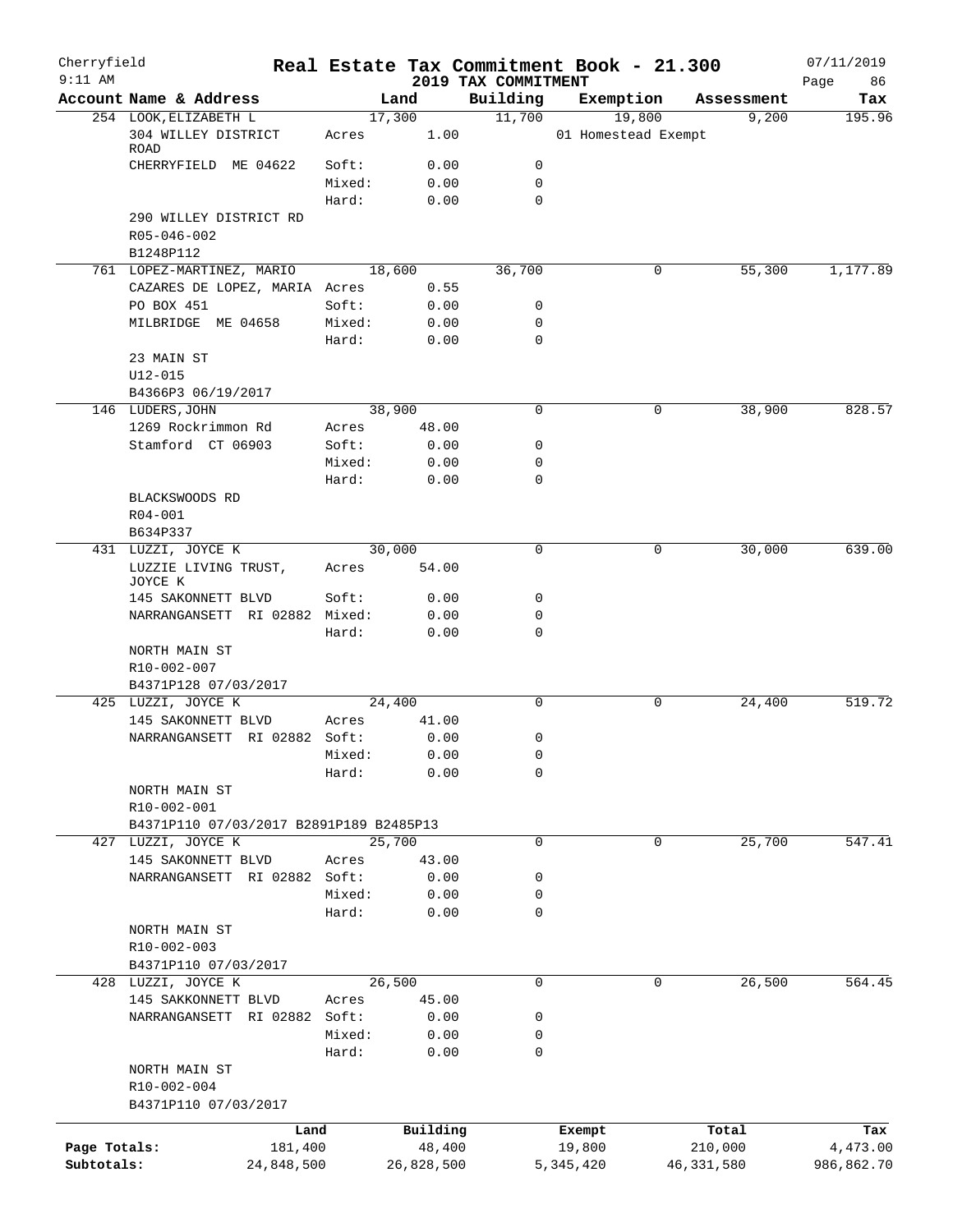Cherryfield
9:11 AM

# Real Estate Tax Commitment Book - 21.300

## 2019 TAX COMMITMENT

07/11/2019

| Account Name & Address | Land | | Building | Exemption | Assessment | Tax |
|---|---|---|---|---|---|---|
| 254 LOOK,ELIZABETH L | 17,300 | | 11,700 | 19,800 | 9,200 | 195.96 |
| 304 WILLEY DISTRICT ROAD | Acres | 1.00 | | 01 Homestead Exempt | | |
| CHERRYFIELD ME 04622 | Soft: | 0.00 | 0 | | | |
| | Mixed: | 0.00 | 0 | | | |
| | Hard: | 0.00 | 0 | | | |
| 290 WILLEY DISTRICT RD | | | | | | |
| R05-046-002 | | | | | | |
| B1248P112 | | | | | | |
| 761 LOPEZ-MARTINEZ, MARIO | 18,600 | | 36,700 | 0 | 55,300 | 1,177.89 |
| CAZARES DE LOPEZ, MARIA | Acres | 0.55 | | | | |
| PO BOX 451 | Soft: | 0.00 | 0 | | | |
| MILBRIDGE ME 04658 | Mixed: | 0.00 | 0 | | | |
| | Hard: | 0.00 | 0 | | | |
| 23 MAIN ST | | | | | | |
| U12-015 | | | | | | |
| B4366P3 06/19/2017 | | | | | | |
| 146 LUDERS,JOHN | 38,900 | | 0 | 0 | 38,900 | 828.57 |
| 1269 Rockrimmon Rd | Acres | 48.00 | | | | |
| Stamford CT 06903 | Soft: | 0.00 | 0 | | | |
| | Mixed: | 0.00 | 0 | | | |
| | Hard: | 0.00 | 0 | | | |
| BLACKSWOODS RD | | | | | | |
| R04-001 | | | | | | |
| B634P337 | | | | | | |
| 431 LUZZI, JOYCE K | 30,000 | | 0 | 0 | 30,000 | 639.00 |
| LUZZIE LIVING TRUST, JOYCE K | Acres | 54.00 | | | | |
| 145 SAKONNETT BLVD | Soft: | 0.00 | 0 | | | |
| NARRANGANSETT RI 02882 | Mixed: | 0.00 | 0 | | | |
| | Hard: | 0.00 | 0 | | | |
| NORTH MAIN ST | | | | | | |
| R10-002-007 | | | | | | |
| B4371P128 07/03/2017 | | | | | | |
| 425 LUZZI, JOYCE K | 24,400 | | 0 | 0 | 24,400 | 519.72 |
| 145 SAKONNETT BLVD | Acres | 41.00 | | | | |
| NARRANGANSETT RI 02882 | Soft: | 0.00 | 0 | | | |
| | Mixed: | 0.00 | 0 | | | |
| | Hard: | 0.00 | 0 | | | |
| NORTH MAIN ST | | | | | | |
| R10-002-001 | | | | | | |
| B4371P110 07/03/2017 B2891P189 B2485P13 | | | | | | |
| 427 LUZZI, JOYCE K | 25,700 | | 0 | 0 | 25,700 | 547.41 |
| 145 SAKONNETT BLVD | Acres | 43.00 | | | | |
| NARRANGANSETT RI 02882 | Soft: | 0.00 | 0 | | | |
| | Mixed: | 0.00 | 0 | | | |
| | Hard: | 0.00 | 0 | | | |
| NORTH MAIN ST | | | | | | |
| R10-002-003 | | | | | | |
| B4371P110 07/03/2017 | | | | | | |
| 428 LUZZI, JOYCE K | 26,500 | | 0 | 0 | 26,500 | 564.45 |
| 145 SAKKONNETT BLVD | Acres | 45.00 | | | | |
| NARRANGANSETT RI 02882 | Soft: | 0.00 | 0 | | | |
| | Mixed: | 0.00 | 0 | | | |
| | Hard: | 0.00 | 0 | | | |
| NORTH MAIN ST | | | | | | |
| R10-002-004 | | | | | | |
| B4371P110 07/03/2017 | | | | | | |

| | Land | Building | Exempt | Total | Tax |
|---|---|---|---|---|---|
| Page Totals: | 181,400 | 48,400 | 19,800 | 210,000 | 4,473.00 |
| Subtotals: | 24,848,500 | 26,828,500 | 5,345,420 | 46,331,580 | 986,862.70 |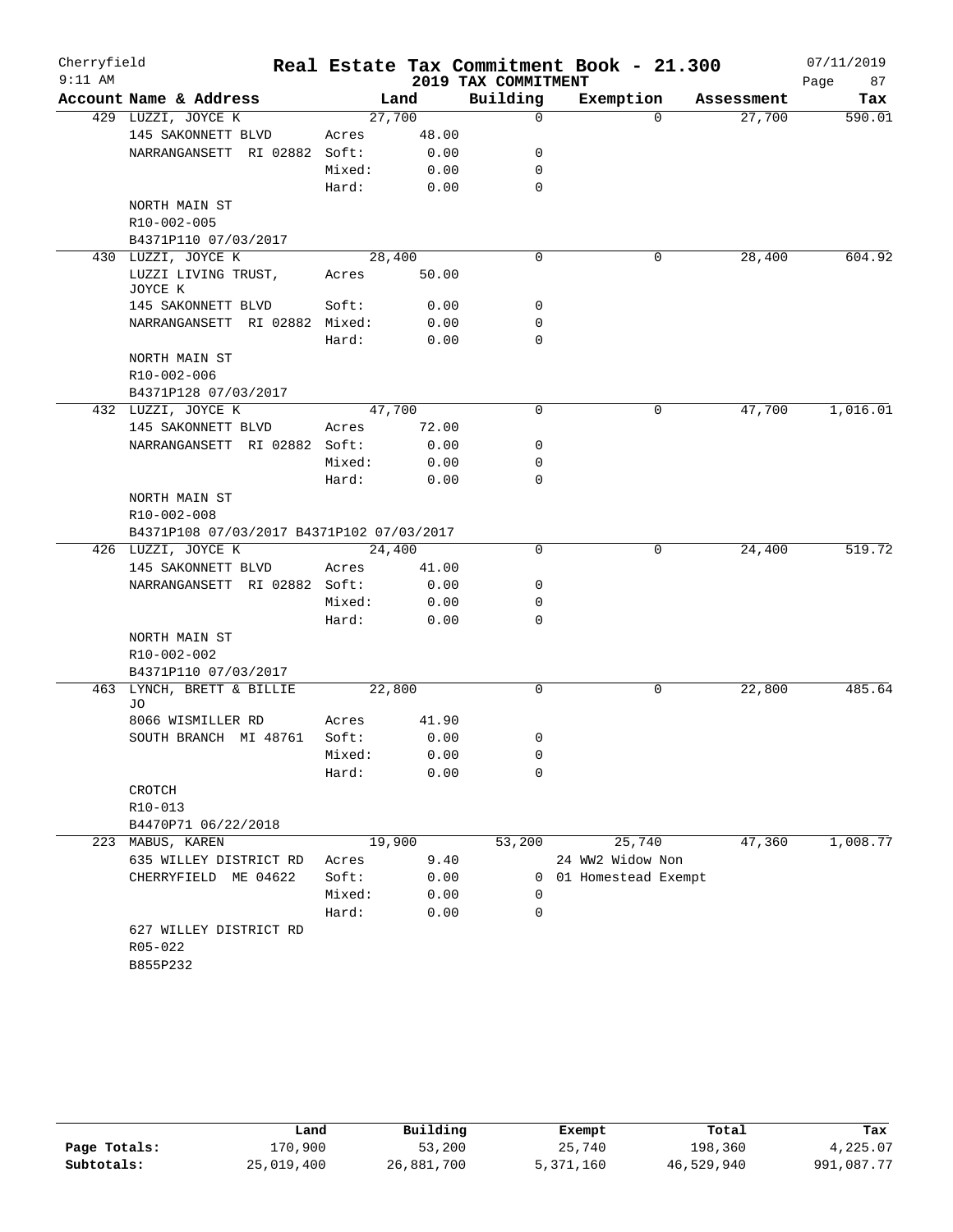Cherryfield — Real Estate Tax Commitment Book - 21.300 — 07/11/2019
9:11 AM — 2019 TAX COMMITMENT

| Account Name & Address | | Land | Building | Exemption | Assessment | Tax |
|---|---|---|---|---|---|---|
| 429 LUZZI, JOYCE K | | 27,700 | 0 | 0 | 27,700 | 590.01 |
| 145 SAKONNETT BLVD | Acres | 48.00 | | | | |
| NARRAGANSETT RI 02882 | Soft: | 0.00 | 0 | | | |
| | Mixed: | 0.00 | 0 | | | |
| | Hard: | 0.00 | 0 | | | |
| NORTH MAIN ST | | | | | | |
| R10-002-005 | | | | | | |
| B4371P110 07/03/2017 | | | | | | |
| 430 LUZZI, JOYCE K | | 28,400 | 0 | 0 | 28,400 | 604.92 |
| LUZZI LIVING TRUST, JOYCE K | Acres | 50.00 | | | | |
| 145 SAKONNETT BLVD | Soft: | 0.00 | 0 | | | |
| NARRAGANSETT RI 02882 | Mixed: | 0.00 | 0 | | | |
| | Hard: | 0.00 | 0 | | | |
| NORTH MAIN ST | | | | | | |
| R10-002-006 | | | | | | |
| B4371P128 07/03/2017 | | | | | | |
| 432 LUZZI, JOYCE K | | 47,700 | 0 | 0 | 47,700 | 1,016.01 |
| 145 SAKONNETT BLVD | Acres | 72.00 | | | | |
| NARRAGANSETT RI 02882 | Soft: | 0.00 | 0 | | | |
| | Mixed: | 0.00 | 0 | | | |
| | Hard: | 0.00 | 0 | | | |
| NORTH MAIN ST | | | | | | |
| R10-002-008 | | | | | | |
| B4371P108 07/03/2017 B4371P102 07/03/2017 | | | | | | |
| 426 LUZZI, JOYCE K | | 24,400 | 0 | 0 | 24,400 | 519.72 |
| 145 SAKONNETT BLVD | Acres | 41.00 | | | | |
| NARRAGANSETT RI 02882 | Soft: | 0.00 | 0 | | | |
| | Mixed: | 0.00 | 0 | | | |
| | Hard: | 0.00 | 0 | | | |
| NORTH MAIN ST | | | | | | |
| R10-002-002 | | | | | | |
| B4371P110 07/03/2017 | | | | | | |
| 463 LYNCH, BRETT & BILLIE JO | | 22,800 | 0 | 0 | 22,800 | 485.64 |
| 8066 WISMILLER RD | Acres | 41.90 | | | | |
| SOUTH BRANCH MI 48761 | Soft: | 0.00 | 0 | | | |
| | Mixed: | 0.00 | 0 | | | |
| | Hard: | 0.00 | 0 | | | |
| CROTCH | | | | | | |
| R10-013 | | | | | | |
| B4470P71 06/22/2018 | | | | | | |
| 223 MABUS, KAREN | | 19,900 | 53,200 | 25,740 | 47,360 | 1,008.77 |
| 635 WILLEY DISTRICT RD | Acres | 9.40 | | 24 WW2 Widow Non | | |
| CHERRYFIELD ME 04622 | Soft: | 0.00 | 0 | 01 Homestead Exempt | | |
| | Mixed: | 0.00 | 0 | | | |
| | Hard: | 0.00 | 0 | | | |
| 627 WILLEY DISTRICT RD | | | | | | |
| R05-022 | | | | | | |
| B855P232 | | | | | | |

| | Land | Building | Exempt | Total | Tax |
|---|---|---|---|---|---|
| Page Totals: | 170,900 | 53,200 | 25,740 | 198,360 | 4,225.07 |
| Subtotals: | 25,019,400 | 26,881,700 | 5,371,160 | 46,529,940 | 991,087.77 |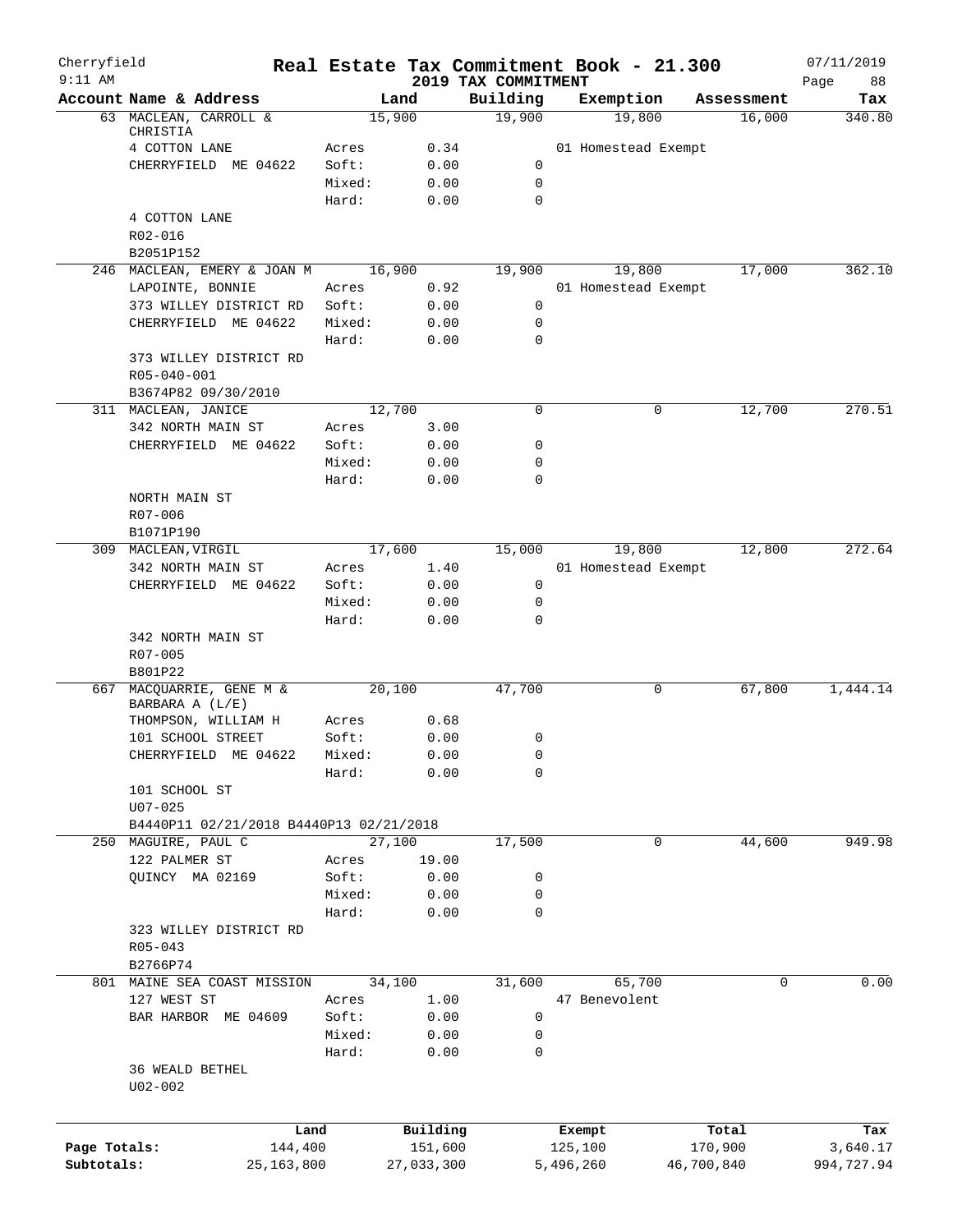Cherryfield | Real Estate Tax Commitment Book - 21.300 | 07/11/2019
9:11 AM | 2019 TAX COMMITMENT

| Account Name & Address | Land | | Building | Exemption | Assessment | Tax |
|---|---|---|---|---|---|---|
| 63 MACLEAN, CARROLL & CHRISTIA | 15,900 | | 19,900 | 19,800 | 16,000 | 340.80 |
| 4 COTTON LANE | Acres | 0.34 | | 01 Homestead Exempt | | |
| CHERRYFIELD ME 04622 | Soft: | 0.00 | 0 | | | |
| | Mixed: | 0.00 | 0 | | | |
| | Hard: | 0.00 | 0 | | | |
| 4 COTTON LANE | | | | | | |
| R02-016 | | | | | | |
| B2051P152 | | | | | | |
| 246 MACLEAN, EMERY & JOAN M | 16,900 | | 19,900 | 19,800 | 17,000 | 362.10 |
| LAPOINTE, BONNIE | Acres | 0.92 | | 01 Homestead Exempt | | |
| 373 WILLEY DISTRICT RD | Soft: | 0.00 | 0 | | | |
| CHERRYFIELD ME 04622 | Mixed: | 0.00 | 0 | | | |
| | Hard: | 0.00 | 0 | | | |
| 373 WILLEY DISTRICT RD | | | | | | |
| R05-040-001 | | | | | | |
| B3674P82 09/30/2010 | | | | | | |
| 311 MACLEAN, JANICE | 12,700 | | 0 | 0 | 12,700 | 270.51 |
| 342 NORTH MAIN ST | Acres | 3.00 | | | | |
| CHERRYFIELD ME 04622 | Soft: | 0.00 | 0 | | | |
| | Mixed: | 0.00 | 0 | | | |
| | Hard: | 0.00 | 0 | | | |
| NORTH MAIN ST | | | | | | |
| R07-006 | | | | | | |
| B1071P190 | | | | | | |
| 309 MACLEAN,VIRGIL | 17,600 | | 15,000 | 19,800 | 12,800 | 272.64 |
| 342 NORTH MAIN ST | Acres | 1.40 | | 01 Homestead Exempt | | |
| CHERRYFIELD ME 04622 | Soft: | 0.00 | 0 | | | |
| | Mixed: | 0.00 | 0 | | | |
| | Hard: | 0.00 | 0 | | | |
| 342 NORTH MAIN ST | | | | | | |
| R07-005 | | | | | | |
| B801P22 | | | | | | |
| 667 MACQUARRIE, GENE M & BARBARA A (L/E) | 20,100 | | 47,700 | 0 | 67,800 | 1,444.14 |
| THOMPSON, WILLIAM H | Acres | 0.68 | | | | |
| 101 SCHOOL STREET | Soft: | 0.00 | 0 | | | |
| CHERRYFIELD ME 04622 | Mixed: | 0.00 | 0 | | | |
| | Hard: | 0.00 | 0 | | | |
| 101 SCHOOL ST | | | | | | |
| U07-025 | | | | | | |
| B4440P11 02/21/2018 B4440P13 02/21/2018 | | | | | | |
| 250 MAGUIRE, PAUL C | 27,100 | | 17,500 | 0 | 44,600 | 949.98 |
| 122 PALMER ST | Acres | 19.00 | | | | |
| QUINCY MA 02169 | Soft: | 0.00 | 0 | | | |
| | Mixed: | 0.00 | 0 | | | |
| | Hard: | 0.00 | 0 | | | |
| 323 WILLEY DISTRICT RD | | | | | | |
| R05-043 | | | | | | |
| B2766P74 | | | | | | |
| 801 MAINE SEA COAST MISSION | 34,100 | | 31,600 | 65,700 | 0 | 0.00 |
| 127 WEST ST | Acres | 1.00 | | 47 Benevolent | | |
| BAR HARBOR ME 04609 | Soft: | 0.00 | 0 | | | |
| | Mixed: | 0.00 | 0 | | | |
| | Hard: | 0.00 | 0 | | | |
| 36 WEALD BETHEL | | | | | | |
| U02-002 | | | | | | |

| | Land | Building | Exempt | Total | Tax |
|---|---|---|---|---|---|
| Page Totals: | 144,400 | 151,600 | 125,100 | 170,900 | 3,640.17 |
| Subtotals: | 25,163,800 | 27,033,300 | 5,496,260 | 46,700,840 | 994,727.94 |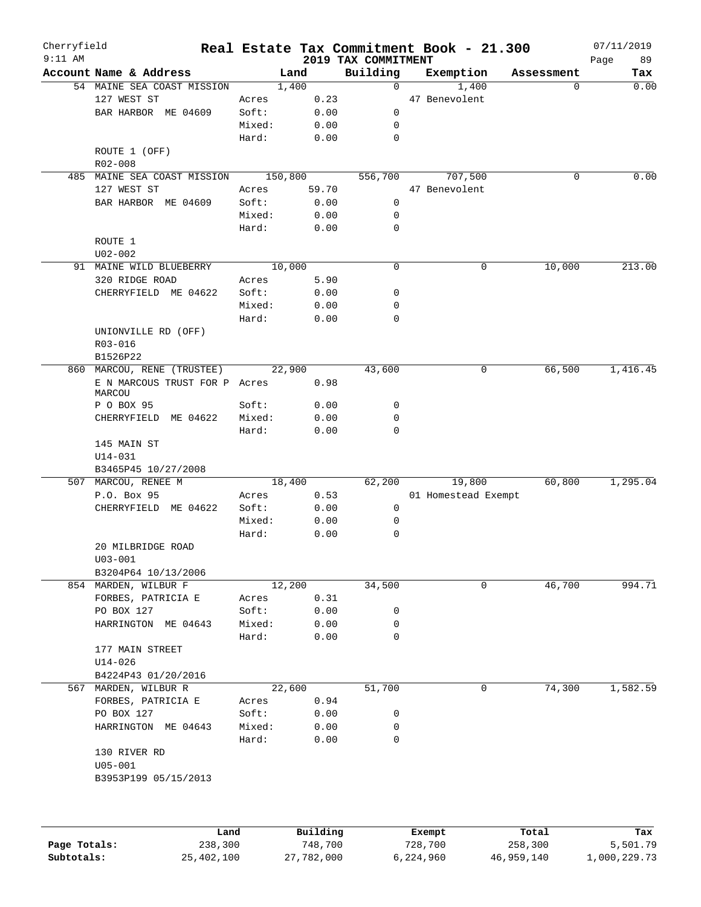Cherryfield 9:11 AM

# Real Estate Tax Commitment Book - 21.300

## 2019 TAX COMMITMENT

07/11/2019 Page 89

| Account Name & Address | | Land | Building | Exemption | Assessment | Tax |
|---|---|---|---|---|---|---|
| 54 MAINE SEA COAST MISSION | | 1,400 | 0 | 1,400 | 0 | 0.00 |
| 127 WEST ST | Acres | 0.23 | | 47 Benevolent | | |
| BAR HARBOR ME 04609 | Soft: | 0.00 | 0 | | | |
| | Mixed: | 0.00 | 0 | | | |
| | Hard: | 0.00 | 0 | | | |
| ROUTE 1 (OFF) | | | | | | |
| R02-008 | | | | | | |
| 485 MAINE SEA COAST MISSION | | 150,800 | 556,700 | 707,500 | 0 | 0.00 |
| 127 WEST ST | Acres | 59.70 | | 47 Benevolent | | |
| BAR HARBOR ME 04609 | Soft: | 0.00 | 0 | | | |
| | Mixed: | 0.00 | 0 | | | |
| | Hard: | 0.00 | 0 | | | |
| ROUTE 1 | | | | | | |
| U02-002 | | | | | | |
| 91 MAINE WILD BLUEBERRY | | 10,000 | 0 | 0 | 10,000 | 213.00 |
| 320 RIDGE ROAD | Acres | 5.90 | | | | |
| CHERRYFIELD ME 04622 | Soft: | 0.00 | 0 | | | |
| | Mixed: | 0.00 | 0 | | | |
| | Hard: | 0.00 | 0 | | | |
| UNIONVILLE RD (OFF) | | | | | | |
| R03-016 | | | | | | |
| B1526P22 | | | | | | |
| 860 MARCOU, RENE (TRUSTEE) | | 22,900 | 43,600 | 0 | 66,500 | 1,416.45 |
| E N MARCOUS TRUST FOR P MARCOU | Acres | 0.98 | | | | |
| P O BOX 95 | Soft: | 0.00 | 0 | | | |
| CHERRYFIELD ME 04622 | Mixed: | 0.00 | 0 | | | |
| | Hard: | 0.00 | 0 | | | |
| 145 MAIN ST | | | | | | |
| U14-031 | | | | | | |
| B3465P45 10/27/2008 | | | | | | |
| 507 MARCOU, RENEE M | | 18,400 | 62,200 | 19,800 | 60,800 | 1,295.04 |
| P.O. Box 95 | Acres | 0.53 | | 01 Homestead Exempt | | |
| CHERRYFIELD ME 04622 | Soft: | 0.00 | 0 | | | |
| | Mixed: | 0.00 | 0 | | | |
| | Hard: | 0.00 | 0 | | | |
| 20 MILBRIDGE ROAD | | | | | | |
| U03-001 | | | | | | |
| B3204P64 10/13/2006 | | | | | | |
| 854 MARDEN, WILBUR F | | 12,200 | 34,500 | 0 | 46,700 | 994.71 |
| FORBES, PATRICIA E | Acres | 0.31 | | | | |
| PO BOX 127 | Soft: | 0.00 | 0 | | | |
| HARRINGTON ME 04643 | Mixed: | 0.00 | 0 | | | |
| | Hard: | 0.00 | 0 | | | |
| 177 MAIN STREET | | | | | | |
| U14-026 | | | | | | |
| B4224P43 01/20/2016 | | | | | | |
| 567 MARDEN, WILBUR R | | 22,600 | 51,700 | 0 | 74,300 | 1,582.59 |
| FORBES, PATRICIA E | Acres | 0.94 | | | | |
| PO BOX 127 | Soft: | 0.00 | 0 | | | |
| HARRINGTON ME 04643 | Mixed: | 0.00 | 0 | | | |
| | Hard: | 0.00 | 0 | | | |
| 130 RIVER RD | | | | | | |
| U05-001 | | | | | | |
| B3953P199 05/15/2013 | | | | | | |

| | Land | Building | Exempt | Total | Tax |
|---|---|---|---|---|---|
| Page Totals: | 238,300 | 748,700 | 728,700 | 258,300 | 5,501.79 |
| Subtotals: | 25,402,100 | 27,782,000 | 6,224,960 | 46,959,140 | 1,000,229.73 |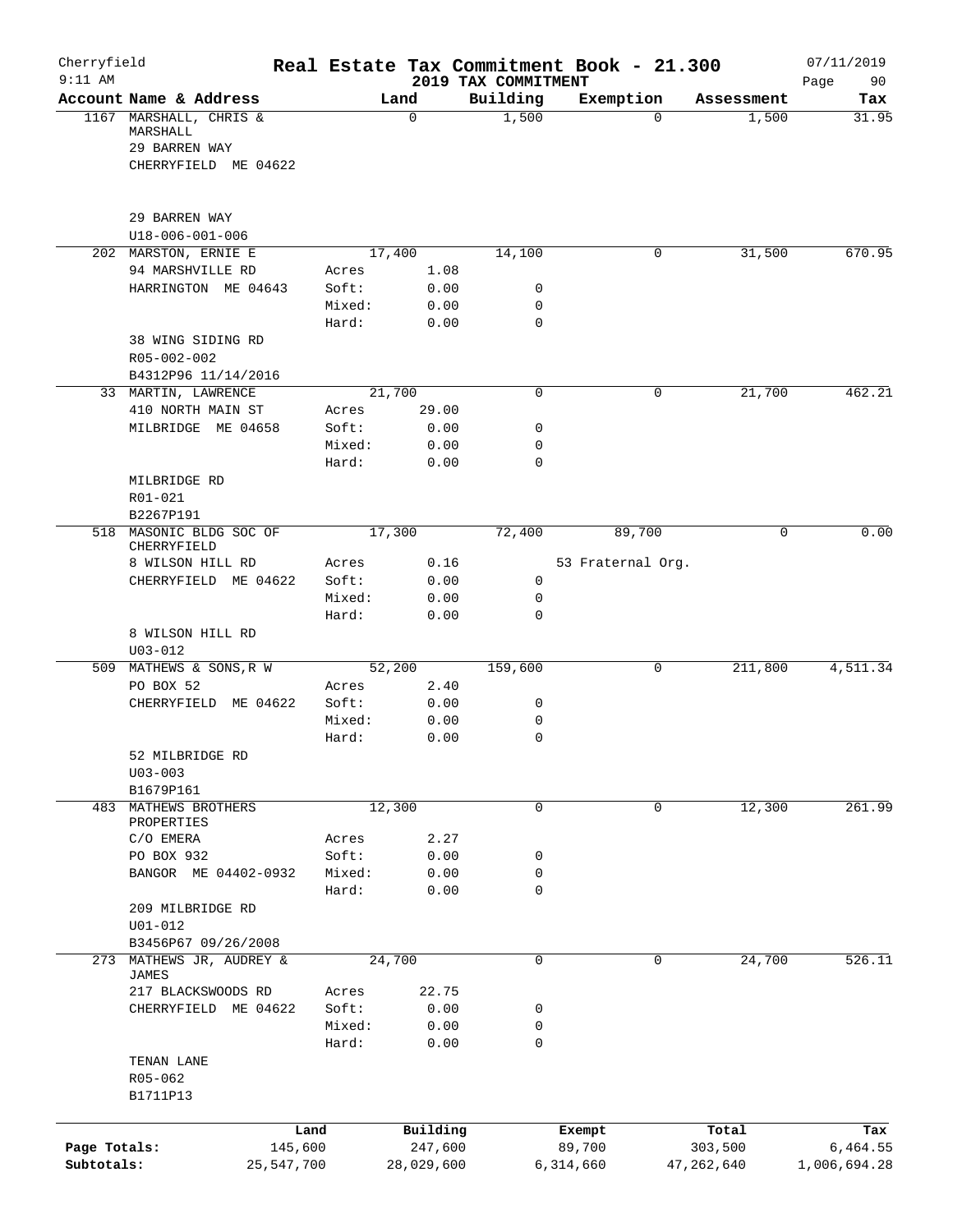Cherryfield 9:11 AM

# Real Estate Tax Commitment Book - 21.300

## 2019 TAX COMMITMENT

07/11/2019 Page 90

| Account Name & Address | | Land | Building | Exemption | Assessment | Tax |
|---|---|---|---|---|---|---|
| 1167 MARSHALL, CHRIS & MARSHALL | | 0 | 1,500 | 0 | 1,500 | 31.95 |
| 29 BARREN WAY | | | | | | |
| CHERRYFIELD ME 04622 | | | | | | |
| 29 BARREN WAY | | | | | | |
| U18-006-001-006 | | | | | | |
| 202 MARSTON, ERNIE E | | 17,400 | 14,100 | 0 | 31,500 | 670.95 |
| 94 MARSHVILLE RD | Acres | 1.08 | | | | |
| HARRINGTON ME 04643 | Soft: | 0.00 | 0 | | | |
| | Mixed: | 0.00 | 0 | | | |
| | Hard: | 0.00 | 0 | | | |
| 38 WING SIDING RD | | | | | | |
| R05-002-002 | | | | | | |
| B4312P96 11/14/2016 | | | | | | |
| 33 MARTIN, LAWRENCE | | 21,700 | 0 | 0 | 21,700 | 462.21 |
| 410 NORTH MAIN ST | Acres | 29.00 | | | | |
| MILBRIDGE ME 04658 | Soft: | 0.00 | 0 | | | |
| | Mixed: | 0.00 | 0 | | | |
| | Hard: | 0.00 | 0 | | | |
| MILBRIDGE RD | | | | | | |
| R01-021 | | | | | | |
| B2267P191 | | | | | | |
| 518 MASONIC BLDG SOC OF CHERRYFIELD | | 17,300 | 72,400 | 89,700 | 0 | 0.00 |
| 8 WILSON HILL RD | Acres | 0.16 | | 53 Fraternal Org. | | |
| CHERRYFIELD ME 04622 | Soft: | 0.00 | 0 | | | |
| | Mixed: | 0.00 | 0 | | | |
| | Hard: | 0.00 | 0 | | | |
| 8 WILSON HILL RD | | | | | | |
| U03-012 | | | | | | |
| 509 MATHEWS & SONS,R W | | 52,200 | 159,600 | 0 | 211,800 | 4,511.34 |
| PO BOX 52 | Acres | 2.40 | | | | |
| CHERRYFIELD ME 04622 | Soft: | 0.00 | 0 | | | |
| | Mixed: | 0.00 | 0 | | | |
| | Hard: | 0.00 | 0 | | | |
| 52 MILBRIDGE RD | | | | | | |
| U03-003 | | | | | | |
| B1679P161 | | | | | | |
| 483 MATHEWS BROTHERS PROPERTIES | | 12,300 | 0 | 0 | 12,300 | 261.99 |
| C/O EMERA | Acres | 2.27 | | | | |
| PO BOX 932 | Soft: | 0.00 | 0 | | | |
| BANGOR ME 04402-0932 | Mixed: | 0.00 | 0 | | | |
| | Hard: | 0.00 | 0 | | | |
| 209 MILBRIDGE RD | | | | | | |
| U01-012 | | | | | | |
| B3456P67 09/26/2008 | | | | | | |
| 273 MATHEWS JR, AUDREY & JAMES | | 24,700 | 0 | 0 | 24,700 | 526.11 |
| 217 BLACKSWOODS RD | Acres | 22.75 | | | | |
| CHERRYFIELD ME 04622 | Soft: | 0.00 | 0 | | | |
| | Mixed: | 0.00 | 0 | | | |
| | Hard: | 0.00 | 0 | | | |
| TENAN LANE | | | | | | |
| R05-062 | | | | | | |
| B1711P13 | | | | | | |

| | Land | Building | Exempt | Total | Tax |
|---|---|---|---|---|---|
| Page Totals: | 145,600 | 247,600 | 89,700 | 303,500 | 6,464.55 |
| Subtotals: | 25,547,700 | 28,029,600 | 6,314,660 | 47,262,640 | 1,006,694.28 |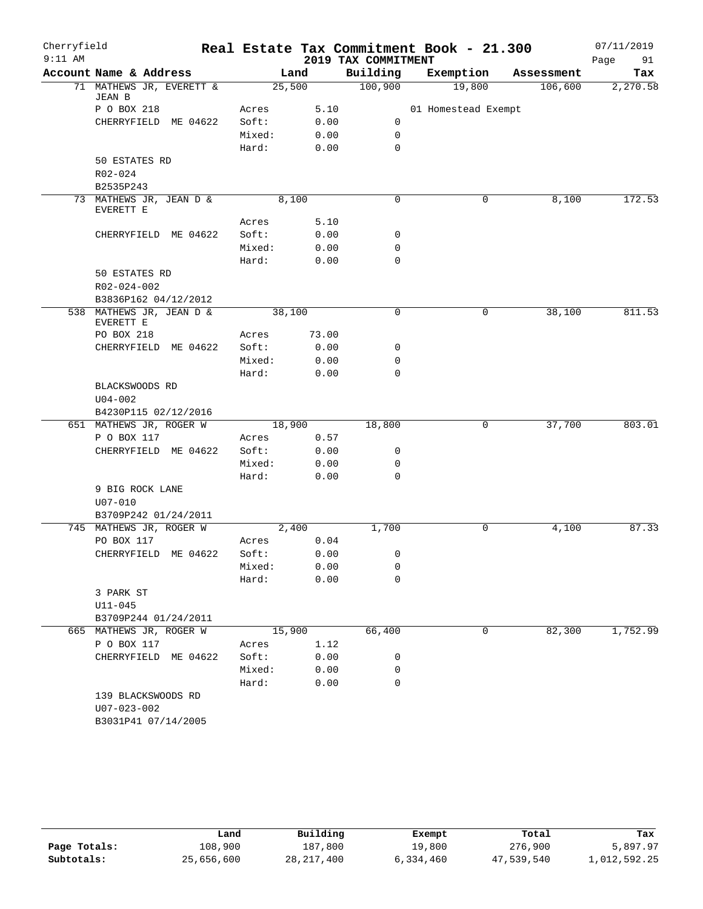Cherryfield 9:11 AM

# Real Estate Tax Commitment Book - 21.300

## 2019 TAX COMMITMENT

07/11/2019

| Account Name & Address | Land | | Building | Exemption | Assessment | Tax |
|---|---|---|---|---|---|---|
| 71 MATHEWS JR, EVERETT & JEAN B | 25,500 | | 100,900 | 19,800 | 106,600 | 2,270.58 |
| P O BOX 218 | Acres | 5.10 | | 01 Homestead Exempt | | |
| CHERRYFIELD ME 04622 | Soft: | 0.00 | 0 | | | |
| | Mixed: | 0.00 | 0 | | | |
| | Hard: | 0.00 | 0 | | | |
| 50 ESTATES RD | | | | | | |
| R02-024 | | | | | | |
| B2535P243 | | | | | | |
| 73 MATHEWS JR, JEAN D & EVERETT E | 8,100 | | 0 | 0 | 8,100 | 172.53 |
| | Acres | 5.10 | | | | |
| CHERRYFIELD ME 04622 | Soft: | 0.00 | 0 | | | |
| | Mixed: | 0.00 | 0 | | | |
| | Hard: | 0.00 | 0 | | | |
| 50 ESTATES RD | | | | | | |
| R02-024-002 | | | | | | |
| B3836P162 04/12/2012 | | | | | | |
| 538 MATHEWS JR, JEAN D & EVERETT E | 38,100 | | 0 | 0 | 38,100 | 811.53 |
| PO BOX 218 | Acres | 73.00 | | | | |
| CHERRYFIELD ME 04622 | Soft: | 0.00 | 0 | | | |
| | Mixed: | 0.00 | 0 | | | |
| | Hard: | 0.00 | 0 | | | |
| BLACKSWOODS RD | | | | | | |
| U04-002 | | | | | | |
| B4230P115 02/12/2016 | | | | | | |
| 651 MATHEWS JR, ROGER W | 18,900 | | 18,800 | 0 | 37,700 | 803.01 |
| P O BOX 117 | Acres | 0.57 | | | | |
| CHERRYFIELD ME 04622 | Soft: | 0.00 | 0 | | | |
| | Mixed: | 0.00 | 0 | | | |
| | Hard: | 0.00 | 0 | | | |
| 9 BIG ROCK LANE | | | | | | |
| U07-010 | | | | | | |
| B3709P242 01/24/2011 | | | | | | |
| 745 MATHEWS JR, ROGER W | 2,400 | | 1,700 | 0 | 4,100 | 87.33 |
| PO BOX 117 | Acres | 0.04 | | | | |
| CHERRYFIELD ME 04622 | Soft: | 0.00 | 0 | | | |
| | Mixed: | 0.00 | 0 | | | |
| | Hard: | 0.00 | 0 | | | |
| 3 PARK ST | | | | | | |
| U11-045 | | | | | | |
| B3709P244 01/24/2011 | | | | | | |
| 665 MATHEWS JR, ROGER W | 15,900 | | 66,400 | 0 | 82,300 | 1,752.99 |
| P O BOX 117 | Acres | 1.12 | | | | |
| CHERRYFIELD ME 04622 | Soft: | 0.00 | 0 | | | |
| | Mixed: | 0.00 | 0 | | | |
| | Hard: | 0.00 | 0 | | | |
| 139 BLACKSWOODS RD | | | | | | |
| U07-023-002 | | | | | | |
| B3031P41 07/14/2005 | | | | | | |

| | Land | Building | Exempt | Total | Tax |
|---|---|---|---|---|---|
| Page Totals: | 108,900 | 187,800 | 19,800 | 276,900 | 5,897.97 |
| Subtotals: | 25,656,600 | 28,217,400 | 6,334,460 | 47,539,540 | 1,012,592.25 |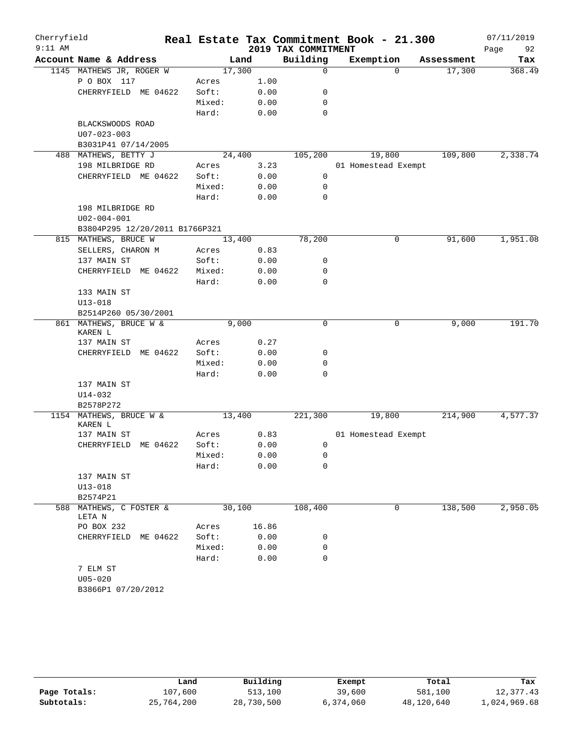# Real Estate Tax Commitment Book - 21.300

Cherryfield
9:11 AM

2019 TAX COMMITMENT

07/11/2019

| Account Name & Address | Land | | Building | Exemption | Assessment | Tax |
|---|---|---|---|---|---|---|
| 1145 MATHEWS JR, ROGER W | 17,300 | | 0 | 0 | 17,300 | 368.49 |
| P O BOX 117 | Acres | 1.00 | | | | |
| CHERRYFIELD ME 04622 | Soft: | 0.00 | 0 | | | |
| | Mixed: | 0.00 | 0 | | | |
| | Hard: | 0.00 | 0 | | | |
| BLACKSWOODS ROAD | | | | | | |
| U07-023-003 | | | | | | |
| B3031P41 07/14/2005 | | | | | | |
| 488 MATHEWS, BETTY J | 24,400 | | 105,200 | 19,800 | 109,800 | 2,338.74 |
| 198 MILBRIDGE RD | Acres | 3.23 | | 01 Homestead Exempt | | |
| CHERRYFIELD ME 04622 | Soft: | 0.00 | 0 | | | |
| | Mixed: | 0.00 | 0 | | | |
| | Hard: | 0.00 | 0 | | | |
| 198 MILBRIDGE RD | | | | | | |
| U02-004-001 | | | | | | |
| B3804P295 12/20/2011 B1766P321 | | | | | | |
| 815 MATHEWS, BRUCE W | 13,400 | | 78,200 | 0 | 91,600 | 1,951.08 |
| SELLERS, CHARON M | Acres | 0.83 | | | | |
| 137 MAIN ST | Soft: | 0.00 | 0 | | | |
| CHERRYFIELD ME 04622 | Mixed: | 0.00 | 0 | | | |
| | Hard: | 0.00 | 0 | | | |
| 133 MAIN ST | | | | | | |
| U13-018 | | | | | | |
| B2514P260 05/30/2001 | | | | | | |
| 861 MATHEWS, BRUCE W & KAREN L | 9,000 | | 0 | 0 | 9,000 | 191.70 |
| 137 MAIN ST | Acres | 0.27 | | | | |
| CHERRYFIELD ME 04622 | Soft: | 0.00 | 0 | | | |
| | Mixed: | 0.00 | 0 | | | |
| | Hard: | 0.00 | 0 | | | |
| 137 MAIN ST | | | | | | |
| U14-032 | | | | | | |
| B2578P272 | | | | | | |
| 1154 MATHEWS, BRUCE W & KAREN L | 13,400 | | 221,300 | 19,800 | 214,900 | 4,577.37 |
| 137 MAIN ST | Acres | 0.83 | | 01 Homestead Exempt | | |
| CHERRYFIELD ME 04622 | Soft: | 0.00 | 0 | | | |
| | Mixed: | 0.00 | 0 | | | |
| | Hard: | 0.00 | 0 | | | |
| 137 MAIN ST | | | | | | |
| U13-018 | | | | | | |
| B2574P21 | | | | | | |
| 588 MATHEWS, C FOSTER & LETA N | 30,100 | | 108,400 | 0 | 138,500 | 2,950.05 |
| PO BOX 232 | Acres | 16.86 | | | | |
| CHERRYFIELD ME 04622 | Soft: | 0.00 | 0 | | | |
| | Mixed: | 0.00 | 0 | | | |
| | Hard: | 0.00 | 0 | | | |
| 7 ELM ST | | | | | | |
| U05-020 | | | | | | |
| B3866P1 07/20/2012 | | | | | | |

| | Land | Building | Exempt | Total | Tax |
|---|---|---|---|---|---|
| Page Totals: | 107,600 | 513,100 | 39,600 | 581,100 | 12,377.43 |
| Subtotals: | 25,764,200 | 28,730,500 | 6,374,060 | 48,120,640 | 1,024,969.68 |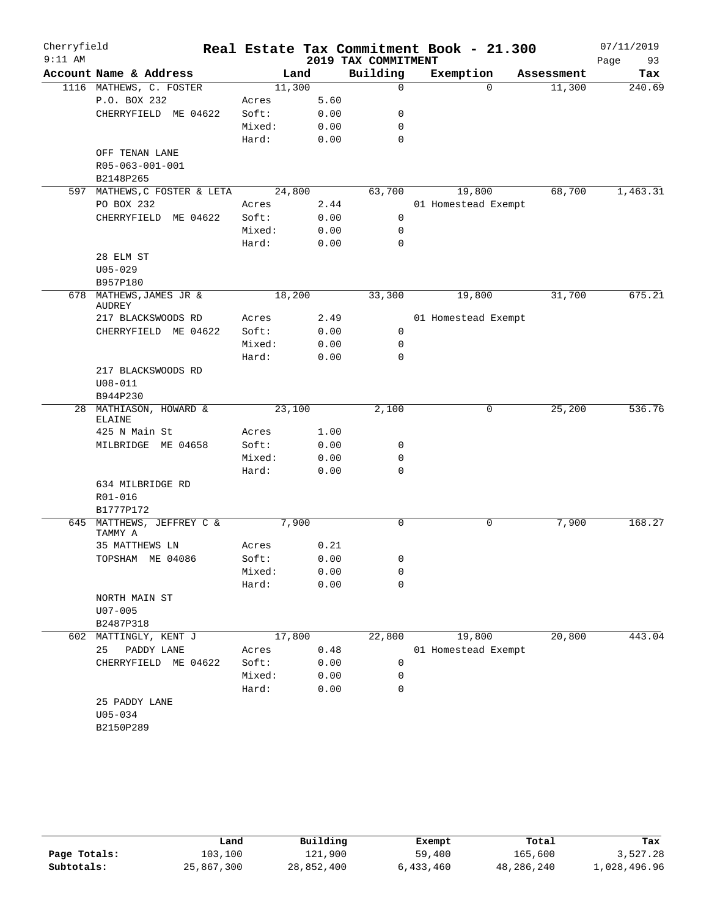Cherryfield 9:11 AM

# Real Estate Tax Commitment Book - 21.300

## 2019 TAX COMMITMENT

07/11/2019 Page 93

| Account Name & Address | Land | | Building | Exemption | Assessment | Tax |
|---|---|---|---|---|---|---|
| 1116 MATHEWS, C. FOSTER | 11,300 | | 0 | 0 | 11,300 | 240.69 |
| P.O. BOX 232 | Acres | 5.60 | | | | |
| CHERRYFIELD ME 04622 | Soft: | 0.00 | 0 | | | |
| | Mixed: | 0.00 | 0 | | | |
| | Hard: | 0.00 | 0 | | | |
| OFF TENAN LANE | | | | | | |
| R05-063-001-001 | | | | | | |
| B2148P265 | | | | | | |
| 597 MATHEWS,C FOSTER & LETA | 24,800 | | 63,700 | 19,800 | 68,700 | 1,463.31 |
| PO BOX 232 | Acres | 2.44 | | 01 Homestead Exempt | | |
| CHERRYFIELD ME 04622 | Soft: | 0.00 | 0 | | | |
| | Mixed: | 0.00 | 0 | | | |
| | Hard: | 0.00 | 0 | | | |
| 28 ELM ST | | | | | | |
| U05-029 | | | | | | |
| B957P180 | | | | | | |
| 678 MATHEWS,JAMES JR & AUDREY | 18,200 | | 33,300 | 19,800 | 31,700 | 675.21 |
| 217 BLACKSWOODS RD | Acres | 2.49 | | 01 Homestead Exempt | | |
| CHERRYFIELD ME 04622 | Soft: | 0.00 | 0 | | | |
| | Mixed: | 0.00 | 0 | | | |
| | Hard: | 0.00 | 0 | | | |
| 217 BLACKSWOODS RD | | | | | | |
| U08-011 | | | | | | |
| B944P230 | | | | | | |
| 28 MATHIASON, HOWARD & ELAINE | 23,100 | | 2,100 | 0 | 25,200 | 536.76 |
| 425 N Main St | Acres | 1.00 | | | | |
| MILBRIDGE ME 04658 | Soft: | 0.00 | 0 | | | |
| | Mixed: | 0.00 | 0 | | | |
| | Hard: | 0.00 | 0 | | | |
| 634 MILBRIDGE RD | | | | | | |
| R01-016 | | | | | | |
| B1777P172 | | | | | | |
| 645 MATTHEWS, JEFFREY C & TAMMY A | 7,900 | | 0 | 0 | 7,900 | 168.27 |
| 35 MATTHEWS LN | Acres | 0.21 | | | | |
| TOPSHAM ME 04086 | Soft: | 0.00 | 0 | | | |
| | Mixed: | 0.00 | 0 | | | |
| | Hard: | 0.00 | 0 | | | |
| NORTH MAIN ST | | | | | | |
| U07-005 | | | | | | |
| B2487P318 | | | | | | |
| 602 MATTINGLY, KENT J | 17,800 | | 22,800 | 19,800 | 20,800 | 443.04 |
| 25 PADDY LANE | Acres | 0.48 | | 01 Homestead Exempt | | |
| CHERRYFIELD ME 04622 | Soft: | 0.00 | 0 | | | |
| | Mixed: | 0.00 | 0 | | | |
| | Hard: | 0.00 | 0 | | | |
| 25 PADDY LANE | | | | | | |
| U05-034 | | | | | | |
| B2150P289 | | | | | | |

| | Land | Building | Exempt | Total | Tax |
|---|---|---|---|---|---|
| Page Totals: | 103,100 | 121,900 | 59,400 | 165,600 | 3,527.28 |
| Subtotals: | 25,867,300 | 28,852,400 | 6,433,460 | 48,286,240 | 1,028,496.96 |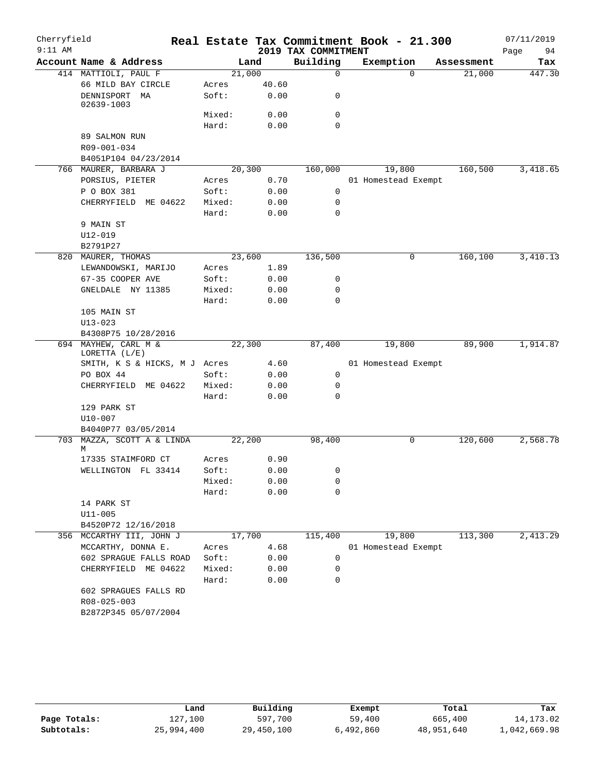Cherryfield **Real Estate Tax Commitment Book - 21.300** 07/11/2019
9:11 AM **2019 TAX COMMITMENT**

| Account Name & Address | | Land | Building | Exemption | Assessment | Tax |
|---|---|---|---|---|---|---|
| 414 MATTIOLI, PAUL F | | 21,000 | 0 | 0 | 21,000 | 447.30 |
| 66 MILD BAY CIRCLE | Acres | 40.60 | | | | |
| DENNISPORT MA 02639-1003 | Soft: | 0.00 | 0 | | | |
| | Mixed: | 0.00 | 0 | | | |
| | Hard: | 0.00 | 0 | | | |
| 89 SALMON RUN | | | | | | |
| R09-001-034 | | | | | | |
| B4051P104 04/23/2014 | | | | | | |
| 766 MAURER, BARBARA J | | 20,300 | 160,000 | 19,800 | 160,500 | 3,418.65 |
| PORSIUS, PIETER | Acres | 0.70 | | 01 Homestead Exempt | | |
| P O BOX 381 | Soft: | 0.00 | 0 | | | |
| CHERRYFIELD ME 04622 | Mixed: | 0.00 | 0 | | | |
| | Hard: | 0.00 | 0 | | | |
| 9 MAIN ST | | | | | | |
| U12-019 | | | | | | |
| B2791P27 | | | | | | |
| 820 MAURER, THOMAS | | 23,600 | 136,500 | 0 | 160,100 | 3,410.13 |
| LEWANDOWSKI, MARIJO | Acres | 1.89 | | | | |
| 67-35 COOPER AVE | Soft: | 0.00 | 0 | | | |
| GNELDALE NY 11385 | Mixed: | 0.00 | 0 | | | |
| | Hard: | 0.00 | 0 | | | |
| 105 MAIN ST | | | | | | |
| U13-023 | | | | | | |
| B4308P75 10/28/2016 | | | | | | |
| 694 MAYHEW, CARL M & LORETTA (L/E) | | 22,300 | 87,400 | 19,800 | 89,900 | 1,914.87 |
| SMITH, K S & HICKS, M J | Acres | 4.60 | | 01 Homestead Exempt | | |
| PO BOX 44 | Soft: | 0.00 | 0 | | | |
| CHERRYFIELD ME 04622 | Mixed: | 0.00 | 0 | | | |
| | Hard: | 0.00 | 0 | | | |
| 129 PARK ST | | | | | | |
| U10-007 | | | | | | |
| B4040P77 03/05/2014 | | | | | | |
| 703 MAZZA, SCOTT A & LINDA M | | 22,200 | 98,400 | 0 | 120,600 | 2,568.78 |
| 17335 STAIMFORD CT | Acres | 0.90 | | | | |
| WELLINGTON FL 33414 | Soft: | 0.00 | 0 | | | |
| | Mixed: | 0.00 | 0 | | | |
| | Hard: | 0.00 | 0 | | | |
| 14 PARK ST | | | | | | |
| U11-005 | | | | | | |
| B4520P72 12/16/2018 | | | | | | |
| 356 MCCARTHY III, JOHN J | | 17,700 | 115,400 | 19,800 | 113,300 | 2,413.29 |
| MCCARTHY, DONNA E. | Acres | 4.68 | | 01 Homestead Exempt | | |
| 602 SPRAGUE FALLS ROAD | Soft: | 0.00 | 0 | | | |
| CHERRYFIELD ME 04622 | Mixed: | 0.00 | 0 | | | |
| | Hard: | 0.00 | 0 | | | |
| 602 SPRAGUES FALLS RD | | | | | | |
| R08-025-003 | | | | | | |
| B2872P345 05/07/2004 | | | | | | |

| | Land | Building | Exempt | Total | Tax |
|---|---|---|---|---|---|
| Page Totals: | 127,100 | 597,700 | 59,400 | 665,400 | 14,173.02 |
| Subtotals: | 25,994,400 | 29,450,100 | 6,492,860 | 48,951,640 | 1,042,669.98 |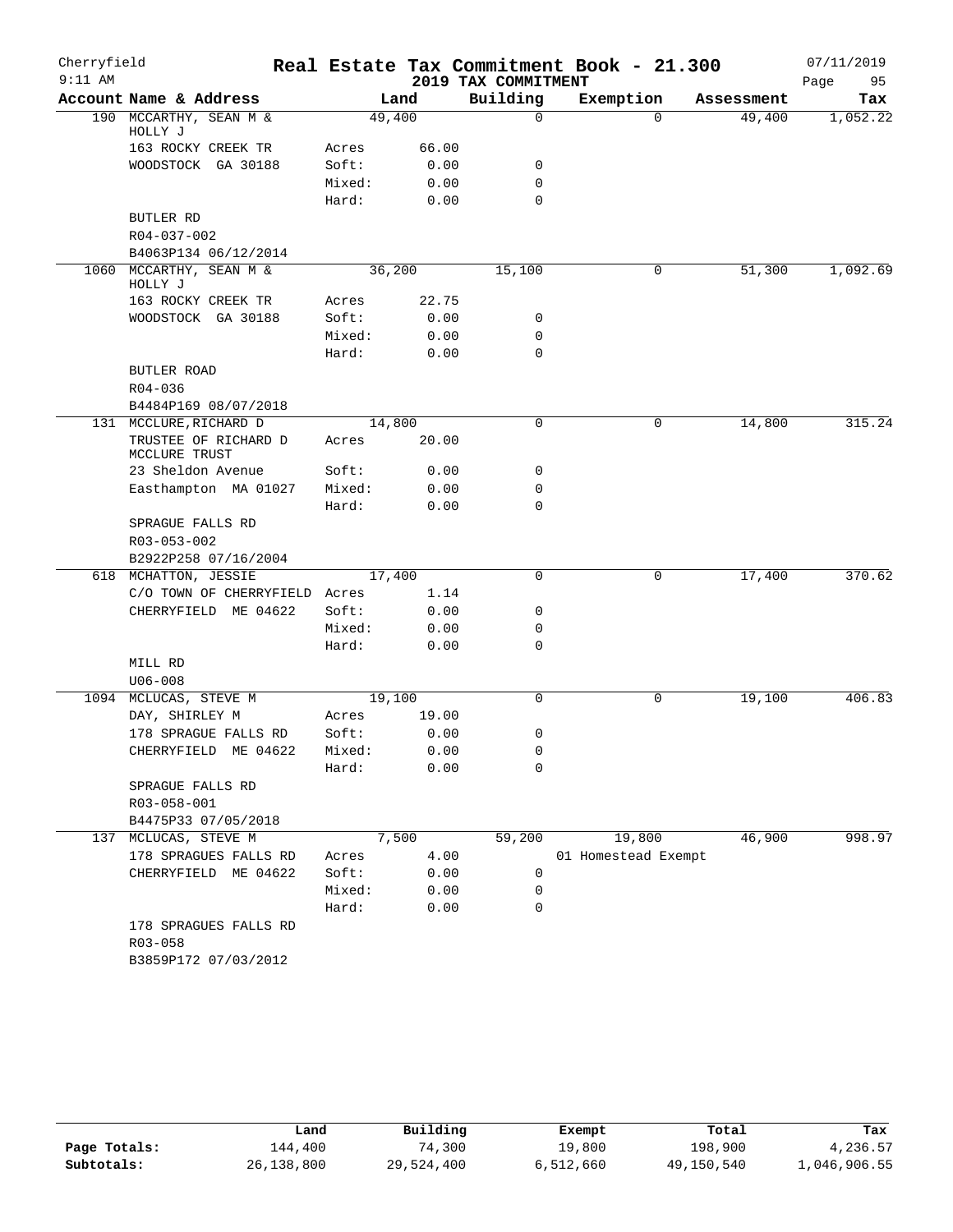Cherryfield 9:11 AM

**Real Estate Tax Commitment Book - 21.300**

**2019 TAX COMMITMENT**

07/11/2019

| Account | Name & Address | Land | | Building | Exemption | Assessment | Tax |
|---|---|---|---|---|---|---|---|
| 190 | MCCARTHY, SEAN M & HOLLY J | | 49,400 | 0 | 0 | 49,400 | 1,052.22 |
| | 163 ROCKY CREEK TR | Acres | 66.00 | | | | |
| | WOODSTOCK GA 30188 | Soft: | 0.00 | 0 | | | |
| | | Mixed: | 0.00 | 0 | | | |
| | | Hard: | 0.00 | 0 | | | |
| | BUTLER RD | | | | | | |
| | R04-037-002 | | | | | | |
| | B4063P134 06/12/2014 | | | | | | |
| 1060 | MCCARTHY, SEAN M & HOLLY J | | 36,200 | 15,100 | 0 | 51,300 | 1,092.69 |
| | 163 ROCKY CREEK TR | Acres | 22.75 | | | | |
| | WOODSTOCK GA 30188 | Soft: | 0.00 | 0 | | | |
| | | Mixed: | 0.00 | 0 | | | |
| | | Hard: | 0.00 | 0 | | | |
| | BUTLER ROAD | | | | | | |
| | R04-036 | | | | | | |
| | B4484P169 08/07/2018 | | | | | | |
| 131 | MCCLURE,RICHARD D | | 14,800 | 0 | 0 | 14,800 | 315.24 |
| | TRUSTEE OF RICHARD D MCCLURE TRUST | Acres | 20.00 | | | | |
| | 23 Sheldon Avenue | Soft: | 0.00 | 0 | | | |
| | Easthampton MA 01027 | Mixed: | 0.00 | 0 | | | |
| | | Hard: | 0.00 | 0 | | | |
| | SPRAGUE FALLS RD | | | | | | |
| | R03-053-002 | | | | | | |
| | B2922P258 07/16/2004 | | | | | | |
| 618 | MCHATTON, JESSIE | | 17,400 | 0 | 0 | 17,400 | 370.62 |
| | C/O TOWN OF CHERRYFIELD | Acres | 1.14 | | | | |
| | CHERRYFIELD ME 04622 | Soft: | 0.00 | 0 | | | |
| | | Mixed: | 0.00 | 0 | | | |
| | | Hard: | 0.00 | 0 | | | |
| | MILL RD | | | | | | |
| | U06-008 | | | | | | |
| 1094 | MCLUCAS, STEVE M | | 19,100 | 0 | 0 | 19,100 | 406.83 |
| | DAY, SHIRLEY M | Acres | 19.00 | | | | |
| | 178 SPRAGUE FALLS RD | Soft: | 0.00 | 0 | | | |
| | CHERRYFIELD ME 04622 | Mixed: | 0.00 | 0 | | | |
| | | Hard: | 0.00 | 0 | | | |
| | SPRAGUE FALLS RD | | | | | | |
| | R03-058-001 | | | | | | |
| | B4475P33 07/05/2018 | | | | | | |
| 137 | MCLUCAS, STEVE M | | 7,500 | 59,200 | 19,800 | 46,900 | 998.97 |
| | 178 SPRAGUES FALLS RD | Acres | 4.00 | | 01 Homestead Exempt | | |
| | CHERRYFIELD ME 04622 | Soft: | 0.00 | 0 | | | |
| | | Mixed: | 0.00 | 0 | | | |
| | | Hard: | 0.00 | 0 | | | |
| | 178 SPRAGUES FALLS RD | | | | | | |
| | R03-058 | | | | | | |
| | B3859P172 07/03/2012 | | | | | | |

| | Land | Building | Exempt | Total | Tax |
|---|---|---|---|---|---|
| **Page Totals:** | 144,400 | 74,300 | 19,800 | 198,900 | 4,236.57 |
| **Subtotals:** | 26,138,800 | 29,524,400 | 6,512,660 | 49,150,540 | 1,046,906.55 |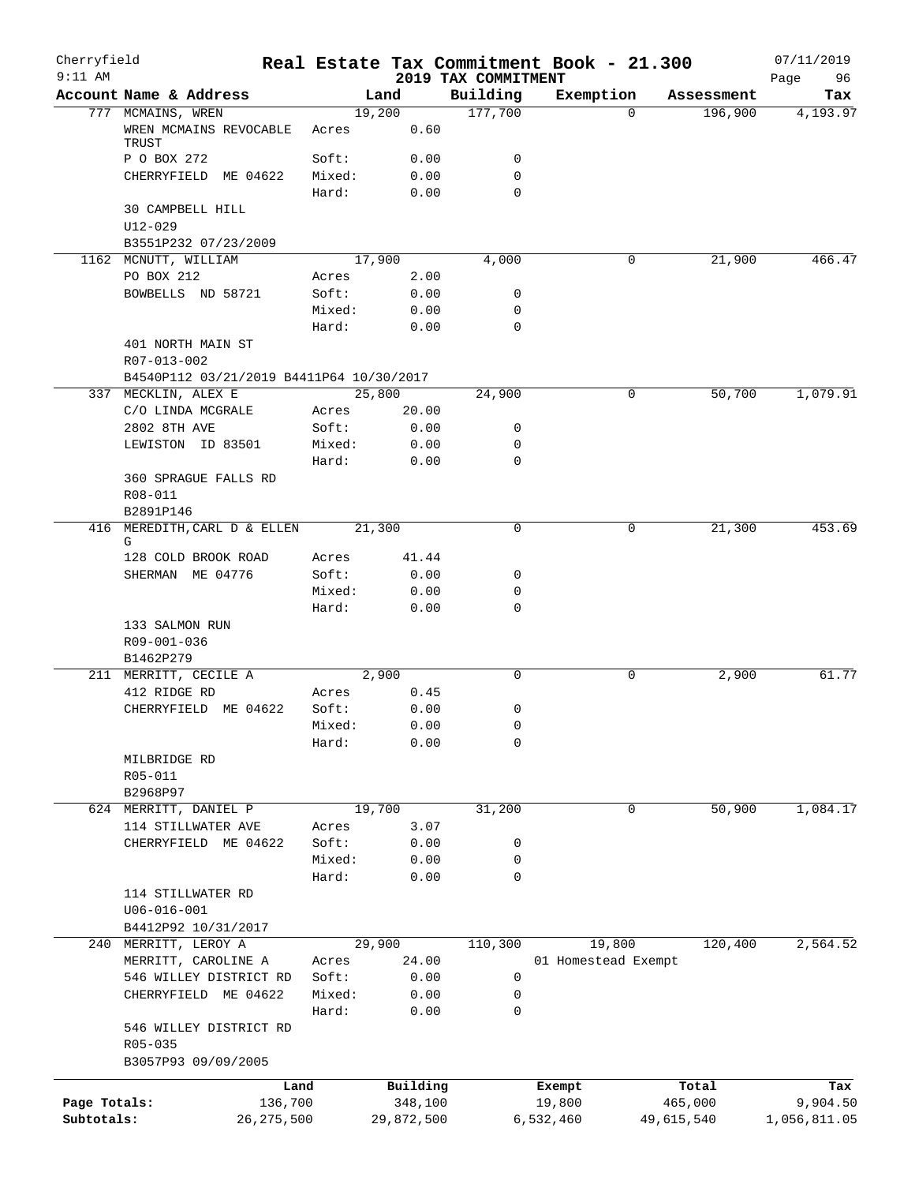Cherryfield 9:11 AM

# Real Estate Tax Commitment Book - 21.300

2019 TAX COMMITMENT

07/11/2019

| Account | Name & Address | | Land | Building | Exemption | Assessment | Tax |
|---|---|---|---|---|---|---|---|
| 777 | MCMAINS, WREN | | 19,200 | 177,700 | 0 | 196,900 | 4,193.97 |
| | WREN MCMAINS REVOCABLE TRUST | Acres | 0.60 | | | | |
| | P O BOX 272 | Soft: | 0.00 | 0 | | | |
| | CHERRYFIELD ME 04622 | Mixed: | 0.00 | 0 | | | |
| | | Hard: | 0.00 | 0 | | | |
| | 30 CAMPBELL HILL | | | | | | |
| | U12-029 | | | | | | |
| | B3551P232 07/23/2009 | | | | | | |
| 1162 | MCNUTT, WILLIAM | | 17,900 | 4,000 | 0 | 21,900 | 466.47 |
| | PO BOX 212 | Acres | 2.00 | | | | |
| | BOWBELLS ND 58721 | Soft: | 0.00 | 0 | | | |
| | | Mixed: | 0.00 | 0 | | | |
| | | Hard: | 0.00 | 0 | | | |
| | 401 NORTH MAIN ST | | | | | | |
| | R07-013-002 | | | | | | |
| | B4540P112 03/21/2019 B4411P64 10/30/2017 | | | | | | |
| 337 | MECKLIN, ALEX E | | 25,800 | 24,900 | 0 | 50,700 | 1,079.91 |
| | C/O LINDA MCGRALE | Acres | 20.00 | | | | |
| | 2802 8TH AVE | Soft: | 0.00 | 0 | | | |
| | LEWISTON ID 83501 | Mixed: | 0.00 | 0 | | | |
| | | Hard: | 0.00 | 0 | | | |
| | 360 SPRAGUE FALLS RD | | | | | | |
| | R08-011 | | | | | | |
| | B2891P146 | | | | | | |
| 416 | MEREDITH, CARL D & ELLEN G | | 21,300 | 0 | 0 | 21,300 | 453.69 |
| | 128 COLD BROOK ROAD | Acres | 41.44 | | | | |
| | SHERMAN ME 04776 | Soft: | 0.00 | 0 | | | |
| | | Mixed: | 0.00 | 0 | | | |
| | | Hard: | 0.00 | 0 | | | |
| | 133 SALMON RUN | | | | | | |
| | R09-001-036 | | | | | | |
| | B1462P279 | | | | | | |
| 211 | MERRITT, CECILE A | | 2,900 | 0 | 0 | 2,900 | 61.77 |
| | 412 RIDGE RD | Acres | 0.45 | | | | |
| | CHERRYFIELD ME 04622 | Soft: | 0.00 | 0 | | | |
| | | Mixed: | 0.00 | 0 | | | |
| | | Hard: | 0.00 | 0 | | | |
| | MILBRIDGE RD | | | | | | |
| | R05-011 | | | | | | |
| | B2968P97 | | | | | | |
| 624 | MERRITT, DANIEL P | | 19,700 | 31,200 | 0 | 50,900 | 1,084.17 |
| | 114 STILLWATER AVE | Acres | 3.07 | | | | |
| | CHERRYFIELD ME 04622 | Soft: | 0.00 | 0 | | | |
| | | Mixed: | 0.00 | 0 | | | |
| | | Hard: | 0.00 | 0 | | | |
| | 114 STILLWATER RD | | | | | | |
| | U06-016-001 | | | | | | |
| | B4412P92 10/31/2017 | | | | | | |
| 240 | MERRITT, LEROY A | | 29,900 | 110,300 | 19,800 | 120,400 | 2,564.52 |
| | MERRITT, CAROLINE A | Acres | 24.00 | | 01 Homestead Exempt | | |
| | 546 WILLEY DISTRICT RD | Soft: | 0.00 | 0 | | | |
| | CHERRYFIELD ME 04622 | Mixed: | 0.00 | 0 | | | |
| | | Hard: | 0.00 | 0 | | | |
| | 546 WILLEY DISTRICT RD | | | | | | |
| | R05-035 | | | | | | |
| | B3057P93 09/09/2005 | | | | | | |

| | Land | Building | Exempt | Total | Tax |
|---|---|---|---|---|---|
| Page Totals: | 136,700 | 348,100 | 19,800 | 465,000 | 9,904.50 |
| Subtotals: | 26,275,500 | 29,872,500 | 6,532,460 | 49,615,540 | 1,056,811.05 |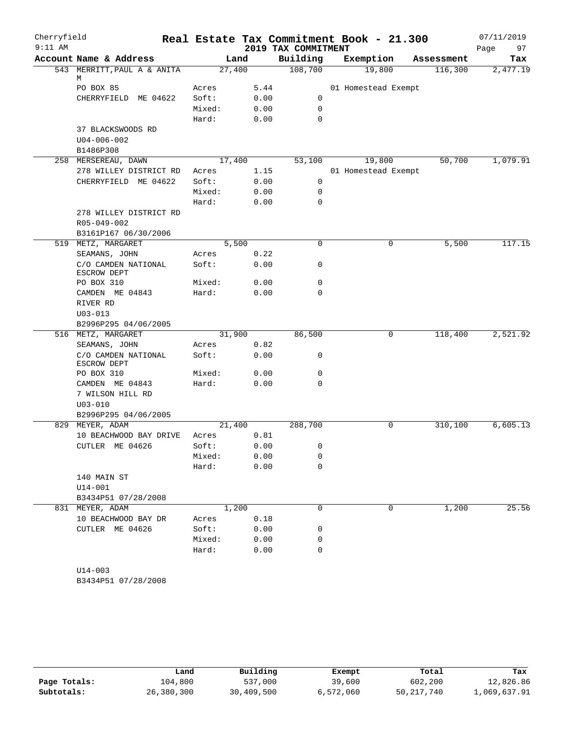Cherryfield — Real Estate Tax Commitment Book - 21.300 — 07/11/2019
9:11 AM — 2019 TAX COMMITMENT — Page 97

| Account Name & Address | | Land | Building | Exemption | Assessment | Tax |
|---|---|---|---|---|---|---|
| 543 MERRITT,PAUL A & ANITA M | | 27,400 | 108,700 | 19,800 | 116,300 | 2,477.19 |
| PO BOX 85 | Acres | 5.44 | | 01 Homestead Exempt | | |
| CHERRYFIELD ME 04622 | Soft: | 0.00 | 0 | | | |
| | Mixed: | 0.00 | 0 | | | |
| | Hard: | 0.00 | 0 | | | |
| 37 BLACKSWOODS RD | | | | | | |
| U04-006-002 | | | | | | |
| B1486P308 | | | | | | |
| 258 MERSEREAU, DAWN | | 17,400 | 53,100 | 19,800 | 50,700 | 1,079.91 |
| 278 WILLEY DISTRICT RD | Acres | 1.15 | | 01 Homestead Exempt | | |
| CHERRYFIELD ME 04622 | Soft: | 0.00 | 0 | | | |
| | Mixed: | 0.00 | 0 | | | |
| | Hard: | 0.00 | 0 | | | |
| 278 WILLEY DISTRICT RD | | | | | | |
| R05-049-002 | | | | | | |
| B3161P167 06/30/2006 | | | | | | |
| 519 METZ, MARGARET | | 5,500 | 0 | 0 | 5,500 | 117.15 |
| SEAMANS, JOHN | Acres | 0.22 | | | | |
| C/O CAMDEN NATIONAL ESCROW DEPT | Soft: | 0.00 | 0 | | | |
| PO BOX 310 | Mixed: | 0.00 | 0 | | | |
| CAMDEN ME 04843 | Hard: | 0.00 | 0 | | | |
| RIVER RD | | | | | | |
| U03-013 | | | | | | |
| B2996P295 04/06/2005 | | | | | | |
| 516 METZ, MARGARET | | 31,900 | 86,500 | 0 | 118,400 | 2,521.92 |
| SEAMANS, JOHN | Acres | 0.82 | | | | |
| C/O CAMDEN NATIONAL ESCROW DEPT | Soft: | 0.00 | 0 | | | |
| PO BOX 310 | Mixed: | 0.00 | 0 | | | |
| CAMDEN ME 04843 | Hard: | 0.00 | 0 | | | |
| 7 WILSON HILL RD | | | | | | |
| U03-010 | | | | | | |
| B2996P295 04/06/2005 | | | | | | |
| 829 MEYER, ADAM | | 21,400 | 288,700 | 0 | 310,100 | 6,605.13 |
| 10 BEACHWOOD BAY DRIVE | Acres | 0.81 | | | | |
| CUTLER ME 04626 | Soft: | 0.00 | 0 | | | |
| | Mixed: | 0.00 | 0 | | | |
| | Hard: | 0.00 | 0 | | | |
| 140 MAIN ST | | | | | | |
| U14-001 | | | | | | |
| B3434P51 07/28/2008 | | | | | | |
| 831 MEYER, ADAM | | 1,200 | 0 | 0 | 1,200 | 25.56 |
| 10 BEACHWOOD BAY DR | Acres | 0.18 | | | | |
| CUTLER ME 04626 | Soft: | 0.00 | 0 | | | |
| | Mixed: | 0.00 | 0 | | | |
| | Hard: | 0.00 | 0 | | | |
| U14-003 | | | | | | |
| B3434P51 07/28/2008 | | | | | | |

| | Land | Building | Exempt | Total | Tax |
|---|---|---|---|---|---|
| Page Totals: | 104,800 | 537,000 | 39,600 | 602,200 | 12,826.86 |
| Subtotals: | 26,380,300 | 30,409,500 | 6,572,060 | 50,217,740 | 1,069,637.91 |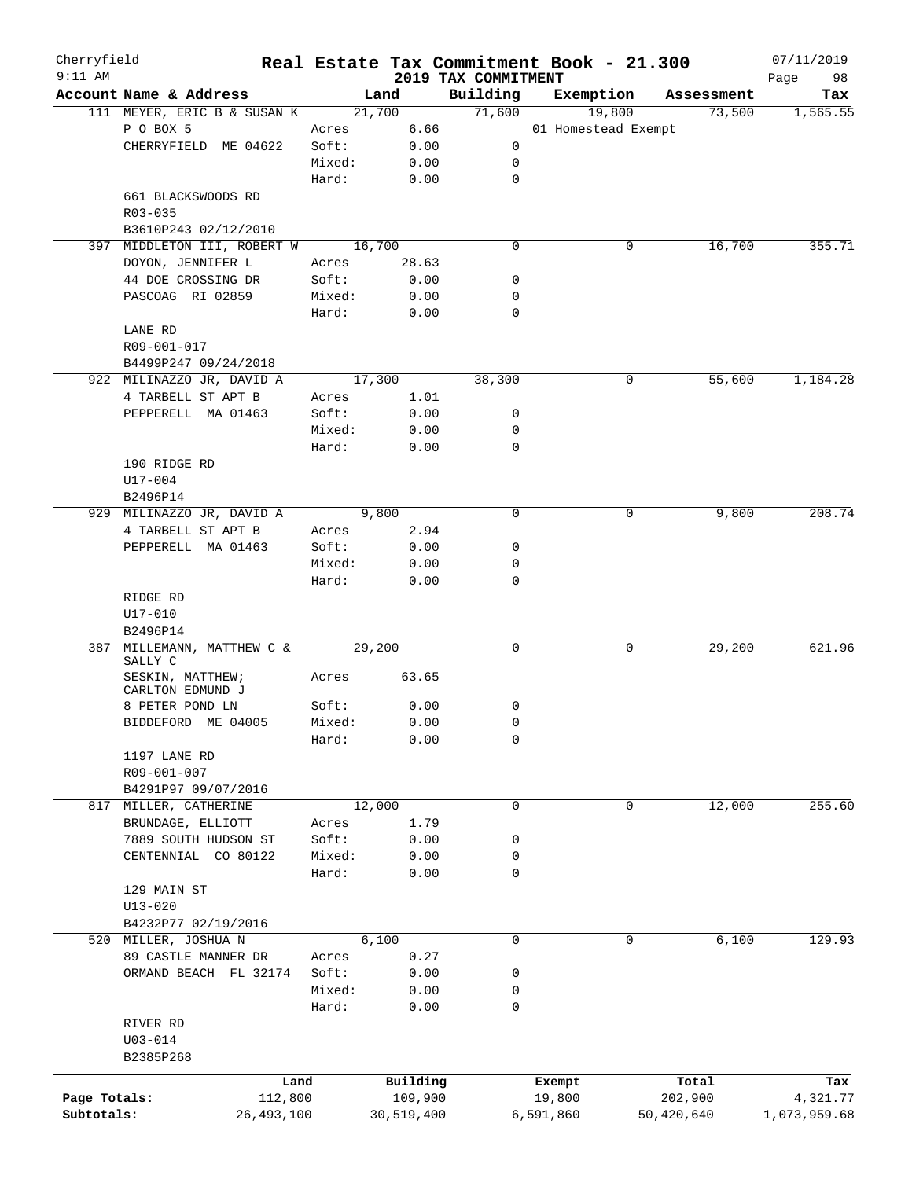Cherryfield — Real Estate Tax Commitment Book - 21.300 — 07/11/2019
9:11 AM — 2019 TAX COMMITMENT — Page 98

| Account Name & Address | | Land | Building | Exemption | Assessment | Tax |
|---|---|---|---|---|---|---|
| 111 MEYER, ERIC B & SUSAN K | | 21,700 | 71,600 | 19,800 | 73,500 | 1,565.55 |
| P O BOX 5 | Acres | 6.66 | | 01 Homestead Exempt | | |
| CHERRYFIELD ME 04622 | Soft: | 0.00 | 0 | | | |
| | Mixed: | 0.00 | 0 | | | |
| | Hard: | 0.00 | 0 | | | |
| 661 BLACKSWOODS RD | | | | | | |
| R03-035 | | | | | | |
| B3610P243 02/12/2010 | | | | | | |
| 397 MIDDLETON III, ROBERT W | | 16,700 | 0 | 0 | 16,700 | 355.71 |
| DOYON, JENNIFER L | Acres | 28.63 | | | | |
| 44 DOE CROSSING DR | Soft: | 0.00 | 0 | | | |
| PASCOAG RI 02859 | Mixed: | 0.00 | 0 | | | |
| | Hard: | 0.00 | 0 | | | |
| LANE RD | | | | | | |
| R09-001-017 | | | | | | |
| B4499P247 09/24/2018 | | | | | | |
| 922 MILINAZZO JR, DAVID A | | 17,300 | 38,300 | 0 | 55,600 | 1,184.28 |
| 4 TARBELL ST APT B | Acres | 1.01 | | | | |
| PEPPERELL MA 01463 | Soft: | 0.00 | 0 | | | |
| | Mixed: | 0.00 | 0 | | | |
| | Hard: | 0.00 | 0 | | | |
| 190 RIDGE RD | | | | | | |
| U17-004 | | | | | | |
| B2496P14 | | | | | | |
| 929 MILINAZZO JR, DAVID A | | 9,800 | 0 | 0 | 9,800 | 208.74 |
| 4 TARBELL ST APT B | Acres | 2.94 | | | | |
| PEPPERELL MA 01463 | Soft: | 0.00 | 0 | | | |
| | Mixed: | 0.00 | 0 | | | |
| | Hard: | 0.00 | 0 | | | |
| RIDGE RD | | | | | | |
| U17-010 | | | | | | |
| B2496P14 | | | | | | |
| 387 MILLEMANN, MATTHEW C & SALLY C | | 29,200 | 0 | 0 | 29,200 | 621.96 |
| SESKIN, MATTHEW; CARLTON EDMUND J | Acres | 63.65 | | | | |
| 8 PETER POND LN | Soft: | 0.00 | 0 | | | |
| BIDDEFORD ME 04005 | Mixed: | 0.00 | 0 | | | |
| | Hard: | 0.00 | 0 | | | |
| 1197 LANE RD | | | | | | |
| R09-001-007 | | | | | | |
| B4291P97 09/07/2016 | | | | | | |
| 817 MILLER, CATHERINE | | 12,000 | 0 | 0 | 12,000 | 255.60 |
| BRUNDAGE, ELLIOTT | Acres | 1.79 | | | | |
| 7889 SOUTH HUDSON ST | Soft: | 0.00 | 0 | | | |
| CENTENNIAL CO 80122 | Mixed: | 0.00 | 0 | | | |
| | Hard: | 0.00 | 0 | | | |
| 129 MAIN ST | | | | | | |
| U13-020 | | | | | | |
| B4232P77 02/19/2016 | | | | | | |
| 520 MILLER, JOSHUA N | | 6,100 | 0 | 0 | 6,100 | 129.93 |
| 89 CASTLE MANNER DR | Acres | 0.27 | | | | |
| ORMAND BEACH FL 32174 | Soft: | 0.00 | 0 | | | |
| | Mixed: | 0.00 | 0 | | | |
| | Hard: | 0.00 | 0 | | | |
| RIVER RD | | | | | | |
| U03-014 | | | | | | |
| B2385P268 | | | | | | |

| | Land | Building | Exempt | Total | Tax |
|---|---|---|---|---|---|
| Page Totals: | 112,800 | 109,900 | 19,800 | 202,900 | 4,321.77 |
| Subtotals: | 26,493,100 | 30,519,400 | 6,591,860 | 50,420,640 | 1,073,959.68 |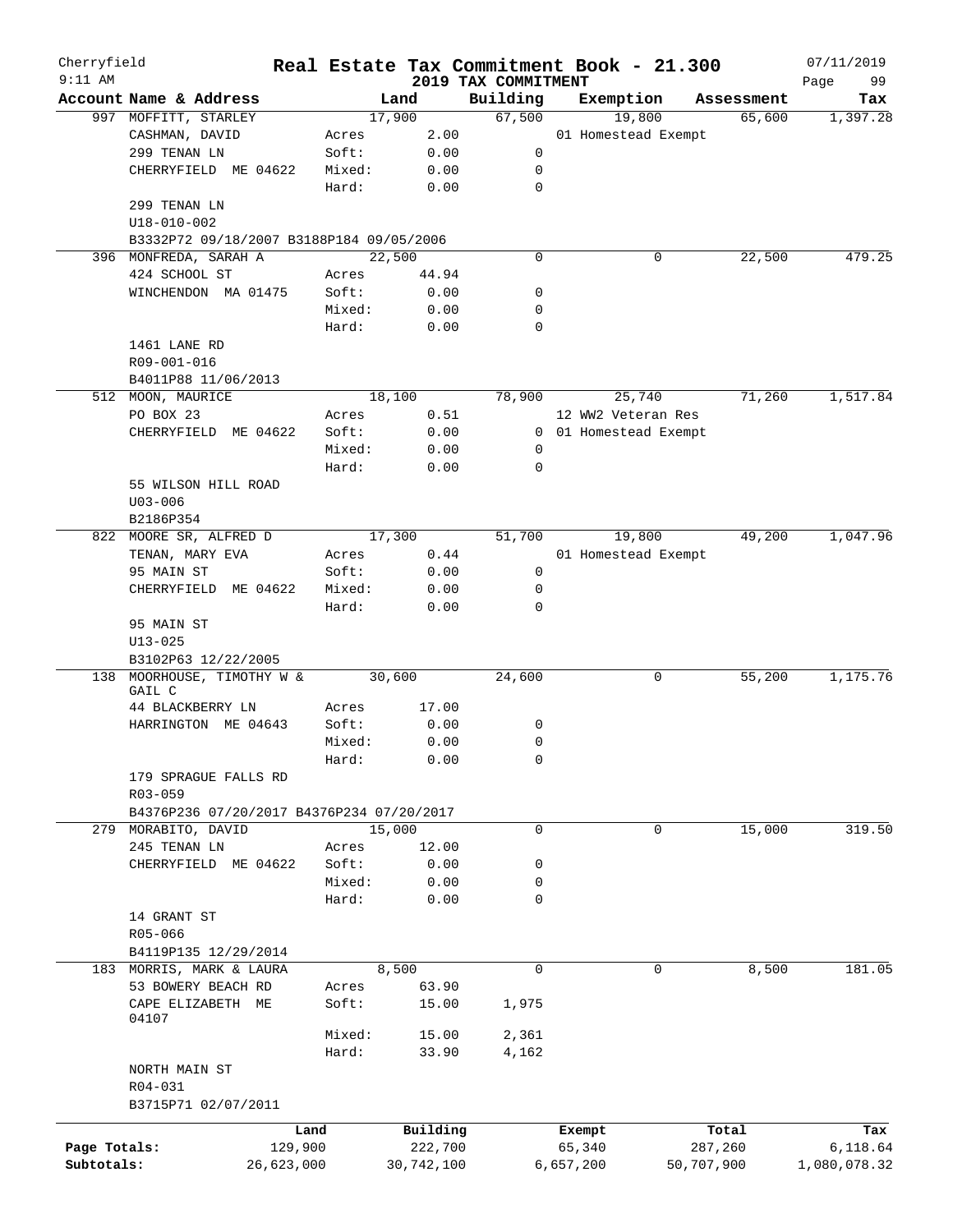Cherryfield — Real Estate Tax Commitment Book - 21.300 — 07/11/2019
9:11 AM — 2019 TAX COMMITMENT — Page 99

| Account Name & Address | | Land | Building | Exemption | Assessment | Tax |
|---|---|---|---|---|---|---|
| 997 MOFFITT, STARLEY | | 17,900 | 67,500 | 19,800 | 65,600 | 1,397.28 |
| CASHMAN, DAVID | Acres | 2.00 | | 01 Homestead Exempt | | |
| 299 TENAN LN | Soft: | 0.00 | 0 | | | |
| CHERRYFIELD ME 04622 | Mixed: | 0.00 | 0 | | | |
| | Hard: | 0.00 | 0 | | | |
| 299 TENAN LN | | | | | | |
| U18-010-002 | | | | | | |
| B3332P72 09/18/2007 B3188P184 09/05/2006 | | | | | | |
| 396 MONFREDA, SARAH A | | 22,500 | 0 | 0 | 22,500 | 479.25 |
| 424 SCHOOL ST | Acres | 44.94 | | | | |
| WINCHENDON MA 01475 | Soft: | 0.00 | 0 | | | |
| | Mixed: | 0.00 | 0 | | | |
| | Hard: | 0.00 | 0 | | | |
| 1461 LANE RD | | | | | | |
| R09-001-016 | | | | | | |
| B4011P88 11/06/2013 | | | | | | |
| 512 MOON, MAURICE | | 18,100 | 78,900 | 25,740 | 71,260 | 1,517.84 |
| PO BOX 23 | Acres | 0.51 | | 12 WW2 Veteran Res | | |
| CHERRYFIELD ME 04622 | Soft: | 0.00 | 0 | 01 Homestead Exempt | | |
| | Mixed: | 0.00 | 0 | | | |
| | Hard: | 0.00 | 0 | | | |
| 55 WILSON HILL ROAD | | | | | | |
| U03-006 | | | | | | |
| B2186P354 | | | | | | |
| 822 MOORE SR, ALFRED D | | 17,300 | 51,700 | 19,800 | 49,200 | 1,047.96 |
| TENAN, MARY EVA | Acres | 0.44 | | 01 Homestead Exempt | | |
| 95 MAIN ST | Soft: | 0.00 | 0 | | | |
| CHERRYFIELD ME 04622 | Mixed: | 0.00 | 0 | | | |
| | Hard: | 0.00 | 0 | | | |
| 95 MAIN ST | | | | | | |
| U13-025 | | | | | | |
| B3102P63 12/22/2005 | | | | | | |
| 138 MOORHOUSE, TIMOTHY W & GAIL C | | 30,600 | 24,600 | 0 | 55,200 | 1,175.76 |
| 44 BLACKBERRY LN | Acres | 17.00 | | | | |
| HARRINGTON ME 04643 | Soft: | 0.00 | 0 | | | |
| | Mixed: | 0.00 | 0 | | | |
| | Hard: | 0.00 | 0 | | | |
| 179 SPRAGUE FALLS RD | | | | | | |
| R03-059 | | | | | | |
| B4376P236 07/20/2017 B4376P234 07/20/2017 | | | | | | |
| 279 MORABITO, DAVID | | 15,000 | 0 | 0 | 15,000 | 319.50 |
| 245 TENAN LN | Acres | 12.00 | | | | |
| CHERRYFIELD ME 04622 | Soft: | 0.00 | 0 | | | |
| | Mixed: | 0.00 | 0 | | | |
| | Hard: | 0.00 | 0 | | | |
| 14 GRANT ST | | | | | | |
| R05-066 | | | | | | |
| B4119P135 12/29/2014 | | | | | | |
| 183 MORRIS, MARK & LAURA | | 8,500 | 0 | 0 | 8,500 | 181.05 |
| 53 BOWERY BEACH RD | Acres | 63.90 | | | | |
| CAPE ELIZABETH ME 04107 | Soft: | 15.00 | 1,975 | | | |
| | Mixed: | 15.00 | 2,361 | | | |
| | Hard: | 33.90 | 4,162 | | | |
| NORTH MAIN ST | | | | | | |
| R04-031 | | | | | | |
| B3715P71 02/07/2011 | | | | | | |

| | Land | Building | Exempt | Total | Tax |
|---|---|---|---|---|---|
| Page Totals: | 129,900 | 222,700 | 65,340 | 287,260 | 6,118.64 |
| Subtotals: | 26,623,000 | 30,742,100 | 6,657,200 | 50,707,900 | 1,080,078.32 |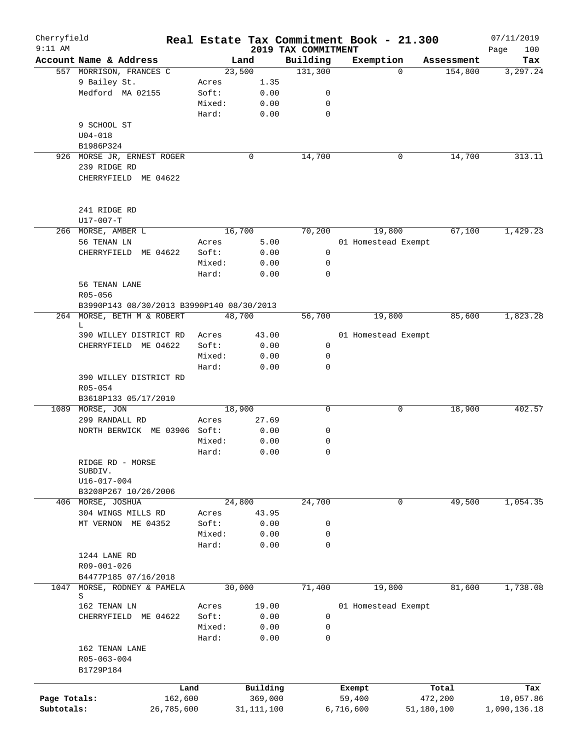Cherryfield 9:11 AM

# Real Estate Tax Commitment Book - 21.300

## 2019 TAX COMMITMENT

07/11/2019 Page 100

| Account Name & Address | Land | | Building | Exemption | Assessment | Tax |
|---|---|---|---|---|---|---|
| 557 MORRISON, FRANCES C | | 23,500 | 131,300 | 0 | 154,800 | 3,297.24 |
| 9 Bailey St. | Acres | 1.35 | | | | |
| Medford MA 02155 | Soft: | 0.00 | 0 | | | |
| | Mixed: | 0.00 | 0 | | | |
| | Hard: | 0.00 | 0 | | | |
| 9 SCHOOL ST | | | | | | |
| U04-018 | | | | | | |
| B1986P324 | | | | | | |
| 926 MORSE JR, ERNEST ROGER | | 0 | 14,700 | 0 | 14,700 | 313.11 |
| 239 RIDGE RD | | | | | | |
| CHERRYFIELD ME 04622 | | | | | | |
| 241 RIDGE RD | | | | | | |
| U17-007-T | | | | | | |
| 266 MORSE, AMBER L | | 16,700 | 70,200 | 19,800 | 67,100 | 1,429.23 |
| 56 TENAN LN | Acres | 5.00 | | 01 Homestead Exempt | | |
| CHERRYFIELD ME 04622 | Soft: | 0.00 | 0 | | | |
| | Mixed: | 0.00 | 0 | | | |
| | Hard: | 0.00 | 0 | | | |
| 56 TENAN LANE | | | | | | |
| R05-056 | | | | | | |
| B3990P143 08/30/2013 B3990P140 08/30/2013 | | | | | | |
| 264 MORSE, BETH M & ROBERT L | | 48,700 | 56,700 | 19,800 | 85,600 | 1,823.28 |
| 390 WILLEY DISTRICT RD | Acres | 43.00 | | 01 Homestead Exempt | | |
| CHERRYFIELD ME 04622 | Soft: | 0.00 | 0 | | | |
| | Mixed: | 0.00 | 0 | | | |
| | Hard: | 0.00 | 0 | | | |
| 390 WILLEY DISTRICT RD | | | | | | |
| R05-054 | | | | | | |
| B3618P133 05/17/2010 | | | | | | |
| 1089 MORSE, JON | | 18,900 | 0 | 0 | 18,900 | 402.57 |
| 299 RANDALL RD | Acres | 27.69 | | | | |
| NORTH BERWICK ME 03906 | Soft: | 0.00 | 0 | | | |
| | Mixed: | 0.00 | 0 | | | |
| | Hard: | 0.00 | 0 | | | |
| RIDGE RD - MORSE SUBDIV. | | | | | | |
| U16-017-004 | | | | | | |
| B3208P267 10/26/2006 | | | | | | |
| 406 MORSE, JOSHUA | | 24,800 | 24,700 | 0 | 49,500 | 1,054.35 |
| 304 WINGS MILLS RD | Acres | 43.95 | | | | |
| MT VERNON ME 04352 | Soft: | 0.00 | 0 | | | |
| | Mixed: | 0.00 | 0 | | | |
| | Hard: | 0.00 | 0 | | | |
| 1244 LANE RD | | | | | | |
| R09-001-026 | | | | | | |
| B4477P185 07/16/2018 | | | | | | |
| 1047 MORSE, RODNEY & PAMELA S | | 30,000 | 71,400 | 19,800 | 81,600 | 1,738.08 |
| 162 TENAN LN | Acres | 19.00 | | 01 Homestead Exempt | | |
| CHERRYFIELD ME 04622 | Soft: | 0.00 | 0 | | | |
| | Mixed: | 0.00 | 0 | | | |
| | Hard: | 0.00 | 0 | | | |
| 162 TENAN LANE | | | | | | |
| R05-063-004 | | | | | | |
| B1729P184 | | | | | | |

| | Land | Building | Exempt | Total | Tax |
|---|---|---|---|---|---|
| Page Totals: | 162,600 | 369,000 | 59,400 | 472,200 | 10,057.86 |
| Subtotals: | 26,785,600 | 31,111,100 | 6,716,600 | 51,180,100 | 1,090,136.18 |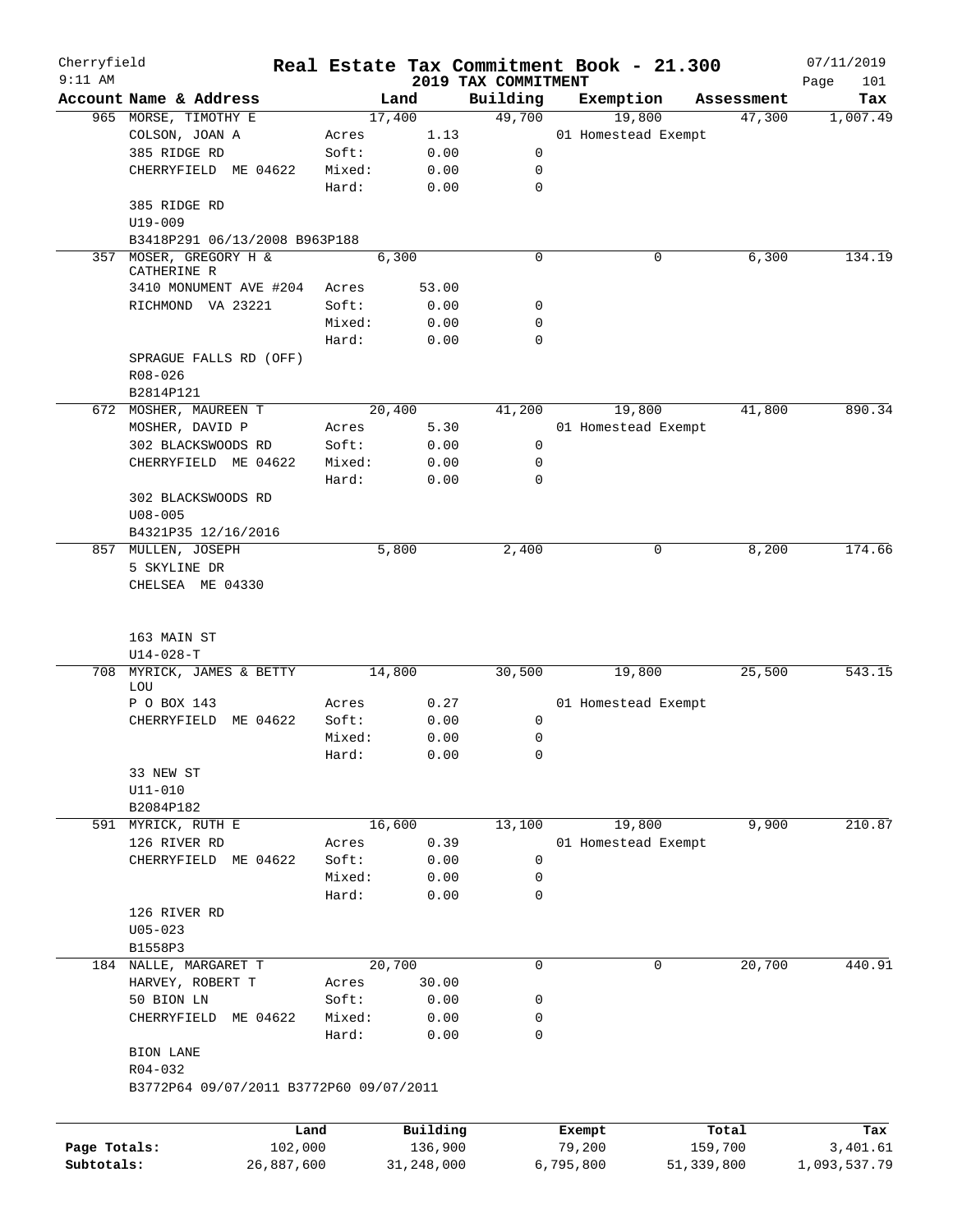Cherryfield 9:11 AM

# Real Estate Tax Commitment Book - 21.300

## 2019 TAX COMMITMENT

07/11/2019 Page 101

| Account Name & Address | | Land | Building | Exemption | Assessment | Tax |
|---|---|---|---|---|---|---|
| 965 MORSE, TIMOTHY E | | 17,400 | 49,700 | 19,800 | 47,300 | 1,007.49 |
| COLSON, JOAN A | Acres | 1.13 | | 01 Homestead Exempt | | |
| 385 RIDGE RD | Soft: | 0.00 | 0 | | | |
| CHERRYFIELD ME 04622 | Mixed: | 0.00 | 0 | | | |
| | Hard: | 0.00 | 0 | | | |
| 385 RIDGE RD | | | | | | |
| U19-009 | | | | | | |
| B3418P291 06/13/2008 B963P188 | | | | | | |
| 357 MOSER, GREGORY H & CATHERINE R | | 6,300 | 0 | 0 | 6,300 | 134.19 |
| 3410 MONUMENT AVE #204 | Acres | 53.00 | | | | |
| RICHMOND VA 23221 | Soft: | 0.00 | 0 | | | |
| | Mixed: | 0.00 | 0 | | | |
| | Hard: | 0.00 | 0 | | | |
| SPRAGUE FALLS RD (OFF) | | | | | | |
| R08-026 | | | | | | |
| B2814P121 | | | | | | |
| 672 MOSHER, MAUREEN T | | 20,400 | 41,200 | 19,800 | 41,800 | 890.34 |
| MOSHER, DAVID P | Acres | 5.30 | | 01 Homestead Exempt | | |
| 302 BLACKSWOODS RD | Soft: | 0.00 | 0 | | | |
| CHERRYFIELD ME 04622 | Mixed: | 0.00 | 0 | | | |
| | Hard: | 0.00 | 0 | | | |
| 302 BLACKSWOODS RD | | | | | | |
| U08-005 | | | | | | |
| B4321P35 12/16/2016 | | | | | | |
| 857 MULLEN, JOSEPH | | 5,800 | 2,400 | 0 | 8,200 | 174.66 |
| 5 SKYLINE DR | | | | | | |
| CHELSEA ME 04330 | | | | | | |
| 163 MAIN ST | | | | | | |
| U14-028-T | | | | | | |
| 708 MYRICK, JAMES & BETTY LOU | | 14,800 | 30,500 | 19,800 | 25,500 | 543.15 |
| P O BOX 143 | Acres | 0.27 | | 01 Homestead Exempt | | |
| CHERRYFIELD ME 04622 | Soft: | 0.00 | 0 | | | |
| | Mixed: | 0.00 | 0 | | | |
| | Hard: | 0.00 | 0 | | | |
| 33 NEW ST | | | | | | |
| U11-010 | | | | | | |
| B2084P182 | | | | | | |
| 591 MYRICK, RUTH E | | 16,600 | 13,100 | 19,800 | 9,900 | 210.87 |
| 126 RIVER RD | Acres | 0.39 | | 01 Homestead Exempt | | |
| CHERRYFIELD ME 04622 | Soft: | 0.00 | 0 | | | |
| | Mixed: | 0.00 | 0 | | | |
| | Hard: | 0.00 | 0 | | | |
| 126 RIVER RD | | | | | | |
| U05-023 | | | | | | |
| B1558P3 | | | | | | |
| 184 NALLE, MARGARET T | | 20,700 | 0 | 0 | 20,700 | 440.91 |
| HARVEY, ROBERT T | Acres | 30.00 | | | | |
| 50 BION LN | Soft: | 0.00 | 0 | | | |
| CHERRYFIELD ME 04622 | Mixed: | 0.00 | 0 | | | |
| | Hard: | 0.00 | 0 | | | |
| BION LANE | | | | | | |
| R04-032 | | | | | | |
| B3772P64 09/07/2011 B3772P60 09/07/2011 | | | | | | |

| | Land | Building | Exempt | Total | Tax |
|---|---|---|---|---|---|
| Page Totals: | 102,000 | 136,900 | 79,200 | 159,700 | 3,401.61 |
| Subtotals: | 26,887,600 | 31,248,000 | 6,795,800 | 51,339,800 | 1,093,537.79 |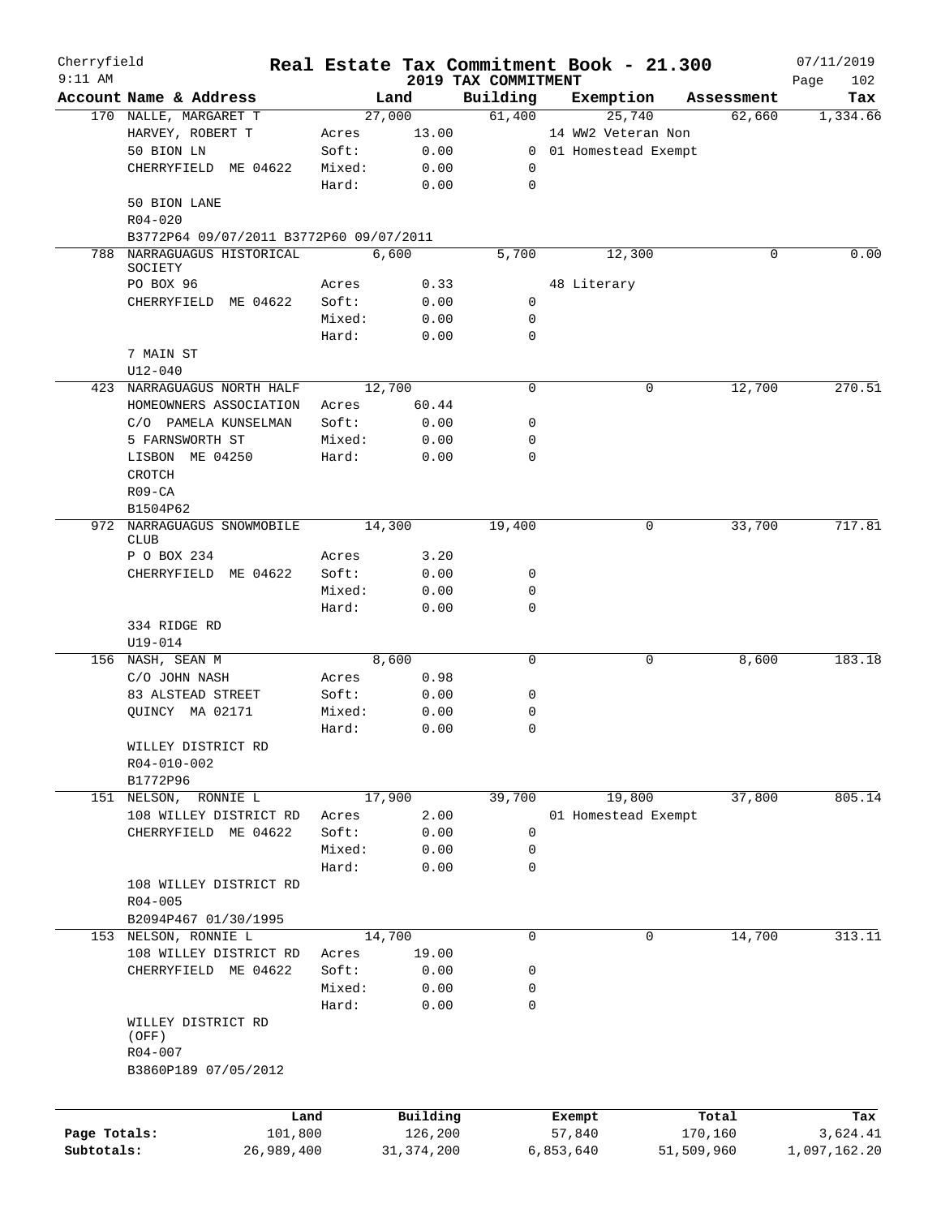Cherryfield — Real Estate Tax Commitment Book - 21.300 — 2019 TAX COMMITMENT — 9:11 AM — 07/11/2019

| Account Name & Address | Land | | Building | Exemption | Assessment | Tax |
|---|---|---|---|---|---|---|
| 170 NALLE, MARGARET T | 27,000 | | 61,400 | 25,740 | 62,660 | 1,334.66 |
| HARVEY, ROBERT T | Acres | 13.00 | | 14 WW2 Veteran Non | | |
| 50 BION LN | Soft: | 0.00 | 0 | 01 Homestead Exempt | | |
| CHERRYFIELD ME 04622 | Mixed: | 0.00 | 0 | | | |
| | Hard: | 0.00 | 0 | | | |
| 50 BION LANE | | | | | | |
| R04-020 | | | | | | |
| B3772P64 09/07/2011 B3772P60 09/07/2011 | | | | | | |
| 788 NARRAGUAGUS HISTORICAL SOCIETY | 6,600 | | 5,700 | 12,300 | 0 | 0.00 |
| PO BOX 96 | Acres | 0.33 | | 48 Literary | | |
| CHERRYFIELD ME 04622 | Soft: | 0.00 | 0 | | | |
| | Mixed: | 0.00 | 0 | | | |
| | Hard: | 0.00 | 0 | | | |
| 7 MAIN ST | | | | | | |
| U12-040 | | | | | | |
| 423 NARRAGUAGUS NORTH HALF | 12,700 | | 0 | 0 | 12,700 | 270.51 |
| HOMEOWNERS ASSOCIATION | Acres | 60.44 | | | | |
| C/O PAMELA KUNSELMAN | Soft: | 0.00 | 0 | | | |
| 5 FARNSWORTH ST | Mixed: | 0.00 | 0 | | | |
| LISBON ME 04250 | Hard: | 0.00 | 0 | | | |
| CROTCH | | | | | | |
| R09-CA | | | | | | |
| B1504P62 | | | | | | |
| 972 NARRAGUAGUS SNOWMOBILE CLUB | 14,300 | | 19,400 | 0 | 33,700 | 717.81 |
| P O BOX 234 | Acres | 3.20 | | | | |
| CHERRYFIELD ME 04622 | Soft: | 0.00 | 0 | | | |
| | Mixed: | 0.00 | 0 | | | |
| | Hard: | 0.00 | 0 | | | |
| 334 RIDGE RD | | | | | | |
| U19-014 | | | | | | |
| 156 NASH, SEAN M | 8,600 | | 0 | 0 | 8,600 | 183.18 |
| C/O JOHN NASH | Acres | 0.98 | | | | |
| 83 ALSTEAD STREET | Soft: | 0.00 | 0 | | | |
| QUINCY MA 02171 | Mixed: | 0.00 | 0 | | | |
| | Hard: | 0.00 | 0 | | | |
| WILLEY DISTRICT RD | | | | | | |
| R04-010-002 | | | | | | |
| B1772P96 | | | | | | |
| 151 NELSON, RONNIE L | 17,900 | | 39,700 | 19,800 | 37,800 | 805.14 |
| 108 WILLEY DISTRICT RD | Acres | 2.00 | | 01 Homestead Exempt | | |
| CHERRYFIELD ME 04622 | Soft: | 0.00 | 0 | | | |
| | Mixed: | 0.00 | 0 | | | |
| | Hard: | 0.00 | 0 | | | |
| 108 WILLEY DISTRICT RD | | | | | | |
| R04-005 | | | | | | |
| B2094P467 01/30/1995 | | | | | | |
| 153 NELSON, RONNIE L | 14,700 | | 0 | 0 | 14,700 | 313.11 |
| 108 WILLEY DISTRICT RD | Acres | 19.00 | | | | |
| CHERRYFIELD ME 04622 | Soft: | 0.00 | 0 | | | |
| | Mixed: | 0.00 | 0 | | | |
| | Hard: | 0.00 | 0 | | | |
| WILLEY DISTRICT RD (OFF) | | | | | | |
| R04-007 | | | | | | |
| B3860P189 07/05/2012 | | | | | | |

| | Land | Building | Exempt | Total | Tax |
|---|---|---|---|---|---|
| Page Totals: | 101,800 | 126,200 | 57,840 | 170,160 | 3,624.41 |
| Subtotals: | 26,989,400 | 31,374,200 | 6,853,640 | 51,509,960 | 1,097,162.20 |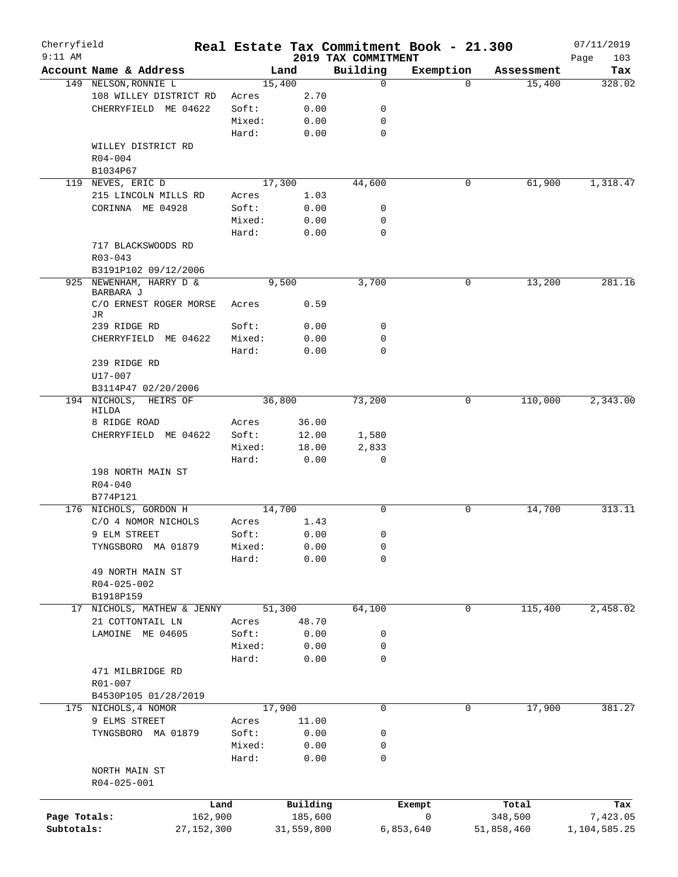Cherryfield  
9:11 AM

# Real Estate Tax Commitment Book - 21.300

## 2019 TAX COMMITMENT

07/11/2019  
Page 103

| Account Name & Address | | Land | Building | Exemption | Assessment | Tax |
|---|---|---|---|---|---|---|
| 149 NELSON,RONNIE L | | 15,400 | 0 | 0 | 15,400 | 328.02 |
| 108 WILLEY DISTRICT RD | Acres | 2.70 | | | | |
| CHERRYFIELD ME 04622 | Soft: | 0.00 | 0 | | | |
| | Mixed: | 0.00 | 0 | | | |
| | Hard: | 0.00 | 0 | | | |
| WILLEY DISTRICT RD | | | | | | |
| R04-004 | | | | | | |
| B1034P67 | | | | | | |
| 119 NEVES, ERIC D | | 17,300 | 44,600 | 0 | 61,900 | 1,318.47 |
| 215 LINCOLN MILLS RD | Acres | 1.03 | | | | |
| CORINNA ME 04928 | Soft: | 0.00 | 0 | | | |
| | Mixed: | 0.00 | 0 | | | |
| | Hard: | 0.00 | 0 | | | |
| 717 BLACKSWOODS RD | | | | | | |
| R03-043 | | | | | | |
| B3191P102 09/12/2006 | | | | | | |
| 925 NEWENHAM, HARRY D & BARBARA J | | 9,500 | 3,700 | 0 | 13,200 | 281.16 |
| C/O ERNEST ROGER MORSE JR | Acres | 0.59 | | | | |
| 239 RIDGE RD | Soft: | 0.00 | 0 | | | |
| CHERRYFIELD ME 04622 | Mixed: | 0.00 | 0 | | | |
| | Hard: | 0.00 | 0 | | | |
| 239 RIDGE RD | | | | | | |
| U17-007 | | | | | | |
| B3114P47 02/20/2006 | | | | | | |
| 194 NICHOLS, HEIRS OF HILDA | | 36,800 | 73,200 | 0 | 110,000 | 2,343.00 |
| 8 RIDGE ROAD | Acres | 36.00 | | | | |
| CHERRYFIELD ME 04622 | Soft: | 12.00 | 1,580 | | | |
| | Mixed: | 18.00 | 2,833 | | | |
| | Hard: | 0.00 | 0 | | | |
| 198 NORTH MAIN ST | | | | | | |
| R04-040 | | | | | | |
| B774P121 | | | | | | |
| 176 NICHOLS, GORDON H | | 14,700 | 0 | 0 | 14,700 | 313.11 |
| C/O 4 NOMOR NICHOLS | Acres | 1.43 | | | | |
| 9 ELM STREET | Soft: | 0.00 | 0 | | | |
| TYNGSBORO MA 01879 | Mixed: | 0.00 | 0 | | | |
| | Hard: | 0.00 | 0 | | | |
| 49 NORTH MAIN ST | | | | | | |
| R04-025-002 | | | | | | |
| B1918P159 | | | | | | |
| 17 NICHOLS, MATHEW & JENNY | | 51,300 | 64,100 | 0 | 115,400 | 2,458.02 |
| 21 COTTONTAIL LN | Acres | 48.70 | | | | |
| LAMOINE ME 04605 | Soft: | 0.00 | 0 | | | |
| | Mixed: | 0.00 | 0 | | | |
| | Hard: | 0.00 | 0 | | | |
| 471 MILBRIDGE RD | | | | | | |
| R01-007 | | | | | | |
| B4530P105 01/28/2019 | | | | | | |
| 175 NICHOLS,4 NOMOR | | 17,900 | 0 | 0 | 17,900 | 381.27 |
| 9 ELMS STREET | Acres | 11.00 | | | | |
| TYNGSBORO MA 01879 | Soft: | 0.00 | 0 | | | |
| | Mixed: | 0.00 | 0 | | | |
| | Hard: | 0.00 | 0 | | | |
| NORTH MAIN ST | | | | | | |
| R04-025-001 | | | | | | |

| | Land | Building | Exempt | Total | Tax |
|---|---|---|---|---|---|
| Page Totals: | 162,900 | 185,600 | 0 | 348,500 | 7,423.05 |
| Subtotals: | 27,152,300 | 31,559,800 | 6,853,640 | 51,858,460 | 1,104,585.25 |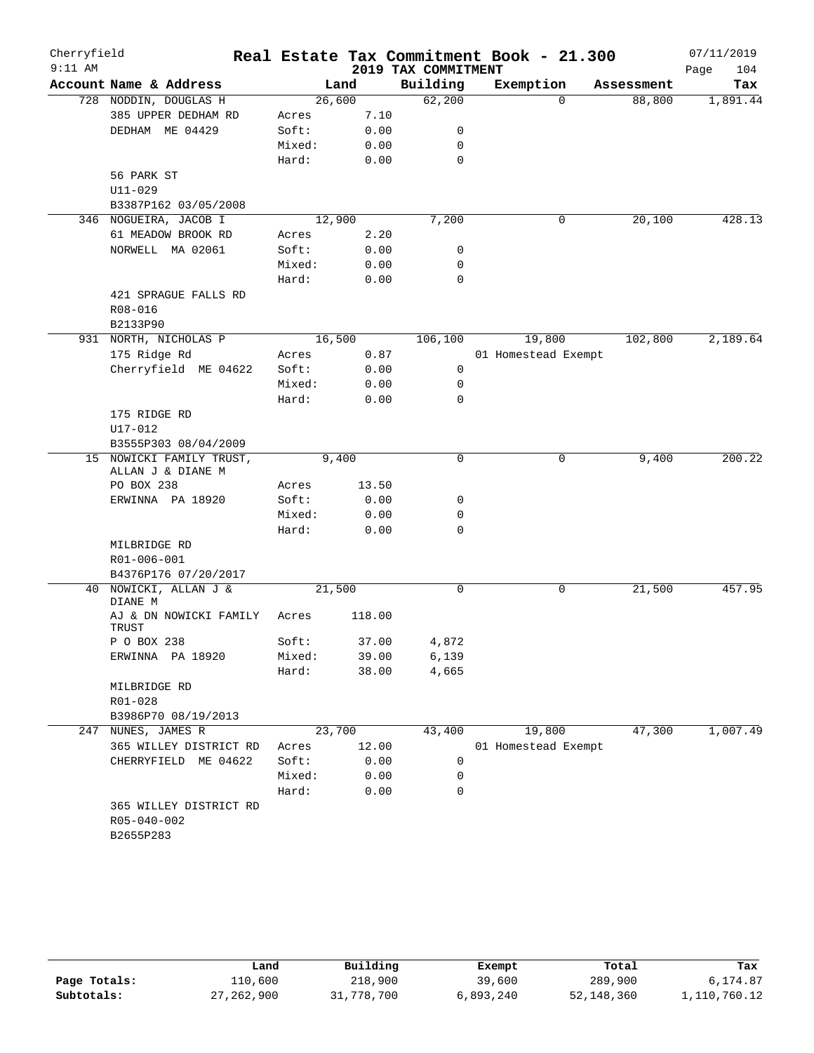# Real Estate Tax Commitment Book - 21.300

Cherryfield
9:11 AM

2019 TAX COMMITMENT

07/11/2019

| Account Name & Address | | Land | Building | Exemption | Assessment | Tax |
|---|---|---|---|---|---|---|
| 728 NODDIN, DOUGLAS H | | 26,600 | 62,200 | 0 | 88,800 | 1,891.44 |
| 385 UPPER DEDHAM RD | Acres | 7.10 | | | | |
| DEDHAM ME 04429 | Soft: | 0.00 | 0 | | | |
| | Mixed: | 0.00 | 0 | | | |
| | Hard: | 0.00 | 0 | | | |
| 56 PARK ST | | | | | | |
| U11-029 | | | | | | |
| B3387P162 03/05/2008 | | | | | | |
| 346 NOGUEIRA, JACOB I | | 12,900 | 7,200 | 0 | 20,100 | 428.13 |
| 61 MEADOW BROOK RD | Acres | 2.20 | | | | |
| NORWELL MA 02061 | Soft: | 0.00 | 0 | | | |
| | Mixed: | 0.00 | 0 | | | |
| | Hard: | 0.00 | 0 | | | |
| 421 SPRAGUE FALLS RD | | | | | | |
| R08-016 | | | | | | |
| B2133P90 | | | | | | |
| 931 NORTH, NICHOLAS P | | 16,500 | 106,100 | 19,800 | 102,800 | 2,189.64 |
| 175 Ridge Rd | Acres | 0.87 | | 01 Homestead Exempt | | |
| Cherryfield ME 04622 | Soft: | 0.00 | 0 | | | |
| | Mixed: | 0.00 | 0 | | | |
| | Hard: | 0.00 | 0 | | | |
| 175 RIDGE RD | | | | | | |
| U17-012 | | | | | | |
| B3555P303 08/04/2009 | | | | | | |
| 15 NOWICKI FAMILY TRUST, ALLAN J & DIANE M | | 9,400 | 0 | 0 | 9,400 | 200.22 |
| PO BOX 238 | Acres | 13.50 | | | | |
| ERWINNA PA 18920 | Soft: | 0.00 | 0 | | | |
| | Mixed: | 0.00 | 0 | | | |
| | Hard: | 0.00 | 0 | | | |
| MILBRIDGE RD | | | | | | |
| R01-006-001 | | | | | | |
| B4376P176 07/20/2017 | | | | | | |
| 40 NOWICKI, ALLAN J & DIANE M | | 21,500 | 0 | 0 | 21,500 | 457.95 |
| AJ & DN NOWICKI FAMILY TRUST | Acres | 118.00 | | | | |
| P O BOX 238 | Soft: | 37.00 | 4,872 | | | |
| ERWINNA PA 18920 | Mixed: | 39.00 | 6,139 | | | |
| | Hard: | 38.00 | 4,665 | | | |
| MILBRIDGE RD | | | | | | |
| R01-028 | | | | | | |
| B3986P70 08/19/2013 | | | | | | |
| 247 NUNES, JAMES R | | 23,700 | 43,400 | 19,800 | 47,300 | 1,007.49 |
| 365 WILLEY DISTRICT RD | Acres | 12.00 | | 01 Homestead Exempt | | |
| CHERRYFIELD ME 04622 | Soft: | 0.00 | 0 | | | |
| | Mixed: | 0.00 | 0 | | | |
| | Hard: | 0.00 | 0 | | | |
| 365 WILLEY DISTRICT RD | | | | | | |
| R05-040-002 | | | | | | |
| B2655P283 | | | | | | |

| | Land | Building | Exempt | Total | Tax |
|---|---|---|---|---|---|
| Page Totals: | 110,600 | 218,900 | 39,600 | 289,900 | 6,174.87 |
| Subtotals: | 27,262,900 | 31,778,700 | 6,893,240 | 52,148,360 | 1,110,760.12 |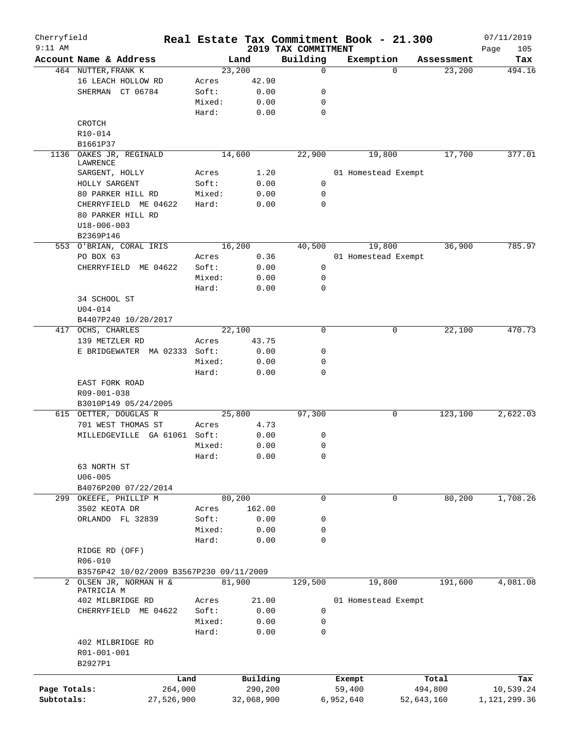# Real Estate Tax Commitment Book - 21.300

Cherryfield
9:11 AM

2019 TAX COMMITMENT

07/11/2019

| Account | Name & Address | | Land | Building | Exemption | Assessment | Tax |
|---|---|---|---|---|---|---|---|
| 464 | NUTTER, FRANK K | | 23,200 | 0 | 0 | 23,200 | 494.16 |
| | 16 LEACH HOLLOW RD | Acres | 42.90 | | | | |
| | SHERMAN CT 06784 | Soft: | 0.00 | 0 | | | |
| | | Mixed: | 0.00 | 0 | | | |
| | | Hard: | 0.00 | 0 | | | |
| | CROTCH | | | | | | |
| | R10-014 | | | | | | |
| | B1661P37 | | | | | | |
| 1136 | OAKES JR, REGINALD LAWRENCE | | 14,600 | 22,900 | 19,800 | 17,700 | 377.01 |
| | SARGENT, HOLLY | Acres | 1.20 | | 01 Homestead Exempt | | |
| | HOLLY SARGENT | Soft: | 0.00 | 0 | | | |
| | 80 PARKER HILL RD | Mixed: | 0.00 | 0 | | | |
| | CHERRYFIELD ME 04622 | Hard: | 0.00 | 0 | | | |
| | 80 PARKER HILL RD | | | | | | |
| | U18-006-003 | | | | | | |
| | B2369P146 | | | | | | |
| 553 | O'BRIAN, CORAL IRIS | | 16,200 | 40,500 | 19,800 | 36,900 | 785.97 |
| | PO BOX 63 | Acres | 0.36 | | 01 Homestead Exempt | | |
| | CHERRYFIELD ME 04622 | Soft: | 0.00 | 0 | | | |
| | | Mixed: | 0.00 | 0 | | | |
| | | Hard: | 0.00 | 0 | | | |
| | 34 SCHOOL ST | | | | | | |
| | U04-014 | | | | | | |
| | B4407P240 10/20/2017 | | | | | | |
| 417 | OCHS, CHARLES | | 22,100 | 0 | 0 | 22,100 | 470.73 |
| | 139 METZLER RD | Acres | 43.75 | | | | |
| | E BRIDGEWATER MA 02333 | Soft: | 0.00 | 0 | | | |
| | | Mixed: | 0.00 | 0 | | | |
| | | Hard: | 0.00 | 0 | | | |
| | EAST FORK ROAD | | | | | | |
| | R09-001-038 | | | | | | |
| | B3010P149 05/24/2005 | | | | | | |
| 615 | OETTER, DOUGLAS R | | 25,800 | 97,300 | 0 | 123,100 | 2,622.03 |
| | 701 WEST THOMAS ST | Acres | 4.73 | | | | |
| | MILLEDGEVILLE GA 61061 | Soft: | 0.00 | 0 | | | |
| | | Mixed: | 0.00 | 0 | | | |
| | | Hard: | 0.00 | 0 | | | |
| | 63 NORTH ST | | | | | | |
| | U06-005 | | | | | | |
| | B4076P200 07/22/2014 | | | | | | |
| 299 | OKEEFE, PHILLIP M | | 80,200 | 0 | 0 | 80,200 | 1,708.26 |
| | 3502 KEOTA DR | Acres | 162.00 | | | | |
| | ORLANDO FL 32839 | Soft: | 0.00 | 0 | | | |
| | | Mixed: | 0.00 | 0 | | | |
| | | Hard: | 0.00 | 0 | | | |
| | RIDGE RD (OFF) | | | | | | |
| | R06-010 | | | | | | |
| | B3576P42 10/02/2009 B3567P230 09/11/2009 | | | | | | |
| 2 | OLSEN JR, NORMAN H & PATRICIA M | | 81,900 | 129,500 | 19,800 | 191,600 | 4,081.08 |
| | 402 MILBRIDGE RD | Acres | 21.00 | | 01 Homestead Exempt | | |
| | CHERRYFIELD ME 04622 | Soft: | 0.00 | 0 | | | |
| | | Mixed: | 0.00 | 0 | | | |
| | | Hard: | 0.00 | 0 | | | |
| | 402 MILBRIDGE RD | | | | | | |
| | R01-001-001 | | | | | | |
| | B2927P1 | | | | | | |

| | Land | Building | Exempt | Total | Tax |
|---|---|---|---|---|---|
| Page Totals: | 264,000 | 290,200 | 59,400 | 494,800 | 10,539.24 |
| Subtotals: | 27,526,900 | 32,068,900 | 6,952,640 | 52,643,160 | 1,121,299.36 |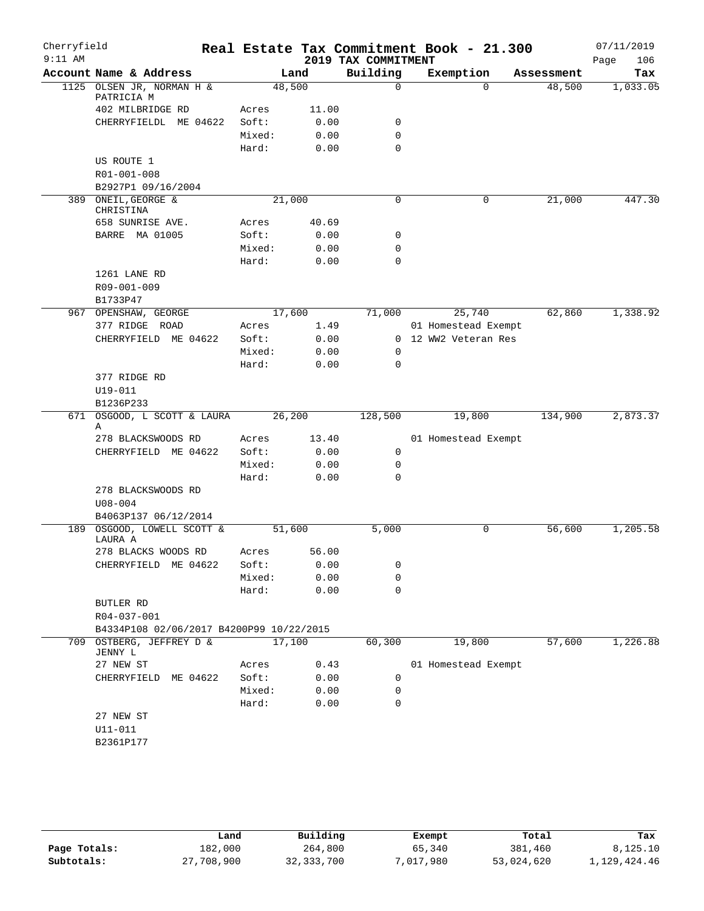Cherryfield 9:11 AM

# Real Estate Tax Commitment Book - 21.300

## 2019 TAX COMMITMENT

07/11/2019

| Account Name & Address | | Land | Building | Exemption | Assessment | Tax |
|---|---|---|---|---|---|---|
| 1125 OLSEN JR, NORMAN H & PATRICIA M | | 48,500 | 0 | 0 | 48,500 | 1,033.05 |
| 402 MILBRIDGE RD | Acres | 11.00 | | | | |
| CHERRYFIELDL ME 04622 | Soft: | 0.00 | 0 | | | |
| | Mixed: | 0.00 | 0 | | | |
| | Hard: | 0.00 | 0 | | | |
| US ROUTE 1 | | | | | | |
| R01-001-008 | | | | | | |
| B2927P1 09/16/2004 | | | | | | |
| 389 ONEIL,GEORGE & CHRISTINA | | 21,000 | 0 | 0 | 21,000 | 447.30 |
| 658 SUNRISE AVE. | Acres | 40.69 | | | | |
| BARRE MA 01005 | Soft: | 0.00 | 0 | | | |
| | Mixed: | 0.00 | 0 | | | |
| | Hard: | 0.00 | 0 | | | |
| 1261 LANE RD | | | | | | |
| R09-001-009 | | | | | | |
| B1733P47 | | | | | | |
| 967 OPENSHAW, GEORGE | | 17,600 | 71,000 | 25,740 | 62,860 | 1,338.92 |
| 377 RIDGE ROAD | Acres | 1.49 | | 01 Homestead Exempt | | |
| CHERRYFIELD ME 04622 | Soft: | 0.00 | 0 | 12 WW2 Veteran Res | | |
| | Mixed: | 0.00 | 0 | | | |
| | Hard: | 0.00 | 0 | | | |
| 377 RIDGE RD | | | | | | |
| U19-011 | | | | | | |
| B1236P233 | | | | | | |
| 671 OSGOOD, L SCOTT & LAURA A | | 26,200 | 128,500 | 19,800 | 134,900 | 2,873.37 |
| 278 BLACKSWOODS RD | Acres | 13.40 | | 01 Homestead Exempt | | |
| CHERRYFIELD ME 04622 | Soft: | 0.00 | 0 | | | |
| | Mixed: | 0.00 | 0 | | | |
| | Hard: | 0.00 | 0 | | | |
| 278 BLACKSWOODS RD | | | | | | |
| U08-004 | | | | | | |
| B4063P137 06/12/2014 | | | | | | |
| 189 OSGOOD, LOWELL SCOTT & LAURA A | | 51,600 | 5,000 | 0 | 56,600 | 1,205.58 |
| 278 BLACKS WOODS RD | Acres | 56.00 | | | | |
| CHERRYFIELD ME 04622 | Soft: | 0.00 | 0 | | | |
| | Mixed: | 0.00 | 0 | | | |
| | Hard: | 0.00 | 0 | | | |
| BUTLER RD | | | | | | |
| R04-037-001 | | | | | | |
| B4334P108 02/06/2017 B4200P99 10/22/2015 | | | | | | |
| 709 OSTBERG, JEFFREY D & JENNY L | | 17,100 | 60,300 | 19,800 | 57,600 | 1,226.88 |
| 27 NEW ST | Acres | 0.43 | | 01 Homestead Exempt | | |
| CHERRYFIELD ME 04622 | Soft: | 0.00 | 0 | | | |
| | Mixed: | 0.00 | 0 | | | |
| | Hard: | 0.00 | 0 | | | |
| 27 NEW ST | | | | | | |
| U11-011 | | | | | | |
| B2361P177 | | | | | | |

| | Land | Building | Exempt | Total | Tax |
|---|---|---|---|---|---|
| Page Totals: | 182,000 | 264,800 | 65,340 | 381,460 | 8,125.10 |
| Subtotals: | 27,708,900 | 32,333,700 | 7,017,980 | 53,024,620 | 1,129,424.46 |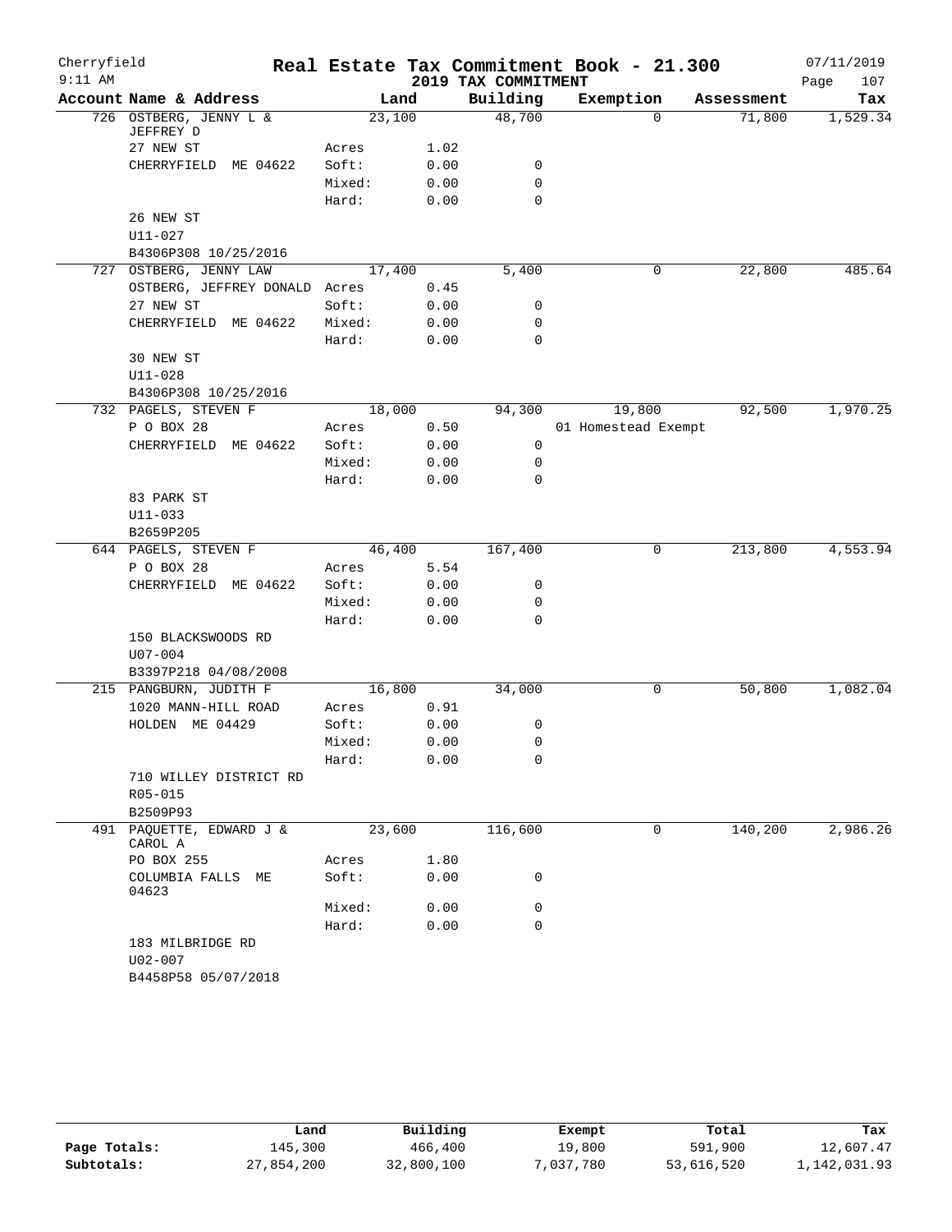Cherryfield 9:11 AM

# Real Estate Tax Commitment Book - 21.300

2019 TAX COMMITMENT

07/11/2019

| Account Name & Address | | Land | Building | Exemption | Assessment | Tax |
|---|---|---|---|---|---|---|
| 726 OSTBERG, JENNY L & JEFFREY D | | 23,100 | 48,700 | 0 | 71,800 | 1,529.34 |
| 27 NEW ST | Acres | 1.02 | | | | |
| CHERRYFIELD ME 04622 | Soft: | 0.00 | 0 | | | |
| | Mixed: | 0.00 | 0 | | | |
| | Hard: | 0.00 | 0 | | | |
| 26 NEW ST | | | | | | |
| U11-027 | | | | | | |
| B4306P308 10/25/2016 | | | | | | |
| 727 OSTBERG, JENNY LAW | | 17,400 | 5,400 | 0 | 22,800 | 485.64 |
| OSTBERG, JEFFREY DONALD | Acres | 0.45 | | | | |
| 27 NEW ST | Soft: | 0.00 | 0 | | | |
| CHERRYFIELD ME 04622 | Mixed: | 0.00 | 0 | | | |
| | Hard: | 0.00 | 0 | | | |
| 30 NEW ST | | | | | | |
| U11-028 | | | | | | |
| B4306P308 10/25/2016 | | | | | | |
| 732 PAGELS, STEVEN F | | 18,000 | 94,300 | 19,800 | 92,500 | 1,970.25 |
| P O BOX 28 | Acres | 0.50 | | 01 Homestead Exempt | | |
| CHERRYFIELD ME 04622 | Soft: | 0.00 | 0 | | | |
| | Mixed: | 0.00 | 0 | | | |
| | Hard: | 0.00 | 0 | | | |
| 83 PARK ST | | | | | | |
| U11-033 | | | | | | |
| B2659P205 | | | | | | |
| 644 PAGELS, STEVEN F | | 46,400 | 167,400 | 0 | 213,800 | 4,553.94 |
| P O BOX 28 | Acres | 5.54 | | | | |
| CHERRYFIELD ME 04622 | Soft: | 0.00 | 0 | | | |
| | Mixed: | 0.00 | 0 | | | |
| | Hard: | 0.00 | 0 | | | |
| 150 BLACKSWOODS RD | | | | | | |
| U07-004 | | | | | | |
| B3397P218 04/08/2008 | | | | | | |
| 215 PANGBURN, JUDITH F | | 16,800 | 34,000 | 0 | 50,800 | 1,082.04 |
| 1020 MANN-HILL ROAD | Acres | 0.91 | | | | |
| HOLDEN ME 04429 | Soft: | 0.00 | 0 | | | |
| | Mixed: | 0.00 | 0 | | | |
| | Hard: | 0.00 | 0 | | | |
| 710 WILLEY DISTRICT RD | | | | | | |
| R05-015 | | | | | | |
| B2509P93 | | | | | | |
| 491 PAQUETTE, EDWARD J & CAROL A | | 23,600 | 116,600 | 0 | 140,200 | 2,986.26 |
| PO BOX 255 | Acres | 1.80 | | | | |
| COLUMBIA FALLS ME 04623 | Soft: | 0.00 | 0 | | | |
| | Mixed: | 0.00 | 0 | | | |
| | Hard: | 0.00 | 0 | | | |
| 183 MILBRIDGE RD | | | | | | |
| U02-007 | | | | | | |
| B4458P58 05/07/2018 | | | | | | |

| | Land | Building | Exempt | Total | Tax |
|---|---|---|---|---|---|
| Page Totals: | 145,300 | 466,400 | 19,800 | 591,900 | 12,607.47 |
| Subtotals: | 27,854,200 | 32,800,100 | 7,037,780 | 53,616,520 | 1,142,031.93 |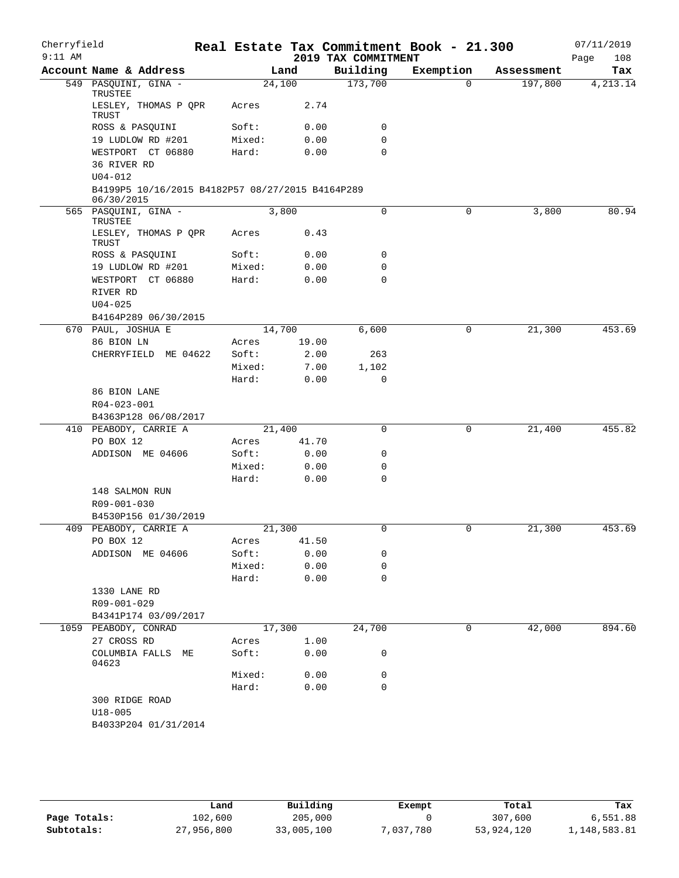Cherryfield 9:11 AM

# Real Estate Tax Commitment Book - 21.300

## 2019 TAX COMMITMENT

07/11/2019

| Account Name & Address | Land | | Building | Exemption | Assessment | Tax |
|---|---|---|---|---|---|---|
| 549 PASQUINI, GINA - TRUSTEE | 24,100 | | 173,700 | 0 | 197,800 | 4,213.14 |
| LESLEY, THOMAS P QPR TRUST | Acres | 2.74 | | | | |
| ROSS & PASQUINI | Soft: | 0.00 | 0 | | | |
| 19 LUDLOW RD #201 | Mixed: | 0.00 | 0 | | | |
| WESTPORT CT 06880 | Hard: | 0.00 | 0 | | | |
| 36 RIVER RD | | | | | | |
| U04-012 | | | | | | |
| B4199P5 10/16/2015 B4182P57 08/27/2015 B4164P289 06/30/2015 | | | | | | |
| 565 PASQUINI, GINA - TRUSTEE | 3,800 | | 0 | 0 | 3,800 | 80.94 |
| LESLEY, THOMAS P QPR TRUST | Acres | 0.43 | | | | |
| ROSS & PASQUINI | Soft: | 0.00 | 0 | | | |
| 19 LUDLOW RD #201 | Mixed: | 0.00 | 0 | | | |
| WESTPORT CT 06880 | Hard: | 0.00 | 0 | | | |
| RIVER RD | | | | | | |
| U04-025 | | | | | | |
| B4164P289 06/30/2015 | | | | | | |
| 670 PAUL, JOSHUA E | 14,700 | | 6,600 | 0 | 21,300 | 453.69 |
| 86 BION LN | Acres | 19.00 | | | | |
| CHERRYFIELD ME 04622 | Soft: | 2.00 | 263 | | | |
| | Mixed: | 7.00 | 1,102 | | | |
| | Hard: | 0.00 | 0 | | | |
| 86 BION LANE | | | | | | |
| R04-023-001 | | | | | | |
| B4363P128 06/08/2017 | | | | | | |
| 410 PEABODY, CARRIE A | 21,400 | | 0 | 0 | 21,400 | 455.82 |
| PO BOX 12 | Acres | 41.70 | | | | |
| ADDISON ME 04606 | Soft: | 0.00 | 0 | | | |
| | Mixed: | 0.00 | 0 | | | |
| | Hard: | 0.00 | 0 | | | |
| 148 SALMON RUN | | | | | | |
| R09-001-030 | | | | | | |
| B4530P156 01/30/2019 | | | | | | |
| 409 PEABODY, CARRIE A | 21,300 | | 0 | 0 | 21,300 | 453.69 |
| PO BOX 12 | Acres | 41.50 | | | | |
| ADDISON ME 04606 | Soft: | 0.00 | 0 | | | |
| | Mixed: | 0.00 | 0 | | | |
| | Hard: | 0.00 | 0 | | | |
| 1330 LANE RD | | | | | | |
| R09-001-029 | | | | | | |
| B4341P174 03/09/2017 | | | | | | |
| 1059 PEABODY, CONRAD | 17,300 | | 24,700 | 0 | 42,000 | 894.60 |
| 27 CROSS RD | Acres | 1.00 | | | | |
| COLUMBIA FALLS ME 04623 | Soft: | 0.00 | 0 | | | |
| | Mixed: | 0.00 | 0 | | | |
| | Hard: | 0.00 | 0 | | | |
| 300 RIDGE ROAD | | | | | | |
| U18-005 | | | | | | |
| B4033P204 01/31/2014 | | | | | | |

| | Land | Building | Exempt | Total | Tax |
|---|---|---|---|---|---|
| Page Totals: | 102,600 | 205,000 | 0 | 307,600 | 6,551.88 |
| Subtotals: | 27,956,800 | 33,005,100 | 7,037,780 | 53,924,120 | 1,148,583.81 |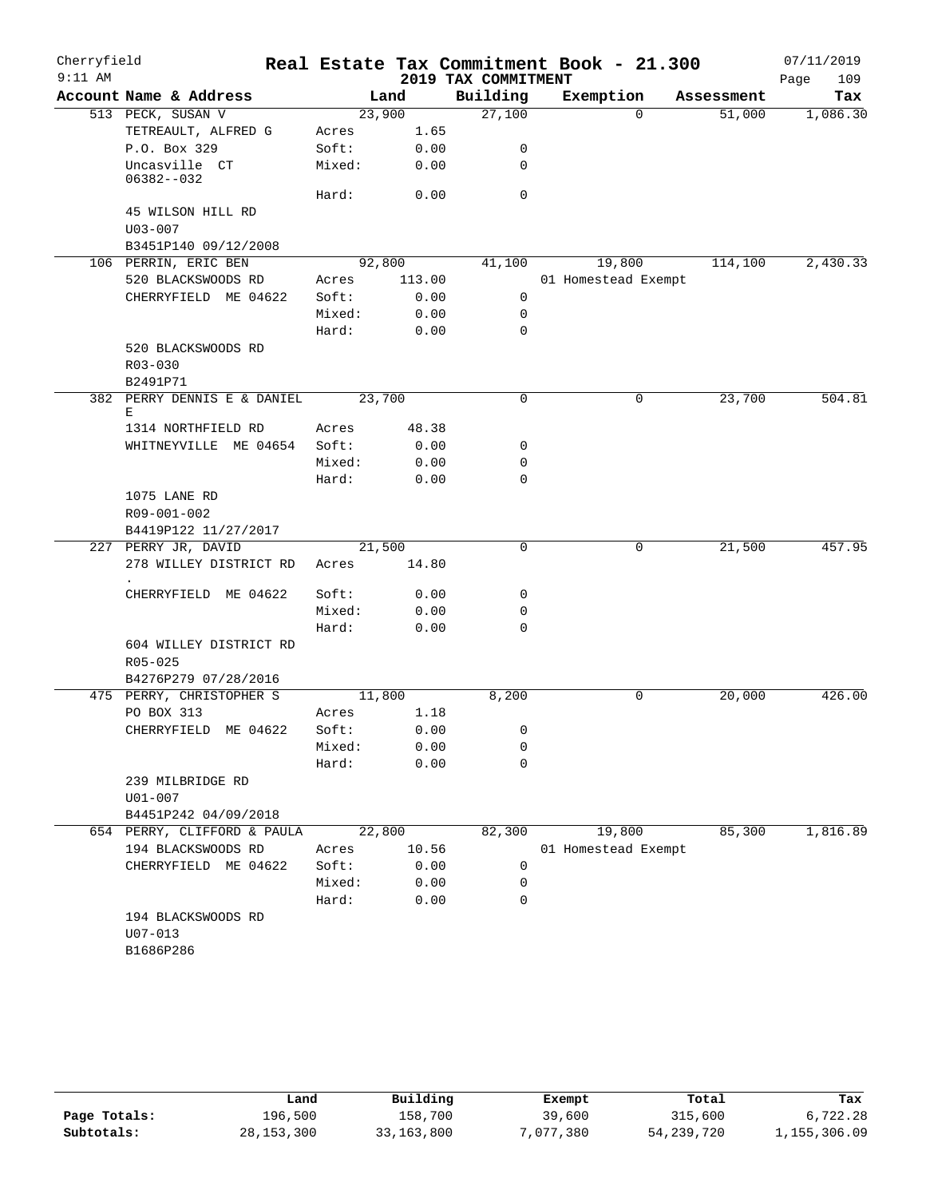Cherryfield 9:11 AM

# Real Estate Tax Commitment Book - 21.300

## 2019 TAX COMMITMENT

07/11/2019 Page 109

| Account Name & Address | | Land | Building | Exemption | Assessment | Tax |
|---|---|---|---|---|---|---|
| 513 PECK, SUSAN V | | 23,900 | 27,100 | 0 | 51,000 | 1,086.30 |
| TETREAULT, ALFRED G | Acres | 1.65 | | | | |
| P.O. Box 329 | Soft: | 0.00 | 0 | | | |
| Uncasville CT 06382--032 | Mixed: | 0.00 | 0 | | | |
| | Hard: | 0.00 | 0 | | | |
| 45 WILSON HILL RD | | | | | | |
| U03-007 | | | | | | |
| B3451P140 09/12/2008 | | | | | | |
| 106 PERRIN, ERIC BEN | | 92,800 | 41,100 | 19,800 | 114,100 | 2,430.33 |
| 520 BLACKSWOODS RD | Acres | 113.00 | | 01 Homestead Exempt | | |
| CHERRYFIELD ME 04622 | Soft: | 0.00 | 0 | | | |
| | Mixed: | 0.00 | 0 | | | |
| | Hard: | 0.00 | 0 | | | |
| 520 BLACKSWOODS RD | | | | | | |
| R03-030 | | | | | | |
| B2491P71 | | | | | | |
| 382 PERRY DENNIS E & DANIEL E | | 23,700 | 0 | 0 | 23,700 | 504.81 |
| 1314 NORTHFIELD RD | Acres | 48.38 | | | | |
| WHITNEYVILLE ME 04654 | Soft: | 0.00 | 0 | | | |
| | Mixed: | 0.00 | 0 | | | |
| | Hard: | 0.00 | 0 | | | |
| 1075 LANE RD | | | | | | |
| R09-001-002 | | | | | | |
| B4419P122 11/27/2017 | | | | | | |
| 227 PERRY JR, DAVID | | 21,500 | 0 | 0 | 21,500 | 457.95 |
| 278 WILLEY DISTRICT RD . | Acres | 14.80 | | | | |
| CHERRYFIELD ME 04622 | Soft: | 0.00 | 0 | | | |
| | Mixed: | 0.00 | 0 | | | |
| | Hard: | 0.00 | 0 | | | |
| 604 WILLEY DISTRICT RD | | | | | | |
| R05-025 | | | | | | |
| B4276P279 07/28/2016 | | | | | | |
| 475 PERRY, CHRISTOPHER S | | 11,800 | 8,200 | 0 | 20,000 | 426.00 |
| PO BOX 313 | Acres | 1.18 | | | | |
| CHERRYFIELD ME 04622 | Soft: | 0.00 | 0 | | | |
| | Mixed: | 0.00 | 0 | | | |
| | Hard: | 0.00 | 0 | | | |
| 239 MILBRIDGE RD | | | | | | |
| U01-007 | | | | | | |
| B4451P242 04/09/2018 | | | | | | |
| 654 PERRY, CLIFFORD & PAULA | | 22,800 | 82,300 | 19,800 | 85,300 | 1,816.89 |
| 194 BLACKSWOODS RD | Acres | 10.56 | | 01 Homestead Exempt | | |
| CHERRYFIELD ME 04622 | Soft: | 0.00 | 0 | | | |
| | Mixed: | 0.00 | 0 | | | |
| | Hard: | 0.00 | 0 | | | |
| 194 BLACKSWOODS RD | | | | | | |
| U07-013 | | | | | | |
| B1686P286 | | | | | | |

| | Land | Building | Exempt | Total | Tax |
|---|---|---|---|---|---|
| Page Totals: | 196,500 | 158,700 | 39,600 | 315,600 | 6,722.28 |
| Subtotals: | 28,153,300 | 33,163,800 | 7,077,380 | 54,239,720 | 1,155,306.09 |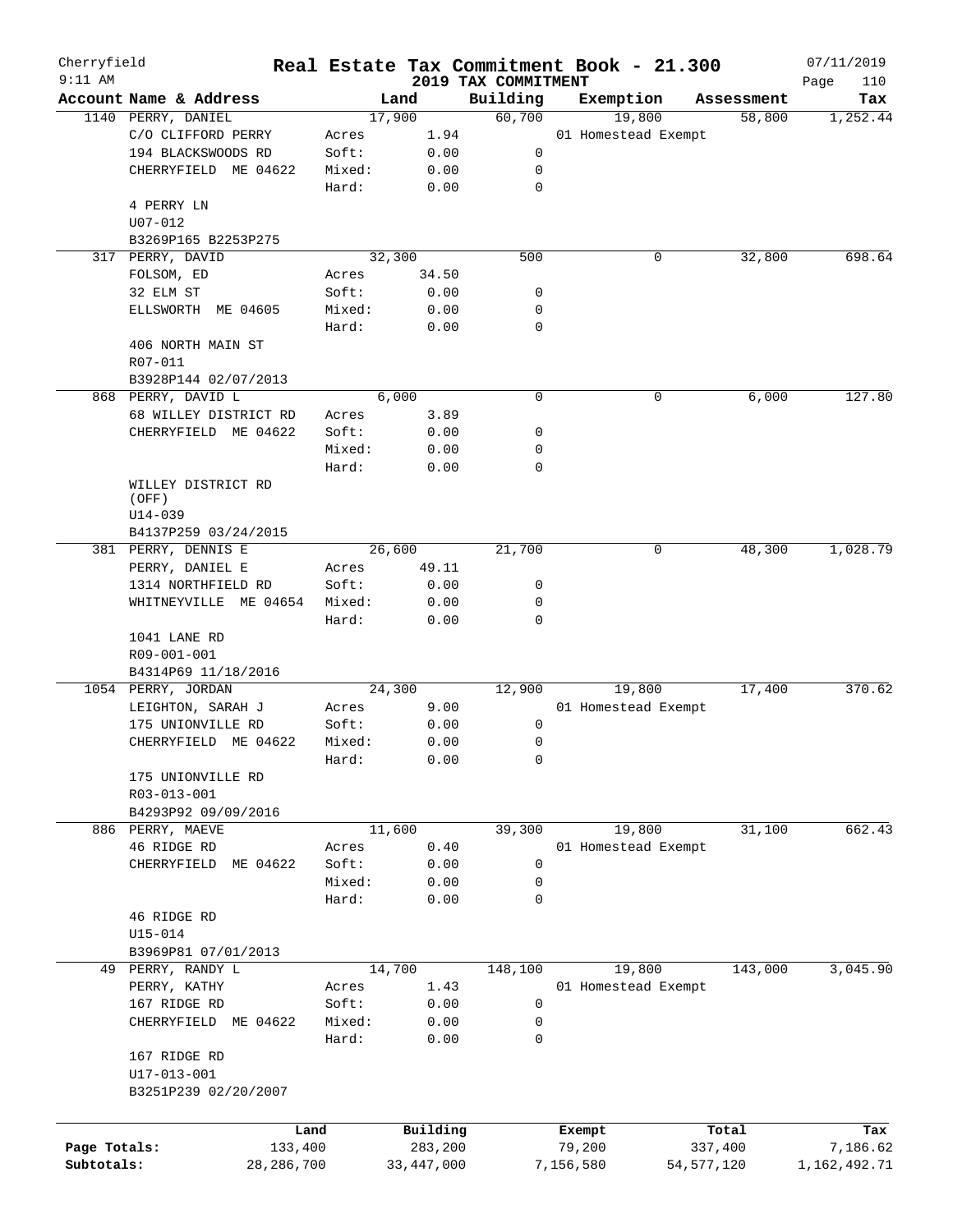Cherryfield 9:11 AM

# Real Estate Tax Commitment Book - 21.300

## 2019 TAX COMMITMENT

07/11/2019 Page 110

| Account Name & Address | Land | | Building | Exemption | Assessment | Tax |
|---|---|---|---|---|---|---|
| 1140 PERRY, DANIEL | 17,900 | | 60,700 | 19,800 | 58,800 | 1,252.44 |
| C/O CLIFFORD PERRY | Acres | 1.94 | | 01 Homestead Exempt | | |
| 194 BLACKSWOODS RD | Soft: | 0.00 | 0 | | | |
| CHERRYFIELD ME 04622 | Mixed: | 0.00 | 0 | | | |
| | Hard: | 0.00 | 0 | | | |
| 4 PERRY LN | | | | | | |
| U07-012 | | | | | | |
| B3269P165 B2253P275 | | | | | | |
| 317 PERRY, DAVID | 32,300 | | 500 | 0 | 32,800 | 698.64 |
| FOLSOM, ED | Acres | 34.50 | | | | |
| 32 ELM ST | Soft: | 0.00 | 0 | | | |
| ELLSWORTH ME 04605 | Mixed: | 0.00 | 0 | | | |
| | Hard: | 0.00 | 0 | | | |
| 406 NORTH MAIN ST | | | | | | |
| R07-011 | | | | | | |
| B3928P144 02/07/2013 | | | | | | |
| 868 PERRY, DAVID L | 6,000 | | 0 | 0 | 6,000 | 127.80 |
| 68 WILLEY DISTRICT RD | Acres | 3.89 | | | | |
| CHERRYFIELD ME 04622 | Soft: | 0.00 | 0 | | | |
| | Mixed: | 0.00 | 0 | | | |
| | Hard: | 0.00 | 0 | | | |
| WILLEY DISTRICT RD (OFF) | | | | | | |
| U14-039 | | | | | | |
| B4137P259 03/24/2015 | | | | | | |
| 381 PERRY, DENNIS E | 26,600 | | 21,700 | 0 | 48,300 | 1,028.79 |
| PERRY, DANIEL E | Acres | 49.11 | | | | |
| 1314 NORTHFIELD RD | Soft: | 0.00 | 0 | | | |
| WHITNEYVILLE ME 04654 | Mixed: | 0.00 | 0 | | | |
| | Hard: | 0.00 | 0 | | | |
| 1041 LANE RD | | | | | | |
| R09-001-001 | | | | | | |
| B4314P69 11/18/2016 | | | | | | |
| 1054 PERRY, JORDAN | 24,300 | | 12,900 | 19,800 | 17,400 | 370.62 |
| LEIGHTON, SARAH J | Acres | 9.00 | | 01 Homestead Exempt | | |
| 175 UNIONVILLE RD | Soft: | 0.00 | 0 | | | |
| CHERRYFIELD ME 04622 | Mixed: | 0.00 | 0 | | | |
| | Hard: | 0.00 | 0 | | | |
| 175 UNIONVILLE RD | | | | | | |
| R03-013-001 | | | | | | |
| B4293P92 09/09/2016 | | | | | | |
| 886 PERRY, MAEVE | 11,600 | | 39,300 | 19,800 | 31,100 | 662.43 |
| 46 RIDGE RD | Acres | 0.40 | | 01 Homestead Exempt | | |
| CHERRYFIELD ME 04622 | Soft: | 0.00 | 0 | | | |
| | Mixed: | 0.00 | 0 | | | |
| | Hard: | 0.00 | 0 | | | |
| 46 RIDGE RD | | | | | | |
| U15-014 | | | | | | |
| B3969P81 07/01/2013 | | | | | | |
| 49 PERRY, RANDY L | 14,700 | | 148,100 | 19,800 | 143,000 | 3,045.90 |
| PERRY, KATHY | Acres | 1.43 | | 01 Homestead Exempt | | |
| 167 RIDGE RD | Soft: | 0.00 | 0 | | | |
| CHERRYFIELD ME 04622 | Mixed: | 0.00 | 0 | | | |
| | Hard: | 0.00 | 0 | | | |
| 167 RIDGE RD | | | | | | |
| U17-013-001 | | | | | | |
| B3251P239 02/20/2007 | | | | | | |

| | Land | Building | Exempt | Total | Tax |
|---|---|---|---|---|---|
| Page Totals: | 133,400 | 283,200 | 79,200 | 337,400 | 7,186.62 |
| Subtotals: | 28,286,700 | 33,447,000 | 7,156,580 | 54,577,120 | 1,162,492.71 |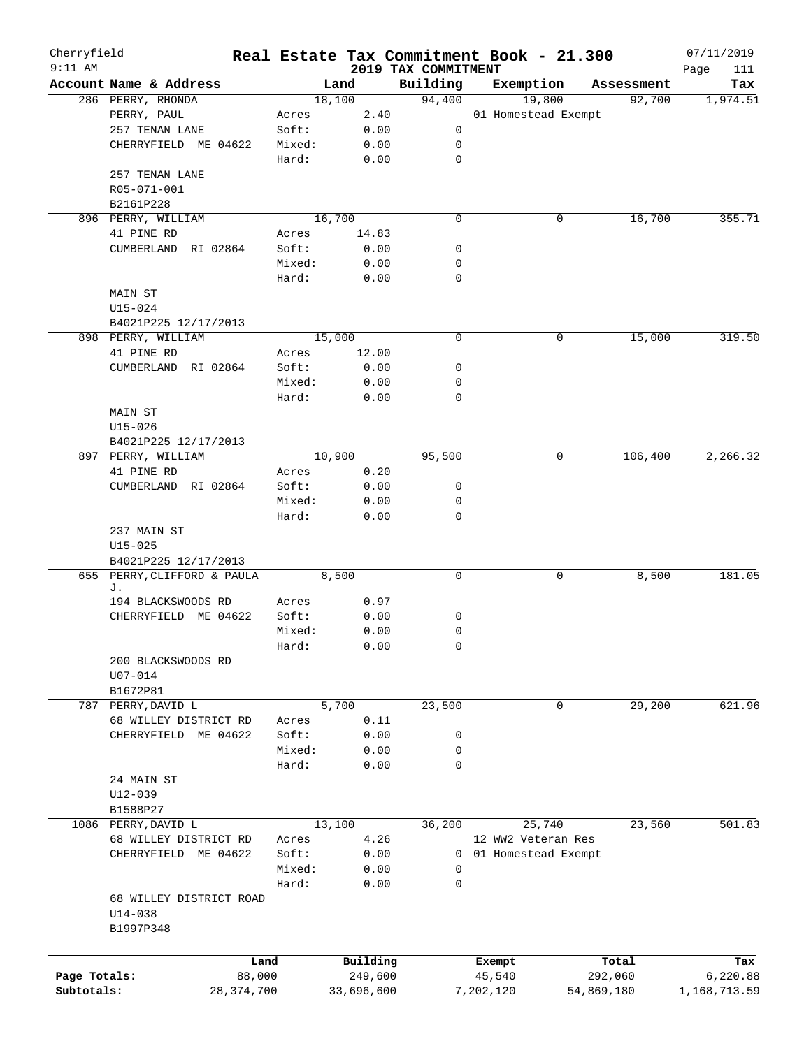Cherryfield | Real Estate Tax Commitment Book - 21.300 | 07/11/2019
9:11 AM | 2019 TAX COMMITMENT | Page 111

| Account Name & Address | Land | | Building | Exemption | Assessment | Tax |
|---|---|---|---|---|---|---|
| 286 PERRY, RHONDA | 18,100 | | 94,400 | 19,800 | 92,700 | 1,974.51 |
| PERRY, PAUL | Acres | 2.40 | | 01 Homestead Exempt | | |
| 257 TENAN LANE | Soft: | 0.00 | 0 | | | |
| CHERRYFIELD ME 04622 | Mixed: | 0.00 | 0 | | | |
| | Hard: | 0.00 | 0 | | | |
| 257 TENAN LANE | | | | | | |
| R05-071-001 | | | | | | |
| B2161P228 | | | | | | |
| 896 PERRY, WILLIAM | 16,700 | | 0 | 0 | 16,700 | 355.71 |
| 41 PINE RD | Acres | 14.83 | | | | |
| CUMBERLAND RI 02864 | Soft: | 0.00 | 0 | | | |
| | Mixed: | 0.00 | 0 | | | |
| | Hard: | 0.00 | 0 | | | |
| MAIN ST | | | | | | |
| U15-024 | | | | | | |
| B4021P225 12/17/2013 | | | | | | |
| 898 PERRY, WILLIAM | 15,000 | | 0 | 0 | 15,000 | 319.50 |
| 41 PINE RD | Acres | 12.00 | | | | |
| CUMBERLAND RI 02864 | Soft: | 0.00 | 0 | | | |
| | Mixed: | 0.00 | 0 | | | |
| | Hard: | 0.00 | 0 | | | |
| MAIN ST | | | | | | |
| U15-026 | | | | | | |
| B4021P225 12/17/2013 | | | | | | |
| 897 PERRY, WILLIAM | 10,900 | | 95,500 | 0 | 106,400 | 2,266.32 |
| 41 PINE RD | Acres | 0.20 | | | | |
| CUMBERLAND RI 02864 | Soft: | 0.00 | 0 | | | |
| | Mixed: | 0.00 | 0 | | | |
| | Hard: | 0.00 | 0 | | | |
| 237 MAIN ST | | | | | | |
| U15-025 | | | | | | |
| B4021P225 12/17/2013 | | | | | | |
| 655 PERRY, CLIFFORD & PAULA J. | 8,500 | | 0 | 0 | 8,500 | 181.05 |
| 194 BLACKSWOODS RD | Acres | 0.97 | | | | |
| CHERRYFIELD ME 04622 | Soft: | 0.00 | 0 | | | |
| | Mixed: | 0.00 | 0 | | | |
| | Hard: | 0.00 | 0 | | | |
| 200 BLACKSWOODS RD | | | | | | |
| U07-014 | | | | | | |
| B1672P81 | | | | | | |
| 787 PERRY, DAVID L | 5,700 | | 23,500 | 0 | 29,200 | 621.96 |
| 68 WILLEY DISTRICT RD | Acres | 0.11 | | | | |
| CHERRYFIELD ME 04622 | Soft: | 0.00 | 0 | | | |
| | Mixed: | 0.00 | 0 | | | |
| | Hard: | 0.00 | 0 | | | |
| 24 MAIN ST | | | | | | |
| U12-039 | | | | | | |
| B1588P27 | | | | | | |
| 1086 PERRY, DAVID L | 13,100 | | 36,200 | 25,740 | 23,560 | 501.83 |
| 68 WILLEY DISTRICT RD | Acres | 4.26 | | 12 WW2 Veteran Res | | |
| CHERRYFIELD ME 04622 | Soft: | 0.00 | 0 | 01 Homestead Exempt | | |
| | Mixed: | 0.00 | 0 | | | |
| | Hard: | 0.00 | 0 | | | |
| 68 WILLEY DISTRICT ROAD | | | | | | |
| U14-038 | | | | | | |
| B1997P348 | | | | | | |

| | Land | Building | Exempt | Total | Tax |
|---|---|---|---|---|---|
| Page Totals: | 88,000 | 249,600 | 45,540 | 292,060 | 6,220.88 |
| Subtotals: | 28,374,700 | 33,696,600 | 7,202,120 | 54,869,180 | 1,168,713.59 |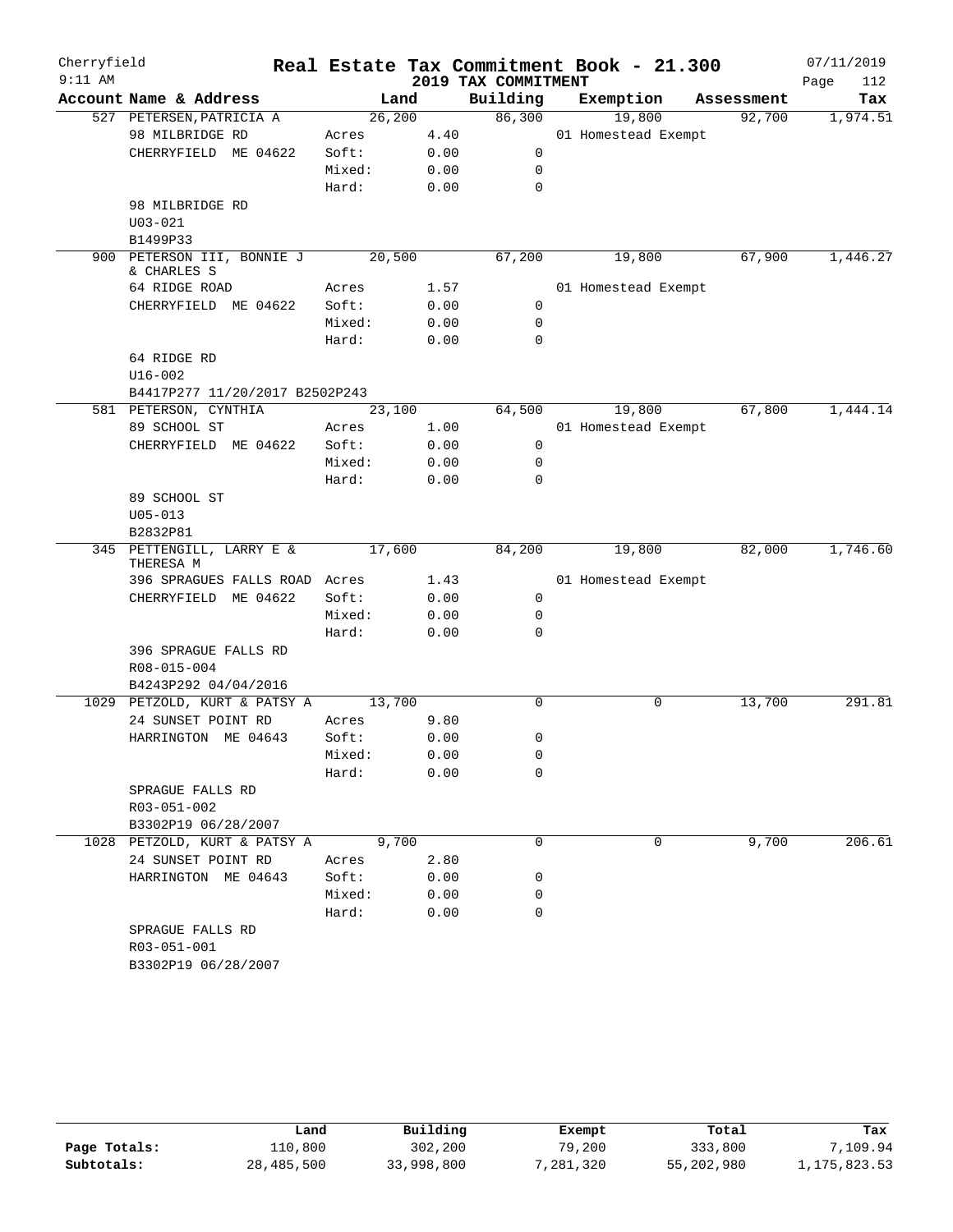# Real Estate Tax Commitment Book - 21.300

Cherryfield 9:11 AM — 2019 TAX COMMITMENT — 07/11/2019

| Account Name & Address | Land | | Building | Exemption | Assessment | Tax |
|---|---|---|---|---|---|---|
| 527 PETERSEN,PATRICIA A | 26,200 | | 86,300 | 19,800 | 92,700 | 1,974.51 |
| 98 MILBRIDGE RD | Acres | 4.40 | | 01 Homestead Exempt | | |
| CHERRYFIELD ME 04622 | Soft: | 0.00 | 0 | | | |
| | Mixed: | 0.00 | 0 | | | |
| | Hard: | 0.00 | 0 | | | |
| 98 MILBRIDGE RD | | | | | | |
| U03-021 | | | | | | |
| B1499P33 | | | | | | |
| 900 PETERSON III, BONNIE J & CHARLES S | 20,500 | | 67,200 | 19,800 | 67,900 | 1,446.27 |
| 64 RIDGE ROAD | Acres | 1.57 | | 01 Homestead Exempt | | |
| CHERRYFIELD ME 04622 | Soft: | 0.00 | 0 | | | |
| | Mixed: | 0.00 | 0 | | | |
| | Hard: | 0.00 | 0 | | | |
| 64 RIDGE RD | | | | | | |
| U16-002 | | | | | | |
| B4417P277 11/20/2017 B2502P243 | | | | | | |
| 581 PETERSON, CYNTHIA | 23,100 | | 64,500 | 19,800 | 67,800 | 1,444.14 |
| 89 SCHOOL ST | Acres | 1.00 | | 01 Homestead Exempt | | |
| CHERRYFIELD ME 04622 | Soft: | 0.00 | 0 | | | |
| | Mixed: | 0.00 | 0 | | | |
| | Hard: | 0.00 | 0 | | | |
| 89 SCHOOL ST | | | | | | |
| U05-013 | | | | | | |
| B2832P81 | | | | | | |
| 345 PETTENGILL, LARRY E & THERESA M | 17,600 | | 84,200 | 19,800 | 82,000 | 1,746.60 |
| 396 SPRAGUES FALLS ROAD | Acres | 1.43 | | 01 Homestead Exempt | | |
| CHERRYFIELD ME 04622 | Soft: | 0.00 | 0 | | | |
| | Mixed: | 0.00 | 0 | | | |
| | Hard: | 0.00 | 0 | | | |
| 396 SPRAGUE FALLS RD | | | | | | |
| R08-015-004 | | | | | | |
| B4243P292 04/04/2016 | | | | | | |
| 1029 PETZOLD, KURT & PATSY A | 13,700 | | 0 | 0 | 13,700 | 291.81 |
| 24 SUNSET POINT RD | Acres | 9.80 | | | | |
| HARRINGTON ME 04643 | Soft: | 0.00 | 0 | | | |
| | Mixed: | 0.00 | 0 | | | |
| | Hard: | 0.00 | 0 | | | |
| SPRAGUE FALLS RD | | | | | | |
| R03-051-002 | | | | | | |
| B3302P19 06/28/2007 | | | | | | |
| 1028 PETZOLD, KURT & PATSY A | 9,700 | | 0 | 0 | 9,700 | 206.61 |
| 24 SUNSET POINT RD | Acres | 2.80 | | | | |
| HARRINGTON ME 04643 | Soft: | 0.00 | 0 | | | |
| | Mixed: | 0.00 | 0 | | | |
| | Hard: | 0.00 | 0 | | | |
| SPRAGUE FALLS RD | | | | | | |
| R03-051-001 | | | | | | |
| B3302P19 06/28/2007 | | | | | | |

| | Land | Building | Exempt | Total | Tax |
|---|---|---|---|---|---|
| Page Totals: | 110,800 | 302,200 | 79,200 | 333,800 | 7,109.94 |
| Subtotals: | 28,485,500 | 33,998,800 | 7,281,320 | 55,202,980 | 1,175,823.53 |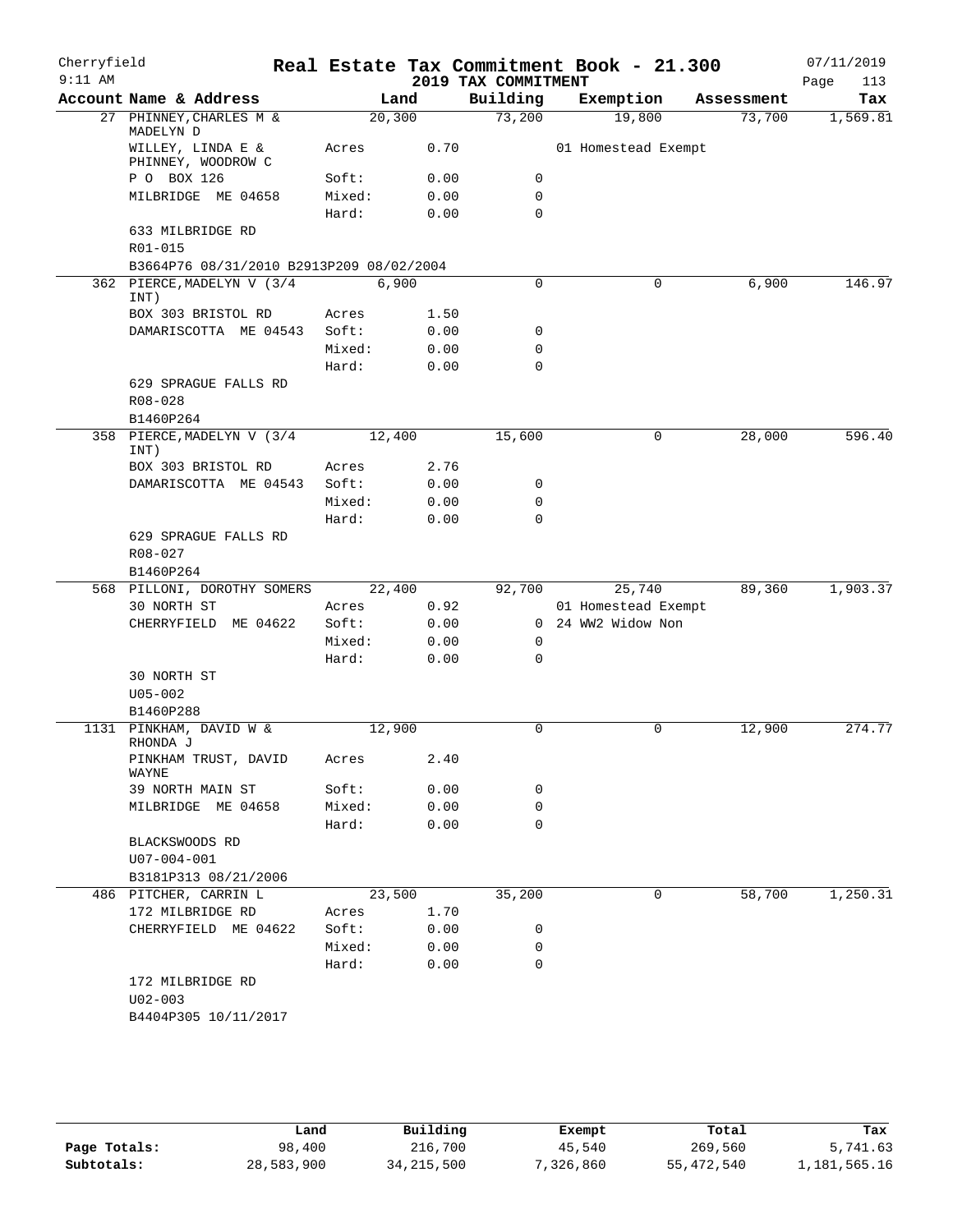Cherryfield 9:11 AM

# Real Estate Tax Commitment Book - 21.300
## 2019 TAX COMMITMENT

07/11/2019 Page 113

| Account Name & Address | Land | | Building | Exemption | Assessment | Tax |
|---|---|---|---|---|---|---|
| 27 PHINNEY, CHARLES M & MADELYN D | 20,300 | | 73,200 | 19,800 | 73,700 | 1,569.81 |
| WILLEY, LINDA E & PHINNEY, WOODROW C | Acres | 0.70 | | 01 Homestead Exempt | | |
| P O BOX 126 | Soft: | 0.00 | 0 | | | |
| MILBRIDGE ME 04658 | Mixed: | 0.00 | 0 | | | |
| | Hard: | 0.00 | 0 | | | |
| 633 MILBRIDGE RD | | | | | | |
| R01-015 | | | | | | |
| B3664P76 08/31/2010 B2913P209 08/02/2004 | | | | | | |
| 362 PIERCE, MADELYN V (3/4 INT) | 6,900 | | 0 | 0 | 6,900 | 146.97 |
| BOX 303 BRISTOL RD | Acres | 1.50 | | | | |
| DAMARISCOTTA ME 04543 | Soft: | 0.00 | 0 | | | |
| | Mixed: | 0.00 | 0 | | | |
| | Hard: | 0.00 | 0 | | | |
| 629 SPRAGUE FALLS RD | | | | | | |
| R08-028 | | | | | | |
| B1460P264 | | | | | | |
| 358 PIERCE, MADELYN V (3/4 INT) | 12,400 | | 15,600 | 0 | 28,000 | 596.40 |
| BOX 303 BRISTOL RD | Acres | 2.76 | | | | |
| DAMARISCOTTA ME 04543 | Soft: | 0.00 | 0 | | | |
| | Mixed: | 0.00 | 0 | | | |
| | Hard: | 0.00 | 0 | | | |
| 629 SPRAGUE FALLS RD | | | | | | |
| R08-027 | | | | | | |
| B1460P264 | | | | | | |
| 568 PILLONI, DOROTHY SOMERS | 22,400 | | 92,700 | 25,740 | 89,360 | 1,903.37 |
| 30 NORTH ST | Acres | 0.92 | | 01 Homestead Exempt | | |
| CHERRYFIELD ME 04622 | Soft: | 0.00 | 0 | 24 WW2 Widow Non | | |
| | Mixed: | 0.00 | 0 | | | |
| | Hard: | 0.00 | 0 | | | |
| 30 NORTH ST | | | | | | |
| U05-002 | | | | | | |
| B1460P288 | | | | | | |
| 1131 PINKHAM, DAVID W & RHONDA J | 12,900 | | 0 | 0 | 12,900 | 274.77 |
| PINKHAM TRUST, DAVID WAYNE | Acres | 2.40 | | | | |
| 39 NORTH MAIN ST | Soft: | 0.00 | 0 | | | |
| MILBRIDGE ME 04658 | Mixed: | 0.00 | 0 | | | |
| | Hard: | 0.00 | 0 | | | |
| BLACKSWOODS RD | | | | | | |
| U07-004-001 | | | | | | |
| B3181P313 08/21/2006 | | | | | | |
| 486 PITCHER, CARRIN L | 23,500 | | 35,200 | 0 | 58,700 | 1,250.31 |
| 172 MILBRIDGE RD | Acres | 1.70 | | | | |
| CHERRYFIELD ME 04622 | Soft: | 0.00 | 0 | | | |
| | Mixed: | 0.00 | 0 | | | |
| | Hard: | 0.00 | 0 | | | |
| 172 MILBRIDGE RD | | | | | | |
| U02-003 | | | | | | |
| B4404P305 10/11/2017 | | | | | | |

| | Land | Building | Exempt | Total | Tax |
|---|---|---|---|---|---|
| Page Totals: | 98,400 | 216,700 | 45,540 | 269,560 | 5,741.63 |
| Subtotals: | 28,583,900 | 34,215,500 | 7,326,860 | 55,472,540 | 1,181,565.16 |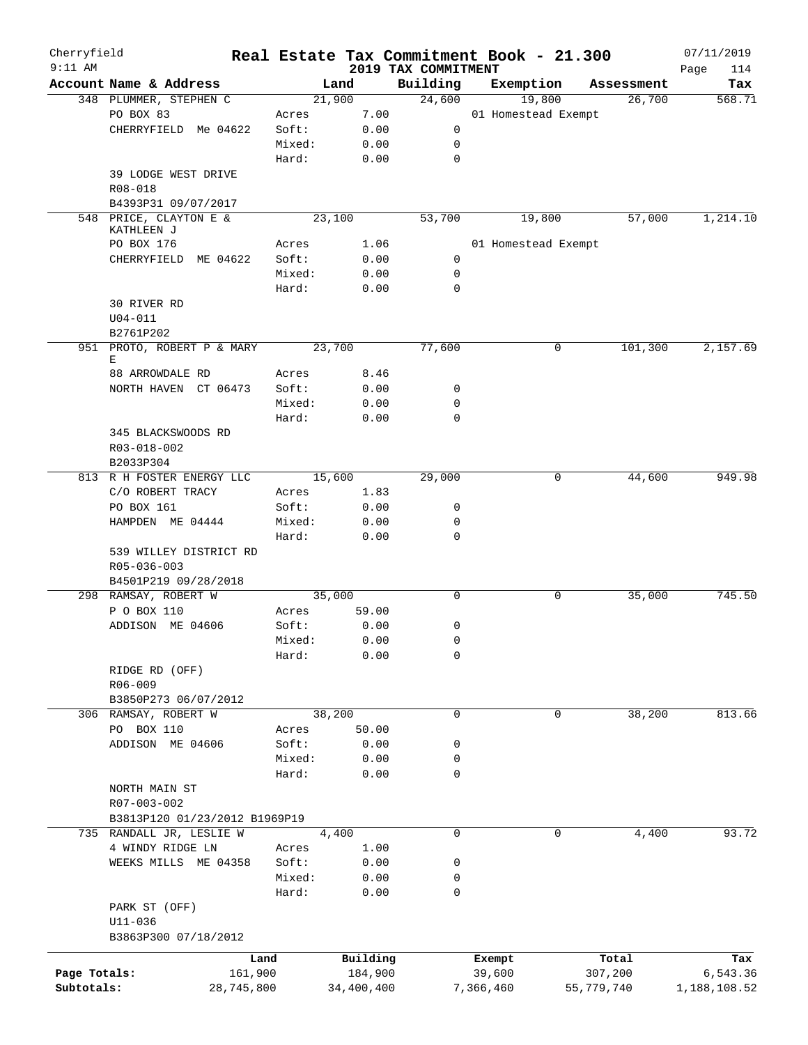# Cherryfield — Real Estate Tax Commitment Book - 21.300

9:11 AM — 2019 TAX COMMITMENT — 07/11/2019

| Account Name & Address | Land | | Building | Exemption | Assessment | Tax |
|---|---|---|---|---|---|---|
| 348 PLUMMER, STEPHEN C | 21,900 | | 24,600 | 19,800 | 26,700 | 568.71 |
| PO BOX 83 | Acres | 7.00 | | 01 Homestead Exempt | | |
| CHERRYFIELD Me 04622 | Soft: | 0.00 | 0 | | | |
| | Mixed: | 0.00 | 0 | | | |
| | Hard: | 0.00 | 0 | | | |
| 39 LODGE WEST DRIVE | | | | | | |
| R08-018 | | | | | | |
| B4393P31 09/07/2017 | | | | | | |
| 548 PRICE, CLAYTON E & KATHLEEN J | 23,100 | | 53,700 | 19,800 | 57,000 | 1,214.10 |
| PO BOX 176 | Acres | 1.06 | | 01 Homestead Exempt | | |
| CHERRYFIELD ME 04622 | Soft: | 0.00 | 0 | | | |
| | Mixed: | 0.00 | 0 | | | |
| | Hard: | 0.00 | 0 | | | |
| 30 RIVER RD | | | | | | |
| U04-011 | | | | | | |
| B2761P202 | | | | | | |
| 951 PROTO, ROBERT P & MARY E | 23,700 | | 77,600 | 0 | 101,300 | 2,157.69 |
| 88 ARROWDALE RD | Acres | 8.46 | | | | |
| NORTH HAVEN CT 06473 | Soft: | 0.00 | 0 | | | |
| | Mixed: | 0.00 | 0 | | | |
| | Hard: | 0.00 | 0 | | | |
| 345 BLACKSWOODS RD | | | | | | |
| R03-018-002 | | | | | | |
| B2033P304 | | | | | | |
| 813 R H FOSTER ENERGY LLC | 15,600 | | 29,000 | 0 | 44,600 | 949.98 |
| C/O ROBERT TRACY | Acres | 1.83 | | | | |
| PO BOX 161 | Soft: | 0.00 | 0 | | | |
| HAMPDEN ME 04444 | Mixed: | 0.00 | 0 | | | |
| | Hard: | 0.00 | 0 | | | |
| 539 WILLEY DISTRICT RD | | | | | | |
| R05-036-003 | | | | | | |
| B4501P219 09/28/2018 | | | | | | |
| 298 RAMSAY, ROBERT W | 35,000 | | 0 | 0 | 35,000 | 745.50 |
| P O BOX 110 | Acres | 59.00 | | | | |
| ADDISON ME 04606 | Soft: | 0.00 | 0 | | | |
| | Mixed: | 0.00 | 0 | | | |
| | Hard: | 0.00 | 0 | | | |
| RIDGE RD (OFF) | | | | | | |
| R06-009 | | | | | | |
| B3850P273 06/07/2012 | | | | | | |
| 306 RAMSAY, ROBERT W | 38,200 | | 0 | 0 | 38,200 | 813.66 |
| PO BOX 110 | Acres | 50.00 | | | | |
| ADDISON ME 04606 | Soft: | 0.00 | 0 | | | |
| | Mixed: | 0.00 | 0 | | | |
| | Hard: | 0.00 | 0 | | | |
| NORTH MAIN ST | | | | | | |
| R07-003-002 | | | | | | |
| B3813P120 01/23/2012 B1969P19 | | | | | | |
| 735 RANDALL JR, LESLIE W | 4,400 | | 0 | 0 | 4,400 | 93.72 |
| 4 WINDY RIDGE LN | Acres | 1.00 | | | | |
| WEEKS MILLS ME 04358 | Soft: | 0.00 | 0 | | | |
| | Mixed: | 0.00 | 0 | | | |
| | Hard: | 0.00 | 0 | | | |
| PARK ST (OFF) | | | | | | |
| U11-036 | | | | | | |
| B3863P300 07/18/2012 | | | | | | |

| | Land | Building | Exempt | Total | Tax |
|---|---|---|---|---|---|
| Page Totals: | 161,900 | 184,900 | 39,600 | 307,200 | 6,543.36 |
| Subtotals: | 28,745,800 | 34,400,400 | 7,366,460 | 55,779,740 | 1,188,108.52 |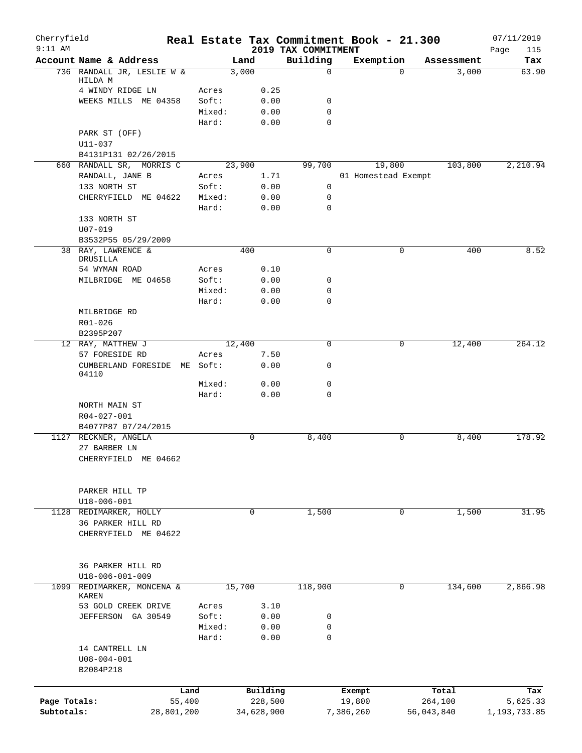Cherryfield 9:11 AM

# Real Estate Tax Commitment Book - 21.300

## 2019 TAX COMMITMENT

07/11/2019 Page 115

| Account Name & Address | | Land | Building | Exemption | Assessment | Tax |
|---|---|---|---|---|---|---|
| 736 RANDALL JR, LESLIE W & HILDA M | | 3,000 | 0 | 0 | 3,000 | 63.90 |
| 4 WINDY RIDGE LN | Acres | 0.25 | | | | |
| WEEKS MILLS ME 04358 | Soft: | 0.00 | 0 | | | |
| | Mixed: | 0.00 | 0 | | | |
| | Hard: | 0.00 | 0 | | | |
| PARK ST (OFF) | | | | | | |
| U11-037 | | | | | | |
| B4131P131 02/26/2015 | | | | | | |
| 660 RANDALL SR, MORRIS C | | 23,900 | 99,700 | 19,800 | 103,800 | 2,210.94 |
| RANDALL, JANE B | Acres | 1.71 | | 01 Homestead Exempt | | |
| 133 NORTH ST | Soft: | 0.00 | 0 | | | |
| CHERRYFIELD ME 04622 | Mixed: | 0.00 | 0 | | | |
| | Hard: | 0.00 | 0 | | | |
| 133 NORTH ST | | | | | | |
| U07-019 | | | | | | |
| B3532P55 05/29/2009 | | | | | | |
| 38 RAY, LAWRENCE & DRUSILLA | | 400 | 0 | 0 | 400 | 8.52 |
| 54 WYMAN ROAD | Acres | 0.10 | | | | |
| MILBRIDGE ME O4658 | Soft: | 0.00 | 0 | | | |
| | Mixed: | 0.00 | 0 | | | |
| | Hard: | 0.00 | 0 | | | |
| MILBRIDGE RD | | | | | | |
| R01-026 | | | | | | |
| B2395P207 | | | | | | |
| 12 RAY, MATTHEW J | | 12,400 | 0 | 0 | 12,400 | 264.12 |
| 57 FORESIDE RD | Acres | 7.50 | | | | |
| CUMBERLAND FORESIDE ME 04110 | Soft: | 0.00 | 0 | | | |
| | Mixed: | 0.00 | 0 | | | |
| | Hard: | 0.00 | 0 | | | |
| NORTH MAIN ST | | | | | | |
| R04-027-001 | | | | | | |
| B4077P87 07/24/2015 | | | | | | |
| 1127 RECKNER, ANGELA | | 0 | 8,400 | 0 | 8,400 | 178.92 |
| 27 BARBER LN | | | | | | |
| CHERRYFIELD ME 04662 | | | | | | |
| PARKER HILL TP | | | | | | |
| U18-006-001 | | | | | | |
| 1128 REDIMARKER, HOLLY | | 0 | 1,500 | 0 | 1,500 | 31.95 |
| 36 PARKER HILL RD | | | | | | |
| CHERRYFIELD ME 04622 | | | | | | |
| 36 PARKER HILL RD | | | | | | |
| U18-006-001-009 | | | | | | |
| 1099 REDIMARKER, MONCENA & KAREN | | 15,700 | 118,900 | 0 | 134,600 | 2,866.98 |
| 53 GOLD CREEK DRIVE | Acres | 3.10 | | | | |
| JEFFERSON GA 30549 | Soft: | 0.00 | 0 | | | |
| | Mixed: | 0.00 | 0 | | | |
| | Hard: | 0.00 | 0 | | | |
| 14 CANTRELL LN | | | | | | |
| U08-004-001 | | | | | | |
| B2084P218 | | | | | | |

| | Land | Building | Exempt | Total | Tax |
|---|---|---|---|---|---|
| Page Totals: | 55,400 | 228,500 | 19,800 | 264,100 | 5,625.33 |
| Subtotals: | 28,801,200 | 34,628,900 | 7,386,260 | 56,043,840 | 1,193,733.85 |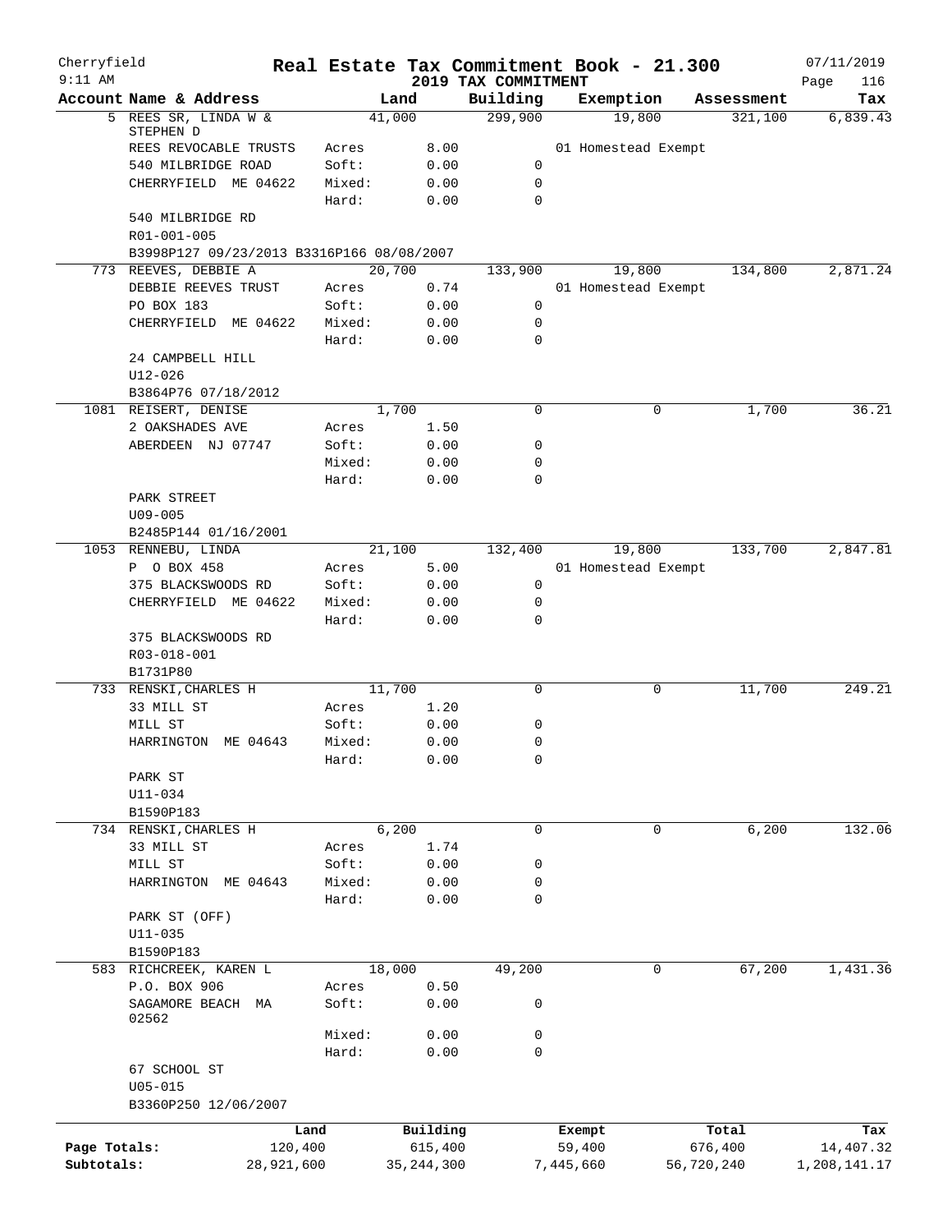# Real Estate Tax Commitment Book - 21.300

Cherryfield 9:11 AM — 2019 TAX COMMITMENT — 07/11/2019

| Account Name & Address | | Land | Building | Exemption | Assessment | Tax |
|---|---|---|---|---|---|---|
| 5 REES SR, LINDA W & STEPHEN D | | 41,000 | 299,900 | 19,800 | 321,100 | 6,839.43 |
| REES REVOCABLE TRUSTS | Acres | 8.00 | | 01 Homestead Exempt | | |
| 540 MILBRIDGE ROAD | Soft: | 0.00 | 0 | | | |
| CHERRYFIELD ME 04622 | Mixed: | 0.00 | 0 | | | |
| | Hard: | 0.00 | 0 | | | |
| 540 MILBRIDGE RD | | | | | | |
| R01-001-005 | | | | | | |
| B3998P127 09/23/2013 B3316P166 08/08/2007 | | | | | | |
| 773 REEVES, DEBBIE A | | 20,700 | 133,900 | 19,800 | 134,800 | 2,871.24 |
| DEBBIE REEVES TRUST | Acres | 0.74 | | 01 Homestead Exempt | | |
| PO BOX 183 | Soft: | 0.00 | 0 | | | |
| CHERRYFIELD ME 04622 | Mixed: | 0.00 | 0 | | | |
| | Hard: | 0.00 | 0 | | | |
| 24 CAMPBELL HILL | | | | | | |
| U12-026 | | | | | | |
| B3864P76 07/18/2012 | | | | | | |
| 1081 REISERT, DENISE | | 1,700 | 0 | 0 | 1,700 | 36.21 |
| 2 OAKSHADES AVE | Acres | 1.50 | | | | |
| ABERDEEN NJ 07747 | Soft: | 0.00 | 0 | | | |
| | Mixed: | 0.00 | 0 | | | |
| | Hard: | 0.00 | 0 | | | |
| PARK STREET | | | | | | |
| U09-005 | | | | | | |
| B2485P144 01/16/2001 | | | | | | |
| 1053 RENNEBU, LINDA | | 21,100 | 132,400 | 19,800 | 133,700 | 2,847.81 |
| P O BOX 458 | Acres | 5.00 | | 01 Homestead Exempt | | |
| 375 BLACKSWOODS RD | Soft: | 0.00 | 0 | | | |
| CHERRYFIELD ME 04622 | Mixed: | 0.00 | 0 | | | |
| | Hard: | 0.00 | 0 | | | |
| 375 BLACKSWOODS RD | | | | | | |
| R03-018-001 | | | | | | |
| B1731P80 | | | | | | |
| 733 RENSKI, CHARLES H | | 11,700 | 0 | 0 | 11,700 | 249.21 |
| 33 MILL ST | Acres | 1.20 | | | | |
| MILL ST | Soft: | 0.00 | 0 | | | |
| HARRINGTON ME 04643 | Mixed: | 0.00 | 0 | | | |
| | Hard: | 0.00 | 0 | | | |
| PARK ST | | | | | | |
| U11-034 | | | | | | |
| B1590P183 | | | | | | |
| 734 RENSKI, CHARLES H | | 6,200 | 0 | 0 | 6,200 | 132.06 |
| 33 MILL ST | Acres | 1.74 | | | | |
| MILL ST | Soft: | 0.00 | 0 | | | |
| HARRINGTON ME 04643 | Mixed: | 0.00 | 0 | | | |
| | Hard: | 0.00 | 0 | | | |
| PARK ST (OFF) | | | | | | |
| U11-035 | | | | | | |
| B1590P183 | | | | | | |
| 583 RICHCREEK, KAREN L | | 18,000 | 49,200 | 0 | 67,200 | 1,431.36 |
| P.O. BOX 906 | Acres | 0.50 | | | | |
| SAGAMORE BEACH MA 02562 | Soft: | 0.00 | 0 | | | |
| | Mixed: | 0.00 | 0 | | | |
| | Hard: | 0.00 | 0 | | | |
| 67 SCHOOL ST | | | | | | |
| U05-015 | | | | | | |
| B3360P250 12/06/2007 | | | | | | |

| | Land | Building | Exempt | Total | Tax |
|---|---|---|---|---|---|
| Page Totals: | 120,400 | 615,400 | 59,400 | 676,400 | 14,407.32 |
| Subtotals: | 28,921,600 | 35,244,300 | 7,445,660 | 56,720,240 | 1,208,141.17 |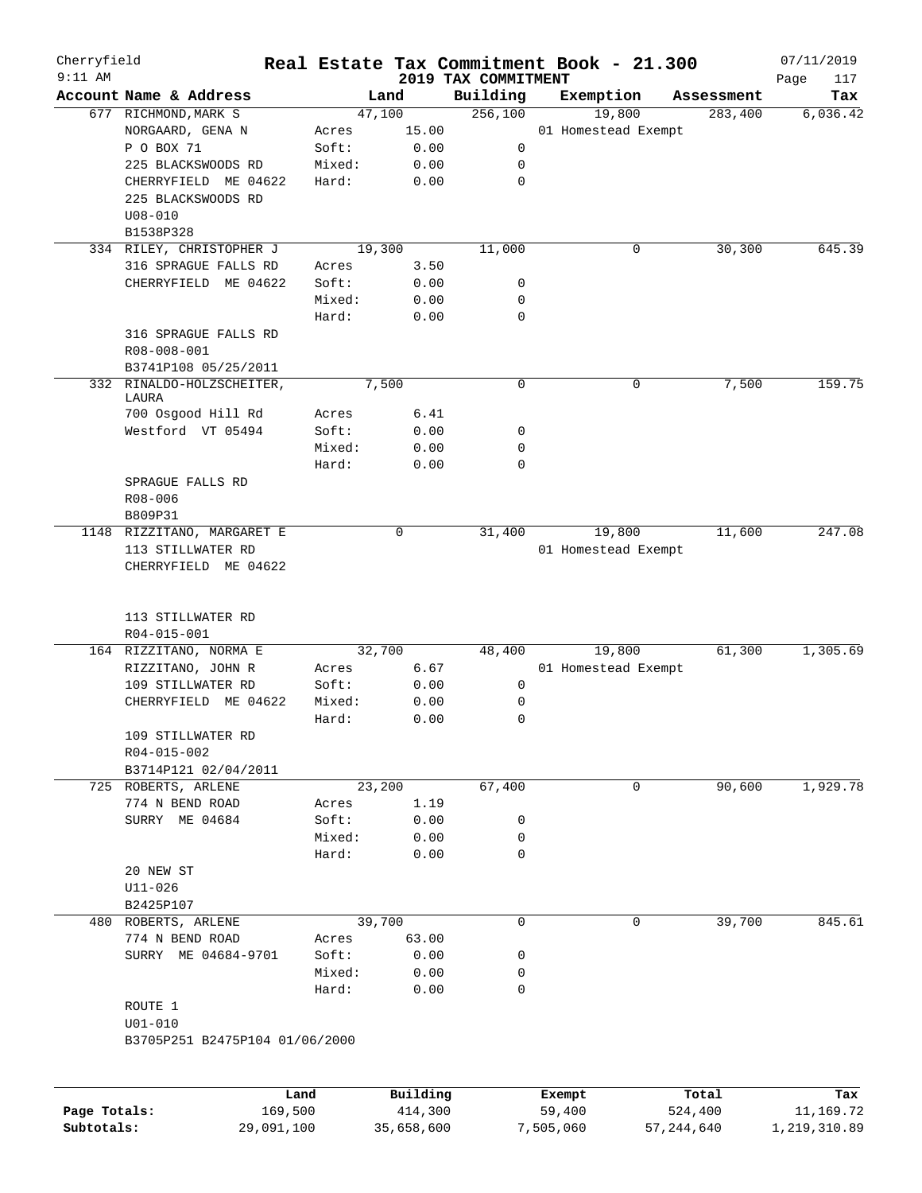Cherryfield 9:11 AM

# Real Estate Tax Commitment Book - 21.300

## 2019 TAX COMMITMENT

07/11/2019 Page 117

| Account Name & Address | | Land | Building | Exemption | Assessment | Tax |
|---|---|---|---|---|---|---|
| 677 RICHMOND,MARK S | | 47,100 | 256,100 | 19,800 | 283,400 | 6,036.42 |
| NORGAARD, GENA N | Acres | 15.00 | | 01 Homestead Exempt | | |
| P O BOX 71 | Soft: | 0.00 | 0 | | | |
| 225 BLACKSWOODS RD | Mixed: | 0.00 | 0 | | | |
| CHERRYFIELD ME 04622 | Hard: | 0.00 | 0 | | | |
| 225 BLACKSWOODS RD | | | | | | |
| U08-010 | | | | | | |
| B1538P328 | | | | | | |
| 334 RILEY, CHRISTOPHER J | | 19,300 | 11,000 | 0 | 30,300 | 645.39 |
| 316 SPRAGUE FALLS RD | Acres | 3.50 | | | | |
| CHERRYFIELD ME 04622 | Soft: | 0.00 | 0 | | | |
| | Mixed: | 0.00 | 0 | | | |
| | Hard: | 0.00 | 0 | | | |
| 316 SPRAGUE FALLS RD | | | | | | |
| R08-008-001 | | | | | | |
| B3741P108 05/25/2011 | | | | | | |
| 332 RINALDO-HOLZSCHEITER, LAURA | | 7,500 | 0 | 0 | 7,500 | 159.75 |
| 700 Osgood Hill Rd | Acres | 6.41 | | | | |
| Westford VT 05494 | Soft: | 0.00 | 0 | | | |
| | Mixed: | 0.00 | 0 | | | |
| | Hard: | 0.00 | 0 | | | |
| SPRAGUE FALLS RD | | | | | | |
| R08-006 | | | | | | |
| B809P31 | | | | | | |
| 1148 RIZZITANO, MARGARET E | | 0 | 31,400 | 19,800 | 11,600 | 247.08 |
| 113 STILLWATER RD | | | | 01 Homestead Exempt | | |
| CHERRYFIELD ME 04622 | | | | | | |
| 113 STILLWATER RD | | | | | | |
| R04-015-001 | | | | | | |
| 164 RIZZITANO, NORMA E | | 32,700 | 48,400 | 19,800 | 61,300 | 1,305.69 |
| RIZZITANO, JOHN R | Acres | 6.67 | | 01 Homestead Exempt | | |
| 109 STILLWATER RD | Soft: | 0.00 | 0 | | | |
| CHERRYFIELD ME 04622 | Mixed: | 0.00 | 0 | | | |
| | Hard: | 0.00 | 0 | | | |
| 109 STILLWATER RD | | | | | | |
| R04-015-002 | | | | | | |
| B3714P121 02/04/2011 | | | | | | |
| 725 ROBERTS, ARLENE | | 23,200 | 67,400 | 0 | 90,600 | 1,929.78 |
| 774 N BEND ROAD | Acres | 1.19 | | | | |
| SURRY ME 04684 | Soft: | 0.00 | 0 | | | |
| | Mixed: | 0.00 | 0 | | | |
| | Hard: | 0.00 | 0 | | | |
| 20 NEW ST | | | | | | |
| U11-026 | | | | | | |
| B2425P107 | | | | | | |
| 480 ROBERTS, ARLENE | | 39,700 | 0 | 0 | 39,700 | 845.61 |
| 774 N BEND ROAD | Acres | 63.00 | | | | |
| SURRY ME 04684-9701 | Soft: | 0.00 | 0 | | | |
| | Mixed: | 0.00 | 0 | | | |
| | Hard: | 0.00 | 0 | | | |
| ROUTE 1 | | | | | | |
| U01-010 | | | | | | |
| B3705P251 B2475P104 01/06/2000 | | | | | | |

| | Land | Building | Exempt | Total | Tax |
|---|---|---|---|---|---|
| Page Totals: | 169,500 | 414,300 | 59,400 | 524,400 | 11,169.72 |
| Subtotals: | 29,091,100 | 35,658,600 | 7,505,060 | 57,244,640 | 1,219,310.89 |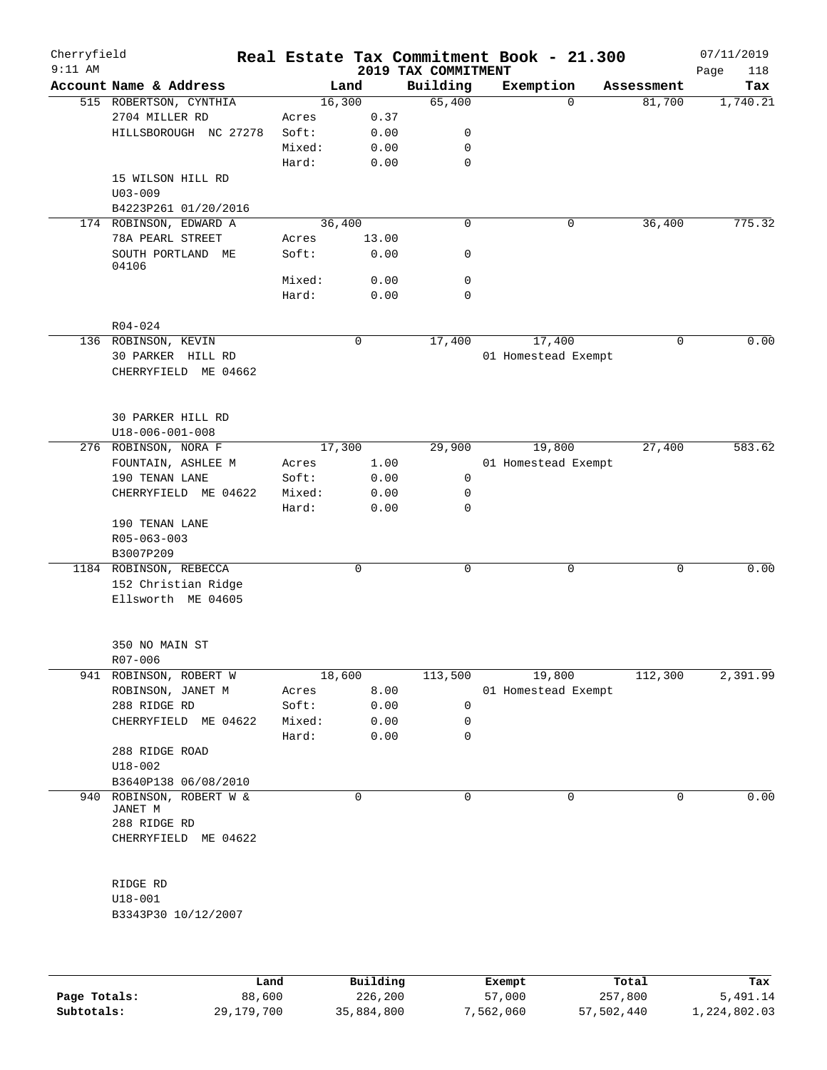# Real Estate Tax Commitment Book - 21.300

Cherryfield
9:11 AM
2019 TAX COMMITMENT
07/11/2019

| Account Name & Address | | Land | Building | Exemption | Assessment | Tax |
|---|---|---|---|---|---|---|
| 515 ROBERTSON, CYNTHIA | | 16,300 | 65,400 | 0 | 81,700 | 1,740.21 |
| 2704 MILLER RD | Acres | 0.37 | | | | |
| HILLSBOROUGH NC 27278 | Soft: | 0.00 | 0 | | | |
| | Mixed: | 0.00 | 0 | | | |
| | Hard: | 0.00 | 0 | | | |
| 15 WILSON HILL RD | | | | | | |
| U03-009 | | | | | | |
| B4223P261 01/20/2016 | | | | | | |
| 174 ROBINSON, EDWARD A | | 36,400 | 0 | 0 | 36,400 | 775.32 |
| 78A PEARL STREET | Acres | 13.00 | | | | |
| SOUTH PORTLAND ME 04106 | Soft: | 0.00 | 0 | | | |
| | Mixed: | 0.00 | 0 | | | |
| | Hard: | 0.00 | 0 | | | |
| R04-024 | | | | | | |
| 136 ROBINSON, KEVIN | | 0 | 17,400 | 17,400 | 0 | 0.00 |
| 30 PARKER HILL RD | | | | 01 Homestead Exempt | | |
| CHERRYFIELD ME 04662 | | | | | | |
| 30 PARKER HILL RD | | | | | | |
| U18-006-001-008 | | | | | | |
| 276 ROBINSON, NORA F | | 17,300 | 29,900 | 19,800 | 27,400 | 583.62 |
| FOUNTAIN, ASHLEE M | Acres | 1.00 | | 01 Homestead Exempt | | |
| 190 TENAN LANE | Soft: | 0.00 | 0 | | | |
| CHERRYFIELD ME 04622 | Mixed: | 0.00 | 0 | | | |
| | Hard: | 0.00 | 0 | | | |
| 190 TENAN LANE | | | | | | |
| R05-063-003 | | | | | | |
| B3007P209 | | | | | | |
| 1184 ROBINSON, REBECCA | | 0 | 0 | 0 | 0 | 0.00 |
| 152 Christian Ridge | | | | | | |
| Ellsworth ME 04605 | | | | | | |
| 350 NO MAIN ST | | | | | | |
| R07-006 | | | | | | |
| 941 ROBINSON, ROBERT W | | 18,600 | 113,500 | 19,800 | 112,300 | 2,391.99 |
| ROBINSON, JANET M | Acres | 8.00 | | 01 Homestead Exempt | | |
| 288 RIDGE RD | Soft: | 0.00 | 0 | | | |
| CHERRYFIELD ME 04622 | Mixed: | 0.00 | 0 | | | |
| | Hard: | 0.00 | 0 | | | |
| 288 RIDGE ROAD | | | | | | |
| U18-002 | | | | | | |
| B3640P138 06/08/2010 | | | | | | |
| 940 ROBINSON, ROBERT W & JANET M | | 0 | 0 | 0 | 0 | 0.00 |
| 288 RIDGE RD | | | | | | |
| CHERRYFIELD ME 04622 | | | | | | |
| RIDGE RD | | | | | | |
| U18-001 | | | | | | |
| B3343P30 10/12/2007 | | | | | | |

| | Land | Building | Exempt | Total | Tax |
|---|---|---|---|---|---|
| Page Totals: | 88,600 | 226,200 | 57,000 | 257,800 | 5,491.14 |
| Subtotals: | 29,179,700 | 35,884,800 | 7,562,060 | 57,502,440 | 1,224,802.03 |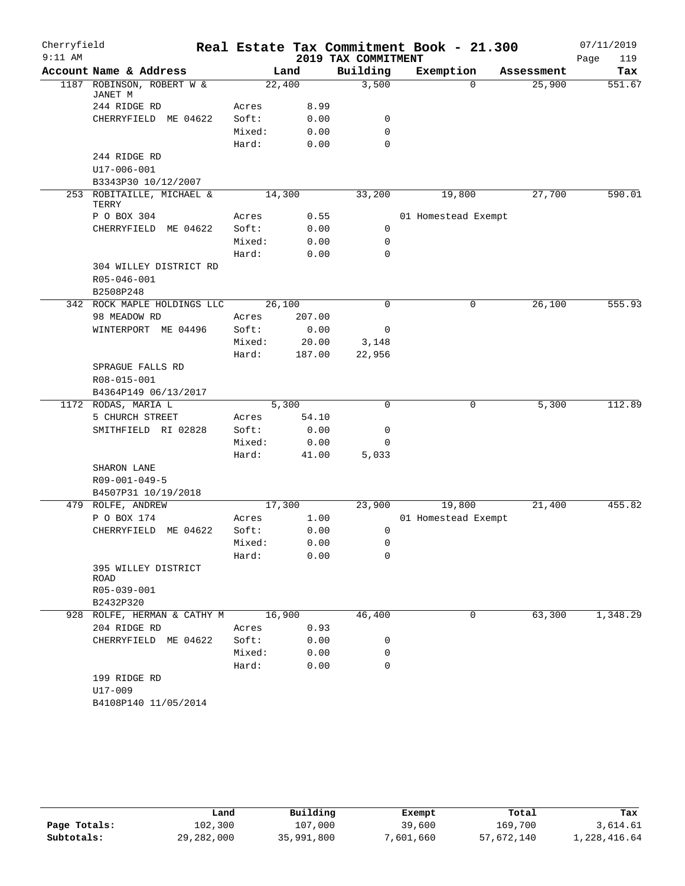# Cherryfield Real Estate Tax Commitment Book - 21.300

9:11 AM — 2019 TAX COMMITMENT — 07/11/2019

| Account Name & Address | | Land | Building | Exemption | Assessment | Tax |
|---|---|---|---|---|---|---|
| 1187 ROBINSON, ROBERT W & JANET M | | 22,400 | 3,500 | 0 | 25,900 | 551.67 |
| 244 RIDGE RD | Acres | 8.99 | | | | |
| CHERRYFIELD ME 04622 | Soft: | 0.00 | 0 | | | |
| | Mixed: | 0.00 | 0 | | | |
| | Hard: | 0.00 | 0 | | | |
| 244 RIDGE RD | | | | | | |
| U17-006-001 | | | | | | |
| B3343P30 10/12/2007 | | | | | | |
| 253 ROBITAILLE, MICHAEL & TERRY | | 14,300 | 33,200 | 19,800 | 27,700 | 590.01 |
| P O BOX 304 | Acres | 0.55 | | 01 Homestead Exempt | | |
| CHERRYFIELD ME 04622 | Soft: | 0.00 | 0 | | | |
| | Mixed: | 0.00 | 0 | | | |
| | Hard: | 0.00 | 0 | | | |
| 304 WILLEY DISTRICT RD | | | | | | |
| R05-046-001 | | | | | | |
| B2508P248 | | | | | | |
| 342 ROCK MAPLE HOLDINGS LLC | | 26,100 | 0 | 0 | 26,100 | 555.93 |
| 98 MEADOW RD | Acres | 207.00 | | | | |
| WINTERPORT ME 04496 | Soft: | 0.00 | 0 | | | |
| | Mixed: | 20.00 | 3,148 | | | |
| | Hard: | 187.00 | 22,956 | | | |
| SPRAGUE FALLS RD | | | | | | |
| R08-015-001 | | | | | | |
| B4364P149 06/13/2017 | | | | | | |
| 1172 RODAS, MARIA L | | 5,300 | 0 | 0 | 5,300 | 112.89 |
| 5 CHURCH STREET | Acres | 54.10 | | | | |
| SMITHFIELD RI 02828 | Soft: | 0.00 | 0 | | | |
| | Mixed: | 0.00 | 0 | | | |
| | Hard: | 41.00 | 5,033 | | | |
| SHARON LANE | | | | | | |
| R09-001-049-5 | | | | | | |
| B4507P31 10/19/2018 | | | | | | |
| 479 ROLFE, ANDREW | | 17,300 | 23,900 | 19,800 | 21,400 | 455.82 |
| P O BOX 174 | Acres | 1.00 | | 01 Homestead Exempt | | |
| CHERRYFIELD ME 04622 | Soft: | 0.00 | 0 | | | |
| | Mixed: | 0.00 | 0 | | | |
| | Hard: | 0.00 | 0 | | | |
| 395 WILLEY DISTRICT ROAD | | | | | | |
| R05-039-001 | | | | | | |
| B2432P320 | | | | | | |
| 928 ROLFE, HERMAN & CATHY M | | 16,900 | 46,400 | 0 | 63,300 | 1,348.29 |
| 204 RIDGE RD | Acres | 0.93 | | | | |
| CHERRYFIELD ME 04622 | Soft: | 0.00 | 0 | | | |
| | Mixed: | 0.00 | 0 | | | |
| | Hard: | 0.00 | 0 | | | |
| 199 RIDGE RD | | | | | | |
| U17-009 | | | | | | |
| B4108P140 11/05/2014 | | | | | | |

| | Land | Building | Exempt | Total | Tax |
|---|---|---|---|---|---|
| Page Totals: | 102,300 | 107,000 | 39,600 | 169,700 | 3,614.61 |
| Subtotals: | 29,282,000 | 35,991,800 | 7,601,660 | 57,672,140 | 1,228,416.64 |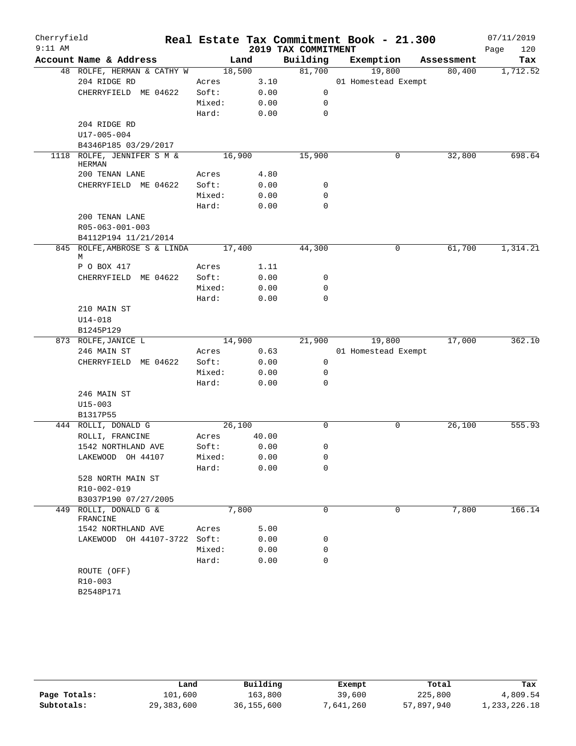Cherryfield 9:11 AM

# Real Estate Tax Commitment Book - 21.300

## 2019 TAX COMMITMENT

07/11/2019 Page 120

| Account Name & Address | | Land | Building | Exemption | Assessment | Tax |
|---|---|---|---|---|---|---|
| 48 ROLFE, HERMAN & CATHY W | | 18,500 | 81,700 | 19,800 | 80,400 | 1,712.52 |
| 204 RIDGE RD | Acres | 3.10 | | 01 Homestead Exempt | | |
| CHERRYFIELD ME 04622 | Soft: | 0.00 | 0 | | | |
| | Mixed: | 0.00 | 0 | | | |
| | Hard: | 0.00 | 0 | | | |
| 204 RIDGE RD | | | | | | |
| U17-005-004 | | | | | | |
| B4346P185 03/29/2017 | | | | | | |
| 1118 ROLFE, JENNIFER S M & HERMAN | | 16,900 | 15,900 | 0 | 32,800 | 698.64 |
| 200 TENAN LANE | Acres | 4.80 | | | | |
| CHERRYFIELD ME 04622 | Soft: | 0.00 | 0 | | | |
| | Mixed: | 0.00 | 0 | | | |
| | Hard: | 0.00 | 0 | | | |
| 200 TENAN LANE | | | | | | |
| R05-063-001-003 | | | | | | |
| B4112P194 11/21/2014 | | | | | | |
| 845 ROLFE,AMBROSE S & LINDA M | | 17,400 | 44,300 | 0 | 61,700 | 1,314.21 |
| P O BOX 417 | Acres | 1.11 | | | | |
| CHERRYFIELD ME 04622 | Soft: | 0.00 | 0 | | | |
| | Mixed: | 0.00 | 0 | | | |
| | Hard: | 0.00 | 0 | | | |
| 210 MAIN ST | | | | | | |
| U14-018 | | | | | | |
| B1245P129 | | | | | | |
| 873 ROLFE,JANICE L | | 14,900 | 21,900 | 19,800 | 17,000 | 362.10 |
| 246 MAIN ST | Acres | 0.63 | | 01 Homestead Exempt | | |
| CHERRYFIELD ME 04622 | Soft: | 0.00 | 0 | | | |
| | Mixed: | 0.00 | 0 | | | |
| | Hard: | 0.00 | 0 | | | |
| 246 MAIN ST | | | | | | |
| U15-003 | | | | | | |
| B1317P55 | | | | | | |
| 444 ROLLI, DONALD G | | 26,100 | 0 | 0 | 26,100 | 555.93 |
| ROLLI, FRANCINE | Acres | 40.00 | | | | |
| 1542 NORTHLAND AVE | Soft: | 0.00 | 0 | | | |
| LAKEWOOD OH 44107 | Mixed: | 0.00 | 0 | | | |
| | Hard: | 0.00 | 0 | | | |
| 528 NORTH MAIN ST | | | | | | |
| R10-002-019 | | | | | | |
| B3037P190 07/27/2005 | | | | | | |
| 449 ROLLI, DONALD G & FRANCINE | | 7,800 | 0 | 0 | 7,800 | 166.14 |
| 1542 NORTHLAND AVE | Acres | 5.00 | | | | |
| LAKEWOOD OH 44107-3722 | Soft: | 0.00 | 0 | | | |
| | Mixed: | 0.00 | 0 | | | |
| | Hard: | 0.00 | 0 | | | |
| ROUTE (OFF) | | | | | | |
| R10-003 | | | | | | |
| B2548P171 | | | | | | |

| | Land | Building | Exempt | Total | Tax |
|---|---|---|---|---|---|
| Page Totals: | 101,600 | 163,800 | 39,600 | 225,800 | 4,809.54 |
| Subtotals: | 29,383,600 | 36,155,600 | 7,641,260 | 57,897,940 | 1,233,226.18 |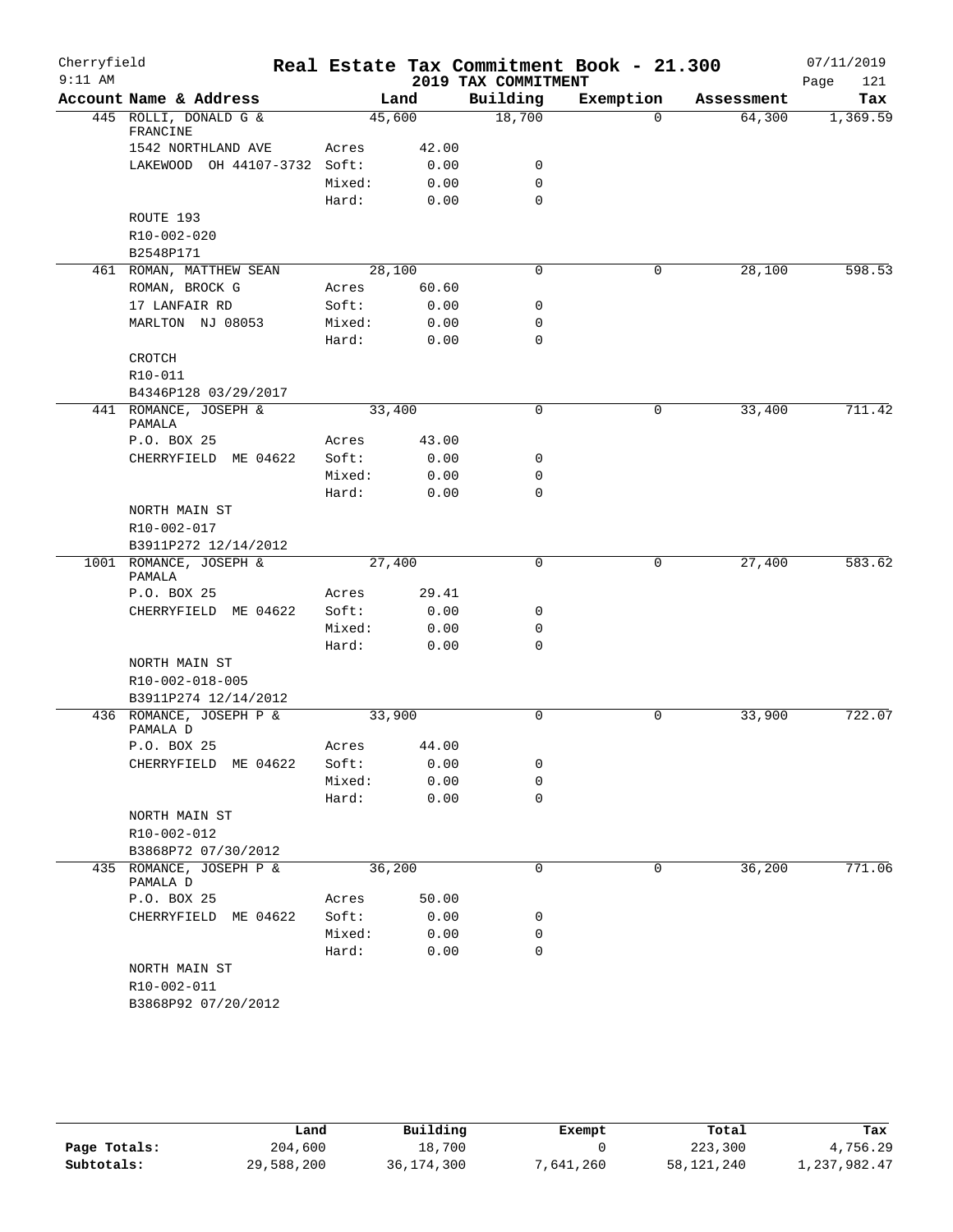# Real Estate Tax Commitment Book - 21.300

Cherryfield
9:11 AM

2019 TAX COMMITMENT

07/11/2019

| Account Name & Address | | Land | Building | Exemption | Assessment | Tax |
|---|---|---|---|---|---|---|
| 445 ROLLI, DONALD G & FRANCINE | | 45,600 | 18,700 | 0 | 64,300 | 1,369.59 |
| 1542 NORTHLAND AVE | Acres | 42.00 | | | | |
| LAKEWOOD OH 44107-3732 | Soft: | 0.00 | 0 | | | |
| | Mixed: | 0.00 | 0 | | | |
| | Hard: | 0.00 | 0 | | | |
| ROUTE 193 | | | | | | |
| R10-002-020 | | | | | | |
| B2548P171 | | | | | | |
| 461 ROMAN, MATTHEW SEAN | | 28,100 | 0 | 0 | 28,100 | 598.53 |
| ROMAN, BROCK G | Acres | 60.60 | | | | |
| 17 LANFAIR RD | Soft: | 0.00 | 0 | | | |
| MARLTON NJ 08053 | Mixed: | 0.00 | 0 | | | |
| | Hard: | 0.00 | 0 | | | |
| CROTCH | | | | | | |
| R10-011 | | | | | | |
| B4346P128 03/29/2017 | | | | | | |
| 441 ROMANCE, JOSEPH & PAMALA | | 33,400 | 0 | 0 | 33,400 | 711.42 |
| P.O. BOX 25 | Acres | 43.00 | | | | |
| CHERRYFIELD ME 04622 | Soft: | 0.00 | 0 | | | |
| | Mixed: | 0.00 | 0 | | | |
| | Hard: | 0.00 | 0 | | | |
| NORTH MAIN ST | | | | | | |
| R10-002-017 | | | | | | |
| B3911P272 12/14/2012 | | | | | | |
| 1001 ROMANCE, JOSEPH & PAMALA | | 27,400 | 0 | 0 | 27,400 | 583.62 |
| P.O. BOX 25 | Acres | 29.41 | | | | |
| CHERRYFIELD ME 04622 | Soft: | 0.00 | 0 | | | |
| | Mixed: | 0.00 | 0 | | | |
| | Hard: | 0.00 | 0 | | | |
| NORTH MAIN ST | | | | | | |
| R10-002-018-005 | | | | | | |
| B3911P274 12/14/2012 | | | | | | |
| 436 ROMANCE, JOSEPH P & PAMALA D | | 33,900 | 0 | 0 | 33,900 | 722.07 |
| P.O. BOX 25 | Acres | 44.00 | | | | |
| CHERRYFIELD ME 04622 | Soft: | 0.00 | 0 | | | |
| | Mixed: | 0.00 | 0 | | | |
| | Hard: | 0.00 | 0 | | | |
| NORTH MAIN ST | | | | | | |
| R10-002-012 | | | | | | |
| B3868P72 07/30/2012 | | | | | | |
| 435 ROMANCE, JOSEPH P & PAMALA D | | 36,200 | 0 | 0 | 36,200 | 771.06 |
| P.O. BOX 25 | Acres | 50.00 | | | | |
| CHERRYFIELD ME 04622 | Soft: | 0.00 | 0 | | | |
| | Mixed: | 0.00 | 0 | | | |
| | Hard: | 0.00 | 0 | | | |
| NORTH MAIN ST | | | | | | |
| R10-002-011 | | | | | | |
| B3868P92 07/20/2012 | | | | | | |

| | Land | Building | Exempt | Total | Tax |
|---|---|---|---|---|---|
| Page Totals: | 204,600 | 18,700 | 0 | 223,300 | 4,756.29 |
| Subtotals: | 29,588,200 | 36,174,300 | 7,641,260 | 58,121,240 | 1,237,982.47 |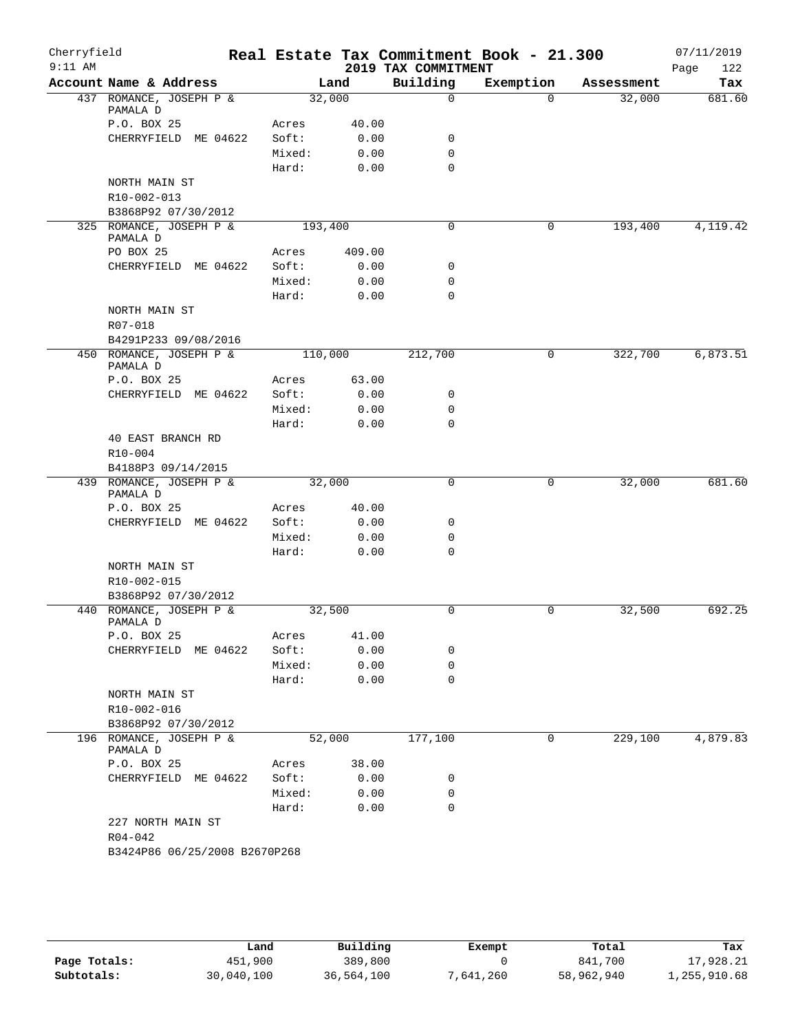# Cherryfield — Real Estate Tax Commitment Book - 21.300

2019 TAX COMMITMENT

07/11/2019 9:11 AM

| Account Name & Address | Land | | Building | Exemption | Assessment | Tax |
|---|---|---|---|---|---|---|
| 437 ROMANCE, JOSEPH P & PAMALA D | 32,000 | | 0 | 0 | 32,000 | 681.60 |
| P.O. BOX 25 | Acres | 40.00 | | | | |
| CHERRYFIELD ME 04622 | Soft: | 0.00 | 0 | | | |
| | Mixed: | 0.00 | 0 | | | |
| | Hard: | 0.00 | 0 | | | |
| NORTH MAIN ST | | | | | | |
| R10-002-013 | | | | | | |
| B3868P92 07/30/2012 | | | | | | |
| 325 ROMANCE, JOSEPH P & PAMALA D | 193,400 | | 0 | 0 | 193,400 | 4,119.42 |
| PO BOX 25 | Acres | 409.00 | | | | |
| CHERRYFIELD ME 04622 | Soft: | 0.00 | 0 | | | |
| | Mixed: | 0.00 | 0 | | | |
| | Hard: | 0.00 | 0 | | | |
| NORTH MAIN ST | | | | | | |
| R07-018 | | | | | | |
| B4291P233 09/08/2016 | | | | | | |
| 450 ROMANCE, JOSEPH P & PAMALA D | 110,000 | | 212,700 | 0 | 322,700 | 6,873.51 |
| P.O. BOX 25 | Acres | 63.00 | | | | |
| CHERRYFIELD ME 04622 | Soft: | 0.00 | 0 | | | |
| | Mixed: | 0.00 | 0 | | | |
| | Hard: | 0.00 | 0 | | | |
| 40 EAST BRANCH RD | | | | | | |
| R10-004 | | | | | | |
| B4188P3 09/14/2015 | | | | | | |
| 439 ROMANCE, JOSEPH P & PAMALA D | 32,000 | | 0 | 0 | 32,000 | 681.60 |
| P.O. BOX 25 | Acres | 40.00 | | | | |
| CHERRYFIELD ME 04622 | Soft: | 0.00 | 0 | | | |
| | Mixed: | 0.00 | 0 | | | |
| | Hard: | 0.00 | 0 | | | |
| NORTH MAIN ST | | | | | | |
| R10-002-015 | | | | | | |
| B3868P92 07/30/2012 | | | | | | |
| 440 ROMANCE, JOSEPH P & PAMALA D | 32,500 | | 0 | 0 | 32,500 | 692.25 |
| P.O. BOX 25 | Acres | 41.00 | | | | |
| CHERRYFIELD ME 04622 | Soft: | 0.00 | 0 | | | |
| | Mixed: | 0.00 | 0 | | | |
| | Hard: | 0.00 | 0 | | | |
| NORTH MAIN ST | | | | | | |
| R10-002-016 | | | | | | |
| B3868P92 07/30/2012 | | | | | | |
| 196 ROMANCE, JOSEPH P & PAMALA D | 52,000 | | 177,100 | 0 | 229,100 | 4,879.83 |
| P.O. BOX 25 | Acres | 38.00 | | | | |
| CHERRYFIELD ME 04622 | Soft: | 0.00 | 0 | | | |
| | Mixed: | 0.00 | 0 | | | |
| | Hard: | 0.00 | 0 | | | |
| 227 NORTH MAIN ST | | | | | | |
| R04-042 | | | | | | |
| B3424P86 06/25/2008 B2670P268 | | | | | | |

| | Land | Building | Exempt | Total | Tax |
|---|---|---|---|---|---|
| Page Totals: | 451,900 | 389,800 | 0 | 841,700 | 17,928.21 |
| Subtotals: | 30,040,100 | 36,564,100 | 7,641,260 | 58,962,940 | 1,255,910.68 |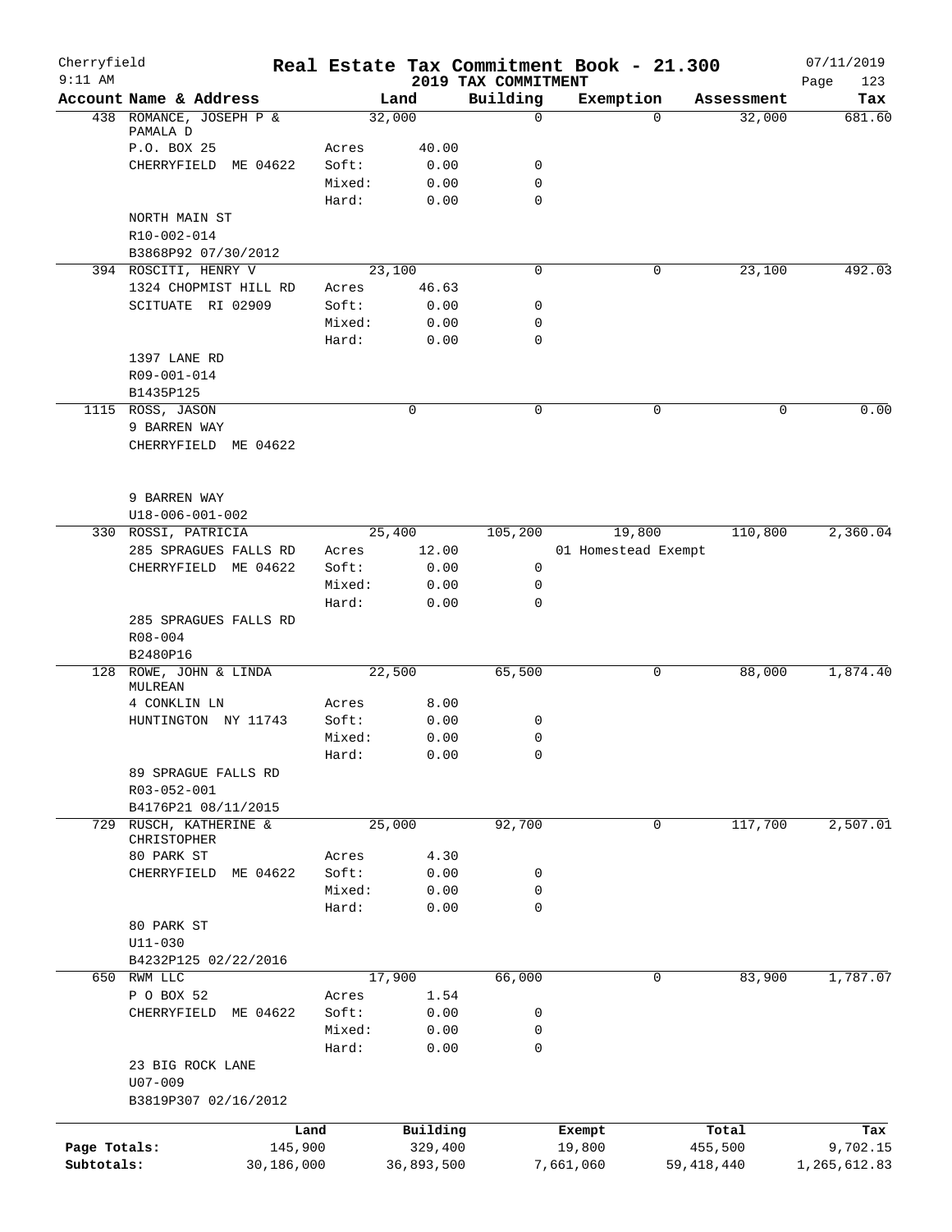Cherryfield 9:11 AM

# Real Estate Tax Commitment Book - 21.300

2019 TAX COMMITMENT

07/11/2019

| Account | Name & Address | | Land | Building | Exemption | Assessment | Tax |
|---|---|---|---|---|---|---|---|
| 438 | ROMANCE, JOSEPH P & PAMALA D | | 32,000 | 0 | 0 | 32,000 | 681.60 |
| | P.O. BOX 25 | Acres | 40.00 | | | | |
| | CHERRYFIELD ME 04622 | Soft: | 0.00 | 0 | | | |
| | | Mixed: | 0.00 | 0 | | | |
| | | Hard: | 0.00 | 0 | | | |
| | NORTH MAIN ST | | | | | | |
| | R10-002-014 | | | | | | |
| | B3868P92 07/30/2012 | | | | | | |
| 394 | ROSCITI, HENRY V | | 23,100 | 0 | 0 | 23,100 | 492.03 |
| | 1324 CHOPMIST HILL RD | Acres | 46.63 | | | | |
| | SCITUATE RI 02909 | Soft: | 0.00 | 0 | | | |
| | | Mixed: | 0.00 | 0 | | | |
| | | Hard: | 0.00 | 0 | | | |
| | 1397 LANE RD | | | | | | |
| | R09-001-014 | | | | | | |
| | B1435P125 | | | | | | |
| 1115 | ROSS, JASON | | 0 | 0 | 0 | 0 | 0.00 |
| | 9 BARREN WAY | | | | | | |
| | CHERRYFIELD ME 04622 | | | | | | |
| | 9 BARREN WAY | | | | | | |
| | U18-006-001-002 | | | | | | |
| 330 | ROSSI, PATRICIA | | 25,400 | 105,200 | 19,800 | 110,800 | 2,360.04 |
| | 285 SPRAGUES FALLS RD | Acres | 12.00 | | 01 Homestead Exempt | | |
| | CHERRYFIELD ME 04622 | Soft: | 0.00 | 0 | | | |
| | | Mixed: | 0.00 | 0 | | | |
| | | Hard: | 0.00 | 0 | | | |
| | 285 SPRAGUES FALLS RD | | | | | | |
| | R08-004 | | | | | | |
| | B2480P16 | | | | | | |
| 128 | ROWE, JOHN & LINDA MULREAN | | 22,500 | 65,500 | 0 | 88,000 | 1,874.40 |
| | 4 CONKLIN LN | Acres | 8.00 | | | | |
| | HUNTINGTON NY 11743 | Soft: | 0.00 | 0 | | | |
| | | Mixed: | 0.00 | 0 | | | |
| | | Hard: | 0.00 | 0 | | | |
| | 89 SPRAGUE FALLS RD | | | | | | |
| | R03-052-001 | | | | | | |
| | B4176P21 08/11/2015 | | | | | | |
| 729 | RUSCH, KATHERINE & CHRISTOPHER | | 25,000 | 92,700 | 0 | 117,700 | 2,507.01 |
| | 80 PARK ST | Acres | 4.30 | | | | |
| | CHERRYFIELD ME 04622 | Soft: | 0.00 | 0 | | | |
| | | Mixed: | 0.00 | 0 | | | |
| | | Hard: | 0.00 | 0 | | | |
| | 80 PARK ST | | | | | | |
| | U11-030 | | | | | | |
| | B4232P125 02/22/2016 | | | | | | |
| 650 | RWM LLC | | 17,900 | 66,000 | 0 | 83,900 | 1,787.07 |
| | P O BOX 52 | Acres | 1.54 | | | | |
| | CHERRYFIELD ME 04622 | Soft: | 0.00 | 0 | | | |
| | | Mixed: | 0.00 | 0 | | | |
| | | Hard: | 0.00 | 0 | | | |
| | 23 BIG ROCK LANE | | | | | | |
| | U07-009 | | | | | | |
| | B3819P307 02/16/2012 | | | | | | |

| | Land | Building | Exempt | Total | Tax |
|---|---|---|---|---|---|
| Page Totals: | 145,900 | 329,400 | 19,800 | 455,500 | 9,702.15 |
| Subtotals: | 30,186,000 | 36,893,500 | 7,661,060 | 59,418,440 | 1,265,612.83 |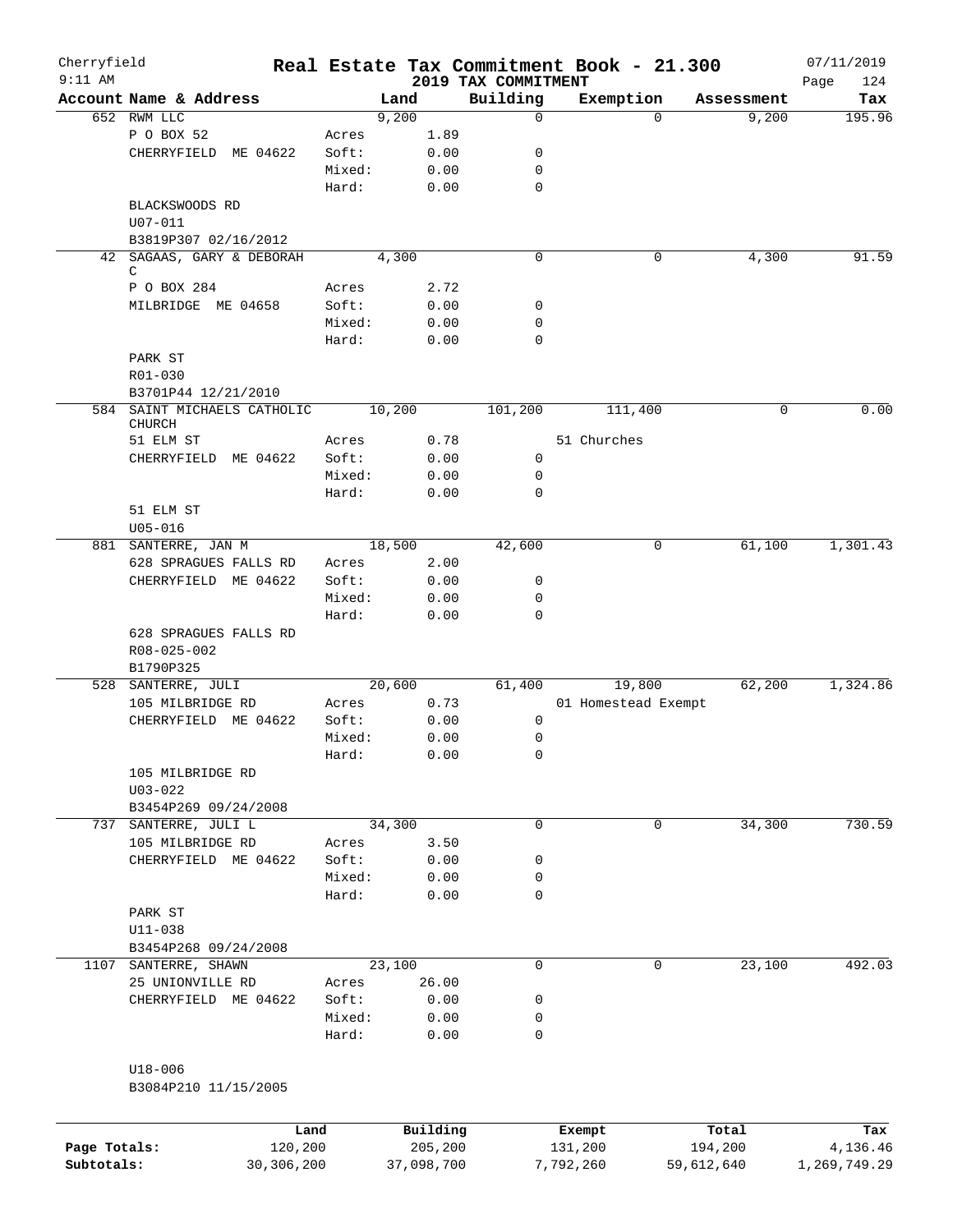# Cherryfield — Real Estate Tax Commitment Book - 21.300

9:11 AM — 2019 TAX COMMITMENT — 07/11/2019 — Page 124

| Account Name & Address | | Land | Building | Exemption | Assessment | Tax |
|---|---|---|---|---|---|---|
| 652 RWM LLC | | 9,200 | 0 | 0 | 9,200 | 195.96 |
| P O BOX 52 | Acres | 1.89 | | | | |
| CHERRYFIELD ME 04622 | Soft: | 0.00 | 0 | | | |
| | Mixed: | 0.00 | 0 | | | |
| | Hard: | 0.00 | 0 | | | |
| BLACKSWOODS RD | | | | | | |
| U07-011 | | | | | | |
| B3819P307 02/16/2012 | | | | | | |
| 42 SAGAAS, GARY & DEBORAH C | | 4,300 | 0 | 0 | 4,300 | 91.59 |
| P O BOX 284 | Acres | 2.72 | | | | |
| MILBRIDGE ME 04658 | Soft: | 0.00 | 0 | | | |
| | Mixed: | 0.00 | 0 | | | |
| | Hard: | 0.00 | 0 | | | |
| PARK ST | | | | | | |
| R01-030 | | | | | | |
| B3701P44 12/21/2010 | | | | | | |
| 584 SAINT MICHAELS CATHOLIC CHURCH | | 10,200 | 101,200 | 111,400 | 0 | 0.00 |
| 51 ELM ST | Acres | 0.78 | | 51 Churches | | |
| CHERRYFIELD ME 04622 | Soft: | 0.00 | 0 | | | |
| | Mixed: | 0.00 | 0 | | | |
| | Hard: | 0.00 | 0 | | | |
| 51 ELM ST | | | | | | |
| U05-016 | | | | | | |
| 881 SANTERRE, JAN M | | 18,500 | 42,600 | 0 | 61,100 | 1,301.43 |
| 628 SPRAGUES FALLS RD | Acres | 2.00 | | | | |
| CHERRYFIELD ME 04622 | Soft: | 0.00 | 0 | | | |
| | Mixed: | 0.00 | 0 | | | |
| | Hard: | 0.00 | 0 | | | |
| 628 SPRAGUES FALLS RD | | | | | | |
| R08-025-002 | | | | | | |
| B1790P325 | | | | | | |
| 528 SANTERRE, JULI | | 20,600 | 61,400 | 19,800 | 62,200 | 1,324.86 |
| 105 MILBRIDGE RD | Acres | 0.73 | | 01 Homestead Exempt | | |
| CHERRYFIELD ME 04622 | Soft: | 0.00 | 0 | | | |
| | Mixed: | 0.00 | 0 | | | |
| | Hard: | 0.00 | 0 | | | |
| 105 MILBRIDGE RD | | | | | | |
| U03-022 | | | | | | |
| B3454P269 09/24/2008 | | | | | | |
| 737 SANTERRE, JULI L | | 34,300 | 0 | 0 | 34,300 | 730.59 |
| 105 MILBRIDGE RD | Acres | 3.50 | | | | |
| CHERRYFIELD ME 04622 | Soft: | 0.00 | 0 | | | |
| | Mixed: | 0.00 | 0 | | | |
| | Hard: | 0.00 | 0 | | | |
| PARK ST | | | | | | |
| U11-038 | | | | | | |
| B3454P268 09/24/2008 | | | | | | |
| 1107 SANTERRE, SHAWN | | 23,100 | 0 | 0 | 23,100 | 492.03 |
| 25 UNIONVILLE RD | Acres | 26.00 | | | | |
| CHERRYFIELD ME 04622 | Soft: | 0.00 | 0 | | | |
| | Mixed: | 0.00 | 0 | | | |
| | Hard: | 0.00 | 0 | | | |
| U18-006 | | | | | | |
| B3084P210 11/15/2005 | | | | | | |

| | Land | Building | Exempt | Total | Tax |
|---|---|---|---|---|---|
| Page Totals: | 120,200 | 205,200 | 131,200 | 194,200 | 4,136.46 |
| Subtotals: | 30,306,200 | 37,098,700 | 7,792,260 | 59,612,640 | 1,269,749.29 |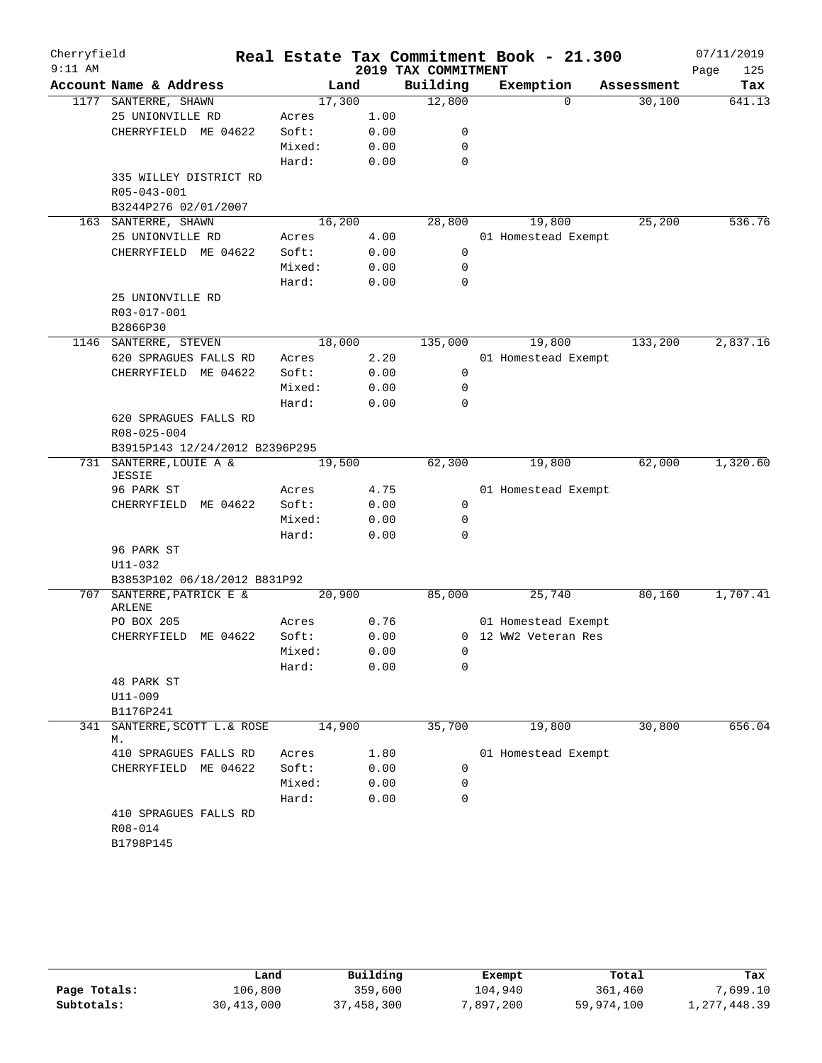Cherryfield

9:11 AM

# Real Estate Tax Commitment Book - 21.300

## 2019 TAX COMMITMENT

07/11/2019

| Account Name & Address | Land | | Building | Exemption | Assessment | Tax |
|---|---|---|---|---|---|---|
| 1177 SANTERRE, SHAWN | 17,300 | | 12,800 | 0 | 30,100 | 641.13 |
| 25 UNIONVILLE RD | Acres | 1.00 | | | | |
| CHERRYFIELD ME 04622 | Soft: | 0.00 | 0 | | | |
| | Mixed: | 0.00 | 0 | | | |
| | Hard: | 0.00 | 0 | | | |
| 335 WILLEY DISTRICT RD | | | | | | |
| R05-043-001 | | | | | | |
| B3244P276 02/01/2007 | | | | | | |
| 163 SANTERRE, SHAWN | 16,200 | | 28,800 | 19,800 | 25,200 | 536.76 |
| 25 UNIONVILLE RD | Acres | 4.00 | | 01 Homestead Exempt | | |
| CHERRYFIELD ME 04622 | Soft: | 0.00 | 0 | | | |
| | Mixed: | 0.00 | 0 | | | |
| | Hard: | 0.00 | 0 | | | |
| 25 UNIONVILLE RD | | | | | | |
| R03-017-001 | | | | | | |
| B2866P30 | | | | | | |
| 1146 SANTERRE, STEVEN | 18,000 | | 135,000 | 19,800 | 133,200 | 2,837.16 |
| 620 SPRAGUES FALLS RD | Acres | 2.20 | | 01 Homestead Exempt | | |
| CHERRYFIELD ME 04622 | Soft: | 0.00 | 0 | | | |
| | Mixed: | 0.00 | 0 | | | |
| | Hard: | 0.00 | 0 | | | |
| 620 SPRAGUES FALLS RD | | | | | | |
| R08-025-004 | | | | | | |
| B3915P143 12/24/2012 B2396P295 | | | | | | |
| 731 SANTERRE, LOUIE A & JESSIE | 19,500 | | 62,300 | 19,800 | 62,000 | 1,320.60 |
| 96 PARK ST | Acres | 4.75 | | 01 Homestead Exempt | | |
| CHERRYFIELD ME 04622 | Soft: | 0.00 | 0 | | | |
| | Mixed: | 0.00 | 0 | | | |
| | Hard: | 0.00 | 0 | | | |
| 96 PARK ST | | | | | | |
| U11-032 | | | | | | |
| B3853P102 06/18/2012 B831P92 | | | | | | |
| 707 SANTERRE, PATRICK E & ARLENE | 20,900 | | 85,000 | 25,740 | 80,160 | 1,707.41 |
| PO BOX 205 | Acres | 0.76 | | 01 Homestead Exempt | | |
| CHERRYFIELD ME 04622 | Soft: | 0.00 | 0 | 12 WW2 Veteran Res | | |
| | Mixed: | 0.00 | 0 | | | |
| | Hard: | 0.00 | 0 | | | |
| 48 PARK ST | | | | | | |
| U11-009 | | | | | | |
| B1176P241 | | | | | | |
| 341 SANTERRE, SCOTT L.& ROSE M. | 14,900 | | 35,700 | 19,800 | 30,800 | 656.04 |
| 410 SPRAGUES FALLS RD | Acres | 1.80 | | 01 Homestead Exempt | | |
| CHERRYFIELD ME 04622 | Soft: | 0.00 | 0 | | | |
| | Mixed: | 0.00 | 0 | | | |
| | Hard: | 0.00 | 0 | | | |
| 410 SPRAGUES FALLS RD | | | | | | |
| R08-014 | | | | | | |
| B1798P145 | | | | | | |

| | Land | Building | Exempt | Total | Tax |
|---|---|---|---|---|---|
| Page Totals: | 106,800 | 359,600 | 104,940 | 361,460 | 7,699.10 |
| Subtotals: | 30,413,000 | 37,458,300 | 7,897,200 | 59,974,100 | 1,277,448.39 |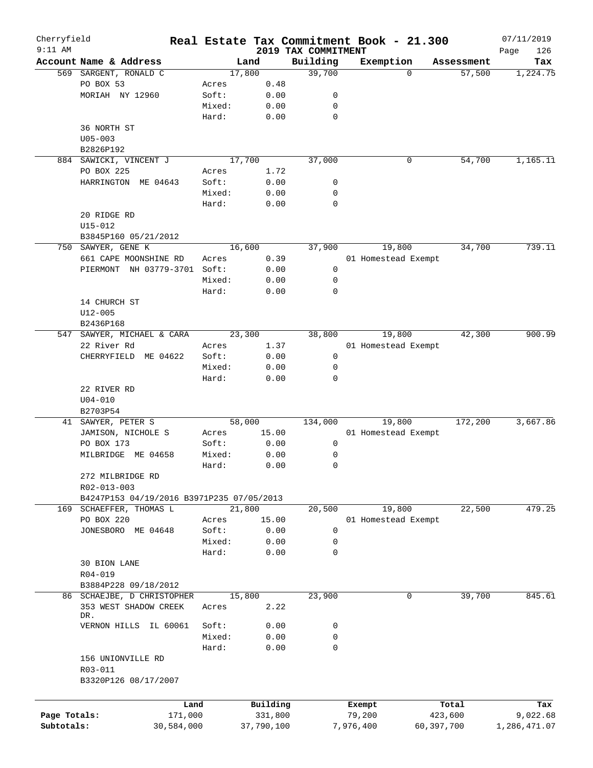Cherryfield

9:11 AM

# Real Estate Tax Commitment Book - 21.300

## 2019 TAX COMMITMENT

07/11/2019

| Account Name & Address | | Land | Building | Exemption | Assessment | Tax |
|---|---|---|---|---|---|---|
| 569 SARGENT, RONALD C | | 17,800 | 39,700 | 0 | 57,500 | 1,224.75 |
| PO BOX 53 | Acres | 0.48 | | | | |
| MORIAH NY 12960 | Soft: | 0.00 | 0 | | | |
| | Mixed: | 0.00 | 0 | | | |
| | Hard: | 0.00 | 0 | | | |
| 36 NORTH ST | | | | | | |
| U05-003 | | | | | | |
| B2826P192 | | | | | | |
| 884 SAWICKI, VINCENT J | | 17,700 | 37,000 | 0 | 54,700 | 1,165.11 |
| PO BOX 225 | Acres | 1.72 | | | | |
| HARRINGTON ME 04643 | Soft: | 0.00 | 0 | | | |
| | Mixed: | 0.00 | 0 | | | |
| | Hard: | 0.00 | 0 | | | |
| 20 RIDGE RD | | | | | | |
| U15-012 | | | | | | |
| B3845P160 05/21/2012 | | | | | | |
| 750 SAWYER, GENE K | | 16,600 | 37,900 | 19,800 | 34,700 | 739.11 |
| 661 CAPE MOONSHINE RD | Acres | 0.39 | | 01 Homestead Exempt | | |
| PIERMONT NH 03779-3701 | Soft: | 0.00 | 0 | | | |
| | Mixed: | 0.00 | 0 | | | |
| | Hard: | 0.00 | 0 | | | |
| 14 CHURCH ST | | | | | | |
| U12-005 | | | | | | |
| B2436P168 | | | | | | |
| 547 SAWYER, MICHAEL & CARA | | 23,300 | 38,800 | 19,800 | 42,300 | 900.99 |
| 22 River Rd | Acres | 1.37 | | 01 Homestead Exempt | | |
| CHERRYFIELD ME 04622 | Soft: | 0.00 | 0 | | | |
| | Mixed: | 0.00 | 0 | | | |
| | Hard: | 0.00 | 0 | | | |
| 22 RIVER RD | | | | | | |
| U04-010 | | | | | | |
| B2703P54 | | | | | | |
| 41 SAWYER, PETER S | | 58,000 | 134,000 | 19,800 | 172,200 | 3,667.86 |
| JAMISON, NICHOLE S | Acres | 15.00 | | 01 Homestead Exempt | | |
| PO BOX 173 | Soft: | 0.00 | 0 | | | |
| MILBRIDGE ME 04658 | Mixed: | 0.00 | 0 | | | |
| | Hard: | 0.00 | 0 | | | |
| 272 MILBRIDGE RD | | | | | | |
| R02-013-003 | | | | | | |
| B4247P153 04/19/2016 B3971P235 07/05/2013 | | | | | | |
| 169 SCHAEFFER, THOMAS L | | 21,800 | 20,500 | 19,800 | 22,500 | 479.25 |
| PO BOX 220 | Acres | 15.00 | | 01 Homestead Exempt | | |
| JONESBORO ME 04648 | Soft: | 0.00 | 0 | | | |
| | Mixed: | 0.00 | 0 | | | |
| | Hard: | 0.00 | 0 | | | |
| 30 BION LANE | | | | | | |
| R04-019 | | | | | | |
| B3884P228 09/18/2012 | | | | | | |
| 86 SCHAEJBE, D CHRISTOPHER | | 15,800 | 23,900 | 0 | 39,700 | 845.61 |
| 353 WEST SHADOW CREEK DR. | Acres | 2.22 | | | | |
| VERNON HILLS IL 60061 | Soft: | 0.00 | 0 | | | |
| | Mixed: | 0.00 | 0 | | | |
| | Hard: | 0.00 | 0 | | | |
| 156 UNIONVILLE RD | | | | | | |
| R03-011 | | | | | | |
| B3320P126 08/17/2007 | | | | | | |

| | Land | Building | Exempt | Total | Tax |
|---|---|---|---|---|---|
| Page Totals: | 171,000 | 331,800 | 79,200 | 423,600 | 9,022.68 |
| Subtotals: | 30,584,000 | 37,790,100 | 7,976,400 | 60,397,700 | 1,286,471.07 |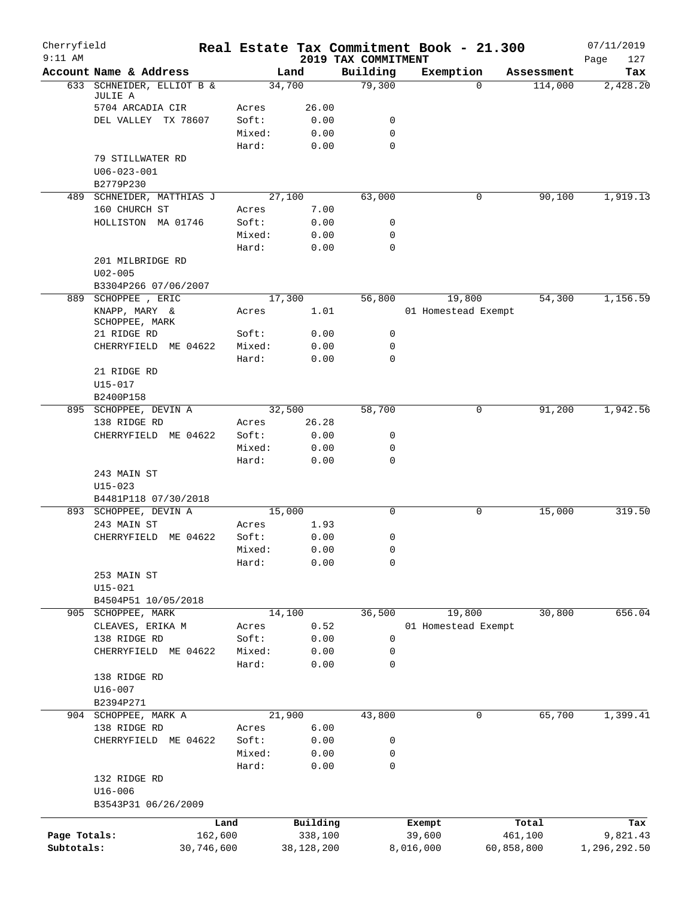# Real Estate Tax Commitment Book - 21.300

Cherryfield
9:11 AM

## 2019 TAX COMMITMENT

07/11/2019

| Account Name & Address | Land | | Building | Exemption | Assessment | Tax |
|---|---|---|---|---|---|---|
| 633 SCHNEIDER, ELLIOT B & JULIE A | 34,700 | | 79,300 | 0 | 114,000 | 2,428.20 |
| 5704 ARCADIA CIR | Acres | 26.00 | | | | |
| DEL VALLEY TX 78607 | Soft: | 0.00 | 0 | | | |
| | Mixed: | 0.00 | 0 | | | |
| | Hard: | 0.00 | 0 | | | |
| 79 STILLWATER RD | | | | | | |
| U06-023-001 | | | | | | |
| B2779P230 | | | | | | |
| 489 SCHNEIDER, MATTHIAS J | 27,100 | | 63,000 | 0 | 90,100 | 1,919.13 |
| 160 CHURCH ST | Acres | 7.00 | | | | |
| HOLLISTON MA 01746 | Soft: | 0.00 | 0 | | | |
| | Mixed: | 0.00 | 0 | | | |
| | Hard: | 0.00 | 0 | | | |
| 201 MILBRIDGE RD | | | | | | |
| U02-005 | | | | | | |
| B3304P266 07/06/2007 | | | | | | |
| 889 SCHOPPEE , ERIC | 17,300 | | 56,800 | 19,800 | 54,300 | 1,156.59 |
| KNAPP, MARY & SCHOPPEE, MARK | Acres | 1.01 | | 01 Homestead Exempt | | |
| 21 RIDGE RD | Soft: | 0.00 | 0 | | | |
| CHERRYFIELD ME 04622 | Mixed: | 0.00 | 0 | | | |
| | Hard: | 0.00 | 0 | | | |
| 21 RIDGE RD | | | | | | |
| U15-017 | | | | | | |
| B2400P158 | | | | | | |
| 895 SCHOPPEE, DEVIN A | 32,500 | | 58,700 | 0 | 91,200 | 1,942.56 |
| 138 RIDGE RD | Acres | 26.28 | | | | |
| CHERRYFIELD ME 04622 | Soft: | 0.00 | 0 | | | |
| | Mixed: | 0.00 | 0 | | | |
| | Hard: | 0.00 | 0 | | | |
| 243 MAIN ST | | | | | | |
| U15-023 | | | | | | |
| B4481P118 07/30/2018 | | | | | | |
| 893 SCHOPPEE, DEVIN A | 15,000 | | 0 | 0 | 15,000 | 319.50 |
| 243 MAIN ST | Acres | 1.93 | | | | |
| CHERRYFIELD ME 04622 | Soft: | 0.00 | 0 | | | |
| | Mixed: | 0.00 | 0 | | | |
| | Hard: | 0.00 | 0 | | | |
| 253 MAIN ST | | | | | | |
| U15-021 | | | | | | |
| B4504P51 10/05/2018 | | | | | | |
| 905 SCHOPPEE, MARK | 14,100 | | 36,500 | 19,800 | 30,800 | 656.04 |
| CLEAVES, ERIKA M | Acres | 0.52 | | 01 Homestead Exempt | | |
| 138 RIDGE RD | Soft: | 0.00 | 0 | | | |
| CHERRYFIELD ME 04622 | Mixed: | 0.00 | 0 | | | |
| | Hard: | 0.00 | 0 | | | |
| 138 RIDGE RD | | | | | | |
| U16-007 | | | | | | |
| B2394P271 | | | | | | |
| 904 SCHOPPEE, MARK A | 21,900 | | 43,800 | 0 | 65,700 | 1,399.41 |
| 138 RIDGE RD | Acres | 6.00 | | | | |
| CHERRYFIELD ME 04622 | Soft: | 0.00 | 0 | | | |
| | Mixed: | 0.00 | 0 | | | |
| | Hard: | 0.00 | 0 | | | |
| 132 RIDGE RD | | | | | | |
| U16-006 | | | | | | |
| B3543P31 06/26/2009 | | | | | | |

| | Land | Building | Exempt | Total | Tax |
|---|---|---|---|---|---|
| Page Totals: | 162,600 | 338,100 | 39,600 | 461,100 | 9,821.43 |
| Subtotals: | 30,746,600 | 38,128,200 | 8,016,000 | 60,858,800 | 1,296,292.50 |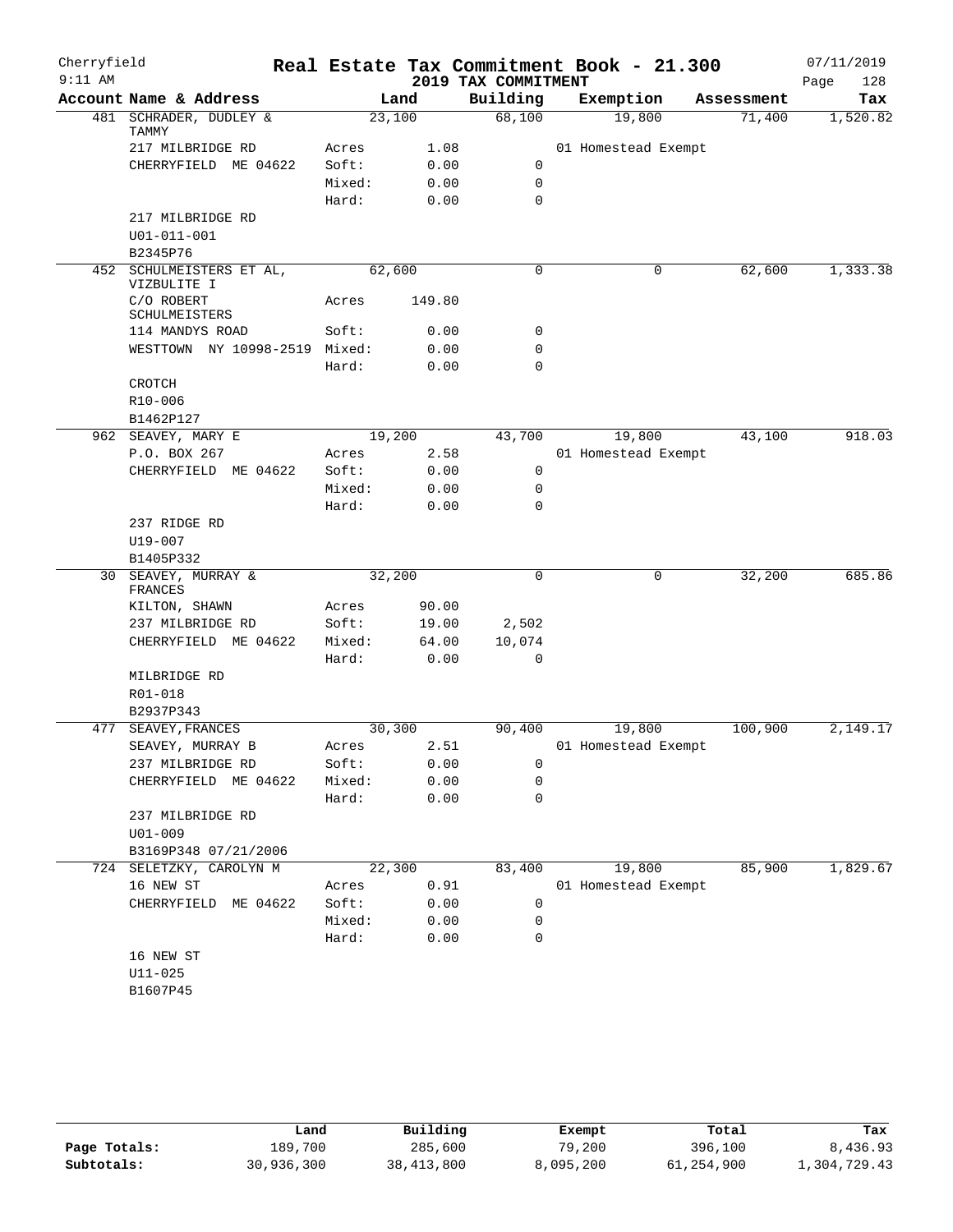Cherryfield 9:11 AM

# Real Estate Tax Commitment Book - 21.300

2019 TAX COMMITMENT

07/11/2019

| Account Name & Address | | Land | Building | Exemption | Assessment | Tax |
|---|---|---|---|---|---|---|
| 481 SCHRADER, DUDLEY & TAMMY | | 23,100 | 68,100 | 19,800 | 71,400 | 1,520.82 |
| 217 MILBRIDGE RD | Acres | 1.08 | | 01 Homestead Exempt | | |
| CHERRYFIELD ME 04622 | Soft: | 0.00 | 0 | | | |
| | Mixed: | 0.00 | 0 | | | |
| | Hard: | 0.00 | 0 | | | |
| 217 MILBRIDGE RD | | | | | | |
| U01-011-001 | | | | | | |
| B2345P76 | | | | | | |
| 452 SCHULMEISTERS ET AL, VIZBULITE I | | 62,600 | 0 | 0 | 62,600 | 1,333.38 |
| C/O ROBERT SCHULMEISTERS | Acres | 149.80 | | | | |
| 114 MANDYS ROAD | Soft: | 0.00 | 0 | | | |
| WESTTOWN NY 10998-2519 | Mixed: | 0.00 | 0 | | | |
| | Hard: | 0.00 | 0 | | | |
| CROTCH | | | | | | |
| R10-006 | | | | | | |
| B1462P127 | | | | | | |
| 962 SEAVEY, MARY E | | 19,200 | 43,700 | 19,800 | 43,100 | 918.03 |
| P.O. BOX 267 | Acres | 2.58 | | 01 Homestead Exempt | | |
| CHERRYFIELD ME 04622 | Soft: | 0.00 | 0 | | | |
| | Mixed: | 0.00 | 0 | | | |
| | Hard: | 0.00 | 0 | | | |
| 237 RIDGE RD | | | | | | |
| U19-007 | | | | | | |
| B1405P332 | | | | | | |
| 30 SEAVEY, MURRAY & FRANCES | | 32,200 | 0 | 0 | 32,200 | 685.86 |
| KILTON, SHAWN | Acres | 90.00 | | | | |
| 237 MILBRIDGE RD | Soft: | 19.00 | 2,502 | | | |
| CHERRYFIELD ME 04622 | Mixed: | 64.00 | 10,074 | | | |
| | Hard: | 0.00 | 0 | | | |
| MILBRIDGE RD | | | | | | |
| R01-018 | | | | | | |
| B2937P343 | | | | | | |
| 477 SEAVEY, FRANCES | | 30,300 | 90,400 | 19,800 | 100,900 | 2,149.17 |
| SEAVEY, MURRAY B | Acres | 2.51 | | 01 Homestead Exempt | | |
| 237 MILBRIDGE RD | Soft: | 0.00 | 0 | | | |
| CHERRYFIELD ME 04622 | Mixed: | 0.00 | 0 | | | |
| | Hard: | 0.00 | 0 | | | |
| 237 MILBRIDGE RD | | | | | | |
| U01-009 | | | | | | |
| B3169P348 07/21/2006 | | | | | | |
| 724 SELETZKY, CAROLYN M | | 22,300 | 83,400 | 19,800 | 85,900 | 1,829.67 |
| 16 NEW ST | Acres | 0.91 | | 01 Homestead Exempt | | |
| CHERRYFIELD ME 04622 | Soft: | 0.00 | 0 | | | |
| | Mixed: | 0.00 | 0 | | | |
| | Hard: | 0.00 | 0 | | | |
| 16 NEW ST | | | | | | |
| U11-025 | | | | | | |
| B1607P45 | | | | | | |

| | Land | Building | Exempt | Total | Tax |
|---|---|---|---|---|---|
| Page Totals: | 189,700 | 285,600 | 79,200 | 396,100 | 8,436.93 |
| Subtotals: | 30,936,300 | 38,413,800 | 8,095,200 | 61,254,900 | 1,304,729.43 |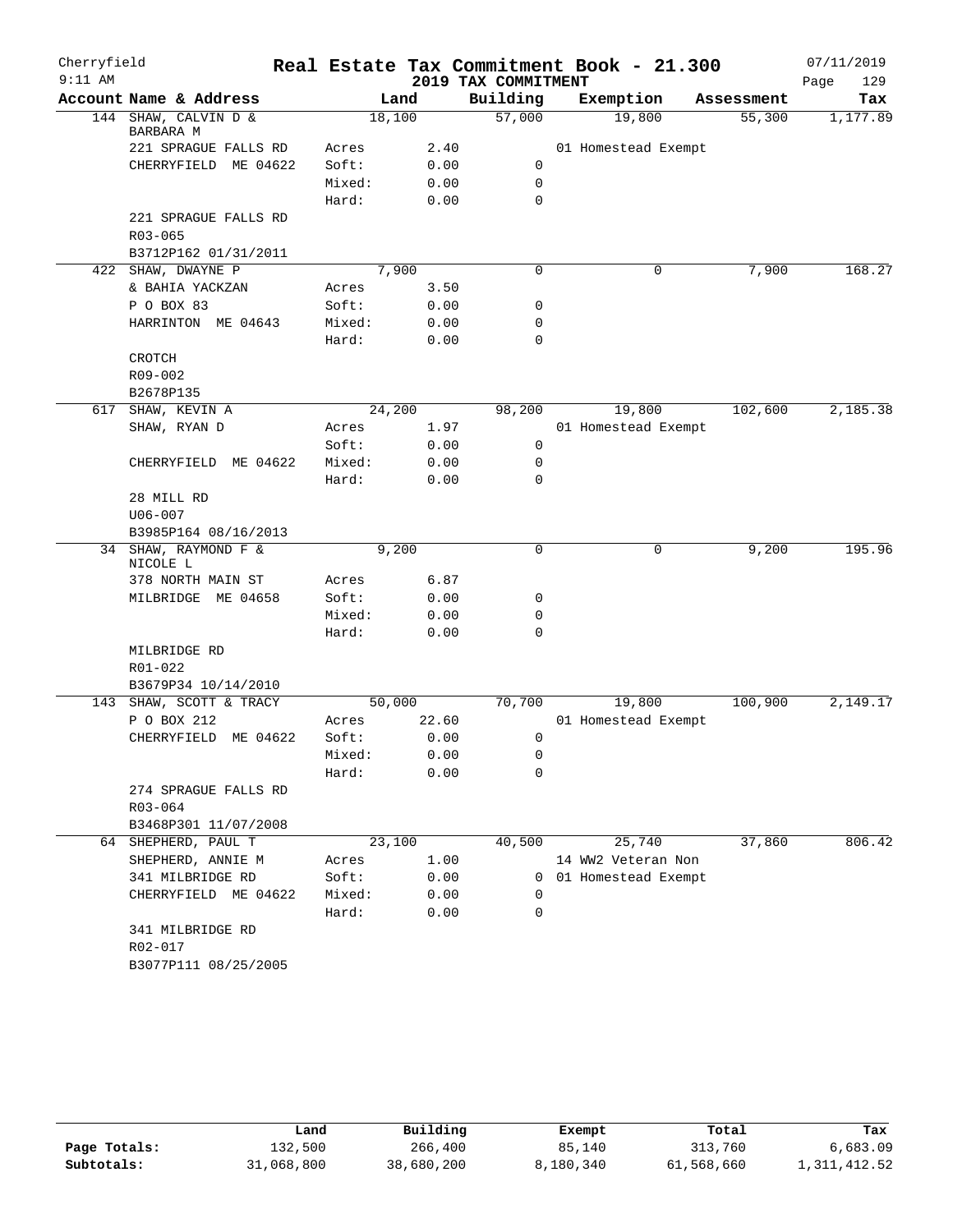Cherryfield — Real Estate Tax Commitment Book - 21.300 — 07/11/2019
9:11 AM — 2019 TAX COMMITMENT

| Account | Name & Address | | Land | Building | Exemption | Assessment | Tax |
|---|---|---|---|---|---|---|---|
| 144 | SHAW, CALVIN D & BARBARA M | | 18,100 | 57,000 | 19,800 | 55,300 | 1,177.89 |
| | 221 SPRAGUE FALLS RD | Acres | 2.40 | | 01 Homestead Exempt | | |
| | CHERRYFIELD ME 04622 | Soft: | 0.00 | 0 | | | |
| | | Mixed: | 0.00 | 0 | | | |
| | | Hard: | 0.00 | 0 | | | |
| | 221 SPRAGUE FALLS RD | | | | | | |
| | R03-065 | | | | | | |
| | B3712P162 01/31/2011 | | | | | | |
| 422 | SHAW, DWAYNE P | | 7,900 | 0 | 0 | 7,900 | 168.27 |
| | & BAHIA YACKZAN | Acres | 3.50 | | | | |
| | P O BOX 83 | Soft: | 0.00 | 0 | | | |
| | HARRINTON ME 04643 | Mixed: | 0.00 | 0 | | | |
| | | Hard: | 0.00 | 0 | | | |
| | CROTCH | | | | | | |
| | R09-002 | | | | | | |
| | B2678P135 | | | | | | |
| 617 | SHAW, KEVIN A | | 24,200 | 98,200 | 19,800 | 102,600 | 2,185.38 |
| | SHAW, RYAN D | Acres | 1.97 | | 01 Homestead Exempt | | |
| | | Soft: | 0.00 | 0 | | | |
| | CHERRYFIELD ME 04622 | Mixed: | 0.00 | 0 | | | |
| | | Hard: | 0.00 | 0 | | | |
| | 28 MILL RD | | | | | | |
| | U06-007 | | | | | | |
| | B3985P164 08/16/2013 | | | | | | |
| 34 | SHAW, RAYMOND F & NICOLE L | | 9,200 | 0 | 0 | 9,200 | 195.96 |
| | 378 NORTH MAIN ST | Acres | 6.87 | | | | |
| | MILBRIDGE ME 04658 | Soft: | 0.00 | 0 | | | |
| | | Mixed: | 0.00 | 0 | | | |
| | | Hard: | 0.00 | 0 | | | |
| | MILBRIDGE RD | | | | | | |
| | R01-022 | | | | | | |
| | B3679P34 10/14/2010 | | | | | | |
| 143 | SHAW, SCOTT & TRACY | | 50,000 | 70,700 | 19,800 | 100,900 | 2,149.17 |
| | P O BOX 212 | Acres | 22.60 | | 01 Homestead Exempt | | |
| | CHERRYFIELD ME 04622 | Soft: | 0.00 | 0 | | | |
| | | Mixed: | 0.00 | 0 | | | |
| | | Hard: | 0.00 | 0 | | | |
| | 274 SPRAGUE FALLS RD | | | | | | |
| | R03-064 | | | | | | |
| | B3468P301 11/07/2008 | | | | | | |
| 64 | SHEPHERD, PAUL T | | 23,100 | 40,500 | 25,740 | 37,860 | 806.42 |
| | SHEPHERD, ANNIE M | Acres | 1.00 | | 14 WW2 Veteran Non | | |
| | 341 MILBRIDGE RD | Soft: | 0.00 | 0 | 01 Homestead Exempt | | |
| | CHERRYFIELD ME 04622 | Mixed: | 0.00 | 0 | | | |
| | | Hard: | 0.00 | 0 | | | |
| | 341 MILBRIDGE RD | | | | | | |
| | R02-017 | | | | | | |
| | B3077P111 08/25/2005 | | | | | | |

| | Land | Building | Exempt | Total | Tax |
|---|---|---|---|---|---|
| Page Totals: | 132,500 | 266,400 | 85,140 | 313,760 | 6,683.09 |
| Subtotals: | 31,068,800 | 38,680,200 | 8,180,340 | 61,568,660 | 1,311,412.52 |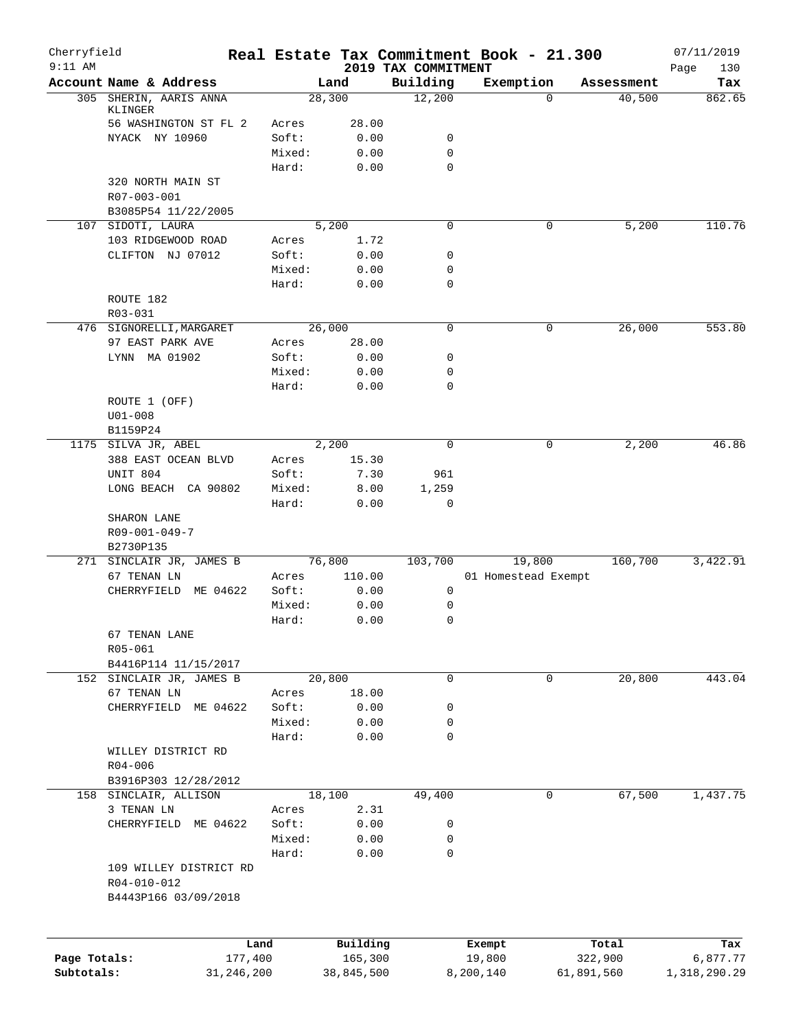# Cherryfield — Real Estate Tax Commitment Book - 21.300

9:11 AM — 2019 TAX COMMITMENT — 07/11/2019

| Account Name & Address | | Land | Building | Exemption | Assessment | Tax |
|---|---|---|---|---|---|---|
| 305 SHERIN, AARIS ANNA KLINGER | | 28,300 | 12,200 | 0 | 40,500 | 862.65 |
| 56 WASHINGTON ST FL 2 | Acres | 28.00 | | | | |
| NYACK NY 10960 | Soft: | 0.00 | 0 | | | |
| | Mixed: | 0.00 | 0 | | | |
| | Hard: | 0.00 | 0 | | | |
| 320 NORTH MAIN ST | | | | | | |
| R07-003-001 | | | | | | |
| B3085P54 11/22/2005 | | | | | | |
| 107 SIDOTI, LAURA | | 5,200 | 0 | 0 | 5,200 | 110.76 |
| 103 RIDGEWOOD ROAD | Acres | 1.72 | | | | |
| CLIFTON NJ 07012 | Soft: | 0.00 | 0 | | | |
| | Mixed: | 0.00 | 0 | | | |
| | Hard: | 0.00 | 0 | | | |
| ROUTE 182 | | | | | | |
| R03-031 | | | | | | |
| 476 SIGNORELLI, MARGARET | | 26,000 | 0 | 0 | 26,000 | 553.80 |
| 97 EAST PARK AVE | Acres | 28.00 | | | | |
| LYNN MA 01902 | Soft: | 0.00 | 0 | | | |
| | Mixed: | 0.00 | 0 | | | |
| | Hard: | 0.00 | 0 | | | |
| ROUTE 1 (OFF) | | | | | | |
| U01-008 | | | | | | |
| B1159P24 | | | | | | |
| 1175 SILVA JR, ABEL | | 2,200 | 0 | 0 | 2,200 | 46.86 |
| 388 EAST OCEAN BLVD | Acres | 15.30 | | | | |
| UNIT 804 | Soft: | 7.30 | 961 | | | |
| LONG BEACH CA 90802 | Mixed: | 8.00 | 1,259 | | | |
| | Hard: | 0.00 | 0 | | | |
| SHARON LANE | | | | | | |
| R09-001-049-7 | | | | | | |
| B2730P135 | | | | | | |
| 271 SINCLAIR JR, JAMES B | | 76,800 | 103,700 | 19,800 | 160,700 | 3,422.91 |
| 67 TENAN LN | Acres | 110.00 | | 01 Homestead Exempt | | |
| CHERRYFIELD ME 04622 | Soft: | 0.00 | 0 | | | |
| | Mixed: | 0.00 | 0 | | | |
| | Hard: | 0.00 | 0 | | | |
| 67 TENAN LANE | | | | | | |
| R05-061 | | | | | | |
| B4416P114 11/15/2017 | | | | | | |
| 152 SINCLAIR JR, JAMES B | | 20,800 | 0 | 0 | 20,800 | 443.04 |
| 67 TENAN LN | Acres | 18.00 | | | | |
| CHERRYFIELD ME 04622 | Soft: | 0.00 | 0 | | | |
| | Mixed: | 0.00 | 0 | | | |
| | Hard: | 0.00 | 0 | | | |
| WILLEY DISTRICT RD | | | | | | |
| R04-006 | | | | | | |
| B3916P303 12/28/2012 | | | | | | |
| 158 SINCLAIR, ALLISON | | 18,100 | 49,400 | 0 | 67,500 | 1,437.75 |
| 3 TENAN LN | Acres | 2.31 | | | | |
| CHERRYFIELD ME 04622 | Soft: | 0.00 | 0 | | | |
| | Mixed: | 0.00 | 0 | | | |
| | Hard: | 0.00 | 0 | | | |
| 109 WILLEY DISTRICT RD | | | | | | |
| R04-010-012 | | | | | | |
| B4443P166 03/09/2018 | | | | | | |

| | Land | Building | Exempt | Total | Tax |
|---|---|---|---|---|---|
| Page Totals: | 177,400 | 165,300 | 19,800 | 322,900 | 6,877.77 |
| Subtotals: | 31,246,200 | 38,845,500 | 8,200,140 | 61,891,560 | 1,318,290.29 |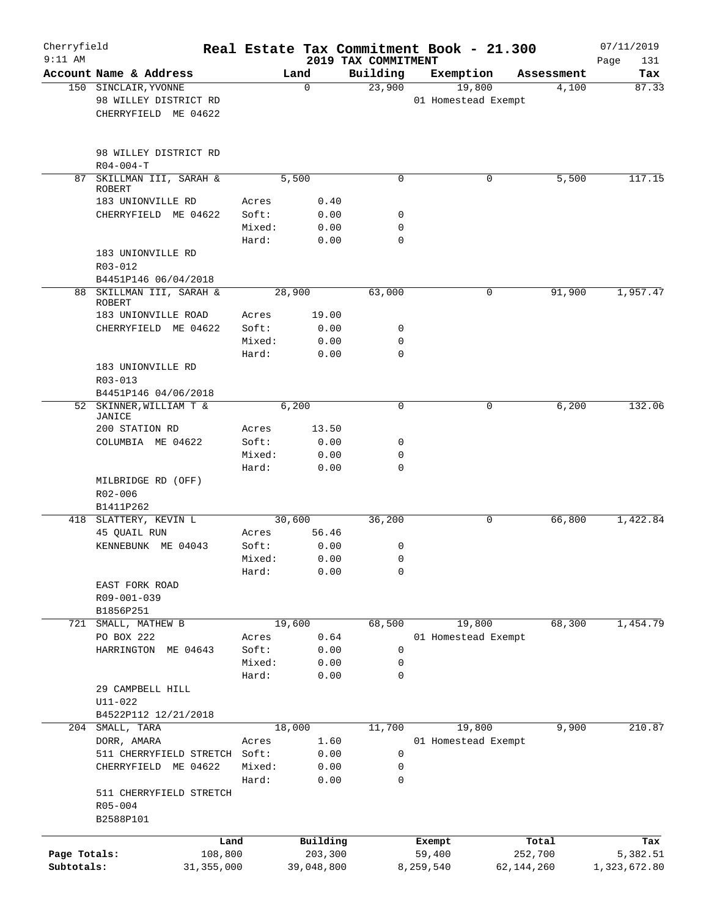# Real Estate Tax Commitment Book - 21.300

Cherryfield
9:11 AM

2019 TAX COMMITMENT

07/11/2019

| Account Name & Address | Land | | Building | Exemption | Assessment | Tax |
|---|---|---|---|---|---|---|
| 150 SINCLAIR, YVONNE | | 0 | 23,900 | 19,800 | 4,100 | 87.33 |
| 98 WILLEY DISTRICT RD | | | | 01 Homestead Exempt | | |
| CHERRYFIELD ME 04622 | | | | | | |
| 98 WILLEY DISTRICT RD | | | | | | |
| R04-004-T | | | | | | |
| 87 SKILLMAN III, SARAH & ROBERT | | 5,500 | 0 | 0 | 5,500 | 117.15 |
| 183 UNIONVILLE RD | Acres | 0.40 | | | | |
| CHERRYFIELD ME 04622 | Soft: | 0.00 | 0 | | | |
| | Mixed: | 0.00 | 0 | | | |
| | Hard: | 0.00 | 0 | | | |
| 183 UNIONVILLE RD | | | | | | |
| R03-012 | | | | | | |
| B4451P146 06/04/2018 | | | | | | |
| 88 SKILLMAN III, SARAH & ROBERT | | 28,900 | 63,000 | 0 | 91,900 | 1,957.47 |
| 183 UNIONVILLE ROAD | Acres | 19.00 | | | | |
| CHERRYFIELD ME 04622 | Soft: | 0.00 | 0 | | | |
| | Mixed: | 0.00 | 0 | | | |
| | Hard: | 0.00 | 0 | | | |
| 183 UNIONVILLE RD | | | | | | |
| R03-013 | | | | | | |
| B4451P146 04/06/2018 | | | | | | |
| 52 SKINNER, WILLIAM T & JANICE | | 6,200 | 0 | 0 | 6,200 | 132.06 |
| 200 STATION RD | Acres | 13.50 | | | | |
| COLUMBIA ME 04622 | Soft: | 0.00 | 0 | | | |
| | Mixed: | 0.00 | 0 | | | |
| | Hard: | 0.00 | 0 | | | |
| MILBRIDGE RD (OFF) | | | | | | |
| R02-006 | | | | | | |
| B1411P262 | | | | | | |
| 418 SLATTERY, KEVIN L | | 30,600 | 36,200 | 0 | 66,800 | 1,422.84 |
| 45 QUAIL RUN | Acres | 56.46 | | | | |
| KENNEBUNK ME 04043 | Soft: | 0.00 | 0 | | | |
| | Mixed: | 0.00 | 0 | | | |
| | Hard: | 0.00 | 0 | | | |
| EAST FORK ROAD | | | | | | |
| R09-001-039 | | | | | | |
| B1856P251 | | | | | | |
| 721 SMALL, MATHEW B | | 19,600 | 68,500 | 19,800 | 68,300 | 1,454.79 |
| PO BOX 222 | Acres | 0.64 | | 01 Homestead Exempt | | |
| HARRINGTON ME 04643 | Soft: | 0.00 | 0 | | | |
| | Mixed: | 0.00 | 0 | | | |
| | Hard: | 0.00 | 0 | | | |
| 29 CAMPBELL HILL | | | | | | |
| U11-022 | | | | | | |
| B4522P112 12/21/2018 | | | | | | |
| 204 SMALL, TARA | | 18,000 | 11,700 | 19,800 | 9,900 | 210.87 |
| DORR, AMARA | Acres | 1.60 | | 01 Homestead Exempt | | |
| 511 CHERRYFIELD STRETCH | Soft: | 0.00 | 0 | | | |
| CHERRYFIELD ME 04622 | Mixed: | 0.00 | 0 | | | |
| | Hard: | 0.00 | 0 | | | |
| 511 CHERRYFIELD STRETCH | | | | | | |
| R05-004 | | | | | | |
| B2588P101 | | | | | | |

| | Land | Building | Exempt | Total | Tax |
|---|---|---|---|---|---|
| Page Totals: | 108,800 | 203,300 | 59,400 | 252,700 | 5,382.51 |
| Subtotals: | 31,355,000 | 39,048,800 | 8,259,540 | 62,144,260 | 1,323,672.80 |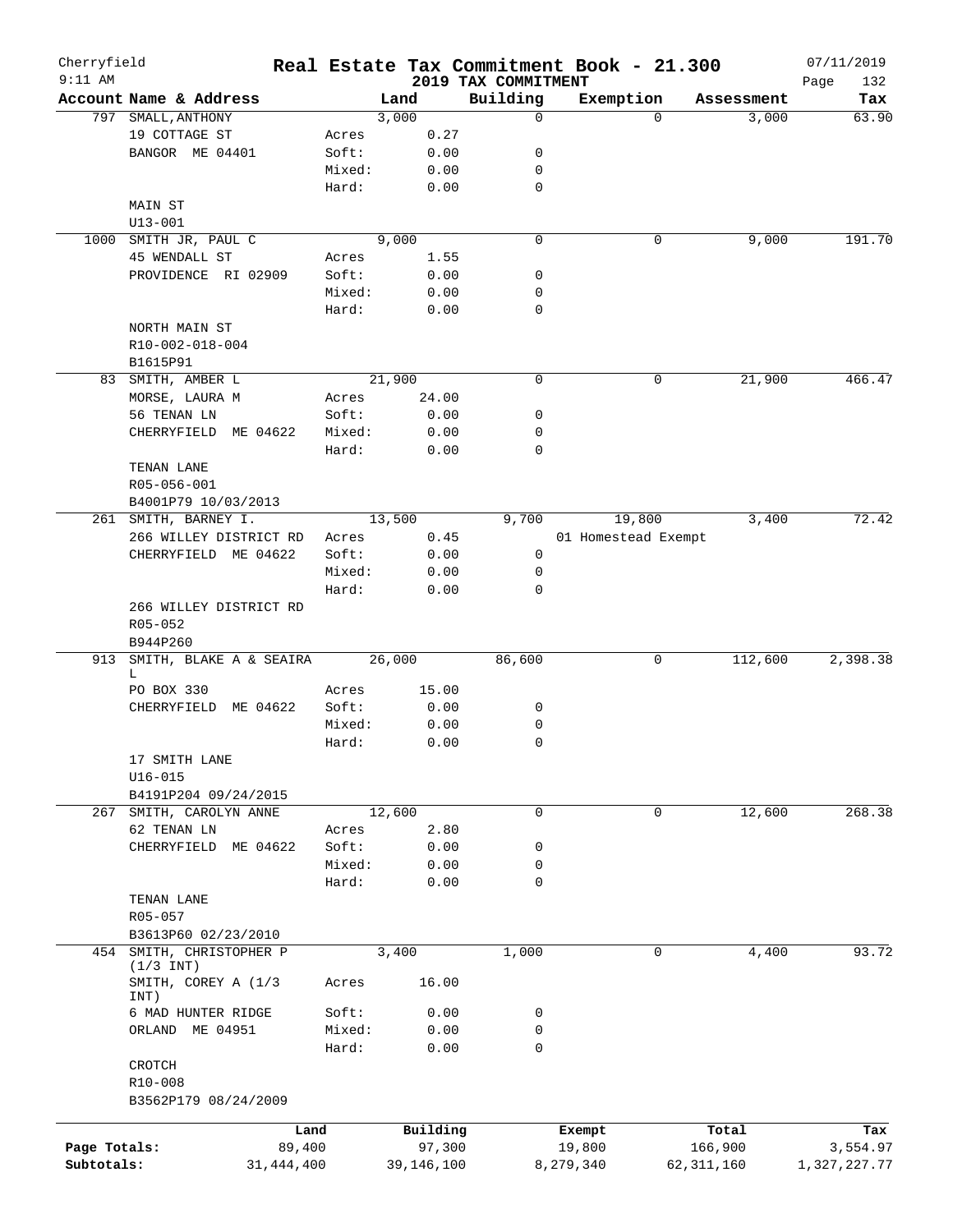# Real Estate Tax Commitment Book - 21.300

Cherryfield 9:11 AM — 2019 TAX COMMITMENT — 07/11/2019

| Account | Name & Address | | Land | Building | Exemption | Assessment | Tax |
|---|---|---|---|---|---|---|---|
| 797 | SMALL, ANTHONY | | 3,000 | 0 | 0 | 3,000 | 63.90 |
| | 19 COTTAGE ST | Acres | 0.27 | | | | |
| | BANGOR ME 04401 | Soft: | 0.00 | 0 | | | |
| | | Mixed: | 0.00 | 0 | | | |
| | | Hard: | 0.00 | 0 | | | |
| | MAIN ST | | | | | | |
| | U13-001 | | | | | | |
| 1000 | SMITH JR, PAUL C | | 9,000 | 0 | 0 | 9,000 | 191.70 |
| | 45 WENDALL ST | Acres | 1.55 | | | | |
| | PROVIDENCE RI 02909 | Soft: | 0.00 | 0 | | | |
| | | Mixed: | 0.00 | 0 | | | |
| | | Hard: | 0.00 | 0 | | | |
| | NORTH MAIN ST | | | | | | |
| | R10-002-018-004 | | | | | | |
| | B1615P91 | | | | | | |
| 83 | SMITH, AMBER L | | 21,900 | 0 | 0 | 21,900 | 466.47 |
| | MORSE, LAURA M | Acres | 24.00 | | | | |
| | 56 TENAN LN | Soft: | 0.00 | 0 | | | |
| | CHERRYFIELD ME 04622 | Mixed: | 0.00 | 0 | | | |
| | | Hard: | 0.00 | 0 | | | |
| | TENAN LANE | | | | | | |
| | R05-056-001 | | | | | | |
| | B4001P79 10/03/2013 | | | | | | |
| 261 | SMITH, BARNEY I. | | 13,500 | 9,700 | 19,800 | 3,400 | 72.42 |
| | 266 WILLEY DISTRICT RD | Acres | 0.45 | | 01 Homestead Exempt | | |
| | CHERRYFIELD ME 04622 | Soft: | 0.00 | 0 | | | |
| | | Mixed: | 0.00 | 0 | | | |
| | | Hard: | 0.00 | 0 | | | |
| | 266 WILLEY DISTRICT RD | | | | | | |
| | R05-052 | | | | | | |
| | B944P260 | | | | | | |
| 913 | SMITH, BLAKE A & SEAIRA L | | 26,000 | 86,600 | 0 | 112,600 | 2,398.38 |
| | PO BOX 330 | Acres | 15.00 | | | | |
| | CHERRYFIELD ME 04622 | Soft: | 0.00 | 0 | | | |
| | | Mixed: | 0.00 | 0 | | | |
| | | Hard: | 0.00 | 0 | | | |
| | 17 SMITH LANE | | | | | | |
| | U16-015 | | | | | | |
| | B4191P204 09/24/2015 | | | | | | |
| 267 | SMITH, CAROLYN ANNE | | 12,600 | 0 | 0 | 12,600 | 268.38 |
| | 62 TENAN LN | Acres | 2.80 | | | | |
| | CHERRYFIELD ME 04622 | Soft: | 0.00 | 0 | | | |
| | | Mixed: | 0.00 | 0 | | | |
| | | Hard: | 0.00 | 0 | | | |
| | TENAN LANE | | | | | | |
| | R05-057 | | | | | | |
| | B3613P60 02/23/2010 | | | | | | |
| 454 | SMITH, CHRISTOPHER P (1/3 INT) | | 3,400 | 1,000 | 0 | 4,400 | 93.72 |
| | SMITH, COREY A (1/3 INT) | Acres | 16.00 | | | | |
| | 6 MAD HUNTER RIDGE | Soft: | 0.00 | 0 | | | |
| | ORLAND ME 04951 | Mixed: | 0.00 | 0 | | | |
| | | Hard: | 0.00 | 0 | | | |
| | CROTCH | | | | | | |
| | R10-008 | | | | | | |
| | B3562P179 08/24/2009 | | | | | | |

| | Land | Building | Exempt | Total | Tax |
|---|---|---|---|---|---|
| Page Totals: | 89,400 | 97,300 | 19,800 | 166,900 | 3,554.97 |
| Subtotals: | 31,444,400 | 39,146,100 | 8,279,340 | 62,311,160 | 1,327,227.77 |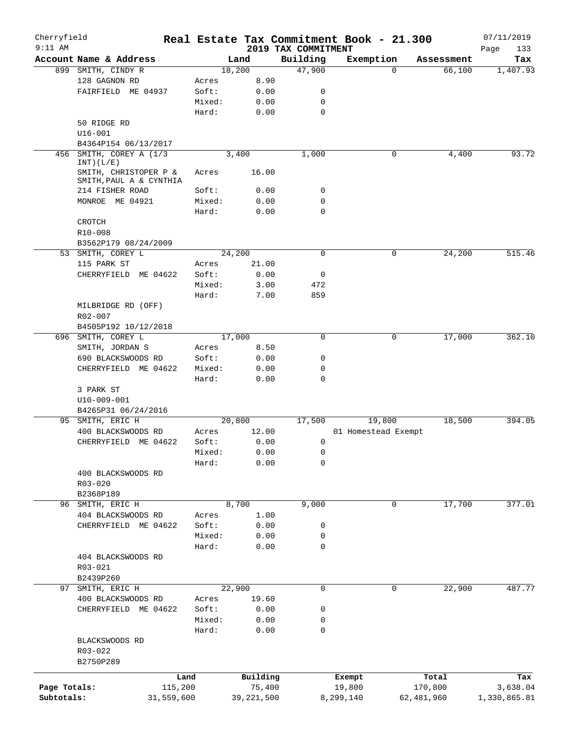Cherryfield 9:11 AM

# Real Estate Tax Commitment Book - 21.300

## 2019 TAX COMMITMENT

07/11/2019 Page 133

| Account Name & Address | | Land | Building | Exemption | Assessment | Tax |
|---|---|---|---|---|---|---|
| 899 SMITH, CINDY R | | 18,200 | 47,900 | 0 | 66,100 | 1,407.93 |
| 128 GAGNON RD | Acres | 8.90 | | | | |
| FAIRFIELD ME 04937 | Soft: | 0.00 | 0 | | | |
| | Mixed: | 0.00 | 0 | | | |
| | Hard: | 0.00 | 0 | | | |
| 50 RIDGE RD | | | | | | |
| U16-001 | | | | | | |
| B4364P154 06/13/2017 | | | | | | |
| 456 SMITH, COREY A (1/3 INT)(L/E) | | 3,400 | 1,000 | 0 | 4,400 | 93.72 |
| SMITH, CHRISTOPER P & SMITH,PAUL A & CYNTHIA | Acres | 16.00 | | | | |
| 214 FISHER ROAD | Soft: | 0.00 | 0 | | | |
| MONROE ME 04921 | Mixed: | 0.00 | 0 | | | |
| | Hard: | 0.00 | 0 | | | |
| CROTCH | | | | | | |
| R10-008 | | | | | | |
| B3562P179 08/24/2009 | | | | | | |
| 53 SMITH, COREY L | | 24,200 | 0 | 0 | 24,200 | 515.46 |
| 115 PARK ST | Acres | 21.00 | | | | |
| CHERRYFIELD ME 04622 | Soft: | 0.00 | 0 | | | |
| | Mixed: | 3.00 | 472 | | | |
| | Hard: | 7.00 | 859 | | | |
| MILBRIDGE RD (OFF) | | | | | | |
| R02-007 | | | | | | |
| B4505P192 10/12/2018 | | | | | | |
| 696 SMITH, COREY L | | 17,000 | 0 | 0 | 17,000 | 362.10 |
| SMITH, JORDAN S | Acres | 8.50 | | | | |
| 690 BLACKSWOODS RD | Soft: | 0.00 | 0 | | | |
| CHERRYFIELD ME 04622 | Mixed: | 0.00 | 0 | | | |
| | Hard: | 0.00 | 0 | | | |
| 3 PARK ST | | | | | | |
| U10-009-001 | | | | | | |
| B4265P31 06/24/2016 | | | | | | |
| 95 SMITH, ERIC H | | 20,800 | 17,500 | 19,800 | 18,500 | 394.05 |
| 400 BLACKSWOODS RD | Acres | 12.00 | | 01 Homestead Exempt | | |
| CHERRYFIELD ME 04622 | Soft: | 0.00 | 0 | | | |
| | Mixed: | 0.00 | 0 | | | |
| | Hard: | 0.00 | 0 | | | |
| 400 BLACKSWOODS RD | | | | | | |
| R03-020 | | | | | | |
| B2368P189 | | | | | | |
| 96 SMITH, ERIC H | | 8,700 | 9,000 | 0 | 17,700 | 377.01 |
| 404 BLACKSWOODS RD | Acres | 1.00 | | | | |
| CHERRYFIELD ME 04622 | Soft: | 0.00 | 0 | | | |
| | Mixed: | 0.00 | 0 | | | |
| | Hard: | 0.00 | 0 | | | |
| 404 BLACKSWOODS RD | | | | | | |
| R03-021 | | | | | | |
| B2439P260 | | | | | | |
| 97 SMITH, ERIC H | | 22,900 | 0 | 0 | 22,900 | 487.77 |
| 400 BLACKSWOODS RD | Acres | 19.60 | | | | |
| CHERRYFIELD ME 04622 | Soft: | 0.00 | 0 | | | |
| | Mixed: | 0.00 | 0 | | | |
| | Hard: | 0.00 | 0 | | | |
| BLACKSWOODS RD | | | | | | |
| R03-022 | | | | | | |
| B2750P289 | | | | | | |

| | Land | Building | Exempt | Total | Tax |
|---|---|---|---|---|---|
| Page Totals: | 115,200 | 75,400 | 19,800 | 170,800 | 3,638.04 |
| Subtotals: | 31,559,600 | 39,221,500 | 8,299,140 | 62,481,960 | 1,330,865.81 |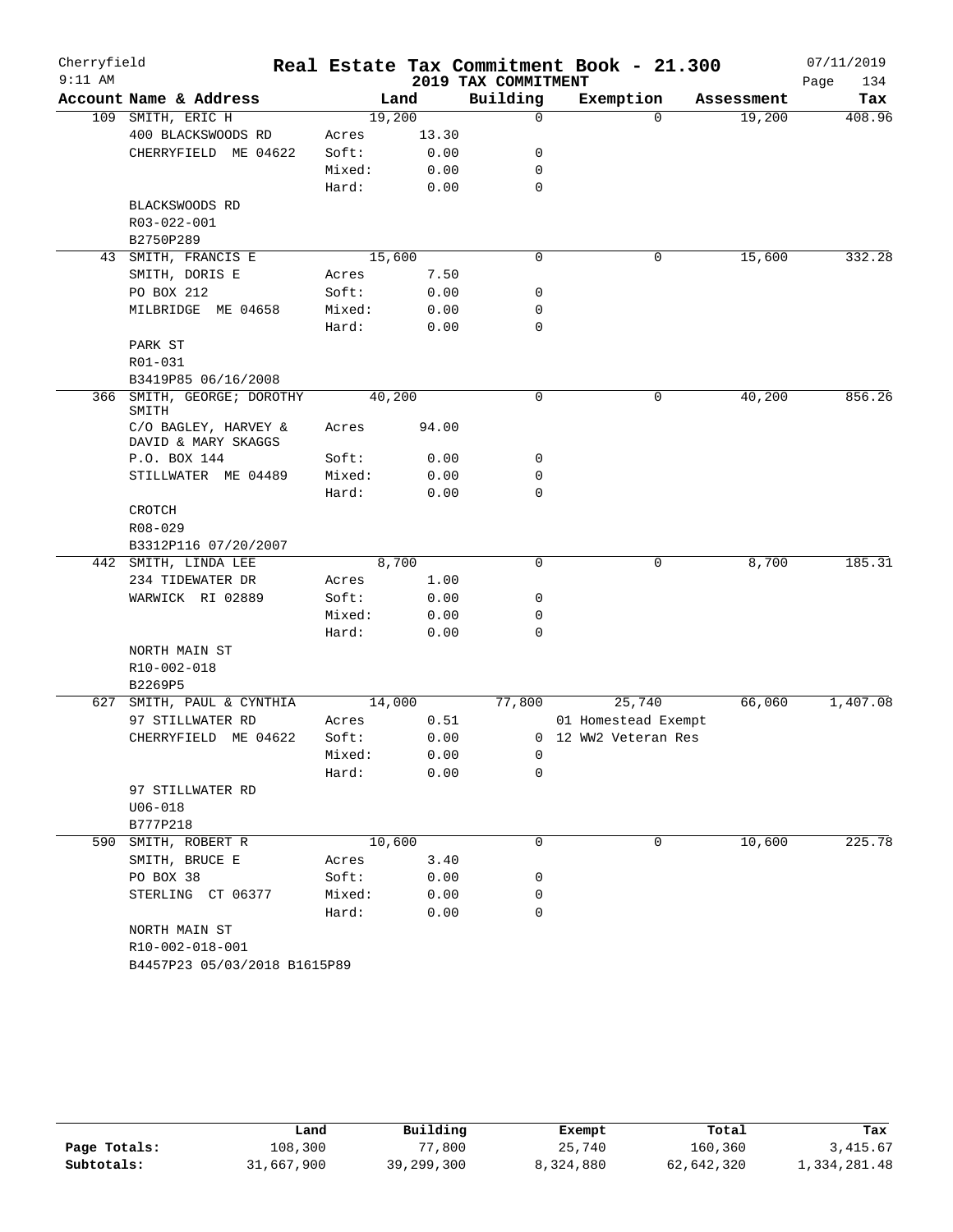# Real Estate Tax Commitment Book - 21.300

Cherryfield
9:11 AM

2019 TAX COMMITMENT

07/11/2019

| Account Name & Address | Land | | Building | Exemption | Assessment | Tax |
|---|---|---|---|---|---|---|
| 109 SMITH, ERIC H | 19,200 | | 0 | 0 | 19,200 | 408.96 |
| 400 BLACKSWOODS RD | Acres | 13.30 | | | | |
| CHERRYFIELD ME 04622 | Soft: | 0.00 | 0 | | | |
| | Mixed: | 0.00 | 0 | | | |
| | Hard: | 0.00 | 0 | | | |
| BLACKSWOODS RD | | | | | | |
| R03-022-001 | | | | | | |
| B2750P289 | | | | | | |
| 43 SMITH, FRANCIS E | 15,600 | | 0 | 0 | 15,600 | 332.28 |
| SMITH, DORIS E | Acres | 7.50 | | | | |
| PO BOX 212 | Soft: | 0.00 | 0 | | | |
| MILBRIDGE ME 04658 | Mixed: | 0.00 | 0 | | | |
| | Hard: | 0.00 | 0 | | | |
| PARK ST | | | | | | |
| R01-031 | | | | | | |
| B3419P85 06/16/2008 | | | | | | |
| 366 SMITH, GEORGE; DOROTHY SMITH | 40,200 | | 0 | 0 | 40,200 | 856.26 |
| C/O BAGLEY, HARVEY & DAVID & MARY SKAGGS | Acres | 94.00 | | | | |
| P.O. BOX 144 | Soft: | 0.00 | 0 | | | |
| STILLWATER ME 04489 | Mixed: | 0.00 | 0 | | | |
| | Hard: | 0.00 | 0 | | | |
| CROTCH | | | | | | |
| R08-029 | | | | | | |
| B3312P116 07/20/2007 | | | | | | |
| 442 SMITH, LINDA LEE | 8,700 | | 0 | 0 | 8,700 | 185.31 |
| 234 TIDEWATER DR | Acres | 1.00 | | | | |
| WARWICK RI 02889 | Soft: | 0.00 | 0 | | | |
| | Mixed: | 0.00 | 0 | | | |
| | Hard: | 0.00 | 0 | | | |
| NORTH MAIN ST | | | | | | |
| R10-002-018 | | | | | | |
| B2269P5 | | | | | | |
| 627 SMITH, PAUL & CYNTHIA | 14,000 | | 77,800 | 25,740 | 66,060 | 1,407.08 |
| 97 STILLWATER RD | Acres | 0.51 | | 01 Homestead Exempt | | |
| CHERRYFIELD ME 04622 | Soft: | 0.00 | 0 | 12 WW2 Veteran Res | | |
| | Mixed: | 0.00 | 0 | | | |
| | Hard: | 0.00 | 0 | | | |
| 97 STILLWATER RD | | | | | | |
| U06-018 | | | | | | |
| B777P218 | | | | | | |
| 590 SMITH, ROBERT R | 10,600 | | 0 | 0 | 10,600 | 225.78 |
| SMITH, BRUCE E | Acres | 3.40 | | | | |
| PO BOX 38 | Soft: | 0.00 | 0 | | | |
| STERLING CT 06377 | Mixed: | 0.00 | 0 | | | |
| | Hard: | 0.00 | 0 | | | |
| NORTH MAIN ST | | | | | | |
| R10-002-018-001 | | | | | | |
| B4457P23 05/03/2018 B1615P89 | | | | | | |

| | Land | Building | Exempt | Total | Tax |
|---|---|---|---|---|---|
| Page Totals: | 108,300 | 77,800 | 25,740 | 160,360 | 3,415.67 |
| Subtotals: | 31,667,900 | 39,299,300 | 8,324,880 | 62,642,320 | 1,334,281.48 |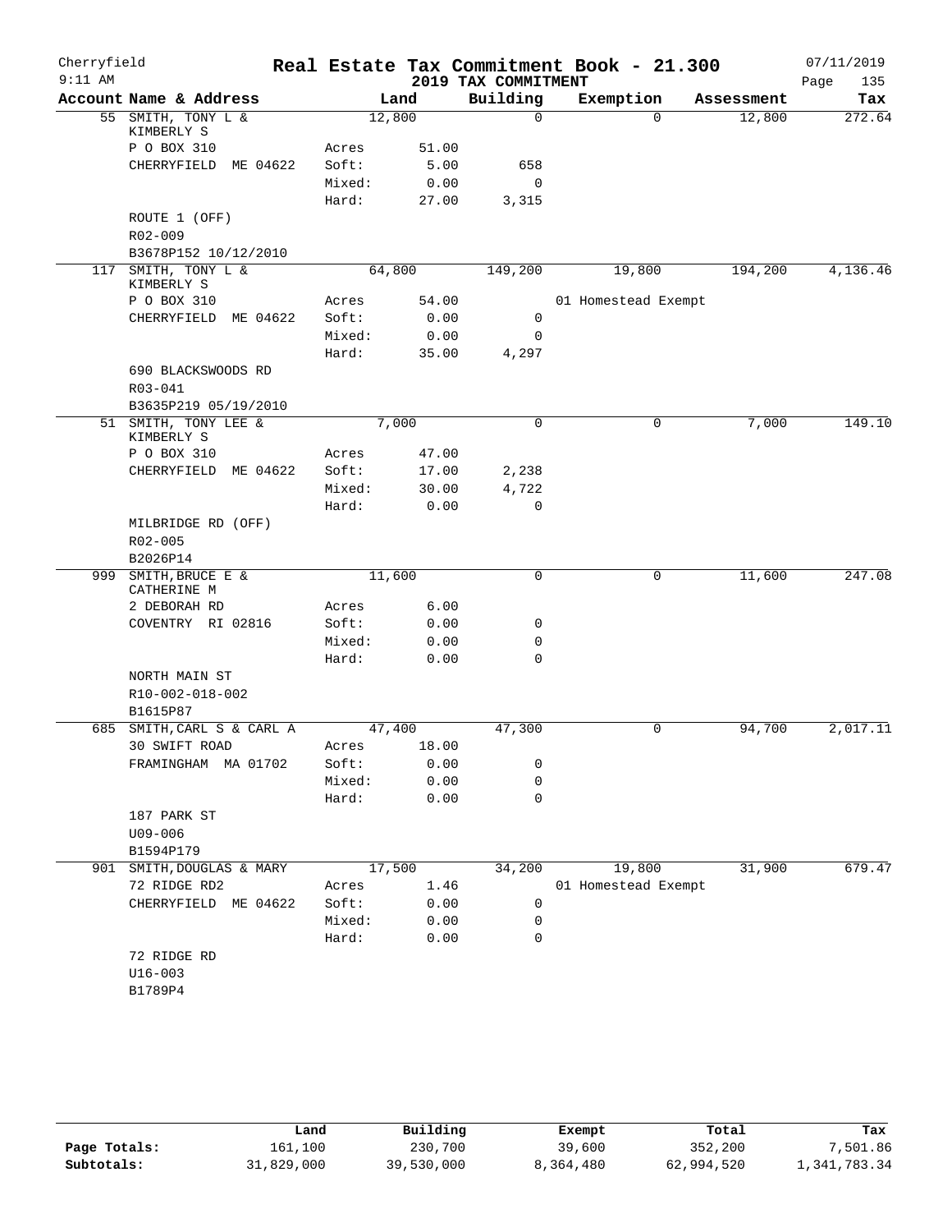Cherryfield | Real Estate Tax Commitment Book - 21.300 | 07/11/2019
9:11 AM | 2019 TAX COMMITMENT | Page 135

| Account Name & Address | | Land | Building | Exemption | Assessment | Tax |
|---|---|---|---|---|---|---|
| 55 SMITH, TONY L & KIMBERLY S | | 12,800 | 0 | 0 | 12,800 | 272.64 |
| P O BOX 310 | Acres | 51.00 | | | | |
| CHERRYFIELD ME 04622 | Soft: | 5.00 | 658 | | | |
| | Mixed: | 0.00 | 0 | | | |
| | Hard: | 27.00 | 3,315 | | | |
| ROUTE 1 (OFF) | | | | | | |
| R02-009 | | | | | | |
| B3678P152 10/12/2010 | | | | | | |
| 117 SMITH, TONY L & KIMBERLY S | | 64,800 | 149,200 | 19,800 | 194,200 | 4,136.46 |
| P O BOX 310 | Acres | 54.00 | | 01 Homestead Exempt | | |
| CHERRYFIELD ME 04622 | Soft: | 0.00 | 0 | | | |
| | Mixed: | 0.00 | 0 | | | |
| | Hard: | 35.00 | 4,297 | | | |
| 690 BLACKSWOODS RD | | | | | | |
| R03-041 | | | | | | |
| B3635P219 05/19/2010 | | | | | | |
| 51 SMITH, TONY LEE & KIMBERLY S | | 7,000 | 0 | 0 | 7,000 | 149.10 |
| P O BOX 310 | Acres | 47.00 | | | | |
| CHERRYFIELD ME 04622 | Soft: | 17.00 | 2,238 | | | |
| | Mixed: | 30.00 | 4,722 | | | |
| | Hard: | 0.00 | 0 | | | |
| MILBRIDGE RD (OFF) | | | | | | |
| R02-005 | | | | | | |
| B2026P14 | | | | | | |
| 999 SMITH,BRUCE E & CATHERINE M | | 11,600 | 0 | 0 | 11,600 | 247.08 |
| 2 DEBORAH RD | Acres | 6.00 | | | | |
| COVENTRY RI 02816 | Soft: | 0.00 | 0 | | | |
| | Mixed: | 0.00 | 0 | | | |
| | Hard: | 0.00 | 0 | | | |
| NORTH MAIN ST | | | | | | |
| R10-002-018-002 | | | | | | |
| B1615P87 | | | | | | |
| 685 SMITH,CARL S & CARL A | | 47,400 | 47,300 | 0 | 94,700 | 2,017.11 |
| 30 SWIFT ROAD | Acres | 18.00 | | | | |
| FRAMINGHAM MA 01702 | Soft: | 0.00 | 0 | | | |
| | Mixed: | 0.00 | 0 | | | |
| | Hard: | 0.00 | 0 | | | |
| 187 PARK ST | | | | | | |
| U09-006 | | | | | | |
| B1594P179 | | | | | | |
| 901 SMITH,DOUGLAS & MARY | | 17,500 | 34,200 | 19,800 | 31,900 | 679.47 |
| 72 RIDGE RD2 | Acres | 1.46 | | 01 Homestead Exempt | | |
| CHERRYFIELD ME 04622 | Soft: | 0.00 | 0 | | | |
| | Mixed: | 0.00 | 0 | | | |
| | Hard: | 0.00 | 0 | | | |
| 72 RIDGE RD | | | | | | |
| U16-003 | | | | | | |
| B1789P4 | | | | | | |

| | Land | Building | Exempt | Total | Tax |
|---|---|---|---|---|---|
| Page Totals: | 161,100 | 230,700 | 39,600 | 352,200 | 7,501.86 |
| Subtotals: | 31,829,000 | 39,530,000 | 8,364,480 | 62,994,520 | 1,341,783.34 |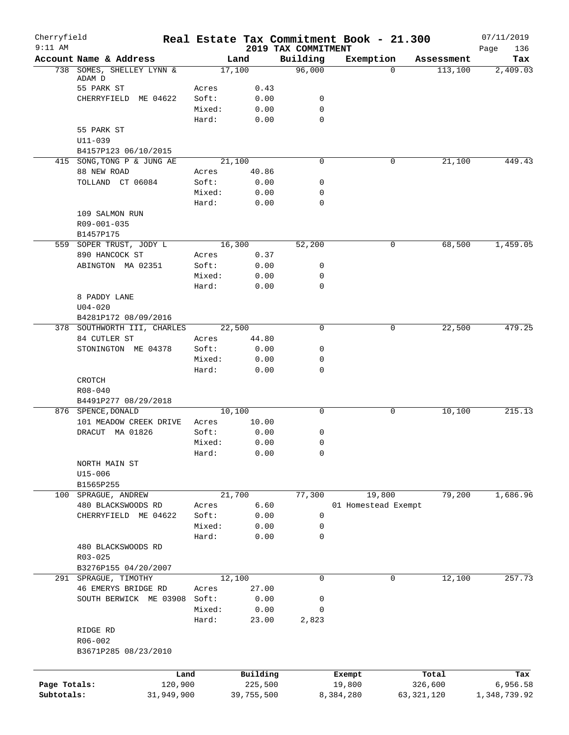Cherryfield 9:11 AM

# Real Estate Tax Commitment Book - 21.300

## 2019 TAX COMMITMENT

07/11/2019 Page 136

| Account Name & Address | | Land | Building | Exemption | Assessment | Tax |
|---|---|---|---|---|---|---|
| 738 SOMES, SHELLEY LYNN & ADAM D | | 17,100 | 96,000 | 0 | 113,100 | 2,409.03 |
| 55 PARK ST | Acres | 0.43 | | | | |
| CHERRYFIELD ME 04622 | Soft: | 0.00 | 0 | | | |
| | Mixed: | 0.00 | 0 | | | |
| | Hard: | 0.00 | 0 | | | |
| 55 PARK ST | | | | | | |
| U11-039 | | | | | | |
| B4157P123 06/10/2015 | | | | | | |
| 415 SONG,TONG P & JUNG AE | | 21,100 | 0 | 0 | 21,100 | 449.43 |
| 88 NEW ROAD | Acres | 40.86 | | | | |
| TOLLAND CT 06084 | Soft: | 0.00 | 0 | | | |
| | Mixed: | 0.00 | 0 | | | |
| | Hard: | 0.00 | 0 | | | |
| 109 SALMON RUN | | | | | | |
| R09-001-035 | | | | | | |
| B1457P175 | | | | | | |
| 559 SOPER TRUST, JODY L | | 16,300 | 52,200 | 0 | 68,500 | 1,459.05 |
| 890 HANCOCK ST | Acres | 0.37 | | | | |
| ABINGTON MA 02351 | Soft: | 0.00 | 0 | | | |
| | Mixed: | 0.00 | 0 | | | |
| | Hard: | 0.00 | 0 | | | |
| 8 PADDY LANE | | | | | | |
| U04-020 | | | | | | |
| B4281P172 08/09/2016 | | | | | | |
| 378 SOUTHWORTH III, CHARLES | | 22,500 | 0 | 0 | 22,500 | 479.25 |
| 84 CUTLER ST | Acres | 44.80 | | | | |
| STONINGTON ME 04378 | Soft: | 0.00 | 0 | | | |
| | Mixed: | 0.00 | 0 | | | |
| | Hard: | 0.00 | 0 | | | |
| CROTCH | | | | | | |
| R08-040 | | | | | | |
| B4491P277 08/29/2018 | | | | | | |
| 876 SPENCE,DONALD | | 10,100 | 0 | 0 | 10,100 | 215.13 |
| 101 MEADOW CREEK DRIVE | Acres | 10.00 | | | | |
| DRACUT MA 01826 | Soft: | 0.00 | 0 | | | |
| | Mixed: | 0.00 | 0 | | | |
| | Hard: | 0.00 | 0 | | | |
| NORTH MAIN ST | | | | | | |
| U15-006 | | | | | | |
| B1565P255 | | | | | | |
| 100 SPRAGUE, ANDREW | | 21,700 | 77,300 | 19,800 | 79,200 | 1,686.96 |
| 480 BLACKSWOODS RD | Acres | 6.60 | | 01 Homestead Exempt | | |
| CHERRYFIELD ME 04622 | Soft: | 0.00 | 0 | | | |
| | Mixed: | 0.00 | 0 | | | |
| | Hard: | 0.00 | 0 | | | |
| 480 BLACKSWOODS RD | | | | | | |
| R03-025 | | | | | | |
| B3276P155 04/20/2007 | | | | | | |
| 291 SPRAGUE, TIMOTHY | | 12,100 | 0 | 0 | 12,100 | 257.73 |
| 46 EMERYS BRIDGE RD | Acres | 27.00 | | | | |
| SOUTH BERWICK ME 03908 | Soft: | 0.00 | 0 | | | |
| | Mixed: | 0.00 | 0 | | | |
| | Hard: | 23.00 | 2,823 | | | |
| RIDGE RD | | | | | | |
| R06-002 | | | | | | |
| B3671P285 08/23/2010 | | | | | | |

| | Land | Building | Exempt | Total | Tax |
|---|---|---|---|---|---|
| Page Totals: | 120,900 | 225,500 | 19,800 | 326,600 | 6,956.58 |
| Subtotals: | 31,949,900 | 39,755,500 | 8,384,280 | 63,321,120 | 1,348,739.92 |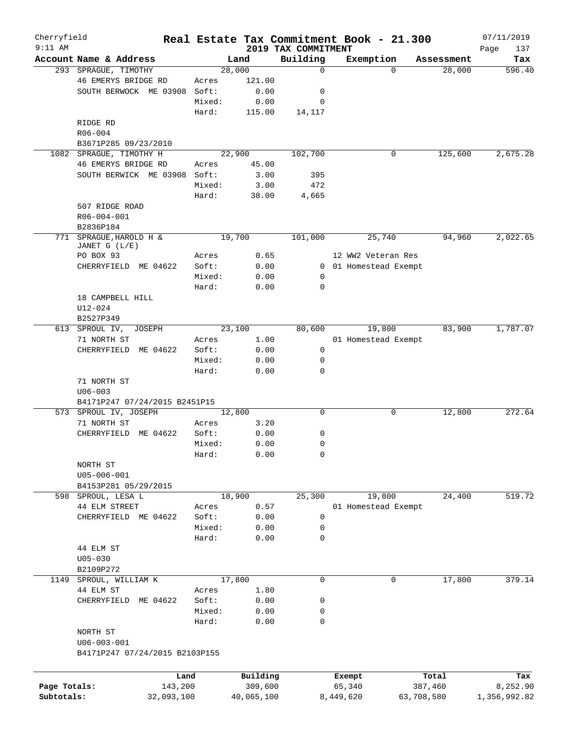Cherryfield 9:11 AM

# Real Estate Tax Commitment Book - 21.300

## 2019 TAX COMMITMENT

07/11/2019

| Account Name & Address | | Land | Building | Exemption | Assessment | Tax |
|---|---|---|---|---|---|---|
| 293 SPRAGUE, TIMOTHY | | 28,000 | 0 | 0 | 28,000 | 596.40 |
| 46 EMERYS BRIDGE RD | Acres | 121.00 | | | | |
| SOUTH BERWOCK ME 03908 | Soft: | 0.00 | 0 | | | |
| | Mixed: | 0.00 | 0 | | | |
| | Hard: | 115.00 | 14,117 | | | |
| RIDGE RD | | | | | | |
| R06-004 | | | | | | |
| B3671P285 09/23/2010 | | | | | | |
| 1082 SPRAGUE, TIMOTHY H | | 22,900 | 102,700 | 0 | 125,600 | 2,675.28 |
| 46 EMERYS BRIDGE RD | Acres | 45.00 | | | | |
| SOUTH BERWICK ME 03908 | Soft: | 3.00 | 395 | | | |
| | Mixed: | 3.00 | 472 | | | |
| | Hard: | 38.00 | 4,665 | | | |
| 507 RIDGE ROAD | | | | | | |
| R06-004-001 | | | | | | |
| B2836P184 | | | | | | |
| 771 SPRAGUE,HAROLD H & JANET G (L/E) | | 19,700 | 101,000 | 25,740 | 94,960 | 2,022.65 |
| PO BOX 93 | Acres | 0.65 | | 12 WW2 Veteran Res | | |
| CHERRYFIELD ME 04622 | Soft: | 0.00 | 0 | 01 Homestead Exempt | | |
| | Mixed: | 0.00 | 0 | | | |
| | Hard: | 0.00 | 0 | | | |
| 18 CAMPBELL HILL | | | | | | |
| U12-024 | | | | | | |
| B2527P349 | | | | | | |
| 613 SPROUL IV, JOSEPH | | 23,100 | 80,600 | 19,800 | 83,900 | 1,787.07 |
| 71 NORTH ST | Acres | 1.00 | | 01 Homestead Exempt | | |
| CHERRYFIELD ME 04622 | Soft: | 0.00 | 0 | | | |
| | Mixed: | 0.00 | 0 | | | |
| | Hard: | 0.00 | 0 | | | |
| 71 NORTH ST | | | | | | |
| U06-003 | | | | | | |
| B4171P247 07/24/2015 B2451P15 | | | | | | |
| 573 SPROUL IV, JOSEPH | | 12,800 | 0 | 0 | 12,800 | 272.64 |
| 71 NORTH ST | Acres | 3.20 | | | | |
| CHERRYFIELD ME 04622 | Soft: | 0.00 | 0 | | | |
| | Mixed: | 0.00 | 0 | | | |
| | Hard: | 0.00 | 0 | | | |
| NORTH ST | | | | | | |
| U05-006-001 | | | | | | |
| B4153P281 05/29/2015 | | | | | | |
| 598 SPROUL, LESA L | | 18,900 | 25,300 | 19,800 | 24,400 | 519.72 |
| 44 ELM STREET | Acres | 0.57 | | 01 Homestead Exempt | | |
| CHERRYFIELD ME 04622 | Soft: | 0.00 | 0 | | | |
| | Mixed: | 0.00 | 0 | | | |
| | Hard: | 0.00 | 0 | | | |
| 44 ELM ST | | | | | | |
| U05-030 | | | | | | |
| B2109P272 | | | | | | |
| 1149 SPROUL, WILLIAM K | | 17,800 | 0 | 0 | 17,800 | 379.14 |
| 44 ELM ST | Acres | 1.80 | | | | |
| CHERRYFIELD ME 04622 | Soft: | 0.00 | 0 | | | |
| | Mixed: | 0.00 | 0 | | | |
| | Hard: | 0.00 | 0 | | | |
| NORTH ST | | | | | | |
| U06-003-001 | | | | | | |
| B4171P247 07/24/2015 B2103P155 | | | | | | |

| | Land | Building | Exempt | Total | Tax |
|---|---|---|---|---|---|
| Page Totals: | 143,200 | 309,600 | 65,340 | 387,460 | 8,252.90 |
| Subtotals: | 32,093,100 | 40,065,100 | 8,449,620 | 63,708,580 | 1,356,992.82 |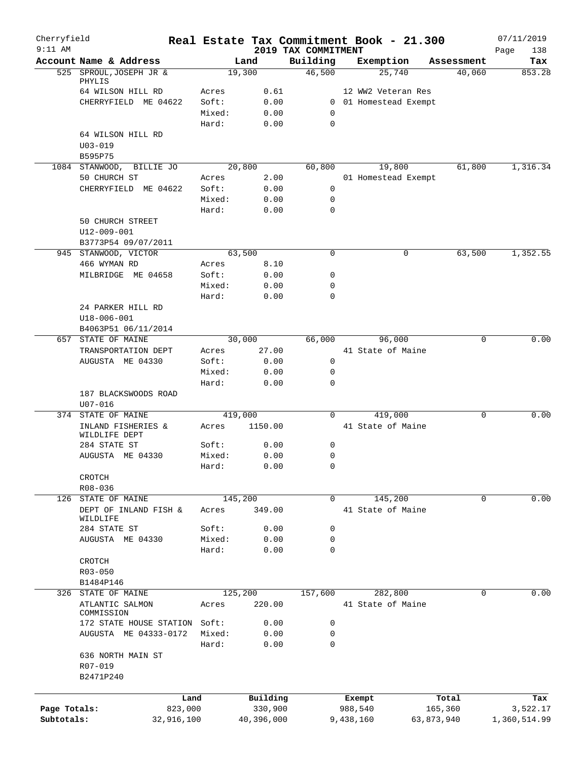Cherryfield 9:11 AM

# Real Estate Tax Commitment Book - 21.300

## 2019 TAX COMMITMENT

07/11/2019

| Account Name & Address | Land | | Building | Exemption | Assessment | Tax |
|---|---|---|---|---|---|---|
| 525 SPROUL,JOSEPH JR & PHYLIS | 19,300 | | 46,500 | 25,740 | 40,060 | 853.28 |
| 64 WILSON HILL RD | Acres | 0.61 | | 12 WW2 Veteran Res | | |
| CHERRYFIELD ME 04622 | Soft: | 0.00 | 0 | 01 Homestead Exempt | | |
| | Mixed: | 0.00 | 0 | | | |
| | Hard: | 0.00 | 0 | | | |
| 64 WILSON HILL RD | | | | | | |
| U03-019 | | | | | | |
| B595P75 | | | | | | |
| 1084 STANWOOD, BILLIE JO | 20,800 | | 60,800 | 19,800 | 61,800 | 1,316.34 |
| 50 CHURCH ST | Acres | 2.00 | | 01 Homestead Exempt | | |
| CHERRYFIELD ME 04622 | Soft: | 0.00 | 0 | | | |
| | Mixed: | 0.00 | 0 | | | |
| | Hard: | 0.00 | 0 | | | |
| 50 CHURCH STREET | | | | | | |
| U12-009-001 | | | | | | |
| B3773P54 09/07/2011 | | | | | | |
| 945 STANWOOD, VICTOR | 63,500 | | 0 | 0 | 63,500 | 1,352.55 |
| 466 WYMAN RD | Acres | 8.10 | | | | |
| MILBRIDGE ME 04658 | Soft: | 0.00 | 0 | | | |
| | Mixed: | 0.00 | 0 | | | |
| | Hard: | 0.00 | 0 | | | |
| 24 PARKER HILL RD | | | | | | |
| U18-006-001 | | | | | | |
| B4063P51 06/11/2014 | | | | | | |
| 657 STATE OF MAINE | 30,000 | | 66,000 | 96,000 | 0 | 0.00 |
| TRANSPORTATION DEPT | Acres | 27.00 | | 41 State of Maine | | |
| AUGUSTA ME 04330 | Soft: | 0.00 | 0 | | | |
| | Mixed: | 0.00 | 0 | | | |
| | Hard: | 0.00 | 0 | | | |
| 187 BLACKSWOODS ROAD | | | | | | |
| U07-016 | | | | | | |
| 374 STATE OF MAINE | 419,000 | | 0 | 419,000 | 0 | 0.00 |
| INLAND FISHERIES & WILDLIFE DEPT | Acres | 1150.00 | | 41 State of Maine | | |
| 284 STATE ST | Soft: | 0.00 | 0 | | | |
| AUGUSTA ME 04330 | Mixed: | 0.00 | 0 | | | |
| | Hard: | 0.00 | 0 | | | |
| CROTCH | | | | | | |
| R08-036 | | | | | | |
| 126 STATE OF MAINE | 145,200 | | 0 | 145,200 | 0 | 0.00 |
| DEPT OF INLAND FISH & WILDLIFE | Acres | 349.00 | | 41 State of Maine | | |
| 284 STATE ST | Soft: | 0.00 | 0 | | | |
| AUGUSTA ME 04330 | Mixed: | 0.00 | 0 | | | |
| | Hard: | 0.00 | 0 | | | |
| CROTCH | | | | | | |
| R03-050 | | | | | | |
| B1484P146 | | | | | | |
| 326 STATE OF MAINE | 125,200 | | 157,600 | 282,800 | 0 | 0.00 |
| ATLANTIC SALMON COMMISSION | Acres | 220.00 | | 41 State of Maine | | |
| 172 STATE HOUSE STATION | Soft: | 0.00 | 0 | | | |
| AUGUSTA ME 04333-0172 | Mixed: | 0.00 | 0 | | | |
| | Hard: | 0.00 | 0 | | | |
| 636 NORTH MAIN ST | | | | | | |
| R07-019 | | | | | | |
| B2471P240 | | | | | | |

| | Land | Building | Exempt | Total | Tax |
|---|---|---|---|---|---|
| Page Totals: | 823,000 | 330,900 | 988,540 | 165,360 | 3,522.17 |
| Subtotals: | 32,916,100 | 40,396,000 | 9,438,160 | 63,873,940 | 1,360,514.99 |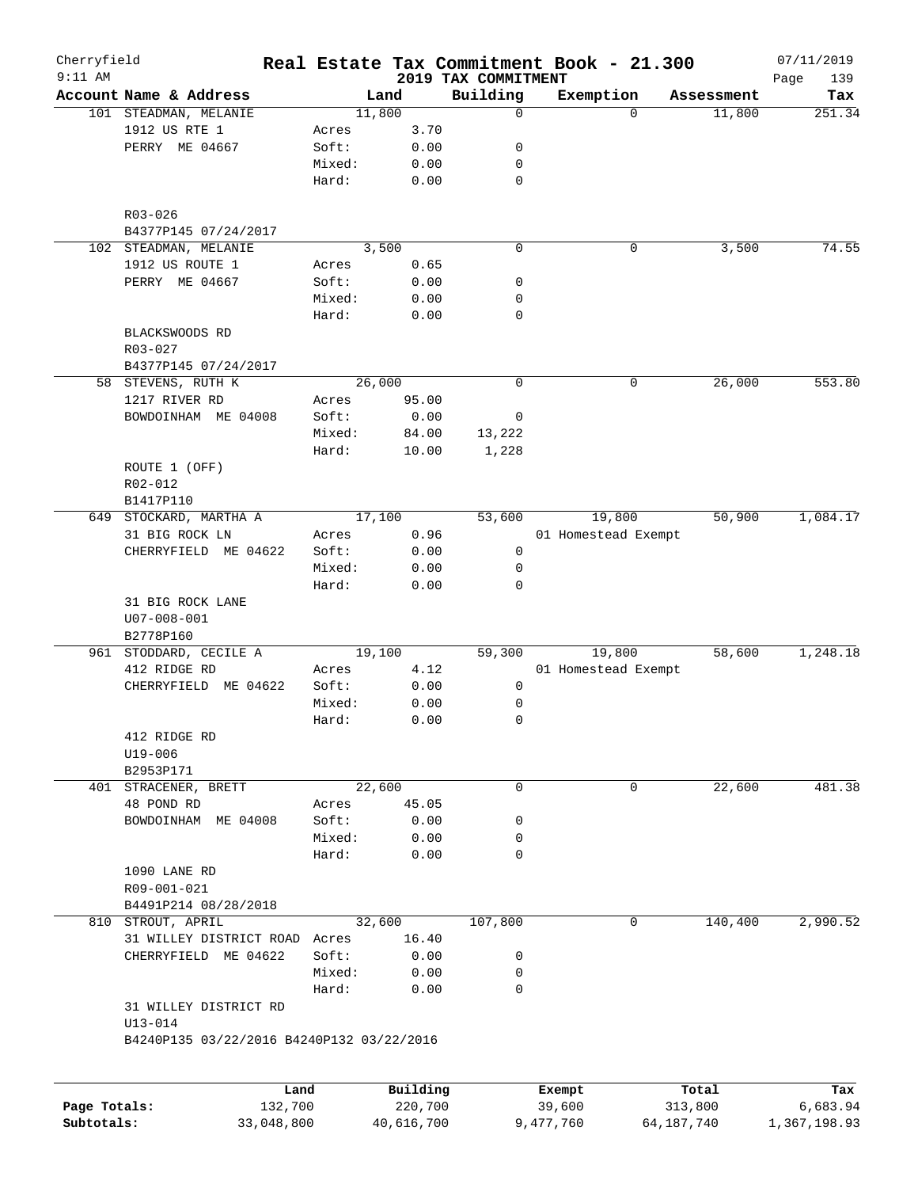# Real Estate Tax Commitment Book - 21.300

Cherryfield
9:11 AM

2019 TAX COMMITMENT

07/11/2019

| Account Name & Address | Land | | Building | Exemption | Assessment | Tax |
|---|---|---|---|---|---|---|
| 101 STEADMAN, MELANIE | 11,800 | | 0 | 0 | 11,800 | 251.34 |
| 1912 US RTE 1 | Acres | 3.70 | | | | |
| PERRY ME 04667 | Soft: | 0.00 | 0 | | | |
| | Mixed: | 0.00 | 0 | | | |
| | Hard: | 0.00 | 0 | | | |
| R03-026 | | | | | | |
| B4377P145 07/24/2017 | | | | | | |
| 102 STEADMAN, MELANIE | 3,500 | | 0 | 0 | 3,500 | 74.55 |
| 1912 US ROUTE 1 | Acres | 0.65 | | | | |
| PERRY ME 04667 | Soft: | 0.00 | 0 | | | |
| | Mixed: | 0.00 | 0 | | | |
| | Hard: | 0.00 | 0 | | | |
| BLACKSWOODS RD | | | | | | |
| R03-027 | | | | | | |
| B4377P145 07/24/2017 | | | | | | |
| 58 STEVENS, RUTH K | 26,000 | | 0 | 0 | 26,000 | 553.80 |
| 1217 RIVER RD | Acres | 95.00 | | | | |
| BOWDOINHAM ME 04008 | Soft: | 0.00 | 0 | | | |
| | Mixed: | 84.00 | 13,222 | | | |
| | Hard: | 10.00 | 1,228 | | | |
| ROUTE 1 (OFF) | | | | | | |
| R02-012 | | | | | | |
| B1417P110 | | | | | | |
| 649 STOCKARD, MARTHA A | 17,100 | | 53,600 | 19,800 | 50,900 | 1,084.17 |
| 31 BIG ROCK LN | Acres | 0.96 | | 01 Homestead Exempt | | |
| CHERRYFIELD ME 04622 | Soft: | 0.00 | 0 | | | |
| | Mixed: | 0.00 | 0 | | | |
| | Hard: | 0.00 | 0 | | | |
| 31 BIG ROCK LANE | | | | | | |
| U07-008-001 | | | | | | |
| B2778P160 | | | | | | |
| 961 STODDARD, CECILE A | 19,100 | | 59,300 | 19,800 | 58,600 | 1,248.18 |
| 412 RIDGE RD | Acres | 4.12 | | 01 Homestead Exempt | | |
| CHERRYFIELD ME 04622 | Soft: | 0.00 | 0 | | | |
| | Mixed: | 0.00 | 0 | | | |
| | Hard: | 0.00 | 0 | | | |
| 412 RIDGE RD | | | | | | |
| U19-006 | | | | | | |
| B2953P171 | | | | | | |
| 401 STRACENER, BRETT | 22,600 | | 0 | 0 | 22,600 | 481.38 |
| 48 POND RD | Acres | 45.05 | | | | |
| BOWDOINHAM ME 04008 | Soft: | 0.00 | 0 | | | |
| | Mixed: | 0.00 | 0 | | | |
| | Hard: | 0.00 | 0 | | | |
| 1090 LANE RD | | | | | | |
| R09-001-021 | | | | | | |
| B4491P214 08/28/2018 | | | | | | |
| 810 STROUT, APRIL | 32,600 | | 107,800 | 0 | 140,400 | 2,990.52 |
| 31 WILLEY DISTRICT ROAD | Acres | 16.40 | | | | |
| CHERRYFIELD ME 04622 | Soft: | 0.00 | 0 | | | |
| | Mixed: | 0.00 | 0 | | | |
| | Hard: | 0.00 | 0 | | | |
| 31 WILLEY DISTRICT RD | | | | | | |
| U13-014 | | | | | | |
| B4240P135 03/22/2016 B4240P132 03/22/2016 | | | | | | |

| | Land | Building | Exempt | Total | Tax |
|---|---|---|---|---|---|
| Page Totals: | 132,700 | 220,700 | 39,600 | 313,800 | 6,683.94 |
| Subtotals: | 33,048,800 | 40,616,700 | 9,477,760 | 64,187,740 | 1,367,198.93 |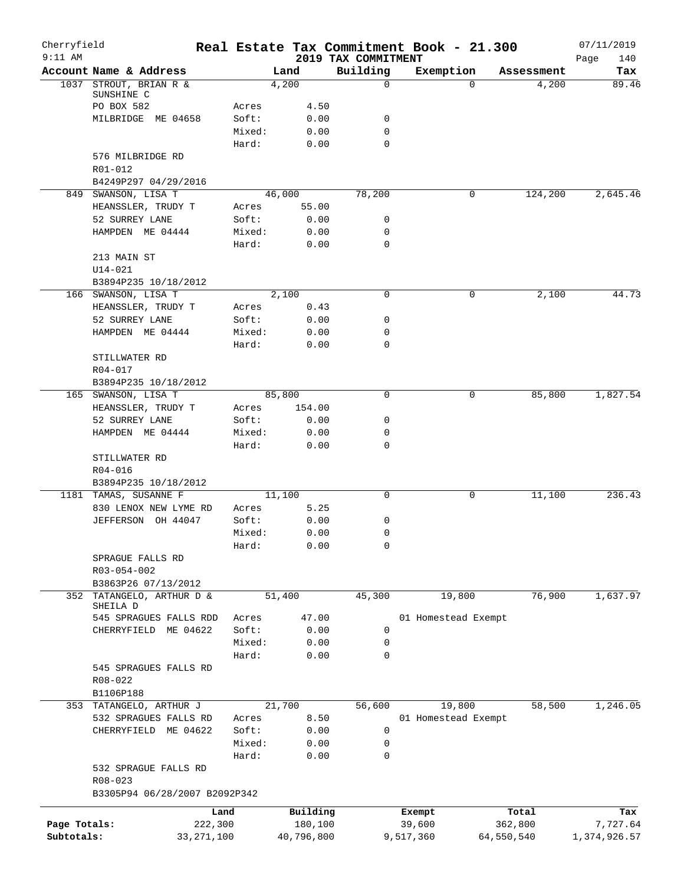Cherryfield 9:11 AM

# Real Estate Tax Commitment Book - 21.300

## 2019 TAX COMMITMENT

07/11/2019 Page 140

| Account Name & Address | | Land | Building | Exemption | Assessment | Tax |
|---|---|---|---|---|---|---|
| 1037 STROUT, BRIAN R & SUNSHINE C | | 4,200 | 0 | 0 | 4,200 | 89.46 |
| PO BOX 582 | Acres | 4.50 | | | | |
| MILBRIDGE ME 04658 | Soft: | 0.00 | 0 | | | |
| | Mixed: | 0.00 | 0 | | | |
| | Hard: | 0.00 | 0 | | | |
| 576 MILBRIDGE RD | | | | | | |
| R01-012 | | | | | | |
| B4249P297 04/29/2016 | | | | | | |
| 849 SWANSON, LISA T | | 46,000 | 78,200 | 0 | 124,200 | 2,645.46 |
| HEANSSLER, TRUDY T | Acres | 55.00 | | | | |
| 52 SURREY LANE | Soft: | 0.00 | 0 | | | |
| HAMPDEN ME 04444 | Mixed: | 0.00 | 0 | | | |
| | Hard: | 0.00 | 0 | | | |
| 213 MAIN ST | | | | | | |
| U14-021 | | | | | | |
| B3894P235 10/18/2012 | | | | | | |
| 166 SWANSON, LISA T | | 2,100 | 0 | 0 | 2,100 | 44.73 |
| HEANSSLER, TRUDY T | Acres | 0.43 | | | | |
| 52 SURREY LANE | Soft: | 0.00 | 0 | | | |
| HAMPDEN ME 04444 | Mixed: | 0.00 | 0 | | | |
| | Hard: | 0.00 | 0 | | | |
| STILLWATER RD | | | | | | |
| R04-017 | | | | | | |
| B3894P235 10/18/2012 | | | | | | |
| 165 SWANSON, LISA T | | 85,800 | 0 | 0 | 85,800 | 1,827.54 |
| HEANSSLER, TRUDY T | Acres | 154.00 | | | | |
| 52 SURREY LANE | Soft: | 0.00 | 0 | | | |
| HAMPDEN ME 04444 | Mixed: | 0.00 | 0 | | | |
| | Hard: | 0.00 | 0 | | | |
| STILLWATER RD | | | | | | |
| R04-016 | | | | | | |
| B3894P235 10/18/2012 | | | | | | |
| 1181 TAMAS, SUSANNE F | | 11,100 | 0 | 0 | 11,100 | 236.43 |
| 830 LENOX NEW LYME RD | Acres | 5.25 | | | | |
| JEFFERSON OH 44047 | Soft: | 0.00 | 0 | | | |
| | Mixed: | 0.00 | 0 | | | |
| | Hard: | 0.00 | 0 | | | |
| SPRAGUE FALLS RD | | | | | | |
| R03-054-002 | | | | | | |
| B3863P26 07/13/2012 | | | | | | |
| 352 TATANGELO, ARTHUR D & SHEILA D | | 51,400 | 45,300 | 19,800 | 76,900 | 1,637.97 |
| 545 SPRAGUES FALLS RDD | Acres | 47.00 | | 01 Homestead Exempt | | |
| CHERRYFIELD ME 04622 | Soft: | 0.00 | 0 | | | |
| | Mixed: | 0.00 | 0 | | | |
| | Hard: | 0.00 | 0 | | | |
| 545 SPRAGUES FALLS RD | | | | | | |
| R08-022 | | | | | | |
| B1106P188 | | | | | | |
| 353 TATANGELO, ARTHUR J | | 21,700 | 56,600 | 19,800 | 58,500 | 1,246.05 |
| 532 SPRAGUES FALLS RD | Acres | 8.50 | | 01 Homestead Exempt | | |
| CHERRYFIELD ME 04622 | Soft: | 0.00 | 0 | | | |
| | Mixed: | 0.00 | 0 | | | |
| | Hard: | 0.00 | 0 | | | |
| 532 SPRAGUE FALLS RD | | | | | | |
| R08-023 | | | | | | |
| B3305P94 06/28/2007 B2092P342 | | | | | | |

| | Land | Building | Exempt | Total | Tax |
|---|---|---|---|---|---|
| Page Totals: | 222,300 | 180,100 | 39,600 | 362,800 | 7,727.64 |
| Subtotals: | 33,271,100 | 40,796,800 | 9,517,360 | 64,550,540 | 1,374,926.57 |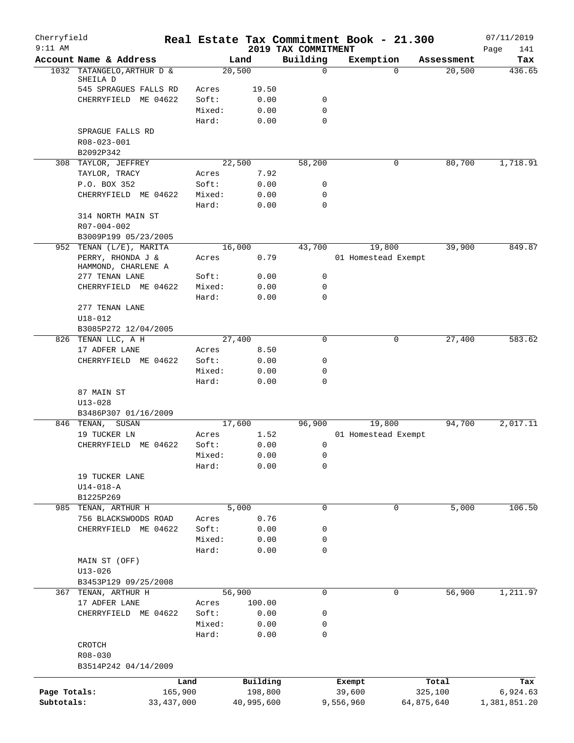Cherryfield

9:11 AM

# Real Estate Tax Commitment Book - 21.300

## 2019 TAX COMMITMENT

07/11/2019

| Account Name & Address | | Land | Building | Exemption | Assessment | Tax |
|---|---|---|---|---|---|---|
| 1032 TATANGELO, ARTHUR D & SHEILA D | | 20,500 | 0 | 0 | 20,500 | 436.65 |
| 545 SPRAGUES FALLS RD | Acres | 19.50 | | | | |
| CHERRYFIELD ME 04622 | Soft: | 0.00 | 0 | | | |
| | Mixed: | 0.00 | 0 | | | |
| | Hard: | 0.00 | 0 | | | |
| SPRAGUE FALLS RD | | | | | | |
| R08-023-001 | | | | | | |
| B2092P342 | | | | | | |
| 308 TAYLOR, JEFFREY | | 22,500 | 58,200 | 0 | 80,700 | 1,718.91 |
| TAYLOR, TRACY | Acres | 7.92 | | | | |
| P.O. BOX 352 | Soft: | 0.00 | 0 | | | |
| CHERRYFIELD ME 04622 | Mixed: | 0.00 | 0 | | | |
| | Hard: | 0.00 | 0 | | | |
| 314 NORTH MAIN ST | | | | | | |
| R07-004-002 | | | | | | |
| B3009P199 05/23/2005 | | | | | | |
| 952 TENAN (L/E), MARITA | | 16,000 | 43,700 | 19,800 | 39,900 | 849.87 |
| PERRY, RHONDA J & HAMMOND, CHARLENE A | Acres | 0.79 | | 01 Homestead Exempt | | |
| 277 TENAN LANE | Soft: | 0.00 | 0 | | | |
| CHERRYFIELD ME 04622 | Mixed: | 0.00 | 0 | | | |
| | Hard: | 0.00 | 0 | | | |
| 277 TENAN LANE | | | | | | |
| U18-012 | | | | | | |
| B3085P272 12/04/2005 | | | | | | |
| 826 TENAN LLC, A H | | 27,400 | 0 | 0 | 27,400 | 583.62 |
| 17 ADFER LANE | Acres | 8.50 | | | | |
| CHERRYFIELD ME 04622 | Soft: | 0.00 | 0 | | | |
| | Mixed: | 0.00 | 0 | | | |
| | Hard: | 0.00 | 0 | | | |
| 87 MAIN ST | | | | | | |
| U13-028 | | | | | | |
| B3486P307 01/16/2009 | | | | | | |
| 846 TENAN, SUSAN | | 17,600 | 96,900 | 19,800 | 94,700 | 2,017.11 |
| 19 TUCKER LN | Acres | 1.52 | | 01 Homestead Exempt | | |
| CHERRYFIELD ME 04622 | Soft: | 0.00 | 0 | | | |
| | Mixed: | 0.00 | 0 | | | |
| | Hard: | 0.00 | 0 | | | |
| 19 TUCKER LANE | | | | | | |
| U14-018-A | | | | | | |
| B1225P269 | | | | | | |
| 985 TENAN, ARTHUR H | | 5,000 | 0 | 0 | 5,000 | 106.50 |
| 756 BLACKSWOODS ROAD | Acres | 0.76 | | | | |
| CHERRYFIELD ME 04622 | Soft: | 0.00 | 0 | | | |
| | Mixed: | 0.00 | 0 | | | |
| | Hard: | 0.00 | 0 | | | |
| MAIN ST (OFF) | | | | | | |
| U13-026 | | | | | | |
| B3453P129 09/25/2008 | | | | | | |
| 367 TENAN, ARTHUR H | | 56,900 | 0 | 0 | 56,900 | 1,211.97 |
| 17 ADFER LANE | Acres | 100.00 | | | | |
| CHERRYFIELD ME 04622 | Soft: | 0.00 | 0 | | | |
| | Mixed: | 0.00 | 0 | | | |
| | Hard: | 0.00 | 0 | | | |
| CROTCH | | | | | | |
| R08-030 | | | | | | |
| B3514P242 04/14/2009 | | | | | | |

| | Land | Building | Exempt | Total | Tax |
|---|---|---|---|---|---|
| Page Totals: | 165,900 | 198,800 | 39,600 | 325,100 | 6,924.63 |
| Subtotals: | 33,437,000 | 40,995,600 | 9,556,960 | 64,875,640 | 1,381,851.20 |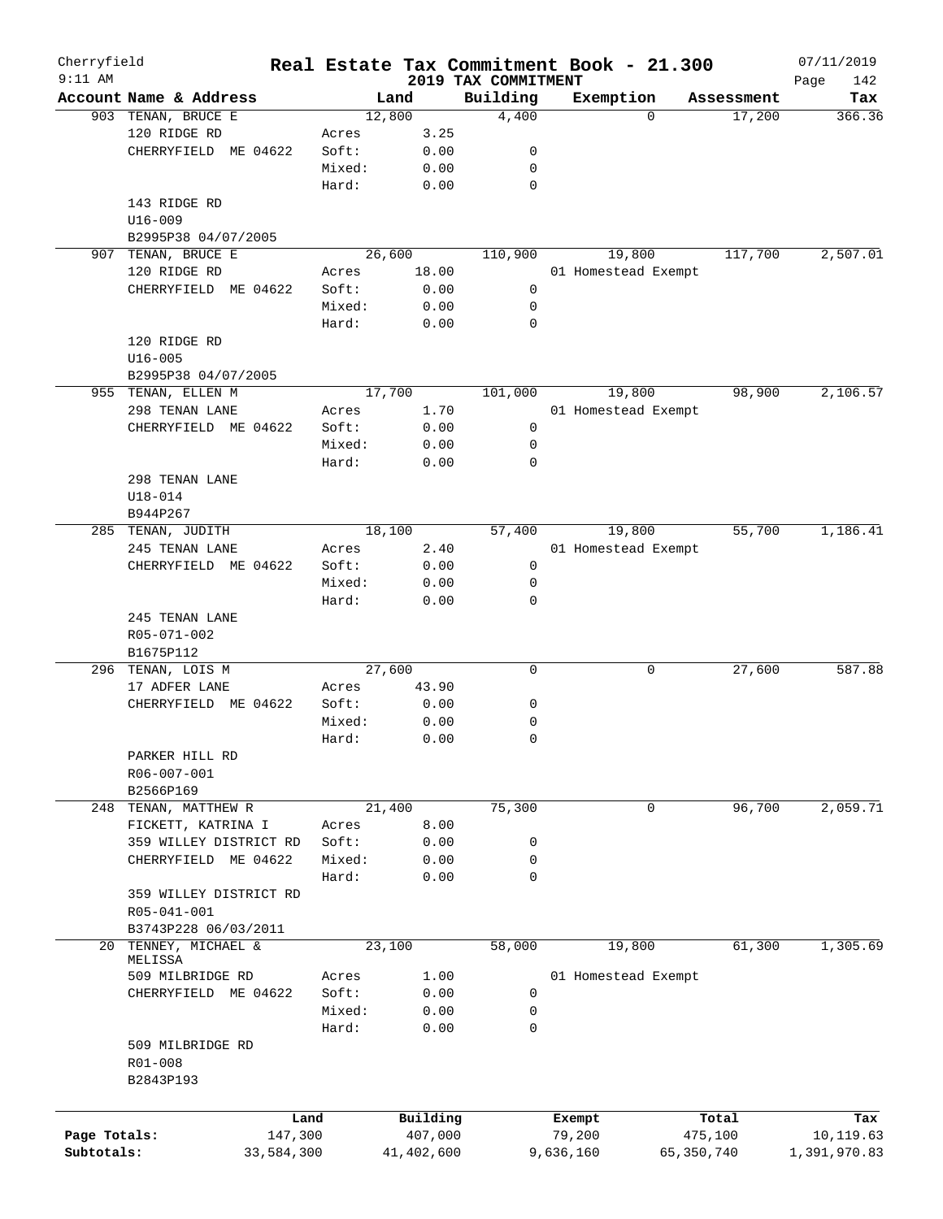Cherryfield 9:11 AM

# Real Estate Tax Commitment Book - 21.300

## 2019 TAX COMMITMENT

07/11/2019

| Account Name & Address | | Land | Building | Exemption | Assessment | Tax |
|---|---|---|---|---|---|---|
| 903 TENAN, BRUCE E | | 12,800 | 4,400 | 0 | 17,200 | 366.36 |
| 120 RIDGE RD | Acres | 3.25 | | | | |
| CHERRYFIELD ME 04622 | Soft: | 0.00 | 0 | | | |
| | Mixed: | 0.00 | 0 | | | |
| | Hard: | 0.00 | 0 | | | |
| 143 RIDGE RD | | | | | | |
| U16-009 | | | | | | |
| B2995P38 04/07/2005 | | | | | | |
| 907 TENAN, BRUCE E | | 26,600 | 110,900 | 19,800 | 117,700 | 2,507.01 |
| 120 RIDGE RD | Acres | 18.00 | | 01 Homestead Exempt | | |
| CHERRYFIELD ME 04622 | Soft: | 0.00 | 0 | | | |
| | Mixed: | 0.00 | 0 | | | |
| | Hard: | 0.00 | 0 | | | |
| 120 RIDGE RD | | | | | | |
| U16-005 | | | | | | |
| B2995P38 04/07/2005 | | | | | | |
| 955 TENAN, ELLEN M | | 17,700 | 101,000 | 19,800 | 98,900 | 2,106.57 |
| 298 TENAN LANE | Acres | 1.70 | | 01 Homestead Exempt | | |
| CHERRYFIELD ME 04622 | Soft: | 0.00 | 0 | | | |
| | Mixed: | 0.00 | 0 | | | |
| | Hard: | 0.00 | 0 | | | |
| 298 TENAN LANE | | | | | | |
| U18-014 | | | | | | |
| B944P267 | | | | | | |
| 285 TENAN, JUDITH | | 18,100 | 57,400 | 19,800 | 55,700 | 1,186.41 |
| 245 TENAN LANE | Acres | 2.40 | | 01 Homestead Exempt | | |
| CHERRYFIELD ME 04622 | Soft: | 0.00 | 0 | | | |
| | Mixed: | 0.00 | 0 | | | |
| | Hard: | 0.00 | 0 | | | |
| 245 TENAN LANE | | | | | | |
| R05-071-002 | | | | | | |
| B1675P112 | | | | | | |
| 296 TENAN, LOIS M | | 27,600 | 0 | 0 | 27,600 | 587.88 |
| 17 ADFER LANE | Acres | 43.90 | | | | |
| CHERRYFIELD ME 04622 | Soft: | 0.00 | 0 | | | |
| | Mixed: | 0.00 | 0 | | | |
| | Hard: | 0.00 | 0 | | | |
| PARKER HILL RD | | | | | | |
| R06-007-001 | | | | | | |
| B2566P169 | | | | | | |
| 248 TENAN, MATTHEW R | | 21,400 | 75,300 | 0 | 96,700 | 2,059.71 |
| FICKETT, KATRINA I | Acres | 8.00 | | | | |
| 359 WILLEY DISTRICT RD | Soft: | 0.00 | 0 | | | |
| CHERRYFIELD ME 04622 | Mixed: | 0.00 | 0 | | | |
| | Hard: | 0.00 | 0 | | | |
| 359 WILLEY DISTRICT RD | | | | | | |
| R05-041-001 | | | | | | |
| B3743P228 06/03/2011 | | | | | | |
| 20 TENNEY, MICHAEL & MELISSA | | 23,100 | 58,000 | 19,800 | 61,300 | 1,305.69 |
| 509 MILBRIDGE RD | Acres | 1.00 | | 01 Homestead Exempt | | |
| CHERRYFIELD ME 04622 | Soft: | 0.00 | 0 | | | |
| | Mixed: | 0.00 | 0 | | | |
| | Hard: | 0.00 | 0 | | | |
| 509 MILBRIDGE RD | | | | | | |
| R01-008 | | | | | | |
| B2843P193 | | | | | | |

| | Land | Building | Exempt | Total | Tax |
|---|---|---|---|---|---|
| Page Totals: | 147,300 | 407,000 | 79,200 | 475,100 | 10,119.63 |
| Subtotals: | 33,584,300 | 41,402,600 | 9,636,160 | 65,350,740 | 1,391,970.83 |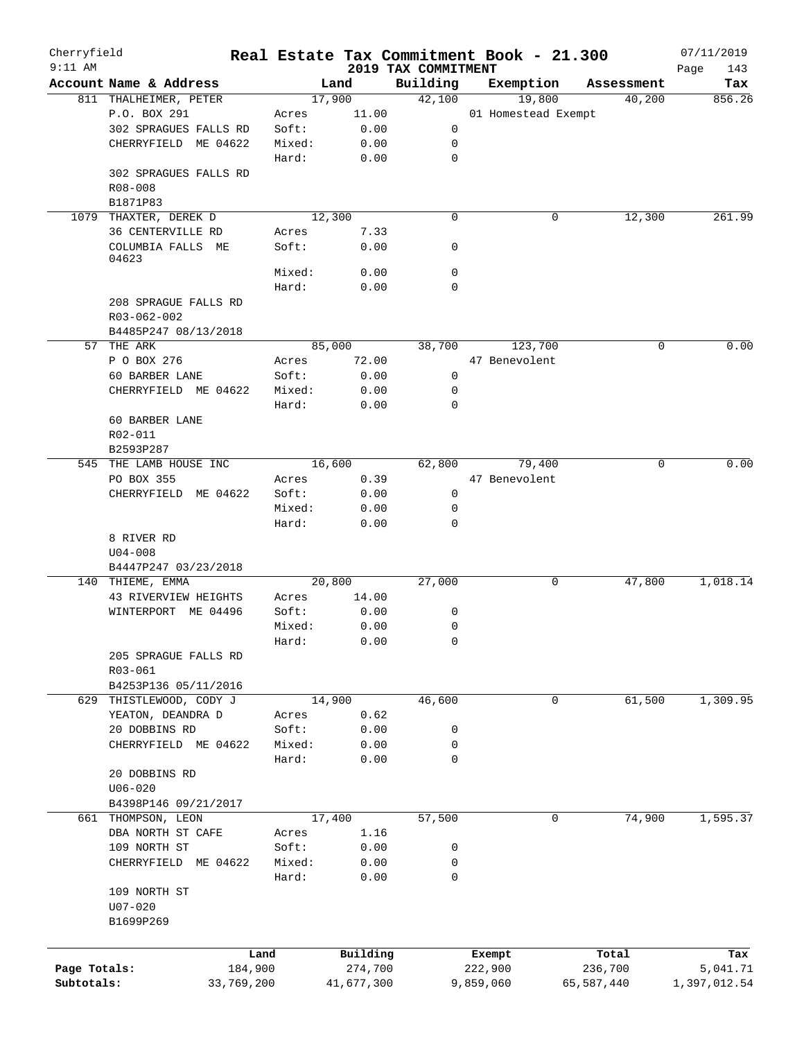Cherryfield — Real Estate Tax Commitment Book - 21.300 — 07/11/2019

9:11 AM — 2019 TAX COMMITMENT

| Account | Name & Address | | Land | Building | Exemption | Assessment | Tax |
|---|---|---|---|---|---|---|---|
| 811 | THALHEIMER, PETER | | 17,900 | 42,100 | 19,800 | 40,200 | 856.26 |
| | P.O. BOX 291 | Acres | 11.00 | | 01 Homestead Exempt | | |
| | 302 SPRAGUES FALLS RD | Soft: | 0.00 | 0 | | | |
| | CHERRYFIELD ME 04622 | Mixed: | 0.00 | 0 | | | |
| | | Hard: | 0.00 | 0 | | | |
| | 302 SPRAGUES FALLS RD | | | | | | |
| | R08-008 | | | | | | |
| | B1871P83 | | | | | | |
| 1079 | THAXTER, DEREK D | | 12,300 | 0 | 0 | 12,300 | 261.99 |
| | 36 CENTERVILLE RD | Acres | 7.33 | | | | |
| | COLUMBIA FALLS ME 04623 | Soft: | 0.00 | 0 | | | |
| | | Mixed: | 0.00 | 0 | | | |
| | | Hard: | 0.00 | 0 | | | |
| | 208 SPRAGUE FALLS RD | | | | | | |
| | R03-062-002 | | | | | | |
| | B4485P247 08/13/2018 | | | | | | |
| 57 | THE ARK | | 85,000 | 38,700 | 123,700 | 0 | 0.00 |
| | P O BOX 276 | Acres | 72.00 | | 47 Benevolent | | |
| | 60 BARBER LANE | Soft: | 0.00 | 0 | | | |
| | CHERRYFIELD ME 04622 | Mixed: | 0.00 | 0 | | | |
| | | Hard: | 0.00 | 0 | | | |
| | 60 BARBER LANE | | | | | | |
| | R02-011 | | | | | | |
| | B2593P287 | | | | | | |
| 545 | THE LAMB HOUSE INC | | 16,600 | 62,800 | 79,400 | 0 | 0.00 |
| | PO BOX 355 | Acres | 0.39 | | 47 Benevolent | | |
| | CHERRYFIELD ME 04622 | Soft: | 0.00 | 0 | | | |
| | | Mixed: | 0.00 | 0 | | | |
| | | Hard: | 0.00 | 0 | | | |
| | 8 RIVER RD | | | | | | |
| | U04-008 | | | | | | |
| | B4447P247 03/23/2018 | | | | | | |
| 140 | THIEME, EMMA | | 20,800 | 27,000 | 0 | 47,800 | 1,018.14 |
| | 43 RIVERVIEW HEIGHTS | Acres | 14.00 | | | | |
| | WINTERPORT ME 04496 | Soft: | 0.00 | 0 | | | |
| | | Mixed: | 0.00 | 0 | | | |
| | | Hard: | 0.00 | 0 | | | |
| | 205 SPRAGUE FALLS RD | | | | | | |
| | R03-061 | | | | | | |
| | B4253P136 05/11/2016 | | | | | | |
| 629 | THISTLEWOOD, CODY J | | 14,900 | 46,600 | 0 | 61,500 | 1,309.95 |
| | YEATON, DEANDRA D | Acres | 0.62 | | | | |
| | 20 DOBBINS RD | Soft: | 0.00 | 0 | | | |
| | CHERRYFIELD ME 04622 | Mixed: | 0.00 | 0 | | | |
| | | Hard: | 0.00 | 0 | | | |
| | 20 DOBBINS RD | | | | | | |
| | U06-020 | | | | | | |
| | B4398P146 09/21/2017 | | | | | | |
| 661 | THOMPSON, LEON | | 17,400 | 57,500 | 0 | 74,900 | 1,595.37 |
| | DBA NORTH ST CAFE | Acres | 1.16 | | | | |
| | 109 NORTH ST | Soft: | 0.00 | 0 | | | |
| | CHERRYFIELD ME 04622 | Mixed: | 0.00 | 0 | | | |
| | | Hard: | 0.00 | 0 | | | |
| | 109 NORTH ST | | | | | | |
| | U07-020 | | | | | | |
| | B1699P269 | | | | | | |

| | Land | Building | Exempt | Total | Tax |
|---|---|---|---|---|---|
| Page Totals: | 184,900 | 274,700 | 222,900 | 236,700 | 5,041.71 |
| Subtotals: | 33,769,200 | 41,677,300 | 9,859,060 | 65,587,440 | 1,397,012.54 |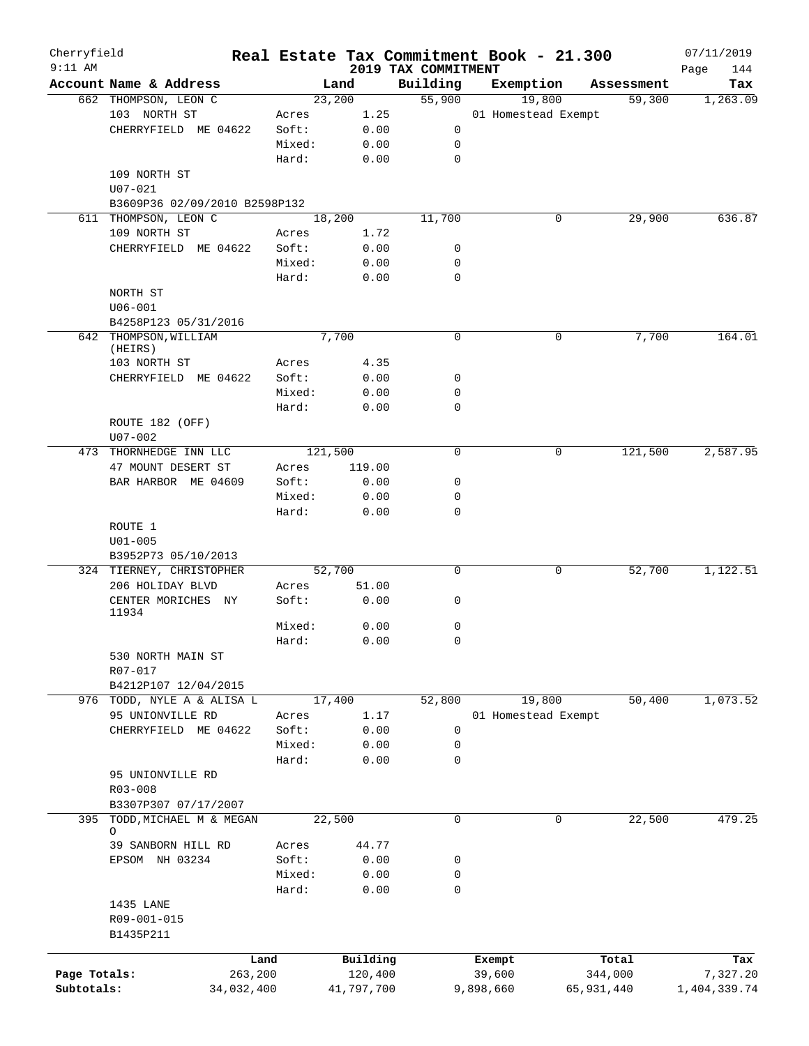Cherryfield — Real Estate Tax Commitment Book - 21.300 — 07/11/2019
9:11 AM — 2019 TAX COMMITMENT

| Account Name & Address | | Land | Building | Exemption | Assessment | Tax |
|---|---|---|---|---|---|---|
| 662 THOMPSON, LEON C | | 23,200 | 55,900 | 19,800 | 59,300 | 1,263.09 |
| 103 NORTH ST | Acres | 1.25 | | 01 Homestead Exempt | | |
| CHERRYFIELD ME 04622 | Soft: | 0.00 | 0 | | | |
| | Mixed: | 0.00 | 0 | | | |
| | Hard: | 0.00 | 0 | | | |
| 109 NORTH ST | | | | | | |
| U07-021 | | | | | | |
| B3609P36 02/09/2010 B2598P132 | | | | | | |
| 611 THOMPSON, LEON C | | 18,200 | 11,700 | 0 | 29,900 | 636.87 |
| 109 NORTH ST | Acres | 1.72 | | | | |
| CHERRYFIELD ME 04622 | Soft: | 0.00 | 0 | | | |
| | Mixed: | 0.00 | 0 | | | |
| | Hard: | 0.00 | 0 | | | |
| NORTH ST | | | | | | |
| U06-001 | | | | | | |
| B4258P123 05/31/2016 | | | | | | |
| 642 THOMPSON, WILLIAM (HEIRS) | | 7,700 | 0 | 0 | 7,700 | 164.01 |
| 103 NORTH ST | Acres | 4.35 | | | | |
| CHERRYFIELD ME 04622 | Soft: | 0.00 | 0 | | | |
| | Mixed: | 0.00 | 0 | | | |
| | Hard: | 0.00 | 0 | | | |
| ROUTE 182 (OFF) | | | | | | |
| U07-002 | | | | | | |
| 473 THORNHEDGE INN LLC | | 121,500 | 0 | 0 | 121,500 | 2,587.95 |
| 47 MOUNT DESERT ST | Acres | 119.00 | | | | |
| BAR HARBOR ME 04609 | Soft: | 0.00 | 0 | | | |
| | Mixed: | 0.00 | 0 | | | |
| | Hard: | 0.00 | 0 | | | |
| ROUTE 1 | | | | | | |
| U01-005 | | | | | | |
| B3952P73 05/10/2013 | | | | | | |
| 324 TIERNEY, CHRISTOPHER | | 52,700 | 0 | 0 | 52,700 | 1,122.51 |
| 206 HOLIDAY BLVD | Acres | 51.00 | | | | |
| CENTER MORICHES NY 11934 | Soft: | 0.00 | 0 | | | |
| | Mixed: | 0.00 | 0 | | | |
| | Hard: | 0.00 | 0 | | | |
| 530 NORTH MAIN ST | | | | | | |
| R07-017 | | | | | | |
| B4212P107 12/04/2015 | | | | | | |
| 976 TODD, NYLE A & ALISA L | | 17,400 | 52,800 | 19,800 | 50,400 | 1,073.52 |
| 95 UNIONVILLE RD | Acres | 1.17 | | 01 Homestead Exempt | | |
| CHERRYFIELD ME 04622 | Soft: | 0.00 | 0 | | | |
| | Mixed: | 0.00 | 0 | | | |
| | Hard: | 0.00 | 0 | | | |
| 95 UNIONVILLE RD | | | | | | |
| R03-008 | | | | | | |
| B3307P307 07/17/2007 | | | | | | |
| 395 TODD, MICHAEL M & MEGAN O | | 22,500 | 0 | 0 | 22,500 | 479.25 |
| 39 SANBORN HILL RD | Acres | 44.77 | | | | |
| EPSOM NH 03234 | Soft: | 0.00 | 0 | | | |
| | Mixed: | 0.00 | 0 | | | |
| | Hard: | 0.00 | 0 | | | |
| 1435 LANE | | | | | | |
| R09-001-015 | | | | | | |
| B1435P211 | | | | | | |

| | Land | Building | Exempt | Total | Tax |
|---|---|---|---|---|---|
| Page Totals: | 263,200 | 120,400 | 39,600 | 344,000 | 7,327.20 |
| Subtotals: | 34,032,400 | 41,797,700 | 9,898,660 | 65,931,440 | 1,404,339.74 |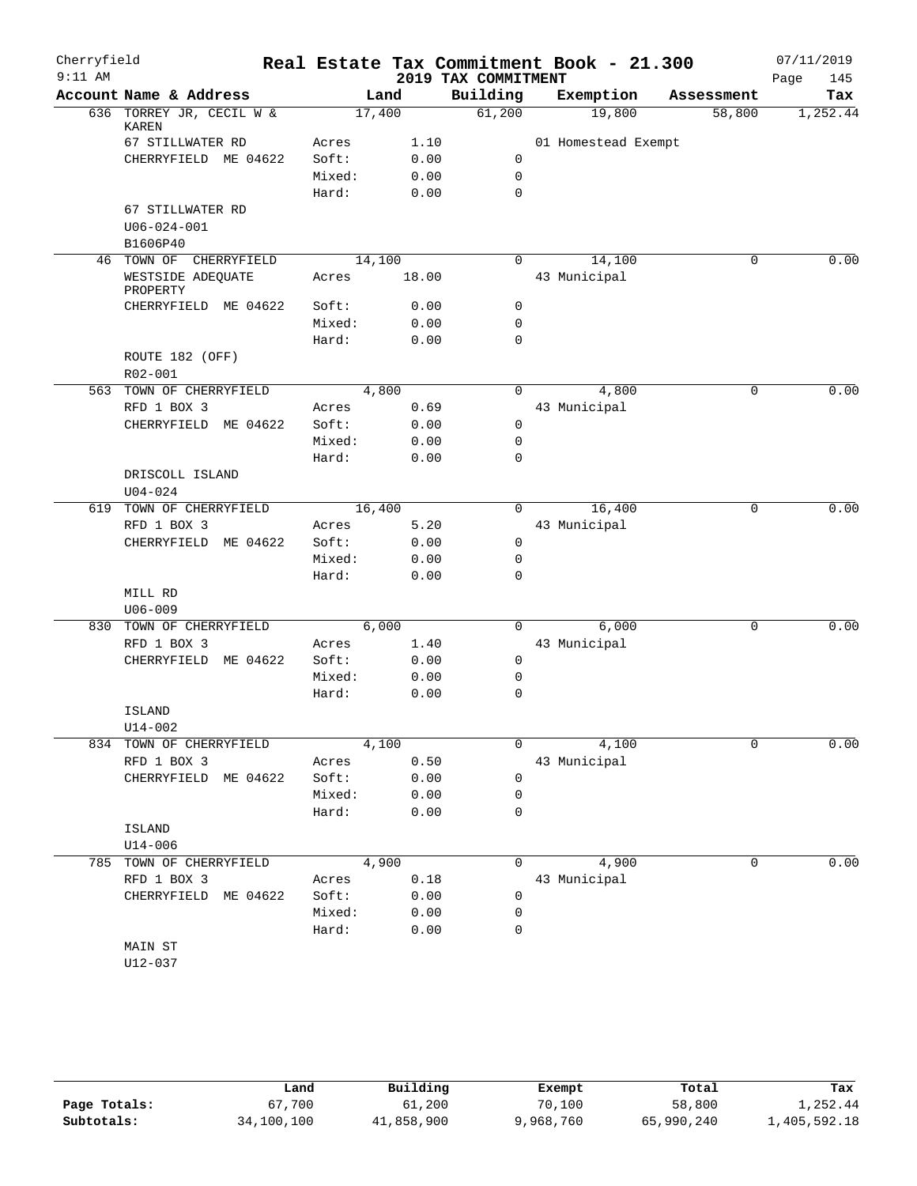# Cherryfield — Real Estate Tax Commitment Book - 21.300

2019 TAX COMMITMENT

07/11/2019 9:11 AM

| Account Name & Address | Land | | Building | Exemption | Assessment | Tax |
|---|---|---|---|---|---|---|
| 636 TORREY JR, CECIL W & KAREN | 17,400 | | 61,200 | 19,800 | 58,800 | 1,252.44 |
| 67 STILLWATER RD | Acres | 1.10 | | 01 Homestead Exempt | | |
| CHERRYFIELD ME 04622 | Soft: | 0.00 | 0 | | | |
| | Mixed: | 0.00 | 0 | | | |
| | Hard: | 0.00 | 0 | | | |
| 67 STILLWATER RD | | | | | | |
| U06-024-001 | | | | | | |
| B1606P40 | | | | | | |
| 46 TOWN OF CHERRYFIELD | 14,100 | | 0 | 14,100 | 0 | 0.00 |
| WESTSIDE ADEQUATE PROPERTY | Acres | 18.00 | | 43 Municipal | | |
| CHERRYFIELD ME 04622 | Soft: | 0.00 | 0 | | | |
| | Mixed: | 0.00 | 0 | | | |
| | Hard: | 0.00 | 0 | | | |
| ROUTE 182 (OFF) | | | | | | |
| R02-001 | | | | | | |
| 563 TOWN OF CHERRYFIELD | 4,800 | | 0 | 4,800 | 0 | 0.00 |
| RFD 1 BOX 3 | Acres | 0.69 | | 43 Municipal | | |
| CHERRYFIELD ME 04622 | Soft: | 0.00 | 0 | | | |
| | Mixed: | 0.00 | 0 | | | |
| | Hard: | 0.00 | 0 | | | |
| DRISCOLL ISLAND | | | | | | |
| U04-024 | | | | | | |
| 619 TOWN OF CHERRYFIELD | 16,400 | | 0 | 16,400 | 0 | 0.00 |
| RFD 1 BOX 3 | Acres | 5.20 | | 43 Municipal | | |
| CHERRYFIELD ME 04622 | Soft: | 0.00 | 0 | | | |
| | Mixed: | 0.00 | 0 | | | |
| | Hard: | 0.00 | 0 | | | |
| MILL RD | | | | | | |
| U06-009 | | | | | | |
| 830 TOWN OF CHERRYFIELD | 6,000 | | 0 | 6,000 | 0 | 0.00 |
| RFD 1 BOX 3 | Acres | 1.40 | | 43 Municipal | | |
| CHERRYFIELD ME 04622 | Soft: | 0.00 | 0 | | | |
| | Mixed: | 0.00 | 0 | | | |
| | Hard: | 0.00 | 0 | | | |
| ISLAND | | | | | | |
| U14-002 | | | | | | |
| 834 TOWN OF CHERRYFIELD | 4,100 | | 0 | 4,100 | 0 | 0.00 |
| RFD 1 BOX 3 | Acres | 0.50 | | 43 Municipal | | |
| CHERRYFIELD ME 04622 | Soft: | 0.00 | 0 | | | |
| | Mixed: | 0.00 | 0 | | | |
| | Hard: | 0.00 | 0 | | | |
| ISLAND | | | | | | |
| U14-006 | | | | | | |
| 785 TOWN OF CHERRYFIELD | 4,900 | | 0 | 4,900 | 0 | 0.00 |
| RFD 1 BOX 3 | Acres | 0.18 | | 43 Municipal | | |
| CHERRYFIELD ME 04622 | Soft: | 0.00 | 0 | | | |
| | Mixed: | 0.00 | 0 | | | |
| | Hard: | 0.00 | 0 | | | |
| MAIN ST | | | | | | |
| U12-037 | | | | | | |

| | Land | Building | Exempt | Total | Tax |
|---|---|---|---|---|---|
| Page Totals: | 67,700 | 61,200 | 70,100 | 58,800 | 1,252.44 |
| Subtotals: | 34,100,100 | 41,858,900 | 9,968,760 | 65,990,240 | 1,405,592.18 |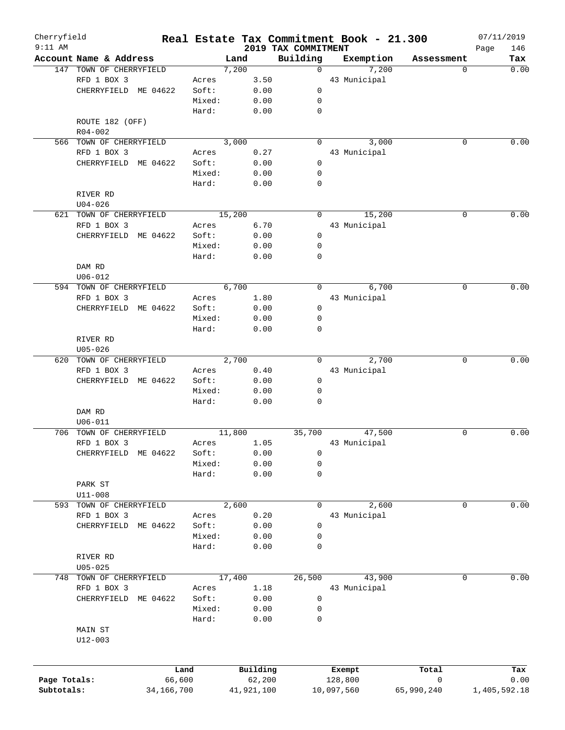# Real Estate Tax Commitment Book - 21.300

Cherryfield 9:11 AM — 2019 TAX COMMITMENT — 07/11/2019

| Account | Name & Address | | Land | Building | Exemption | Assessment | Tax |
|---|---|---|---|---|---|---|---|
| 147 | TOWN OF CHERRYFIELD | | 7,200 | 0 | 7,200 | 0 | 0.00 |
| | RFD 1 BOX 3 | Acres | 3.50 | | 43 Municipal | | |
| | CHERRYFIELD ME 04622 | Soft: | 0.00 | 0 | | | |
| | | Mixed: | 0.00 | 0 | | | |
| | | Hard: | 0.00 | 0 | | | |
| | ROUTE 182 (OFF) | | | | | | |
| | R04-002 | | | | | | |
| 566 | TOWN OF CHERRYFIELD | | 3,000 | 0 | 3,000 | 0 | 0.00 |
| | RFD 1 BOX 3 | Acres | 0.27 | | 43 Municipal | | |
| | CHERRYFIELD ME 04622 | Soft: | 0.00 | 0 | | | |
| | | Mixed: | 0.00 | 0 | | | |
| | | Hard: | 0.00 | 0 | | | |
| | RIVER RD | | | | | | |
| | U04-026 | | | | | | |
| 621 | TOWN OF CHERRYFIELD | | 15,200 | 0 | 15,200 | 0 | 0.00 |
| | RFD 1 BOX 3 | Acres | 6.70 | | 43 Municipal | | |
| | CHERRYFIELD ME 04622 | Soft: | 0.00 | 0 | | | |
| | | Mixed: | 0.00 | 0 | | | |
| | | Hard: | 0.00 | 0 | | | |
| | DAM RD | | | | | | |
| | U06-012 | | | | | | |
| 594 | TOWN OF CHERRYFIELD | | 6,700 | 0 | 6,700 | 0 | 0.00 |
| | RFD 1 BOX 3 | Acres | 1.80 | | 43 Municipal | | |
| | CHERRYFIELD ME 04622 | Soft: | 0.00 | 0 | | | |
| | | Mixed: | 0.00 | 0 | | | |
| | | Hard: | 0.00 | 0 | | | |
| | RIVER RD | | | | | | |
| | U05-026 | | | | | | |
| 620 | TOWN OF CHERRYFIELD | | 2,700 | 0 | 2,700 | 0 | 0.00 |
| | RFD 1 BOX 3 | Acres | 0.40 | | 43 Municipal | | |
| | CHERRYFIELD ME 04622 | Soft: | 0.00 | 0 | | | |
| | | Mixed: | 0.00 | 0 | | | |
| | | Hard: | 0.00 | 0 | | | |
| | DAM RD | | | | | | |
| | U06-011 | | | | | | |
| 706 | TOWN OF CHERRYFIELD | | 11,800 | 35,700 | 47,500 | 0 | 0.00 |
| | RFD 1 BOX 3 | Acres | 1.05 | | 43 Municipal | | |
| | CHERRYFIELD ME 04622 | Soft: | 0.00 | 0 | | | |
| | | Mixed: | 0.00 | 0 | | | |
| | | Hard: | 0.00 | 0 | | | |
| | PARK ST | | | | | | |
| | U11-008 | | | | | | |
| 593 | TOWN OF CHERRYFIELD | | 2,600 | 0 | 2,600 | 0 | 0.00 |
| | RFD 1 BOX 3 | Acres | 0.20 | | 43 Municipal | | |
| | CHERRYFIELD ME 04622 | Soft: | 0.00 | 0 | | | |
| | | Mixed: | 0.00 | 0 | | | |
| | | Hard: | 0.00 | 0 | | | |
| | RIVER RD | | | | | | |
| | U05-025 | | | | | | |
| 748 | TOWN OF CHERRYFIELD | | 17,400 | 26,500 | 43,900 | 0 | 0.00 |
| | RFD 1 BOX 3 | Acres | 1.18 | | 43 Municipal | | |
| | CHERRYFIELD ME 04622 | Soft: | 0.00 | 0 | | | |
| | | Mixed: | 0.00 | 0 | | | |
| | | Hard: | 0.00 | 0 | | | |
| | MAIN ST | | | | | | |
| | U12-003 | | | | | | |

| | Land | Building | Exempt | Total | Tax |
|---|---|---|---|---|---|
| Page Totals: | 66,600 | 62,200 | 128,800 | 0 | 0.00 |
| Subtotals: | 34,166,700 | 41,921,100 | 10,097,560 | 65,990,240 | 1,405,592.18 |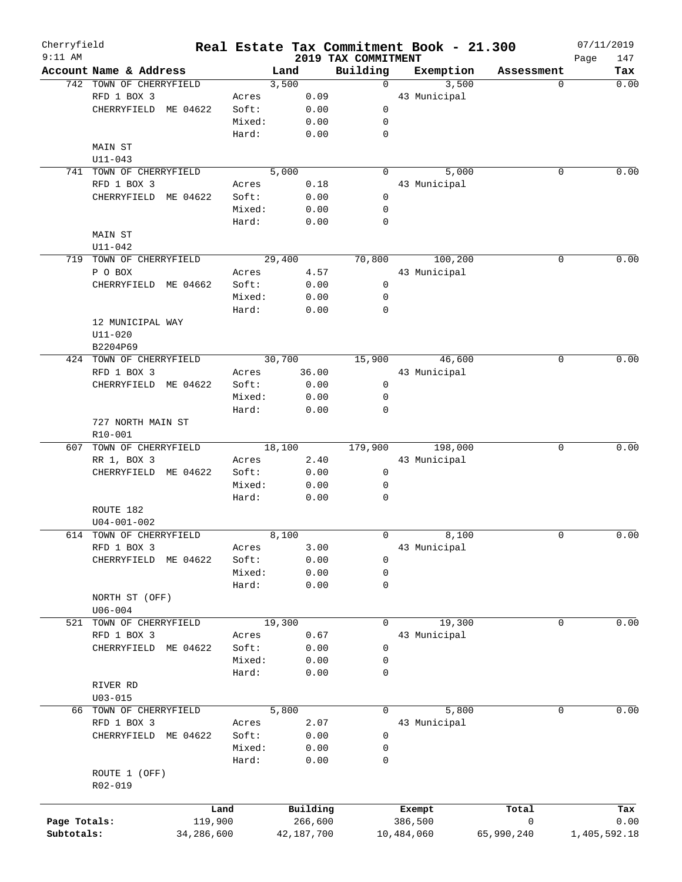# Real Estate Tax Commitment Book - 21.300

Cherryfield
9:11 AM

**2019 TAX COMMITMENT**

07/11/2019

| Account Name & Address | Land | | Building | Exemption | Assessment | Tax |
|---|---|---|---|---|---|---|
| 742 TOWN OF CHERRYFIELD | 3,500 | | 0 | 3,500 | 0 | 0.00 |
| RFD 1 BOX 3 | Acres | 0.09 | | 43 Municipal | | |
| CHERRYFIELD ME 04622 | Soft: | 0.00 | 0 | | | |
| | Mixed: | 0.00 | 0 | | | |
| | Hard: | 0.00 | 0 | | | |
| MAIN ST | | | | | | |
| U11-043 | | | | | | |
| 741 TOWN OF CHERRYFIELD | 5,000 | | 0 | 5,000 | 0 | 0.00 |
| RFD 1 BOX 3 | Acres | 0.18 | | 43 Municipal | | |
| CHERRYFIELD ME 04622 | Soft: | 0.00 | 0 | | | |
| | Mixed: | 0.00 | 0 | | | |
| | Hard: | 0.00 | 0 | | | |
| MAIN ST | | | | | | |
| U11-042 | | | | | | |
| 719 TOWN OF CHERRYFIELD | 29,400 | | 70,800 | 100,200 | 0 | 0.00 |
| P O BOX | Acres | 4.57 | | 43 Municipal | | |
| CHERRYFIELD ME 04662 | Soft: | 0.00 | 0 | | | |
| | Mixed: | 0.00 | 0 | | | |
| | Hard: | 0.00 | 0 | | | |
| 12 MUNICIPAL WAY | | | | | | |
| U11-020 | | | | | | |
| B2204P69 | | | | | | |
| 424 TOWN OF CHERRYFIELD | 30,700 | | 15,900 | 46,600 | 0 | 0.00 |
| RFD 1 BOX 3 | Acres | 36.00 | | 43 Municipal | | |
| CHERRYFIELD ME 04622 | Soft: | 0.00 | 0 | | | |
| | Mixed: | 0.00 | 0 | | | |
| | Hard: | 0.00 | 0 | | | |
| 727 NORTH MAIN ST | | | | | | |
| R10-001 | | | | | | |
| 607 TOWN OF CHERRYFIELD | 18,100 | | 179,900 | 198,000 | 0 | 0.00 |
| RR 1, BOX 3 | Acres | 2.40 | | 43 Municipal | | |
| CHERRYFIELD ME 04622 | Soft: | 0.00 | 0 | | | |
| | Mixed: | 0.00 | 0 | | | |
| | Hard: | 0.00 | 0 | | | |
| ROUTE 182 | | | | | | |
| U04-001-002 | | | | | | |
| 614 TOWN OF CHERRYFIELD | 8,100 | | 0 | 8,100 | 0 | 0.00 |
| RFD 1 BOX 3 | Acres | 3.00 | | 43 Municipal | | |
| CHERRYFIELD ME 04622 | Soft: | 0.00 | 0 | | | |
| | Mixed: | 0.00 | 0 | | | |
| | Hard: | 0.00 | 0 | | | |
| NORTH ST (OFF) | | | | | | |
| U06-004 | | | | | | |
| 521 TOWN OF CHERRYFIELD | 19,300 | | 0 | 19,300 | 0 | 0.00 |
| RFD 1 BOX 3 | Acres | 0.67 | | 43 Municipal | | |
| CHERRYFIELD ME 04622 | Soft: | 0.00 | 0 | | | |
| | Mixed: | 0.00 | 0 | | | |
| | Hard: | 0.00 | 0 | | | |
| RIVER RD | | | | | | |
| U03-015 | | | | | | |
| 66 TOWN OF CHERRYFIELD | 5,800 | | 0 | 5,800 | 0 | 0.00 |
| RFD 1 BOX 3 | Acres | 2.07 | | 43 Municipal | | |
| CHERRYFIELD ME 04622 | Soft: | 0.00 | 0 | | | |
| | Mixed: | 0.00 | 0 | | | |
| | Hard: | 0.00 | 0 | | | |
| ROUTE 1 (OFF) | | | | | | |
| R02-019 | | | | | | |

| | Land | Building | Exempt | Total | Tax |
|---|---|---|---|---|---|
| Page Totals: | 119,900 | 266,600 | 386,500 | 0 | 0.00 |
| Subtotals: | 34,286,600 | 42,187,700 | 10,484,060 | 65,990,240 | 1,405,592.18 |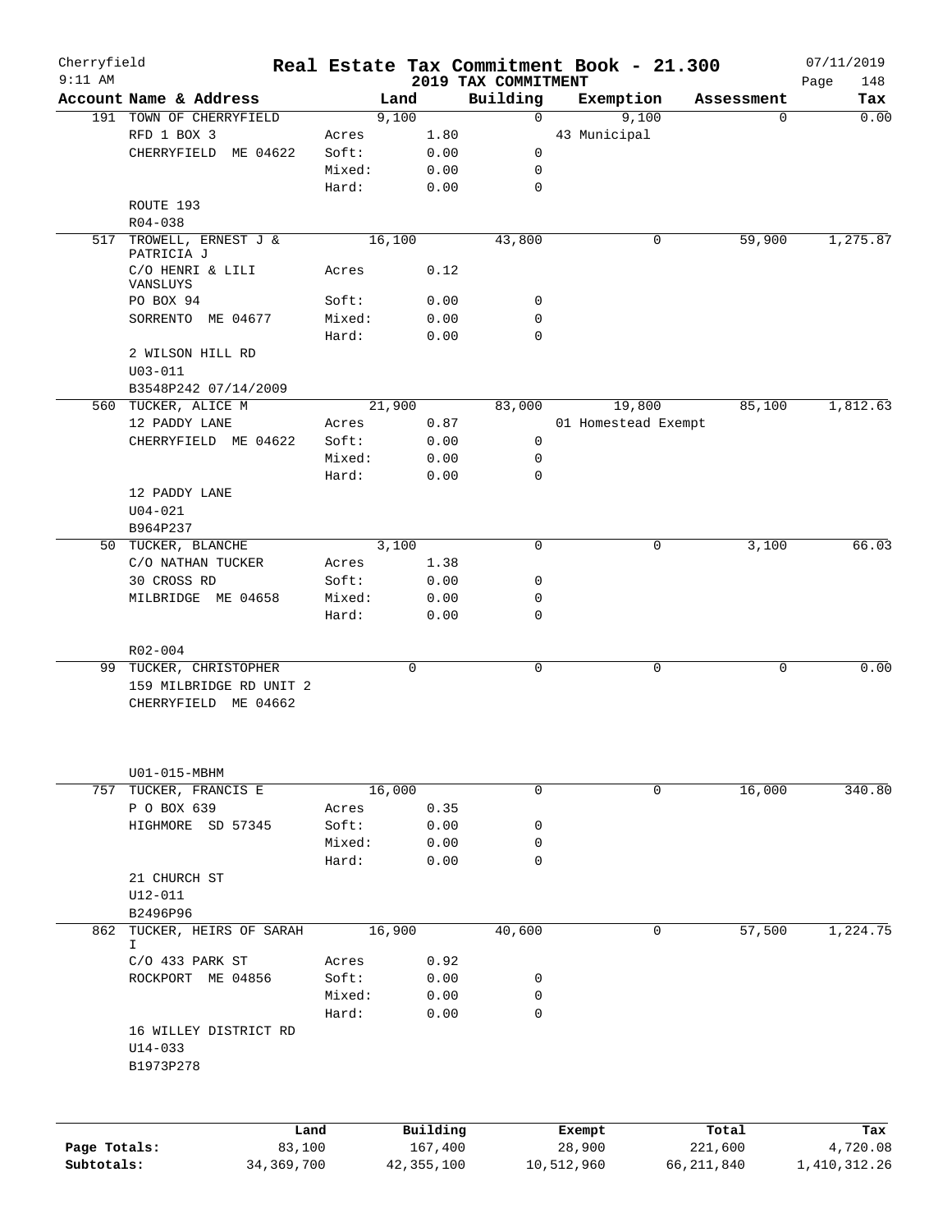Cherryfield — Real Estate Tax Commitment Book - 21.300 — 07/11/2019

9:11 AM — 2019 TAX COMMITMENT

| Account Name & Address | | Land | Building | Exemption | Assessment | Tax |
|---|---|---|---|---|---|---|
| 191 TOWN OF CHERRYFIELD | | 9,100 | 0 | 9,100 | 0 | 0.00 |
| RFD 1 BOX 3 | Acres | 1.80 | | 43 Municipal | | |
| CHERRYFIELD ME 04622 | Soft: | 0.00 | 0 | | | |
| | Mixed: | 0.00 | 0 | | | |
| | Hard: | 0.00 | 0 | | | |
| ROUTE 193 | | | | | | |
| R04-038 | | | | | | |
| 517 TROWELL, ERNEST J & PATRICIA J | | 16,100 | 43,800 | 0 | 59,900 | 1,275.87 |
| C/O HENRI & LILI VANSLUYS | Acres | 0.12 | | | | |
| PO BOX 94 | Soft: | 0.00 | 0 | | | |
| SORRENTO ME 04677 | Mixed: | 0.00 | 0 | | | |
| | Hard: | 0.00 | 0 | | | |
| 2 WILSON HILL RD | | | | | | |
| U03-011 | | | | | | |
| B3548P242 07/14/2009 | | | | | | |
| 560 TUCKER, ALICE M | | 21,900 | 83,000 | 19,800 | 85,100 | 1,812.63 |
| 12 PADDY LANE | Acres | 0.87 | | 01 Homestead Exempt | | |
| CHERRYFIELD ME 04622 | Soft: | 0.00 | 0 | | | |
| | Mixed: | 0.00 | 0 | | | |
| | Hard: | 0.00 | 0 | | | |
| 12 PADDY LANE | | | | | | |
| U04-021 | | | | | | |
| B964P237 | | | | | | |
| 50 TUCKER, BLANCHE | | 3,100 | 0 | 0 | 3,100 | 66.03 |
| C/O NATHAN TUCKER | Acres | 1.38 | | | | |
| 30 CROSS RD | Soft: | 0.00 | 0 | | | |
| MILBRIDGE ME 04658 | Mixed: | 0.00 | 0 | | | |
| | Hard: | 0.00 | 0 | | | |
| R02-004 | | | | | | |
| 99 TUCKER, CHRISTOPHER | | 0 | 0 | 0 | 0 | 0.00 |
| 159 MILBRIDGE RD UNIT 2 | | | | | | |
| CHERRYFIELD ME 04662 | | | | | | |
| U01-015-MBHM | | | | | | |
| 757 TUCKER, FRANCIS E | | 16,000 | 0 | 0 | 16,000 | 340.80 |
| P O BOX 639 | Acres | 0.35 | | | | |
| HIGHMORE SD 57345 | Soft: | 0.00 | 0 | | | |
| | Mixed: | 0.00 | 0 | | | |
| | Hard: | 0.00 | 0 | | | |
| 21 CHURCH ST | | | | | | |
| U12-011 | | | | | | |
| B2496P96 | | | | | | |
| 862 TUCKER, HEIRS OF SARAH I | | 16,900 | 40,600 | 0 | 57,500 | 1,224.75 |
| C/O 433 PARK ST | Acres | 0.92 | | | | |
| ROCKPORT ME 04856 | Soft: | 0.00 | 0 | | | |
| | Mixed: | 0.00 | 0 | | | |
| | Hard: | 0.00 | 0 | | | |
| 16 WILLEY DISTRICT RD | | | | | | |
| U14-033 | | | | | | |
| B1973P278 | | | | | | |

| | Land | Building | Exempt | Total | Tax |
|---|---|---|---|---|---|
| Page Totals: | 83,100 | 167,400 | 28,900 | 221,600 | 4,720.08 |
| Subtotals: | 34,369,700 | 42,355,100 | 10,512,960 | 66,211,840 | 1,410,312.26 |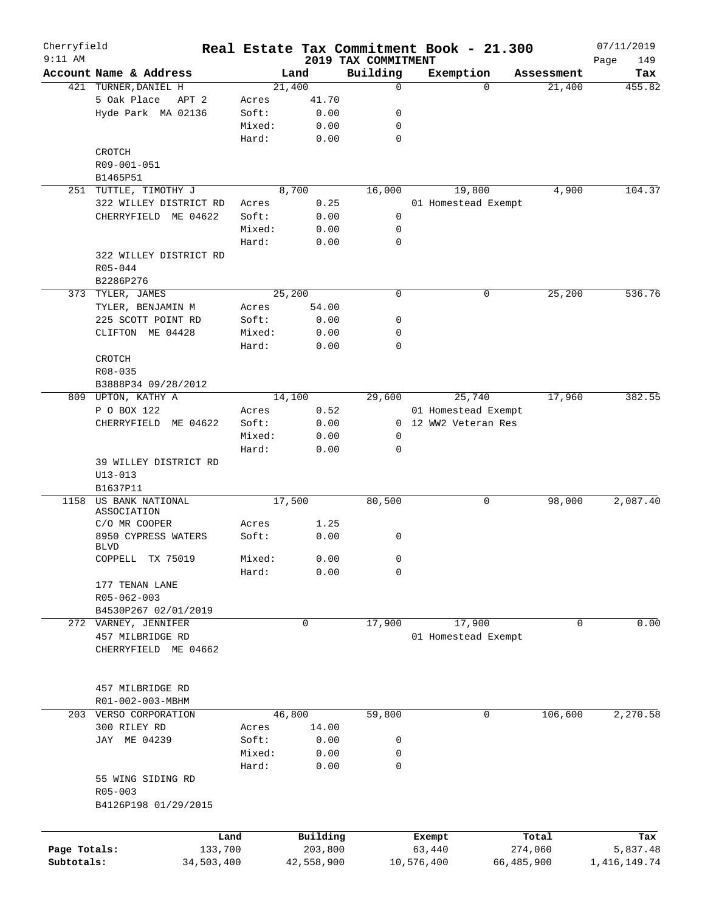Cherryfield
9:11 AM

# Real Estate Tax Commitment Book - 21.300

## 2019 TAX COMMITMENT

07/11/2019

| Account | Name & Address | | Land | Building | Exemption | Assessment | Tax |
|---|---|---|---|---|---|---|---|
| 421 | TURNER, DANIEL H | | 21,400 | 0 | 0 | 21,400 | 455.82 |
| | 5 Oak Place APT 2 | Acres | 41.70 | | | | |
| | Hyde Park MA 02136 | Soft: | 0.00 | 0 | | | |
| | | Mixed: | 0.00 | 0 | | | |
| | | Hard: | 0.00 | 0 | | | |
| | CROTCH | | | | | | |
| | R09-001-051 | | | | | | |
| | B1465P51 | | | | | | |
| 251 | TUTTLE, TIMOTHY J | | 8,700 | 16,000 | 19,800 | 4,900 | 104.37 |
| | 322 WILLEY DISTRICT RD | Acres | 0.25 | | 01 Homestead Exempt | | |
| | CHERRYFIELD ME 04622 | Soft: | 0.00 | 0 | | | |
| | | Mixed: | 0.00 | 0 | | | |
| | | Hard: | 0.00 | 0 | | | |
| | 322 WILLEY DISTRICT RD | | | | | | |
| | R05-044 | | | | | | |
| | B2286P276 | | | | | | |
| 373 | TYLER, JAMES | | 25,200 | 0 | 0 | 25,200 | 536.76 |
| | TYLER, BENJAMIN M | Acres | 54.00 | | | | |
| | 225 SCOTT POINT RD | Soft: | 0.00 | 0 | | | |
| | CLIFTON ME 04428 | Mixed: | 0.00 | 0 | | | |
| | | Hard: | 0.00 | 0 | | | |
| | CROTCH | | | | | | |
| | R08-035 | | | | | | |
| | B3888P34 09/28/2012 | | | | | | |
| 809 | UPTON, KATHY A | | 14,100 | 29,600 | 25,740 | 17,960 | 382.55 |
| | P O BOX 122 | Acres | 0.52 | | 01 Homestead Exempt | | |
| | CHERRYFIELD ME 04622 | Soft: | 0.00 | 0 | 12 WW2 Veteran Res | | |
| | | Mixed: | 0.00 | 0 | | | |
| | | Hard: | 0.00 | 0 | | | |
| | 39 WILLEY DISTRICT RD | | | | | | |
| | U13-013 | | | | | | |
| | B1637P11 | | | | | | |
| 1158 | US BANK NATIONAL ASSOCIATION | | 17,500 | 80,500 | 0 | 98,000 | 2,087.40 |
| | C/O MR COOPER | Acres | 1.25 | | | | |
| | 8950 CYPRESS WATERS BLVD | Soft: | 0.00 | 0 | | | |
| | COPPELL TX 75019 | Mixed: | 0.00 | 0 | | | |
| | | Hard: | 0.00 | 0 | | | |
| | 177 TENAN LANE | | | | | | |
| | R05-062-003 | | | | | | |
| | B4530P267 02/01/2019 | | | | | | |
| 272 | VARNEY, JENNIFER | | 0 | 17,900 | 17,900 | 0 | 0.00 |
| | 457 MILBRIDGE RD | | | | 01 Homestead Exempt | | |
| | CHERRYFIELD ME 04662 | | | | | | |
| | 457 MILBRIDGE RD | | | | | | |
| | R01-002-003-MBHM | | | | | | |
| 203 | VERSO CORPORATION | | 46,800 | 59,800 | 0 | 106,600 | 2,270.58 |
| | 300 RILEY RD | Acres | 14.00 | | | | |
| | JAY ME 04239 | Soft: | 0.00 | 0 | | | |
| | | Mixed: | 0.00 | 0 | | | |
| | | Hard: | 0.00 | 0 | | | |
| | 55 WING SIDING RD | | | | | | |
| | R05-003 | | | | | | |
| | B4126P198 01/29/2015 | | | | | | |

| | Land | Building | Exempt | Total | Tax |
|---|---|---|---|---|---|
| Page Totals: | 133,700 | 203,800 | 63,440 | 274,060 | 5,837.48 |
| Subtotals: | 34,503,400 | 42,558,900 | 10,576,400 | 66,485,900 | 1,416,149.74 |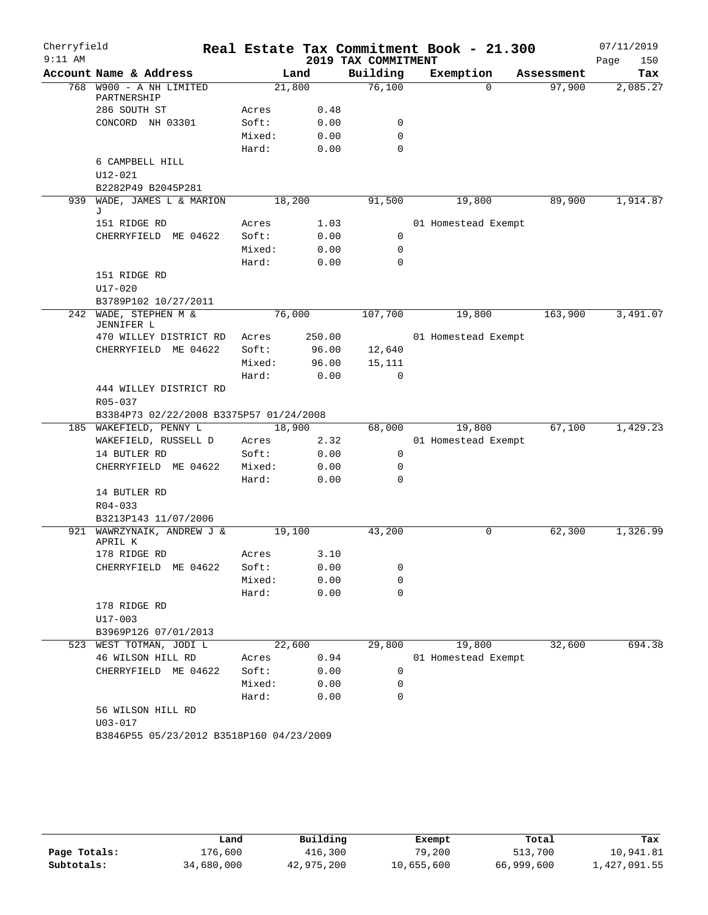Cherryfield 9:11 AM

# Real Estate Tax Commitment Book - 21.300

2019 TAX COMMITMENT

07/11/2019

| Account Name & Address | Land | | Building | Exemption | Assessment | Tax |
|---|---|---|---|---|---|---|
| 768 W900 - A NH LIMITED PARTNERSHIP | 21,800 | | 76,100 | 0 | 97,900 | 2,085.27 |
| 286 SOUTH ST | Acres | 0.48 | | | | |
| CONCORD NH 03301 | Soft: | 0.00 | 0 | | | |
| | Mixed: | 0.00 | 0 | | | |
| | Hard: | 0.00 | 0 | | | |
| 6 CAMPBELL HILL | | | | | | |
| U12-021 | | | | | | |
| B2282P49 B2045P281 | | | | | | |
| 939 WADE, JAMES L & MARION J | 18,200 | | 91,500 | 19,800 | 89,900 | 1,914.87 |
| 151 RIDGE RD | Acres | 1.03 | | 01 Homestead Exempt | | |
| CHERRYFIELD ME 04622 | Soft: | 0.00 | 0 | | | |
| | Mixed: | 0.00 | 0 | | | |
| | Hard: | 0.00 | 0 | | | |
| 151 RIDGE RD | | | | | | |
| U17-020 | | | | | | |
| B3789P102 10/27/2011 | | | | | | |
| 242 WADE, STEPHEN M & JENNIFER L | 76,000 | | 107,700 | 19,800 | 163,900 | 3,491.07 |
| 470 WILLEY DISTRICT RD | Acres | 250.00 | | 01 Homestead Exempt | | |
| CHERRYFIELD ME 04622 | Soft: | 96.00 | 12,640 | | | |
| | Mixed: | 96.00 | 15,111 | | | |
| | Hard: | 0.00 | 0 | | | |
| 444 WILLEY DISTRICT RD | | | | | | |
| R05-037 | | | | | | |
| B3384P73 02/22/2008 B3375P57 01/24/2008 | | | | | | |
| 185 WAKEFIELD, PENNY L | 18,900 | | 68,000 | 19,800 | 67,100 | 1,429.23 |
| WAKEFIELD, RUSSELL D | Acres | 2.32 | | 01 Homestead Exempt | | |
| 14 BUTLER RD | Soft: | 0.00 | 0 | | | |
| CHERRYFIELD ME 04622 | Mixed: | 0.00 | 0 | | | |
| | Hard: | 0.00 | 0 | | | |
| 14 BUTLER RD | | | | | | |
| R04-033 | | | | | | |
| B3213P143 11/07/2006 | | | | | | |
| 921 WAWRZYNAIK, ANDREW J & APRIL K | 19,100 | | 43,200 | 0 | 62,300 | 1,326.99 |
| 178 RIDGE RD | Acres | 3.10 | | | | |
| CHERRYFIELD ME 04622 | Soft: | 0.00 | 0 | | | |
| | Mixed: | 0.00 | 0 | | | |
| | Hard: | 0.00 | 0 | | | |
| 178 RIDGE RD | | | | | | |
| U17-003 | | | | | | |
| B3969P126 07/01/2013 | | | | | | |
| 523 WEST TOTMAN, JODI L | 22,600 | | 29,800 | 19,800 | 32,600 | 694.38 |
| 46 WILSON HILL RD | Acres | 0.94 | | 01 Homestead Exempt | | |
| CHERRYFIELD ME 04622 | Soft: | 0.00 | 0 | | | |
| | Mixed: | 0.00 | 0 | | | |
| | Hard: | 0.00 | 0 | | | |
| 56 WILSON HILL RD | | | | | | |
| U03-017 | | | | | | |
| B3846P55 05/23/2012 B3518P160 04/23/2009 | | | | | | |

| | Land | Building | Exempt | Total | Tax |
|---|---|---|---|---|---|
| Page Totals: | 176,600 | 416,300 | 79,200 | 513,700 | 10,941.81 |
| Subtotals: | 34,680,000 | 42,975,200 | 10,655,600 | 66,999,600 | 1,427,091.55 |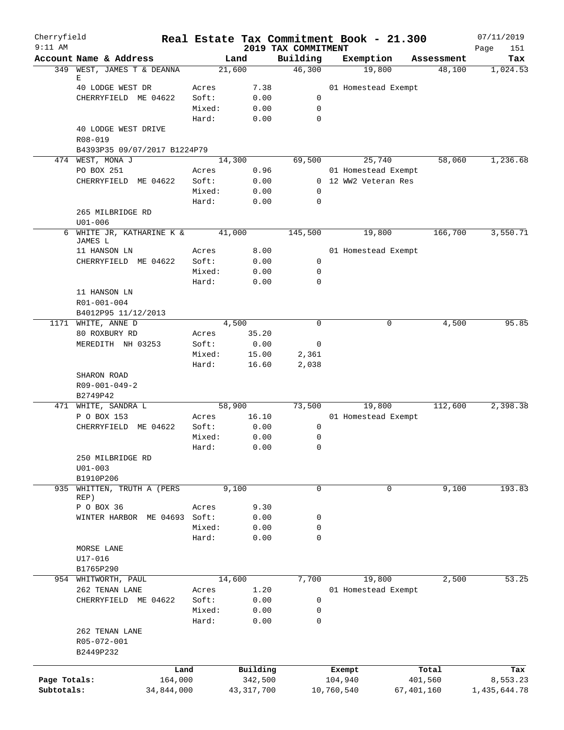Cherryfield 9:11 AM

# Real Estate Tax Commitment Book - 21.300

## 2019 TAX COMMITMENT

07/11/2019

| Account | Name & Address | | Land | Building | Exemption | Assessment | Tax |
|---|---|---|---|---|---|---|---|
| 349 | WEST, JAMES T & DEANNA E | | 21,600 | 46,300 | 19,800 | 48,100 | 1,024.53 |
| | 40 LODGE WEST DR | Acres | 7.38 | | 01 Homestead Exempt | | |
| | CHERRYFIELD ME 04622 | Soft: | 0.00 | 0 | | | |
| | | Mixed: | 0.00 | 0 | | | |
| | | Hard: | 0.00 | 0 | | | |
| | 40 LODGE WEST DRIVE | | | | | | |
| | R08-019 | | | | | | |
| | B4393P35 09/07/2017 B1224P79 | | | | | | |
| 474 | WEST, MONA J | | 14,300 | 69,500 | 25,740 | 58,060 | 1,236.68 |
| | PO BOX 251 | Acres | 0.96 | | 01 Homestead Exempt | | |
| | CHERRYFIELD ME 04622 | Soft: | 0.00 | 0 | 12 WW2 Veteran Res | | |
| | | Mixed: | 0.00 | 0 | | | |
| | | Hard: | 0.00 | 0 | | | |
| | 265 MILBRIDGE RD | | | | | | |
| | U01-006 | | | | | | |
| 6 | WHITE JR, KATHARINE K & JAMES L | | 41,000 | 145,500 | 19,800 | 166,700 | 3,550.71 |
| | 11 HANSON LN | Acres | 8.00 | | 01 Homestead Exempt | | |
| | CHERRYFIELD ME 04622 | Soft: | 0.00 | 0 | | | |
| | | Mixed: | 0.00 | 0 | | | |
| | | Hard: | 0.00 | 0 | | | |
| | 11 HANSON LN | | | | | | |
| | R01-001-004 | | | | | | |
| | B4012P95 11/12/2013 | | | | | | |
| 1171 | WHITE, ANNE D | | 4,500 | 0 | 0 | 4,500 | 95.85 |
| | 80 ROXBURY RD | Acres | 35.20 | | | | |
| | MEREDITH NH 03253 | Soft: | 0.00 | 0 | | | |
| | | Mixed: | 15.00 | 2,361 | | | |
| | | Hard: | 16.60 | 2,038 | | | |
| | SHARON ROAD | | | | | | |
| | R09-001-049-2 | | | | | | |
| | B2749P42 | | | | | | |
| 471 | WHITE, SANDRA L | | 58,900 | 73,500 | 19,800 | 112,600 | 2,398.38 |
| | P O BOX 153 | Acres | 16.10 | | 01 Homestead Exempt | | |
| | CHERRYFIELD ME 04622 | Soft: | 0.00 | 0 | | | |
| | | Mixed: | 0.00 | 0 | | | |
| | | Hard: | 0.00 | 0 | | | |
| | 250 MILBRIDGE RD | | | | | | |
| | U01-003 | | | | | | |
| | B1910P206 | | | | | | |
| 935 | WHITTEN, TRUTH A (PERS REP) | | 9,100 | 0 | 0 | 9,100 | 193.83 |
| | P O BOX 36 | Acres | 9.30 | | | | |
| | WINTER HARBOR ME 04693 | Soft: | 0.00 | 0 | | | |
| | | Mixed: | 0.00 | 0 | | | |
| | | Hard: | 0.00 | 0 | | | |
| | MORSE LANE | | | | | | |
| | U17-016 | | | | | | |
| | B1765P290 | | | | | | |
| 954 | WHITWORTH, PAUL | | 14,600 | 7,700 | 19,800 | 2,500 | 53.25 |
| | 262 TENAN LANE | Acres | 1.20 | | 01 Homestead Exempt | | |
| | CHERRYFIELD ME 04622 | Soft: | 0.00 | 0 | | | |
| | | Mixed: | 0.00 | 0 | | | |
| | | Hard: | 0.00 | 0 | | | |
| | 262 TENAN LANE | | | | | | |
| | R05-072-001 | | | | | | |
| | B2449P232 | | | | | | |

| | Land | Building | Exempt | Total | Tax |
|---|---|---|---|---|---|
| Page Totals: | 164,000 | 342,500 | 104,940 | 401,560 | 8,553.23 |
| Subtotals: | 34,844,000 | 43,317,700 | 10,760,540 | 67,401,160 | 1,435,644.78 |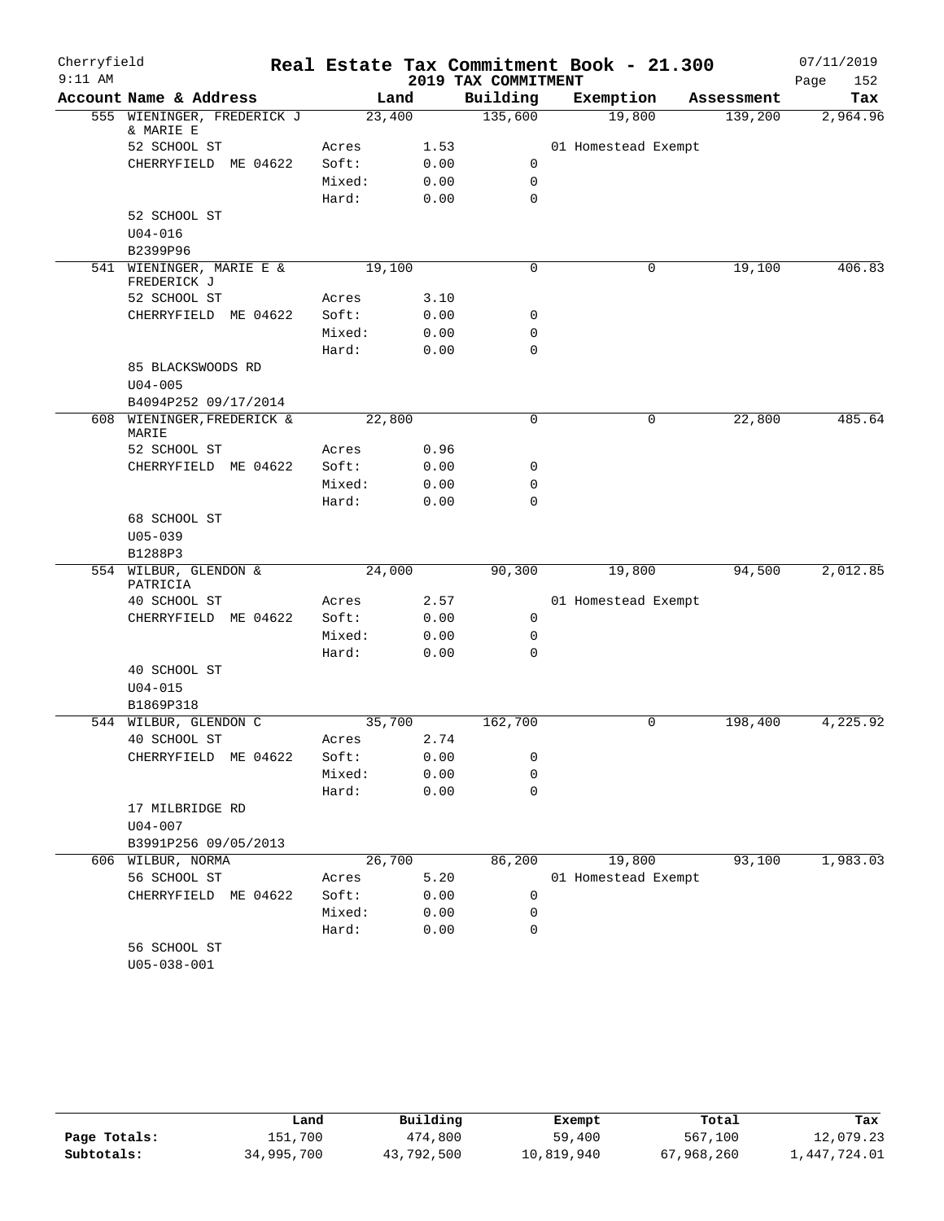# Cherryfield — Real Estate Tax Commitment Book - 21.300

9:11 AM — 2019 TAX COMMITMENT — 07/11/2019

| Account Name & Address | Land | | Building | Exemption | Assessment | Tax |
|---|---|---|---|---|---|---|
| 555 WIENINGER, FREDERICK J & MARIE E | 23,400 | | 135,600 | 19,800 | 139,200 | 2,964.96 |
| 52 SCHOOL ST | Acres | 1.53 | | 01 Homestead Exempt | | |
| CHERRYFIELD ME 04622 | Soft: | 0.00 | 0 | | | |
| | Mixed: | 0.00 | 0 | | | |
| | Hard: | 0.00 | 0 | | | |
| 52 SCHOOL ST | | | | | | |
| U04-016 | | | | | | |
| B2399P96 | | | | | | |
| 541 WIENINGER, MARIE E & FREDERICK J | 19,100 | | 0 | 0 | 19,100 | 406.83 |
| 52 SCHOOL ST | Acres | 3.10 | | | | |
| CHERRYFIELD ME 04622 | Soft: | 0.00 | 0 | | | |
| | Mixed: | 0.00 | 0 | | | |
| | Hard: | 0.00 | 0 | | | |
| 85 BLACKSWOODS RD | | | | | | |
| U04-005 | | | | | | |
| B4094P252 09/17/2014 | | | | | | |
| 608 WIENINGER,FREDERICK & MARIE | 22,800 | | 0 | 0 | 22,800 | 485.64 |
| 52 SCHOOL ST | Acres | 0.96 | | | | |
| CHERRYFIELD ME 04622 | Soft: | 0.00 | 0 | | | |
| | Mixed: | 0.00 | 0 | | | |
| | Hard: | 0.00 | 0 | | | |
| 68 SCHOOL ST | | | | | | |
| U05-039 | | | | | | |
| B1288P3 | | | | | | |
| 554 WILBUR, GLENDON & PATRICIA | 24,000 | | 90,300 | 19,800 | 94,500 | 2,012.85 |
| 40 SCHOOL ST | Acres | 2.57 | | 01 Homestead Exempt | | |
| CHERRYFIELD ME 04622 | Soft: | 0.00 | 0 | | | |
| | Mixed: | 0.00 | 0 | | | |
| | Hard: | 0.00 | 0 | | | |
| 40 SCHOOL ST | | | | | | |
| U04-015 | | | | | | |
| B1869P318 | | | | | | |
| 544 WILBUR, GLENDON C | 35,700 | | 162,700 | 0 | 198,400 | 4,225.92 |
| 40 SCHOOL ST | Acres | 2.74 | | | | |
| CHERRYFIELD ME 04622 | Soft: | 0.00 | 0 | | | |
| | Mixed: | 0.00 | 0 | | | |
| | Hard: | 0.00 | 0 | | | |
| 17 MILBRIDGE RD | | | | | | |
| U04-007 | | | | | | |
| B3991P256 09/05/2013 | | | | | | |
| 606 WILBUR, NORMA | 26,700 | | 86,200 | 19,800 | 93,100 | 1,983.03 |
| 56 SCHOOL ST | Acres | 5.20 | | 01 Homestead Exempt | | |
| CHERRYFIELD ME 04622 | Soft: | 0.00 | 0 | | | |
| | Mixed: | 0.00 | 0 | | | |
| | Hard: | 0.00 | 0 | | | |
| 56 SCHOOL ST | | | | | | |
| U05-038-001 | | | | | | |

| | Land | Building | Exempt | Total | Tax |
|---|---|---|---|---|---|
| Page Totals: | 151,700 | 474,800 | 59,400 | 567,100 | 12,079.23 |
| Subtotals: | 34,995,700 | 43,792,500 | 10,819,940 | 67,968,260 | 1,447,724.01 |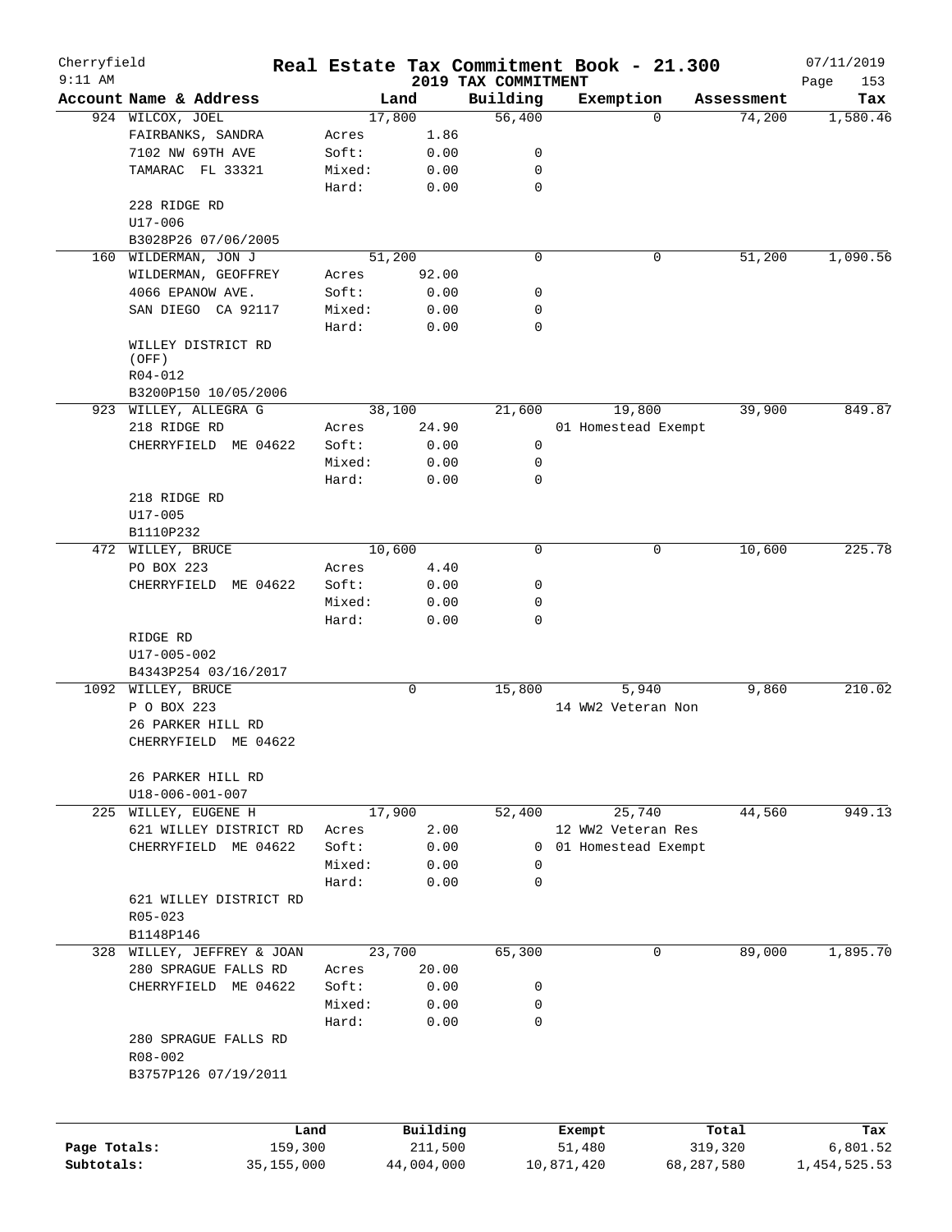# Cherryfield — Real Estate Tax Commitment Book - 21.300

9:11 AM — 2019 TAX COMMITMENT — 07/11/2019

| Account Name & Address | Land | | Building | Exemption | Assessment | Tax |
|---|---|---|---|---|---|---|
| 924 WILCOX, JOEL | 17,800 | | 56,400 | 0 | 74,200 | 1,580.46 |
| FAIRBANKS, SANDRA | Acres | 1.86 | | | | |
| 7102 NW 69TH AVE | Soft: | 0.00 | 0 | | | |
| TAMARAC FL 33321 | Mixed: | 0.00 | 0 | | | |
| | Hard: | 0.00 | 0 | | | |
| 228 RIDGE RD | | | | | | |
| U17-006 | | | | | | |
| B3028P26 07/06/2005 | | | | | | |
| 160 WILDERMAN, JON J | 51,200 | | 0 | 0 | 51,200 | 1,090.56 |
| WILDERMAN, GEOFFREY | Acres | 92.00 | | | | |
| 4066 EPANOW AVE. | Soft: | 0.00 | 0 | | | |
| SAN DIEGO CA 92117 | Mixed: | 0.00 | 0 | | | |
| | Hard: | 0.00 | 0 | | | |
| WILLEY DISTRICT RD (OFF) | | | | | | |
| R04-012 | | | | | | |
| B3200P150 10/05/2006 | | | | | | |
| 923 WILLEY, ALLEGRA G | 38,100 | | 21,600 | 19,800 | 39,900 | 849.87 |
| 218 RIDGE RD | Acres | 24.90 | | 01 Homestead Exempt | | |
| CHERRYFIELD ME 04622 | Soft: | 0.00 | 0 | | | |
| | Mixed: | 0.00 | 0 | | | |
| | Hard: | 0.00 | 0 | | | |
| 218 RIDGE RD | | | | | | |
| U17-005 | | | | | | |
| B1110P232 | | | | | | |
| 472 WILLEY, BRUCE | 10,600 | | 0 | 0 | 10,600 | 225.78 |
| PO BOX 223 | Acres | 4.40 | | | | |
| CHERRYFIELD ME 04622 | Soft: | 0.00 | 0 | | | |
| | Mixed: | 0.00 | 0 | | | |
| | Hard: | 0.00 | 0 | | | |
| RIDGE RD | | | | | | |
| U17-005-002 | | | | | | |
| B4343P254 03/16/2017 | | | | | | |
| 1092 WILLEY, BRUCE | 0 | | 15,800 | 5,940 | 9,860 | 210.02 |
| P O BOX 223 | | | | 14 WW2 Veteran Non | | |
| 26 PARKER HILL RD | | | | | | |
| CHERRYFIELD ME 04622 | | | | | | |
| 26 PARKER HILL RD | | | | | | |
| U18-006-001-007 | | | | | | |
| 225 WILLEY, EUGENE H | 17,900 | | 52,400 | 25,740 | 44,560 | 949.13 |
| 621 WILLEY DISTRICT RD | Acres | 2.00 | | 12 WW2 Veteran Res | | |
| CHERRYFIELD ME 04622 | Soft: | 0.00 | 0 | 01 Homestead Exempt | | |
| | Mixed: | 0.00 | 0 | | | |
| | Hard: | 0.00 | 0 | | | |
| 621 WILLEY DISTRICT RD | | | | | | |
| R05-023 | | | | | | |
| B1148P146 | | | | | | |
| 328 WILLEY, JEFFREY & JOAN | 23,700 | | 65,300 | 0 | 89,000 | 1,895.70 |
| 280 SPRAGUE FALLS RD | Acres | 20.00 | | | | |
| CHERRYFIELD ME 04622 | Soft: | 0.00 | 0 | | | |
| | Mixed: | 0.00 | 0 | | | |
| | Hard: | 0.00 | 0 | | | |
| 280 SPRAGUE FALLS RD | | | | | | |
| R08-002 | | | | | | |
| B3757P126 07/19/2011 | | | | | | |

| | Land | Building | Exempt | Total | Tax |
|---|---|---|---|---|---|
| Page Totals: | 159,300 | 211,500 | 51,480 | 319,320 | 6,801.52 |
| Subtotals: | 35,155,000 | 44,004,000 | 10,871,420 | 68,287,580 | 1,454,525.53 |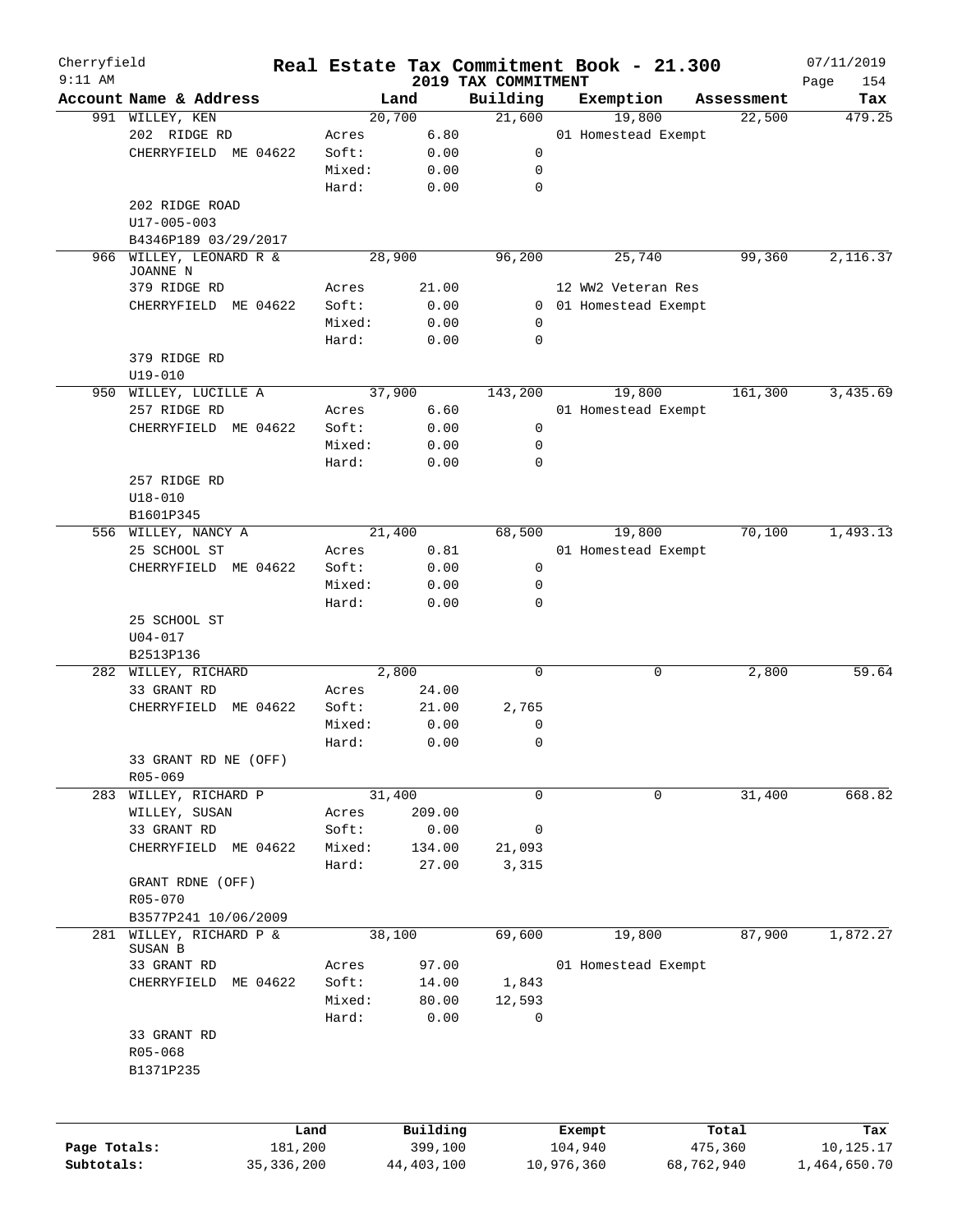Cherryfield — Real Estate Tax Commitment Book - 21.300 — 07/11/2019
9:11 AM — 2019 TAX COMMITMENT — Page 154

| Account Name & Address | | Land | Building | Exemption | Assessment | Tax |
|---|---|---|---|---|---|---|
| 991 WILLEY, KEN | | 20,700 | 21,600 | 19,800 | 22,500 | 479.25 |
| 202 RIDGE RD | Acres | 6.80 | | 01 Homestead Exempt | | |
| CHERRYFIELD ME 04622 | Soft: | 0.00 | 0 | | | |
| | Mixed: | 0.00 | 0 | | | |
| | Hard: | 0.00 | 0 | | | |
| 202 RIDGE ROAD | | | | | | |
| U17-005-003 | | | | | | |
| B4346P189 03/29/2017 | | | | | | |
| 966 WILLEY, LEONARD R & JOANNE N | | 28,900 | 96,200 | 25,740 | 99,360 | 2,116.37 |
| 379 RIDGE RD | Acres | 21.00 | | 12 WW2 Veteran Res | | |
| CHERRYFIELD ME 04622 | Soft: | 0.00 | 0 | 01 Homestead Exempt | | |
| | Mixed: | 0.00 | 0 | | | |
| | Hard: | 0.00 | 0 | | | |
| 379 RIDGE RD | | | | | | |
| U19-010 | | | | | | |
| 950 WILLEY, LUCILLE A | | 37,900 | 143,200 | 19,800 | 161,300 | 3,435.69 |
| 257 RIDGE RD | Acres | 6.60 | | 01 Homestead Exempt | | |
| CHERRYFIELD ME 04622 | Soft: | 0.00 | 0 | | | |
| | Mixed: | 0.00 | 0 | | | |
| | Hard: | 0.00 | 0 | | | |
| 257 RIDGE RD | | | | | | |
| U18-010 | | | | | | |
| B1601P345 | | | | | | |
| 556 WILLEY, NANCY A | | 21,400 | 68,500 | 19,800 | 70,100 | 1,493.13 |
| 25 SCHOOL ST | Acres | 0.81 | | 01 Homestead Exempt | | |
| CHERRYFIELD ME 04622 | Soft: | 0.00 | 0 | | | |
| | Mixed: | 0.00 | 0 | | | |
| | Hard: | 0.00 | 0 | | | |
| 25 SCHOOL ST | | | | | | |
| U04-017 | | | | | | |
| B2513P136 | | | | | | |
| 282 WILLEY, RICHARD | | 2,800 | 0 | 0 | 2,800 | 59.64 |
| 33 GRANT RD | Acres | 24.00 | | | | |
| CHERRYFIELD ME 04622 | Soft: | 21.00 | 2,765 | | | |
| | Mixed: | 0.00 | 0 | | | |
| | Hard: | 0.00 | 0 | | | |
| 33 GRANT RD NE (OFF) | | | | | | |
| R05-069 | | | | | | |
| 283 WILLEY, RICHARD P | | 31,400 | 0 | 0 | 31,400 | 668.82 |
| WILLEY, SUSAN | Acres | 209.00 | | | | |
| 33 GRANT RD | Soft: | 0.00 | 0 | | | |
| CHERRYFIELD ME 04622 | Mixed: | 134.00 | 21,093 | | | |
| | Hard: | 27.00 | 3,315 | | | |
| GRANT RDNE (OFF) | | | | | | |
| R05-070 | | | | | | |
| B3577P241 10/06/2009 | | | | | | |
| 281 WILLEY, RICHARD P & SUSAN B | | 38,100 | 69,600 | 19,800 | 87,900 | 1,872.27 |
| 33 GRANT RD | Acres | 97.00 | | 01 Homestead Exempt | | |
| CHERRYFIELD ME 04622 | Soft: | 14.00 | 1,843 | | | |
| | Mixed: | 80.00 | 12,593 | | | |
| | Hard: | 0.00 | 0 | | | |
| 33 GRANT RD | | | | | | |
| R05-068 | | | | | | |
| B1371P235 | | | | | | |

| | Land | Building | Exempt | Total | Tax |
|---|---|---|---|---|---|
| Page Totals: | 181,200 | 399,100 | 104,940 | 475,360 | 10,125.17 |
| Subtotals: | 35,336,200 | 44,403,100 | 10,976,360 | 68,762,940 | 1,464,650.70 |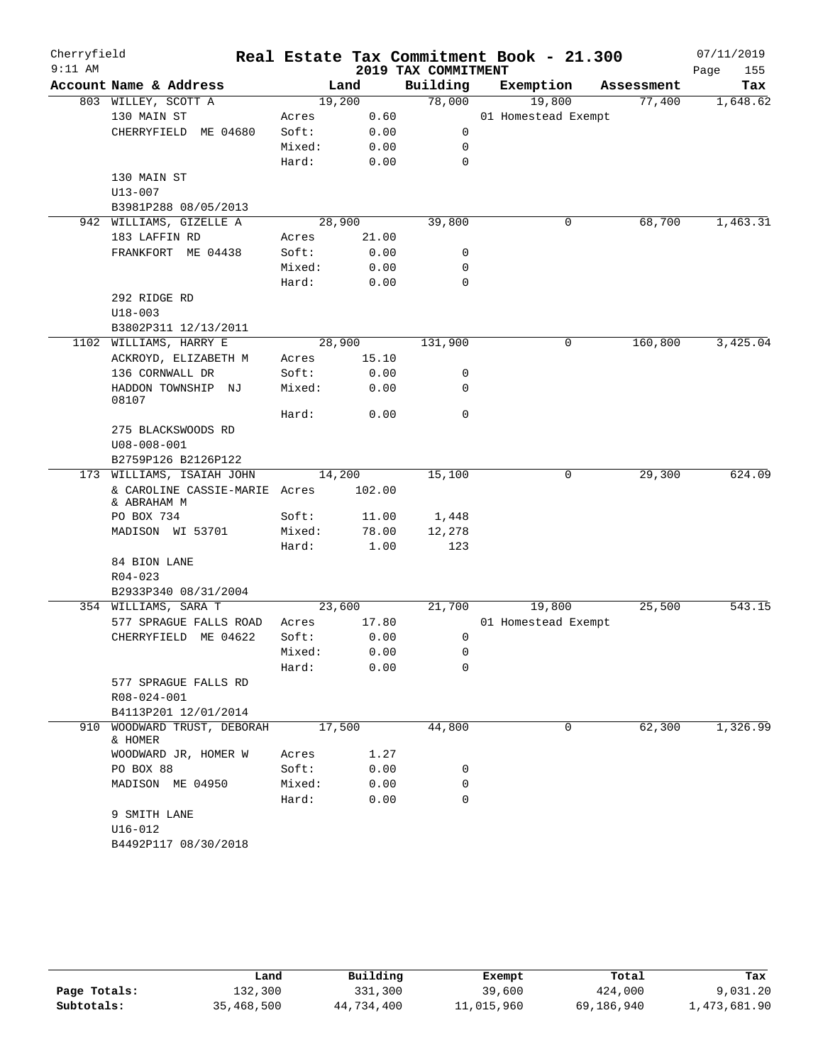Cherryfield 9:11 AM

# Real Estate Tax Commitment Book - 21.300

2019 TAX COMMITMENT

07/11/2019

| Account Name & Address | | Land | Building | Exemption | Assessment | Tax |
|---|---|---|---|---|---|---|
| 803 WILLEY, SCOTT A | | 19,200 | 78,000 | 19,800 | 77,400 | 1,648.62 |
| 130 MAIN ST | Acres | 0.60 | | 01 Homestead Exempt | | |
| CHERRYFIELD ME 04680 | Soft: | 0.00 | 0 | | | |
| | Mixed: | 0.00 | 0 | | | |
| | Hard: | 0.00 | 0 | | | |
| 130 MAIN ST | | | | | | |
| U13-007 | | | | | | |
| B3981P288 08/05/2013 | | | | | | |
| 942 WILLIAMS, GIZELLE A | | 28,900 | 39,800 | 0 | 68,700 | 1,463.31 |
| 183 LAFFIN RD | Acres | 21.00 | | | | |
| FRANKFORT ME 04438 | Soft: | 0.00 | 0 | | | |
| | Mixed: | 0.00 | 0 | | | |
| | Hard: | 0.00 | 0 | | | |
| 292 RIDGE RD | | | | | | |
| U18-003 | | | | | | |
| B3802P311 12/13/2011 | | | | | | |
| 1102 WILLIAMS, HARRY E | | 28,900 | 131,900 | 0 | 160,800 | 3,425.04 |
| ACKROYD, ELIZABETH M | Acres | 15.10 | | | | |
| 136 CORNWALL DR | Soft: | 0.00 | 0 | | | |
| HADDON TOWNSHIP NJ 08107 | Mixed: | 0.00 | 0 | | | |
| | Hard: | 0.00 | 0 | | | |
| 275 BLACKSWOODS RD | | | | | | |
| U08-008-001 | | | | | | |
| B2759P126 B2126P122 | | | | | | |
| 173 WILLIAMS, ISAIAH JOHN | | 14,200 | 15,100 | 0 | 29,300 | 624.09 |
| & CAROLINE CASSIE-MARIE & ABRAHAM M | Acres | 102.00 | | | | |
| PO BOX 734 | Soft: | 11.00 | 1,448 | | | |
| MADISON WI 53701 | Mixed: | 78.00 | 12,278 | | | |
| | Hard: | 1.00 | 123 | | | |
| 84 BION LANE | | | | | | |
| R04-023 | | | | | | |
| B2933P340 08/31/2004 | | | | | | |
| 354 WILLIAMS, SARA T | | 23,600 | 21,700 | 19,800 | 25,500 | 543.15 |
| 577 SPRAGUE FALLS ROAD | Acres | 17.80 | | 01 Homestead Exempt | | |
| CHERRYFIELD ME 04622 | Soft: | 0.00 | 0 | | | |
| | Mixed: | 0.00 | 0 | | | |
| | Hard: | 0.00 | 0 | | | |
| 577 SPRAGUE FALLS RD | | | | | | |
| R08-024-001 | | | | | | |
| B4113P201 12/01/2014 | | | | | | |
| 910 WOODWARD TRUST, DEBORAH & HOMER | | 17,500 | 44,800 | 0 | 62,300 | 1,326.99 |
| WOODWARD JR, HOMER W | Acres | 1.27 | | | | |
| PO BOX 88 | Soft: | 0.00 | 0 | | | |
| MADISON ME 04950 | Mixed: | 0.00 | 0 | | | |
| | Hard: | 0.00 | 0 | | | |
| 9 SMITH LANE | | | | | | |
| U16-012 | | | | | | |
| B4492P117 08/30/2018 | | | | | | |

| | Land | Building | Exempt | Total | Tax |
|---|---|---|---|---|---|
| Page Totals: | 132,300 | 331,300 | 39,600 | 424,000 | 9,031.20 |
| Subtotals: | 35,468,500 | 44,734,400 | 11,015,960 | 69,186,940 | 1,473,681.90 |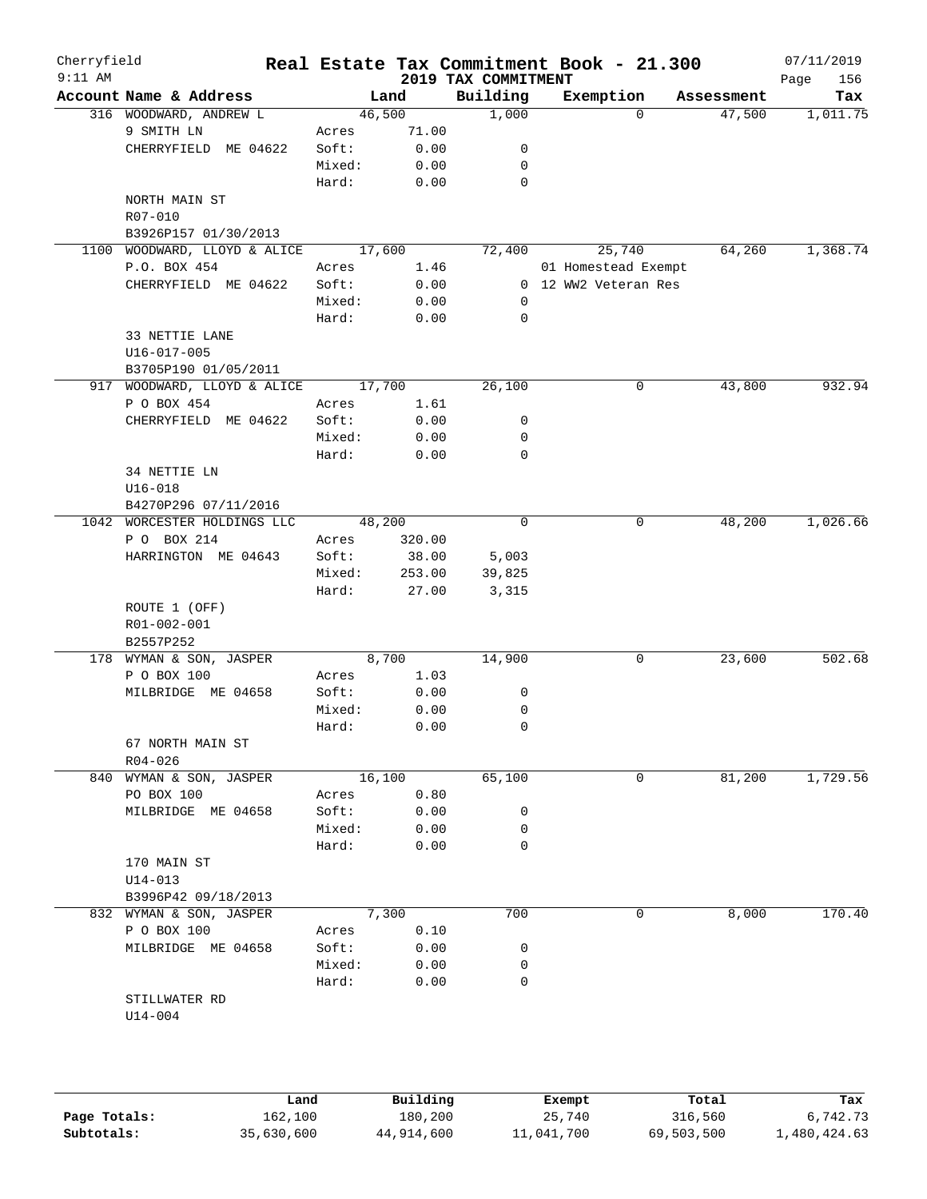Cherryfield 9:11 AM

# Real Estate Tax Commitment Book - 21.300

## 2019 TAX COMMITMENT

07/11/2019

| Account Name & Address | | Land | Building | Exemption | Assessment | Tax |
|---|---|---|---|---|---|---|
| 316 WOODWARD, ANDREW L | | 46,500 | 1,000 | 0 | 47,500 | 1,011.75 |
| 9 SMITH LN | Acres | 71.00 | | | | |
| CHERRYFIELD ME 04622 | Soft: | 0.00 | 0 | | | |
| | Mixed: | 0.00 | 0 | | | |
| | Hard: | 0.00 | 0 | | | |
| NORTH MAIN ST | | | | | | |
| R07-010 | | | | | | |
| B3926P157 01/30/2013 | | | | | | |
| 1100 WOODWARD, LLOYD & ALICE | | 17,600 | 72,400 | 25,740 | 64,260 | 1,368.74 |
| P.O. BOX 454 | Acres | 1.46 | | 01 Homestead Exempt | | |
| CHERRYFIELD ME 04622 | Soft: | 0.00 | 0 | 12 WW2 Veteran Res | | |
| | Mixed: | 0.00 | 0 | | | |
| | Hard: | 0.00 | 0 | | | |
| 33 NETTIE LANE | | | | | | |
| U16-017-005 | | | | | | |
| B3705P190 01/05/2011 | | | | | | |
| 917 WOODWARD, LLOYD & ALICE | | 17,700 | 26,100 | 0 | 43,800 | 932.94 |
| P O BOX 454 | Acres | 1.61 | | | | |
| CHERRYFIELD ME 04622 | Soft: | 0.00 | 0 | | | |
| | Mixed: | 0.00 | 0 | | | |
| | Hard: | 0.00 | 0 | | | |
| 34 NETTIE LN | | | | | | |
| U16-018 | | | | | | |
| B4270P296 07/11/2016 | | | | | | |
| 1042 WORCESTER HOLDINGS LLC | | 48,200 | 0 | 0 | 48,200 | 1,026.66 |
| P O BOX 214 | Acres | 320.00 | | | | |
| HARRINGTON ME 04643 | Soft: | 38.00 | 5,003 | | | |
| | Mixed: | 253.00 | 39,825 | | | |
| | Hard: | 27.00 | 3,315 | | | |
| ROUTE 1 (OFF) | | | | | | |
| R01-002-001 | | | | | | |
| B2557P252 | | | | | | |
| 178 WYMAN & SON, JASPER | | 8,700 | 14,900 | 0 | 23,600 | 502.68 |
| P O BOX 100 | Acres | 1.03 | | | | |
| MILBRIDGE ME 04658 | Soft: | 0.00 | 0 | | | |
| | Mixed: | 0.00 | 0 | | | |
| | Hard: | 0.00 | 0 | | | |
| 67 NORTH MAIN ST | | | | | | |
| R04-026 | | | | | | |
| 840 WYMAN & SON, JASPER | | 16,100 | 65,100 | 0 | 81,200 | 1,729.56 |
| PO BOX 100 | Acres | 0.80 | | | | |
| MILBRIDGE ME 04658 | Soft: | 0.00 | 0 | | | |
| | Mixed: | 0.00 | 0 | | | |
| | Hard: | 0.00 | 0 | | | |
| 170 MAIN ST | | | | | | |
| U14-013 | | | | | | |
| B3996P42 09/18/2013 | | | | | | |
| 832 WYMAN & SON, JASPER | | 7,300 | 700 | 0 | 8,000 | 170.40 |
| P O BOX 100 | Acres | 0.10 | | | | |
| MILBRIDGE ME 04658 | Soft: | 0.00 | 0 | | | |
| | Mixed: | 0.00 | 0 | | | |
| | Hard: | 0.00 | 0 | | | |
| STILLWATER RD | | | | | | |
| U14-004 | | | | | | |

| | Land | Building | Exempt | Total | Tax |
|---|---|---|---|---|---|
| Page Totals: | 162,100 | 180,200 | 25,740 | 316,560 | 6,742.73 |
| Subtotals: | 35,630,600 | 44,914,600 | 11,041,700 | 69,503,500 | 1,480,424.63 |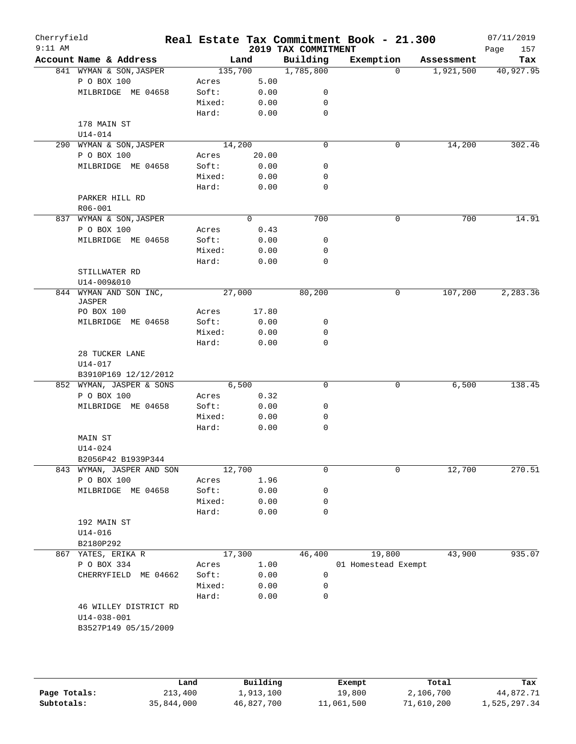# Cherryfield — Real Estate Tax Commitment Book - 21.300

## 2019 TAX COMMITMENT

07/11/2019 9:11 AM

| Account Name & Address | Land | | Building | Exemption | Assessment | Tax |
|---|---|---|---|---|---|---|
| 841 WYMAN & SON, JASPER | 135,700 | | 1,785,800 | 0 | 1,921,500 | 40,927.95 |
| P O BOX 100 | Acres | 5.00 | | | | |
| MILBRIDGE ME 04658 | Soft: | 0.00 | 0 | | | |
| | Mixed: | 0.00 | 0 | | | |
| | Hard: | 0.00 | 0 | | | |
| 178 MAIN ST | | | | | | |
| U14-014 | | | | | | |
| 290 WYMAN & SON, JASPER | 14,200 | | 0 | 0 | 14,200 | 302.46 |
| P O BOX 100 | Acres | 20.00 | | | | |
| MILBRIDGE ME 04658 | Soft: | 0.00 | 0 | | | |
| | Mixed: | 0.00 | 0 | | | |
| | Hard: | 0.00 | 0 | | | |
| PARKER HILL RD | | | | | | |
| R06-001 | | | | | | |
| 837 WYMAN & SON, JASPER | 0 | | 700 | 0 | 700 | 14.91 |
| P O BOX 100 | Acres | 0.43 | | | | |
| MILBRIDGE ME 04658 | Soft: | 0.00 | 0 | | | |
| | Mixed: | 0.00 | 0 | | | |
| | Hard: | 0.00 | 0 | | | |
| STILLWATER RD | | | | | | |
| U14-009&010 | | | | | | |
| 844 WYMAN AND SON INC, JASPER | 27,000 | | 80,200 | 0 | 107,200 | 2,283.36 |
| PO BOX 100 | Acres | 17.80 | | | | |
| MILBRIDGE ME 04658 | Soft: | 0.00 | 0 | | | |
| | Mixed: | 0.00 | 0 | | | |
| | Hard: | 0.00 | 0 | | | |
| 28 TUCKER LANE | | | | | | |
| U14-017 | | | | | | |
| B3910P169 12/12/2012 | | | | | | |
| 852 WYMAN, JASPER & SONS | 6,500 | | 0 | 0 | 6,500 | 138.45 |
| P O BOX 100 | Acres | 0.32 | | | | |
| MILBRIDGE ME 04658 | Soft: | 0.00 | 0 | | | |
| | Mixed: | 0.00 | 0 | | | |
| | Hard: | 0.00 | 0 | | | |
| MAIN ST | | | | | | |
| U14-024 | | | | | | |
| B2056P42 B1939P344 | | | | | | |
| 843 WYMAN, JASPER AND SON | 12,700 | | 0 | 0 | 12,700 | 270.51 |
| P O BOX 100 | Acres | 1.96 | | | | |
| MILBRIDGE ME 04658 | Soft: | 0.00 | 0 | | | |
| | Mixed: | 0.00 | 0 | | | |
| | Hard: | 0.00 | 0 | | | |
| 192 MAIN ST | | | | | | |
| U14-016 | | | | | | |
| B2180P292 | | | | | | |
| 867 YATES, ERIKA R | 17,300 | | 46,400 | 19,800 | 43,900 | 935.07 |
| P O BOX 334 | Acres | 1.00 | | 01 Homestead Exempt | | |
| CHERRYFIELD ME 04662 | Soft: | 0.00 | 0 | | | |
| | Mixed: | 0.00 | 0 | | | |
| | Hard: | 0.00 | 0 | | | |
| 46 WILLEY DISTRICT RD | | | | | | |
| U14-038-001 | | | | | | |
| B3527P149 05/15/2009 | | | | | | |

| | Land | Building | Exempt | Total | Tax |
|---|---|---|---|---|---|
| Page Totals: | 213,400 | 1,913,100 | 19,800 | 2,106,700 | 44,872.71 |
| Subtotals: | 35,844,000 | 46,827,700 | 11,061,500 | 71,610,200 | 1,525,297.34 |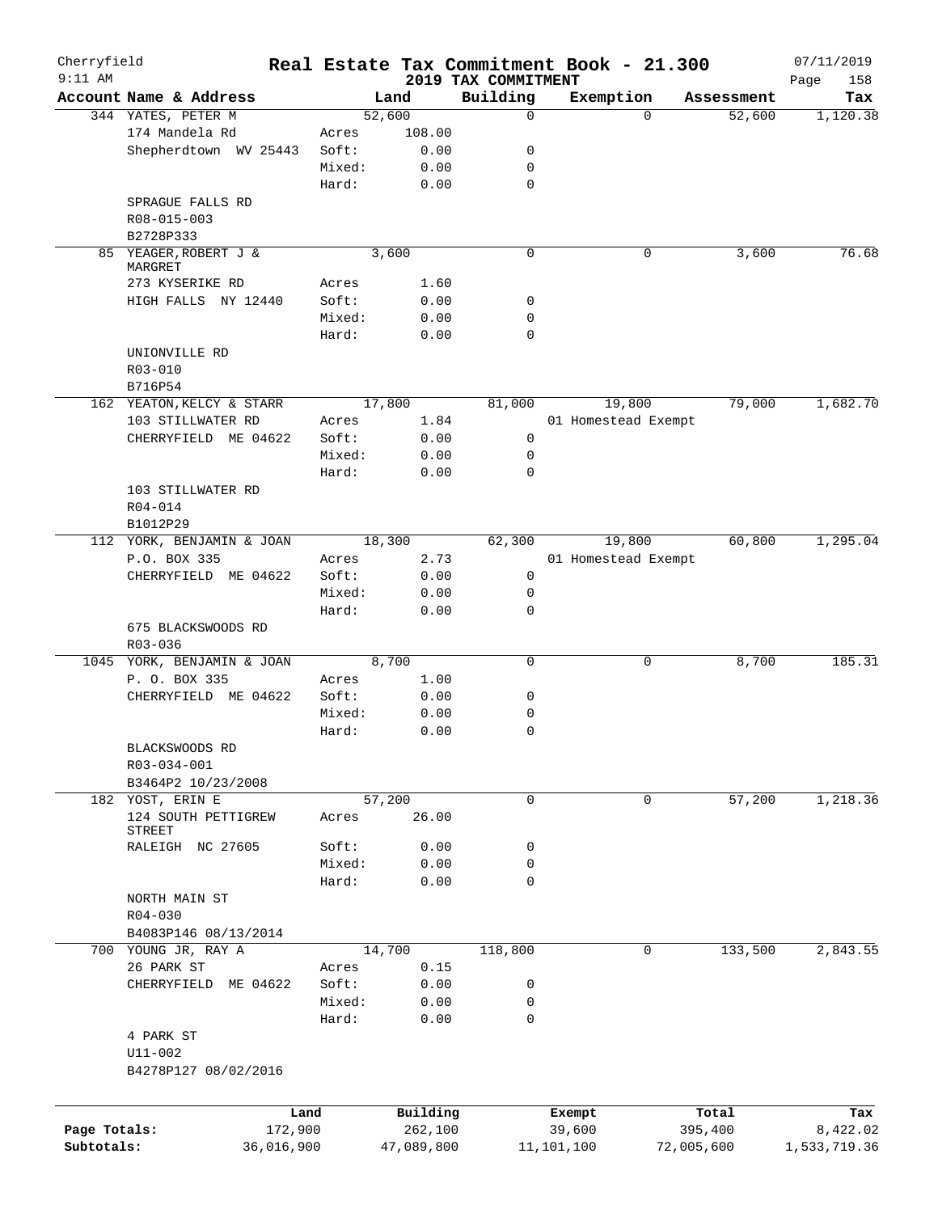# Real Estate Tax Commitment Book - 21.300

Cherryfield
9:11 AM

2019 TAX COMMITMENT

07/11/2019

| Account Name & Address | | Land | Building | Exemption | Assessment | Tax |
|---|---|---|---|---|---|---|
| 344 YATES, PETER M | | 52,600 | 0 | 0 | 52,600 | 1,120.38 |
| 174 Mandela Rd | Acres | 108.00 | | | | |
| Shepherdtown WV 25443 | Soft: | 0.00 | 0 | | | |
| | Mixed: | 0.00 | 0 | | | |
| | Hard: | 0.00 | 0 | | | |
| SPRAGUE FALLS RD | | | | | | |
| R08-015-003 | | | | | | |
| B2728P333 | | | | | | |
| 85 YEAGER,ROBERT J & MARGRET | | 3,600 | 0 | 0 | 3,600 | 76.68 |
| 273 KYSERIKE RD | Acres | 1.60 | | | | |
| HIGH FALLS NY 12440 | Soft: | 0.00 | 0 | | | |
| | Mixed: | 0.00 | 0 | | | |
| | Hard: | 0.00 | 0 | | | |
| UNIONVILLE RD | | | | | | |
| R03-010 | | | | | | |
| B716P54 | | | | | | |
| 162 YEATON,KELCY & STARR | | 17,800 | 81,000 | 19,800 | 79,000 | 1,682.70 |
| 103 STILLWATER RD | Acres | 1.84 | | 01 Homestead Exempt | | |
| CHERRYFIELD ME 04622 | Soft: | 0.00 | 0 | | | |
| | Mixed: | 0.00 | 0 | | | |
| | Hard: | 0.00 | 0 | | | |
| 103 STILLWATER RD | | | | | | |
| R04-014 | | | | | | |
| B1012P29 | | | | | | |
| 112 YORK, BENJAMIN & JOAN | | 18,300 | 62,300 | 19,800 | 60,800 | 1,295.04 |
| P.O. BOX 335 | Acres | 2.73 | | 01 Homestead Exempt | | |
| CHERRYFIELD ME 04622 | Soft: | 0.00 | 0 | | | |
| | Mixed: | 0.00 | 0 | | | |
| | Hard: | 0.00 | 0 | | | |
| 675 BLACKSWOODS RD | | | | | | |
| R03-036 | | | | | | |
| 1045 YORK, BENJAMIN & JOAN | | 8,700 | 0 | 0 | 8,700 | 185.31 |
| P. O. BOX 335 | Acres | 1.00 | | | | |
| CHERRYFIELD ME 04622 | Soft: | 0.00 | 0 | | | |
| | Mixed: | 0.00 | 0 | | | |
| | Hard: | 0.00 | 0 | | | |
| BLACKSWOODS RD | | | | | | |
| R03-034-001 | | | | | | |
| B3464P2 10/23/2008 | | | | | | |
| 182 YOST, ERIN E | | 57,200 | 0 | 0 | 57,200 | 1,218.36 |
| 124 SOUTH PETTIGREW STREET | Acres | 26.00 | | | | |
| RALEIGH NC 27605 | Soft: | 0.00 | 0 | | | |
| | Mixed: | 0.00 | 0 | | | |
| | Hard: | 0.00 | 0 | | | |
| NORTH MAIN ST | | | | | | |
| R04-030 | | | | | | |
| B4083P146 08/13/2014 | | | | | | |
| 700 YOUNG JR, RAY A | | 14,700 | 118,800 | 0 | 133,500 | 2,843.55 |
| 26 PARK ST | Acres | 0.15 | | | | |
| CHERRYFIELD ME 04622 | Soft: | 0.00 | 0 | | | |
| | Mixed: | 0.00 | 0 | | | |
| | Hard: | 0.00 | 0 | | | |
| 4 PARK ST | | | | | | |
| U11-002 | | | | | | |
| B4278P127 08/02/2016 | | | | | | |

| | Land | Building | Exempt | Total | Tax |
|---|---|---|---|---|---|
| Page Totals: | 172,900 | 262,100 | 39,600 | 395,400 | 8,422.02 |
| Subtotals: | 36,016,900 | 47,089,800 | 11,101,100 | 72,005,600 | 1,533,719.36 |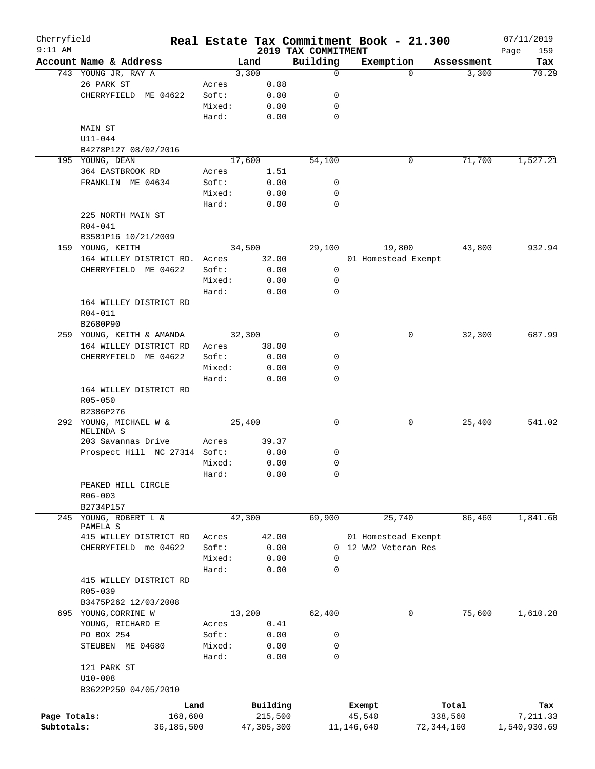# Real Estate Tax Commitment Book - 21.300

Cherryfield
9:11 AM

2019 TAX COMMITMENT

07/11/2019
Page 159

| Account Name & Address | | Land | Building | Exemption | Assessment | Tax |
|---|---|---|---|---|---|---|
| 743 YOUNG JR, RAY A | | 3,300 | 0 | 0 | 3,300 | 70.29 |
| 26 PARK ST | Acres | 0.08 | | | | |
| CHERRYFIELD ME 04622 | Soft: | 0.00 | 0 | | | |
| | Mixed: | 0.00 | 0 | | | |
| | Hard: | 0.00 | 0 | | | |
| MAIN ST | | | | | | |
| U11-044 | | | | | | |
| B4278P127 08/02/2016 | | | | | | |
| 195 YOUNG, DEAN | | 17,600 | 54,100 | 0 | 71,700 | 1,527.21 |
| 364 EASTBROOK RD | Acres | 1.51 | | | | |
| FRANKLIN ME 04634 | Soft: | 0.00 | 0 | | | |
| | Mixed: | 0.00 | 0 | | | |
| | Hard: | 0.00 | 0 | | | |
| 225 NORTH MAIN ST | | | | | | |
| R04-041 | | | | | | |
| B3581P16 10/21/2009 | | | | | | |
| 159 YOUNG, KEITH | | 34,500 | 29,100 | 19,800 | 43,800 | 932.94 |
| 164 WILLEY DISTRICT RD. | Acres | 32.00 | | 01 Homestead Exempt | | |
| CHERRYFIELD ME 04622 | Soft: | 0.00 | 0 | | | |
| | Mixed: | 0.00 | 0 | | | |
| | Hard: | 0.00 | 0 | | | |
| 164 WILLEY DISTRICT RD | | | | | | |
| R04-011 | | | | | | |
| B2680P90 | | | | | | |
| 259 YOUNG, KEITH & AMANDA | | 32,300 | 0 | 0 | 32,300 | 687.99 |
| 164 WILLEY DISTRICT RD | Acres | 38.00 | | | | |
| CHERRYFIELD ME 04622 | Soft: | 0.00 | 0 | | | |
| | Mixed: | 0.00 | 0 | | | |
| | Hard: | 0.00 | 0 | | | |
| 164 WILLEY DISTRICT RD | | | | | | |
| R05-050 | | | | | | |
| B2386P276 | | | | | | |
| 292 YOUNG, MICHAEL W & MELINDA S | | 25,400 | 0 | 0 | 25,400 | 541.02 |
| 203 Savannas Drive | Acres | 39.37 | | | | |
| Prospect Hill NC 27314 | Soft: | 0.00 | 0 | | | |
| | Mixed: | 0.00 | 0 | | | |
| | Hard: | 0.00 | 0 | | | |
| PEAKED HILL CIRCLE | | | | | | |
| R06-003 | | | | | | |
| B2734P157 | | | | | | |
| 245 YOUNG, ROBERT L & PAMELA S | | 42,300 | 69,900 | 25,740 | 86,460 | 1,841.60 |
| 415 WILLEY DISTRICT RD | Acres | 42.00 | | 01 Homestead Exempt | | |
| CHERRYFIELD me 04622 | Soft: | 0.00 | 0 | 12 WW2 Veteran Res | | |
| | Mixed: | 0.00 | 0 | | | |
| | Hard: | 0.00 | 0 | | | |
| 415 WILLEY DISTRICT RD | | | | | | |
| R05-039 | | | | | | |
| B3475P262 12/03/2008 | | | | | | |
| 695 YOUNG,CORRINE W | | 13,200 | 62,400 | 0 | 75,600 | 1,610.28 |
| YOUNG, RICHARD E | Acres | 0.41 | | | | |
| PO BOX 254 | Soft: | 0.00 | 0 | | | |
| STEUBEN ME 04680 | Mixed: | 0.00 | 0 | | | |
| | Hard: | 0.00 | 0 | | | |
| 121 PARK ST | | | | | | |
| U10-008 | | | | | | |
| B3622P250 04/05/2010 | | | | | | |

| | Land | Building | Exempt | Total | Tax |
|---|---|---|---|---|---|
| Page Totals: | 168,600 | 215,500 | 45,540 | 338,560 | 7,211.33 |
| Subtotals: | 36,185,500 | 47,305,300 | 11,146,640 | 72,344,160 | 1,540,930.69 |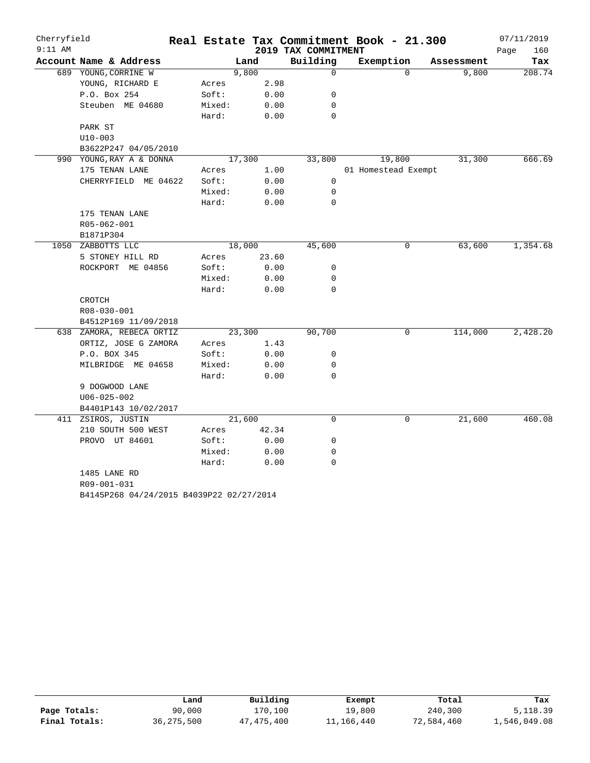Cherryfield
9:11 AM

# Real Estate Tax Commitment Book - 21.300

## 2019 TAX COMMITMENT

07/11/2019

| Account Name & Address | | Land | Building | Exemption | Assessment | Tax |
|---|---|---|---|---|---|---|
| 689 YOUNG,CORRINE W | | 9,800 | 0 | 0 | 9,800 | 208.74 |
| YOUNG, RICHARD E | Acres | 2.98 | | | | |
| P.O. Box 254 | Soft: | 0.00 | 0 | | | |
| Steuben ME 04680 | Mixed: | 0.00 | 0 | | | |
| | Hard: | 0.00 | 0 | | | |
| PARK ST | | | | | | |
| U10-003 | | | | | | |
| B3622P247 04/05/2010 | | | | | | |
| 990 YOUNG,RAY A & DONNA | | 17,300 | 33,800 | 19,800 | 31,300 | 666.69 |
| 175 TENAN LANE | Acres | 1.00 | | 01 Homestead Exempt | | |
| CHERRYFIELD ME 04622 | Soft: | 0.00 | 0 | | | |
| | Mixed: | 0.00 | 0 | | | |
| | Hard: | 0.00 | 0 | | | |
| 175 TENAN LANE | | | | | | |
| R05-062-001 | | | | | | |
| B1871P304 | | | | | | |
| 1050 ZABBOTTS LLC | | 18,000 | 45,600 | 0 | 63,600 | 1,354.68 |
| 5 STONEY HILL RD | Acres | 23.60 | | | | |
| ROCKPORT ME 04856 | Soft: | 0.00 | 0 | | | |
| | Mixed: | 0.00 | 0 | | | |
| | Hard: | 0.00 | 0 | | | |
| CROTCH | | | | | | |
| R08-030-001 | | | | | | |
| B4512P169 11/09/2018 | | | | | | |
| 638 ZAMORA, REBECA ORTIZ | | 23,300 | 90,700 | 0 | 114,000 | 2,428.20 |
| ORTIZ, JOSE G ZAMORA | Acres | 1.43 | | | | |
| P.O. BOX 345 | Soft: | 0.00 | 0 | | | |
| MILBRIDGE ME 04658 | Mixed: | 0.00 | 0 | | | |
| | Hard: | 0.00 | 0 | | | |
| 9 DOGWOOD LANE | | | | | | |
| U06-025-002 | | | | | | |
| B4401P143 10/02/2017 | | | | | | |
| 411 ZSIROS, JUSTIN | | 21,600 | 0 | 0 | 21,600 | 460.08 |
| 210 SOUTH 500 WEST | Acres | 42.34 | | | | |
| PROVO UT 84601 | Soft: | 0.00 | 0 | | | |
| | Mixed: | 0.00 | 0 | | | |
| | Hard: | 0.00 | 0 | | | |
| 1485 LANE RD | | | | | | |
| R09-001-031 | | | | | | |
| B4145P268 04/24/2015 B4039P22 02/27/2014 | | | | | | |

| | Land | Building | Exempt | Total | Tax |
|---|---|---|---|---|---|
| Page Totals: | 90,000 | 170,100 | 19,800 | 240,300 | 5,118.39 |
| Final Totals: | 36,275,500 | 47,475,400 | 11,166,440 | 72,584,460 | 1,546,049.08 |